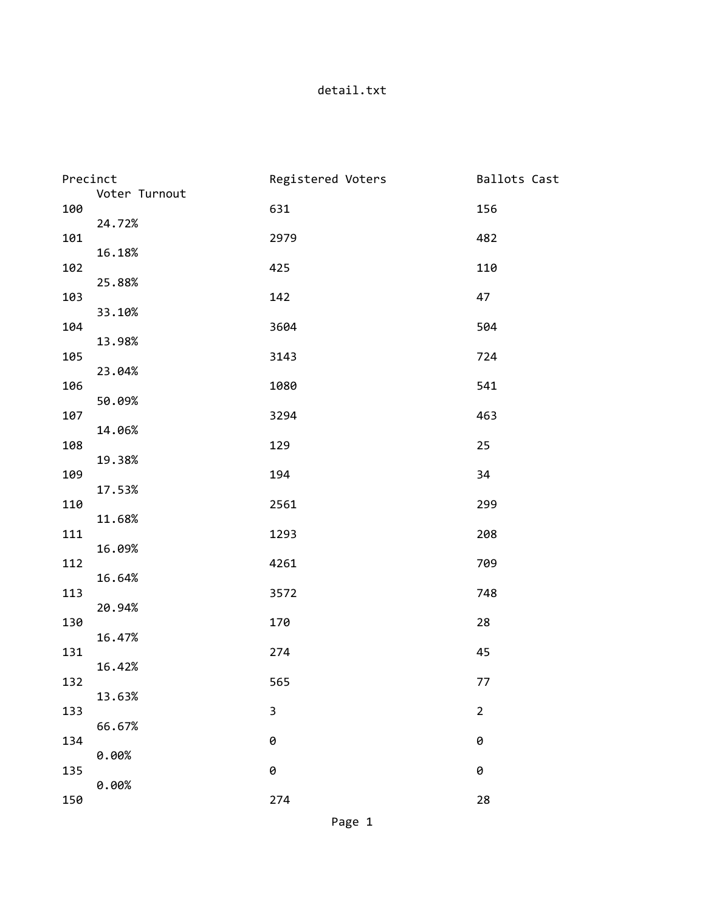detail.txt

| Precinct | Registered Voters | Ballots Cast | Voter Turnout |
|---|---|---|---|
| 100 | 631 | 156 | 24.72% |
| 101 | 2979 | 482 | 16.18% |
| 102 | 425 | 110 | 25.88% |
| 103 | 142 | 47 | 33.10% |
| 104 | 3604 | 504 | 13.98% |
| 105 | 3143 | 724 | 23.04% |
| 106 | 1080 | 541 | 50.09% |
| 107 | 3294 | 463 | 14.06% |
| 108 | 129 | 25 | 19.38% |
| 109 | 194 | 34 | 17.53% |
| 110 | 2561 | 299 | 11.68% |
| 111 | 1293 | 208 | 16.09% |
| 112 | 4261 | 709 | 16.64% |
| 113 | 3572 | 748 | 20.94% |
| 130 | 170 | 28 | 16.47% |
| 131 | 274 | 45 | 16.42% |
| 132 | 565 | 77 | 13.63% |
| 133 | 3 | 2 | 66.67% |
| 134 | 0 | 0 | 0.00% |
| 135 | 0 | 0 | 0.00% |
| 150 | 274 | 28 | |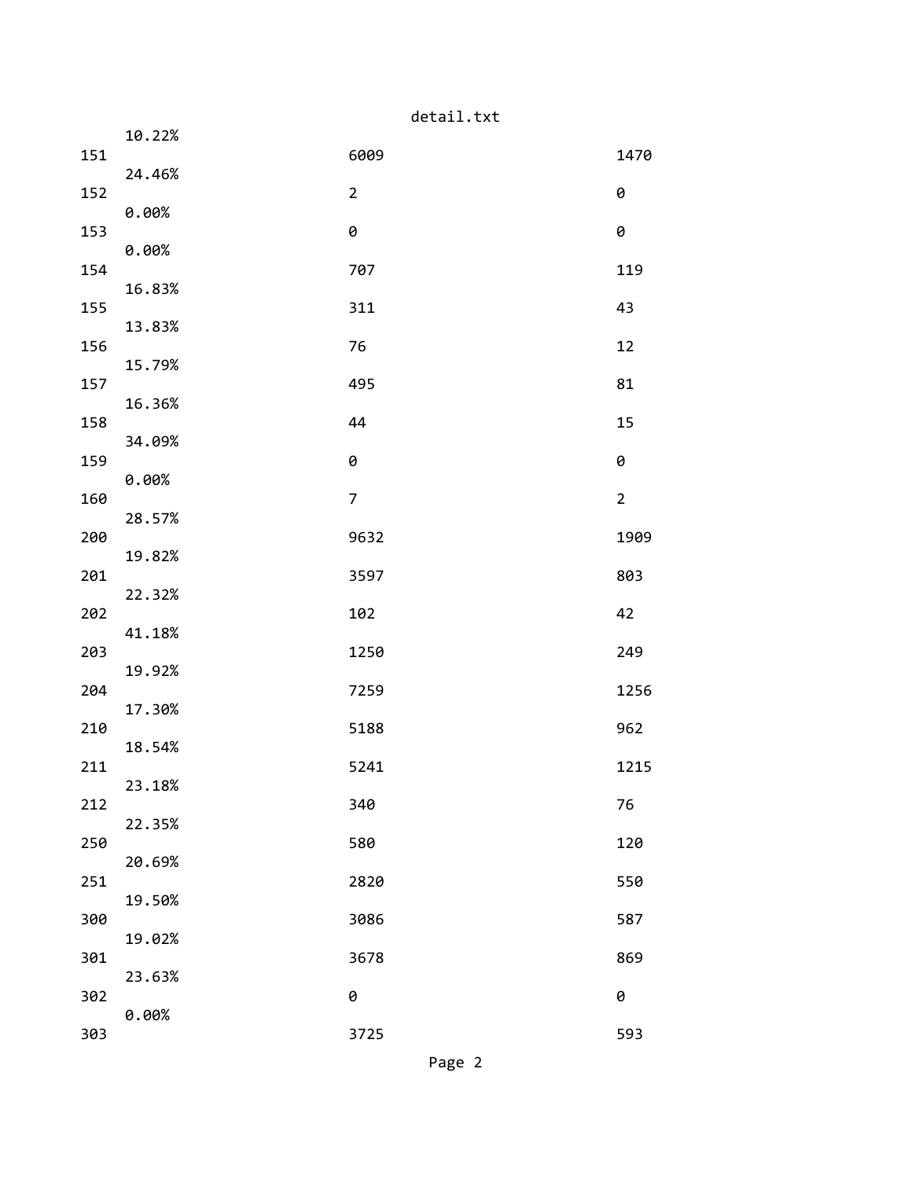```
    10.22%
151                         6009                        1470
    24.46%
152                         2                           0
    0.00%
153                         0                           0
    0.00%
154                         707                         119
    16.83%
155                         311                         43
    13.83%
156                         76                          12
    15.79%
157                         495                         81
    16.36%
158                         44                          15
    34.09%
159                         0                           0
    0.00%
160                         7                           2
    28.57%
200                         9632                        1909
    19.82%
201                         3597                        803
    22.32%
202                         102                         42
    41.18%
203                         1250                        249
    19.92%
204                         7259                        1256
    17.30%
210                         5188                        962
    18.54%
211                         5241                        1215
    23.18%
212                         340                         76
    22.35%
250                         580                         120
    20.69%
251                         2820                        550
    19.50%
300                         3086                        587
    19.02%
301                         3678                        869
    23.63%
302                         0                           0
    0.00%
303                         3725                        593
```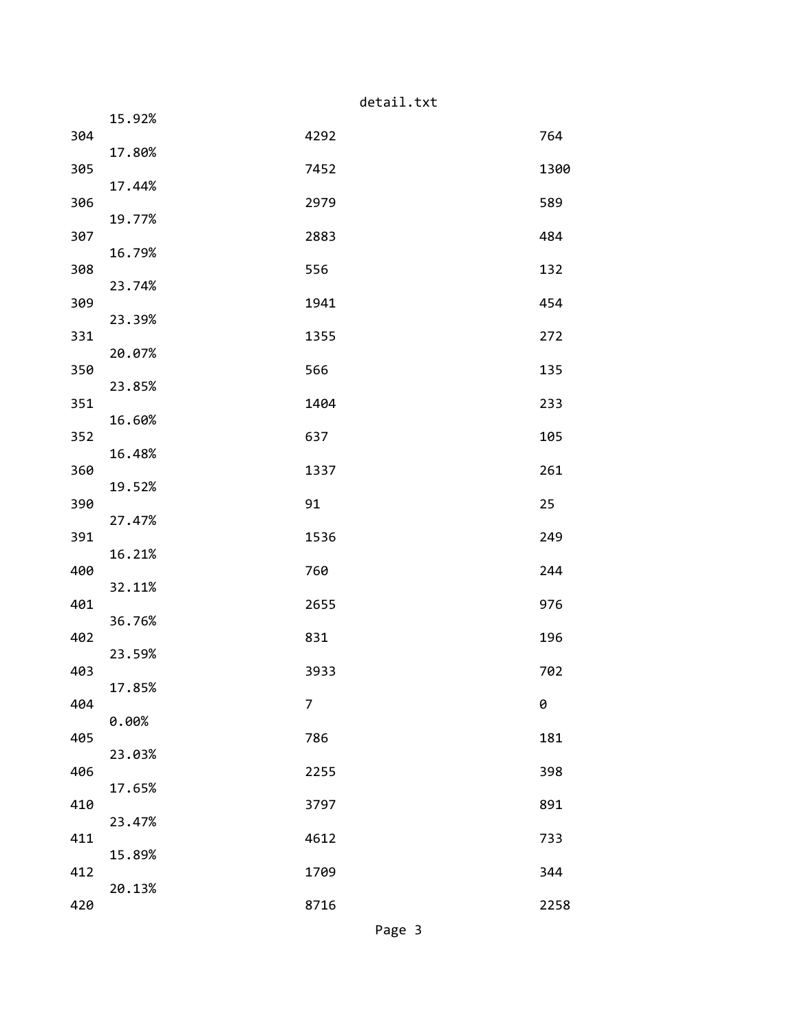```
    15.92%
304                          4292                         764
    17.80%
305                          7452                         1300
    17.44%
306                          2979                         589
    19.77%
307                          2883                         484
    16.79%
308                          556                          132
    23.74%
309                          1941                         454
    23.39%
331                          1355                         272
    20.07%
350                          566                          135
    23.85%
351                          1404                         233
    16.60%
352                          637                          105
    16.48%
360                          1337                         261
    19.52%
390                          91                           25
    27.47%
391                          1536                         249
    16.21%
400                          760                          244
    32.11%
401                          2655                         976
    36.76%
402                          831                          196
    23.59%
403                          3933                         702
    17.85%
404                          7                            0
    0.00%
405                          786                          181
    23.03%
406                          2255                         398
    17.65%
410                          3797                         891
    23.47%
411                          4612                         733
    15.89%
412                          1709                         344
    20.13%
420                          8716                         2258
```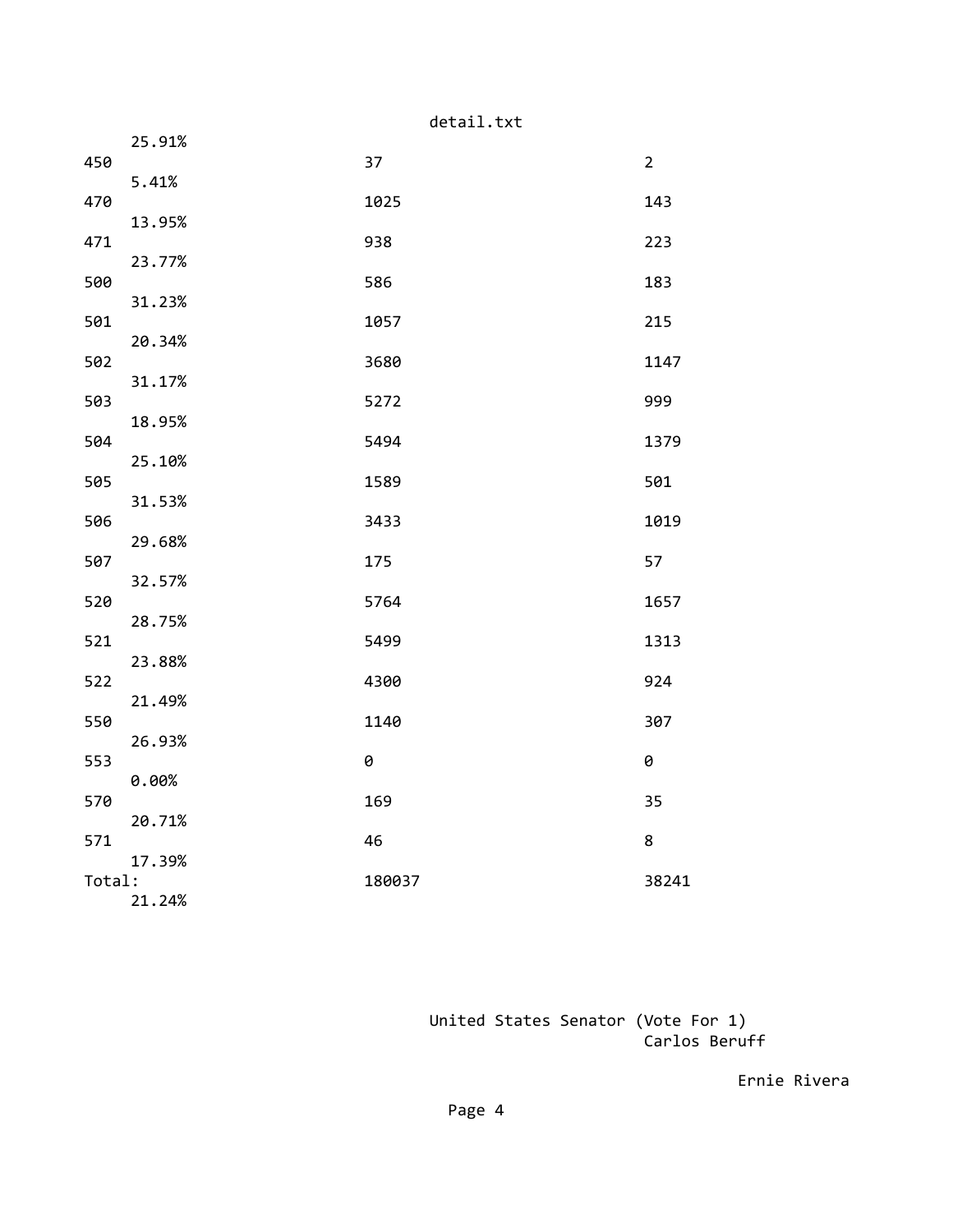| Precinct | Registered | Ballots Cast | Turnout |
|---|---|---|---|
| | | | 25.91% |
| 450 | 37 | 2 | 5.41% |
| 470 | 1025 | 143 | 13.95% |
| 471 | 938 | 223 | 23.77% |
| 500 | 586 | 183 | 31.23% |
| 501 | 1057 | 215 | 20.34% |
| 502 | 3680 | 1147 | 31.17% |
| 503 | 5272 | 999 | 18.95% |
| 504 | 5494 | 1379 | 25.10% |
| 505 | 1589 | 501 | 31.53% |
| 506 | 3433 | 1019 | 29.68% |
| 507 | 175 | 57 | 32.57% |
| 520 | 5764 | 1657 | 28.75% |
| 521 | 5499 | 1313 | 23.88% |
| 522 | 4300 | 924 | 21.49% |
| 550 | 1140 | 307 | 26.93% |
| 553 | 0 | 0 | 0.00% |
| 570 | 169 | 35 | 20.71% |
| 571 | 46 | 8 | 17.39% |
| Total: | 180037 | 38241 | 21.24% |

United States Senator (Vote For 1)

Carlos Beruff

Ernie Rivera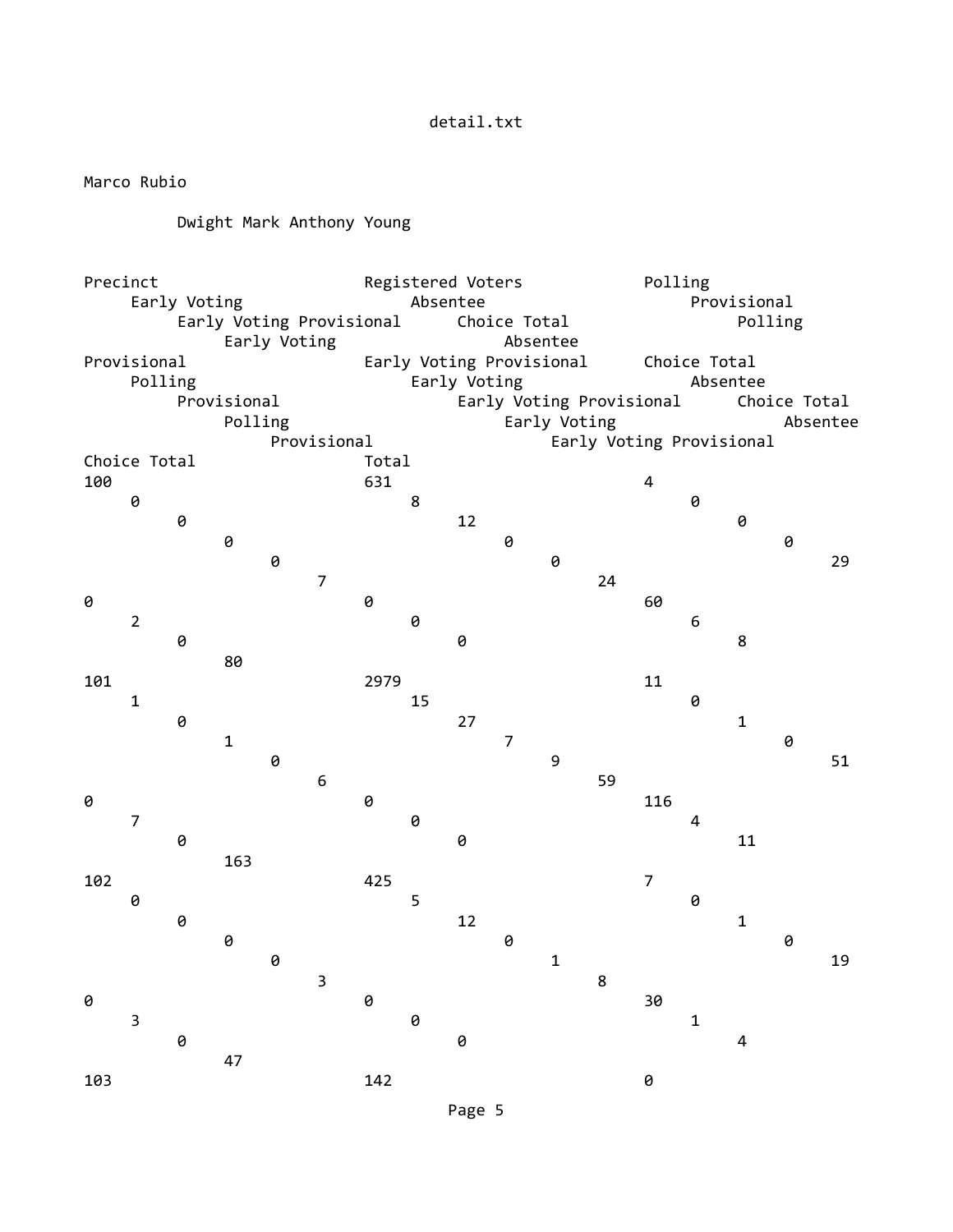Marco Rubio

Dwight Mark Anthony Young

| Precinct | Registered Voters | Polling | Early Voting | Absentee | Provisional | Early Voting Provisional | Choice Total | Polling | Early Voting | Absentee | Provisional | Early Voting Provisional | Choice Total | Polling | Early Voting | Absentee | Provisional | Early Voting Provisional | Choice Total | Polling | Early Voting | Absentee | Provisional | Early Voting Provisional | Choice Total | Total |
|---|---|---|---|---|---|---|---|---|---|---|---|---|---|---|---|---|---|---|---|---|---|---|---|---|---|---|
| 100 | 631 | 4 | 0 | 8 | 0 | 0 | 12 | 0 | 0 | 0 | 0 | 0 | 0 | 29 | 7 | 24 | 0 | 0 | 60 | 2 | 0 | 6 | 0 | 0 | 8 | 80 |
| 101 | 2979 | 11 | 1 | 15 | 0 | 0 | 27 | 1 | 1 | 7 | 0 | 0 | 9 | 51 | 6 | 59 | 0 | 0 | 116 | 7 | 0 | 4 | 0 | 0 | 11 | 163 |
| 102 | 425 | 7 | 0 | 5 | 0 | 0 | 12 | 1 | 0 | 0 | 0 | 0 | 1 | 19 | 3 | 8 | 0 | 0 | 30 | 3 | 0 | 1 | 0 | 0 | 4 | 47 |
| 103 | 142 | 0 | | | | | | | | | | | | | | | | | | | | | | | | |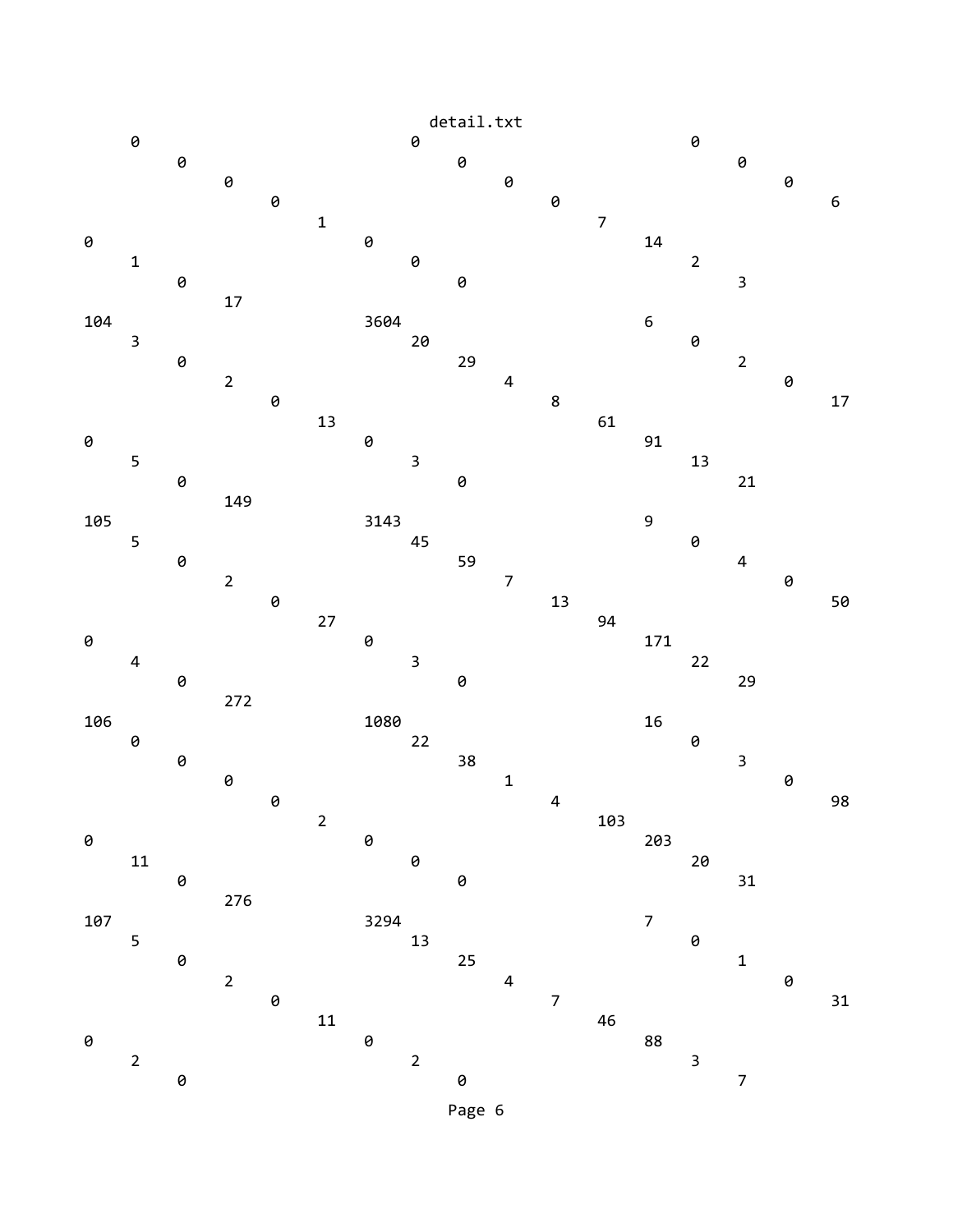```
     0                             0                             0
          0                             0                             0
               0                             0                             0
                    0                             0                             6
                         1                             7
0                             0                             14
     1                             0                             2
          0                             0                             3
               17
104                           3604                          6
     3                             20                            0
          0                             29                            2
               2                             4                             0
                    0                             8                             17
                         13                            61
0                             0                             91
     5                             3                             13
          0                             0                             21
               149
105                           3143                          9
     5                             45                            0
          0                             59                            4
               2                             7                             0
                    0                             13                            50
                         27                            94
0                             0                             171
     4                             3                             22
          0                             0                             29
               272
106                           1080                          16
     0                             22                            0
          0                             38                            3
               0                             1                             0
                    0                             4                             98
                         2                             103
0                             0                             203
     11                            0                             20
          0                             0                             31
               276
107                           3294                          7
     5                             13                            0
          0                             25                            1
               2                             4                             0
                    0                             7                             31
                         11                            46
0                             0                             88
     2                             2                             3
          0                             0                             7
```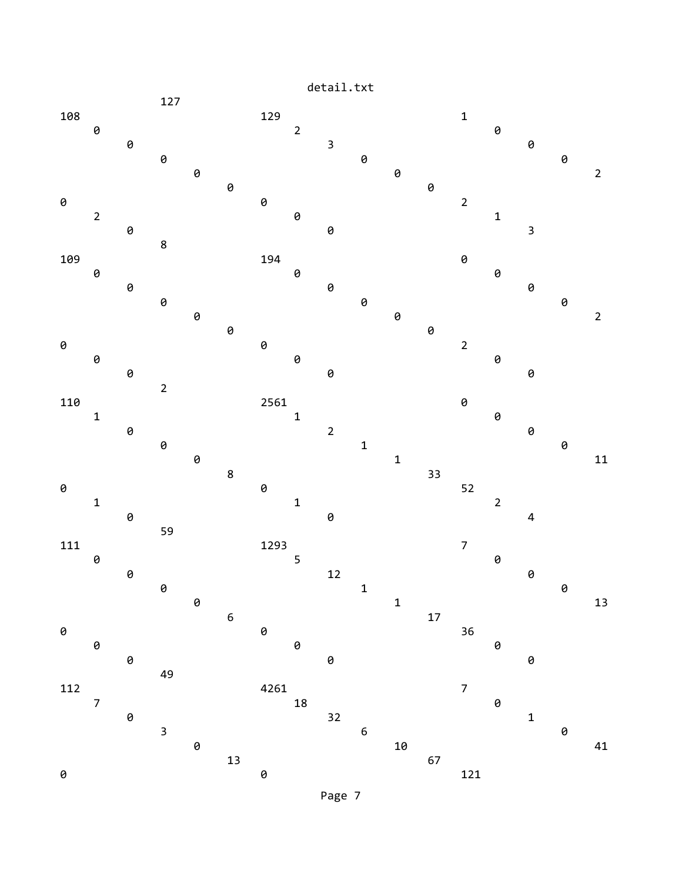```
                127
108                             129                           1
     0                               2                             0
          0                               3                             0
               0                               0                             0
                    0                               0                             2
                         0                               0
0                               0                             2
     2                               0                             1
          0                               0                             3
               8
109                             194                           0
     0                               0                             0
          0                               0                             0
               0                               0                             0
                    0                               0                             2
                         0                               0
0                               0                             2
     0                               0                             0
          0                               0                             0
               2
110                             2561                          0
     1                               1                             0
          0                               2                             0
               0                               1                             0
                    0                               1                             11
                         8                               33
0                               0                             52
     1                               1                             2
          0                               0                             4
               59
111                             1293                          7
     0                               5                             0
          0                               12                            0
               0                               1                             0
                    0                               1                             13
                         6                               17
0                               0                             36
     0                               0                             0
          0                               0                             0
               49
112                             4261                          7
     7                               18                            0
          0                               32                            1
               3                               6                             0
                    0                               10                            41
                         13                              67
0                               0                             121
```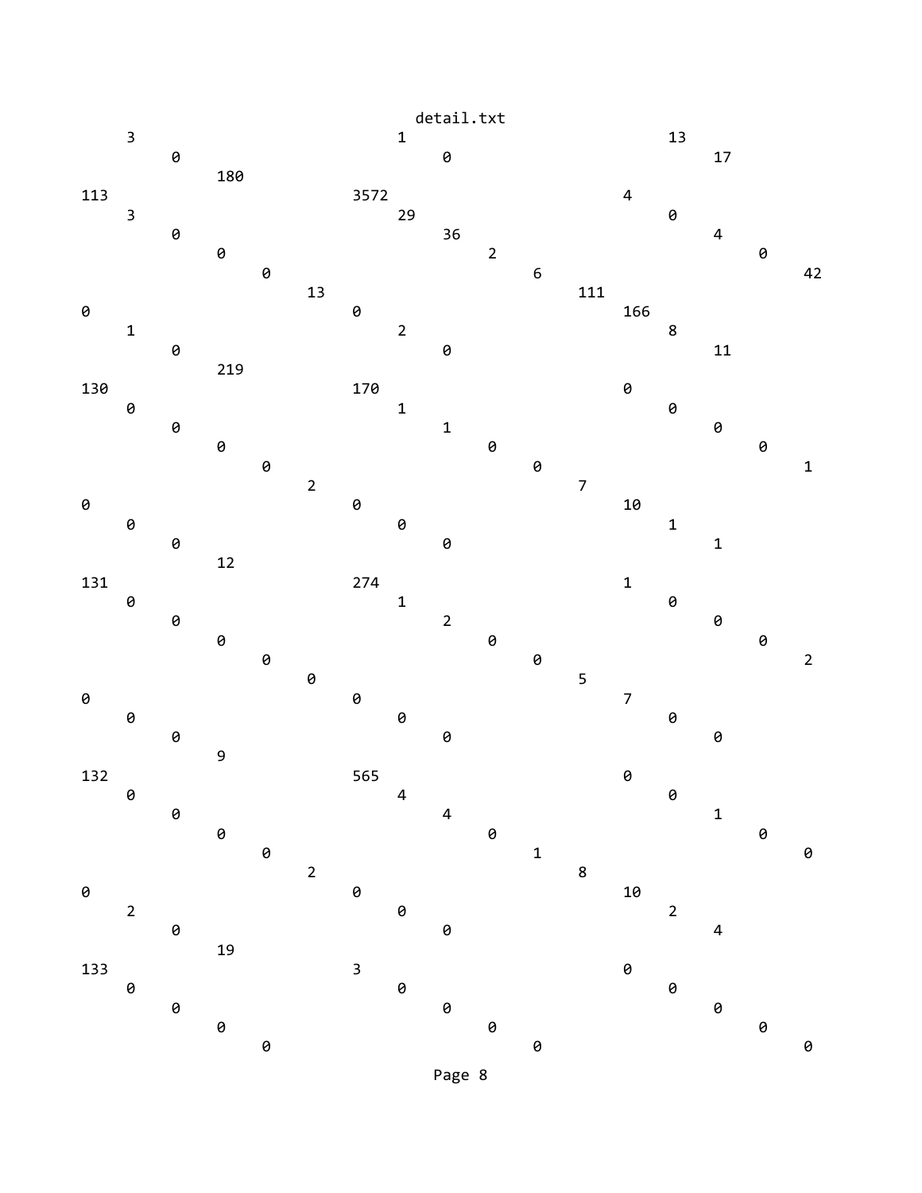```
      3                              1                              13
           0                              0                              17
                180
113                            3572                           4
      3                              29                             0
           0                              36                             4
                0                              2                              0
                     0                              6                              42
                          13                             111
0                              0                              166
      1                              2                              8
           0                              0                              11
                219
130                            170                            0
      0                              1                              0
           0                              1                              0
                0                              0                              0
                     0                              0                              1
                          2                              7
0                              0                              10
      0                              0                              1
           0                              0                              1
                12
131                            274                            1
      0                              1                              0
           0                              2                              0
                0                              0                              0
                     0                              0                              2
                          0                              5
0                              0                              7
      0                              0                              0
           0                              0                              0
                9
132                            565                            0
      0                              4                              0
           0                              4                              1
                0                              0                              0
                     0                              1                              0
                          2                              8
0                              0                              10
      2                              0                              2
           0                              0                              4
                19
133                            3                              0
      0                              0                              0
           0                              0                              0
                0                              0                              0
                     0                              0                              0
```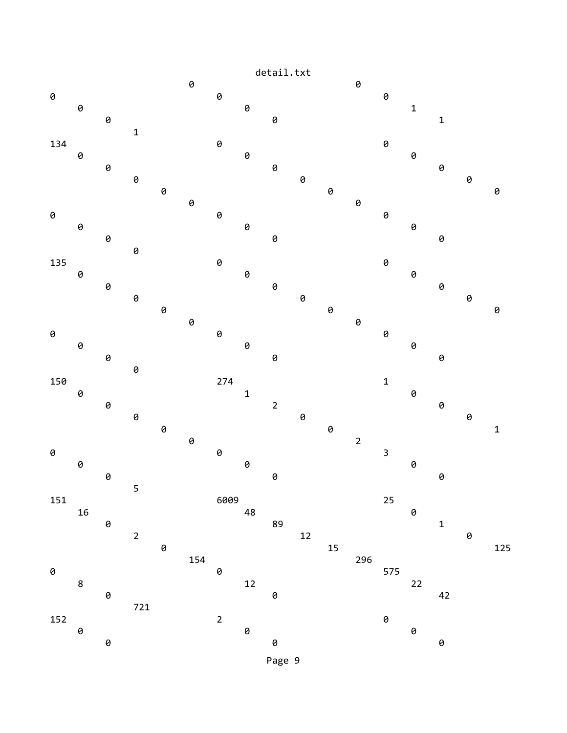```
                        0                               0
0                            0                               0
     0                            0                               1
          0                            0                               1
               1
134                          0                               0
     0                            0                               0
          0                            0                               0
               0                            0                               0
                    0                            0                               0
                         0                            0
0                            0                               0
     0                            0                               0
          0                            0                               0
               0
135                          0                               0
     0                            0                               0
          0                            0                               0
               0                            0                               0
                    0                            0                               0
                         0                            0
0                            0                               0
     0                            0                               0
          0                            0                               0
               0
150                          274                             1
     0                            1                               0
          0                            2                               0
               0                            0                               0
                    0                            0                               1
                         0                            2
0                            0                               3
     0                            0                               0
          0                            0                               0
               5
151                          6009                            25
     16                           48                              0
          0                            89                              1
               2                            12                              0
                    0                            15                              125
                         154                          296
0                            0                               575
     8                            12                              22
          0                            0                               42
               721
152                          2                               0
     0                            0                               0
          0                            0                               0
```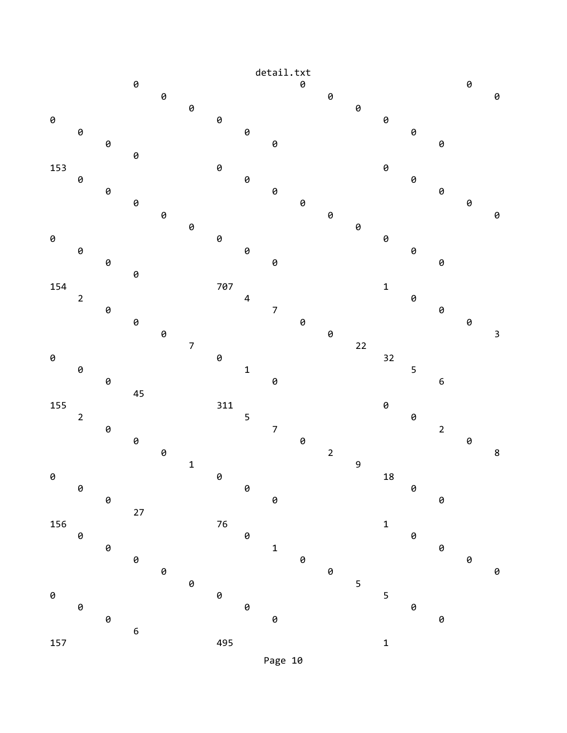```
                0                               0                               0
                     0                               0                               0
                          0                               0
0                              0                               0
     0                              0                               0
          0                              0                               0
               0
153                            0                               0
     0                              0                               0
          0                              0                               0
               0                              0                               0
                    0                              0                               0
                         0                              0
0                              0                               0
     0                              0                               0
          0                              0                               0
               0
154                            707                             1
     2                              4                               0
          0                              7                               0
               0                              0                               0
                    0                              0                               3
                         7                              22
0                              0                               32
     0                              1                               5
          0                              0                               6
               45
155                            311                             0
     2                              5                               0
          0                              7                               2
               0                              0                               0
                    0                              2                               8
                         1                              9
0                              0                               18
     0                              0                               0
          0                              0                               0
               27
156                            76                              1
     0                              0                               0
          0                              1                               0
               0                              0                               0
                    0                              0                               0
                         0                              5
0                              0                               5
     0                              0                               0
          0                              0                               0
               6
157                            495                             1
```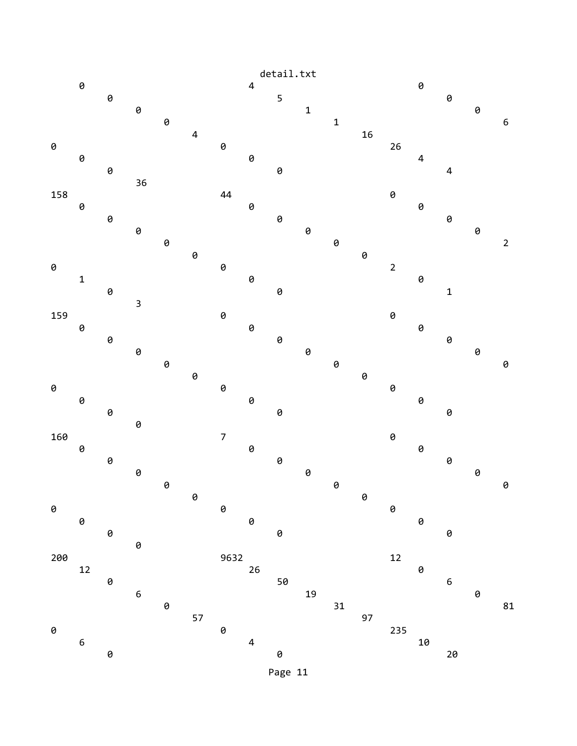```
     0                             4                             0
          0                             5                             0
               0                             1                             0
                    0                             1                             6
                         4                             16
0                             0                             26
     0                             0                             4
          0                             0                             4
               36
158                           44                            0
     0                             0                             0
          0                             0                             0
               0                             0                             0
                    0                             0                             2
                         0                             0
0                             0                             2
     1                             0                             0
          0                             0                             1
               3
159                           0                             0
     0                             0                             0
          0                             0                             0
               0                             0                             0
                    0                             0                             0
                         0                             0
0                             0                             0
     0                             0                             0
          0                             0                             0
               0
160                           7                             0
     0                             0                             0
          0                             0                             0
               0                             0                             0
                    0                             0                             0
                         0                             0
0                             0                             0
     0                             0                             0
          0                             0                             0
               0
200                           9632                          12
     12                            26                            0
          0                             50                            6
               6                             19                            0
                    0                             31                            81
                         57                            97
0                             0                             235
     6                             4                             10
          0                             0                             20
```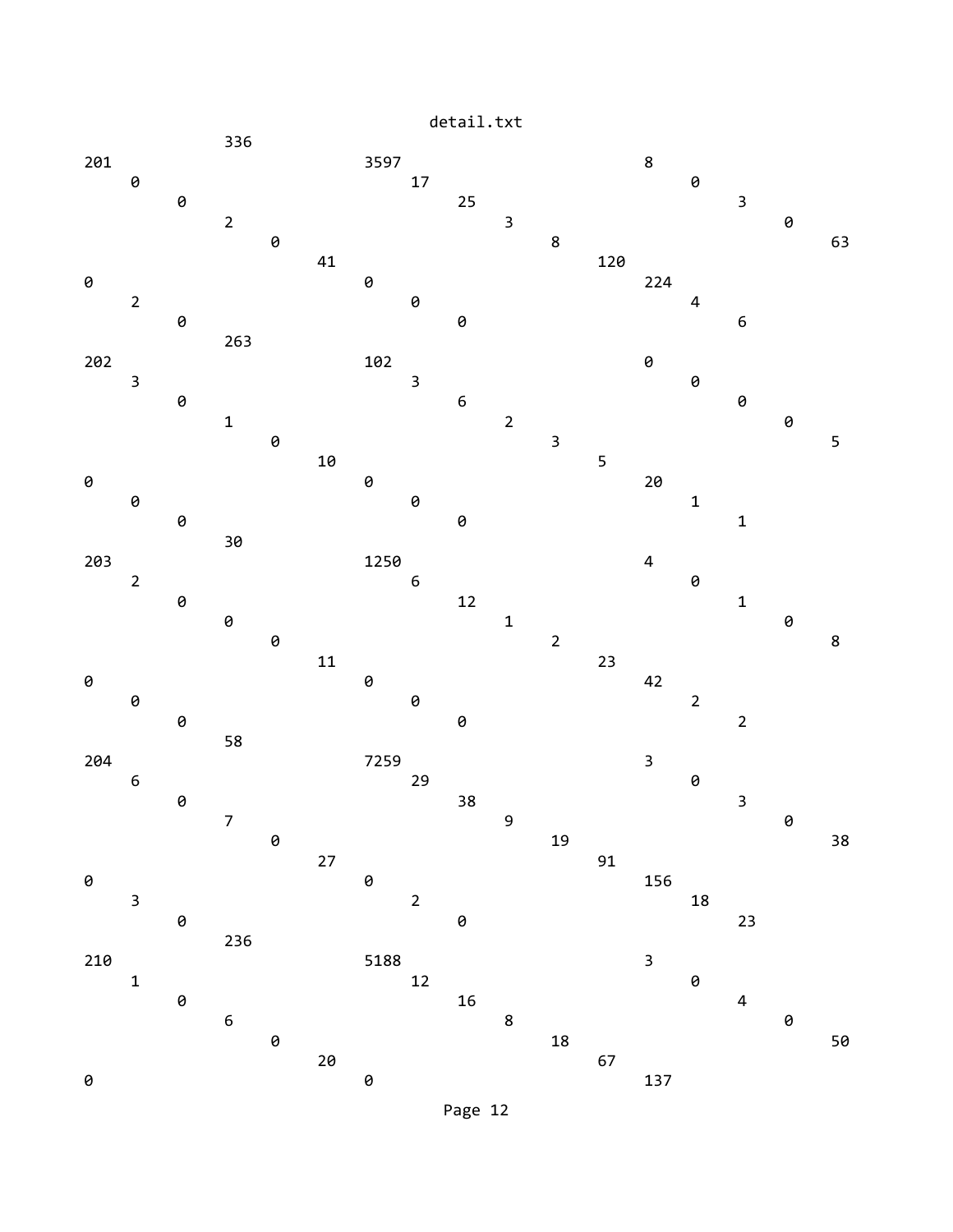```
                336
201                         3597                       8
     0                          17                         0
          0                         25                         3
               2                         3                         0
                    0                         8                         63
                         41                        120
0                           0                          224
     2                          0                          4
          0                         0                          6
                263
202                         102                        0
     3                          3                          0
          0                         6                          0
               1                         2                         0
                    0                         3                         5
                         10                        5
0                           0                          20
     0                          0                          1
          0                         0                          1
                30
203                         1250                       4
     2                          6                          0
          0                         12                         1
               0                         1                         0
                    0                         2                         8
                         11                        23
0                           0                          42
     0                          0                          2
          0                         0                          2
                58
204                         7259                       3
     6                          29                         0
          0                         38                         3
               7                         9                         0
                    0                         19                        38
                         27                        91
0                           0                          156
     3                          2                          18
          0                         0                          23
                236
210                         5188                       3
     1                          12                         0
          0                         16                         4
               6                         8                         0
                    0                         18                        50
                         20                        67
0                           0                          137
```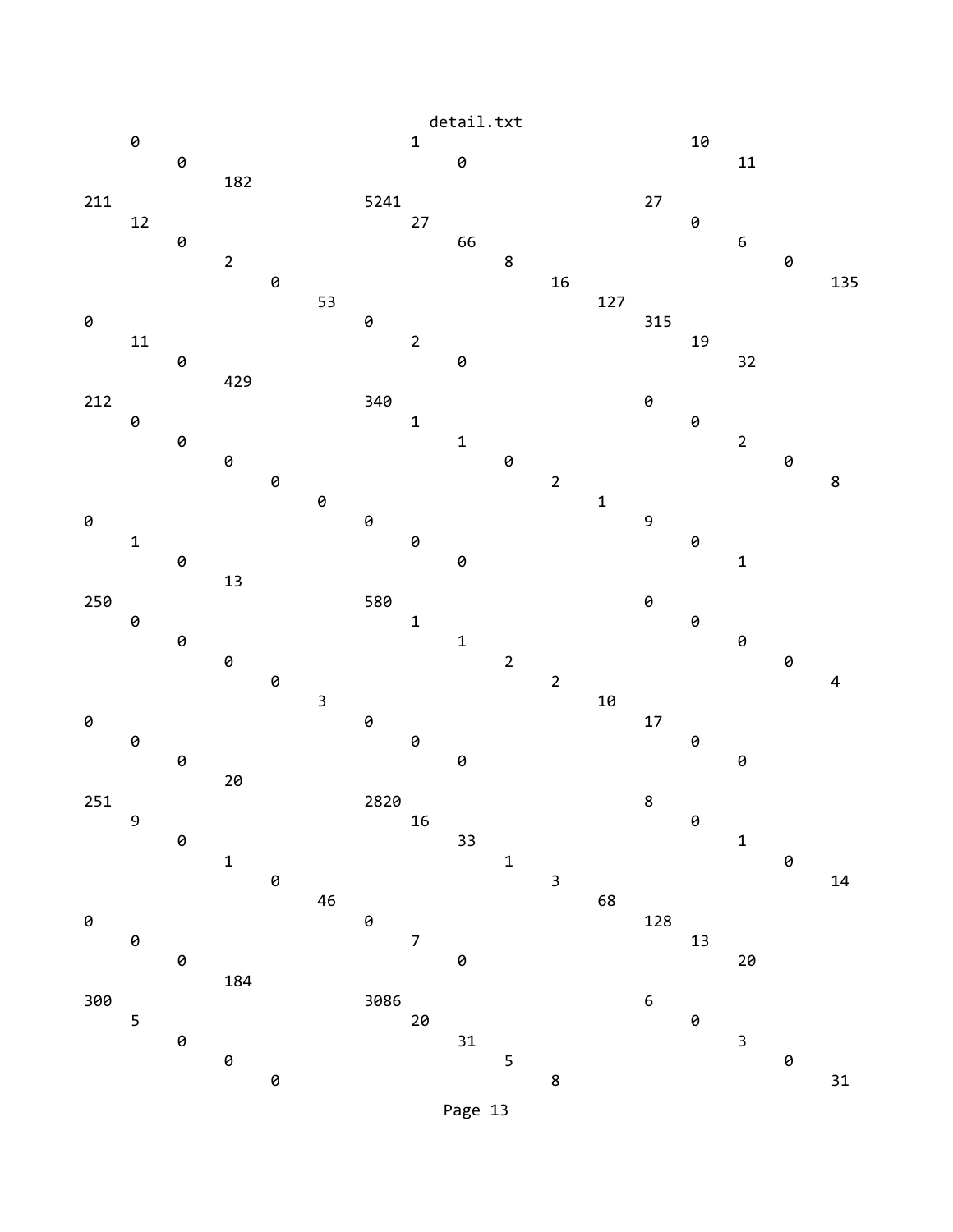```
    0                             1                             10
        0                             0                             11
            182
211                           5241                          27
    12                            27                            0
        0                             66                            6
            2                             8                             0
                0                             16                            135
                    53                            127
0                             0                             315
    11                            2                             19
        0                             0                             32
            429
212                           340                           0
    0                             1                             0
        0                             1                             2
            0                             0                             0
                0                             2                             8
                    0                             1
0                             0                             9
    1                             0                             0
        0                             0                             1
            13
250                           580                           0
    0                             1                             0
        0                             1                             0
            0                             2                             0
                0                             2                             4
                    3                             10
0                             0                             17
    0                             0                             0
        0                             0                             0
            20
251                           2820                          8
    9                             16                            0
        0                             33                            1
            1                             1                             0
                0                             3                             14
                    46                            68
0                             0                             128
    0                             7                             13
        0                             0                             20
            184
300                           3086                          6
    5                             20                            0
        0                             31                            3
            0                             5                             0
                0                             8                             31
```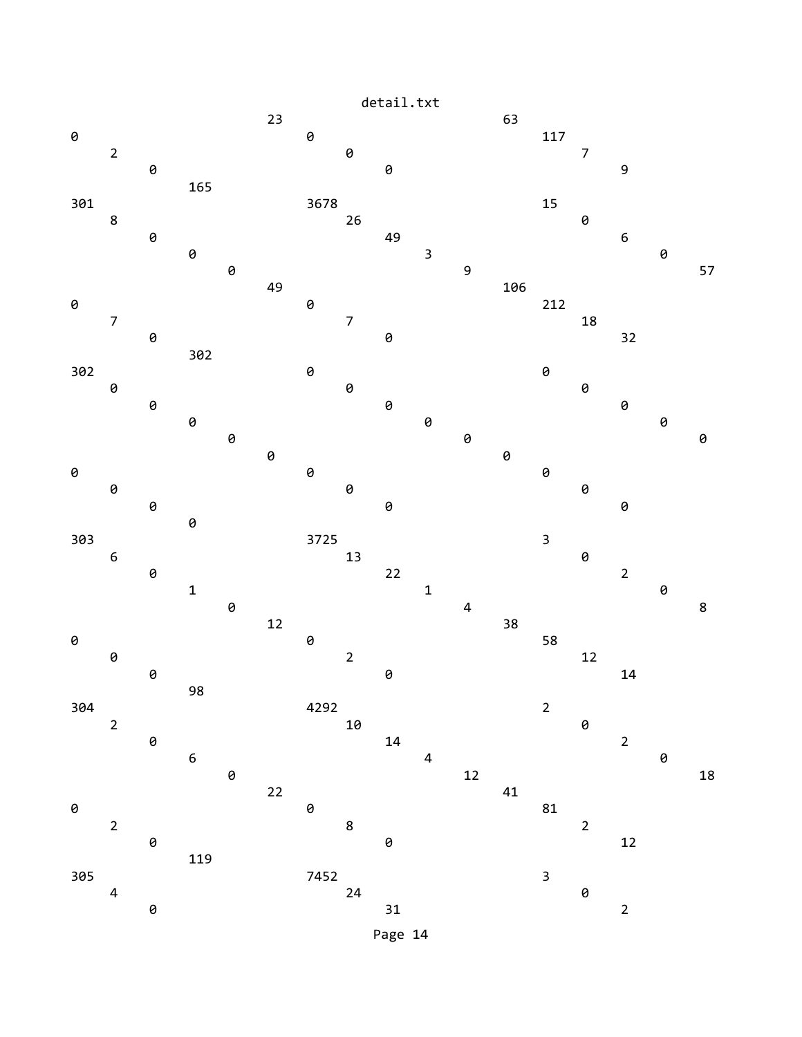```
                         23                             63
0                             0                             117
     2                             0                             7
          0                             0                             9
               165
301                           3678                          15
     8                             26                            0
          0                             49                            6
               0                             3                             0
                    0                             9                             57
                         49                             106
0                             0                             212
     7                             7                             18
          0                             0                             32
               302
302                           0                             0
     0                             0                             0
          0                             0                             0
               0                             0                             0
                    0                             0                             0
                         0                             0
0                             0                             0
     0                             0                             0
          0                             0                             0
               0
303                           3725                          3
     6                             13                            0
          0                             22                            2
               1                             1                             0
                    0                             4                             8
                         12                             38
0                             0                             58
     0                             2                             12
          0                             0                             14
               98
304                           4292                          2
     2                             10                            0
          0                             14                            2
               6                             4                             0
                    0                             12                            18
                         22                             41
0                             0                             81
     2                             8                             2
          0                             0                             12
               119
305                           7452                          3
     4                             24                            0
          0                             31                            2
```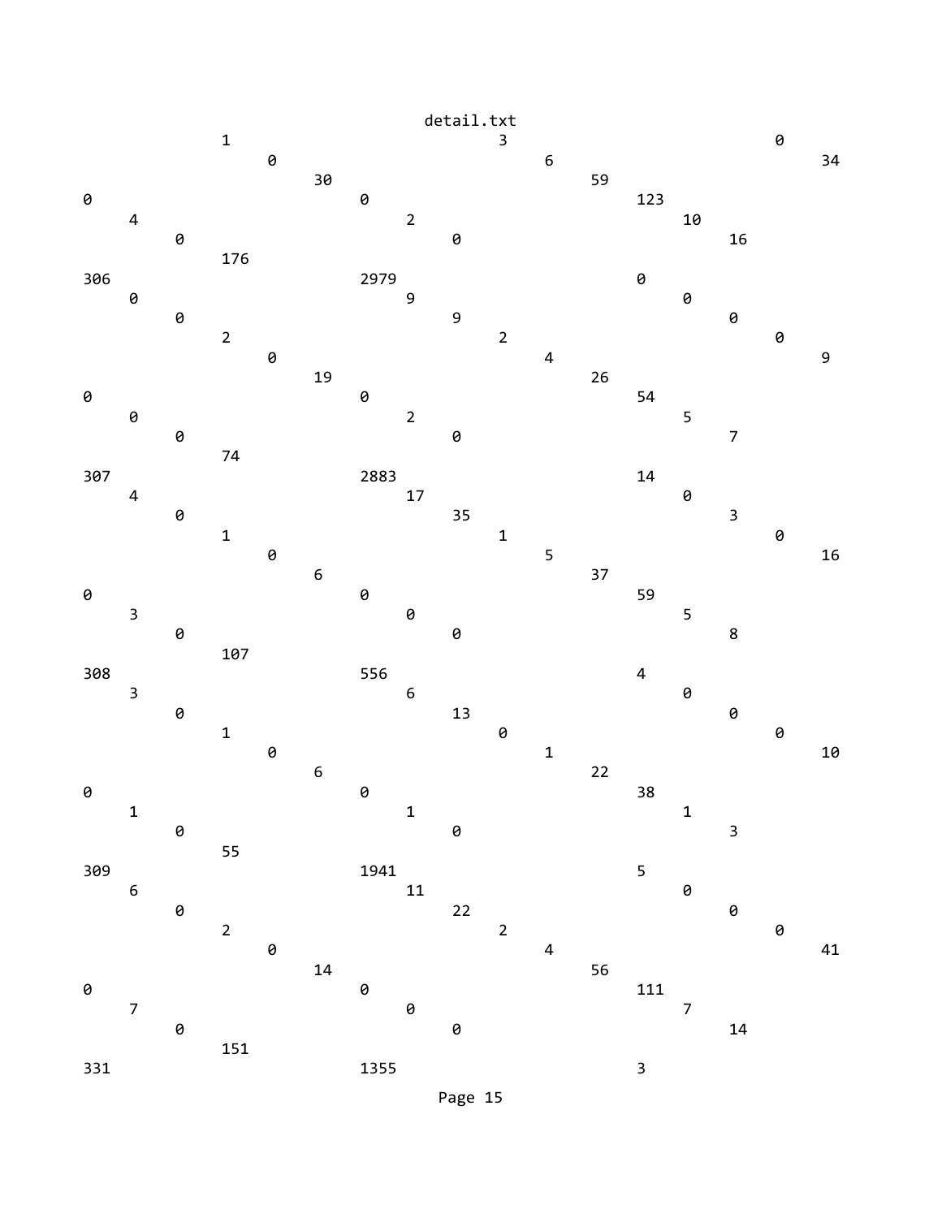detail.txt

```
            1                           3                       0
                0                           6                       34
                    30                          59
0                       0                           123
    4                       2                           10
        0                       0                           16
            176
306                     2979                        0
    0                       9                           0
        0                       9                           0
            2                           2                       0
                0                           4                       9
                    19                          26
0                       0                           54
    0                       2                           5
        0                       0                           7
            74
307                     2883                        14
    4                       17                          0
        0                       35                          3
            1                           1                       0
                0                           5                       16
                    6                           37
0                       0                           59
    3                       0                           5
        0                       0                           8
            107
308                     556                         4
    3                       6                           0
        0                       13                          0
            1                           0                       0
                0                           1                       10
                    6                           22
0                       0                           38
    1                       1                           1
        0                       0                           3
            55
309                     1941                        5
    6                       11                          0
        0                       22                          0
            2                           2                       0
                0                           4                       41
                    14                          56
0                       0                           111
    7                       0                           7
        0                       0                           14
            151
331                     1355                        3
```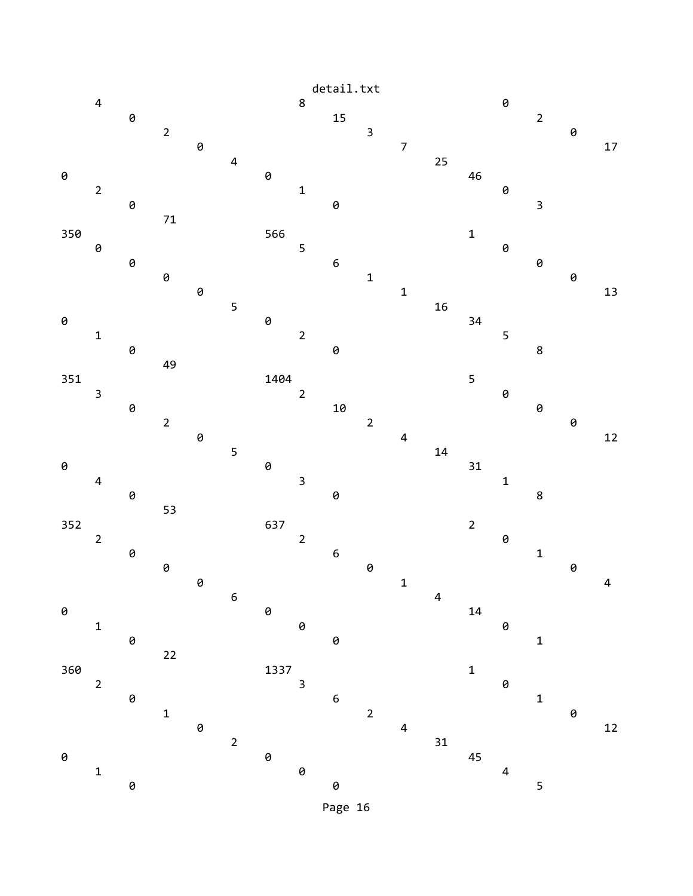```
detail.txt
     4                              8                             0
          0                              15                            2
               2                              3                             0
                    0                              7                             17
                         4                              25
0                             0                              46
     2                              1                             0
          0                              0                             3
               71
350                           566                           1
     0                              5                             0
          0                              6                             0
               0                              1                             0
                    0                              1                             13
                         5                              16
0                             0                              34
     1                              2                             5
          0                              0                             8
               49
351                           1404                          5
     3                              2                             0
          0                              10                            0
               2                              2                             0
                    0                              4                             12
                         5                              14
0                             0                              31
     4                              3                             1
          0                              0                             8
               53
352                           637                           2
     2                              2                             0
          0                              6                             1
               0                              0                             0
                    0                              1                             4
                         6                              4
0                             0                              14
     1                              0                             0
          0                              0                             1
               22
360                           1337                          1
     2                              3                             0
          0                              6                             1
               1                              2                             0
                    0                              4                             12
                         2                              31
0                             0                              45
     1                              0                             4
          0                              0                             5
```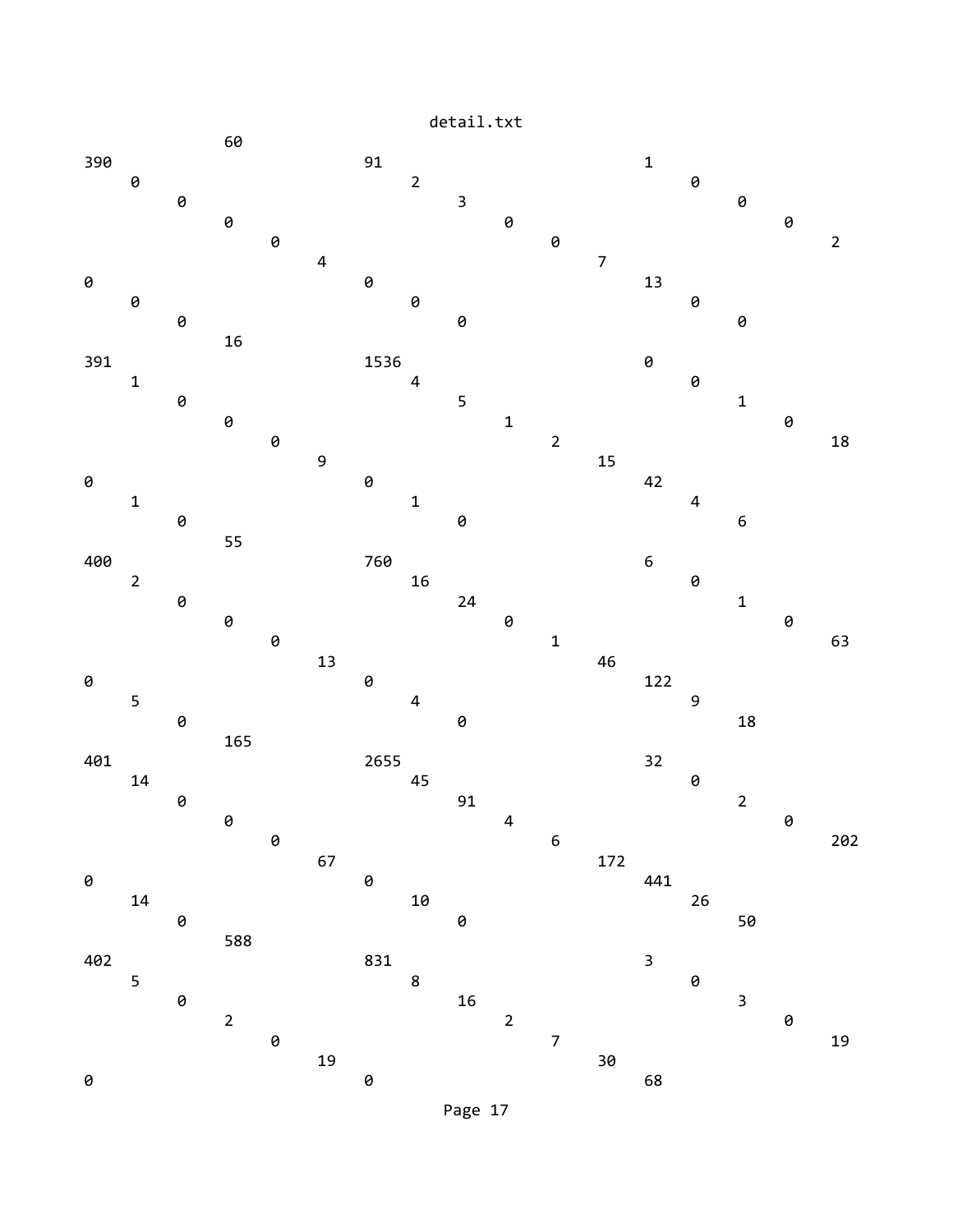```
                60
390                         91                          1
         0                           2                           0
                  0                           3                           0
                           0                           0                           0
                                    0                           0                           2
                                             4                           7
0                           0                           13
         0                           0                           0
                  0                           0                           0
                16
391                         1536                        0
         1                           4                           0
                  0                           5                           1
                           0                           1                           0
                                    0                           2                           18
                                             9                           15
0                           0                           42
         1                           1                           4
                  0                           0                           6
                55
400                         760                         6
         2                           16                          0
                  0                           24                          1
                           0                           0                           0
                                    0                           1                           63
                                             13                          46
0                           0                           122
         5                           4                           9
                  0                           0                           18
                165
401                         2655                        32
         14                          45                          0
                  0                           91                          2
                           0                           4                           0
                                    0                           6                           202
                                             67                          172
0                           0                           441
         14                          10                          26
                  0                           0                           50
                588
402                         831                         3
         5                           8                           0
                  0                           16                          3
                           2                           2                           0
                                    0                           7                           19
                                             19                          30
0                           0                           68
```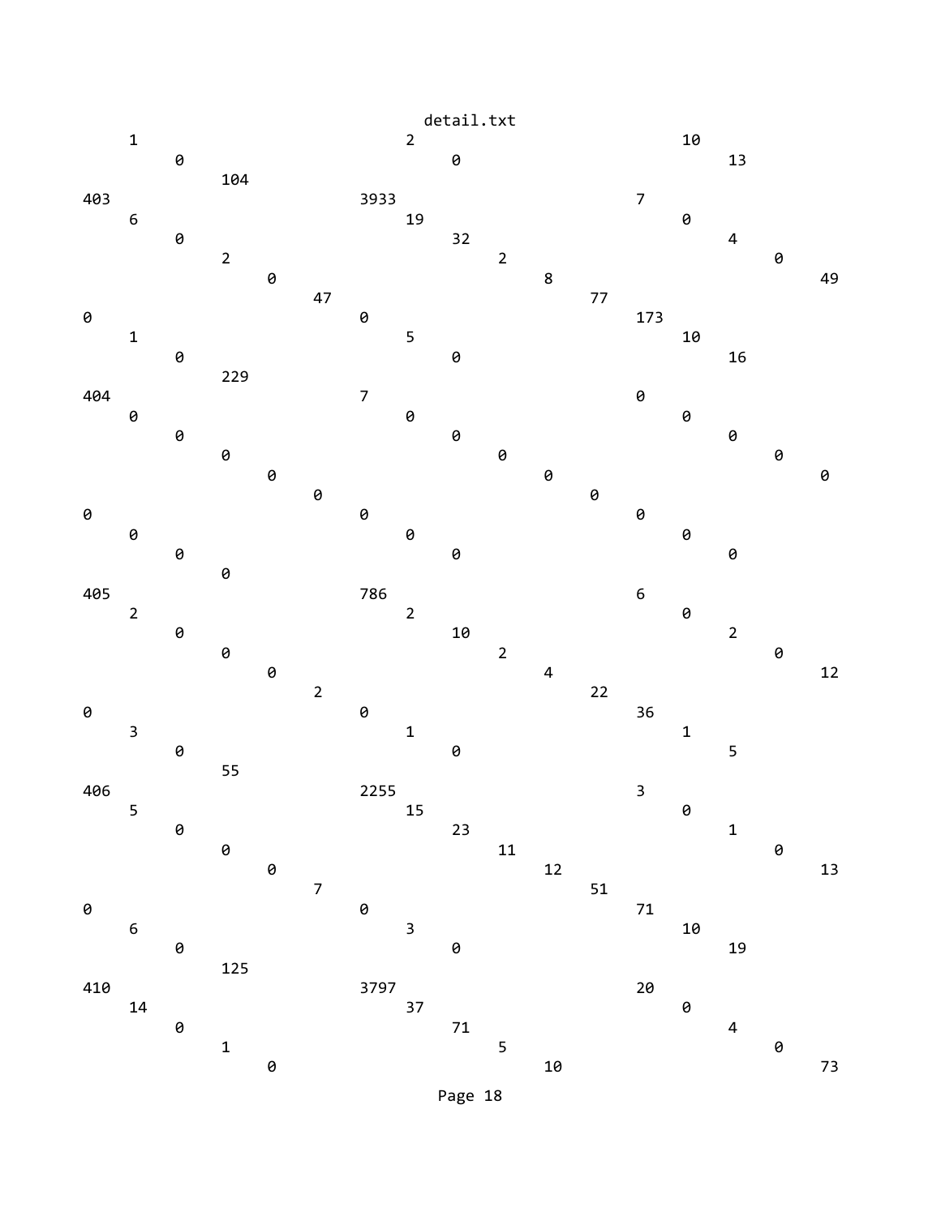```
     1                              2                              10
          0                              0                              13
               104
403                            3933                           7
     6                              19                             0
          0                              32                             4
               2                              2                              0
                    0                              8                              49
                         47                             77
0                              0                              173
     1                              5                              10
          0                              0                              16
               229
404                            7                              0
     0                              0                              0
          0                              0                              0
               0                              0                              0
                    0                              0                              0
                         0                              0
0                              0                              0
     0                              0                              0
          0                              0                              0
               0
405                            786                            6
     2                              2                              0
          0                              10                             2
               0                              2                              0
                    0                              4                              12
                         2                              22
0                              0                              36
     3                              1                              1
          0                              0                              5
               55
406                            2255                           3
     5                              15                             0
          0                              23                             1
               0                              11                             0
                    0                              12                             13
                         7                              51
0                              0                              71
     6                              3                              10
          0                              0                              19
               125
410                            3797                           20
     14                             37                             0
          0                              71                             4
               1                              5                              0
                    0                              10                             73
```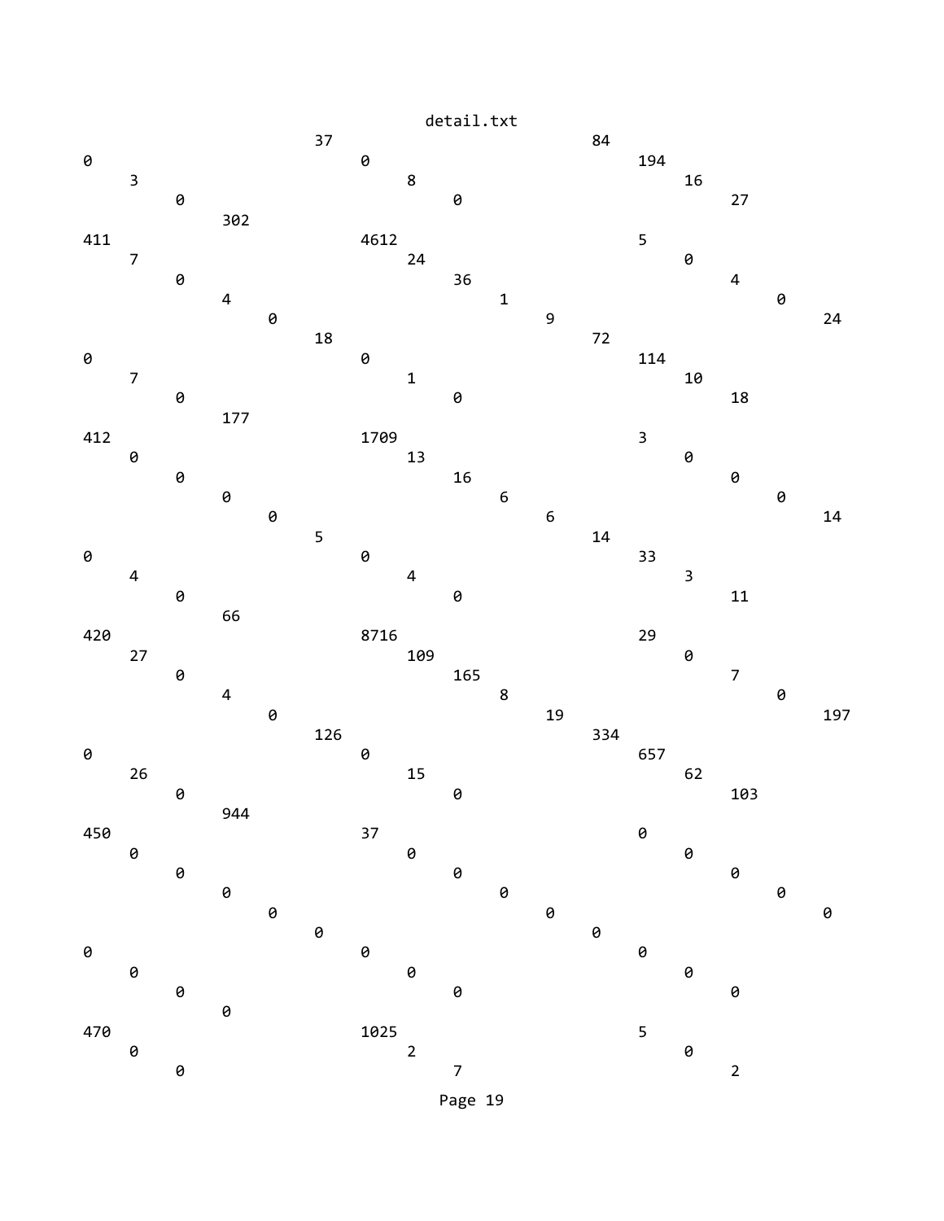```
                         37                                          84
0                                   0                                        194
     3                                   8                                        16
          0                                   0                                        27
               302
411                                 4612                                     5
     7                                   24                                       0
          0                                   36                                       4
               4                                   1                                        0
                    0                                   9                                        24
                         18                                          72
0                                   0                                        114
     7                                   1                                        10
          0                                   0                                        18
               177
412                                 1709                                     3
     0                                   13                                       0
          0                                   16                                       0
               0                                   6                                        0
                    0                                   6                                        14
                         5                                           14
0                                   0                                        33
     4                                   4                                        3
          0                                   0                                        11
               66
420                                 8716                                     29
     27                                  109                                      0
          0                                   165                                      7
               4                                   8                                        0
                    0                                   19                                       197
                         126                                         334
0                                   0                                        657
     26                                  15                                       62
          0                                   0                                        103
               944
450                                 37                                       0
     0                                   0                                        0
          0                                   0                                        0
               0                                   0                                        0
                    0                                   0                                        0
                         0                                           0
0                                   0                                        0
     0                                   0                                        0
          0                                   0                                        0
               0
470                                 1025                                     5
     0                                   2                                        0
          0                                   7                                        2
```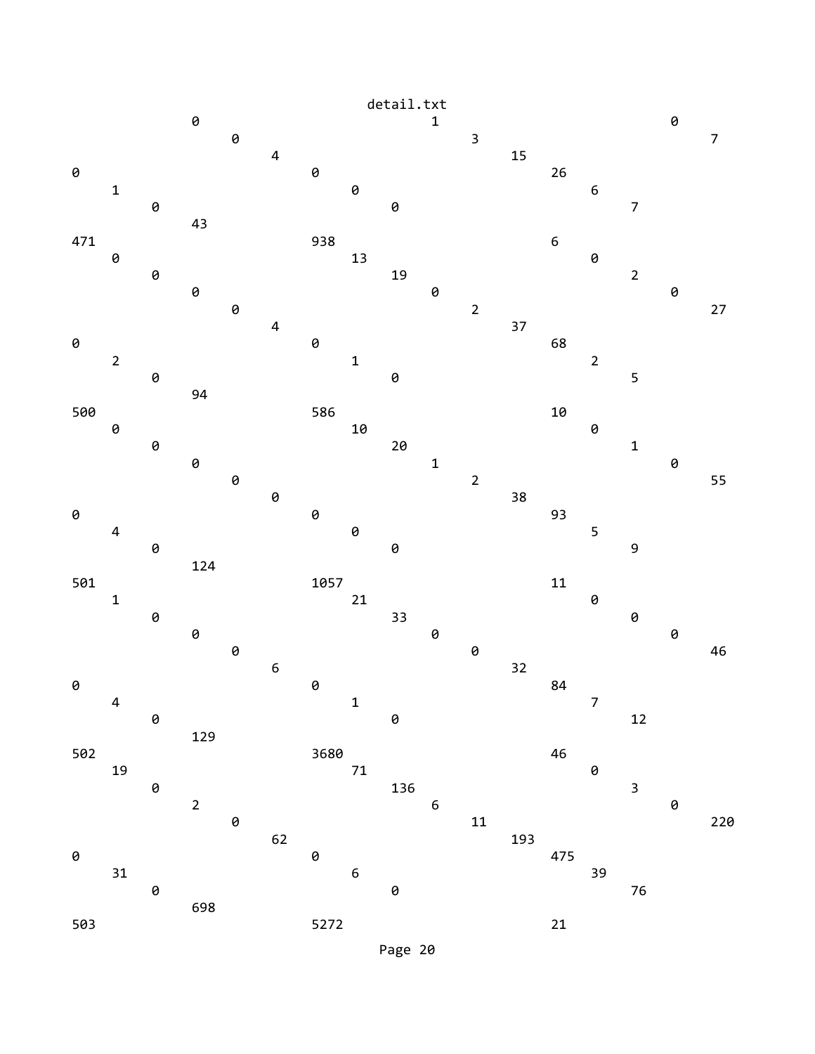```
detail.txt
          0                        1                        0
               0                        3                        7
                    4                        15
0                        0                        26
     1                        0                        6
          0                        0                        7
          43
471                      938                      6
     0                        13                       0
          0                        19                       2
          0                        0                        0
               0                        2                        27
                    4                        37
0                        0                        68
     2                        1                        2
          0                        0                        5
          94
500                      586                      10
     0                        10                       0
          0                        20                       1
          0                        1                        0
               0                        2                        55
                    0                        38
0                        0                        93
     4                        0                        5
          0                        0                        9
          124
501                      1057                     11
     1                        21                       0
          0                        33                       0
          0                        0                        0
               0                        0                        46
                    6                        32
0                        0                        84
     4                        1                        7
          0                        0                        12
          129
502                      3680                     46
     19                       71                       0
          0                        136                      3
          2                        6                        0
               0                        11                       220
                    62                       193
0                        0                        475
     31                       6                        39
          0                        0                        76
          698
503                      5272                     21
```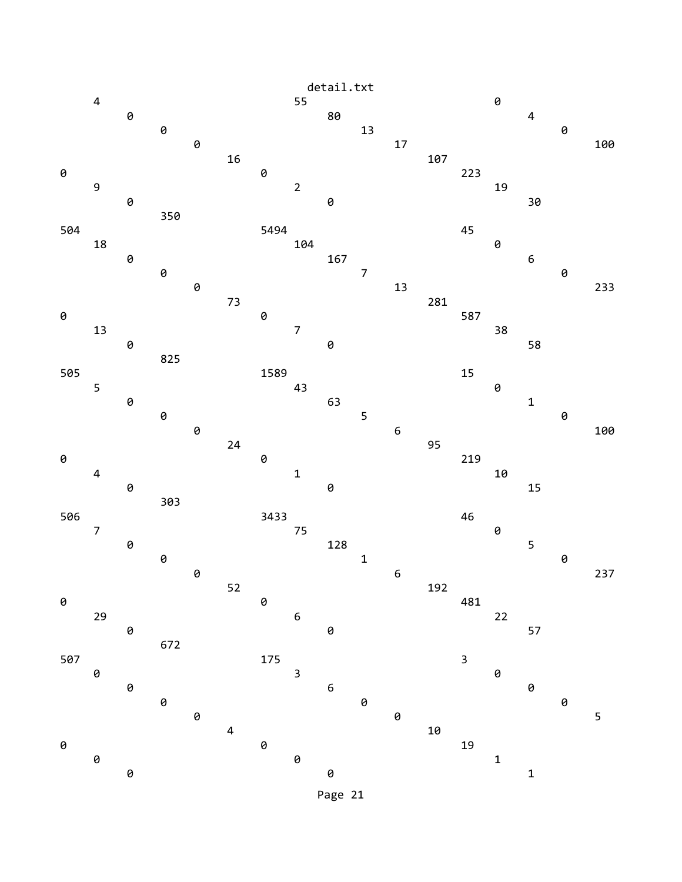```
detail.txt
     4                              55                             0
          0                              80                             4
               0                              13                             0
                    0                              17                             100
                         16                             107
0                             0                              223
     9                              2                              19
          0                              0                              30
               350
504                           5494                           45
     18                             104                            0
          0                              167                            6
               0                              7                              0
                    0                              13                             233
                         73                             281
0                             0                              587
     13                             7                              38
          0                              0                              58
               825
505                           1589                           15
     5                              43                             0
          0                              63                             1
               0                              5                              0
                    0                              6                              100
                         24                             95
0                             0                              219
     4                              1                              10
          0                              0                              15
               303
506                           3433                           46
     7                              75                             0
          0                              128                            5
               0                              1                              0
                    0                              6                              237
                         52                             192
0                             0                              481
     29                             6                              22
          0                              0                              57
               672
507                           175                            3
     0                              3                              0
          0                              6                              0
               0                              0                              0
                    0                              0                              5
                         4                              10
0                             0                              19
     0                              0                              1
          0                              0                              1
```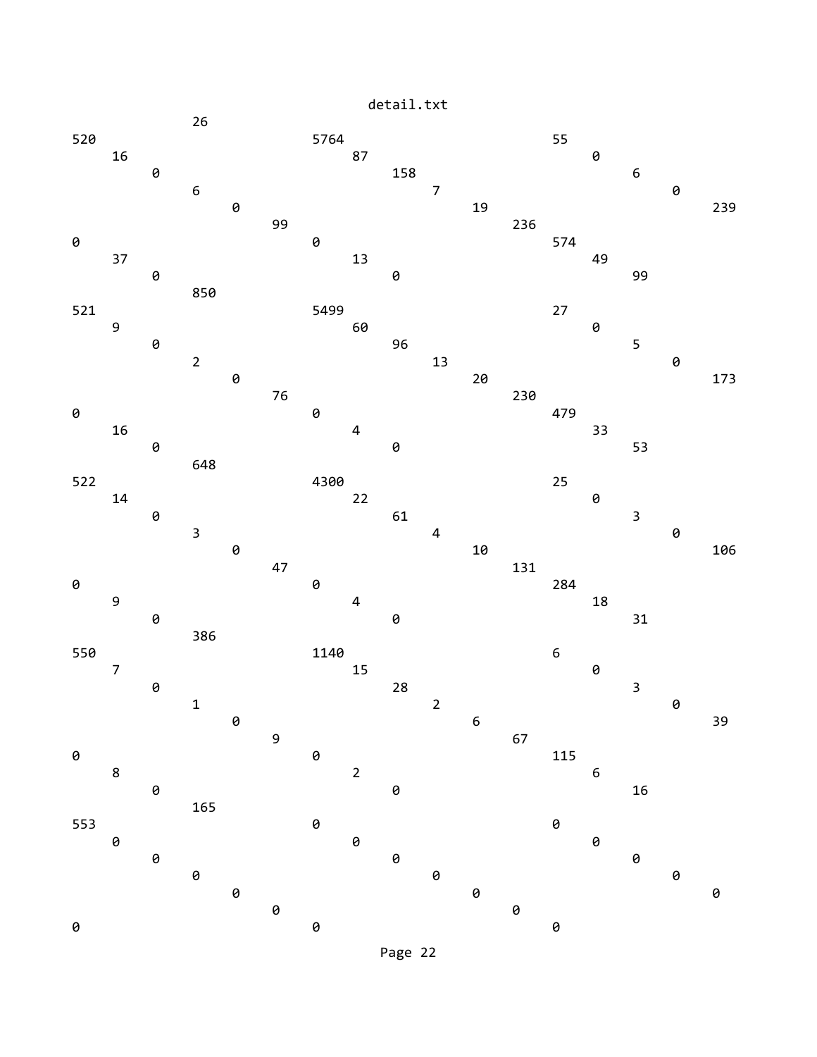```
                26
520                         5764                        55
     16                          87                          0
          0                           158                         6
               6                           7                           0
                    0                           19                          239
                         99                          236
0                           0                           574
     37                          13                          49
          0                           0                           99
               850
521                         5499                        27
     9                           60                          0
          0                           96                          5
               2                           13                          0
                    0                           20                          173
                         76                          230
0                           0                           479
     16                          4                           33
          0                           0                           53
               648
522                         4300                        25
     14                          22                          0
          0                           61                          3
               3                           4                           0
                    0                           10                          106
                         47                          131
0                           0                           284
     9                           4                           18
          0                           0                           31
               386
550                         1140                        6
     7                           15                          0
          0                           28                          3
               1                           2                           0
                    0                           6                           39
                         9                           67
0                           0                           115
     8                           2                           6
          0                           0                           16
               165
553                         0                           0
     0                           0                           0
          0                           0                           0
               0                           0                           0
                    0                           0                           0
                         0                           0
0                           0                           0
```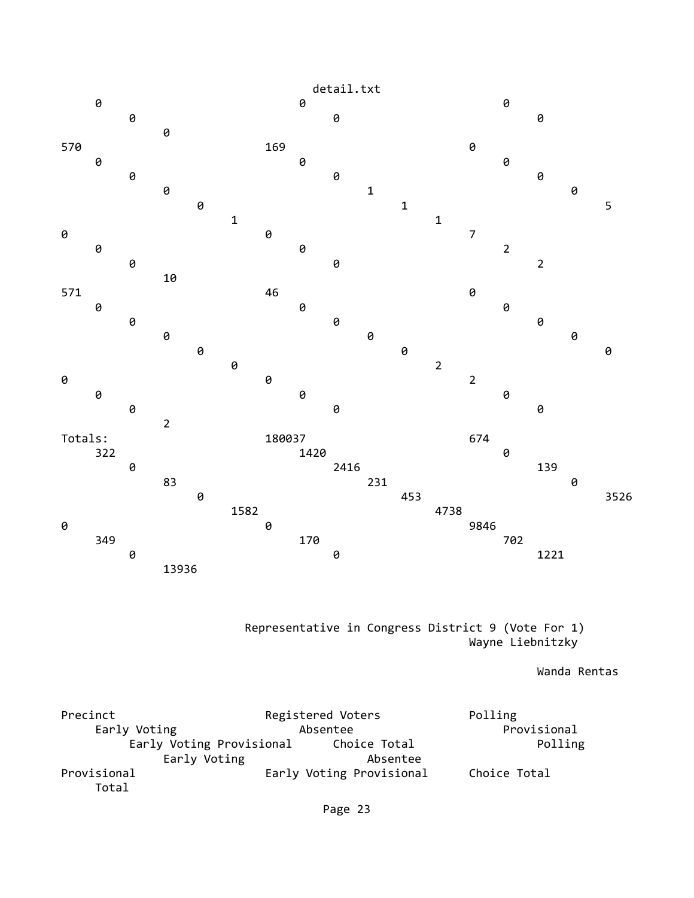detail.txt

```
     0                                0                                0
          0                                0                                0
               0
570                           169                              0
     0                                0                                0
          0                                0                                0
               0                                1                                0
                    0                                1                                5
                         1                                1
0                             0                                7
     0                                0                                2
          0                                0                                2
               10
571                           46                               0
     0                                0                                0
          0                                0                                0
               0                                0                                0
                    0                                0                                0
                         0                                2
0                             0                                2
     0                                0                                0
          0                                0                                0
               2
Totals:                       180037                           674
     322                              1420                             0
          0                                2416                             139
               83                               231                              0
                    0                                453                              3526
                         1582                             4738
0                             0                                9846
     349                              170                              702
          0                                0                                1221
               13936
```

Representative in Congress District 9 (Vote For 1)

```
                                                                 Wayne Liebnitzky

                                                                           Wanda Rentas


Precinct                      Registered Voters                Polling
     Early Voting                     Absentee                         Provisional
          Early Voting Provisional         Choice Total                     Polling
               Early Voting                     Absentee
Provisional                   Early Voting Provisional         Choice Total
     Total
```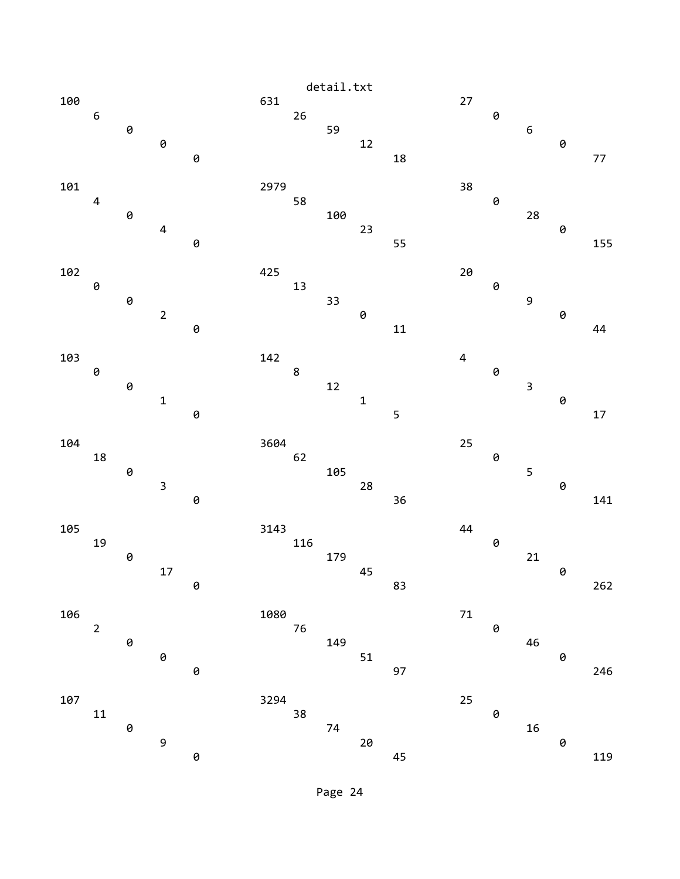```
100                           631                           27
     6                             26                            0
          0                             59                            6
               0                             12                            0
                    0                             18                            77

101                           2979                          38
     4                             58                            0
          0                             100                           28
               4                             23                            0
                    0                             55                            155

102                           425                           20
     0                             13                            0
          0                             33                            9
               2                             0                             0
                    0                             11                            44

103                           142                           4
     0                             8                             0
          0                             12                            3
               1                             1                             0
                    0                             5                             17

104                           3604                          25
     18                            62                            0
          0                             105                           5
               3                             28                            0
                    0                             36                            141

105                           3143                          44
     19                            116                           0
          0                             179                           21
               17                            45                            0
                    0                             83                            262

106                           1080                          71
     2                             76                            0
          0                             149                           46
               0                             51                            0
                    0                             97                            246

107                           3294                          25
     11                            38                            0
          0                             74                            16
               9                             20                            0
                    0                             45                            119
```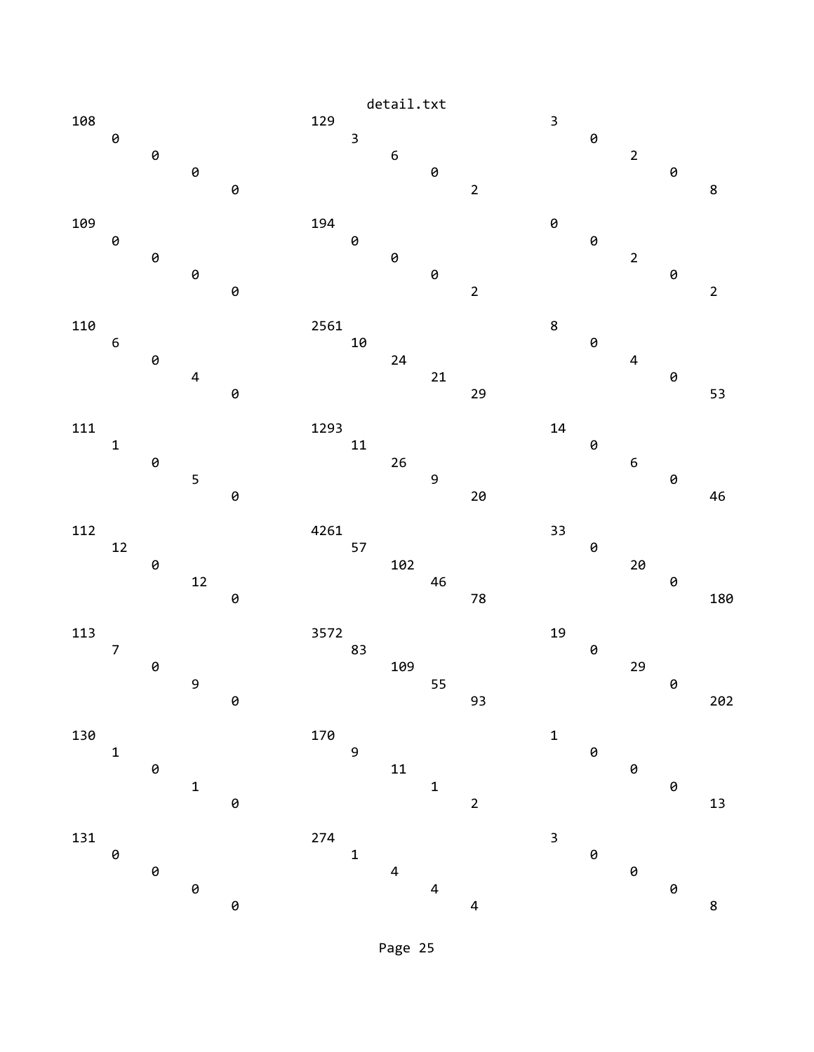detail.txt

```
108                                   129                                   3
     0                                     3                                     0
          0                                     6                                     2
               0                                     0                                     0
                    0                                     2                                     8

109                                   194                                   0
     0                                     0                                     0
          0                                     0                                     2
               0                                     0                                     0
                    0                                     2                                     2

110                                   2561                                  8
     6                                     10                                    0
          0                                     24                                    4
               4                                     21                                    0
                    0                                     29                                    53

111                                   1293                                  14
     1                                     11                                    0
          0                                     26                                    6
               5                                     9                                     0
                    0                                     20                                    46

112                                   4261                                  33
     12                                    57                                    0
          0                                     102                                   20
               12                                    46                                    0
                    0                                     78                                    180

113                                   3572                                  19
     7                                     83                                    0
          0                                     109                                   29
               9                                     55                                    0
                    0                                     93                                    202

130                                   170                                   1
     1                                     9                                     0
          0                                     11                                    0
               1                                     1                                     0
                    0                                     2                                     13

131                                   274                                   3
     0                                     1                                     0
          0                                     4                                     0
               0                                     4                                     0
                    0                                     4                                     8
```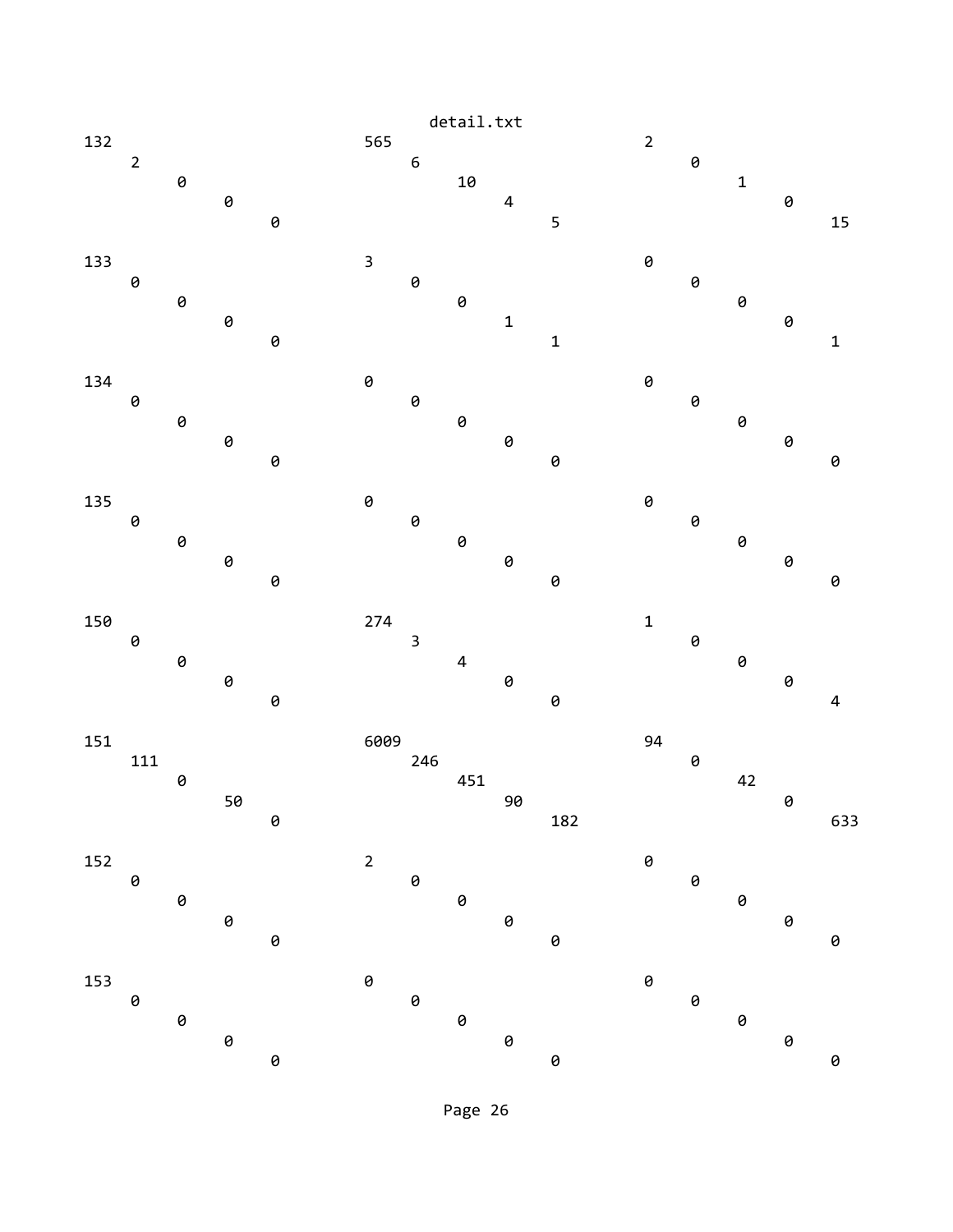detail.txt

```
132                                 565                                 2
     2                                   6                                   0
          0                                   10                                  1
               0                                   4                                   0
                    0                                   5                                   15

133                                 3                                   0
     0                                   0                                   0
          0                                   0                                   0
               0                                   1                                   0
                    0                                   1                                   1

134                                 0                                   0
     0                                   0                                   0
          0                                   0                                   0
               0                                   0                                   0
                    0                                   0                                   0

135                                 0                                   0
     0                                   0                                   0
          0                                   0                                   0
               0                                   0                                   0
                    0                                   0                                   0

150                                 274                                 1
     0                                   3                                   0
          0                                   4                                   0
               0                                   0                                   0
                    0                                   0                                   4

151                                 6009                                94
     111                                 246                                 0
          0                                   451                                 42
               50                                  90                                  0
                    0                                   182                                 633

152                                 2                                   0
     0                                   0                                   0
          0                                   0                                   0
               0                                   0                                   0
                    0                                   0                                   0

153                                 0                                   0
     0                                   0                                   0
          0                                   0                                   0
               0                                   0                                   0
                    0                                   0                                   0
```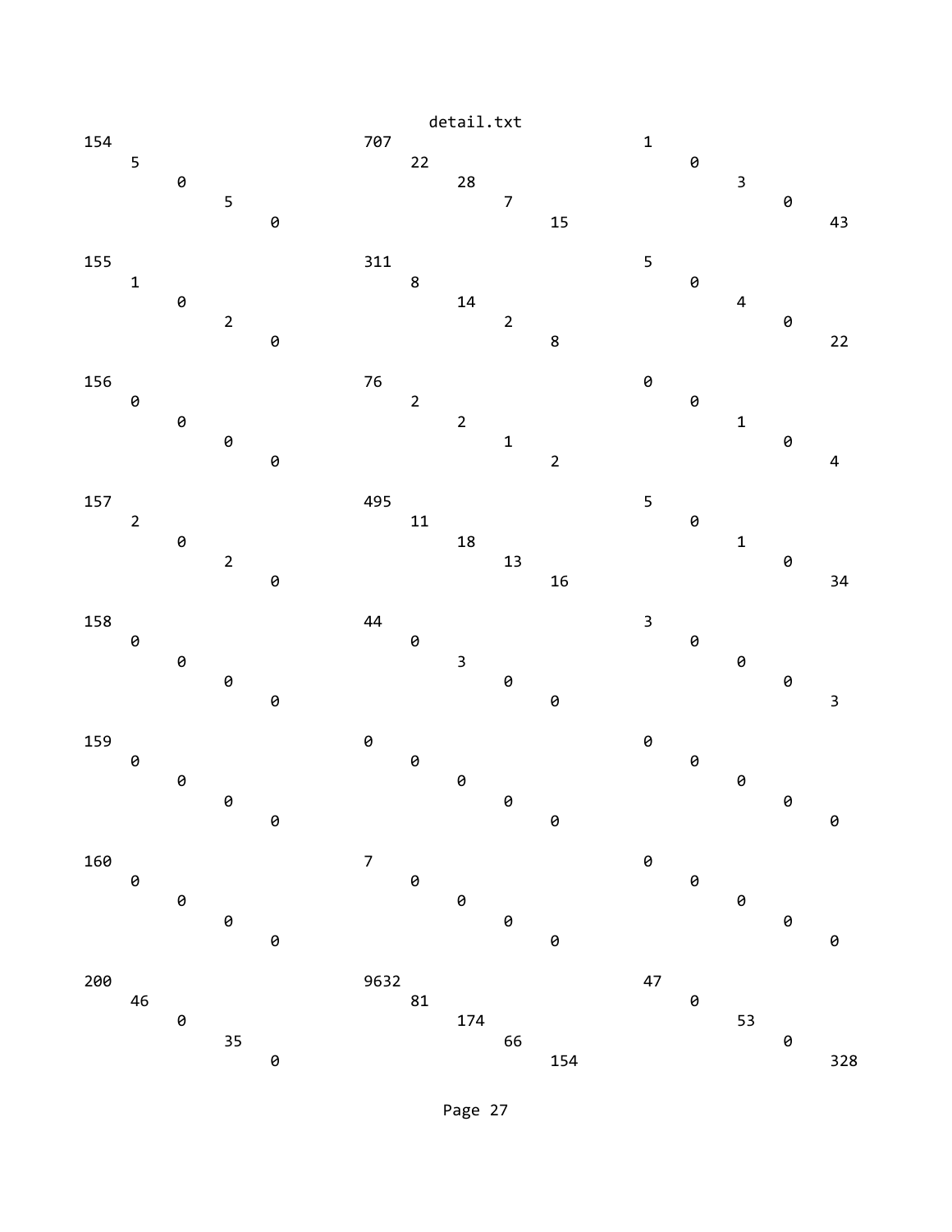```
154                              707                              1
     5                                22                               0
          0                                28                               3
               5                                7                                0
                    0                                15                               43

155                              311                              5
     1                                8                                0
          0                                14                               4
               2                                2                                0
                    0                                8                                22

156                              76                               0
     0                                2                                0
          0                                2                                1
               0                                1                                0
                    0                                2                                4

157                              495                              5
     2                                11                               0
          0                                18                               1
               2                                13                               0
                    0                                16                               34

158                              44                               3
     0                                0                                0
          0                                3                                0
               0                                0                                0
                    0                                0                                3

159                              0                                0
     0                                0                                0
          0                                0                                0
               0                                0                                0
                    0                                0                                0

160                              7                                0
     0                                0                                0
          0                                0                                0
               0                                0                                0
                    0                                0                                0

200                              9632                             47
     46                               81                               0
          0                                174                              53
               35                               66                               0
                    0                                154                              328
```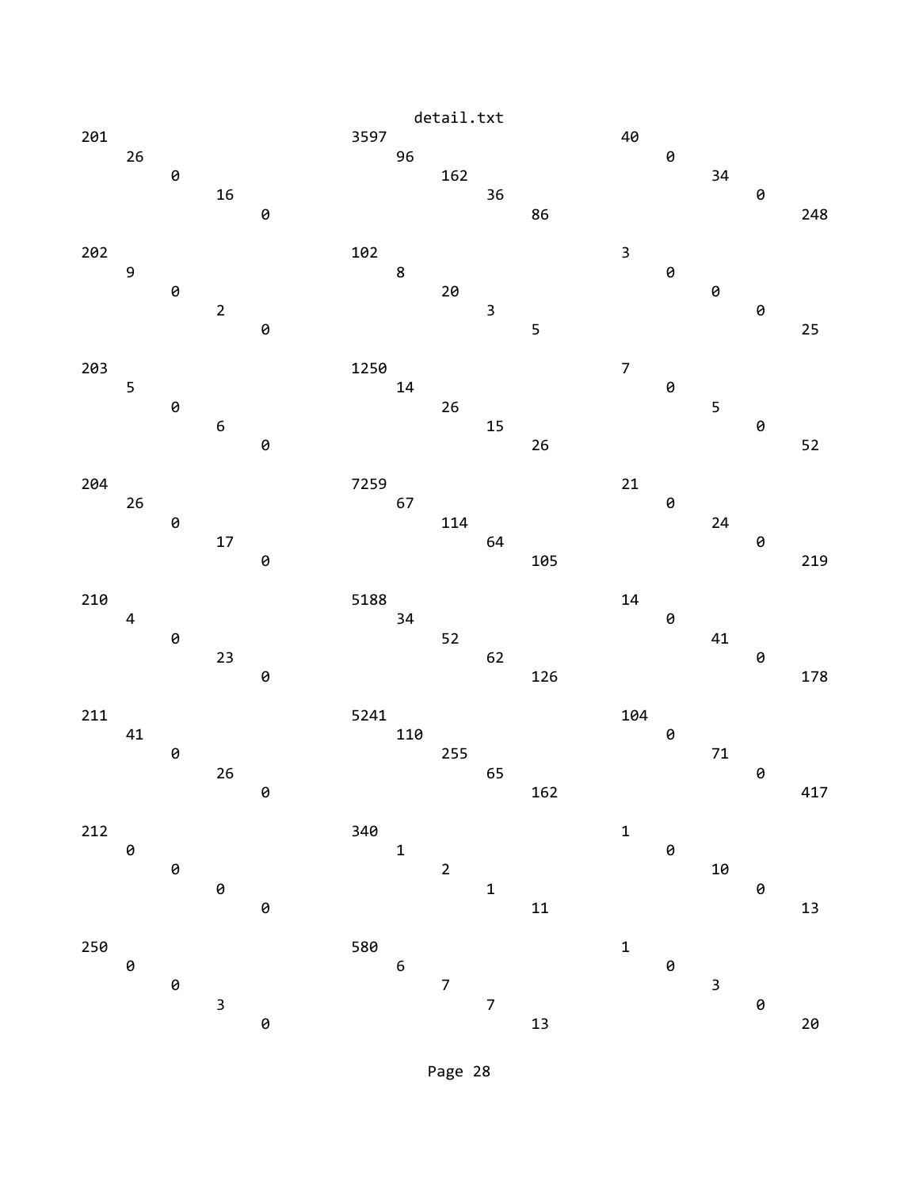detail.txt

```
201                          3597                         40
    26                           96                            0
        0                            162                           34
            16                           36                            0
                0                            86                            248

202                          102                          3
    9                            8                             0
        0                            20                            0
            2                            3                             0
                0                            5                             25

203                          1250                         7
    5                            14                            0
        0                            26                            5
            6                            15                            0
                0                            26                            52

204                          7259                         21
    26                           67                            0
        0                            114                           24
            17                           64                            0
                0                            105                           219

210                          5188                         14
    4                            34                            0
        0                            52                            41
            23                           62                            0
                0                            126                           178

211                          5241                         104
    41                           110                           0
        0                            255                           71
            26                           65                            0
                0                            162                           417

212                          340                          1
    0                            1                             0
        0                            2                             10
            0                            1                             0
                0                            11                            13

250                          580                          1
    0                            6                             0
        0                            7                             3
            3                            7                             0
                0                            13                            20
```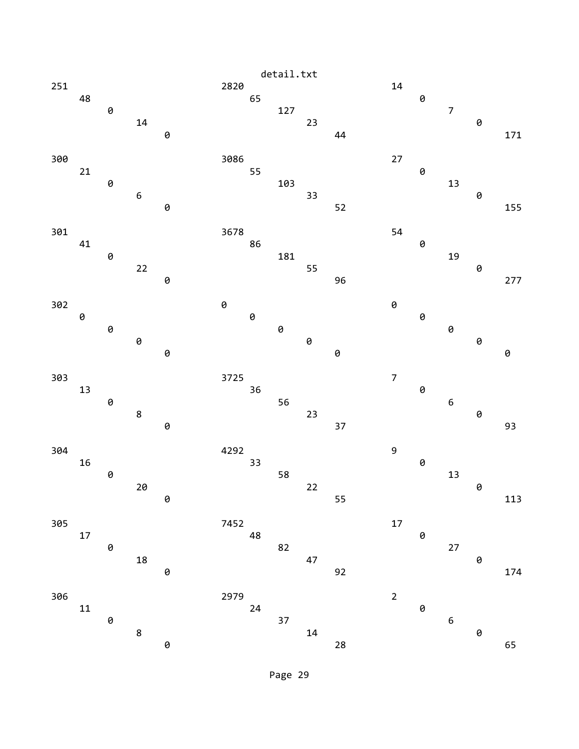```
251
    48
        0
            14
                0
                                2820
                                    65
                                        127
                                            23
                                                44
                                                                14
                                                                    0
                                                                        7
                                                                            0
                                                                                171

300
    21
        0
            6
                0
                                3086
                                    55
                                        103
                                            33
                                                52
                                                                27
                                                                    0
                                                                        13
                                                                            0
                                                                                155

301
    41
        0
            22
                0
                                3678
                                    86
                                        181
                                            55
                                                96
                                                                54
                                                                    0
                                                                        19
                                                                            0
                                                                                277

302
    0
        0
            0
                0
                                0
                                    0
                                        0
                                            0
                                                0
                                                                0
                                                                    0
                                                                        0
                                                                            0
                                                                                0

303
    13
        0
            8
                0
                                3725
                                    36
                                        56
                                            23
                                                37
                                                                7
                                                                    0
                                                                        6
                                                                            0
                                                                                93

304
    16
        0
            20
                0
                                4292
                                    33
                                        58
                                            22
                                                55
                                                                9
                                                                    0
                                                                        13
                                                                            0
                                                                                113

305
    17
        0
            18
                0
                                7452
                                    48
                                        82
                                            47
                                                92
                                                                17
                                                                    0
                                                                        27
                                                                            0
                                                                                174

306
    11
        0
            8
                0
                                2979
                                    24
                                        37
                                            14
                                                28
                                                                2
                                                                    0
                                                                        6
                                                                            0
                                                                                65
```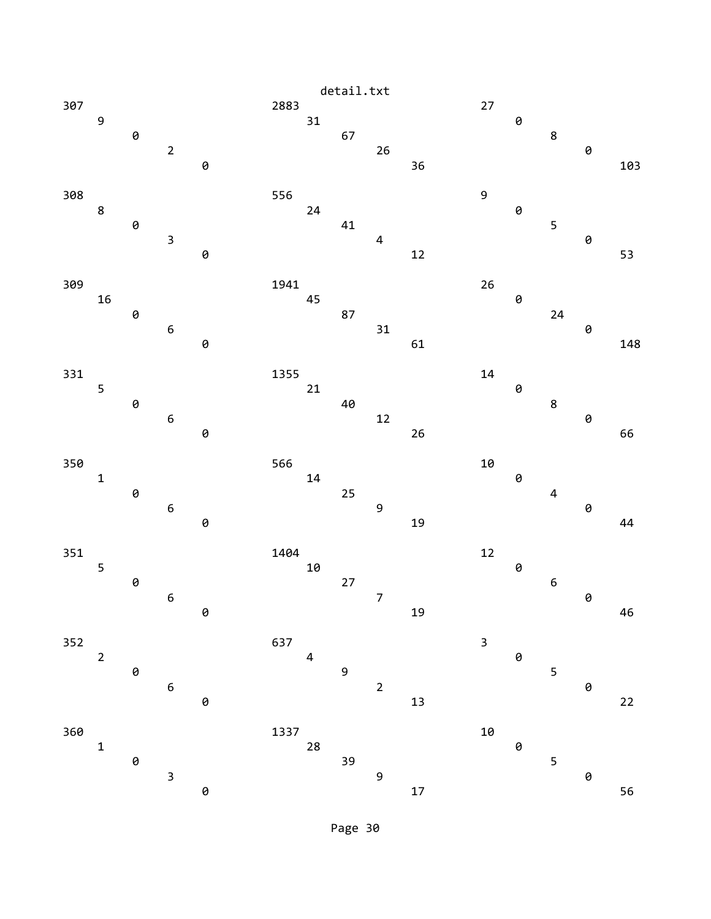detail.txt

```
307                           2883                          27
    9                             31                            0
        0                             67                            8
            2                             26                            0
                0                             36                            103

308                           556                           9
    8                             24                            0
        0                             41                            5
            3                             4                             0
                0                             12                            53

309                           1941                          26
    16                            45                            0
        0                             87                            24
            6                             31                            0
                0                             61                            148

331                           1355                          14
    5                             21                            0
        0                             40                            8
            6                             12                            0
                0                             26                            66

350                           566                           10
    1                             14                            0
        0                             25                            4
            6                             9                             0
                0                             19                            44

351                           1404                          12
    5                             10                            0
        0                             27                            6
            6                             7                             0
                0                             19                            46

352                           637                           3
    2                             4                             0
        0                             9                             5
            6                             2                             0
                0                             13                            22

360                           1337                          10
    1                             28                            0
        0                             39                            5
            3                             9                             0
                0                             17                            56
```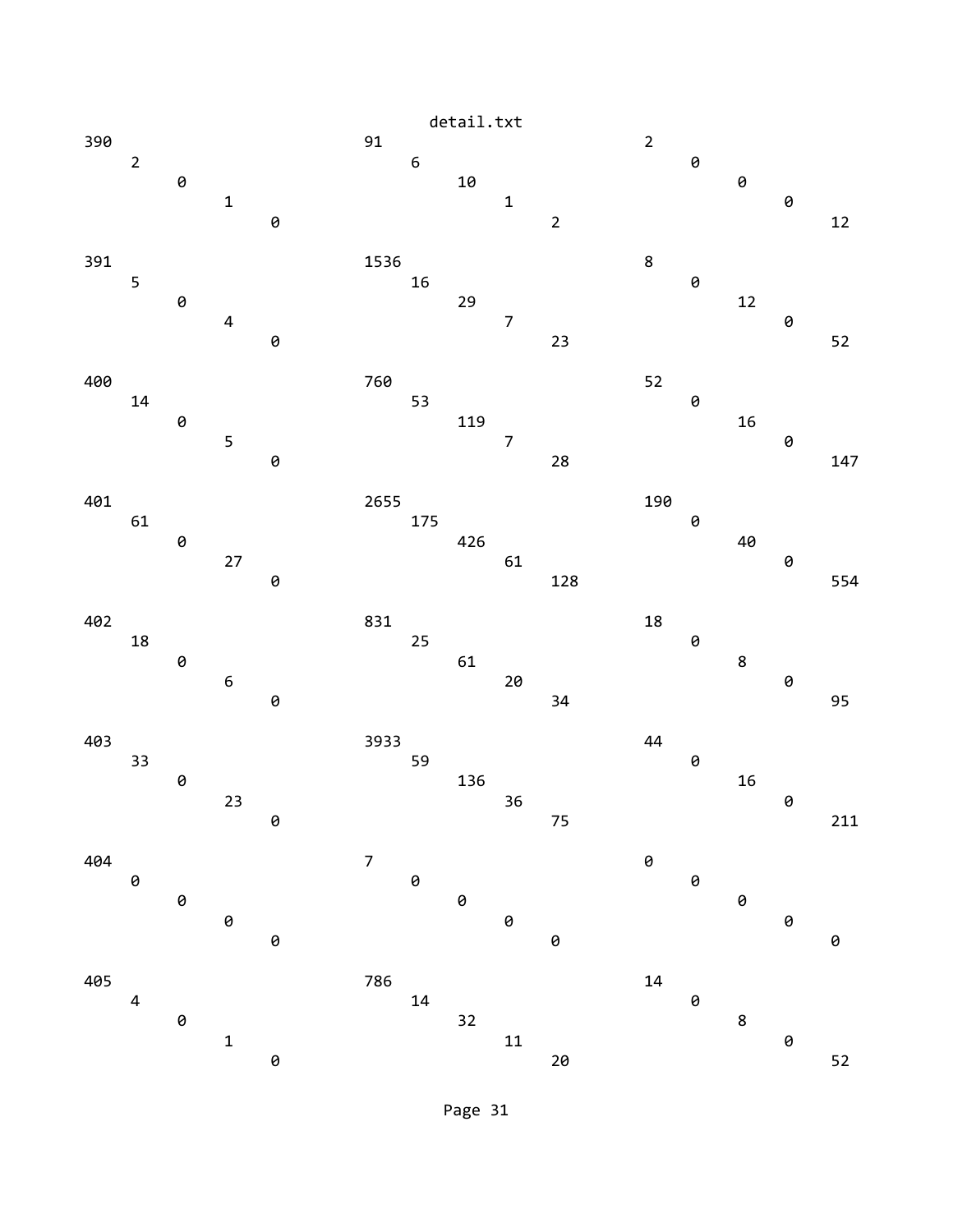detail.txt

```
390                         91                          2
    2                           6                           0
        0                           10                          0
            1                           1                           0
                0                           2                           12

391                         1536                        8
    5                           16                          0
        0                           29                          12
            4                           7                           0
                0                           23                          52

400                         760                         52
    14                          53                          0
        0                           119                         16
            5                           7                           0
                0                           28                          147

401                         2655                        190
    61                          175                         0
        0                           426                         40
            27                          61                          0
                0                           128                         554

402                         831                         18
    18                          25                          0
        0                           61                          8
            6                           20                          0
                0                           34                          95

403                         3933                        44
    33                          59                          0
        0                           136                         16
            23                          36                          0
                0                           75                          211

404                         7                           0
    0                           0                           0
        0                           0                           0
            0                           0                           0
                0                           0                           0

405                         786                         14
    4                           14                          0
        0                           32                          8
            1                           11                          0
                0                           20                          52
```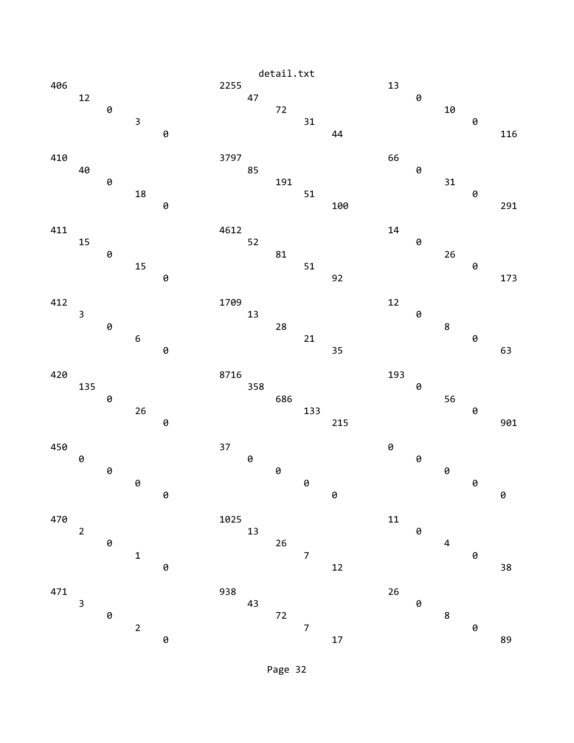detail.txt

```
406                           2255                          13
    12                            47                            0
        0                             72                            10
            3                             31                            0
                0                             44                            116

410                           3797                          66
    40                            85                            0
        0                             191                           31
            18                            51                            0
                0                             100                           291

411                           4612                          14
    15                            52                            0
        0                             81                            26
            15                            51                            0
                0                             92                            173

412                           1709                          12
    3                             13                            0
        0                             28                            8
            6                             21                            0
                0                             35                            63

420                           8716                          193
    135                           358                           0
        0                             686                           56
            26                            133                           0
                0                             215                           901

450                           37                            0
    0                             0                             0
        0                             0                             0
            0                             0                             0
                0                             0                             0

470                           1025                          11
    2                             13                            0
        0                             26                            4
            1                             7                             0
                0                             12                            38

471                           938                           26
    3                             43                            0
        0                             72                            8
            2                             7                             0
                0                             17                            89
```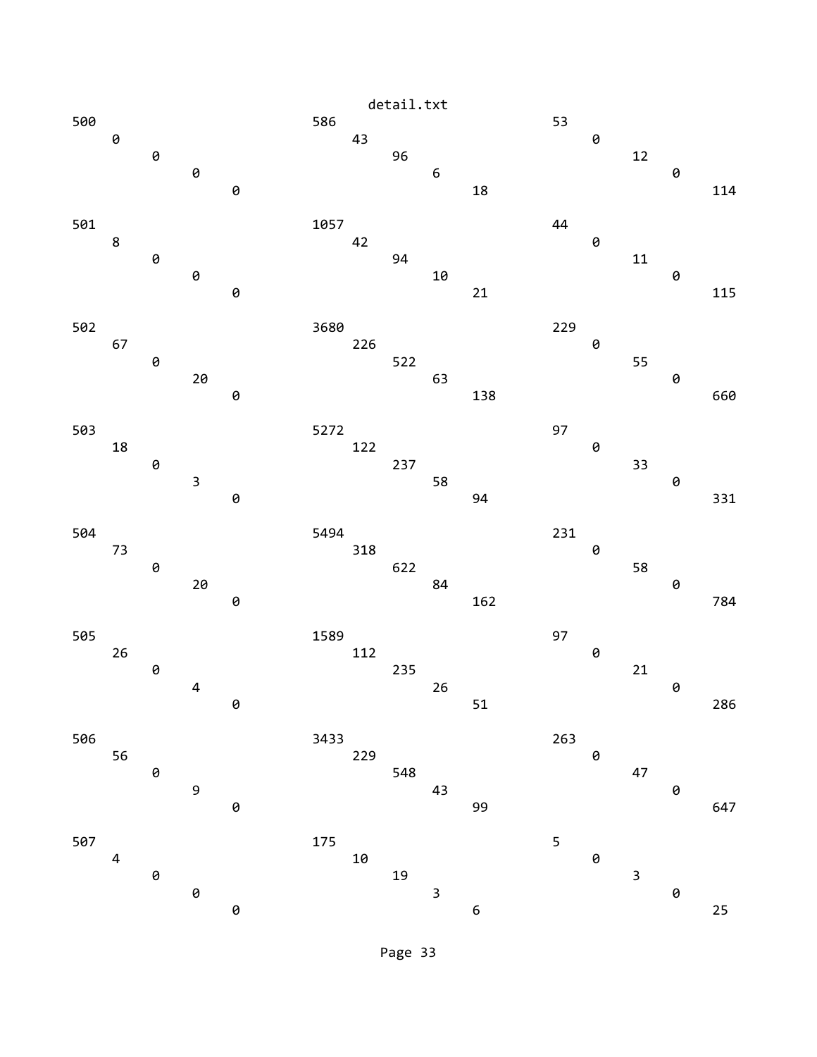| | | | | | | | | | | | | | | |
|---|---|---|---|---|---|---|---|---|---|---|---|---|---|---|
| 500 | 0 | 0 | 0 | 0 | 586 | 43 | 96 | 6 | 18 | 53 | 0 | 12 | 0 | 114 |
| 501 | 8 | 0 | 0 | 0 | 1057 | 42 | 94 | 10 | 21 | 44 | 0 | 11 | 0 | 115 |
| 502 | 67 | 0 | 20 | 0 | 3680 | 226 | 522 | 63 | 138 | 229 | 0 | 55 | 0 | 660 |
| 503 | 18 | 0 | 3 | 0 | 5272 | 122 | 237 | 58 | 94 | 97 | 0 | 33 | 0 | 331 |
| 504 | 73 | 0 | 20 | 0 | 5494 | 318 | 622 | 84 | 162 | 231 | 0 | 58 | 0 | 784 |
| 505 | 26 | 0 | 4 | 0 | 1589 | 112 | 235 | 26 | 51 | 97 | 0 | 21 | 0 | 286 |
| 506 | 56 | 0 | 9 | 0 | 3433 | 229 | 548 | 43 | 99 | 263 | 0 | 47 | 0 | 647 |
| 507 | 4 | 0 | 0 | 0 | 175 | 10 | 19 | 3 | 6 | 5 | 0 | 3 | 0 | 25 |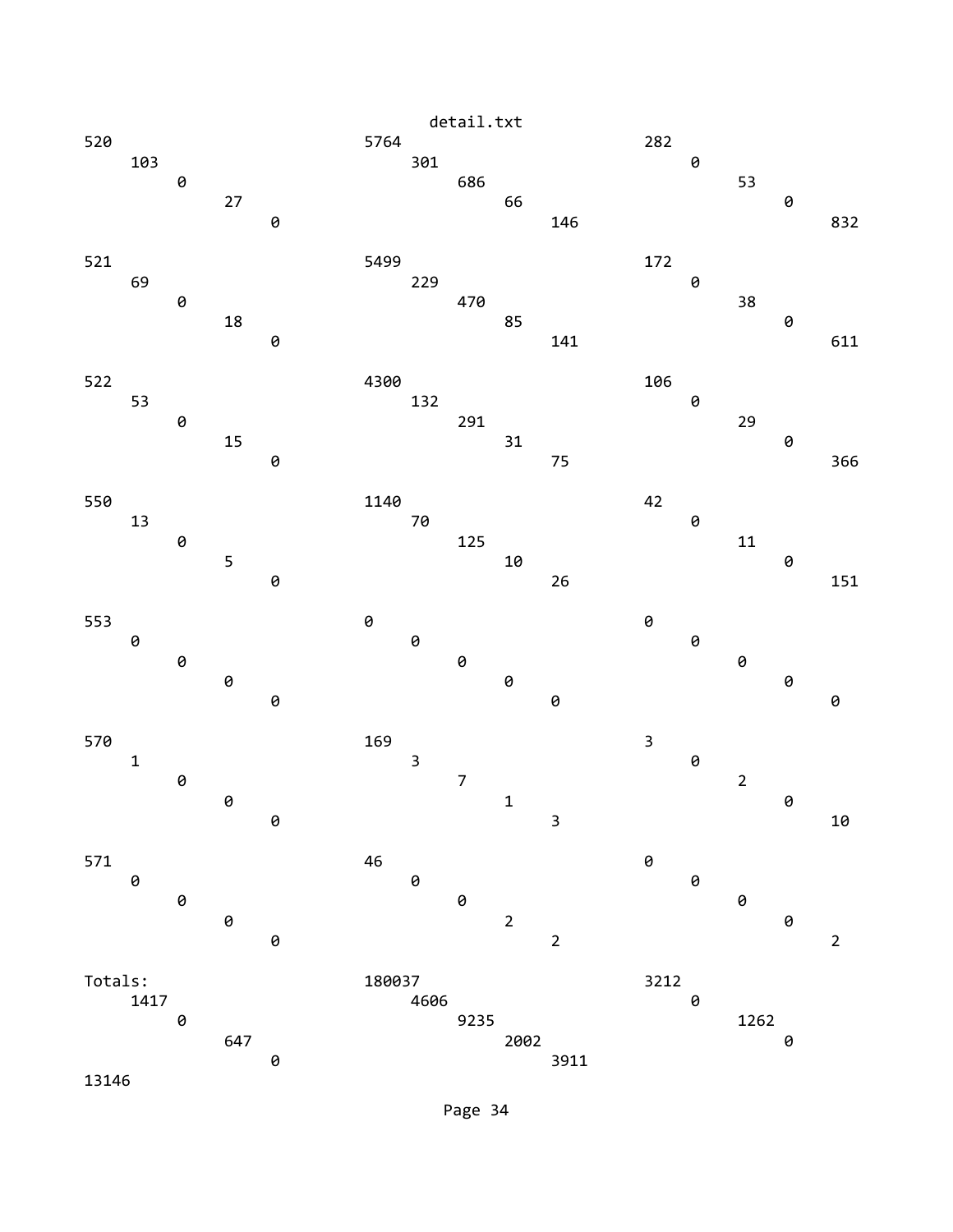```
520                           5764                          282
     103                           301                           0
          0                             686                           53
               27                            66                            0
                    0                             146                           832

521                           5499                          172
     69                            229                           0
          0                             470                           38
               18                            85                            0
                    0                             141                           611

522                           4300                          106
     53                            132                           0
          0                             291                           29
               15                            31                            0
                    0                             75                            366

550                           1140                          42
     13                            70                            0
          0                             125                           11
               5                             10                            0
                    0                             26                            151

553                           0                             0
     0                             0                             0
          0                             0                             0
               0                             0                             0
                    0                             0                             0

570                           169                           3
     1                             3                             0
          0                             7                             2
               0                             1                             0
                    0                             3                             10

571                           46                            0
     0                             0                             0
          0                             0                             0
               0                             2                             0
                    0                             2                             2

Totals:                       180037                        3212
     1417                          4606                          0
          0                             9235                          1262
               647                           2002                          0
                    0                             3911
13146
```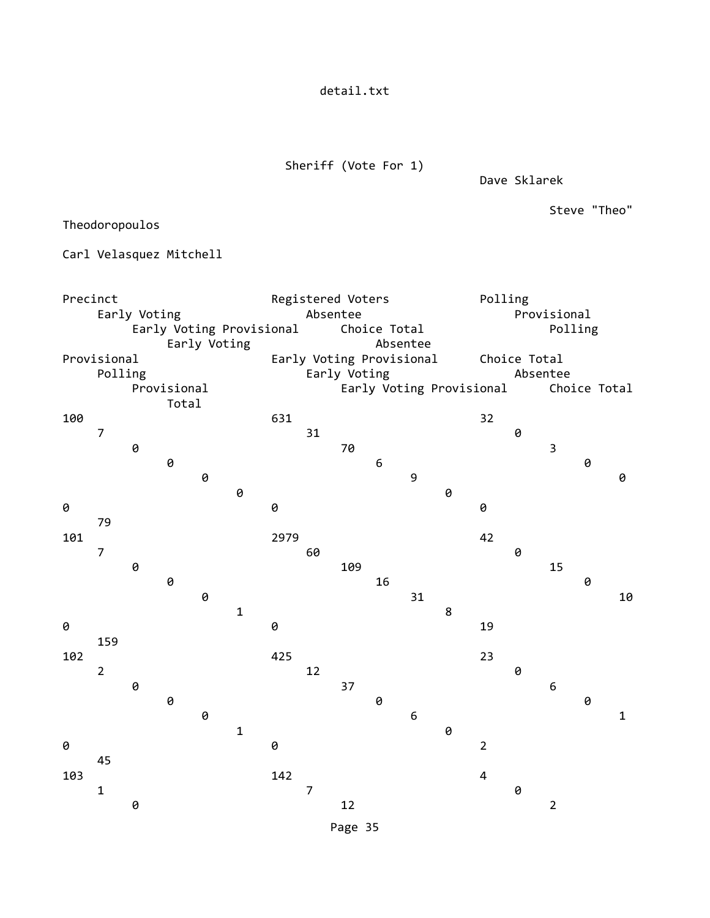## Sheriff (Vote For 1)

| Precinct | Registered Voters | Dave Sklarek | | | | | | Steve "Theo" Theodoropoulos | | | | | | Carl Velasquez Mitchell | | | | | | |
|---|---|---|---|---|---|---|---|---|---|---|---|---|---|---|---|---|---|---|---|---|
| | | Polling | Early Voting | Absentee | Provisional | Early Voting Provisional | Choice Total | Polling | Early Voting | Absentee | Provisional | Early Voting Provisional | Choice Total | Polling | Early Voting | Absentee | Provisional | Early Voting Provisional | Choice Total | Total |
| 100 | 631 | 32 | 7 | 31 | 0 | 0 | 70 | 3 | 0 | 6 | 0 | 0 | 9 | 0 | 0 | 0 | 0 | 0 | 0 | 79 |
| 101 | 2979 | 42 | 7 | 60 | 0 | 0 | 109 | 15 | 0 | 16 | 0 | 0 | 31 | 10 | 1 | 8 | 0 | 0 | 19 | 159 |
| 102 | 425 | 23 | 2 | 12 | 0 | 0 | 37 | 6 | 0 | 0 | 0 | 0 | 6 | 1 | 1 | 0 | 0 | 0 | 2 | 45 |
| 103 | 142 | 4 | 1 | 7 | 0 | 0 | 12 | 2 | | | | | | | | | | | | |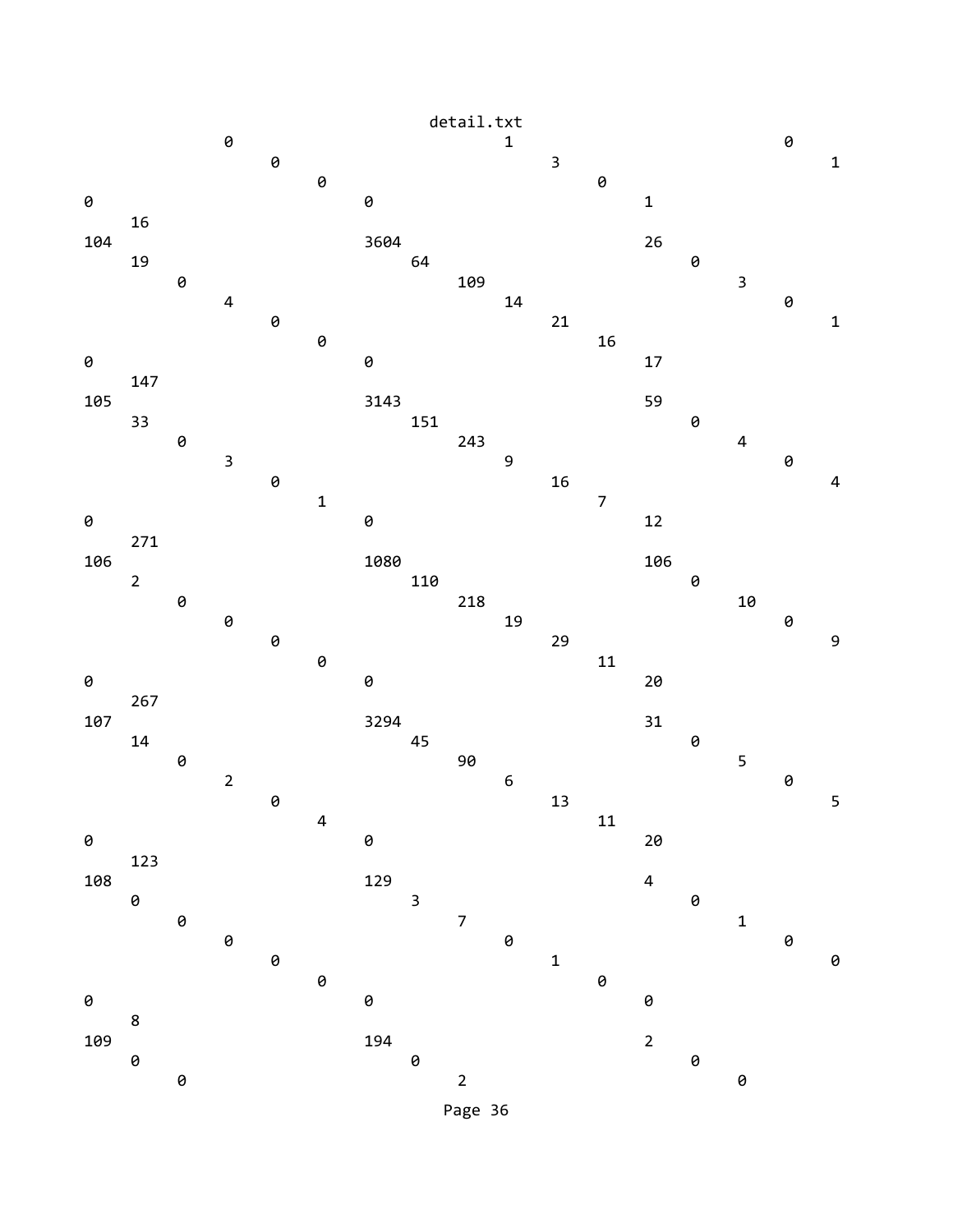```
                                  detail.txt
               0                               1                             0
                    0                               3                             1
                         0                               0
0                             0                               1
     16
104                           3604                            26
     19                            64                              0
          0                             109                             3
               4                             14                              0
                    0                             21                              1
                         0                             16
0                             0                               17
     147
105                           3143                            59
     33                            151                             0
          0                             243                             4
               3                             9                               0
                    0                             16                              4
                         1                             7
0                             0                               12
     271
106                           1080                            106
     2                             110                             0
          0                             218                             10
               0                             19                              0
                    0                             29                              9
                         0                             11
0                             0                               20
     267
107                           3294                            31
     14                            45                              0
          0                             90                              5
               2                             6                               0
                    0                             13                              5
                         4                             11
0                             0                               20
     123
108                           129                             4
     0                             3                               0
          0                             7                               1
               0                             0                               0
                    0                             1                               0
                         0                             0
0                             0                               0
     8
109                           194                             2
     0                             0                               0
          0                             2                               0
```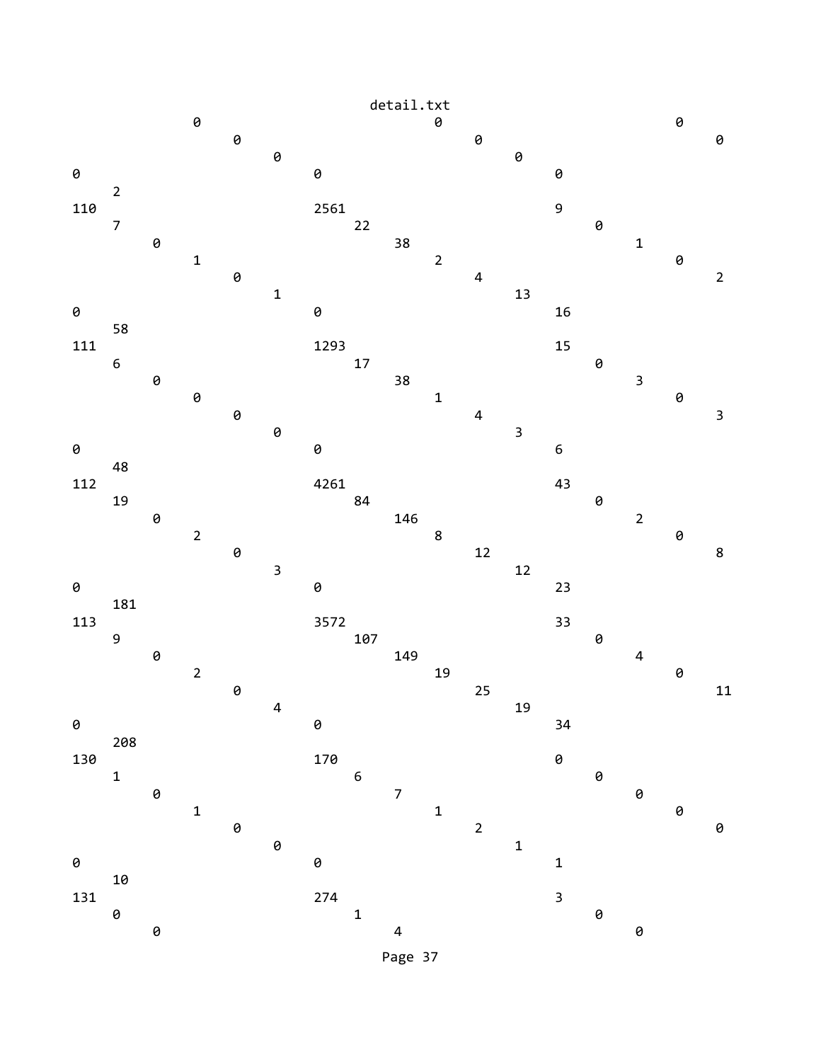```
                  0                               0                               0
                       0                               0                               0
                            0                               0
0                               0                               0
     2
110                             2561                            9
     7                               22                              0
          0                               38                              1
               1                               2                               0
                    0                               4                               2
                         1                               13
0                               0                               16
     58
111                             1293                            15
     6                               17                              0
          0                               38                              3
               0                               1                               0
                    0                               4                               3
                         0                               3
0                               0                               6
     48
112                             4261                            43
     19                              84                              0
          0                               146                             2
               2                               8                               0
                    0                               12                              8
                         3                               12
0                               0                               23
     181
113                             3572                            33
     9                               107                             0
          0                               149                             4
               2                               19                              0
                    0                               25                              11
                         4                               19
0                               0                               34
     208
130                             170                             0
     1                               6                               0
          0                               7                               0
               1                               1                               0
                    0                               2                               0
                         0                               1
0                               0                               1
     10
131                             274                             3
     0                               1                               0
          0                               4                               0
```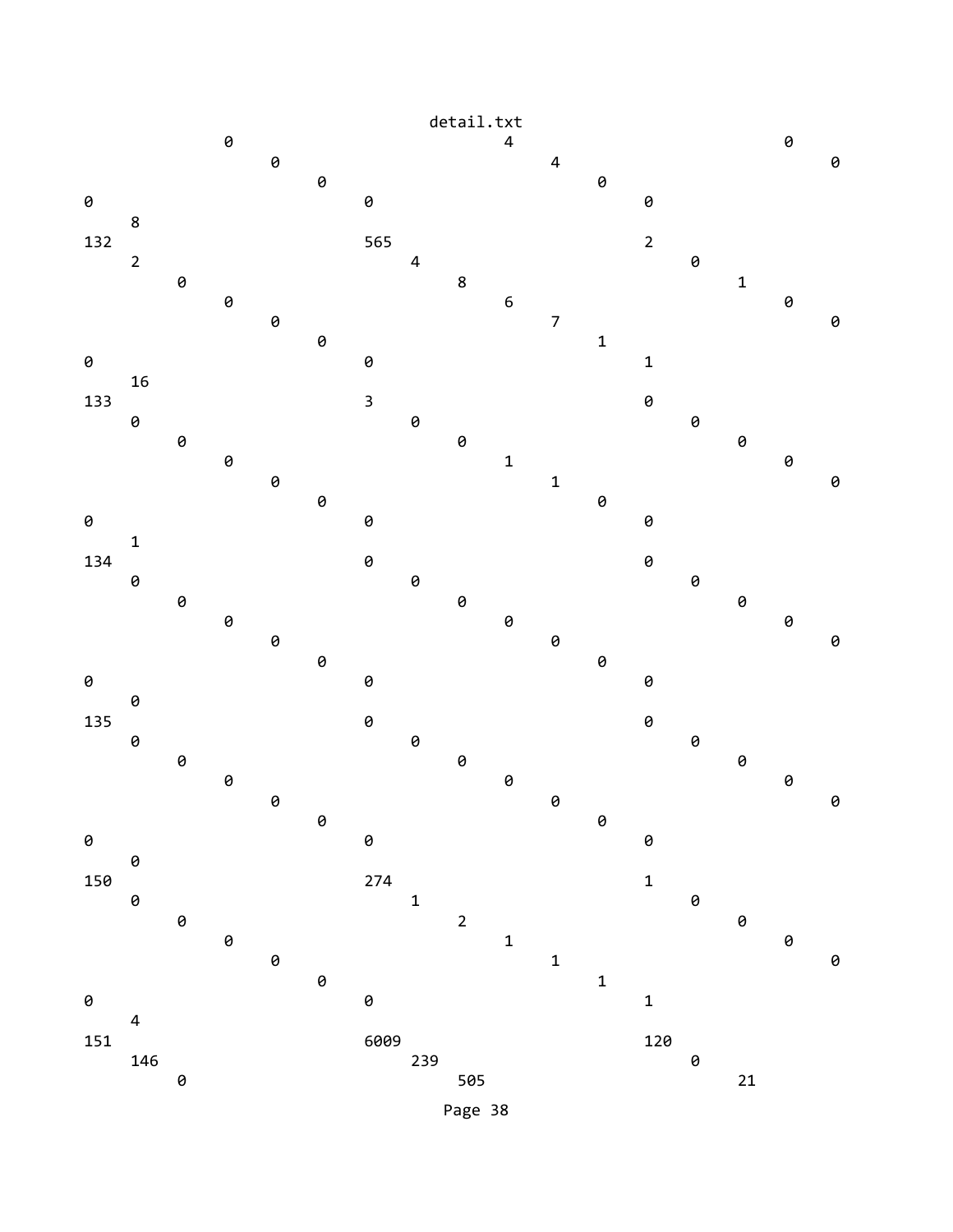```
                                                                  0                          4                           0
                                                                       0                          4                           0
                                                                            0                          0
0                              0                              0
     8
132                            565                            2
     2                              4                              0
          0                              8                              1
               0                              6                              0
                    0                              7                              0
                         0                              1
0                              0                              1
     16
133                            3                              0
     0                              0                              0
          0                              0                              0
               0                              1                              0
                    0                              1                              0
                         0                              0
0                              0                              0
     1
134                            0                              0
     0                              0                              0
          0                              0                              0
               0                              0                              0
                    0                              0                              0
                         0                              0
0                              0                              0
     0
135                            0                              0
     0                              0                              0
          0                              0                              0
               0                              0                              0
                    0                              0                              0
                         0                              0
0                              0                              0
     0
150                            274                            1
     0                              1                              0
          0                              2                              0
               0                              1                              0
                    0                              1                              0
                         0                              1
0                              0                              1
     4
151                            6009                           120
     146                            239                            0
          0                              505                            21
```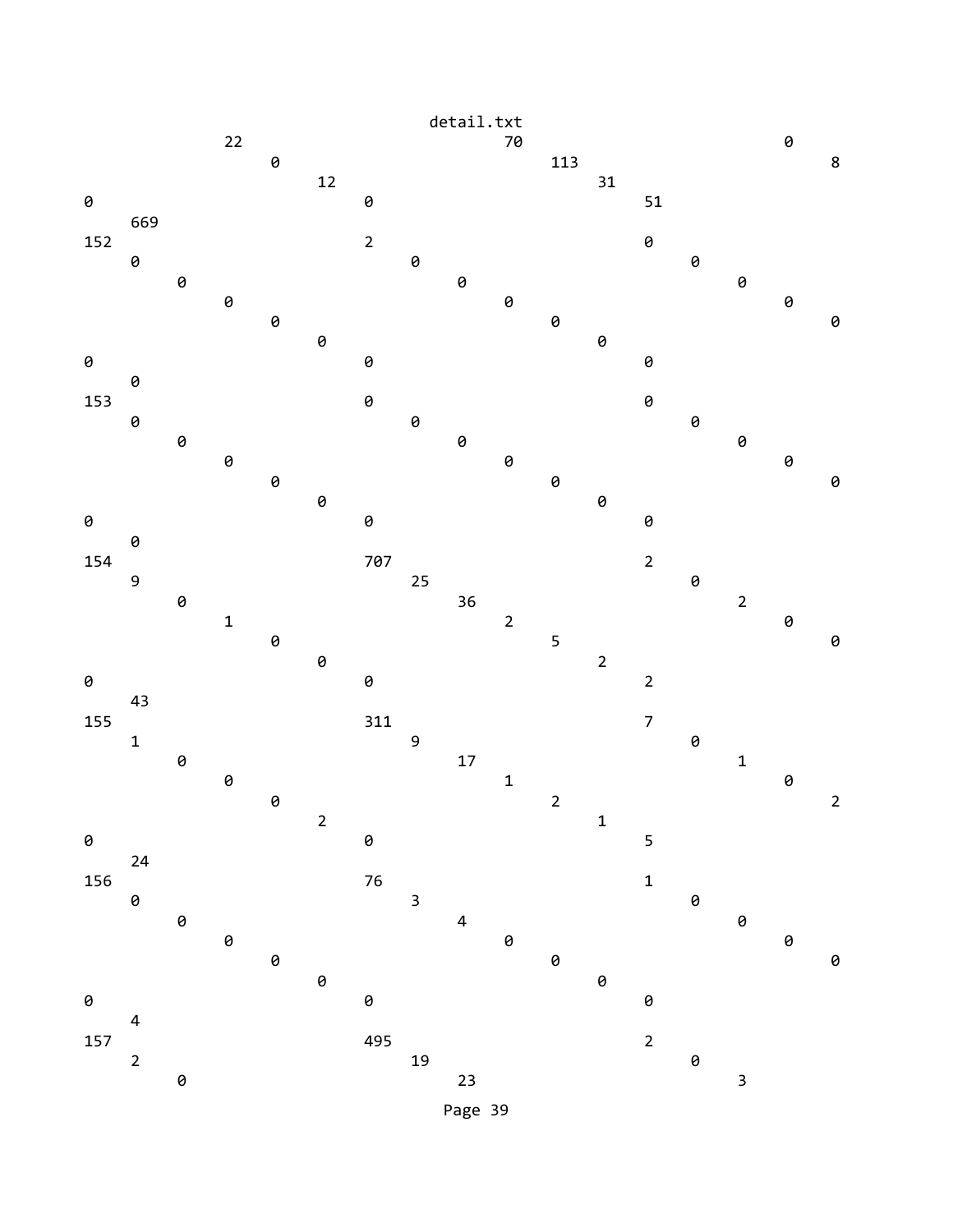```
                22                              70                          0
                      0                               113                         8
                            12                              31
0                                 0                               51
      669
152                               2                               0
      0                                 0                               0
            0                                 0                               0
                  0                                 0                               0
                        0                                 0                               0
                              0                                 0
0                                 0                               0
      0
153                               0                               0
      0                                 0                               0
            0                                 0                               0
                  0                                 0                               0
                        0                                 0                               0
                              0                                 0
0                                 0                               0
      0
154                               707                             2
      9                                 25                              0
            0                                 36                              2
                  1                                 2                               0
                        0                                 5                               0
                              0                                 2
0                                 0                               2
      43
155                               311                             7
      1                                 9                               0
            0                                 17                              1
                  0                                 1                               0
                        0                                 2                               2
                              2                                 1
0                                 0                               5
      24
156                               76                              1
      0                                 3                               0
            0                                 4                               0
                  0                                 0                               0
                        0                                 0                               0
                              0                                 0
0                                 0                               0
      4
157                               495                             2
      2                                 19                              0
            0                                 23                              3
```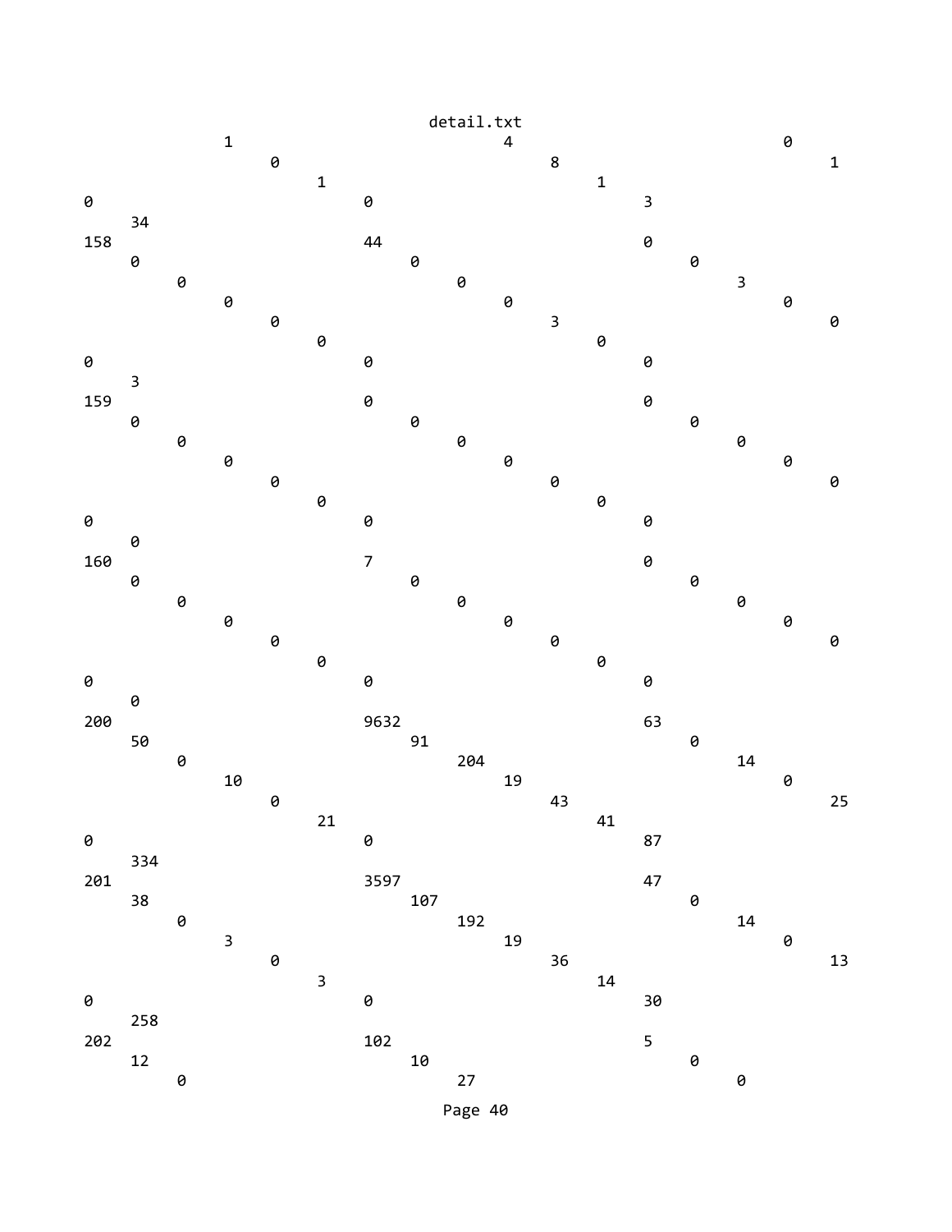```
                 1                          4                         0
                      0                          8                         1
                           1                          1
0                               0                          3
     34
158                             44                         0
     0                               0                          0
          0                               0                          3
               0                               0                          0
                    0                               3                          0
                         0                               0
0                               0                          0
     3
159                             0                          0
     0                               0                          0
          0                               0                          0
               0                               0                          0
                    0                               0                          0
                         0                               0
0                               0                          0
     0
160                             7                          0
     0                               0                          0
          0                               0                          0
               0                               0                          0
                    0                               0                          0
                         0                               0
0                               0                          0
     0
200                             9632                       63
     50                              91                         0
          0                               204                        14
               10                              19                         0
                    0                               43                         25
                         21                              41
0                               0                          87
     334
201                             3597                       47
     38                              107                        0
          0                               192                        14
               3                               19                         0
                    0                               36                         13
                         3                               14
0                               0                          30
     258
202                             102                        5
     12                              10                         0
          0                               27                         0
```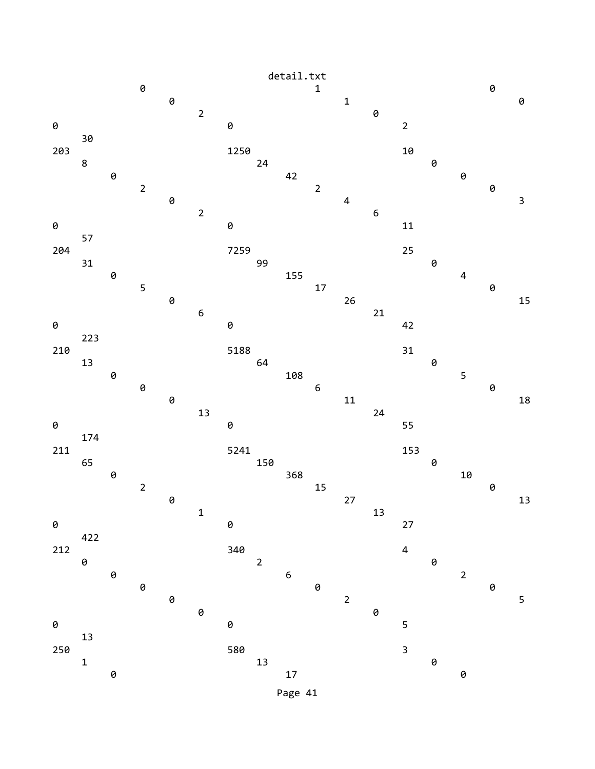```
                                            detail.txt
                 0                               1                               0
                      0                               1                               0
                           2                               0
0                               0                               2
     30
203                             1250                            10
     8                               24                              0
          0                               42                              0
               2                               2                               0
                    0                               4                               3
                         2                               6
0                               0                               11
     57
204                             7259                            25
     31                              99                              0
          0                               155                             4
               5                               17                              0
                    0                               26                              15
                         6                               21
0                               0                               42
     223
210                             5188                            31
     13                              64                              0
          0                               108                             5
               0                               6                               0
                    0                               11                              18
                         13                              24
0                               0                               55
     174
211                             5241                            153
     65                              150                             0
          0                               368                             10
               2                               15                              0
                    0                               27                              13
                         1                               13
0                               0                               27
     422
212                             340                             4
     0                               2                               0
          0                               6                               2
               0                               0                               0
                    0                               2                               5
                         0                               0
0                               0                               5
     13
250                             580                             3
     1                               13                              0
          0                               17                              0
```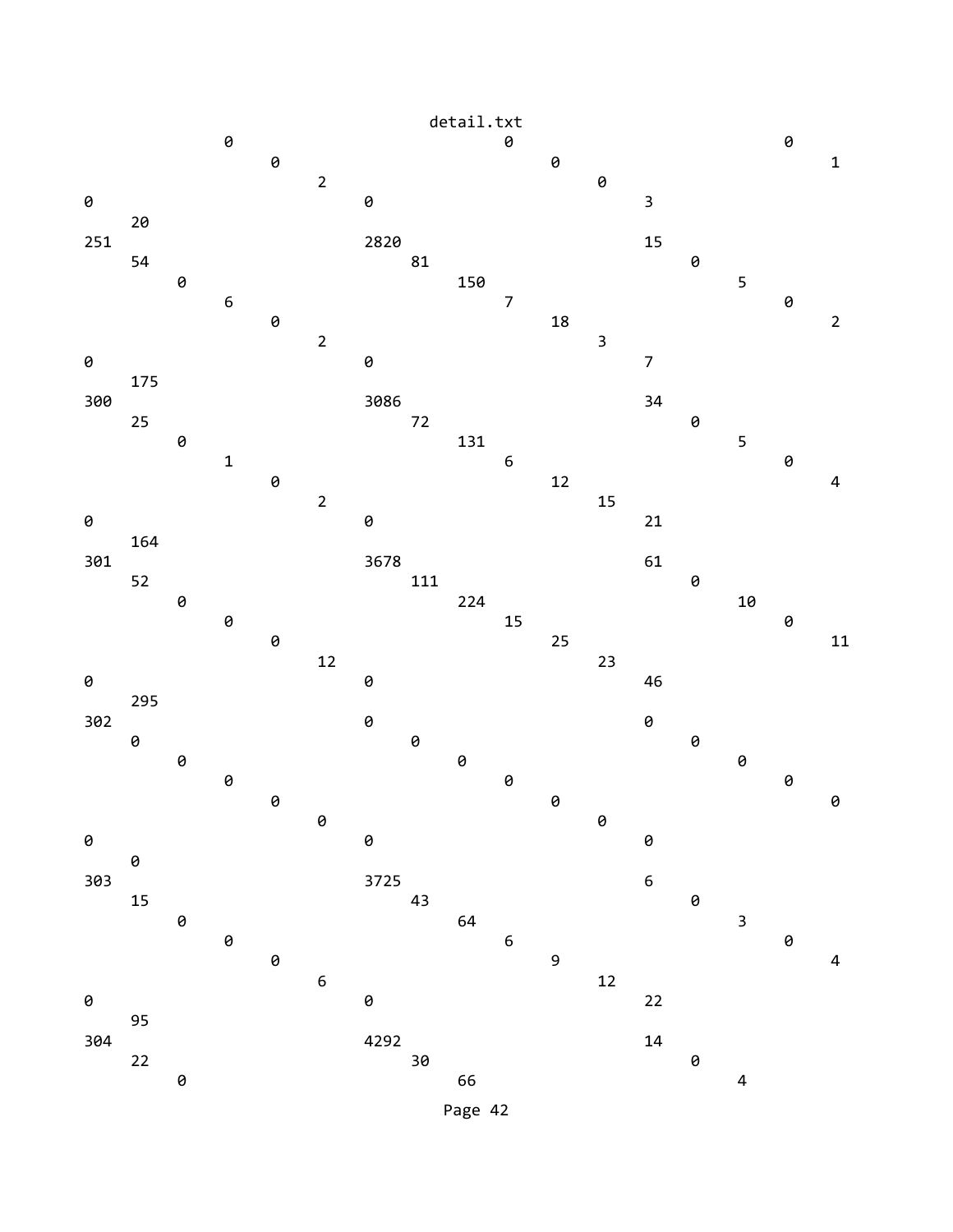```
                                    detail.txt
            0                                      0                                      0
                  0                                      0                                      1
                        2                                      0
0                                     0                                     3
      20
251                                   2820                                  15
      54                                    81                                    0
            0                                     150                                   5
                  6                                     7                                     0
                        0                                     18                                    2
                              2                                     3
0                                     0                                     7
      175
300                                   3086                                  34
      25                                    72                                    0
            0                                     131                                   5
                  1                                     6                                     0
                        0                                     12                                    4
                              2                                     15
0                                     0                                     21
      164
301                                   3678                                  61
      52                                    111                                   0
            0                                     224                                   10
                  0                                     15                                    0
                        0                                     25                                    11
                              12                                    23
0                                     0                                     46
      295
302                                   0                                     0
      0                                     0                                     0
            0                                     0                                     0
                  0                                     0                                     0
                        0                                     0                                     0
                              0                                     0
0                                     0                                     0
      0
303                                   3725                                  6
      15                                    43                                    0
            0                                     64                                    3
                  0                                     6                                     0
                        0                                     9                                     4
                              6                                     12
0                                     0                                     22
      95
304                                   4292                                  14
      22                                    30                                    0
            0                                     66                                    4
```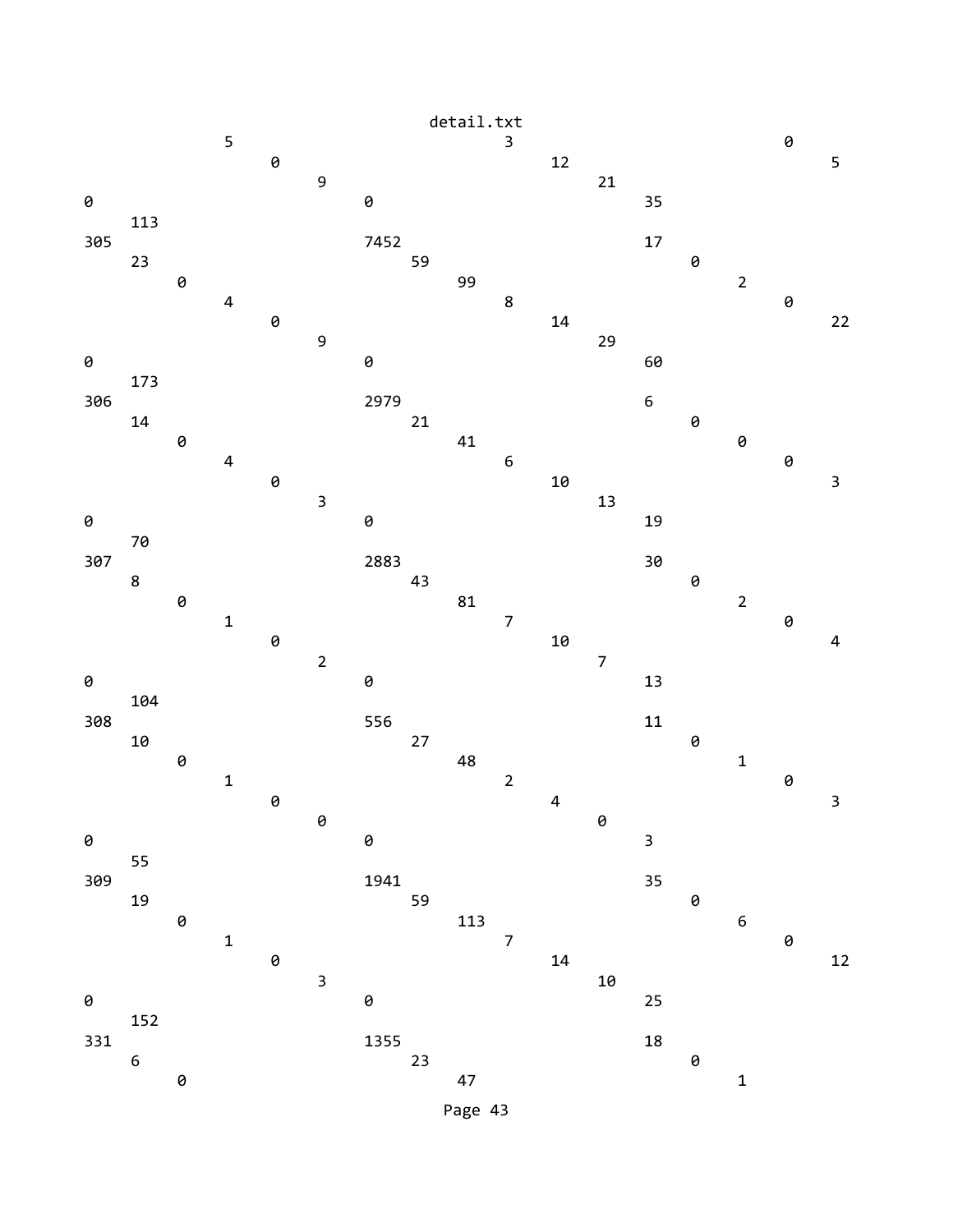```
detail.txt
                5                               3                               0
                        0                               12                              5
                                9                               21
0                                       0                               35
        113
305                                     7452                            17
        23                                      59                              0
                0                                       99                              2
                        4                               8                               0
                                0                               14                              22
                                        9                               29
0                                       0                               60
        173
306                                     2979                            6
        14                                      21                              0
                0                                       41                              0
                        4                               6                               0
                                0                               10                              3
                                        3                               13
0                                       0                               19
        70
307                                     2883                            30
        8                                       43                              0
                0                                       81                              2
                        1                               7                               0
                                0                               10                              4
                                        2                               7
0                                       0                               13
        104
308                                     556                             11
        10                                      27                              0
                0                                       48                              1
                        1                               2                               0
                                0                               4                               3
                                        0                               0
0                                       0                               3
        55
309                                     1941                            35
        19                                      59                              0
                0                                       113                             6
                        1                               7                               0
                                0                               14                              12
                                        3                               10
0                                       0                               25
        152
331                                     1355                            18
        6                                       23                              0
                0                                       47                              1
```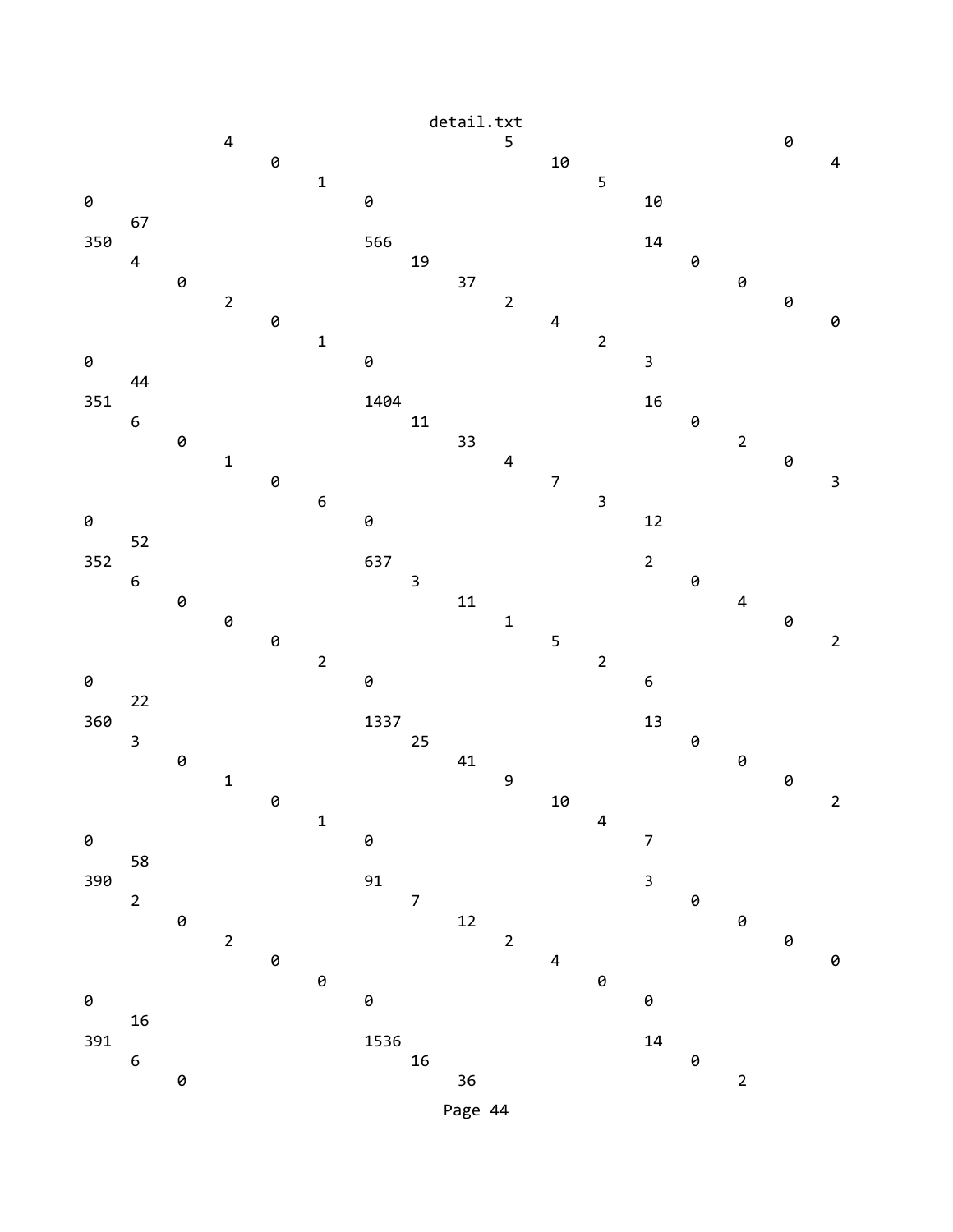```
                4                               5                               0
                          0                               10                              4
                                    1                               5
0                                   0                               10
     67
350                                 566                             14
     4                                    19                              0
          0                                    37                              0
                2                               2                               0
                          0                               4                               0
                                    1                               2
0                                   0                               3
     44
351                                 1404                            16
     6                                    11                              0
          0                                    33                              2
                1                               4                               0
                          0                               7                               3
                                    6                               3
0                                   0                               12
     52
352                                 637                             2
     6                                    3                               0
          0                                    11                              4
                0                               1                               0
                          0                               5                               2
                                    2                               2
0                                   0                               6
     22
360                                 1337                            13
     3                                    25                              0
          0                                    41                              0
                1                               9                               0
                          0                               10                              2
                                    1                               4
0                                   0                               7
     58
390                                 91                              3
     2                                    7                               0
          0                                    12                              0
                2                               2                               0
                          0                               4                               0
                                    0                               0
0                                   0                               0
     16
391                                 1536                            14
     6                                    16                              0
          0                                    36                              2
```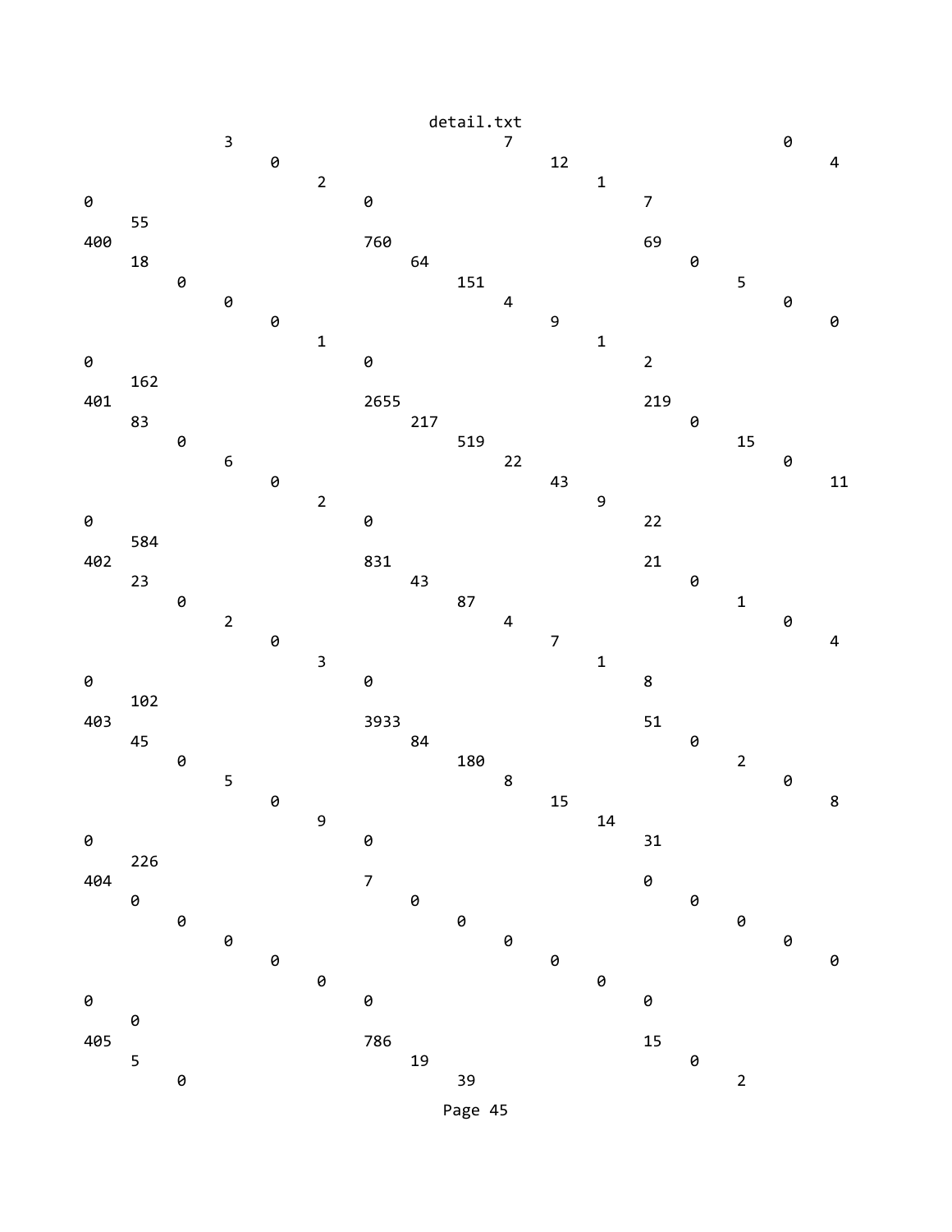```
                    3                             7                        0
                         0                             12                       4
                              2                             1
0                             0                             7
     55
400                           760                           69
     18                            64                            0
          0                             151                           5
               0                             4                             0
                    0                             9                             0
                         1                             1
0                             0                             2
     162
401                           2655                          219
     83                            217                           0
          0                             519                           15
               6                             22                            0
                    0                             43                            11
                         2                             9
0                             0                             22
     584
402                           831                           21
     23                            43                            0
          0                             87                            1
               2                             4                             0
                    0                             7                             4
                         3                             1
0                             0                             8
     102
403                           3933                          51
     45                            84                            0
          0                             180                           2
               5                             8                             0
                    0                             15                            8
                         9                             14
0                             0                             31
     226
404                           7                             0
     0                             0                             0
          0                             0                             0
               0                             0                             0
                    0                             0                             0
                         0                             0
0                             0                             0
     0
405                           786                           15
     5                             19                            0
          0                             39                            2
```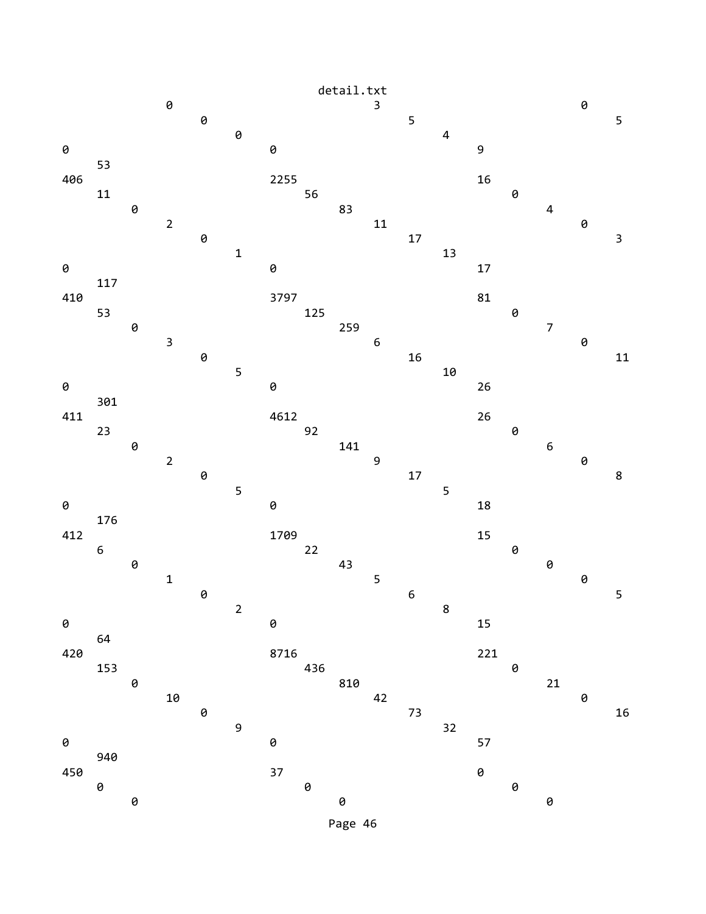detail.txt

```
              0                             3                          0
                   0                             5                          5
                        0                             4
0                            0                             9
     53
406                          2255                          16
     11                           56                            0
          0                            83                            4
               2                            11                            0
                    0                            17                            3
                         1                            13
0                            0                             17
     117
410                          3797                          81
     53                           125                           0
          0                            259                           7
               3                            6                             0
                    0                            16                            11
                         5                            10
0                            0                             26
     301
411                          4612                          26
     23                           92                            0
          0                            141                           6
               2                            9                             0
                    0                            17                            8
                         5                            5
0                            0                             18
     176
412                          1709                          15
     6                            22                            0
          0                            43                            0
               1                            5                             0
                    0                            6                             5
                         2                            8
0                            0                             15
     64
420                          8716                          221
     153                          436                           0
          0                            810                           21
               10                           42                            0
                    0                            73                            16
                         9                            32
0                            0                             57
     940
450                          37                            0
     0                            0                             0
          0                            0                             0
```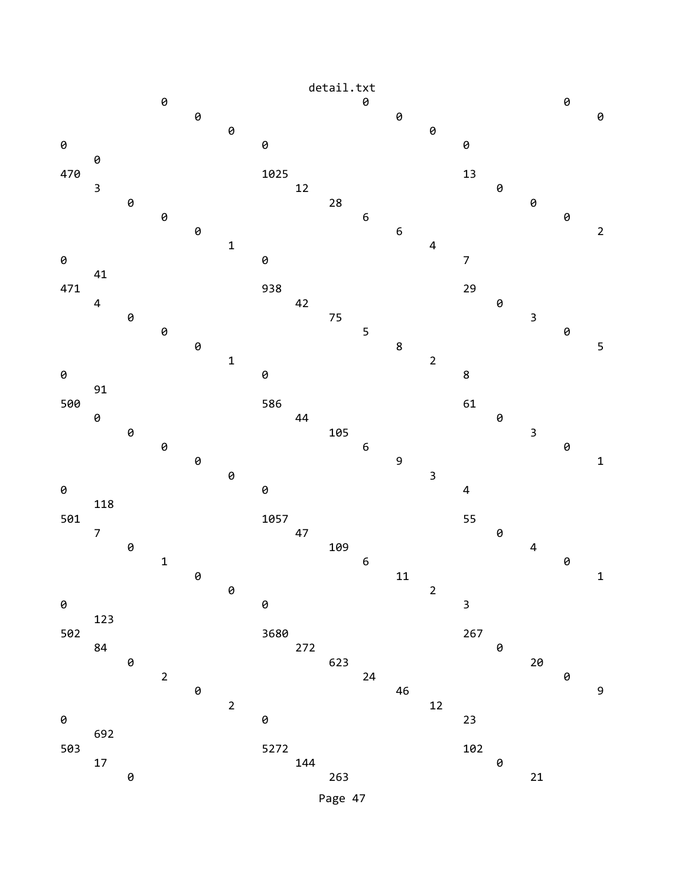```
                          0                             0                             0
                               0                             0                             0
                                    0                             0
0                              0                             0
     0
470                            1025                          13
     3                              12                            0
          0                              28                            0
               0                              6                             0
                    0                              6                             2
                         1                              4
0                              0                             7
     41
471                            938                           29
     4                              42                            0
          0                              75                            3
               0                              5                             0
                    0                              8                             5
                         1                              2
0                              0                             8
     91
500                            586                           61
     0                              44                            0
          0                              105                           3
               0                              6                             0
                    0                              9                             1
                         0                              3
0                              0                             4
     118
501                            1057                          55
     7                              47                            0
          0                              109                           4
               1                              6                             0
                    0                              11                            1
                         0                              2
0                              0                             3
     123
502                            3680                          267
     84                             272                           0
          0                              623                           20
               2                              24                            0
                    0                              46                            9
                         2                              12
0                              0                             23
     692
503                            5272                          102
     17                             144                           0
          0                              263                           21
```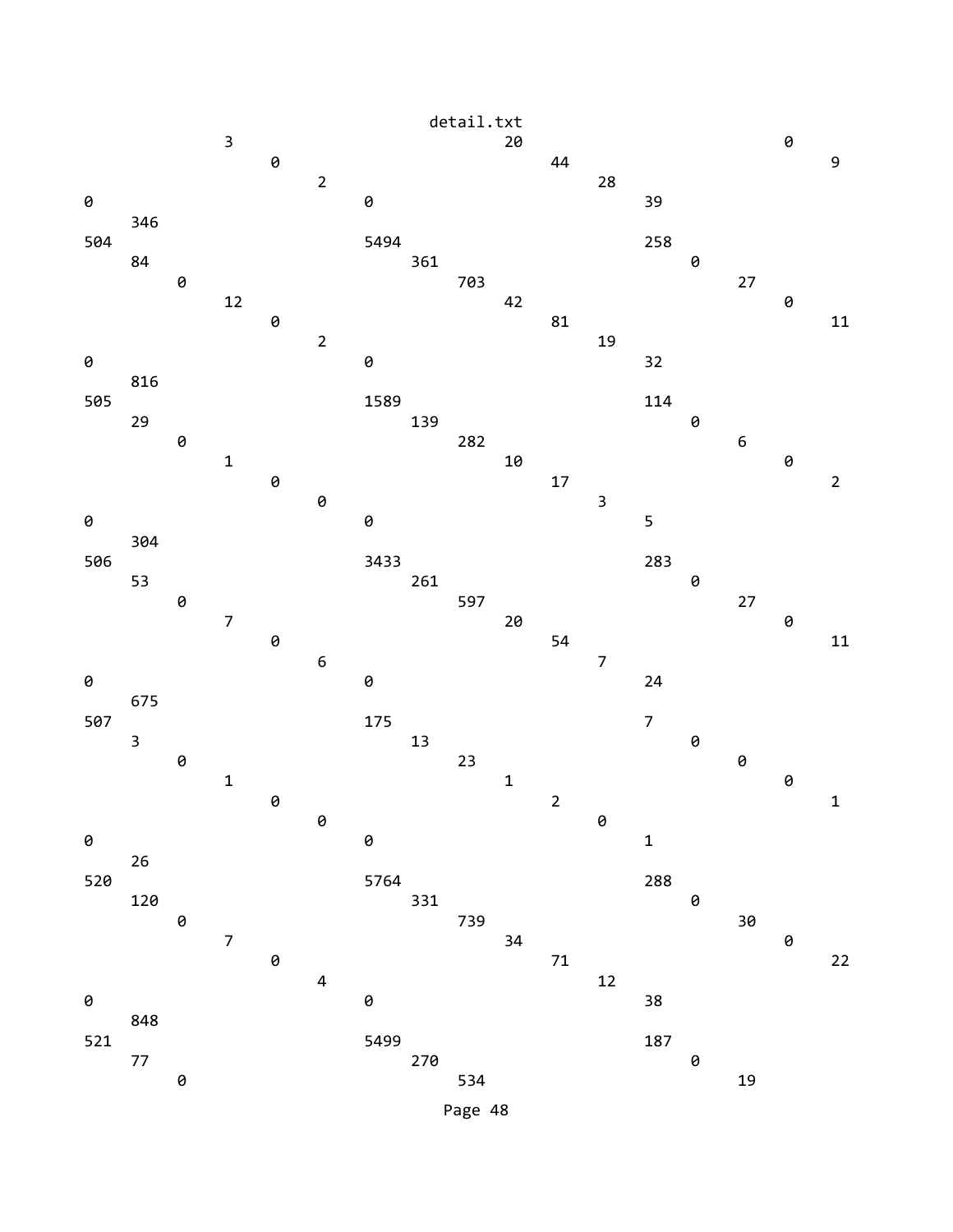```
detail.txt
                3                                20                               0
                     0                                44                               9
                          2                                28
0                              0                                39
     346
504                            5494                             258
     84                             361                               0
          0                              703                               27
                12                               42                               0
                     0                                81                               11
                          2                                19
0                              0                                32
     816
505                            1589                             114
     29                             139                               0
          0                              282                               6
                1                                10                               0
                     0                                17                               2
                          0                                3
0                              0                                5
     304
506                            3433                             283
     53                             261                               0
          0                              597                               27
                7                                20                               0
                     0                                54                               11
                          6                                7
0                              0                                24
     675
507                            175                              7
     3                              13                                0
          0                              23                                0
                1                                1                                0
                     0                                2                                1
                          0                                0
0                              0                                1
     26
520                            5764                             288
     120                            331                               0
          0                              739                               30
                7                                34                               0
                     0                                71                               22
                          4                                12
0                              0                                38
     848
521                            5499                             187
     77                             270                               0
          0                              534                               19
```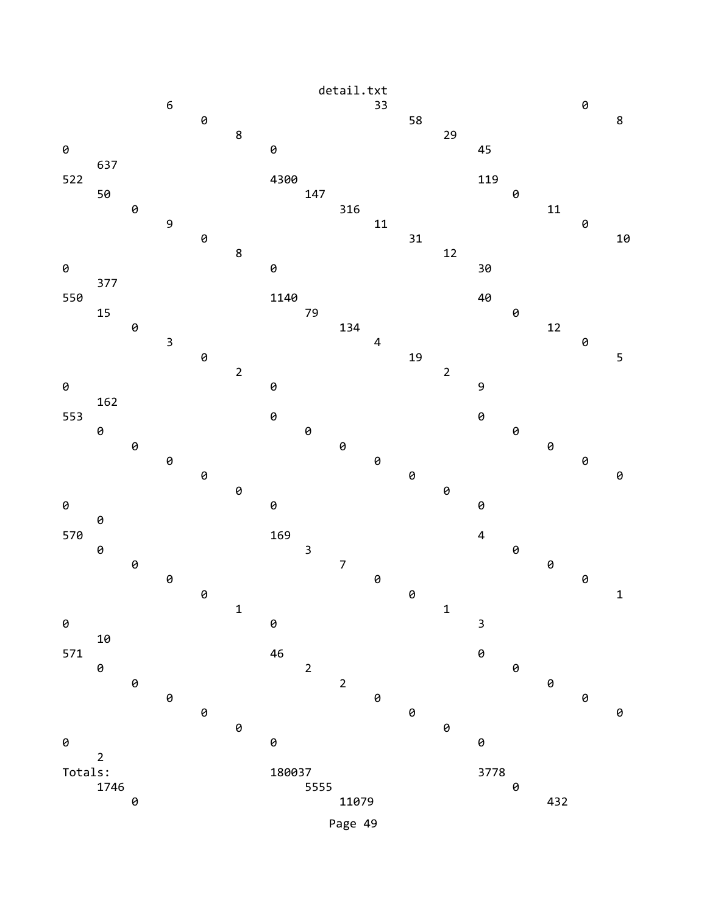```
                                          detail.txt
               6                                33                            0
                    0                                58                            8
                         8                                29
0                             0                              45
     637
522                           4300                           119
     50                            147                            0
          0                             316                            11
               9                                11                            0
                    0                                31                            10
                         8                                12
0                             0                              30
     377
550                           1140                           40
     15                            79                             0
          0                             134                            12
               3                                4                             0
                    0                                19                            5
                         2                                2
0                             0                              9
     162
553                           0                              0
     0                             0                              0
          0                             0                              0
               0                                0                             0
                    0                                0                             0
                         0                                0
0                             0                              0
     0
570                           169                            4
     0                             3                              0
          0                             7                              0
               0                                0                             0
                    0                                0                             1
                         1                                1
0                             0                              3
     10
571                           46                             0
     0                             2                              0
          0                             2                              0
               0                                0                             0
                    0                                0                             0
                         0                                0
0                             0                              0
     2
Totals:                       180037                         3778
     1746                          5555                           0
          0                             11079                          432
```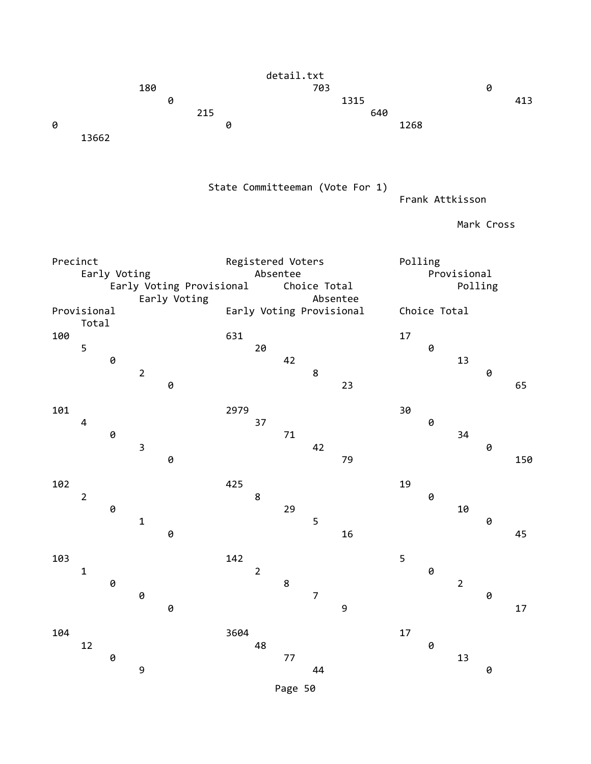180 703 0 0 1315 413 215 640 0 0 1268 13662

## State Committeeman (Vote For 1)

| Precinct | Registered Voters | Frank Attkisson | | | | | | Mark Cross | | | | | | Total |
|---|---|---|---|---|---|---|---|---|---|---|---|---|---|---|
| | | Polling | Early Voting | Absentee | Provisional | Early Voting Provisional | Choice Total | Polling | Early Voting | Absentee | Provisional | Early Voting Provisional | Choice Total | |
| 100 | 631 | 17 | 5 | 20 | 0 | 0 | 42 | 13 | 2 | 8 | 0 | 0 | 23 | 65 |
| 101 | 2979 | 30 | 4 | 37 | 0 | 0 | 71 | 34 | 3 | 42 | 0 | 0 | 79 | 150 |
| 102 | 425 | 19 | 2 | 8 | 0 | 0 | 29 | 10 | 1 | 5 | 0 | 0 | 16 | 45 |
| 103 | 142 | 5 | 1 | 2 | 0 | 0 | 8 | 2 | 0 | 7 | 0 | 0 | 9 | 17 |
| 104 | 3604 | 17 | 12 | 48 | 0 | 0 | 77 | 13 | 9 | 44 | 0 | | | |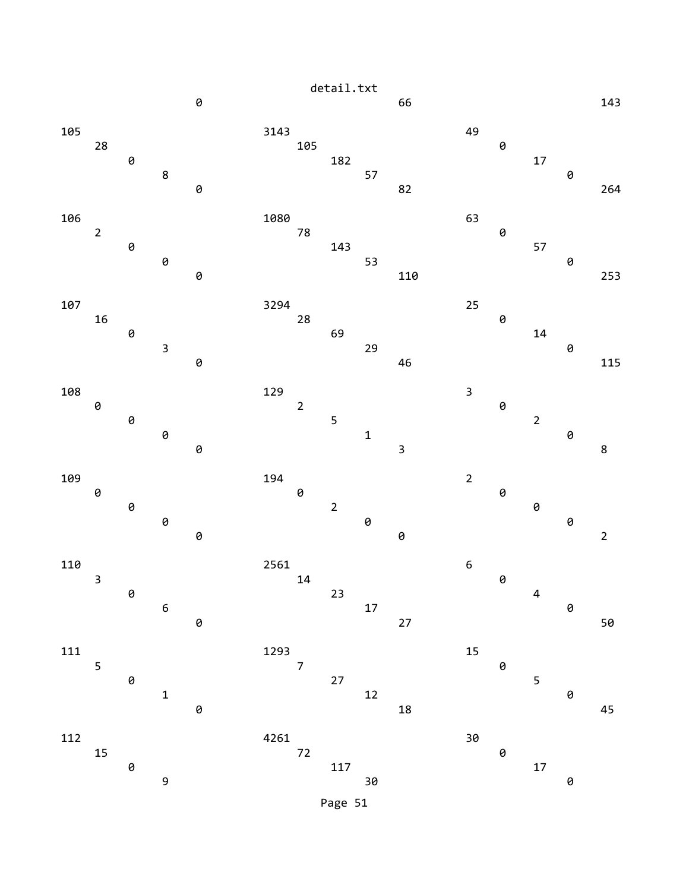```
                    0                           66                          143

105                     3143                    49
    28                      105                     0
        0                       182                     17
            8                       57                      0
                0                       82                      264

106                     1080                    63
    2                       78                      0
        0                       143                     57
            0                       53                      0
                0                       110                     253

107                     3294                    25
    16                      28                      0
        0                       69                      14
            3                       29                      0
                0                       46                      115

108                     129                     3
    0                       2                       0
        0                       5                       2
            0                       1                       0
                0                       3                       8

109                     194                     2
    0                       0                       0
        0                       2                       0
            0                       0                       0
                0                       0                       2

110                     2561                    6
    3                       14                      0
        0                       23                      4
            6                       17                      0
                0                       27                      50

111                     1293                    15
    5                       7                       0
        0                       27                      5
            1                       12                      0
                0                       18                      45

112                     4261                    30
    15                      72                      0
        0                       117                     17
            9                       30                      0
```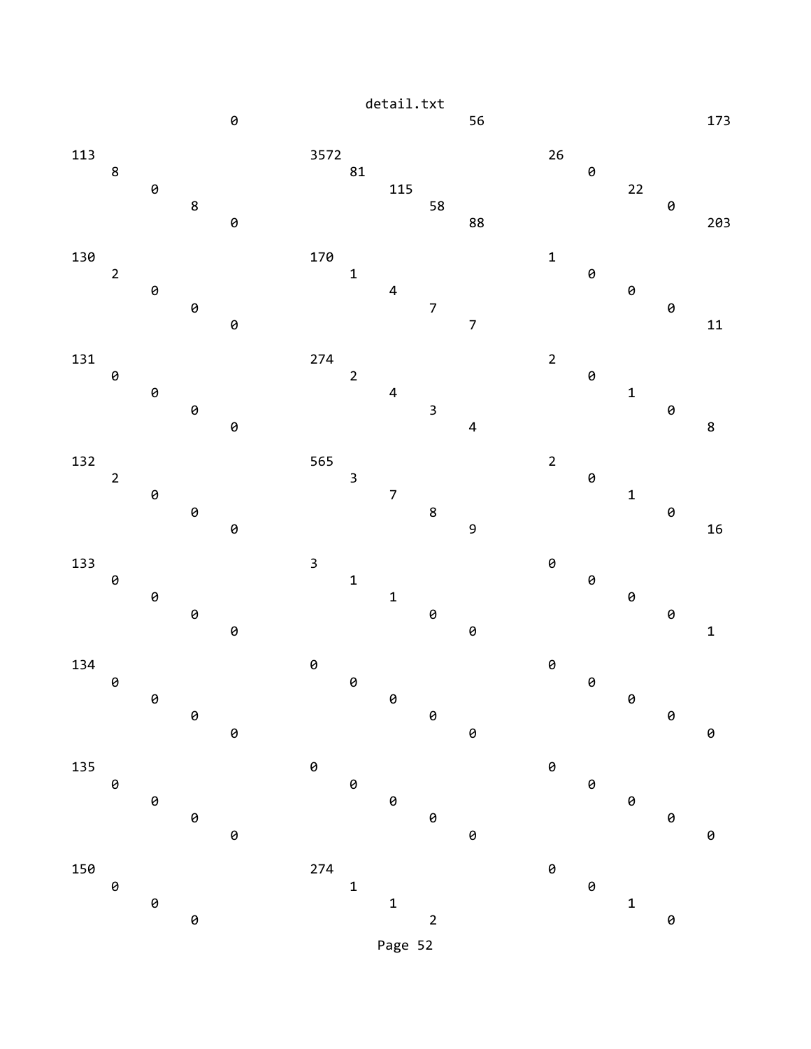```
                                        detail.txt
                  0                                        56                                        173

113                                 3572                                  26
     8                                   81                                    0
          0                                   115                                   22
               8                                   58                                    0
                  0                                        88                                        203

130                                 170                                   1
     2                                   1                                     0
          0                                   4                                     0
               0                                   7                                     0
                  0                                        7                                         11

131                                 274                                   2
     0                                   2                                     0
          0                                   4                                     1
               0                                   3                                     0
                  0                                        4                                         8

132                                 565                                   2
     2                                   3                                     0
          0                                   7                                     1
               0                                   8                                     0
                  0                                        9                                         16

133                                 3                                     0
     0                                   1                                     0
          0                                   1                                     0
               0                                   0                                     0
                  0                                        0                                         1

134                                 0                                     0
     0                                   0                                     0
          0                                   0                                     0
               0                                   0                                     0
                  0                                        0                                         0

135                                 0                                     0
     0                                   0                                     0
          0                                   0                                     0
               0                                   0                                     0
                  0                                        0                                         0

150                                 274                                   0
     0                                   1                                     0
          0                                   1                                     1
               0                                   2                                     0
```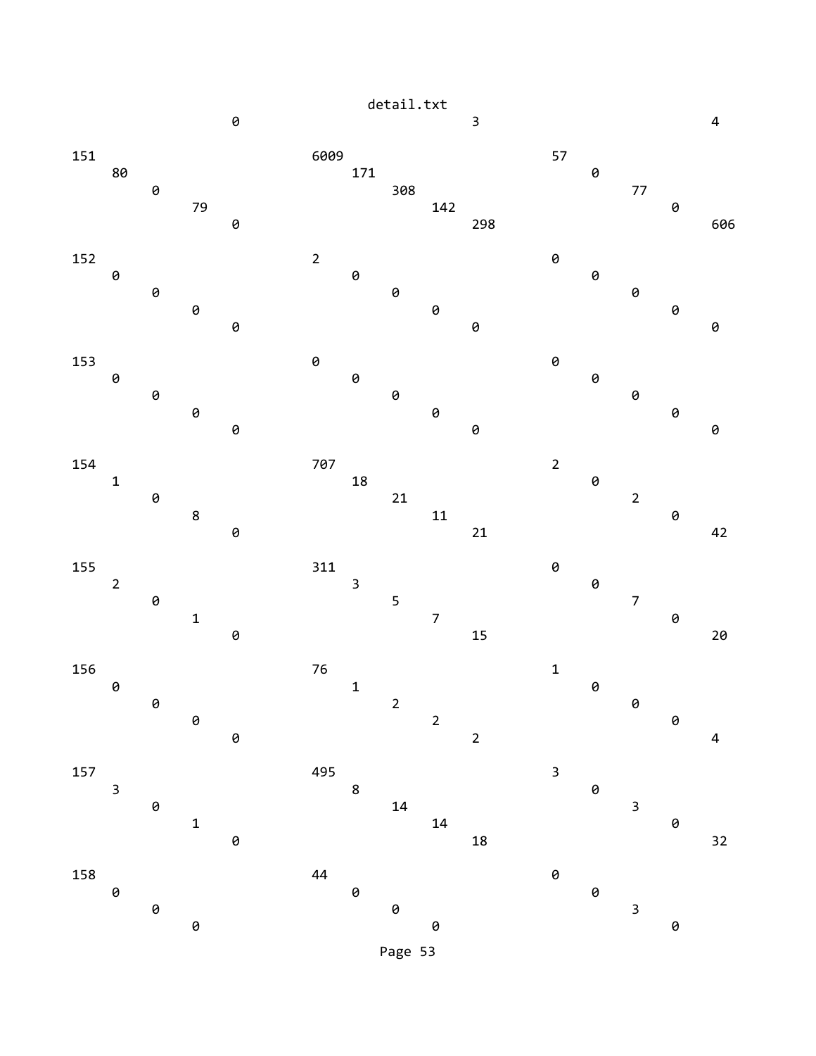```
                    0                         3                         4

151                       6009                      57
    80                        171                       0
        0                         308                       77
            79                        142                       0
                0                         298                       606

152                       2                         0
    0                         0                         0
        0                         0                         0
            0                         0                         0
                0                         0                         0

153                       0                         0
    0                         0                         0
        0                         0                         0
            0                         0                         0
                0                         0                         0

154                       707                       2
    1                         18                        0
        0                         21                        2
            8                         11                        0
                0                         21                        42

155                       311                       0
    2                         3                         0
        0                         5                         7
            1                         7                         0
                0                         15                        20

156                       76                        1
    0                         1                         0
        0                         2                         0
            0                         2                         0
                0                         2                         4

157                       495                       3
    3                         8                         0
        0                         14                        3
            1                         14                        0
                0                         18                        32

158                       44                        0
    0                         0                         0
        0                         0                         3
            0                         0                         0
```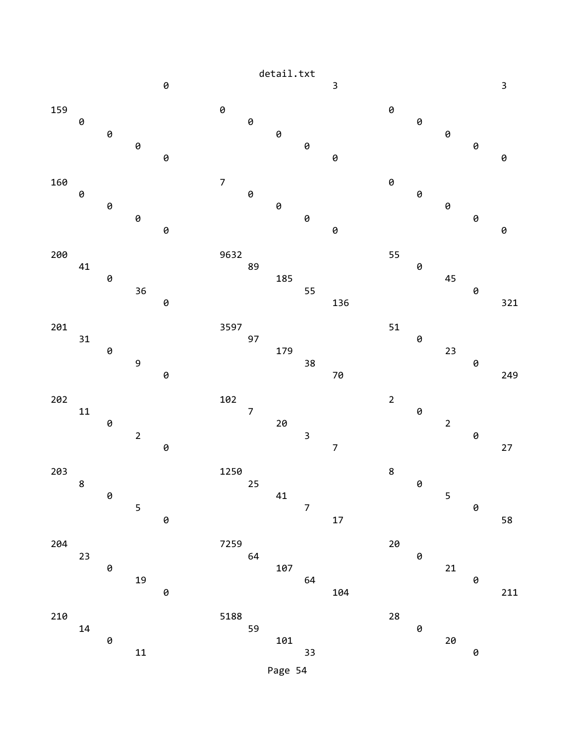detail.txt

```
                 0                                   3                                   3

159                                0                                   0
   0                                  0                                   0
      0                                  0                                   0
         0                                  0                                   0
            0                                  0                                   0

160                                7                                   0
   0                                  0                                   0
      0                                  0                                   0
         0                                  0                                   0
            0                                  0                                   0

200                                9632                                55
   41                                 89                                  0
      0                                  185                                 45
         36                                 55                                  0
            0                                  136                                 321

201                                3597                                51
   31                                 97                                  0
      0                                  179                                 23
         9                                  38                                  0
            0                                  70                                  249

202                                102                                 2
   11                                 7                                   0
      0                                  20                                  2
         2                                  3                                   0
            0                                  7                                   27

203                                1250                                8
   8                                  25                                  0
      0                                  41                                  5
         5                                  7                                   0
            0                                  17                                  58

204                                7259                                20
   23                                 64                                  0
      0                                  107                                 21
         19                                 64                                  0
            0                                  104                                 211

210                                5188                                28
   14                                 59                                  0
      0                                  101                                 20
         11                                 33                                  0
```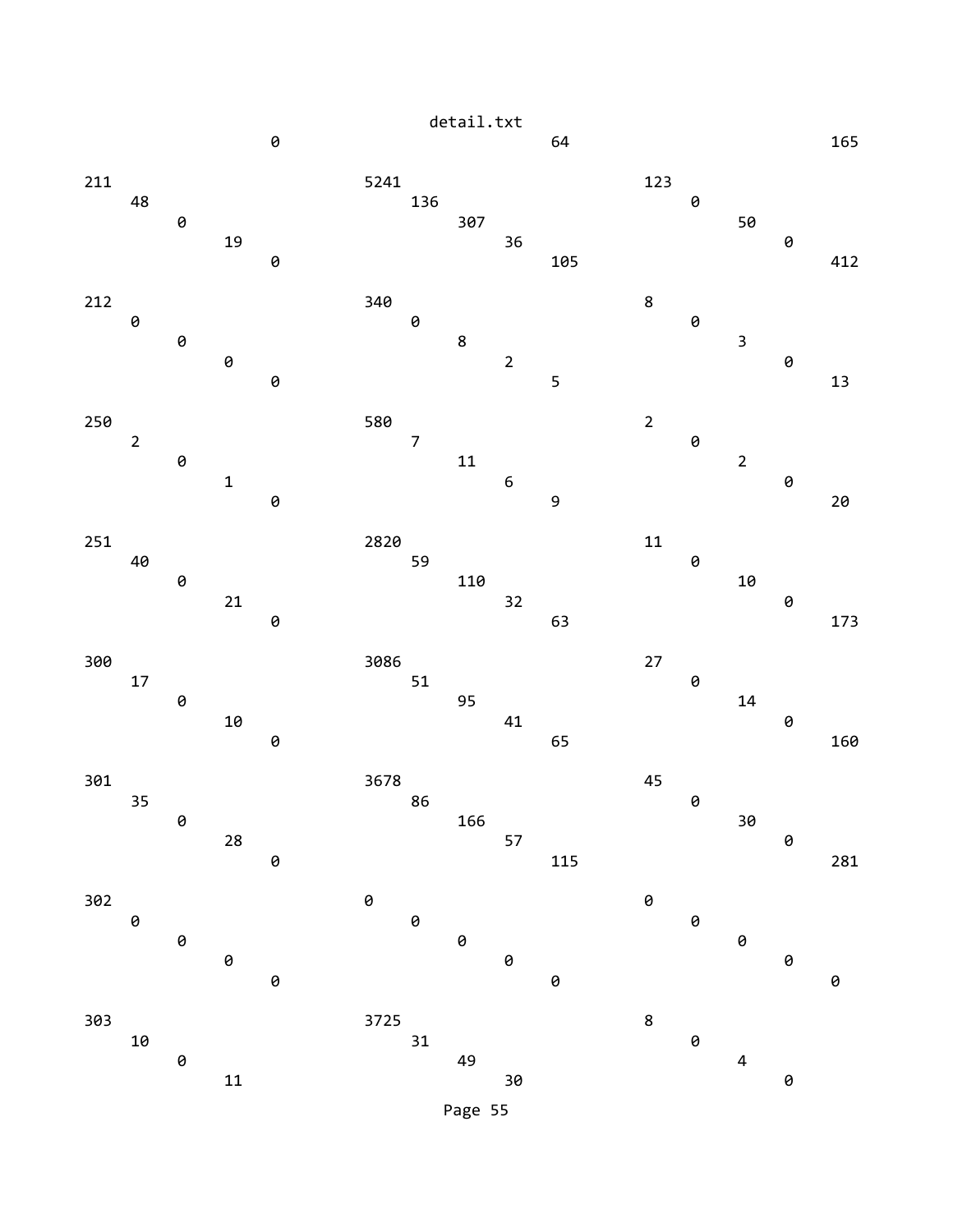detail.txt

```
                  0                        64                         165

211                      5241                    123
   48                       136                     0
      0                        307                     50
         19                       36                      0
            0                        105                     412

212                      340                     8
   0                        0                       0
      0                        8                       3
         0                        2                       0
            0                        5                       13

250                      580                     2
   2                        7                       0
      0                        11                      2
         1                        6                       0
            0                        9                       20

251                      2820                    11
   40                       59                      0
      0                        110                     10
         21                       32                      0
            0                        63                      173

300                      3086                    27
   17                       51                      0
      0                        95                      14
         10                       41                      0
            0                        65                      160

301                      3678                    45
   35                       86                      0
      0                        166                     30
         28                       57                      0
            0                        115                     281

302                      0                       0
   0                        0                       0
      0                        0                       0
         0                        0                       0
            0                        0                       0

303                      3725                    8
   10                       31                      0
      0                        49                      4
         11                       30                      0
```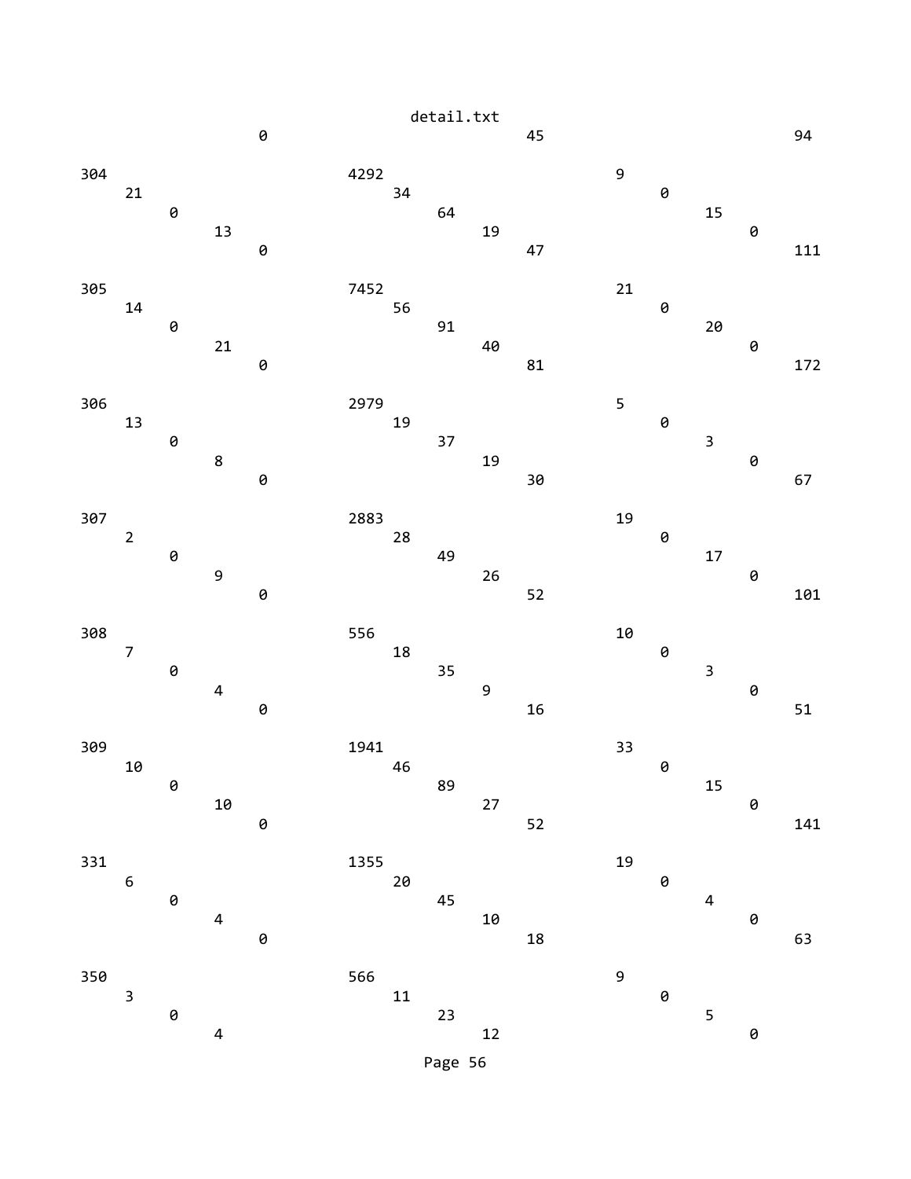```
                0                               45                              94

304                         4292                            9
    21                          34                              0
        0                           64                              15
            13                          19                              0
                0                           47                              111

305                         7452                            21
    14                          56                              0
        0                           91                              20
            21                          40                              0
                0                           81                              172

306                         2979                            5
    13                          19                              0
        0                           37                              3
            8                           19                              0
                0                           30                              67

307                         2883                            19
    2                           28                              0
        0                           49                              17
            9                           26                              0
                0                           52                              101

308                         556                             10
    7                           18                              0
        0                           35                              3
            4                           9                               0
                0                           16                              51

309                         1941                            33
    10                          46                              0
        0                           89                              15
            10                          27                              0
                0                           52                              141

331                         1355                            19
    6                           20                              0
        0                           45                              4
            4                           10                              0
                0                           18                              63

350                         566                             9
    3                           11                              0
        0                           23                              5
            4                           12                              0
```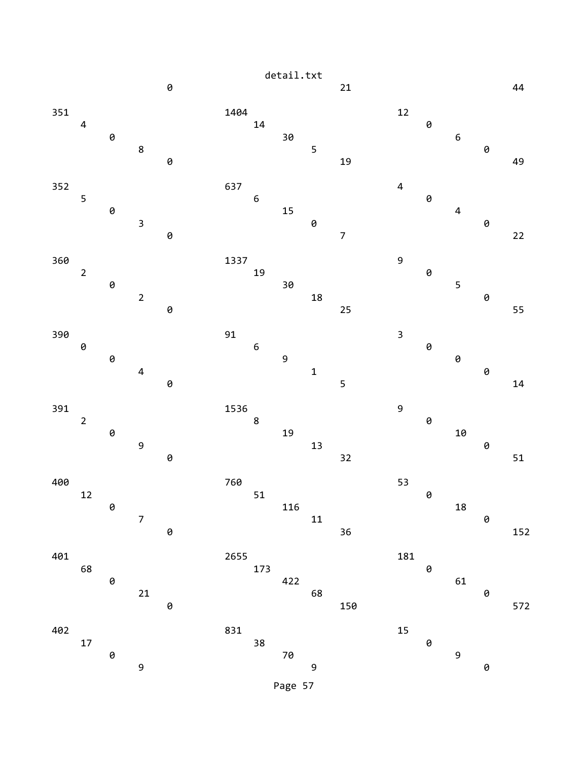```
                            detail.txt
                 0                            21                            44

351                          1404                          12
    4                             14                            0
         0                             30                            6
             8                              5                            0
                 0                            19                            49

352                          637                           4
    5                             6                             0
         0                             15                            4
             3                              0                            0
                 0                            7                             22

360                          1337                          9
    2                             19                            0
         0                             30                            5
             2                              18                           0
                 0                            25                            55

390                          91                            3
    0                             6                             0
         0                             9                             0
             4                              1                            0
                 0                            5                             14

391                          1536                          9
    2                             8                             0
         0                             19                            10
             9                              13                           0
                 0                            32                            51

400                          760                           53
    12                            51                            0
         0                             116                           18
             7                              11                           0
                 0                            36                            152

401                          2655                          181
    68                            173                           0
         0                             422                           61
             21                             68                           0
                 0                            150                           572

402                          831                           15
    17                            38                            0
         0                             70                            9
             9                              9                            0
```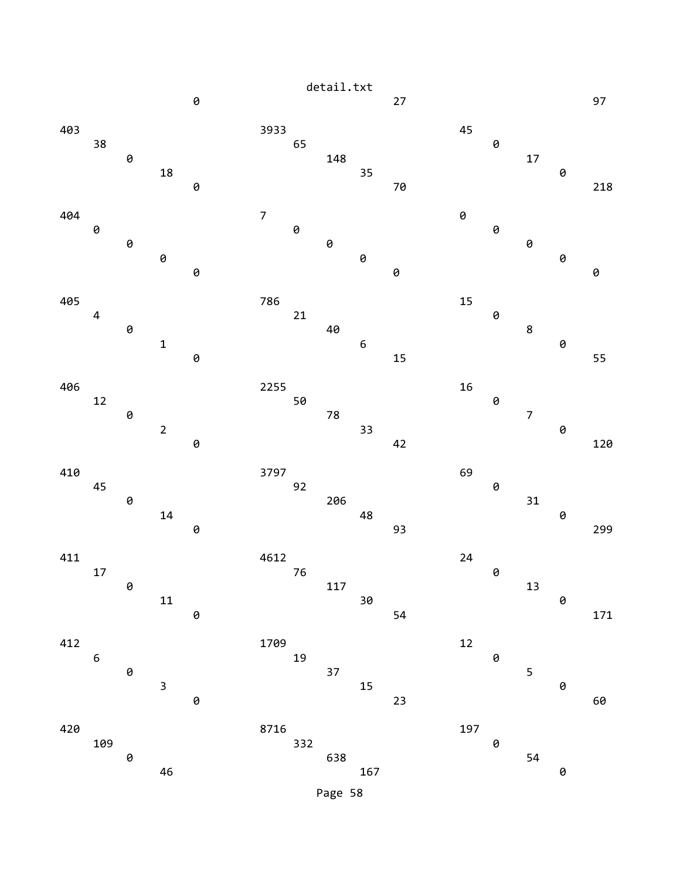```
                    0                           27                          97

403                           3933                          45
    38                            65                            0
        0                             148                           17
            18                            35                            0
                0                             70                            218

404                           7                             0
    0                             0                             0
        0                             0                             0
            0                             0                             0
                0                             0                             0

405                           786                           15
    4                             21                            0
        0                             40                            8
            1                             6                             0
                0                             15                            55

406                           2255                          16
    12                            50                            0
        0                             78                            7
            2                             33                            0
                0                             42                            120

410                           3797                          69
    45                            92                            0
        0                             206                           31
            14                            48                            0
                0                             93                            299

411                           4612                          24
    17                            76                            0
        0                             117                           13
            11                            30                            0
                0                             54                            171

412                           1709                          12
    6                             19                            0
        0                             37                            5
            3                             15                            0
                0                             23                            60

420                           8716                          197
    109                           332                           0
        0                             638                           54
            46                            167                           0
```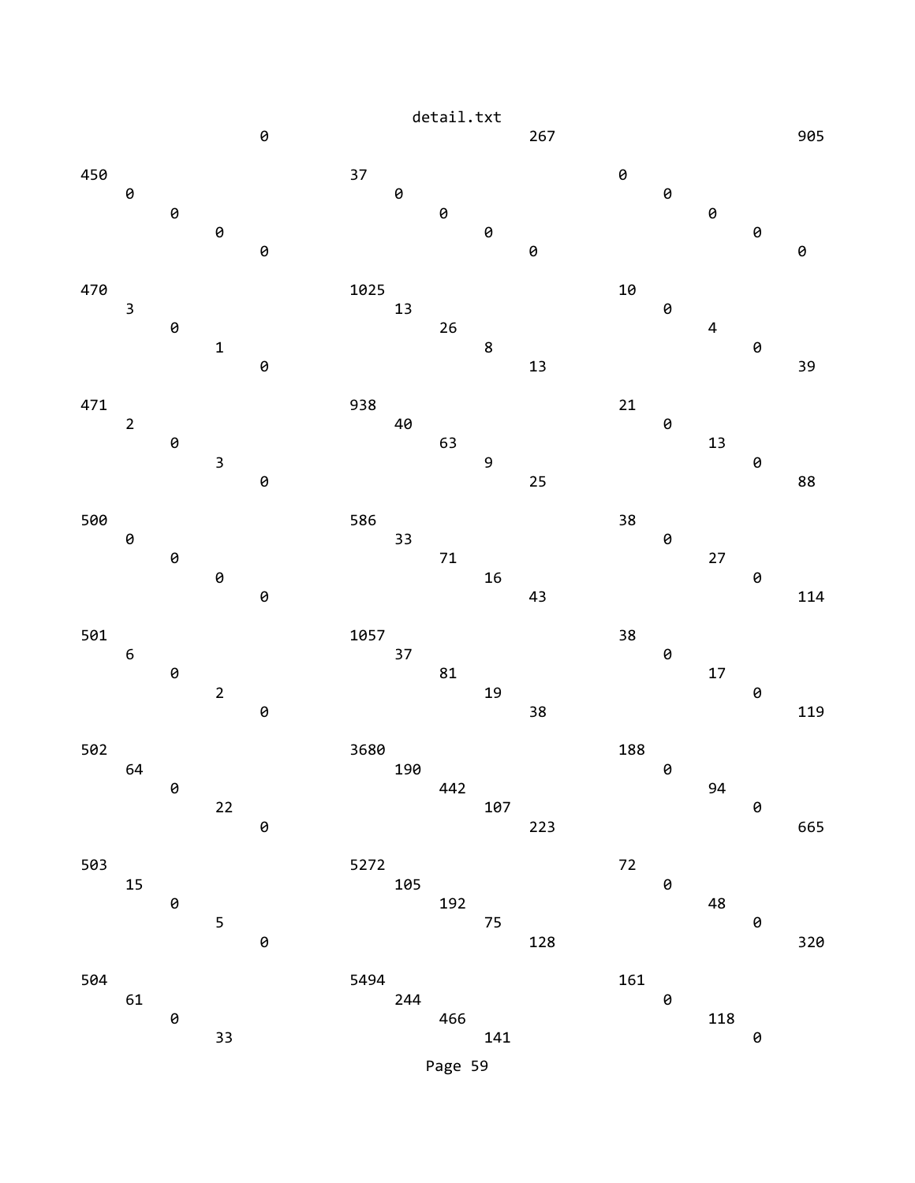```
                0                           267                         905

450                         37                          0
    0                           0                           0
        0                           0                           0
            0                           0                           0
                0                           0                           0

470                         1025                        10
    3                           13                          0
        0                           26                          4
            1                           8                           0
                0                           13                          39

471                         938                         21
    2                           40                          0
        0                           63                          13
            3                           9                           0
                0                           25                          88

500                         586                         38
    0                           33                          0
        0                           71                          27
            0                           16                          0
                0                           43                          114

501                         1057                        38
    6                           37                          0
        0                           81                          17
            2                           19                          0
                0                           38                          119

502                         3680                        188
    64                          190                         0
        0                           442                         94
            22                          107                         0
                0                           223                         665

503                         5272                        72
    15                          105                         0
        0                           192                         48
            5                           75                          0
                0                           128                         320

504                         5494                        161
    61                          244                         0
        0                           466                         118
            33                          141                         0
```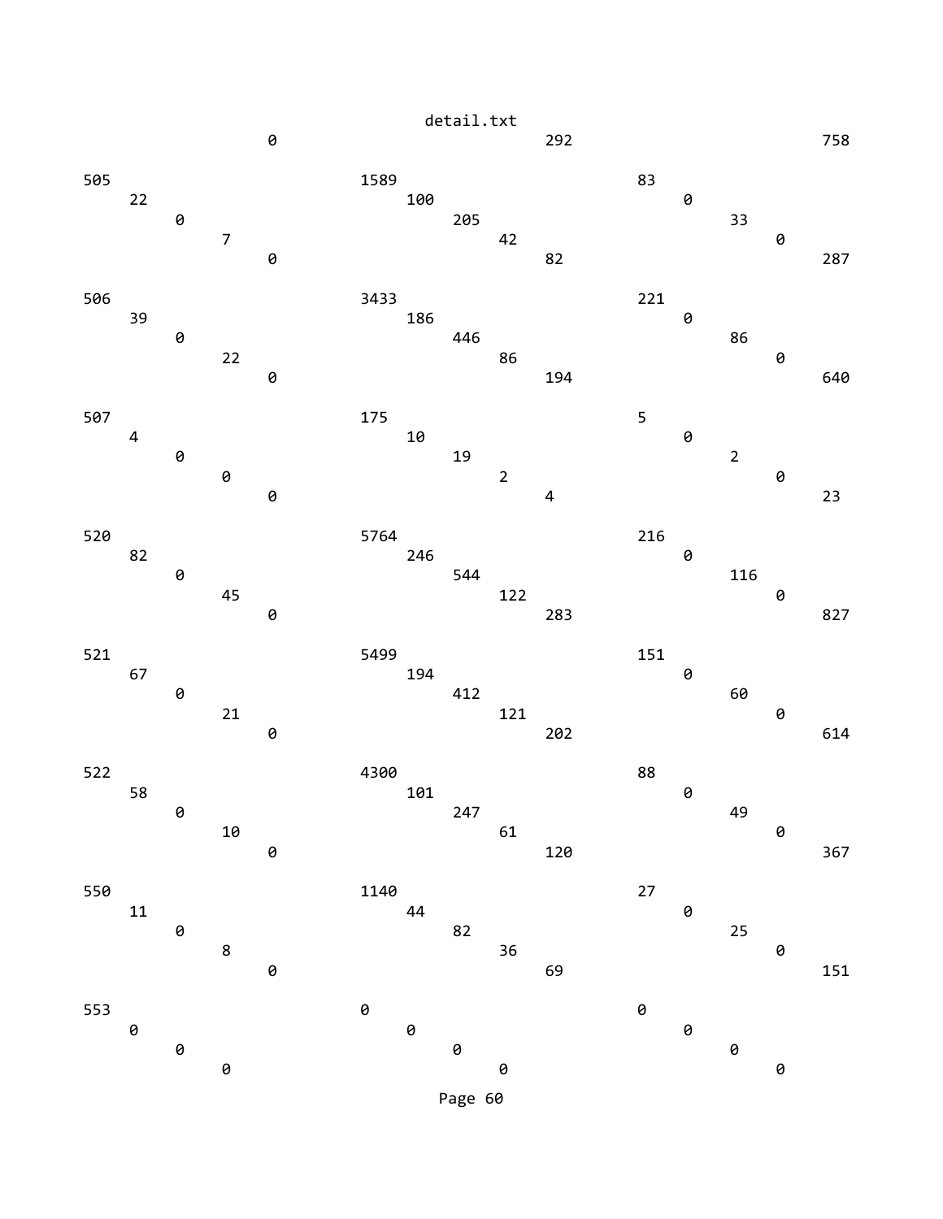```
                    0                                   292                                     758

505                             1589                                    83
    22                                  100                                     0
        0                                       205                                     33
            7                                           42                                      0
                0                                               82                                      287

506                             3433                                    221
    39                                  186                                     0
        0                                       446                                     86
            22                                          86                                      0
                0                                               194                                     640

507                             175                                     5
    4                                   10                                      0
        0                                       19                                      2
            0                                           2                                       0
                0                                               4                                       23

520                             5764                                    216
    82                                  246                                     0
        0                                       544                                     116
            45                                          122                                     0
                0                                               283                                     827

521                             5499                                    151
    67                                  194                                     0
        0                                       412                                     60
            21                                          121                                     0
                0                                               202                                     614

522                             4300                                    88
    58                                  101                                     0
        0                                       247                                     49
            10                                          61                                      0
                0                                               120                                     367

550                             1140                                    27
    11                                  44                                      0
        0                                       82                                      25
            8                                           36                                      0
                0                                               69                                      151

553                             0                                       0
    0                                   0                                       0
        0                                       0                                       0
            0                                           0                                       0
```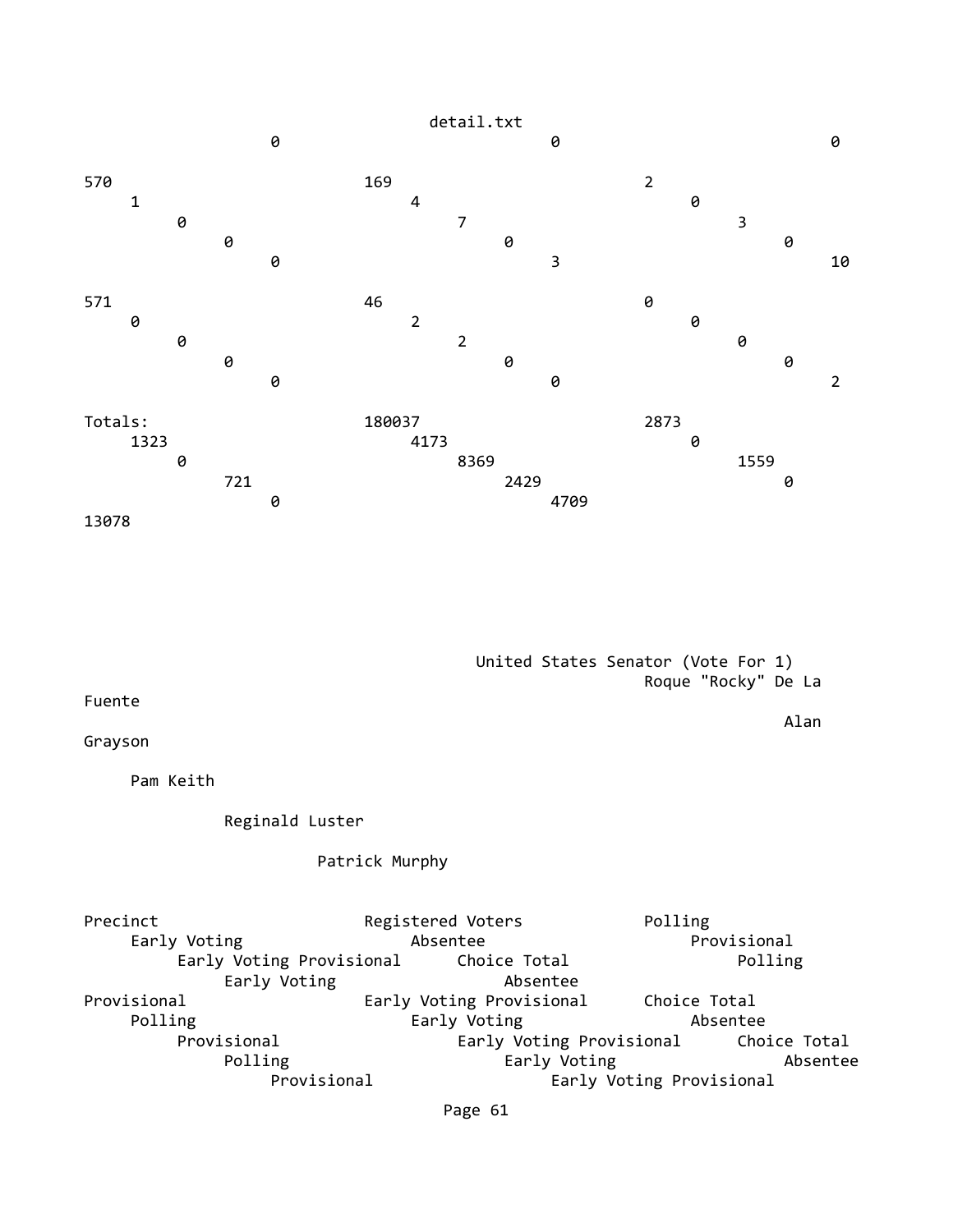0 0 0

570 169 2
1 4 0
0 7 3
0 0 0
0 3 10

571 46 0
0 2 0
0 2 0
0 0 0
0 0 2

Totals: 180037 2873
1323 4173 0
0 8369 1559
721 2429 0
0 4709
13078

United States Senator (Vote For 1)

Roque "Rocky" De La Fuente

Alan Grayson

Pam Keith

Reginald Luster

Patrick Murphy

Precinct Registered Voters Polling
Early Voting Absentee Provisional
Early Voting Provisional Choice Total Polling
Early Voting Absentee
Provisional Early Voting Provisional Choice Total
Polling Early Voting Absentee
Provisional Early Voting Provisional Choice Total
Polling Early Voting Absentee
Provisional Early Voting Provisional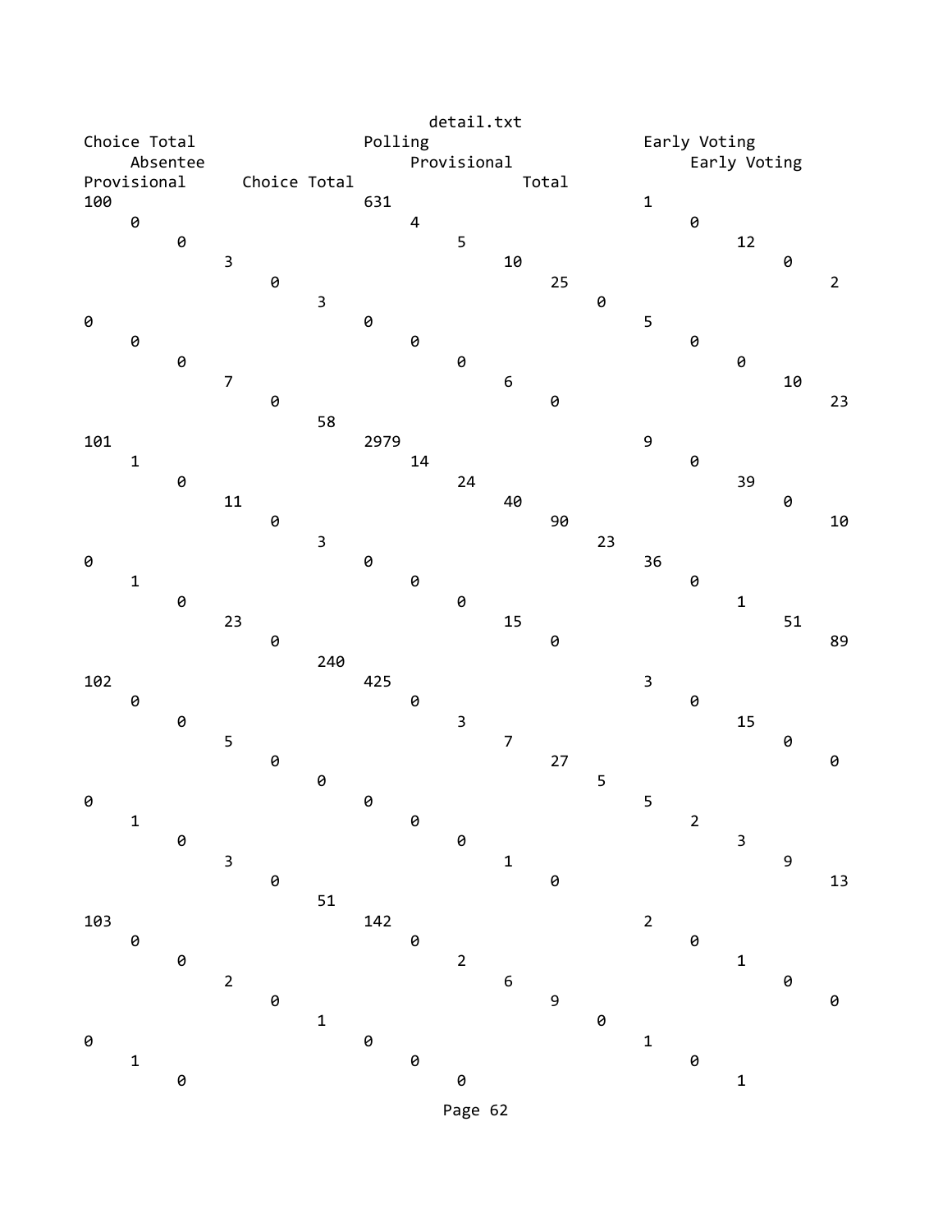detail.txt

```
Choice Total                    Polling                         Early Voting
     Absentee                        Provisional                     Early Voting
Provisional      Choice Total                    Total
100                             631                             1
     0                               4                               0
          0                               5                               12
               3                               10                              0
                    0                               25                              2
                         3                               0
0                               0                               5
     0                               0                               0
          0                               0                               0
               7                               6                               10
                    0                               0                               23
                         58
101                             2979                            9
     1                               14                              0
          0                               24                              39
               11                              40                              0
                    0                               90                              10
                         3                               23
0                               0                               36
     1                               0                               0
          0                               0                               1
               23                              15                              51
                    0                               0                               89
                         240
102                             425                             3
     0                               0                               0
          0                               3                               15
               5                               7                               0
                    0                               27                              0
                         0                               5
0                               0                               5
     1                               0                               2
          0                               0                               3
               3                               1                               9
                    0                               0                               13
                         51
103                             142                             2
     0                               0                               0
          0                               2                               1
               2                               6                               0
                    0                               9                               0
                         1                               0
0                               0                               1
     1                               0                               0
          0                               0                               1
```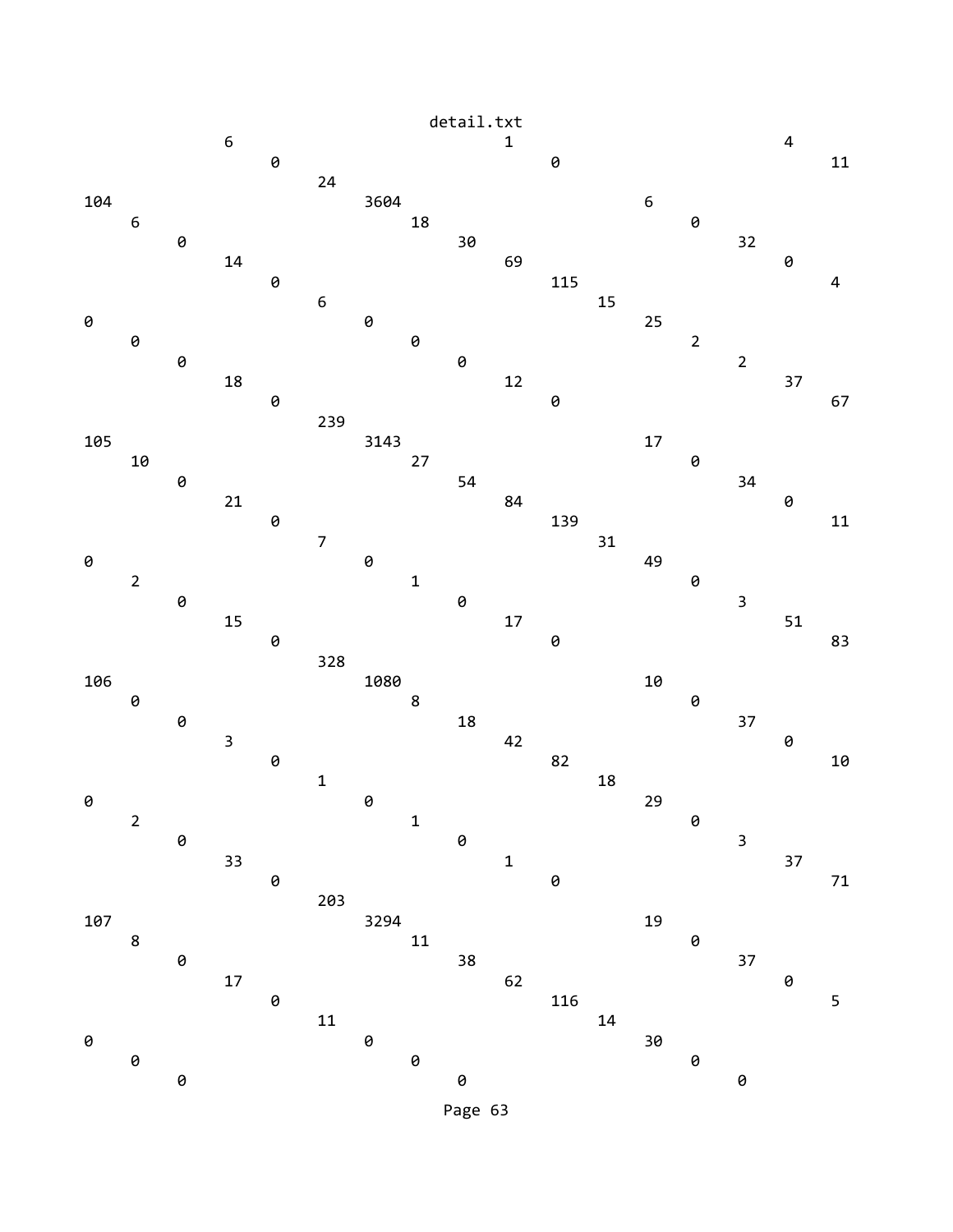```
            6                        1                          4
               0                        0                          11
                  24
104                  3604                      6
   6                    18                        0
      0                    30                        32
         14                   69                        0
            0                    115                       4
               6                    15
0                 0                    25
   0                 0                    2
      0                 0                    2
         18                12                   37
            0                 0                    67
               239
105               3143                   17
   10                27                     0
      0                 54                     34
         21                84                     0
            0                 139                    11
               7                 31
0                 0                 49
   2                 1                 0
      0                 0                 3
         15                17                51
            0                 0                 83
               328
106               1080                   10
   0                 8                      0
      0                 18                     37
         3                 42                     0
            0                 82                     10
               1                 18
0                 0                 29
   2                 1                 0
      0                 0                 3
         33                1                 37
            0                 0                 71
               203
107               3294                   19
   8                 11                     0
      0                 38                     37
         17                62                     0
            0                 116                    5
               11                14
0                 0                 30
   0                 0                 0
      0                 0                 0
```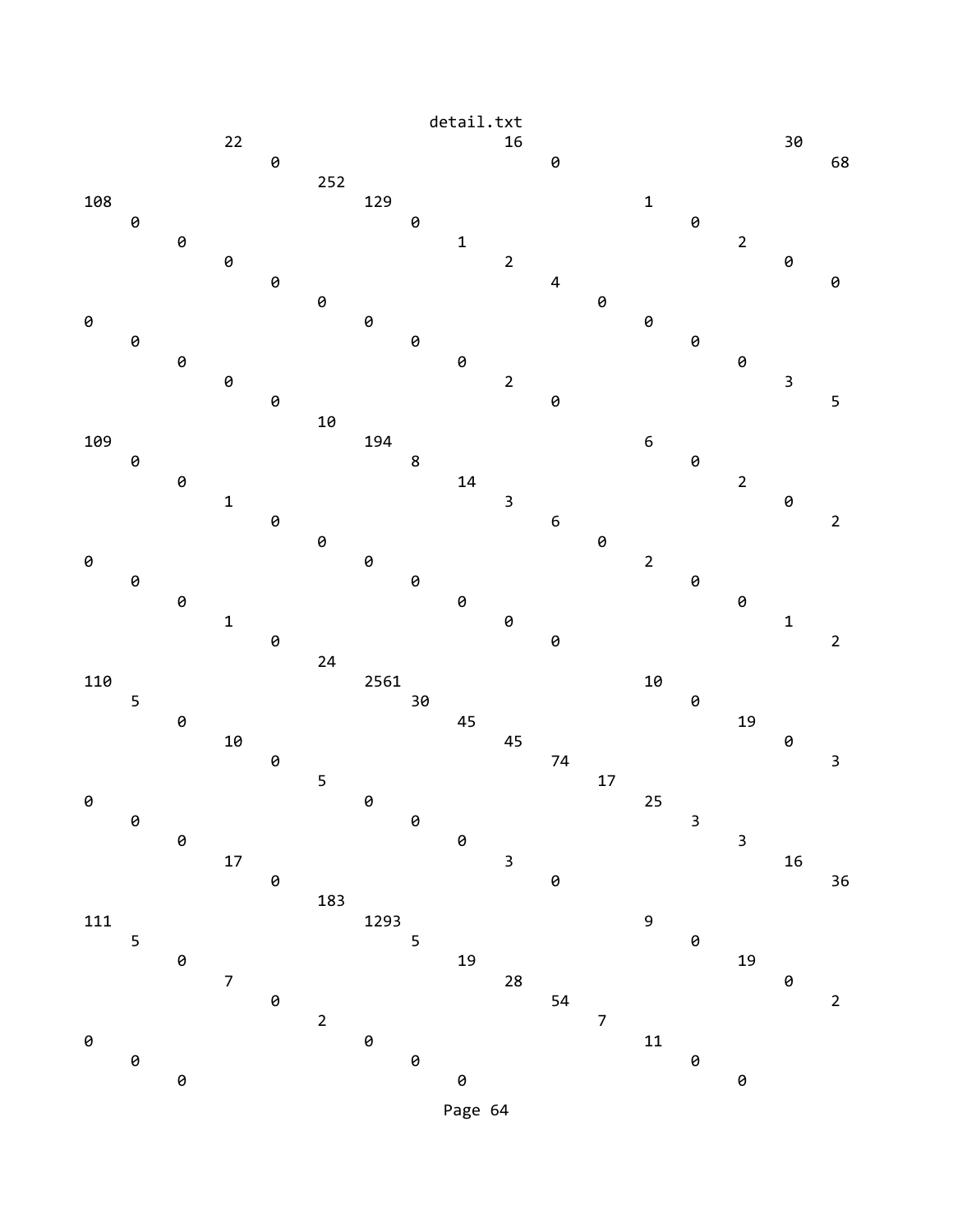```
                    22                                  16                          30
                            0                                   0                           68
                                    252
108                                     129                                 1
        0                                       0                                   0
                0                                       1                                   2
                        0                                       2                                   0
                                0                                       4                                   0
                                        0                                       0
0                                       0                                   0
        0                                       0                                   0
                0                                       0                                   0
                        0                                       2                                   3
                                0                                       0                                   5
                                        10
109                                     194                                 6
        0                                       8                                   0
                0                                       14                                  2
                        1                                       3                                   0
                                0                                       6                                   2
                                        0                                       0
0                                       0                                   2
        0                                       0                                   0
                0                                       0                                   0
                        1                                       0                                   1
                                0                                       0                                   2
                                        24
110                                     2561                                10
        5                                       30                                  0
                0                                       45                                  19
                        10                                      45                                  0
                                0                                       74                                  3
                                        5                                       17
0                                       0                                   25
        0                                       0                                   3
                0                                       0                                   3
                        17                                      3                                   16
                                0                                       0                                   36
                                        183
111                                     1293                                9
        5                                       5                                   0
                0                                       19                                  19
                        7                                       28                                  0
                                0                                       54                                  2
                                        2                                       7
0                                       0                                   11
        0                                       0                                   0
                0                                       0                                   0
```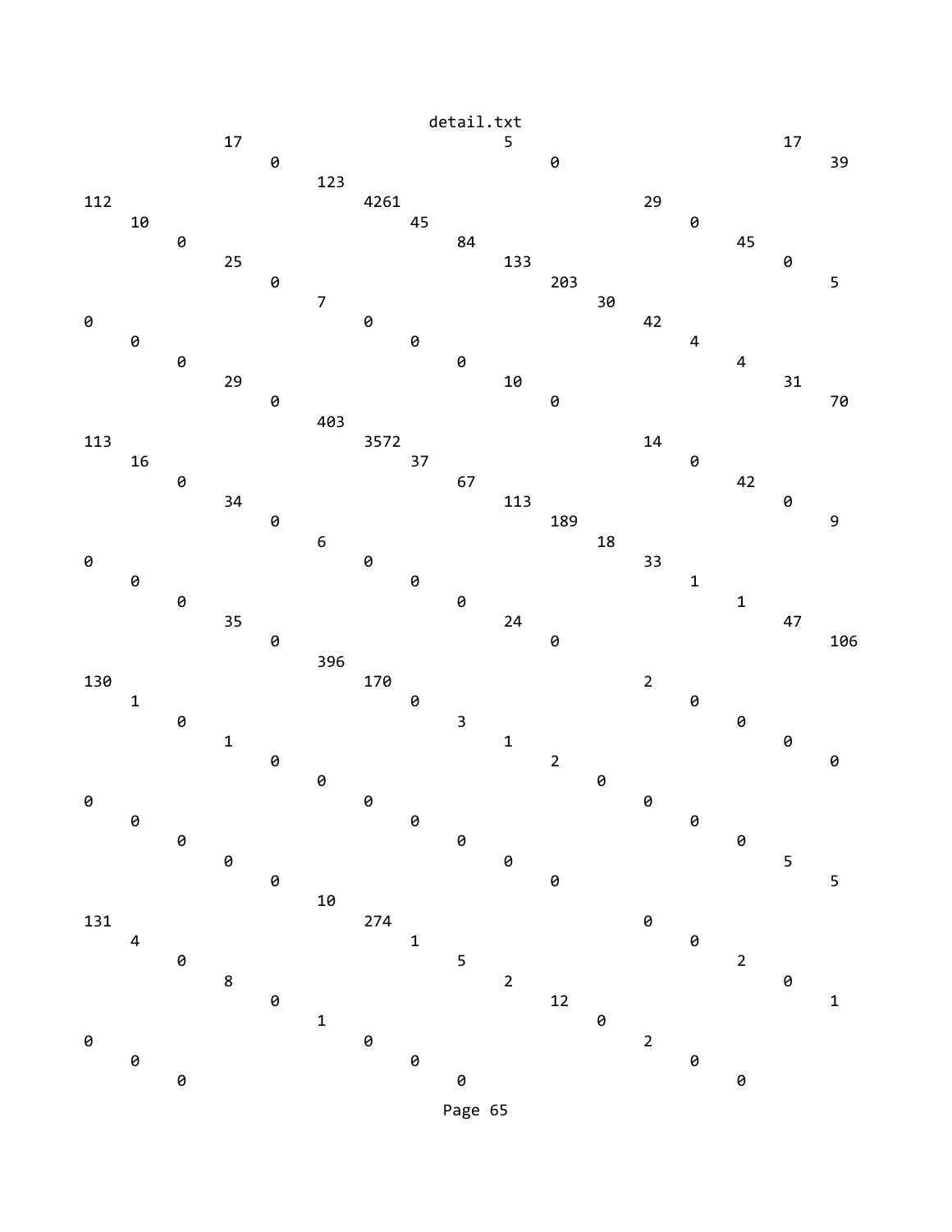```
              17                                     5                                 17
                   0                                      0                                   39
                        123
112                          4261                                      29
     10                           45                                        0
          0                            84                                        45
              25                            133                                       0
                   0                             203                                       5
                        7                             30
0                            0                             42
     0                            0                             4
          0                            0                             4
              29                            10                                 31
                   0                             0                                   70
                        403
113                          3572                                      14
     16                           37                                        0
          0                            67                                        42
              34                            113                                       0
                   0                             189                                       9
                        6                             18
0                            0                             33
     0                            0                             1
          0                            0                             1
              35                            24                                 47
                   0                             0                                   106
                        396
130                          170                                       2
     1                            0                                         0
          0                            3                                         0
              1                             1                                         0
                   0                             2                                         0
                        0                             0
0                            0                             0
     0                            0                             0
          0                            0                             0
              0                             0                                    5
                   0                             0                                         5
                        10
131                          274                                       0
     4                            1                                         0
          0                            5                                         2
              8                             2                                         0
                   0                             12                                        1
                        1                             0
0                            0                             2
     0                            0                             0
          0                            0                             0
```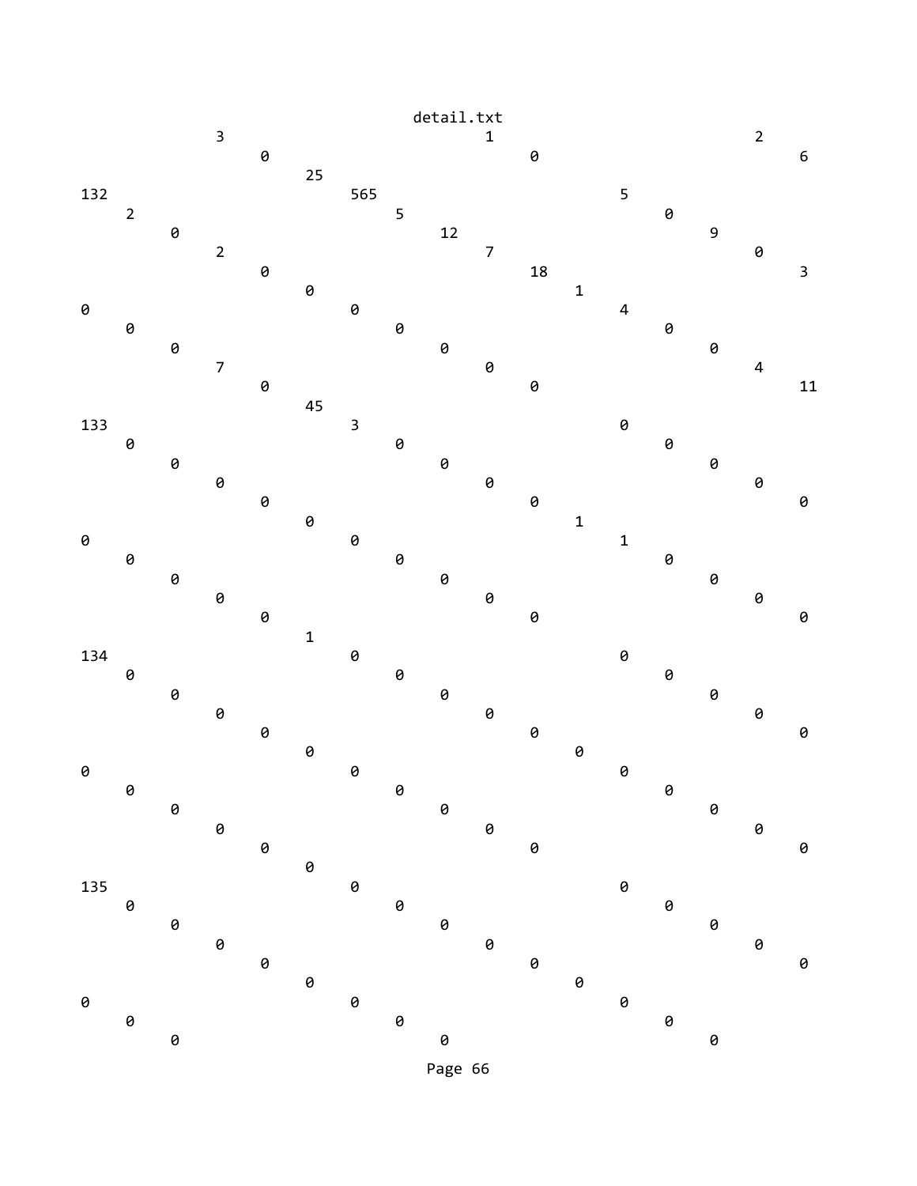```
                3                               1                           2
                    0                               0                           6
                        25
132                         565                             5
    2                           5                               0
        0                           12                              9
            2                           7                               0
                0                           18                              3
                    0                           1
0                       0                           4
    0                       0                           0
        0                       0                           0
            7                       0                           4
                0                       0                           11
                    45
133                     3                               0
    0                       0                               0
        0                       0                               0
            0                       0                               0
                0                       0                               0
                    0                       1
0                       0                       1
    0                       0                       0
        0                       0                       0
            0                       0                       0
                0                       0                       0
                    1
134                     0                               0
    0                       0                               0
        0                       0                               0
            0                       0                               0
                0                       0                               0
                    0                       0
0                       0                       0
    0                       0                       0
        0                       0                       0
            0                       0                       0
                0                       0                       0
                    0
135                     0                               0
    0                       0                               0
        0                       0                               0
            0                       0                               0
                0                       0                               0
                    0                       0
0                       0                       0
    0                       0                       0
        0                       0                       0
```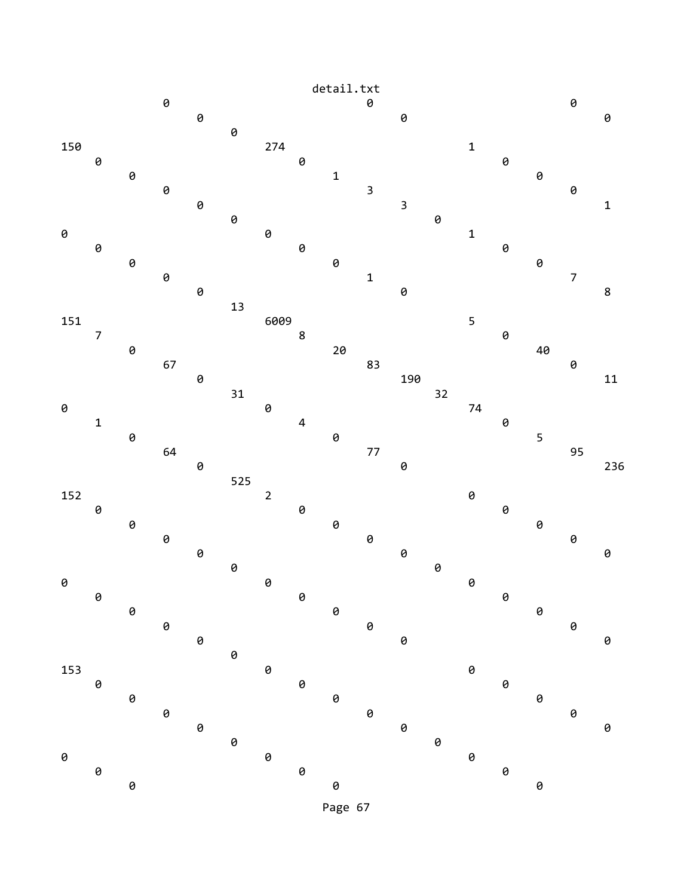```
            0                             0                             0
                 0                             0                             0
                      0
150                            274                           1
     0                              0                             0
          0                              1                             0
               0                              3                             0
                    0                              3                             1
                         0                              0
0                              0                             1
     0                              0                             0
          0                              0                             0
               0                              1                             7
                    0                              0                             8
                         13
151                            6009                          5
     7                              8                             0
          0                              20                            40
               67                             83                            0
                    0                              190                           11
                         31                             32
0                              0                             74
     1                              4                             0
          0                              0                             5
               64                             77                            95
                    0                              0                             236
                         525
152                            2                             0
     0                              0                             0
          0                              0                             0
               0                              0                             0
                    0                              0                             0
                         0                              0
0                              0                             0
     0                              0                             0
          0                              0                             0
               0                              0                             0
                    0                              0                             0
                         0
153                            0                             0
     0                              0                             0
          0                              0                             0
               0                              0                             0
                    0                              0                             0
                         0                              0
0                              0                             0
     0                              0                             0
          0                              0                             0
```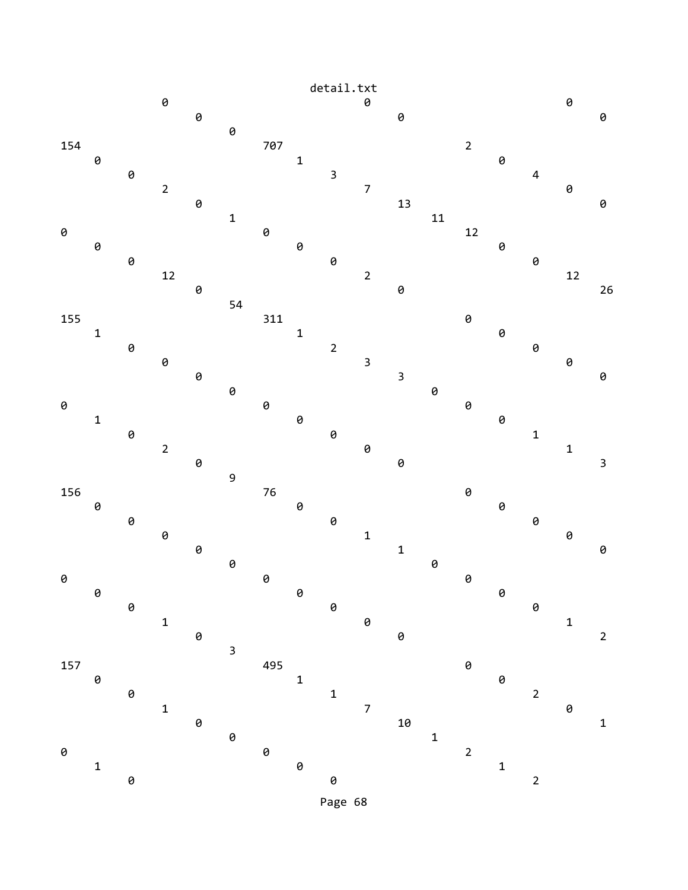```
                                        detail.txt
                   0                                  0                                 0
                        0                                  0                                 0
                             0
154                               707                              2
     0                                 1                                0
          0                                 3                                4
               2                                 7                                0
                    0                                 13                               0
                         1                                 11
0                             0                                 12
     0                             0                                 0
          0                             0                                 0
               12                            2                                 12
                    0                             0                                 26
                         54
155                           311                              0
     1                             1                                0
          0                             2                                0
               0                             3                                0
                    0                             3                                0
                         0                             0
0                             0                                 0
     1                             0                                 0
          0                             0                                 1
               2                             0                                 1
                    0                             0                                 3
                         9
156                           76                               0
     0                             0                                 0
          0                             0                                 0
               0                             1                                 0
                    0                             1                                 0
                         0                             0
0                             0                                 0
     0                             0                                 0
          0                             0                                 0
               1                             0                                 1
                    0                             0                                 2
                         3
157                           495                              0
     0                             1                                0
          0                             1                                2
               1                             7                                0
                    0                             10                               1
                         0                             1
0                             0                                 2
     1                             0                                 1
          0                             0                                 2
```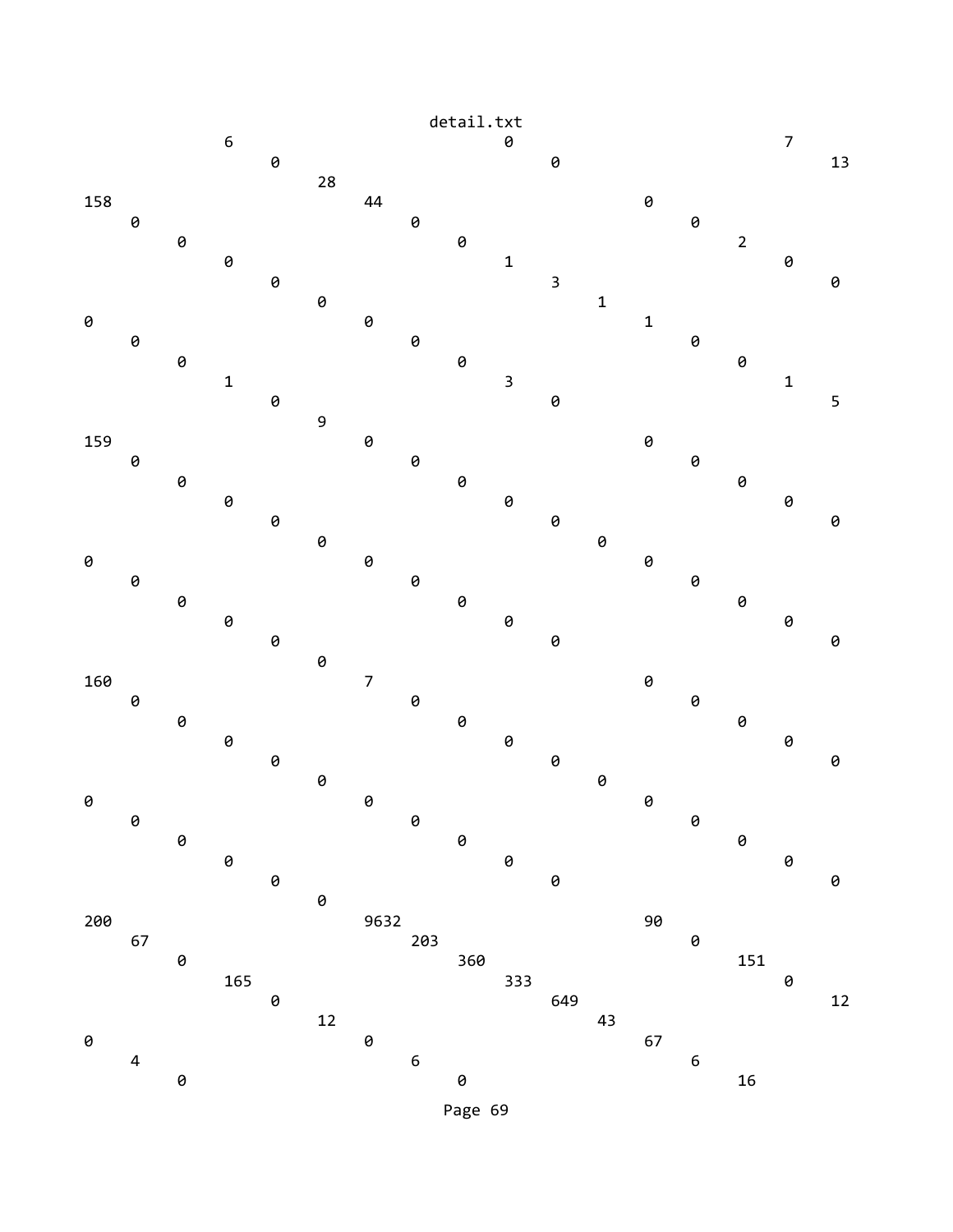```
                                          detail.txt
            6                          0                          7
               0                          0                          13
                  28
158                  44                         0
   0                    0                          0
      0                    0                          2
         0                    1                          0
            0                    3                          0
               0                    1
0                    0                    1
   0                    0                          0
      0                    0                          0
         1                    3                          1
            0                    0                          5
               9
159                  0                          0
   0                    0                          0
      0                    0                          0
         0                    0                          0
            0                    0                          0
               0                    0
0                    0                    0
   0                    0                          0
      0                    0                          0
         0                    0                          0
            0                    0                          0
               0
160                  7                          0
   0                    0                          0
      0                    0                          0
         0                    0                          0
            0                    0                          0
               0                    0
0                    0                    0
   0                    0                          0
      0                    0                          0
         0                    0                          0
            0                    0                          0
               0
200                  9632                       90
   67                   203                        0
      0                    360                        151
         165                  333                        0
            0                    649                        12
               12                   43
0                    0                    67
   4                    6                          6
      0                    0                          16
```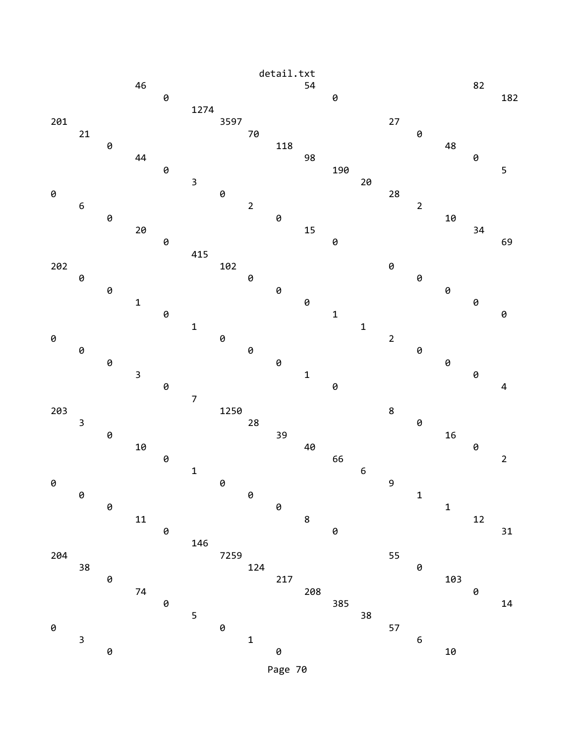```
                                                                 46
          0                                   54
                   0                                      82
                            182
          1274
201
          3597                           27
     21
          70                                      0
     0
                    118                                   48
          44
                         98                                    0
          0
                              190                               5
          3
                                    20
0
                    0                           28
     6
                         2                                2
     0
                              0                                 10
          20
                                   15                              34
          0
                                        0                              69
          415
202
          102                           0
     0
          0                                      0
     0
                    0                                    0
          1
                         0                                    0
          0
                              1                                 0
          1
                                    1
0
                    0                           2
     0
          0                                      0
     0
                    0                                    0
          3
                         1                                    0
          0
                              0                                 4
          7
203
          1250                           8
     3
          28                                      0
     0
                    39                                   16
          10
                         40                                    0
          0
                              66                                2
          1
                                    6
0
                    0                           9
     0
          0                                      1
     0
                    0                                    1
          11
                         8                                    12
          0
                              0                                 31
          146
204
          7259                           55
     38
          124                                     0
     0
                    217                                  103
          74
                         208                                   0
          0
                              385                               14
          5
                                    38
0
                    0                           57
     3
          1                                      6
     0
                    0                                    10
```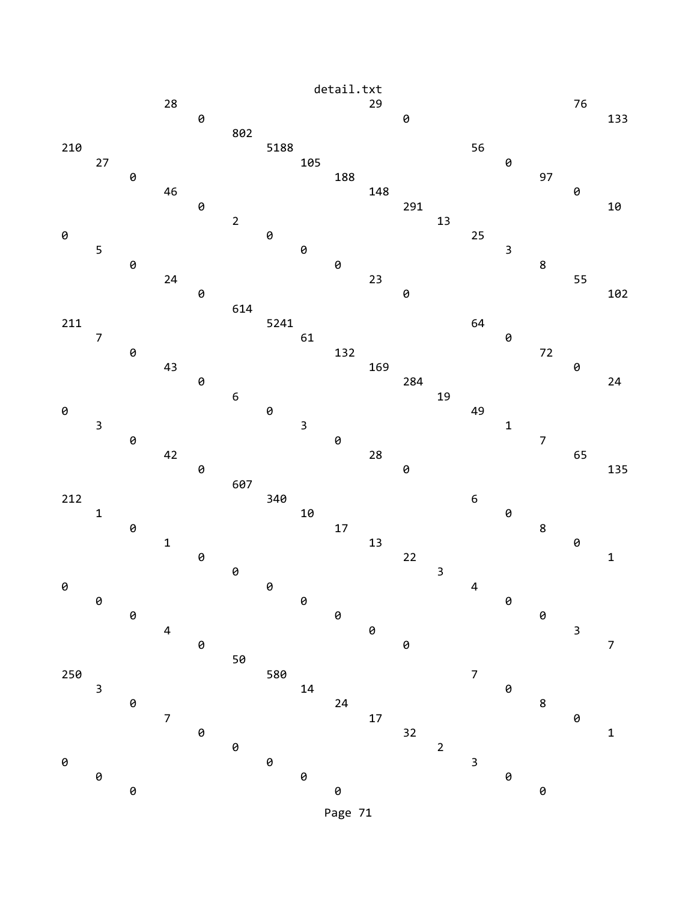```
                28
                        0                                       29
                                0                                       76
                                                                                133
                                802
210                             5188                                    56
        27                              105                                     0
                0                               188                                     97
                28                              148                                             0
                        0                               291
                                2                               13                      10
0                               0                                       25
        5                               0                                       3
                0                               0                                       8
                24                              23                                      55
                        0                               0                                       102
                                614
211                             5241                                    64
        7                               61                                      0
                0                               132                                     72
                43                              169                                             0
                        0                               284                                     24
                                6                               19
0                               0                                       49
        3                               3                                       1
                0                               0                                       7
                42                              28                                      65
                        0                               0                                       135
                                607
212                             340                                     6
        1                               10                                      0
                0                               17                                      8
                1                               13                                              0
                        0                               22                                      1
                                0                               3
0                               0                                       4
        0                               0                                       0
                0                               0                                       0
                4                               0                                       3
                        0                               0                                       7
                                50
250                             580                                     7
        3                               14                                      0
                0                               24                                      8
                7                               17                                              0
                        0                               32                                      1
                                0                               2
0                               0                                       3
        0                               0                                       0
                0                               0                                       0
```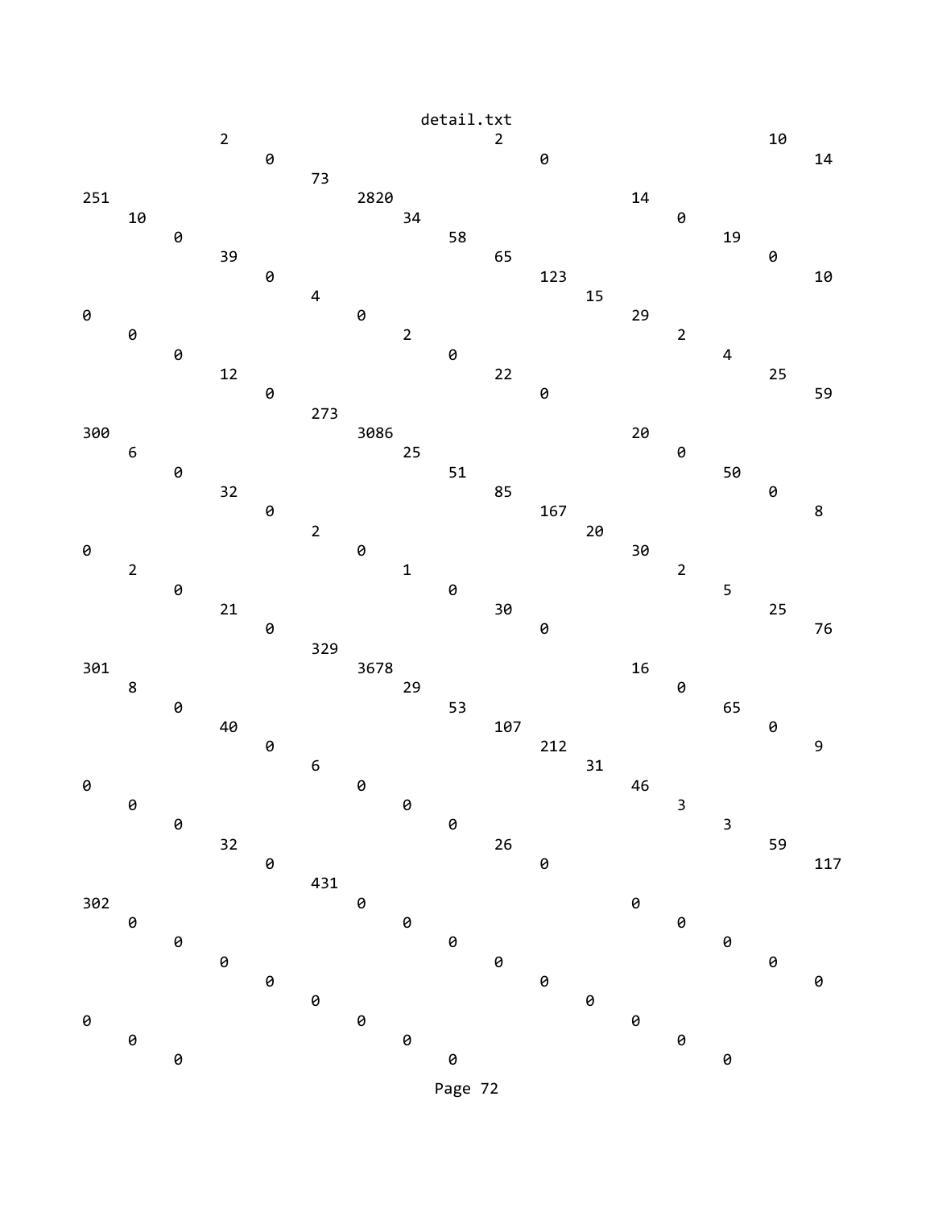```
                2                               2                                 10
                        0                             0                                   14
                                73
251                                     2820                                  14
        10                                      34                                    0
                0                                       58                                      19
                        39                                      65                                      0
                                0                                       123                                     10
                                        4                                       15
0                                               0                                       29
        0                                               2                                       2
                0                                               0                                       4
                        12                                              22                              25
                                0                                               0                                 59
                                        273
300                                     3086                                  20
        6                                       25                                    0
                0                                       51                                      50
                        32                                      85                                      0
                                0                                       167                                     8
                                        2                                       20
0                                               0                                       30
        2                                               1                                       2
                0                                               0                                       5
                        21                                              30                              25
                                0                                               0                                 76
                                        329
301                                     3678                                  16
        8                                       29                                    0
                0                                       53                                      65
                        40                                      107                                     0
                                0                                       212                                     9
                                        6                                       31
0                                               0                                       46
        0                                               0                                       3
                0                                               0                                       3
                        32                                              26                              59
                                0                                               0                                 117
                                        431
302                                     0                                     0
        0                                       0                                     0
                0                                       0                                       0
                        0                                       0                                       0
                                0                                       0                                       0
                                        0                                       0
0                                               0                                       0
        0                                               0                                       0
                0                                               0                                       0
```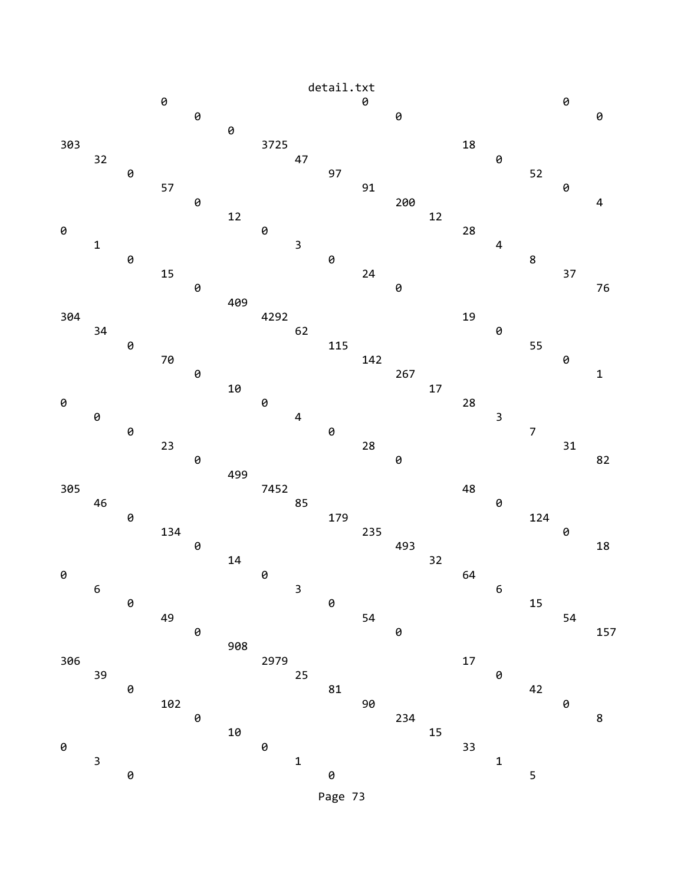```
               0                             0                             0
                    0                             0                             0
                         0
303                           3725                          18
     32                            47                            0
          0                             97                            52
               57                            91                            0
                    0                             200                           4
                         12                            12
0                             0                             28
     1                             3                             4
          0                             0                             8
               15                            24                            37
                    0                             0                             76
                         409
304                           4292                          19
     34                            62                            0
          0                             115                           55
               70                            142                           0
                    0                             267                           1
                         10                            17
0                             0                             28
     0                             4                             3
          0                             0                             7
               23                            28                            31
                    0                             0                             82
                         499
305                           7452                          48
     46                            85                            0
          0                             179                           124
               134                           235                           0
                    0                             493                           18
                         14                            32
0                             0                             64
     6                             3                             6
          0                             0                             15
               49                            54                            54
                    0                             0                             157
                         908
306                           2979                          17
     39                            25                            0
          0                             81                            42
               102                           90                            0
                    0                             234                           8
                         10                            15
0                             0                             33
     3                             1                             1
          0                             0                             5
```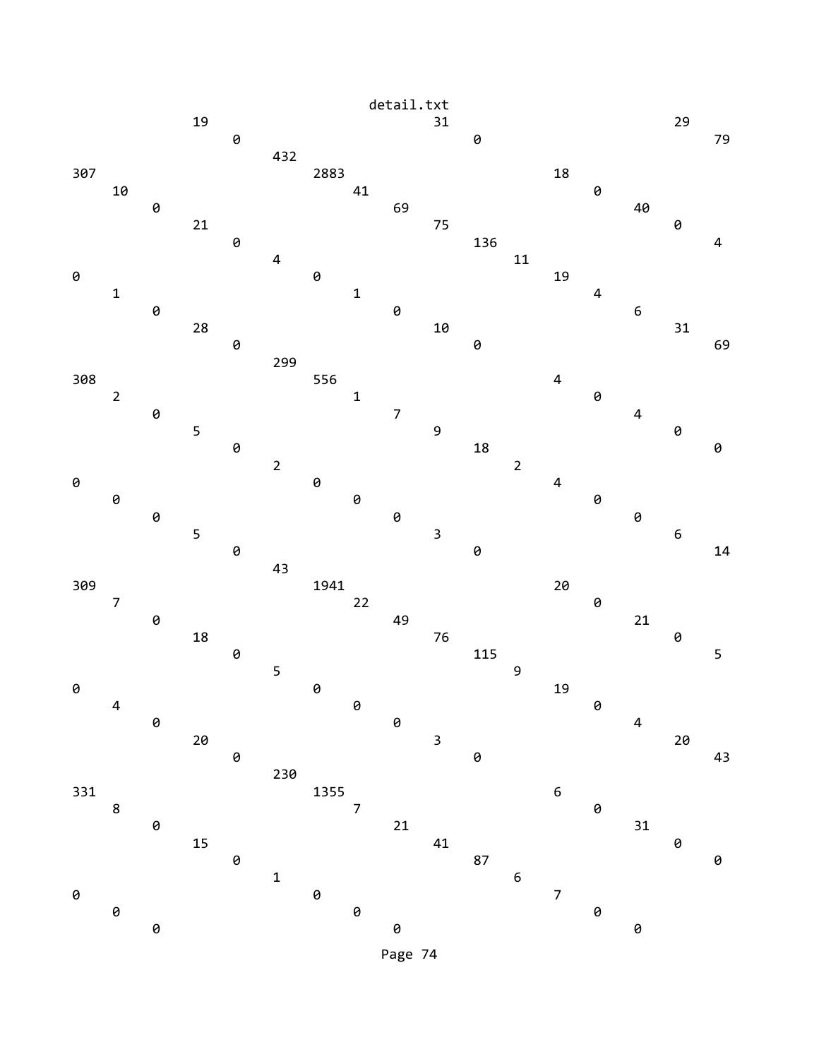```
                  19                                 31                                29
                       0                                  0                                 79
                            432
307                              2883                                  18
     10                               41                                    0
          0                                69                                    40
                19                              75                                    0
                     0                                   136                                 4
                          4                                   11
0                              0                                       19
     1                               1                                      4
          0                               0                                     6
                28                              10                                    31
                     0                                   0                                   69
                          299
308                            556                                     4
     2                               1                                      0
          0                               7                                     4
                5                               9                                     0
                     0                                   18                                  0
                          2                                   2
0                              0                                       4
     0                               0                                      0
          0                               0                                     0
                5                               3                                     6
                     0                                   0                                   14
                          43
309                            1941                                    20
     7                               22                                     0
          0                               49                                    21
                18                              76                                    0
                     0                                   115                                 5
                          5                                   9
0                              0                                       19
     4                               0                                      0
          0                               0                                     4
                20                              3                                     20
                     0                                   0                                   43
                          230
331                            1355                                    6
     8                               7                                      0
          0                               21                                    31
                15                              41                                    0
                     0                                   87                                  0
                          1                                   6
0                              0                                       7
     0                               0                                      0
          0                               0                                     0
```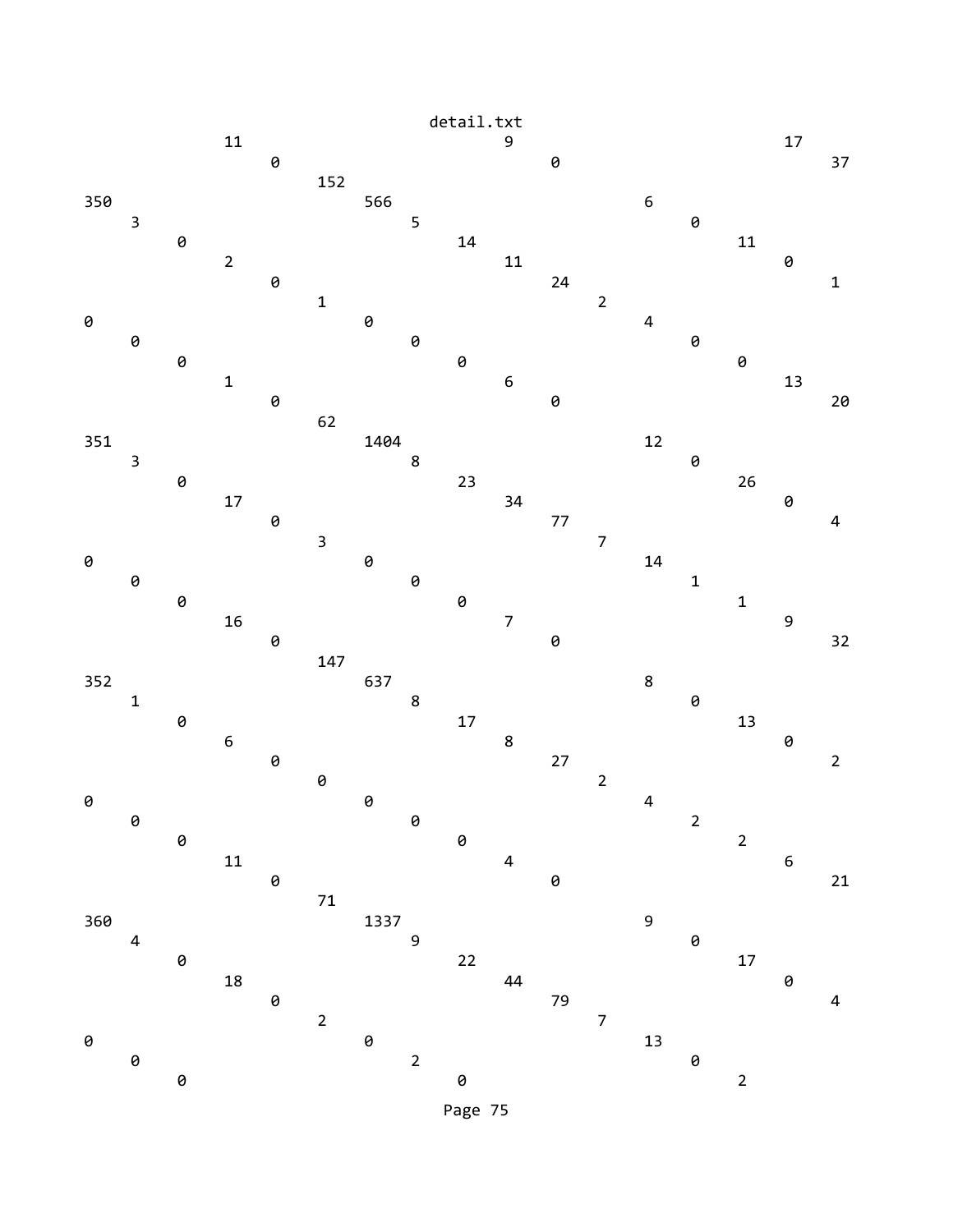```
                                    detail.txt
               11                          9                           17
                    0                           0                           37
                         152
350                           566                         6
     3                             5                          0
          0                             14                          11
               2                             11                          0
                    0                             24                          1
                         1                             2
0                             0                           4
     0                             0                          0
          0                             0                           0
               1                             6                           13
                    0                             0                           20
                         62
351                           1404                        12
     3                             8                          0
          0                             23                          26
               17                            34                          0
                    0                             77                          4
                         3                             7
0                             0                           14
     0                             0                          1
          0                             0                           1
               16                            7                           9
                    0                             0                           32
                         147
352                           637                         8
     1                             8                          0
          0                             17                          13
               6                             8                           0
                    0                             27                          2
                         0                             2
0                             0                           4
     0                             0                          2
          0                             0                           2
               11                            4                           6
                    0                             0                           21
                         71
360                           1337                        9
     4                             9                          0
          0                             22                          17
               18                            44                          0
                    0                             79                          4
                         2                             7
0                             0                           13
     0                             2                          0
          0                             0                           2
```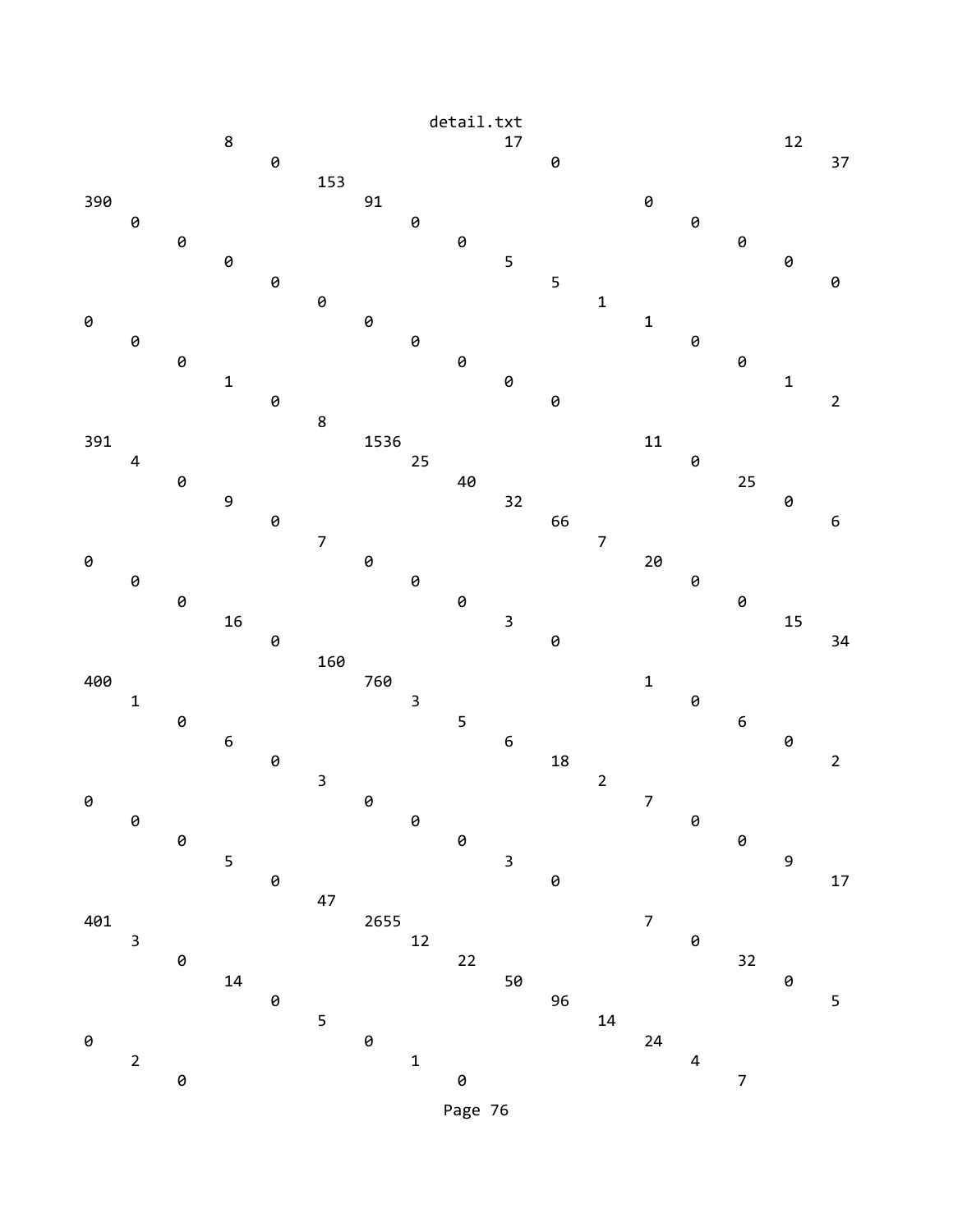```
            8                               17                      12
                0                               0                       37
                    153
390                     91                              0
    0                       0                               0
        0                       0                               0
            0                       5                               0
                0                       5                               0
                    0                       1
0                       0                       1
    0                       0                       0
        0                       0                       0
            1                       0                       1
                0                       0                       2
                    8
391                     1536                    11
    4                       25                      0
        0                       40                      25
            9                       32                      0
                0                       66                      6
                    7                       7
0                       0                       20
    0                       0                       0
        0                       0                       0
            16                      3                       15
                0                       0                       34
                    160
400                     760                     1
    1                       3                       0
        0                       5                       6
            6                       6                       0
                0                       18                      2
                    3                       2
0                       0                       7
    0                       0                       0
        0                       0                       0
            5                       3                       9
                0                       0                       17
                    47
401                     2655                    7
    3                       12                      0
        0                       22                      32
            14                      50                      0
                0                       96                      5
                    5                       14
0                       0                       24
    2                       1                       4
        0                       0                       7
```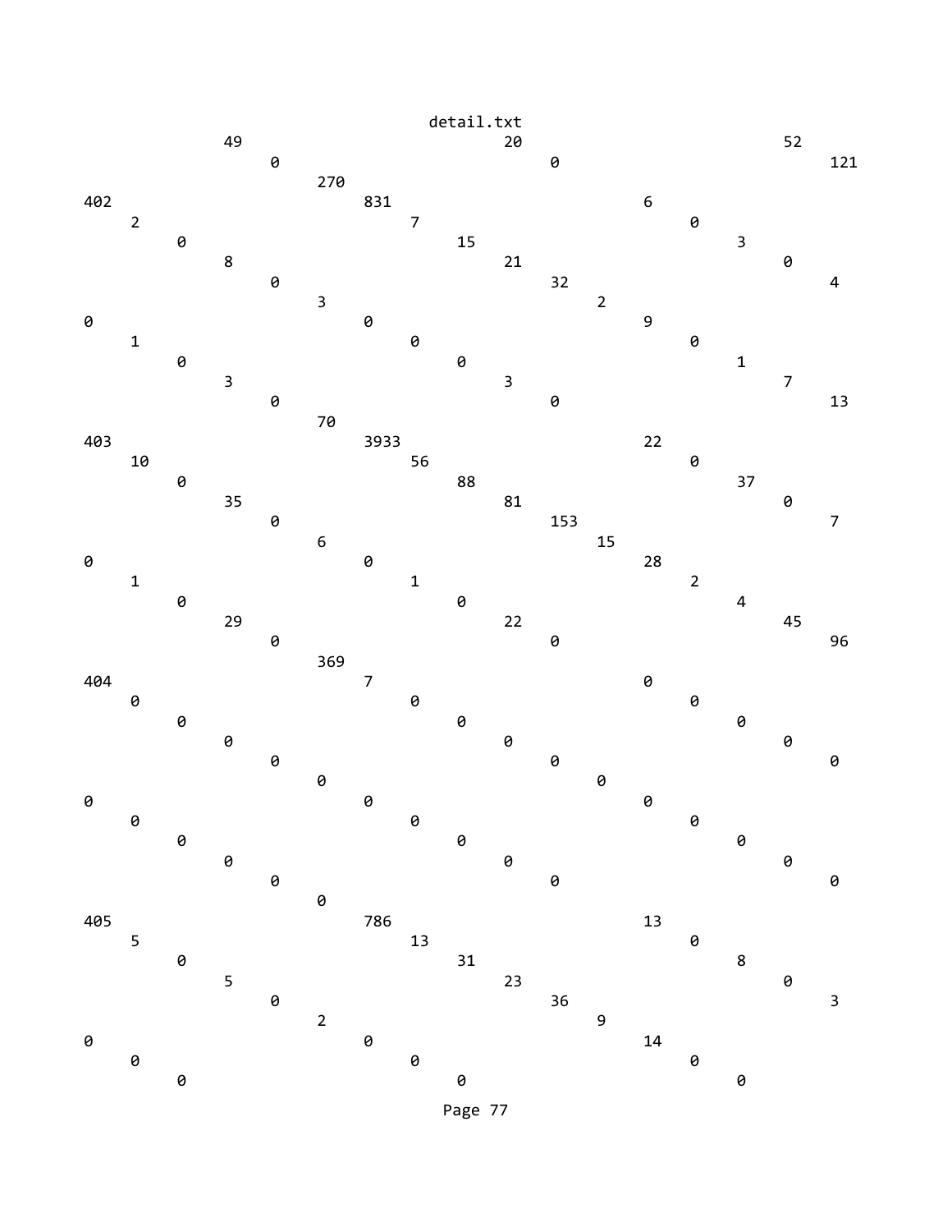```
                  49                                  20                          52
                           0                                    0                           121
                                 270
402                                    831                              6
         2                                   7                                   0
                0                                  15                                  3
                      8                                  21                                  0
                           0                                    32                                  4
                                 3                                        2
0                                      0                                9
         1                                   0                                   0
                0                                  0                                   1
                      3                                  3                                   7
                           0                                    0                                   13
                                 70
403                                    3933                             22
         10                                  56                                  0
                0                                  88                                  37
                      35                                 81                                  0
                           0                                    153                                 7
                                 6                                        15
0                                      0                                28
         1                                   1                                   2
                0                                  0                                   4
                      29                                 22                                  45
                           0                                    0                                   96
                                 369
404                                    7                                0
         0                                   0                                   0
                0                                  0                                   0
                      0                                  0                                   0
                           0                                    0                                   0
                                 0                                        0
0                                      0                                0
         0                                   0                                   0
                0                                  0                                   0
                      0                                  0                                   0
                           0                                    0                                   0
                                 0
405                                    786                              13
         5                                   13                                  0
                0                                  31                                  8
                      5                                  23                                  0
                           0                                    36                                  3
                                 2                                        9
0                                      0                                14
         0                                   0                                   0
                0                                  0                                   0
```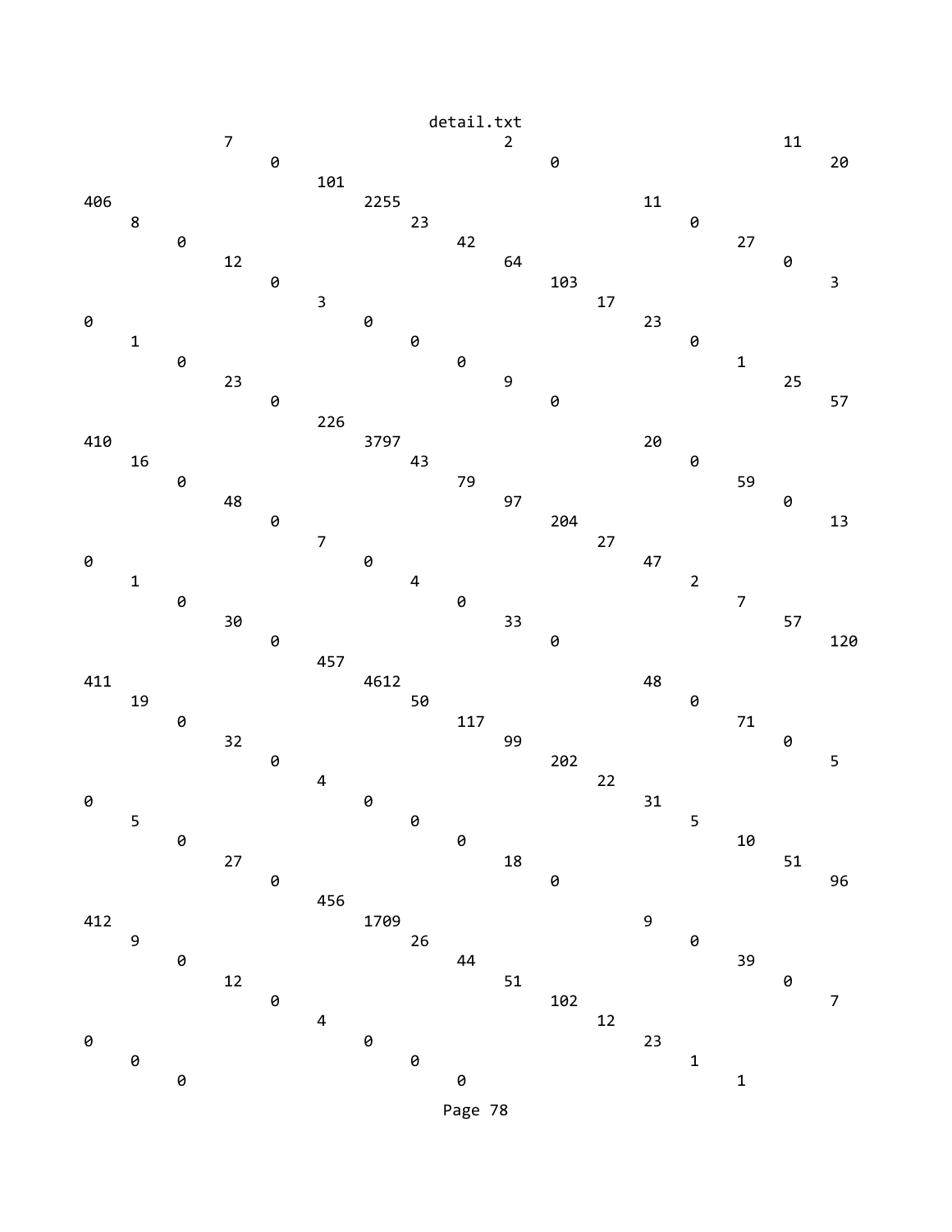```
             7                              2                             11
                0                              0                              20
                   101
406                    2255                           11
   8                       23                             0
      0                       42                              27
         12                      64                              0
            0                       103                              3
               3                        17
0                  0                       23
   1                  0                       0
      0                  0                       1
         23                 9                        25
            0                  0                        57
               226
410                3797                     20
   16                  43                       0
      0                   79                       59
         48                  97                       0
            0                   204                      13
               7                    27
0                  0                    47
   1                  4                    2
      0                  0                    7
         30                 33                   57
            0                  0                    120
               457
411                4612                     48
   19                  50                       0
      0                   117                      71
         32                  99                       0
            0                   202                      5
               4                    22
0                  0                    31
   5                  0                    5
      0                  0                    10
         27                 18                   51
            0                  0                    96
               456
412                1709                     9
   9                   26                       0
      0                   44                       39
         12                  51                       0
            0                   102                      7
               4                    12
0                  0                    23
   0                  0                    1
      0                  0                    1
```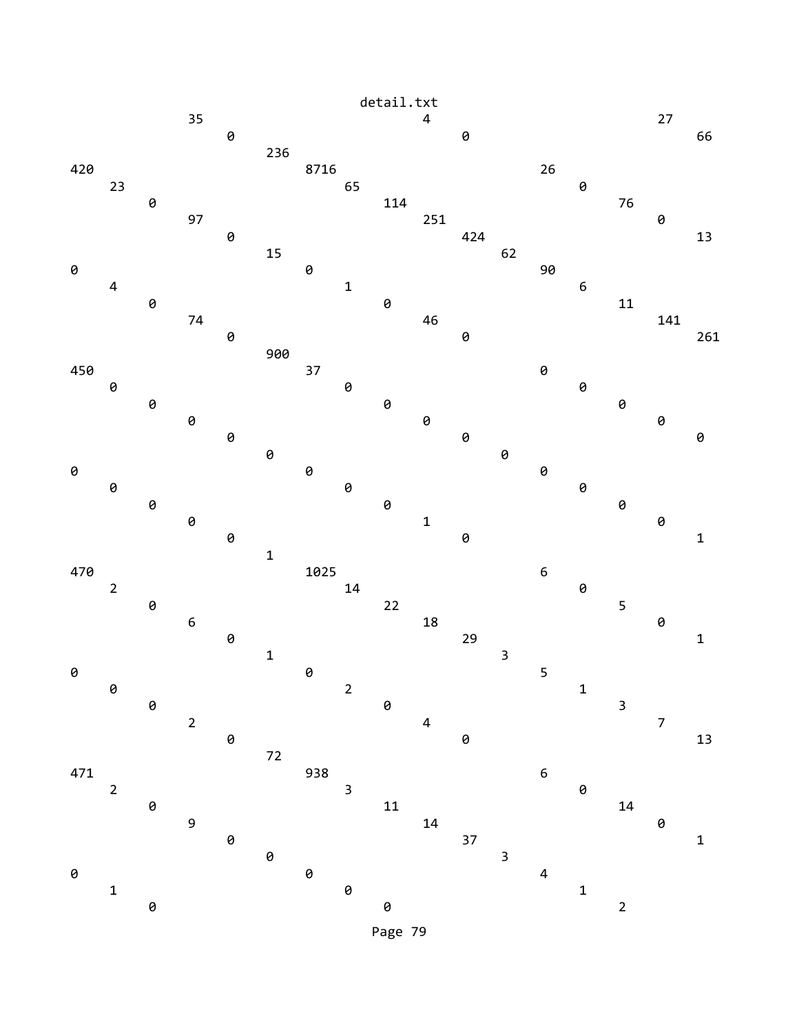```
                                      detail.txt
                35                                  4                          27
                    0                                   0                          66
                        236
420                         8716                                    26
    23                          65                                      0
        0                           114                                     76
            97                          251                                     0
                0                           424                                     13
                    15                          62
0                       0                           90
    4                       1                           6
        0                       0                           11
            74                      46                          141
                0                       0                           261
                    900
450                     37                          0
    0                       0                           0
        0                       0                           0
            0                       0                           0
                0                       0                           0
                    0                       0
0                       0                           0
    0                       0                           0
        0                       0                           0
            0                       1                           0
                0                       0                           1
                    1
470                     1025                        6
    2                       14                          0
        0                       22                          5
            6                       18                          0
                0                       29                          1
                    1                       3
0                       0                           5
    0                       2                           1
        0                       0                           3
            2                       4                           7
                0                       0                           13
                    72
471                     938                         6
    2                       3                           0
        0                       11                          14
            9                       14                          0
                0                       37                          1
                    0                       3
0                       0                           4
    1                       0                           1
        0                       0                           2
```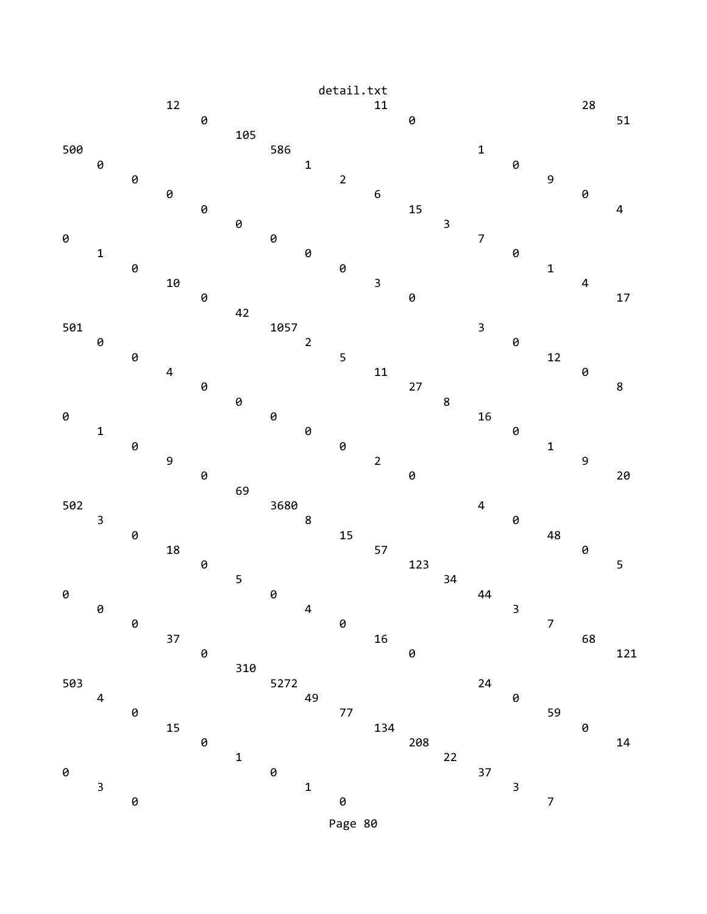```
            12                          11                          28
                0                           0                           51
                    105
500                     586                         1
    0                       1                           0
        0                       2                           9
            0                       6                           0
                0                       15                          4
                    0                       3
0                       0                       7
    1                       0                           0
        0                       0                           1
            10                      3                           4
                0                       0                           17
                    42
501                     1057                        3
    0                       2                           0
        0                       5                           12
            4                       11                          0
                0                       27                          8
                    0                       8
0                       0                       16
    1                       0                           0
        0                       0                           1
            9                       2                           9
                0                       0                           20
                    69
502                     3680                        4
    3                       8                           0
        0                       15                          48
            18                      57                          0
                0                       123                         5
                    5                       34
0                       0                       44
    0                       4                           3
        0                       0                           7
            37                      16                          68
                0                       0                           121
                    310
503                     5272                        24
    4                       49                          0
        0                       77                          59
            15                      134                         0
                0                       208                         14
                    1                       22
0                       0                       37
    3                       1                           3
        0                       0                           7
```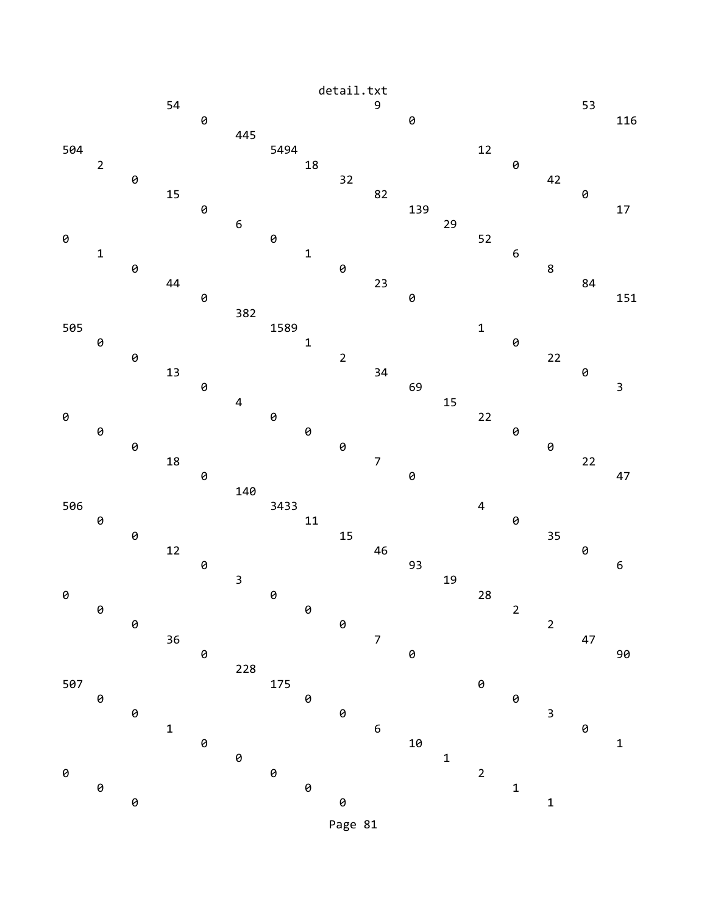```
              54                            9                             53
                 0                             0                              116
                    445
504                    5494                              12
   2                      18                                0
      0                      32                               42
         15                     82                               0
            0                      139                               17
               6                       29
0                 0                       52
   1                 1                       6
      0                 0                       8
         44                23                      84
            0                 0                       151
               382
505               1589                     1
   0                 1                       0
      0                 2                       22
         13                34                      0
            0                 69                      3
               4                 15
0                 0                 22
   0                 0                 0
      0                 0                 0
         18                7                 22
            0                 0                 47
               140
506               3433                     4
   0                 11                      0
      0                 15                      35
         12                46                      0
            0                 93                      6
               3                 19
0                 0                 28
   0                 0                 2
      0                 0                 2
         36                7                 47
            0                 0                 90
               228
507               175                      0
   0                 0                 0
      0                 0                 3
         1                 6                 0
            0                 10                1
               0                 1
0                 0                 2
   0                 0                 1
      0                 0                 1
```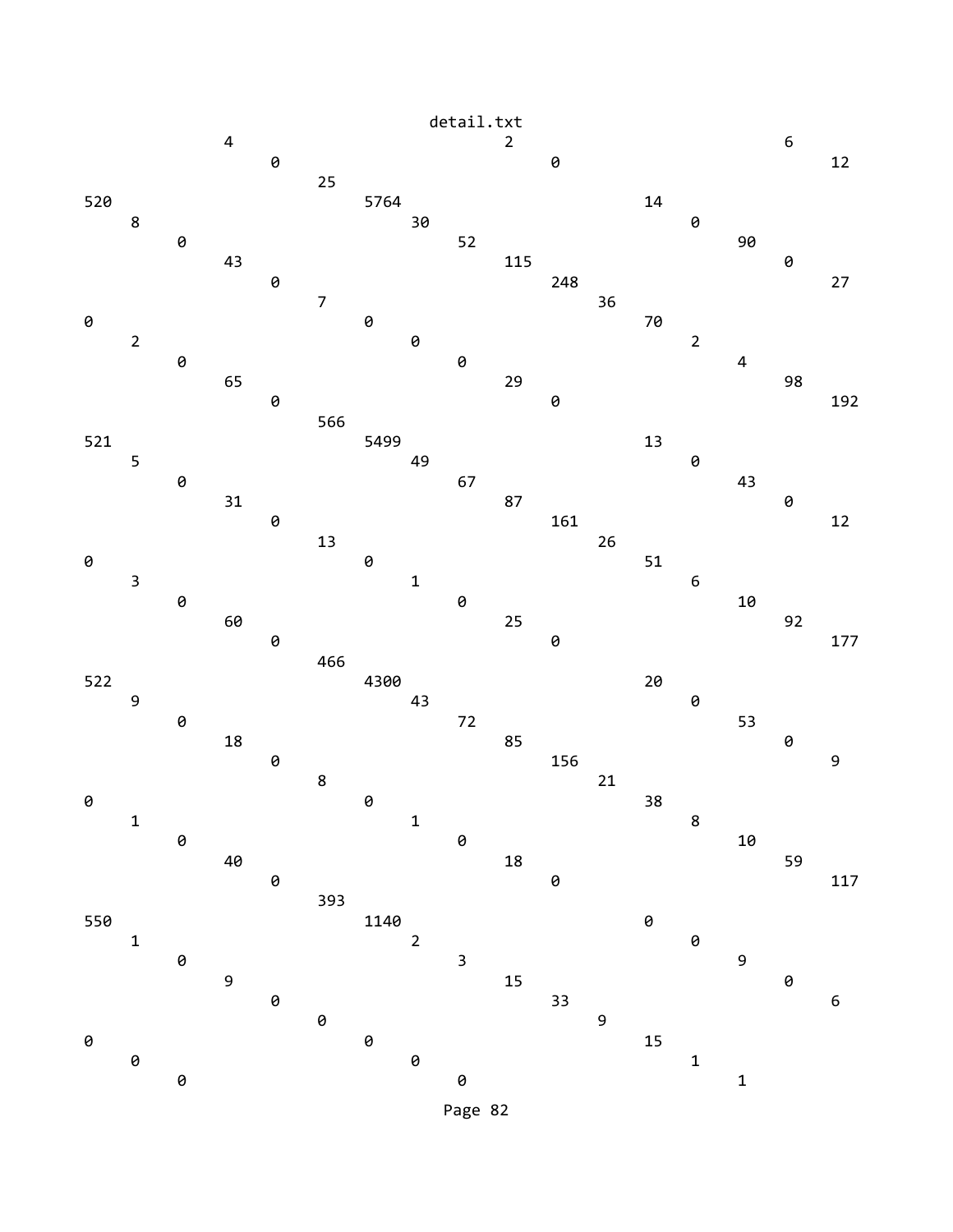```
                4                                2                              6
                     0                                0                              12
                          25
520                            5764                               14
     8                              30                                 0
          0                              52                                 90
               43                             115                                0
                    0                              248                                27
                         7                              36                 
0                             0                                  70
     2                             0                                  2
          0                             0                                  4
               65                            29                                98
                    0                             0                                192
                         566
521                            5499                               13
     5                              49                                 0
          0                              67                                 43
               31                             87                                 0
                    0                              161                                12
                         13                             26
0                             0                                  51
     3                             1                                  6
          0                             0                                  10
               60                            25                                92
                    0                             0                                177
                         466
522                            4300                               20
     9                              43                                 0
          0                              72                                 53
               18                             85                                 0
                    0                              156                                9
                         8                              21
0                             0                                  38
     1                             1                                  8
          0                             0                                  10
               40                            18                                59
                    0                             0                                117
                         393
550                            1140                               0
     1                              2                                  0
          0                              3                                  9
               9                              15                                 0
                    0                              33                                 6
                         0                              9
0                             0                                  15
     0                             0                                  1
          0                             0                                  1
```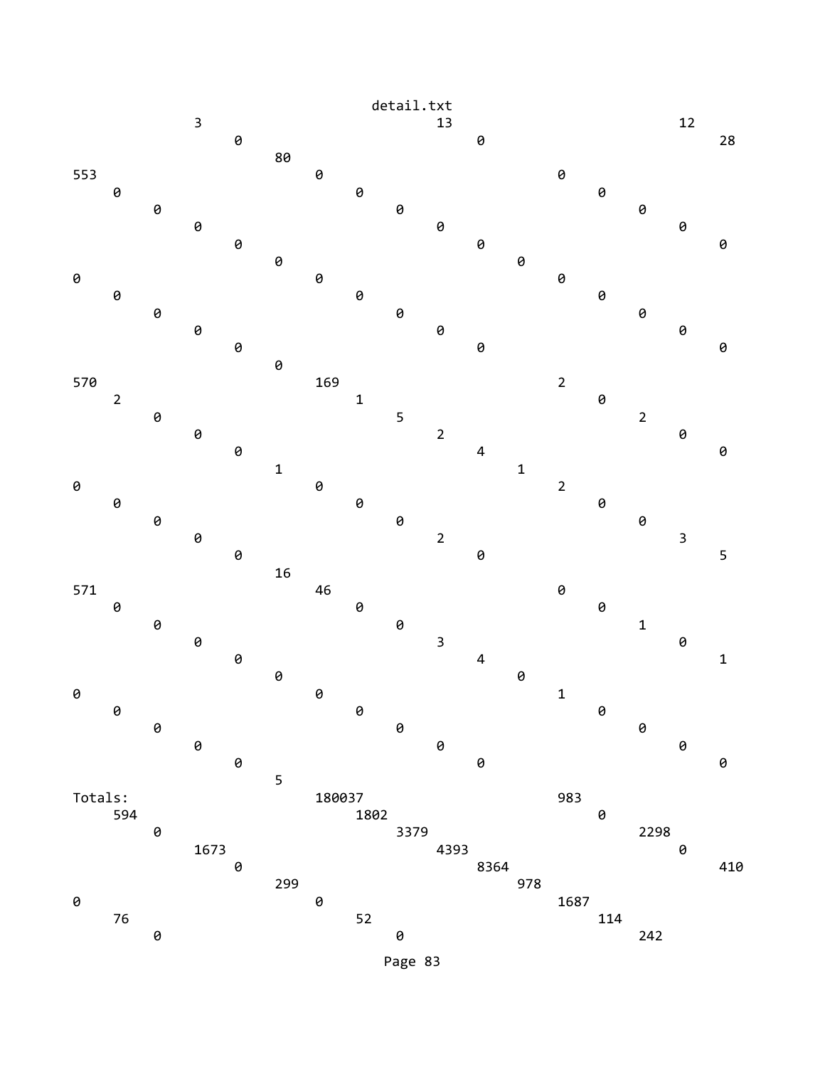```
                                detail.txt
              3                               13                              12
                  0                               0                               28
                      80
553                       0                               0
    0                         0                               0
        0                         0                               0
            0                         0                               0
                0                         0                               0
                    0                         0
0                       0                               0
    0                         0                               0
        0                         0                               0
            0                         0                               0
                0                         0                               0
                    0
570                     169                             2
    2                         1                               0
        0                         5                               2
            0                         2                               0
                0                         4                               0
                    1                         1
0                       0                               2
    0                         0                               0
        0                         0                               0
            0                         2                               3
                0                         0                               5
                    16
571                     46                              0
    0                         0                               0
        0                         0                               1
            0                         3                               0
                0                         4                               1
                    0                         0
0                       0                               1
    0                         0                               0
        0                         0                               0
            0                         0                               0
                0                         0                               0
                    5
Totals:                 180037                          983
    594                       1802                            0
        0                         3379                            2298
            1673                      4393                            0
                0                         8364                            410
                    299                       978
0                       0                               1687
    76                        52                              114
        0                         0                               242
```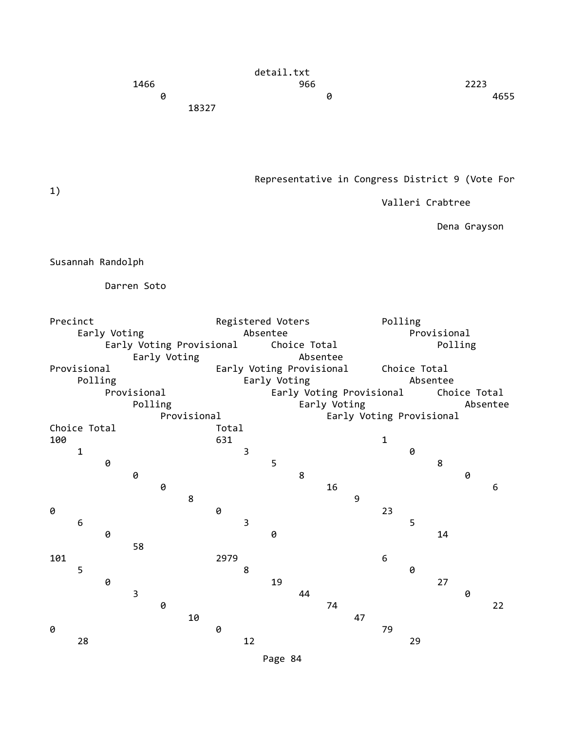1466 966 2223 0 0 4655 18327

## Representative in Congress District 9 (Vote For 1)

| Precinct | Registered Voters | Valleri Crabtree | | | | | | Dena Grayson | | | | | | Susannah Randolph | | | | | | Darren Soto | | | | | | Total |
|---|---|---|---|---|---|---|---|---|---|---|---|---|---|---|---|---|---|---|---|---|---|---|---|---|---|---|
| | | Polling | Early Voting | Absentee | Provisional | Early Voting Provisional | Choice Total | Polling | Early Voting | Absentee | Provisional | Early Voting Provisional | Choice Total | Polling | Early Voting | Absentee | Provisional | Early Voting Provisional | Choice Total | Polling | Early Voting | Absentee | Provisional | Early Voting Provisional | Choice Total | |
| 100 | 631 | 1 | 1 | 3 | 0 | 0 | 5 | 8 | 0 | 8 | 0 | 0 | 16 | 6 | 8 | 9 | 0 | 0 | 23 | 6 | 3 | 5 | 0 | 0 | 14 | 58 |
| 101 | 2979 | 6 | 5 | 8 | 0 | 0 | 19 | 27 | 3 | 44 | 0 | 0 | 74 | 22 | 10 | 47 | 0 | 0 | 79 | 28 | 12 | 29 | | | | |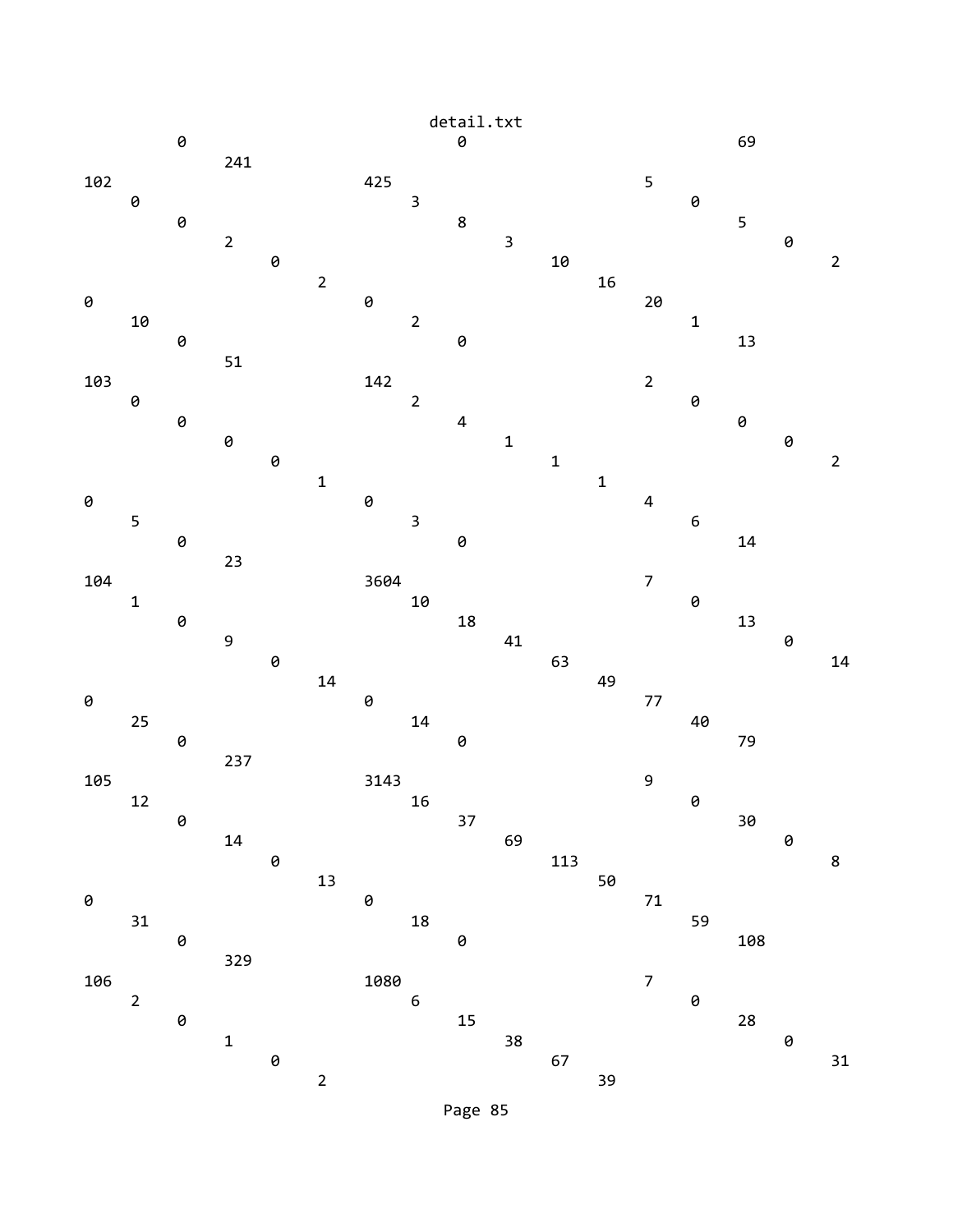```
        0                                       0                                       69
                241
102                             425                                     5
        0                               3                                       0
                0                               8                                       5
                        2                               3                                       0
                                0                               10                                      2
                                        2                               16
0                               0                                       20
        10                              2                                       1
                0                               0                                       13
                        51
103                             142                                     2
        0                               2                                       0
                0                               4                                       0
                        0                               1                                       0
                                0                               1                                       2
                                        1                               1
0                               0                                       4
        5                               3                                       6
                0                               0                                       14
                        23
104                             3604                                    7
        1                               10                                      0
                0                               18                                      13
                        9                               41                                      0
                                0                               63                                      14
                                        14                              49
0                               0                                       77
        25                              14                                      40
                0                               0                                       79
                        237
105                             3143                                    9
        12                              16                                      0
                0                               37                                      30
                        14                              69                                      0
                                0                               113                                     8
                                        13                              50
0                               0                                       71
        31                              18                                      59
                0                               0                                       108
                        329
106                             1080                                    7
        2                               6                                       0
                0                               15                                      28
                        1                               38                                      0
                                0                               67                                      31
                                        2                               39
```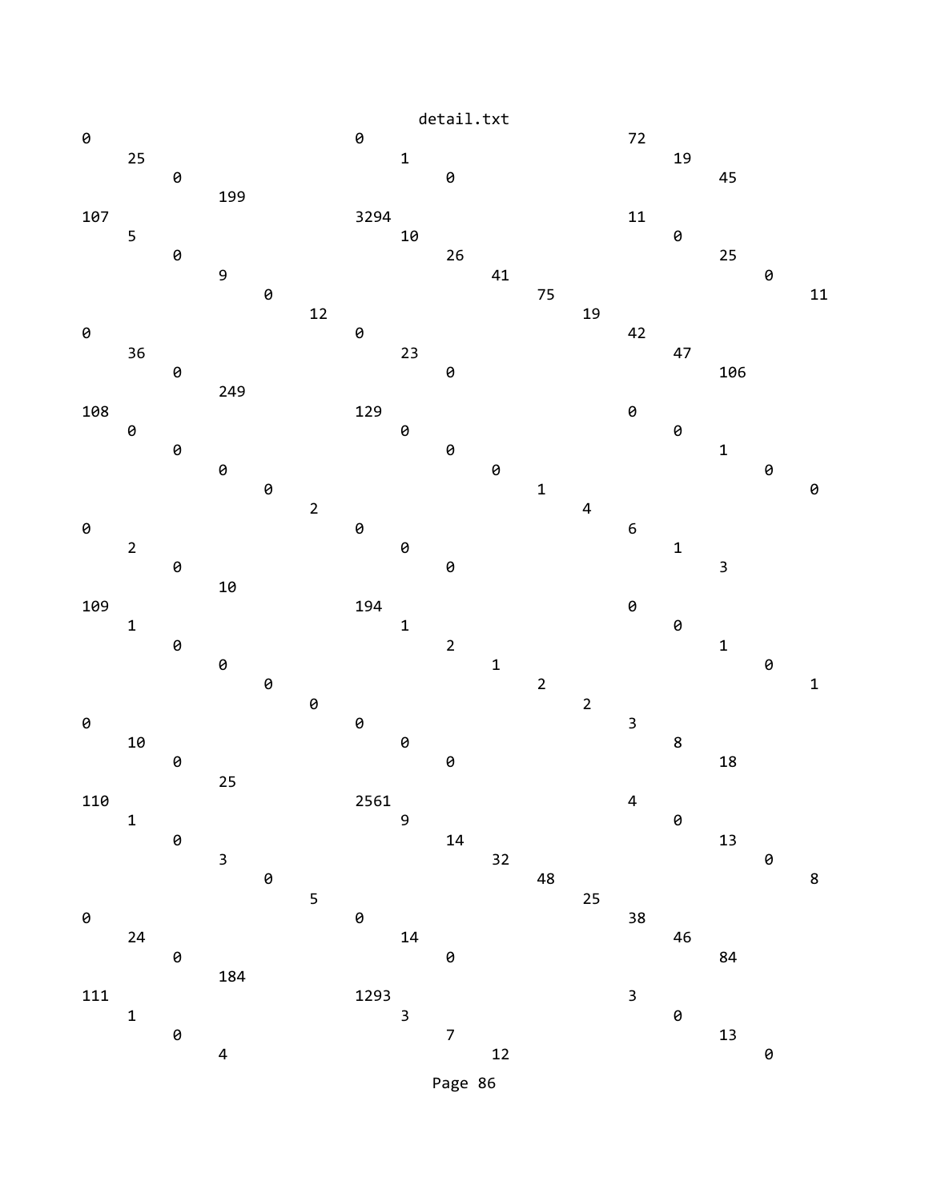```
0                          0                          72
    25                         1                          19
        0                          0                          45
            199
107                        3294                       11
    5                          10                         0
        0                          26                         25
            9                          41                         0
                0                          75                         11
                    12                         19
0                          0                          42
    36                         23                         47
        0                          0                          106
            249
108                        129                        0
    0                          0                          0
        0                          0                          1
            0                          0                          0
                0                          1                          0
                    2                          4
0                          0                          6
    2                          0                          1
        0                          0                          3
            10
109                        194                        0
    1                          1                          0
        0                          2                          1
            0                          1                          0
                0                          2                          1
                    0                          2
0                          0                          3
    10                         0                          8
        0                          0                          18
            25
110                        2561                       4
    1                          9                          0
        0                          14                         13
            3                          32                         0
                0                          48                         8
                    5                          25
0                          0                          38
    24                         14                         46
        0                          0                          84
            184
111                        1293                       3
    1                          3                          0
        0                          7                          13
            4                          12                         0
```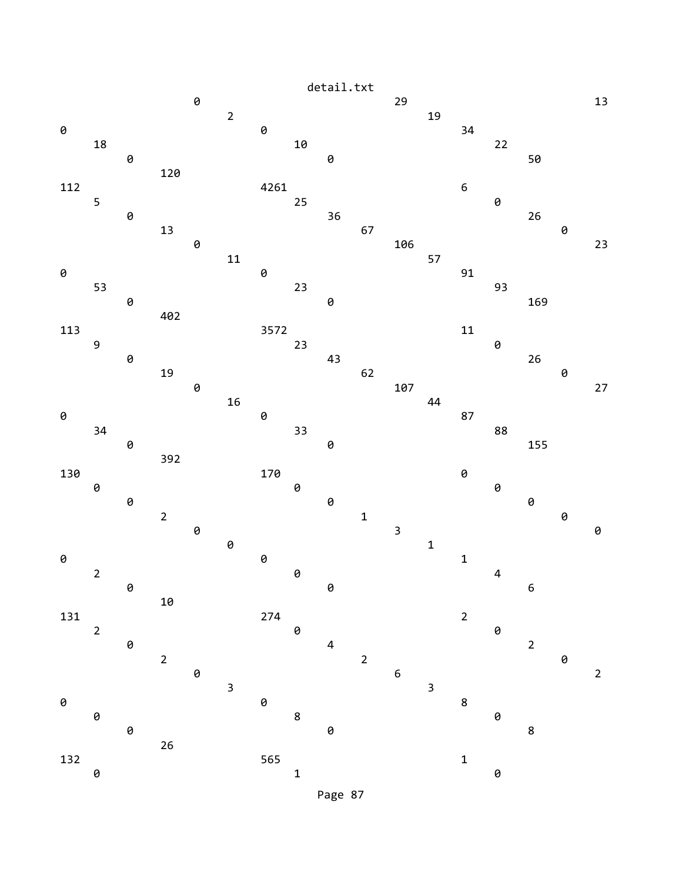```
                    0                          29                          13
                        2                          19
0                           0                          34
    18                          10                         22
        0                           0                          50
            120
112                         4261                       6
    5                           25                         0
        0                           36                         26
            13                          67                         0
                0                          106                         23
                    11                         57
0                           0                          91
    53                          23                         93
        0                           0                          169
            402
113                         3572                       11
    9                           23                         0
        0                           43                         26
            19                          62                         0
                0                          107                         27
                    16                         44
0                           0                          87
    34                          33                         88
        0                           0                          155
            392
130                         170                        0
    0                           0                          0
        0                           0                          0
            2                           1                          0
                0                           3                          0
                    0                          1
0                           0                          1
    2                           0                          4
        0                           0                          6
            10
131                         274                        2
    2                           0                          0
        0                           4                          2
            2                           2                          0
                0                           6                          2
                    3                          3
0                           0                          8
    0                           8                          0
        0                           0                          8
            26
132                         565                        1
    0                           1                          0
```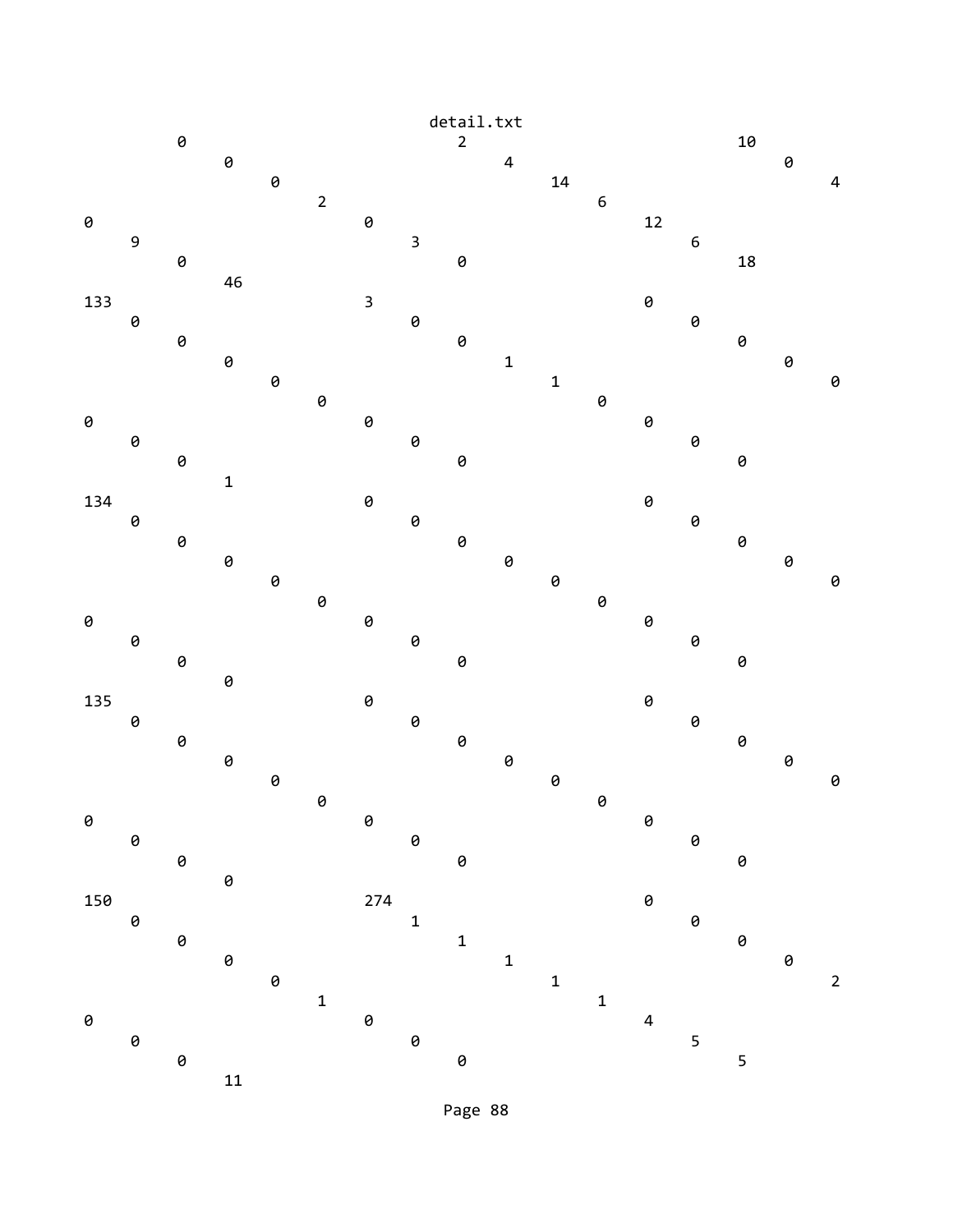```
          0                             2                             10
               0                             4                             0
                    0                             14                            4
                         2                             6
0                             0                             12
     9                             3                             6
          0                             0                             18
               46
133                           3                             0
     0                             0                             0
          0                             0                             0
               0                             1                             0
                    0                             1                             0
                         0                             0
0                             0                             0
     0                             0                             0
          0                             0                             0
               1
134                           0                             0
     0                             0                             0
          0                             0                             0
               0                             0                             0
                    0                             0                             0
                         0                             0
0                             0                             0
     0                             0                             0
          0                             0                             0
               0
135                           0                             0
     0                             0                             0
          0                             0                             0
               0                             0                             0
                    0                             0                             0
                         0                             0
0                             0                             0
     0                             0                             0
          0                             0                             0
               0
150                           274                           0
     0                             1                             0
          0                             1                             0
               0                             1                             0
                    0                             1                             2
                         1                             1
0                             0                             4
     0                             0                             5
          0                             0                             5
               11
```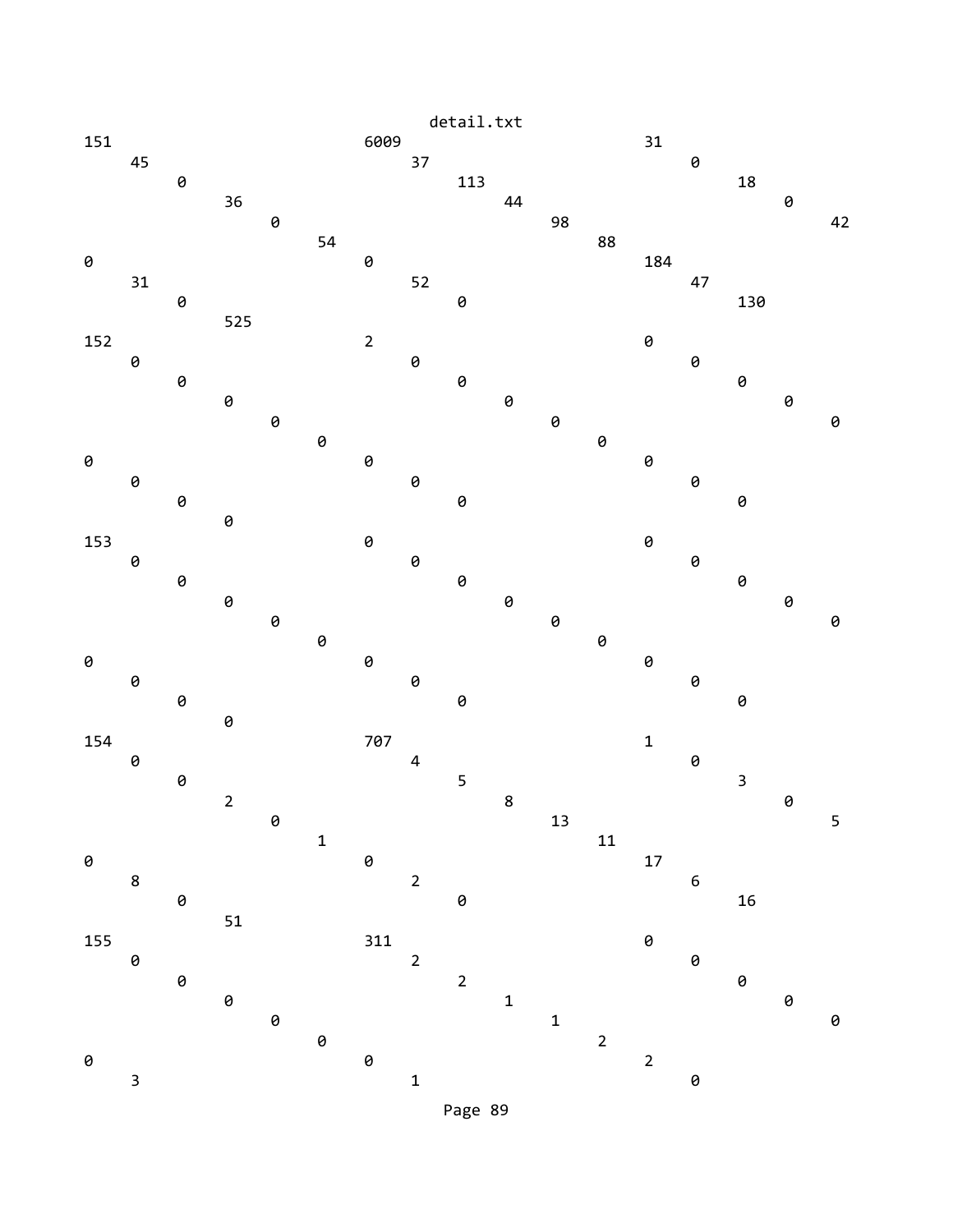```
                                    detail.txt
151                         6009                        31
    45                          37                          0
        0                           113                         18
            36                          44                          0
                0                           98                          42
                    54                          88
0                           0                           184
    31                          52                          47
        0                           0                           130
            525
152                         2                           0
    0                           0                           0
        0                           0                           0
            0                           0                           0
                0                           0                           0
                    0                           0
0                           0                           0
    0                           0                           0
        0                           0                           0
            0
153                         0                           0
    0                           0                           0
        0                           0                           0
            0                           0                           0
                0                           0                           0
                    0                           0
0                           0                           0
    0                           0                           0
        0                           0                           0
            0
154                         707                         1
    0                           4                           0
        0                           5                           3
            2                           8                           0
                0                           13                          5
                    1                           11
0                           0                           17
    8                           2                           6
        0                           0                           16
            51
155                         311                         0
    0                           2                           0
        0                           2                           0
            0                           1                           0
                0                           1                           0
                    0                           2
0                           0                           2
    3                           1                           0
```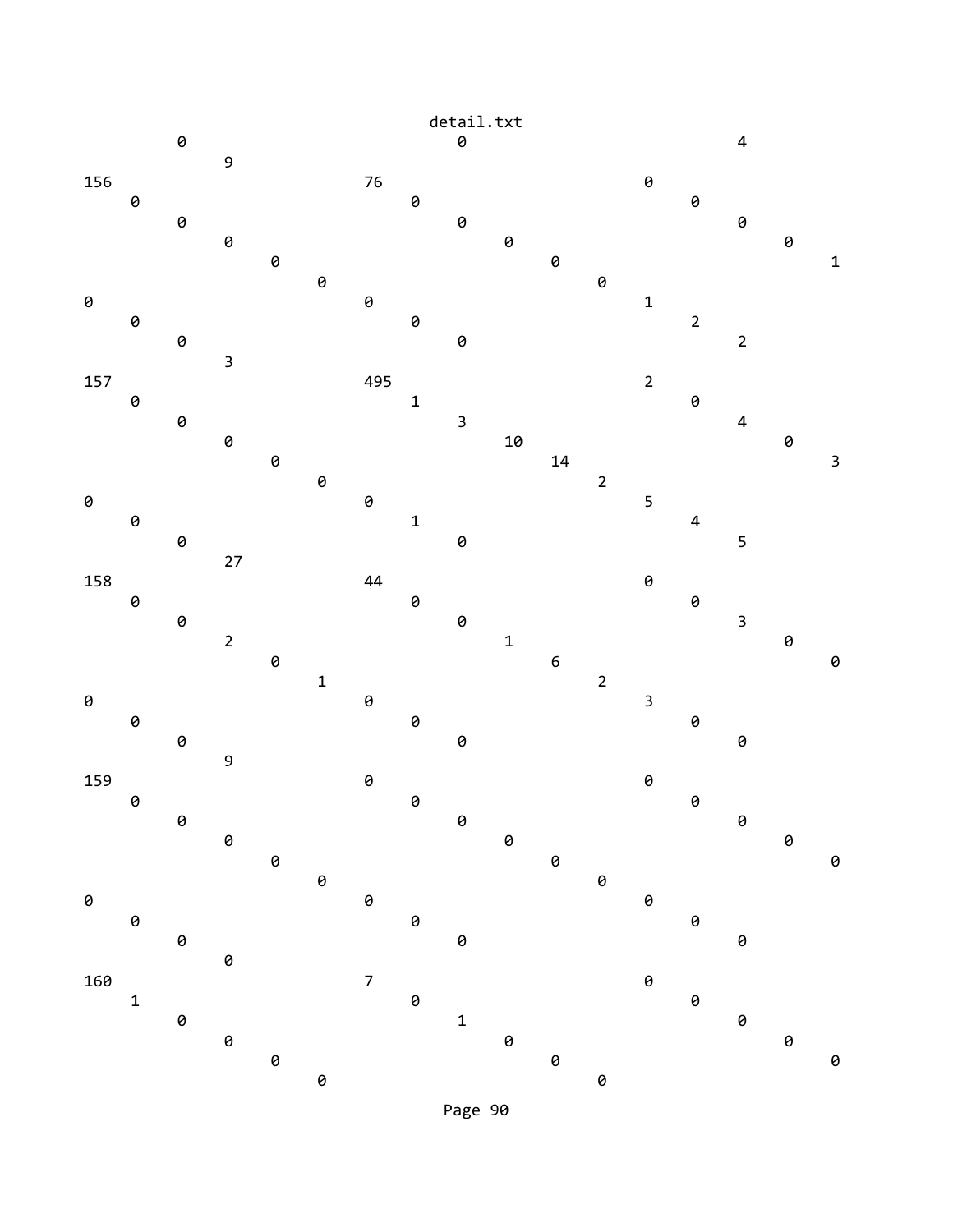```
            0                                    0                                    4
                  9
156                                   76                                    0
       0                                    0                                    0
            0                                    0                                    0
                  0                                    0                                    0
                        0                                    0                                    1
                              0                                    0
0                                     0                                     1
       0                                    0                                    2
            0                                    0                                    2
                  3
157                                   495                                   2
       0                                    1                                    0
            0                                    3                                    4
                  0                                    10                                   0
                        0                                    14                                   3
                              0                                    2
0                                     0                                     5
       0                                    1                                    4
            0                                    0                                    5
                  27
158                                   44                                    0
       0                                    0                                    0
            0                                    0                                    3
                  2                                    1                                    0
                        0                                    6                                    0
                              1                                    2
0                                     0                                     3
       0                                    0                                    0
            0                                    0                                    0
                  9
159                                   0                                     0
       0                                    0                                    0
            0                                    0                                    0
                  0                                    0                                    0
                        0                                    0                                    0
                              0                                    0
0                                     0                                     0
       0                                    0                                    0
            0                                    0                                    0
                  0
160                                   7                                     0
       1                                    0                                    0
            0                                    1                                    0
                  0                                    0                                    0
                        0                                    0                                    0
                              0                                    0
```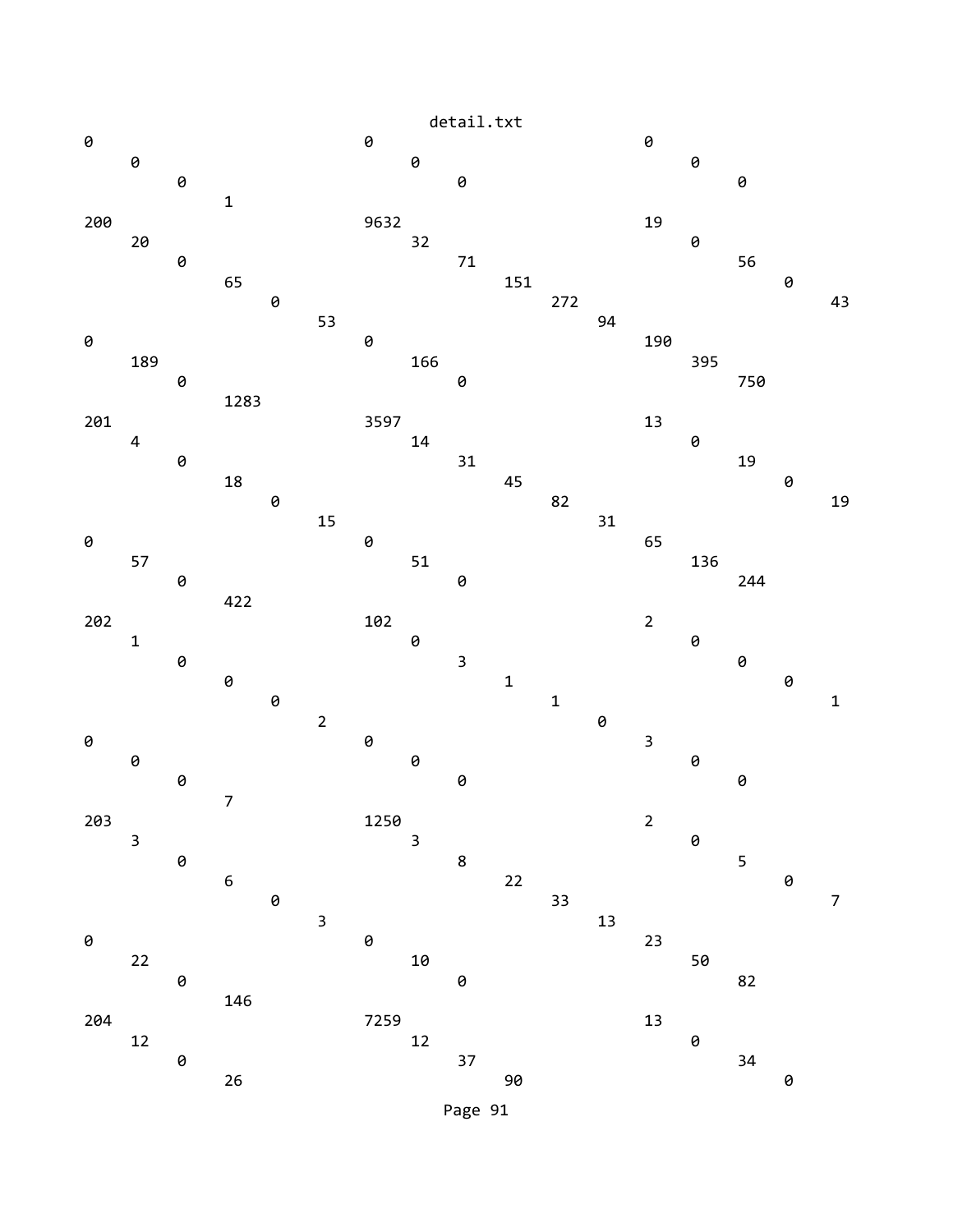```
0                                   0                                   0
      0                                   0                                   0
            0                                   0                                   0
                  1
200                                 9632                                19
      20                                  32                                  0
            0                                   71                                  56
                  65                                  151                                 0
                        0                                   272                                 43
                              53                                  94
0                                   0                                   190
      189                                 166                                 395
            0                                   0                                   750
                  1283
201                                 3597                                13
      4                                   14                                  0
            0                                   31                                  19
                  18                                  45                                  0
                        0                                   82                                  19
                              15                                  31
0                                   0                                   65
      57                                  51                                  136
            0                                   0                                   244
                  422
202                                 102                                 2
      1                                   0                                   0
            0                                   3                                   0
                  0                                   1                                   0
                        0                                   1                                   1
                              2                                   0
0                                   0                                   3
      0                                   0                                   0
            0                                   0                                   0
                  7
203                                 1250                                2
      3                                   3                                   0
            0                                   8                                   5
                  6                                   22                                  0
                        0                                   33                                  7
                              3                                   13
0                                   0                                   23
      22                                  10                                  50
            0                                   0                                   82
                  146
204                                 7259                                13
      12                                  12                                  0
            0                                   37                                  34
                  26                                  90                                  0
```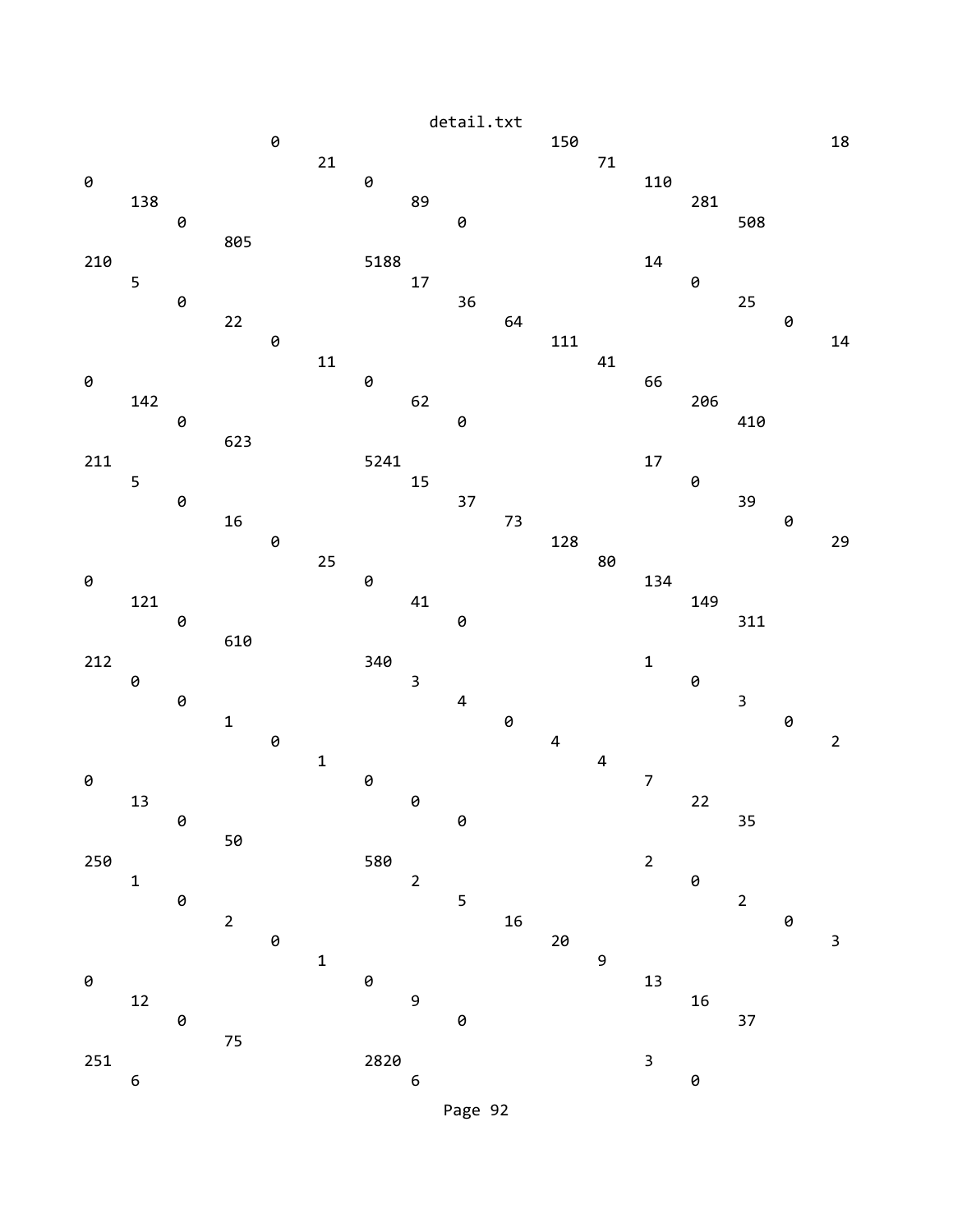```
                0                          150                    18
                   21                         71
0                        0                       110
   138                      89                      281
      0                        0                       508
         805
210                      5188                    14
   5                        17                      0
      0                        36                      25
         22                       64                      0
            0                        111                      14
               11                       41
0                        0                       66
   142                      62                      206
      0                        0                       410
         623
211                      5241                    17
   5                        15                      0
      0                        37                      39
         16                       73                      0
            0                        128                      29
               25                       80
0                        0                       134
   121                      41                      149
      0                        0                       311
         610
212                      340                     1
   0                        3                       0
      0                        4                       3
         1                        0                       0
            0                        4                        2
               1                        4
0                        0                       7
   13                       0                       22
      0                        0                       35
         50
250                      580                     2
   1                        2                       0
      0                        5                       2
         2                        16                      0
            0                        20                       3
               1                        9
0                        0                       13
   12                       9                       16
      0                        0                       37
         75
251                      2820                    3
   6                        6                       0
```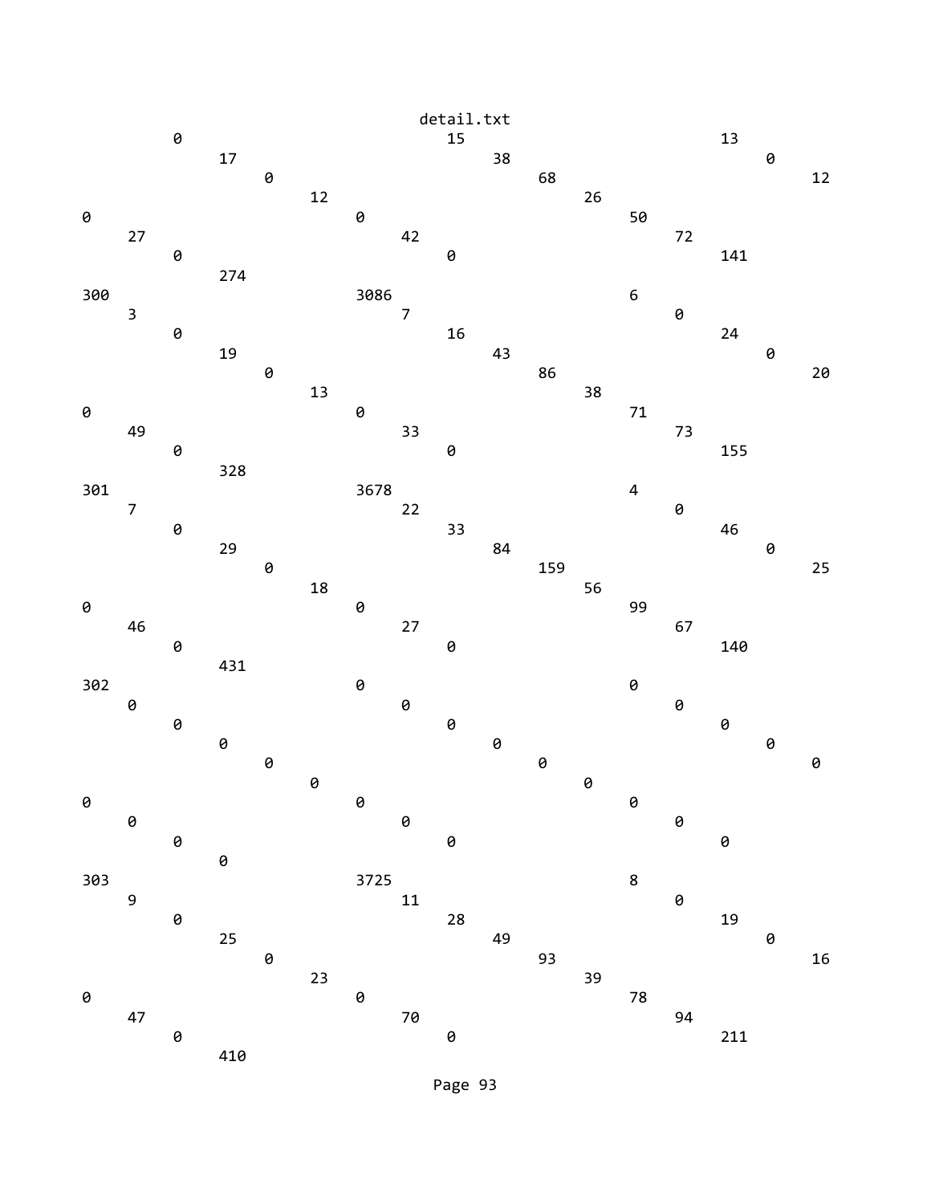```
          0                             15                            13
               17                            38                            0
                    0                             68                            12
                         12                            26
0                             0                             50
     27                            42                            72
          0                             0                             141
               274
300                           3086                          6
     3                             7                             0
          0                             16                            24
               19                            43                            0
                    0                             86                            20
                         13                            38
0                             0                             71
     49                            33                            73
          0                             0                             155
               328
301                           3678                          4
     7                             22                            0
          0                             33                            46
               29                            84                            0
                    0                             159                           25
                         18                            56
0                             0                             99
     46                            27                            67
          0                             0                             140
               431
302                           0                             0
     0                             0                             0
          0                             0                             0
               0                             0                             0
                    0                             0                             0
                         0                             0
0                             0                             0
     0                             0                             0
          0                             0                             0
               0
303                           3725                          8
     9                             11                            0
          0                             28                            19
               25                            49                            0
                    0                             93                            16
                         23                            39
0                             0                             78
     47                            70                            94
          0                             0                             211
               410
```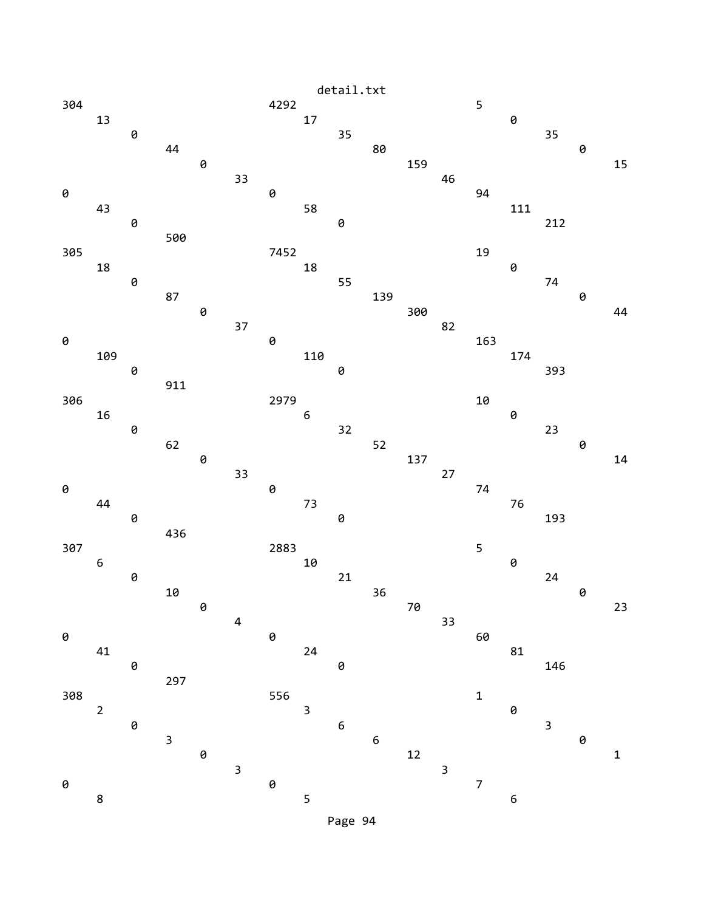```
304                     4292                    5
    13                      17                      0
        0                       35                      35
            44                      80                      0
                0                       159                     15
                    33                      46
0                       0                       94
    43                      58                      111
        0                       0                       212
            500
305                     7452                    19
    18                      18                      0
        0                       55                      74
            87                      139                     0
                0                       300                     44
                    37                      82
0                       0                       163
    109                     110                     174
        0                       0                       393
            911
306                     2979                    10
    16                      6                       0
        0                       32                      23
            62                      52                      0
                0                       137                     14
                    33                      27
0                       0                       74
    44                      73                      76
        0                       0                       193
            436
307                     2883                    5
    6                       10                      0
        0                       21                      24
            10                      36                      0
                0                       70                      23
                    4                       33
0                       0                       60
    41                      24                      81
        0                       0                       146
            297
308                     556                     1
    2                       3                       0
        0                       6                       3
            3                       6                       0
                0                       12                      1
                    3                       3
0                       0                       7
    8                       5                       6
```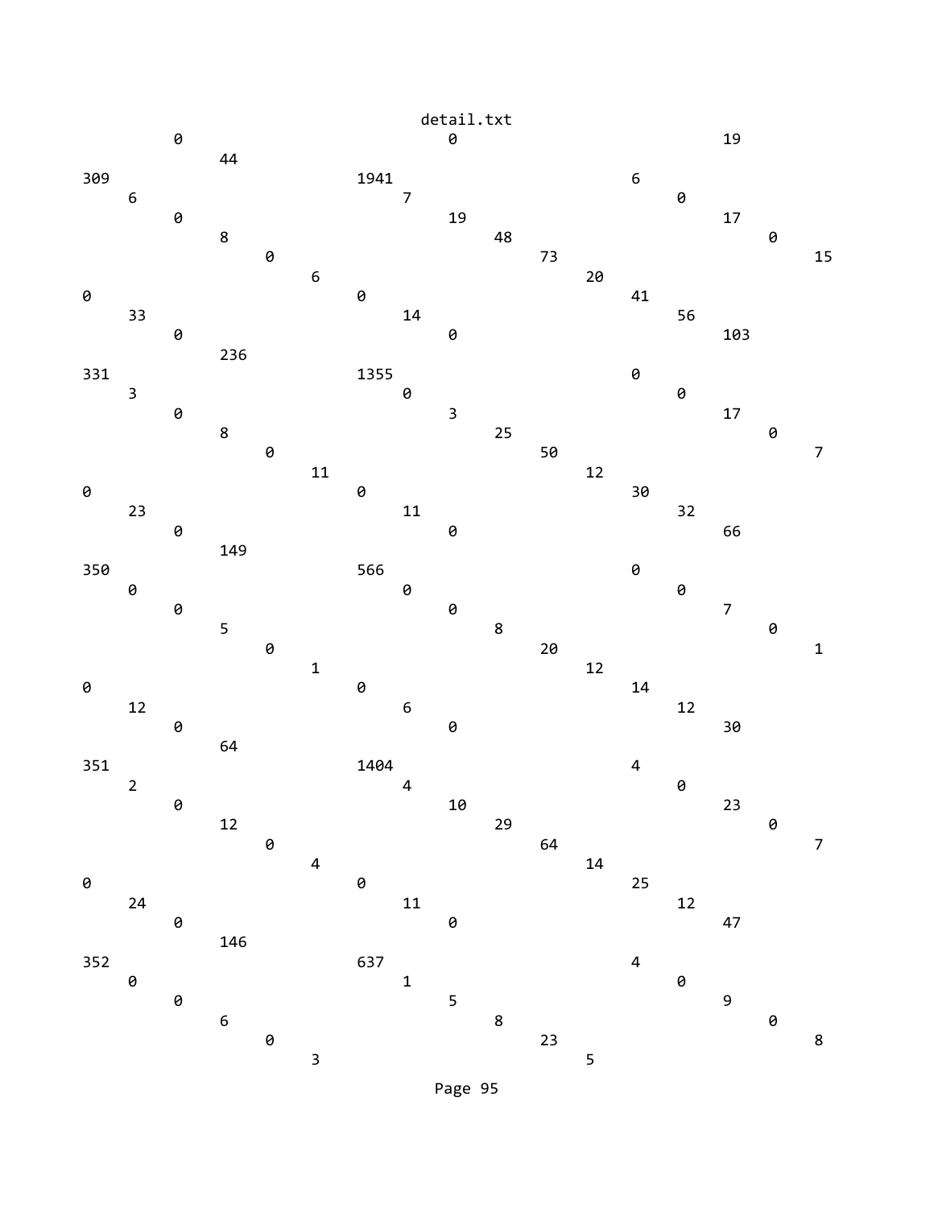```
        0                                    0                                    19
            44
309                     1941                                    6
    6                                    7                                    0
        0                                    19                                    17
            8                                    48                                    0
                0                                    73                                    15
                    6                                    20
0                    0                                    41
    33                                    14                                    56
        0                                    0                                    103
            236
331                     1355                                    0
    3                                    0                                    0
        0                                    3                                    17
            8                                    25                                    0
                0                                    50                                    7
                    11                                    12
0                    0                                    30
    23                                    11                                    32
        0                                    0                                    66
            149
350                     566                                    0
    0                                    0                                    0
        0                                    0                                    7
            5                                    8                                    0
                0                                    20                                    1
                    1                                    12
0                    0                                    14
    12                                    6                                    12
        0                                    0                                    30
            64
351                     1404                                    4
    2                                    4                                    0
        0                                    10                                    23
            12                                    29                                    0
                0                                    64                                    7
                    4                                    14
0                    0                                    25
    24                                    11                                    12
        0                                    0                                    47
            146
352                     637                                    4
    0                                    1                                    0
        0                                    5                                    9
            6                                    8                                    0
                0                                    23                                    8
                    3                                    5
```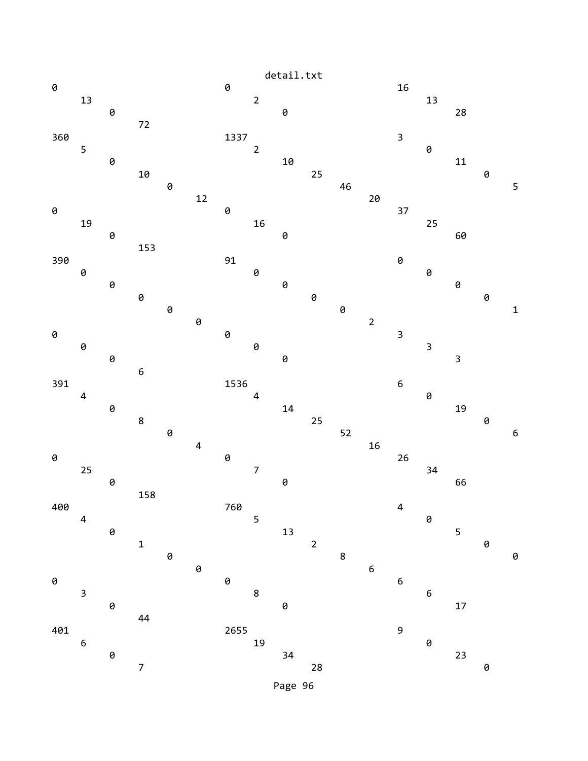detail.txt

```
0                          0                          16
    13                         2                          13
        0                          0                          28
            72
360                        1337                       3
    5                          2                          0
        0                          10                         11
            10                         25                         0
                0                          46                         5
                    12                         20
0                          0                          37
    19                         16                         25
        0                          0                          60
            153
390                        91                         0
    0                          0                          0
        0                          0                          0
            0                          0                          0
                0                          0                          1
                    0                          2
0                          0                          3
    0                          0                          3
        0                          0                          3
            6
391                        1536                       6
    4                          4                          0
        0                          14                         19
            8                          25                         0
                0                          52                         6
                    4                          16
0                          0                          26
    25                         7                          34
        0                          0                          66
            158
400                        760                        4
    4                          5                          0
        0                          13                         5
            1                          2                          0
                0                          8                          0
                    0                          6
0                          0                          6
    3                          8                          6
        0                          0                          17
            44
401                        2655                       9
    6                          19                         0
        0                          34                         23
            7                          28                         0
```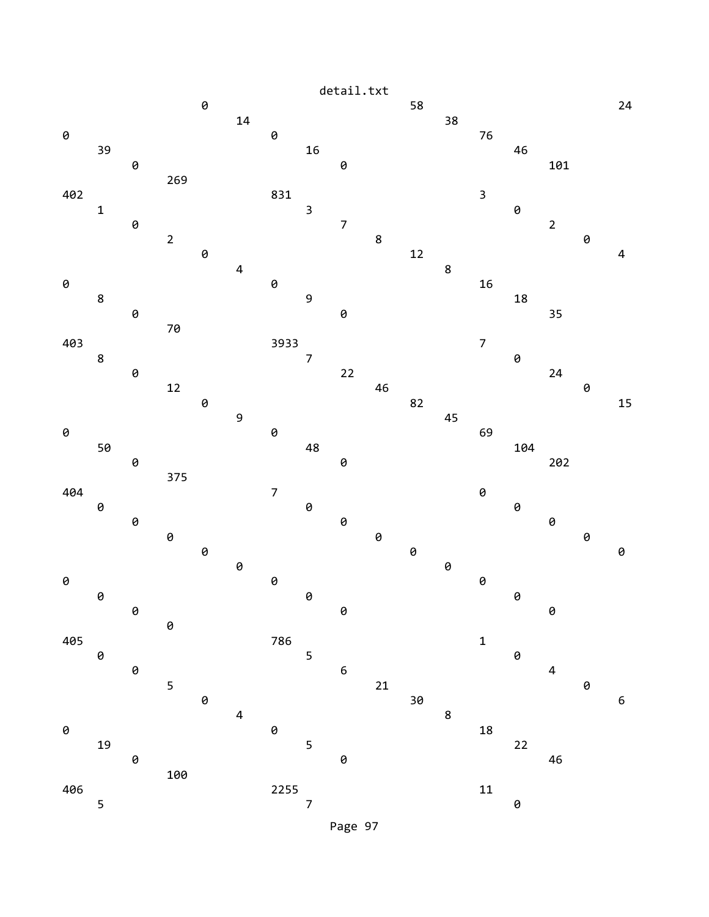```
                    0                             58                    24
                        14                            38
0                             0                            76
    39                            16                            46
        0                             0                            101
            269
402                           831                          3
    1                             3                            0
        0                             7                            2
            2                             8                            0
                0                             12                            4
                    4                             8
0                             0                            16
    8                             9                            18
        0                             0                            35
            70
403                           3933                         7
    8                             7                            0
        0                             22                           24
            12                            46                           0
                0                             82                           15
                    9                             45
0                             0                            69
    50                            48                           104
        0                             0                            202
            375
404                           7                            0
    0                             0                            0
        0                             0                            0
            0                             0                            0
                0                             0                            0
                    0                             0
0                             0                            0
    0                             0                            0
        0                             0                            0
            0
405                           786                          1
    0                             5                            0
        0                             6                            4
            5                             21                           0
                0                             30                           6
                    4                             8
0                             0                            18
    19                            5                            22
        0                             0                            46
            100
406                           2255                         11
    5                             7                            0
```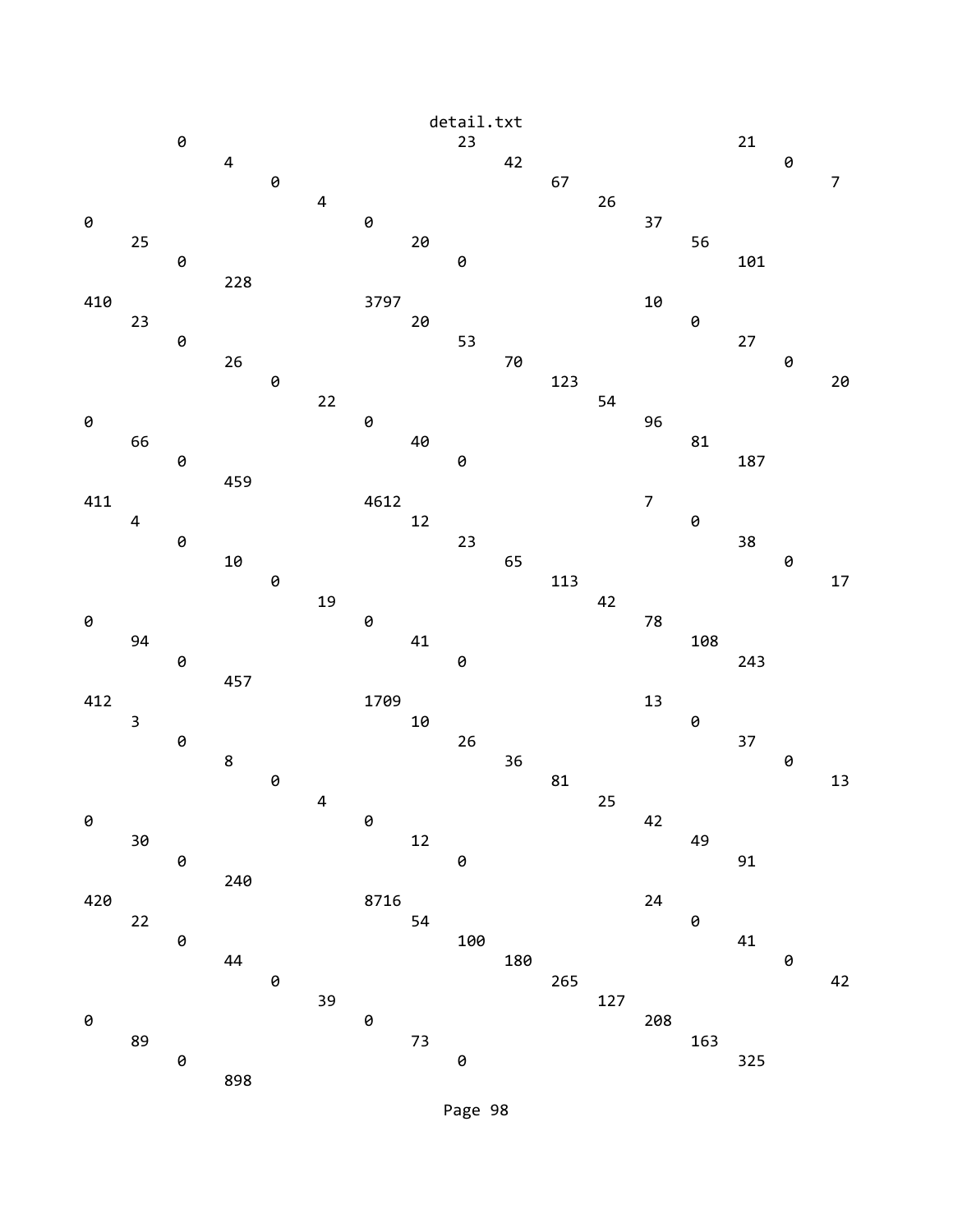```
detail.txt
          0                         23                          21
               4                         42                          0
                    0                         67                          7
                         4                         26
0                             0                         37
     25                            20                        56
          0                             0                         101
               228
410                           3797                         10
     23                            20                        0
          0                             53                        27
               26                            70                        0
                    0                            123                       20
                         22                            54
0                             0                         96
     66                            40                        81
          0                             0                         187
               459
411                           4612                         7
     4                             12                        0
          0                             23                        38
               10                            65                        0
                    0                            113                       17
                         19                            42
0                             0                         78
     94                            41                        108
          0                             0                         243
               457
412                           1709                         13
     3                             10                        0
          0                             26                        37
               8                             36                        0
                    0                            81                        13
                         4                             25
0                             0                         42
     30                            12                        49
          0                             0                         91
               240
420                           8716                         24
     22                            54                        0
          0                             100                       41
               44                            180                       0
                    0                            265                       42
                         39                            127
0                             0                         208
     89                            73                        163
          0                             0                         325
               898
```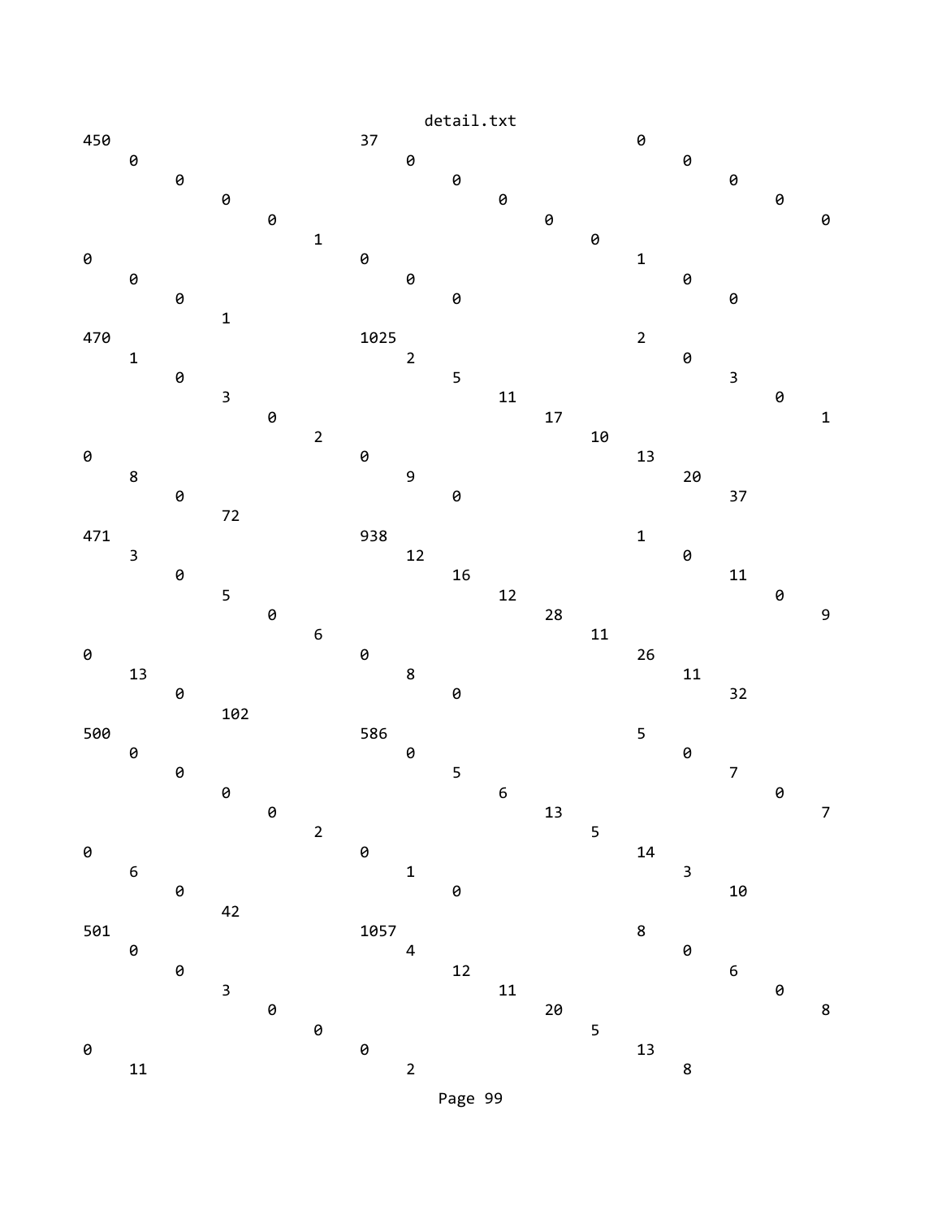detail.txt

```
450                     37                      0
    0                       0                       0
        0                       0                       0
            0                       0                       0
                0                       0                       0
                    1                       0
0                       0                       1
    0                       0                       0
        0                       0                       0
            1
470                     1025                    2
    1                       2                       0
        0                       5                       3
            3                       11                      0
                0                       17                      1
                    2                       10
0                       0                       13
    8                       9                       20
        0                       0                       37
            72
471                     938                     1
    3                       12                      0
        0                       16                      11
            5                       12                      0
                0                       28                      9
                    6                       11
0                       0                       26
    13                      8                       11
        0                       0                       32
            102
500                     586                     5
    0                       0                       0
        0                       5                       7
            0                       6                       0
                0                       13                      7
                    2                       5
0                       0                       14
    6                       1                       3
        0                       0                       10
            42
501                     1057                    8
    0                       4                       0
        0                       12                      6
            3                       11                      0
                0                       20                      8
                    0                       5
0                       0                       13
    11                      2                       8
```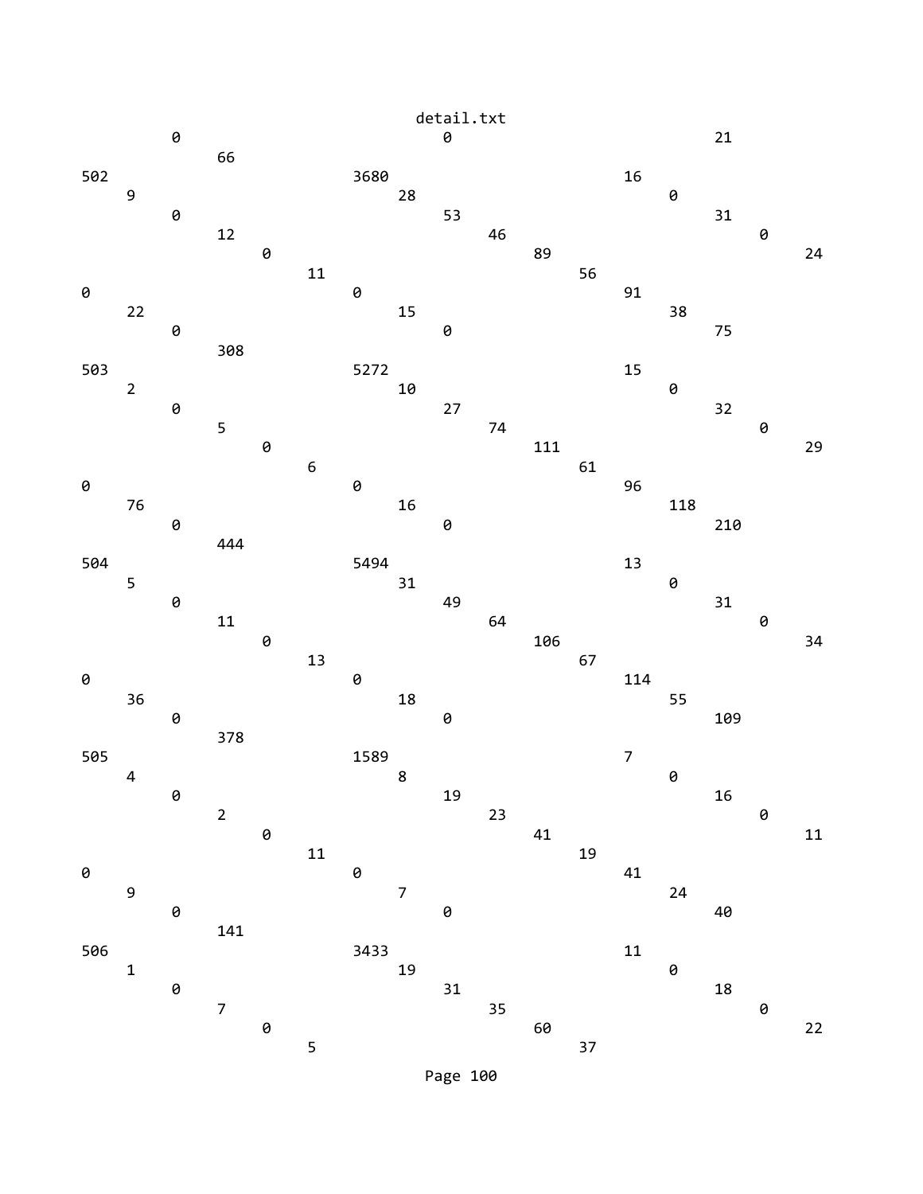detail.txt

```
        0                              0                              21
             66
502                          3680                              16
     9                            28                                0
        0                              53                              31
             12                             46                              0
                  0                              89                              24
                       11                             56
0                             0                              91
     22                           15                              38
        0                              0                              75
             308
503                          5272                              15
     2                            10                                0
        0                              27                              32
             5                              74                              0
                  0                              111                              29
                       6                              61
0                             0                              96
     76                           16                              118
        0                              0                              210
             444
504                          5494                              13
     5                            31                                0
        0                              49                              31
             11                             64                              0
                  0                              106                              34
                       13                             67
0                             0                              114
     36                           18                              55
        0                              0                              109
             378
505                          1589                              7
     4                            8                                 0
        0                              19                              16
             2                              23                              0
                  0                              41                              11
                       11                             19
0                             0                              41
     9                            7                               24
        0                              0                              40
             141
506                          3433                              11
     1                            19                                0
        0                              31                              18
             7                              35                              0
                  0                              60                              22
                       5                              37
```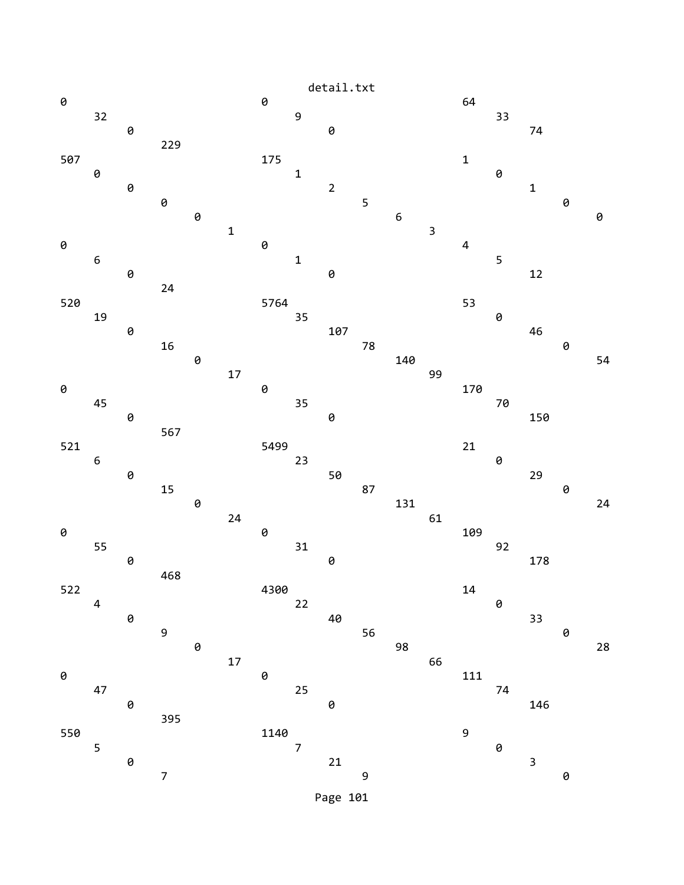```
0                              0                              64
     32                             9                              33
          0                              0                              74
               229
507                            175                            1
     0                              1                              0
          0                              2                              1
               0                              5                              0
                    0                              6                              0
                         1                              3
0                              0                              4
     6                              1                              5
          0                              0                              12
               24
520                            5764                           53
     19                             35                             0
          0                              107                            46
               16                             78                             0
                    0                              140                            54
                         17                             99
0                              0                              170
     45                             35                             70
          0                              0                              150
               567
521                            5499                           21
     6                              23                             0
          0                              50                             29
               15                             87                             0
                    0                              131                            24
                         24                             61
0                              0                              109
     55                             31                             92
          0                              0                              178
               468
522                            4300                           14
     4                              22                             0
          0                              40                             33
               9                              56                             0
                    0                              98                             28
                         17                             66
0                              0                              111
     47                             25                             74
          0                              0                              146
               395
550                            1140                           9
     5                              7                              0
          0                              21                             3
               7                              9                              0
```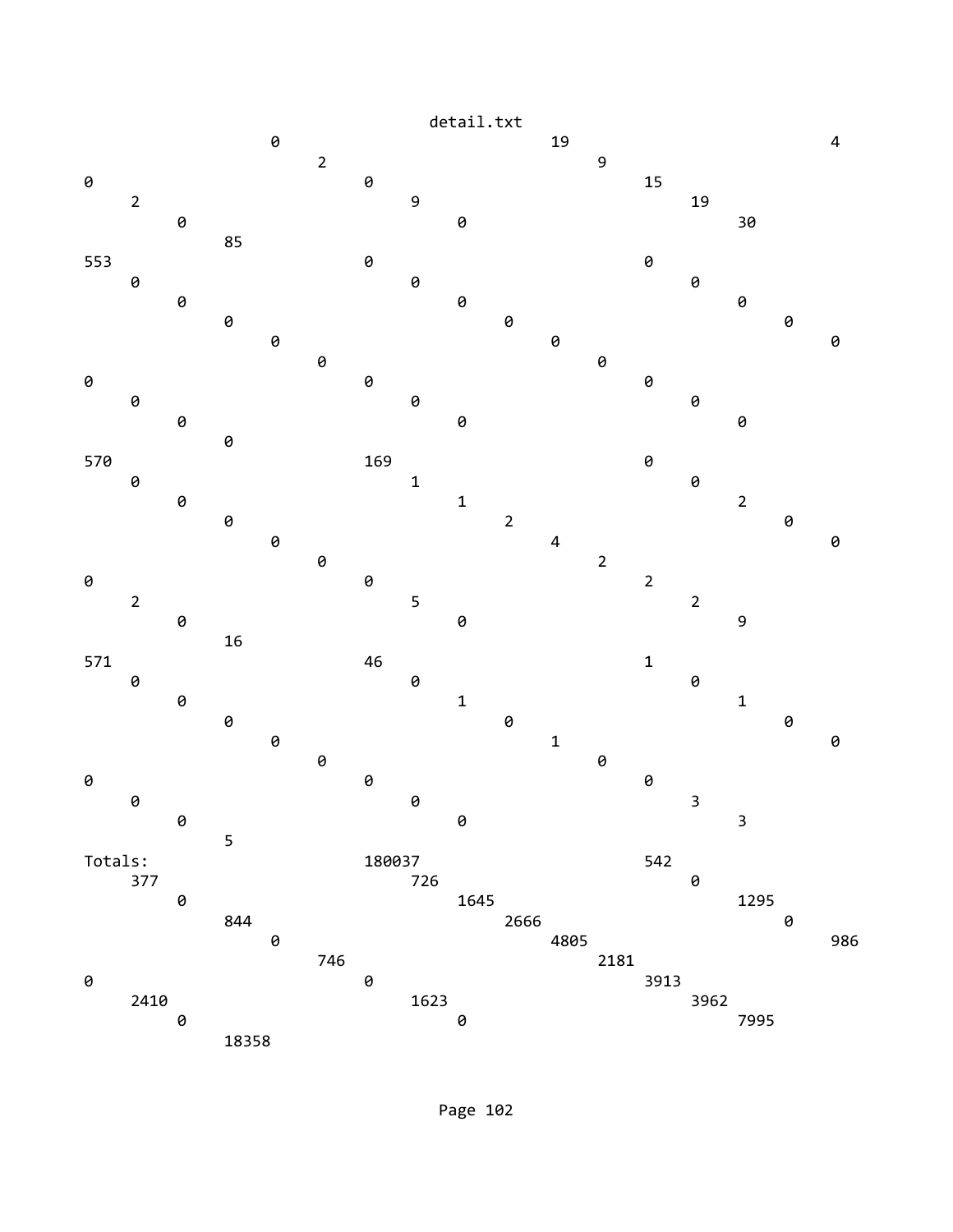detail.txt

```
                0                           19                             4
                     2                           9
0                         0                           15
     2                         9                           19
          0                         0                           30
               85
553                       0                           0
     0                         0                           0
          0                         0                           0
               0                         0                           0
                    0                         0                           0
                         0                         0
0                         0                           0
     0                         0                           0
          0                         0                           0
               0
570                       169                         0
     0                         1                           0
          0                         1                           2
               0                         2                           0
                    0                         4                           0
                         0                         2
0                         0                           2
     2                         5                           2
          0                         0                           9
               16
571                       46                          1
     0                         0                           0
          0                         1                           1
               0                         0                           0
                    0                         1                           0
                         0                         0
0                         0                           0
     0                         0                           3
          0                         0                           3
               5
Totals:                   180037                      542
     377                       726                         0
          0                         1645                        1295
               844                       2666                        0
                    0                         4805                        986
                         746                       2181
0                         0                           3913
     2410                      1623                        3962
          0                         0                           7995
               18358
```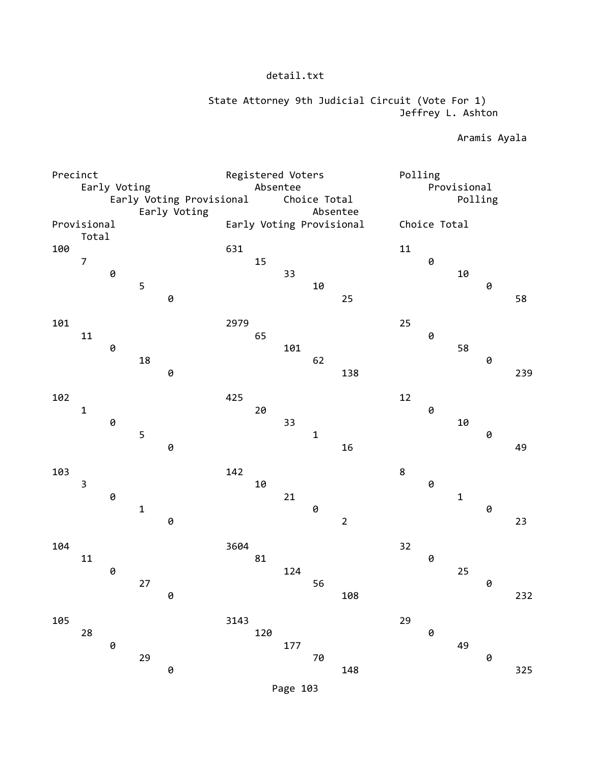detail.txt

State Attorney 9th Judicial Circuit (Vote For 1)

| Precinct | Registered Voters | Jeffrey L. Ashton Polling | Jeffrey L. Ashton Early Voting | Jeffrey L. Ashton Absentee | Jeffrey L. Ashton Provisional | Jeffrey L. Ashton Early Voting Provisional | Jeffrey L. Ashton Choice Total | Aramis Ayala Polling | Aramis Ayala Early Voting | Aramis Ayala Absentee | Aramis Ayala Provisional | Aramis Ayala Early Voting Provisional | Aramis Ayala Choice Total | Total |
|---|---|---|---|---|---|---|---|---|---|---|---|---|---|---|
| 100 | 631 | 11 | 7 | 15 | 0 | 0 | 33 | 10 | 5 | 10 | 0 | 0 | 25 | 58 |
| 101 | 2979 | 25 | 11 | 65 | 0 | 0 | 101 | 58 | 18 | 62 | 0 | 0 | 138 | 239 |
| 102 | 425 | 12 | 1 | 20 | 0 | 0 | 33 | 10 | 5 | 1 | 0 | 0 | 16 | 49 |
| 103 | 142 | 8 | 3 | 10 | 0 | 0 | 21 | 1 | 1 | 0 | 0 | 0 | 2 | 23 |
| 104 | 3604 | 32 | 11 | 81 | 0 | 0 | 124 | 25 | 27 | 56 | 0 | 0 | 108 | 232 |
| 105 | 3143 | 29 | 28 | 120 | 0 | 0 | 177 | 49 | 29 | 70 | 0 | 0 | 148 | 325 |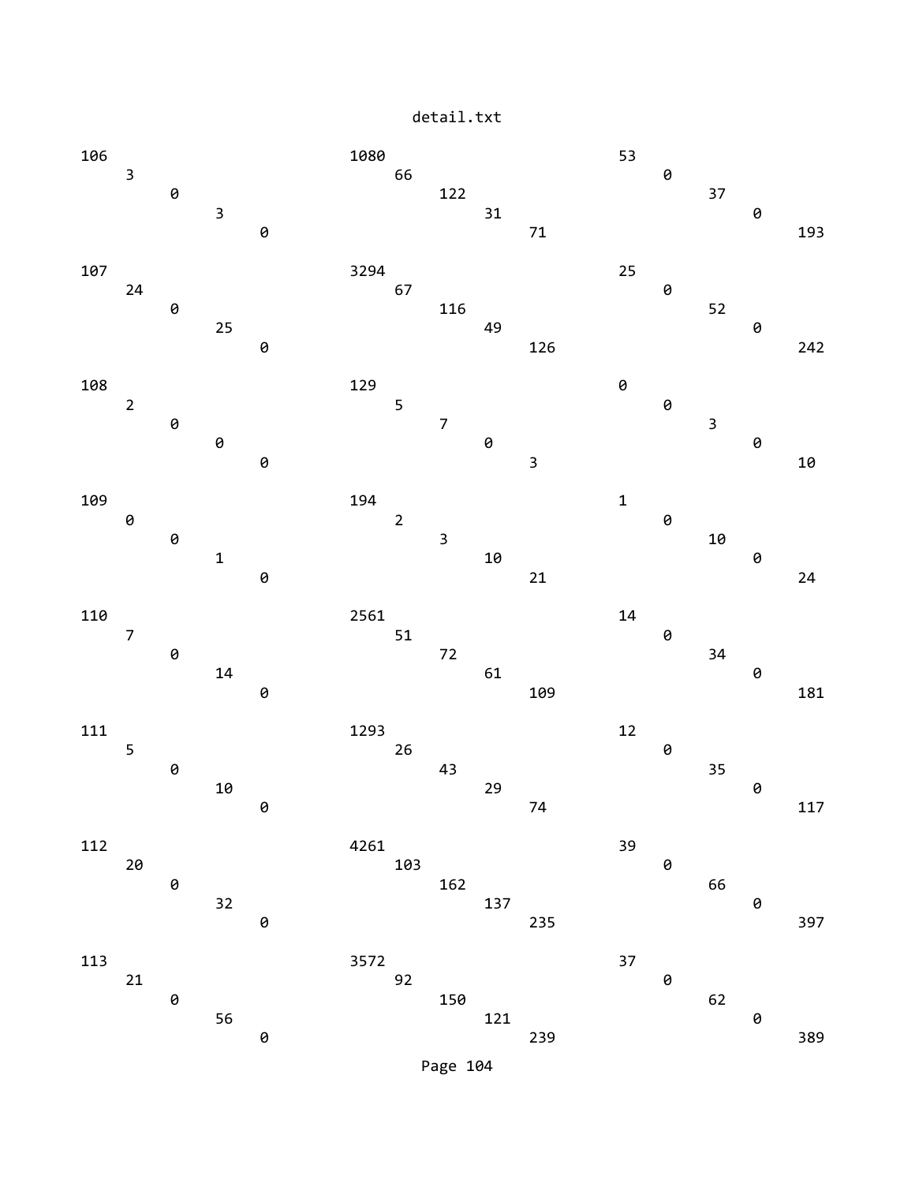| | | | | | | | | | | | | | | |
|---|---|---|---|---|---|---|---|---|---|---|---|---|---|---|
| 106 | 3 | 0 | 3 | 0 | 1080 | 66 | 122 | 31 | 71 | 53 | 0 | 37 | 0 | 193 |
| 107 | 24 | 0 | 25 | 0 | 3294 | 67 | 116 | 49 | 126 | 25 | 0 | 52 | 0 | 242 |
| 108 | 2 | 0 | 0 | 0 | 129 | 5 | 7 | 0 | 3 | 0 | 0 | 3 | 0 | 10 |
| 109 | 0 | 0 | 1 | 0 | 194 | 2 | 3 | 10 | 21 | 1 | 0 | 10 | 0 | 24 |
| 110 | 7 | 0 | 14 | 0 | 2561 | 51 | 72 | 61 | 109 | 14 | 0 | 34 | 0 | 181 |
| 111 | 5 | 0 | 10 | 0 | 1293 | 26 | 43 | 29 | 74 | 12 | 0 | 35 | 0 | 117 |
| 112 | 20 | 0 | 32 | 0 | 4261 | 103 | 162 | 137 | 235 | 39 | 0 | 66 | 0 | 397 |
| 113 | 21 | 0 | 56 | 0 | 3572 | 92 | 150 | 121 | 239 | 37 | 0 | 62 | 0 | 389 |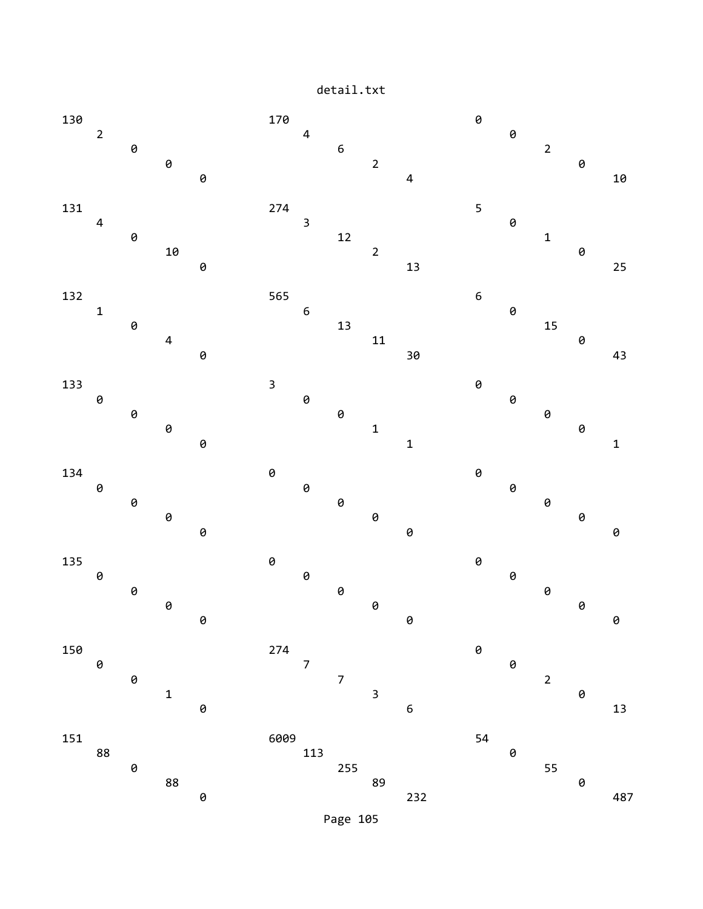```
130                                170                                0
    2                                  4                                  0
        0                                  6                                  2
            0                                  2                                  0
                0                                  4                                  10

131                                274                                5
    4                                  3                                  0
        0                                  12                                 1
            10                                 2                                  0
                0                                  13                                 25

132                                565                                6
    1                                  6                                  0
        0                                  13                                 15
            4                                  11                                 0
                0                                  30                                 43

133                                3                                  0
    0                                  0                                  0
        0                                  0                                  0
            0                                  1                                  0
                0                                  1                                  1

134                                0                                  0
    0                                  0                                  0
        0                                  0                                  0
            0                                  0                                  0
                0                                  0                                  0

135                                0                                  0
    0                                  0                                  0
        0                                  0                                  0
            0                                  0                                  0
                0                                  0                                  0

150                                274                                0
    0                                  7                                  0
        0                                  7                                  2
            1                                  3                                  0
                0                                  6                                  13

151                                6009                               54
    88                                 113                                0
        0                                  255                                55
            88                                 89                                 0
                0                                  232                                487
```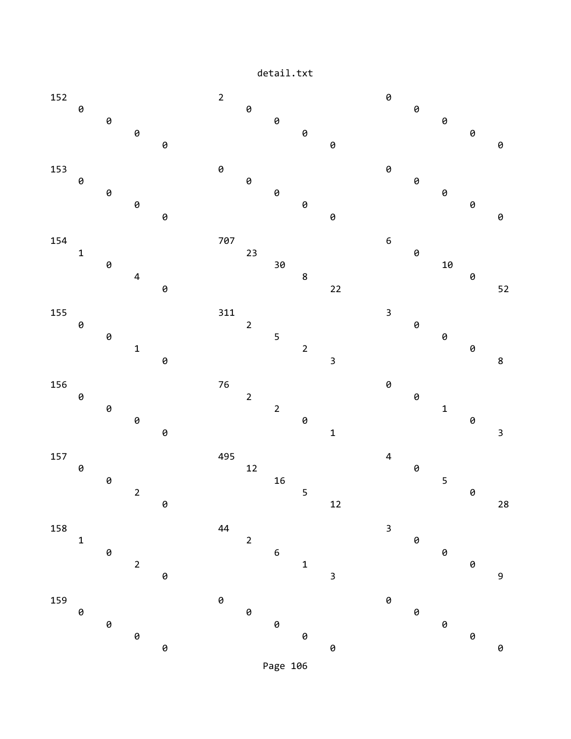```
152                                    2                                      0
     0                                      0                                      0
          0                                      0                                      0
               0                                      0                                      0
                    0                                      0                                      0

153                                    0                                      0
     0                                      0                                      0
          0                                      0                                      0
               0                                      0                                      0
                    0                                      0                                      0

154                                    707                                    6
     1                                      23                                     0
          0                                      30                                     10
               4                                      8                                      0
                    0                                      22                                     52

155                                    311                                    3
     0                                      2                                      0
          0                                      5                                      0
               1                                      2                                      0
                    0                                      3                                      8

156                                    76                                     0
     0                                      2                                      0
          0                                      2                                      1
               0                                      0                                      0
                    0                                      1                                      3

157                                    495                                    4
     0                                      12                                     0
          0                                      16                                     5
               2                                      5                                      0
                    0                                      12                                     28

158                                    44                                     3
     1                                      2                                      0
          0                                      6                                      0
               2                                      1                                      0
                    0                                      3                                      9

159                                    0                                      0
     0                                      0                                      0
          0                                      0                                      0
               0                                      0                                      0
                    0                                      0                                      0
```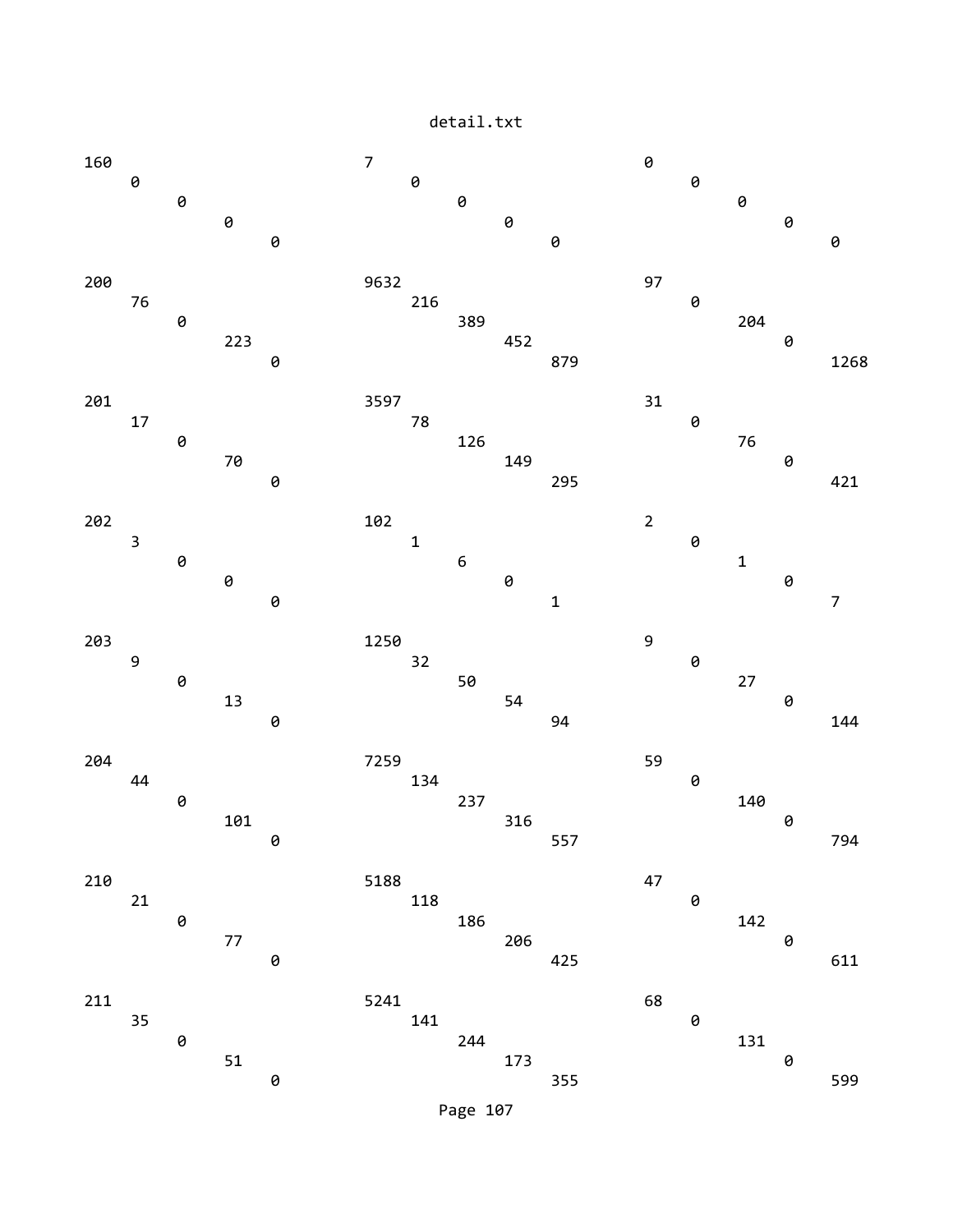```
160                           7                             0
    0                             0                             0
        0                             0                             0
            0                             0                             0
                0                             0                             0

200                           9632                          97
    76                            216                           0
        0                             389                           204
            223                           452                           0
                0                             879                           1268

201                           3597                          31
    17                            78                            0
        0                             126                           76
            70                            149                           0
                0                             295                           421

202                           102                           2
    3                             1                             0
        0                             6                             1
            0                             0                             0
                0                             1                             7

203                           1250                          9
    9                             32                            0
        0                             50                            27
            13                            54                            0
                0                             94                            144

204                           7259                          59
    44                            134                           0
        0                             237                           140
            101                           316                           0
                0                             557                           794

210                           5188                          47
    21                            118                           0
        0                             186                           142
            77                            206                           0
                0                             425                           611

211                           5241                          68
    35                            141                           0
        0                             244                           131
            51                            173                           0
                0                             355                           599
```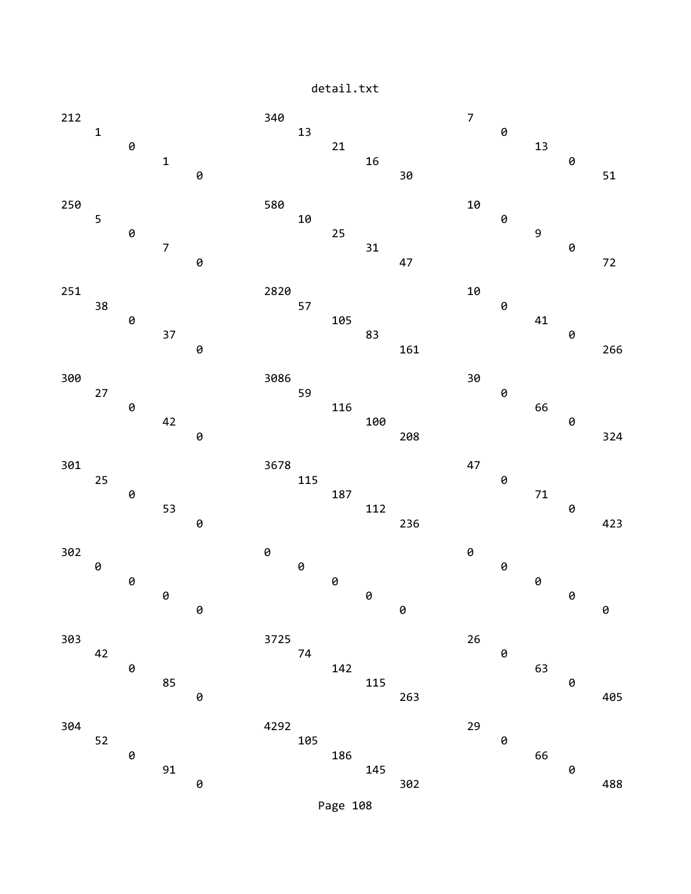```
212                                    340                                    7
      1                                      13                                     0
            0                                      21                                     13
                  1                                      16                                     0
                        0                                      30                                     51

250                                    580                                    10
      5                                      10                                     0
            0                                      25                                     9
                  7                                      31                                     0
                        0                                      47                                     72

251                                    2820                                   10
      38                                     57                                     0
            0                                      105                                    41
                  37                                     83                                     0
                        0                                      161                                    266

300                                    3086                                   30
      27                                     59                                     0
            0                                      116                                    66
                  42                                     100                                    0
                        0                                      208                                    324

301                                    3678                                   47
      25                                     115                                    0
            0                                      187                                    71
                  53                                     112                                    0
                        0                                      236                                    423

302                                    0                                      0
      0                                      0                                      0
            0                                      0                                      0
                  0                                      0                                      0
                        0                                      0                                      0

303                                    3725                                   26
      42                                     74                                     0
            0                                      142                                    63
                  85                                     115                                    0
                        0                                      263                                    405

304                                    4292                                   29
      52                                     105                                    0
            0                                      186                                    66
                  91                                     145                                    0
                        0                                      302                                    488
```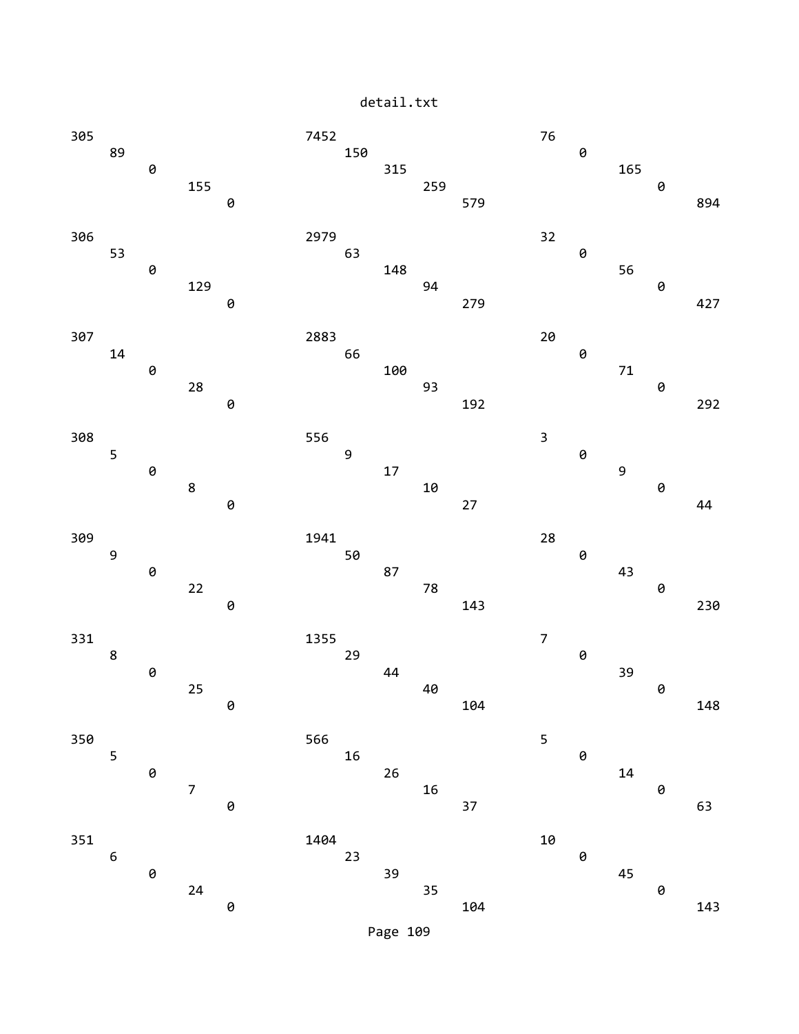detail.txt

```
305                                7452                              76
     89                                150                              0
          0                                315                              165
               155                              259                              0
                    0                                579                              894

306                                2979                              32
     53                                63                               0
          0                                148                              56
               129                              94                               0
                    0                                279                              427

307                                2883                              20
     14                                66                               0
          0                                100                              71
               28                               93                               0
                    0                                192                              292

308                                556                               3
     5                                 9                                0
          0                                17                               9
               8                                10                               0
                    0                                27                               44

309                                1941                              28
     9                                 50                               0
          0                                87                               43
               22                               78                               0
                    0                                143                              230

331                                1355                              7
     8                                 29                               0
          0                                44                               39
               25                               40                               0
                    0                                104                              148

350                                566                               5
     5                                 16                               0
          0                                26                               14
               7                                16                               0
                    0                                37                               63

351                                1404                              10
     6                                 23                               0
          0                                39                               45
               24                               35                               0
                    0                                104                              143
```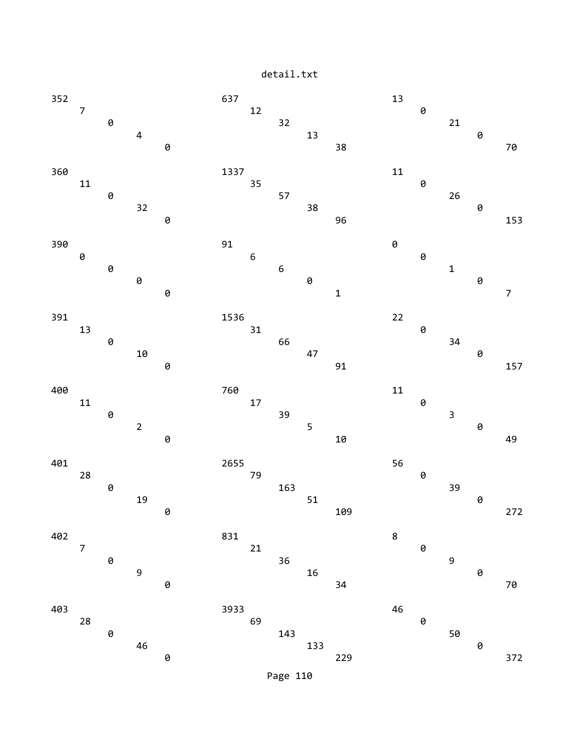detail.txt

```
352                          637                          13
    7                            12                           0
        0                            32                           21
            4                            13                           0
                0                            38                           70

360                          1337                         11
    11                           35                           0
        0                            57                           26
            32                           38                           0
                0                            96                           153

390                          91                           0
    0                            6                            0
        0                            6                            1
            0                            0                            0
                0                            1                            7

391                          1536                         22
    13                           31                           0
        0                            66                           34
            10                           47                           0
                0                            91                           157

400                          760                          11
    11                           17                           0
        0                            39                           3
            2                            5                            0
                0                            10                           49

401                          2655                         56
    28                           79                           0
        0                            163                          39
            19                           51                           0
                0                            109                          272

402                          831                          8
    7                            21                           0
        0                            36                           9
            9                            16                           0
                0                            34                           70

403                          3933                         46
    28                           69                           0
        0                            143                          50
            46                           133                          0
                0                            229                          372
```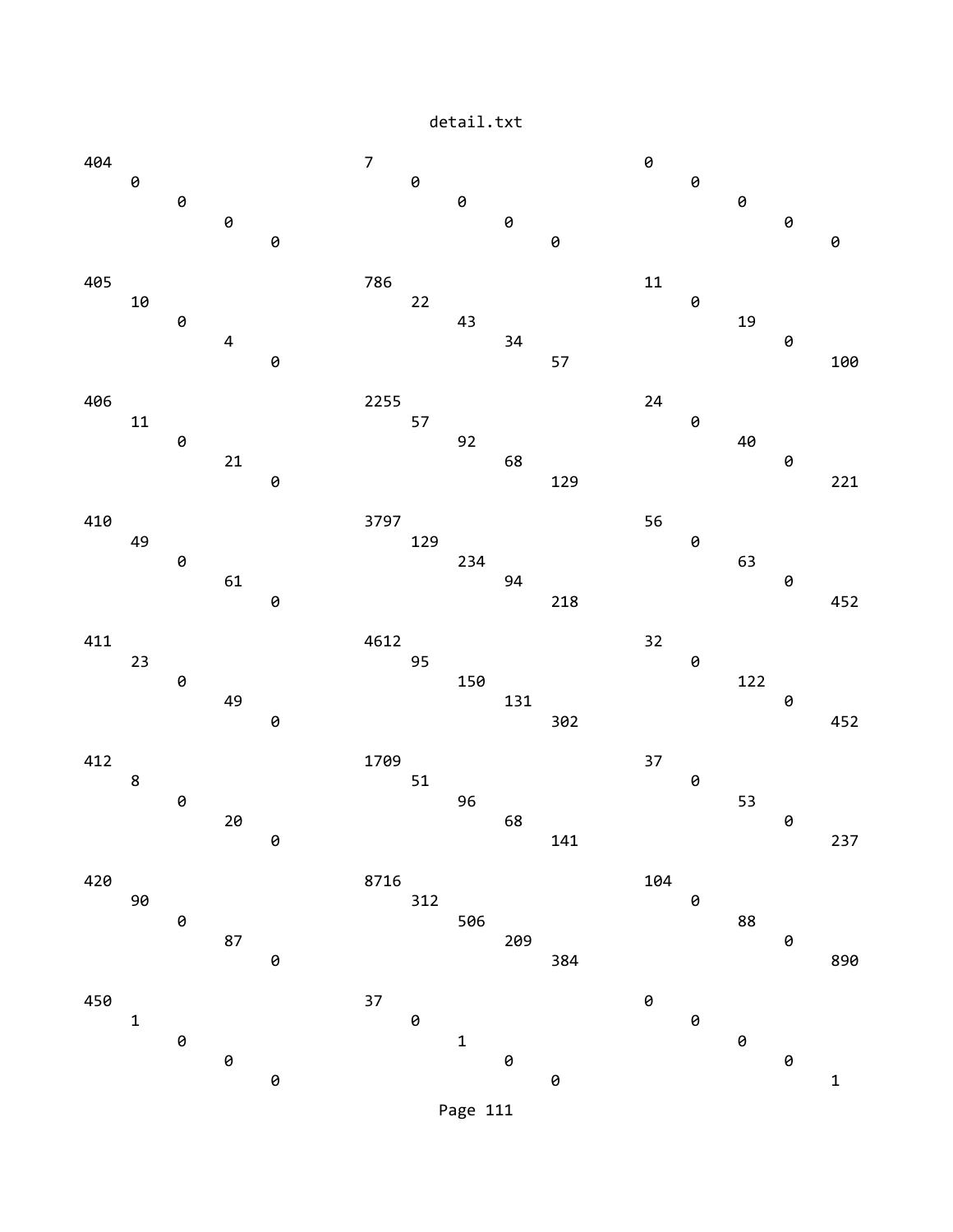detail.txt

```
404                                      7                                        0
    0                                        0                                        0
        0                                        0                                        0
            0                                        0                                        0
                0                                        0                                        0

405                                      786                                      11
    10                                       22                                       0
        0                                        43                                       19
            4                                        34                                       0
                0                                        57                                       100

406                                      2255                                     24
    11                                       57                                       0
        0                                        92                                       40
            21                                       68                                       0
                0                                        129                                      221

410                                      3797                                     56
    49                                       129                                      0
        0                                        234                                      63
            61                                       94                                       0
                0                                        218                                      452

411                                      4612                                     32
    23                                       95                                       0
        0                                        150                                      122
            49                                       131                                      0
                0                                        302                                      452

412                                      1709                                     37
    8                                        51                                       0
        0                                        96                                       53
            20                                       68                                       0
                0                                        141                                      237

420                                      8716                                     104
    90                                       312                                      0
        0                                        506                                      88
            87                                       209                                      0
                0                                        384                                      890

450                                      37                                       0
    1                                        0                                        0
        0                                        1                                        0
            0                                        0                                        0
                0                                        0                                        1
```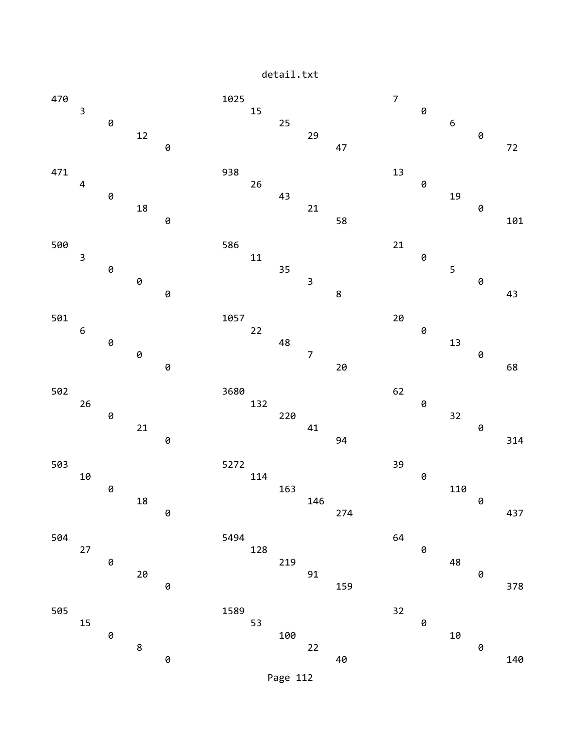```
470                         1025                        7
    3                           15                          0
        0                           25                          6
            12                          29                          0
                0                           47                          72

471                         938                         13
    4                           26                          0
        0                           43                          19
            18                          21                          0
                0                           58                          101

500                         586                         21
    3                           11                          0
        0                           35                          5
            0                           3                           0
                0                           8                           43

501                         1057                        20
    6                           22                          0
        0                           48                          13
            0                           7                           0
                0                           20                          68

502                         3680                        62
    26                          132                         0
        0                           220                         32
            21                          41                          0
                0                           94                          314

503                         5272                        39
    10                          114                         0
        0                           163                         110
            18                          146                         0
                0                           274                         437

504                         5494                        64
    27                          128                         0
        0                           219                         48
            20                          91                          0
                0                           159                         378

505                         1589                        32
    15                          53                          0
        0                           100                         10
            8                           22                          0
                0                           40                          140
```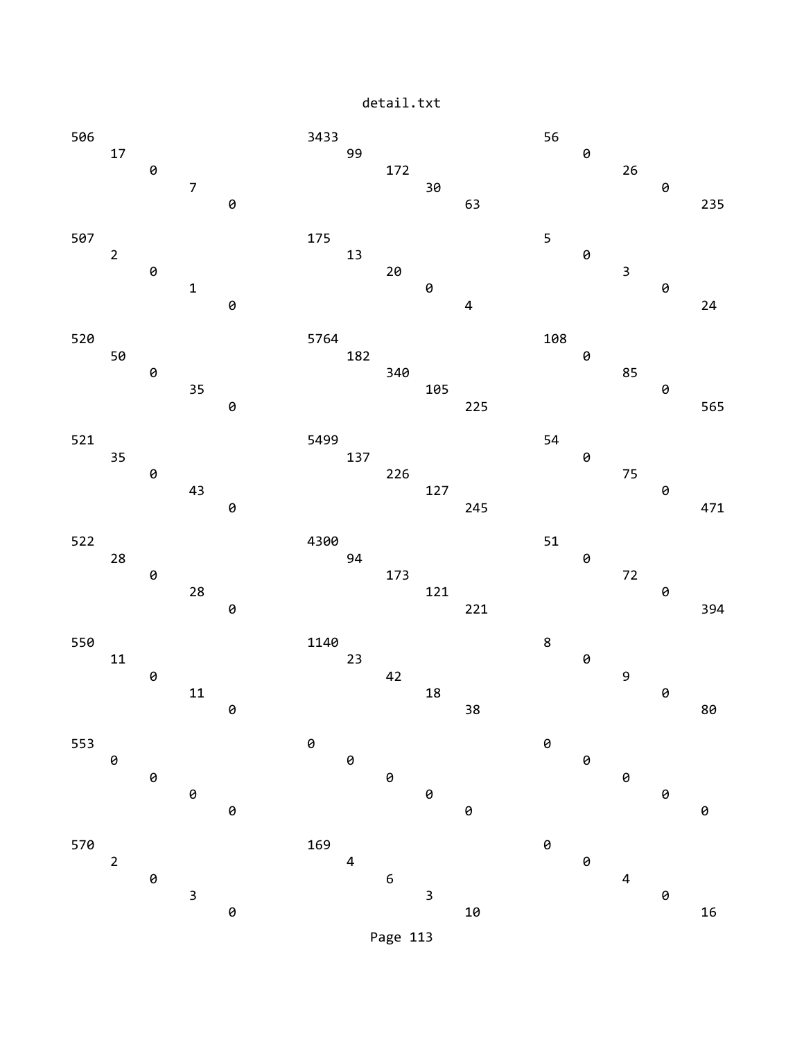```
506                           3433                          56
     17                            99                            0
          0                             172                           26
               7                             30                            0
                    0                             63                            235

507                           175                           5
     2                             13                            0
          0                             20                            3
               1                             0                             0
                    0                             4                             24

520                           5764                          108
     50                            182                           0
          0                             340                           85
               35                            105                           0
                    0                             225                           565

521                           5499                          54
     35                            137                           0
          0                             226                           75
               43                            127                           0
                    0                             245                           471

522                           4300                          51
     28                            94                            0
          0                             173                           72
               28                            121                           0
                    0                             221                           394

550                           1140                          8
     11                            23                            0
          0                             42                            9
               11                            18                            0
                    0                             38                            80

553                           0                             0
     0                             0                             0
          0                             0                             0
               0                             0                             0
                    0                             0                             0

570                           169                           0
     2                             4                             0
          0                             6                             4
               3                             3                             0
                    0                             10                            16
```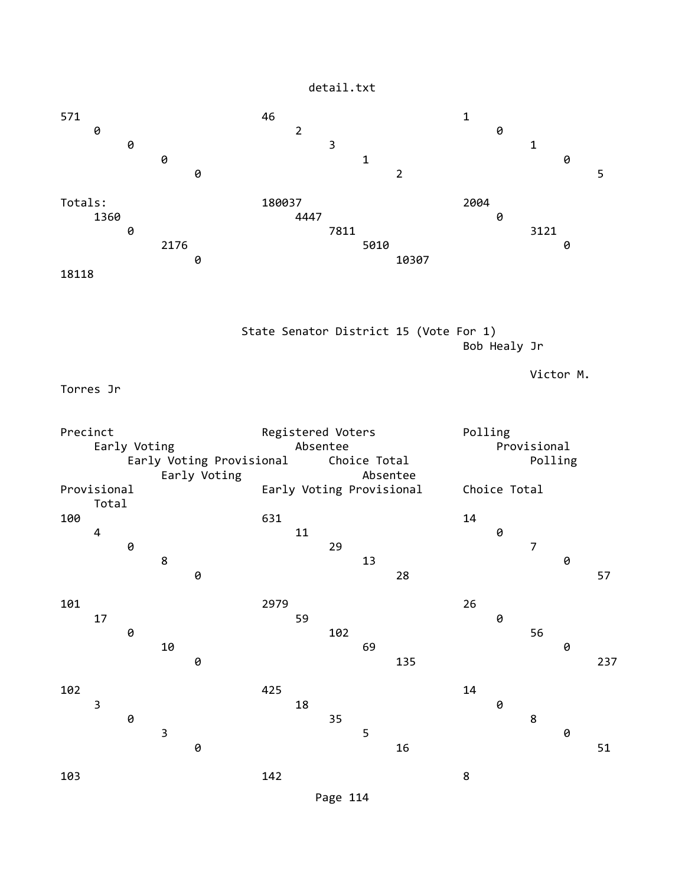| | | | | | | | | | | | | | | |
|---|---|---|---|---|---|---|---|---|---|---|---|---|---|---|
| 571 | 46 | 1 | 0 | 2 | 0 | 0 | 3 | 1 | 0 | 1 | 0 | 0 | 2 | 5 |
| Totals: | 180037 | 2004 | 1360 | 4447 | 0 | 0 | 7811 | 3121 | 2176 | 5010 | 0 | 0 | 10307 | 18118 |

## State Senator District 15 (Vote For 1)

| | | Bob Healy Jr | | | | | | Victor M. Torres Jr | | | | | | |
|---|---|---|---|---|---|---|---|---|---|---|---|---|---|---|
| Precinct | Registered Voters | Polling | Early Voting | Absentee | Provisional | Early Voting Provisional | Choice Total | Polling | Early Voting | Absentee | Provisional | Early Voting Provisional | Choice Total | Total |
| 100 | 631 | 14 | 4 | 11 | 0 | 0 | 29 | 7 | 8 | 13 | 0 | 0 | 28 | 57 |
| 101 | 2979 | 26 | 17 | 59 | 0 | 0 | 102 | 56 | 10 | 69 | 0 | 0 | 135 | 237 |
| 102 | 425 | 14 | 3 | 18 | 0 | 0 | 35 | 8 | 3 | 5 | 0 | 0 | 16 | 51 |
| 103 | 142 | 8 | | | | | | | | | | | | |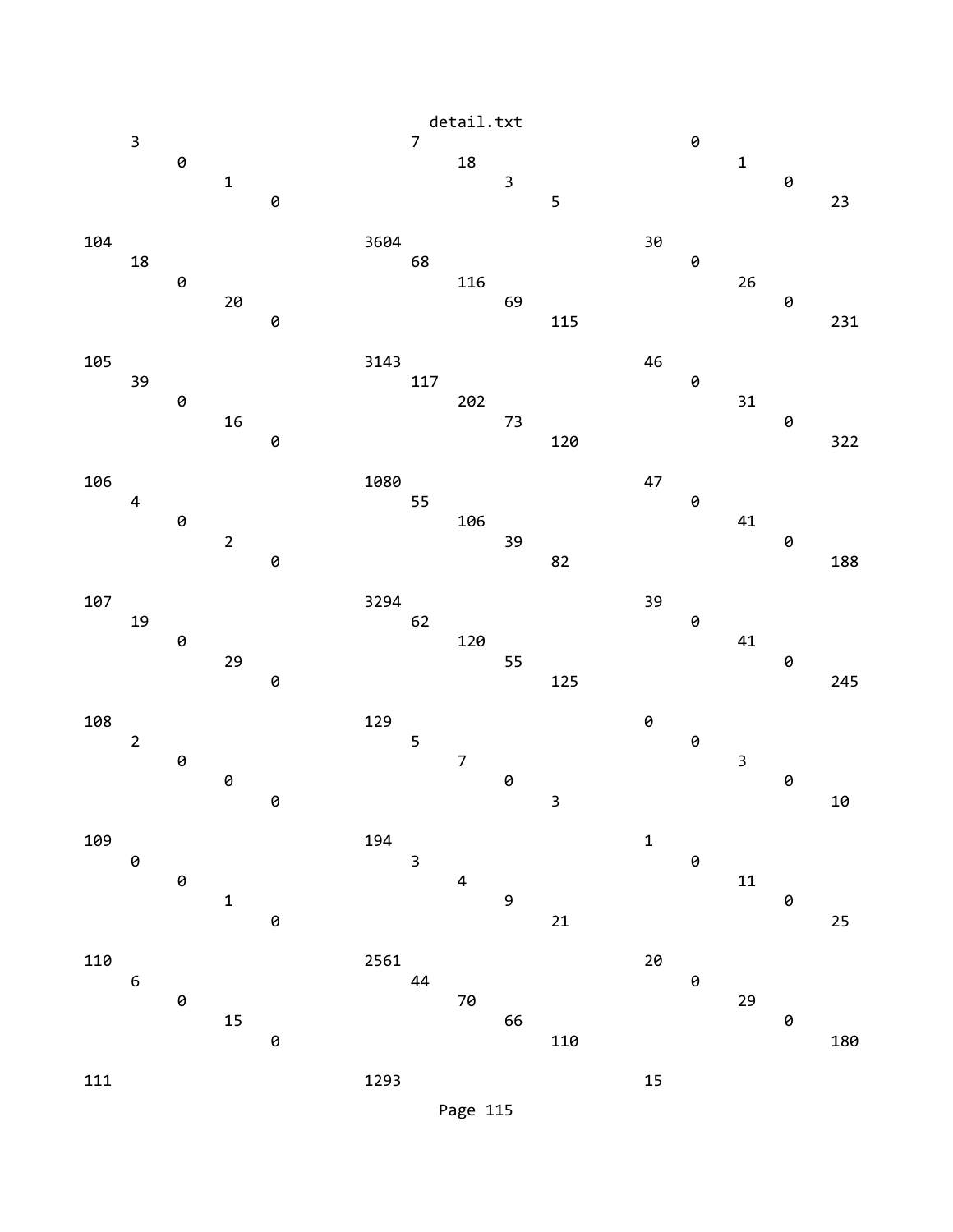```
                                    detail.txt
     3                                    7                                    0
          0                                    18                                   1
               1                                    3                                    0
                    0                                    5                                    23

104                                  3604                                 30
     18                                   68                                   0
          0                                    116                                  26
               20                                   69                                   0
                    0                                    115                                  231

105                                  3143                                 46
     39                                   117                                  0
          0                                    202                                  31
               16                                   73                                   0
                    0                                    120                                  322

106                                  1080                                 47
     4                                    55                                   0
          0                                    106                                  41
               2                                    39                                   0
                    0                                    82                                   188

107                                  3294                                 39
     19                                   62                                   0
          0                                    120                                  41
               29                                   55                                   0
                    0                                    125                                  245

108                                  129                                  0
     2                                    5                                    0
          0                                    7                                    3
               0                                    0                                    0
                    0                                    3                                    10

109                                  194                                  1
     0                                    3                                    0
          0                                    4                                    11
               1                                    9                                    0
                    0                                    21                                   25

110                                  2561                                 20
     6                                    44                                   0
          0                                    70                                   29
               15                                   66                                   0
                    0                                    110                                  180

111                                  1293                                 15
```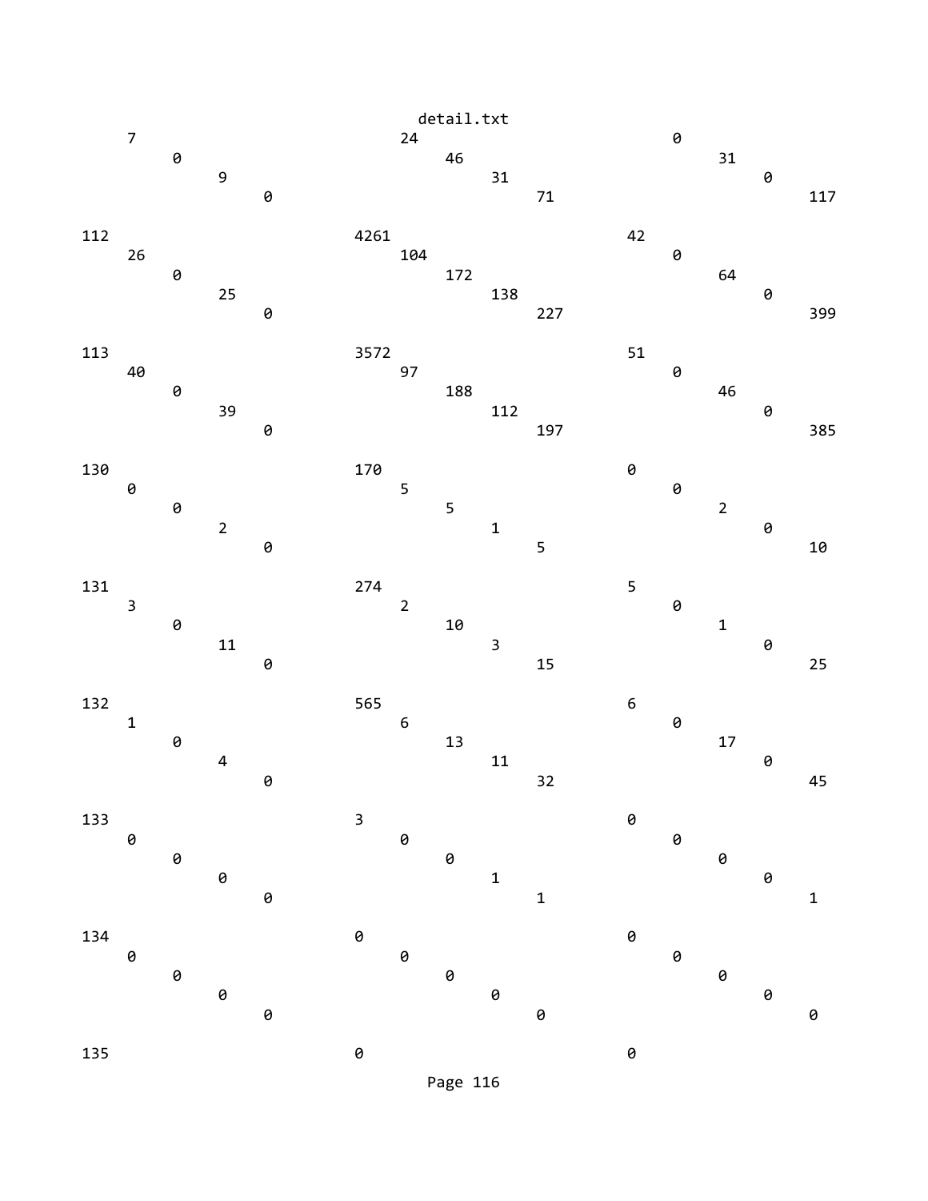```
	7			24			0
		0			46			31
			9			31			0
				0			71			117

112			4261			42
	26			104			0
		0			172			64
			25			138			0
				0			227			399

113			3572			51
	40			97			0
		0			188			46
			39			112			0
				0			197			385

130			170			0
	0			5			0
		0			5			2
			2			1			0
				0			5			10

131			274			5
	3			2			0
		0			10			1
			11			3			0
				0			15			25

132			565			6
	1			6			0
		0			13			17
			4			11			0
				0			32			45

133			3			0
	0			0			0
		0			0			0
			0			1			0
				0			1			1

134			0			0
	0			0			0
		0			0			0
			0			0			0
				0			0			0

135			0			0
```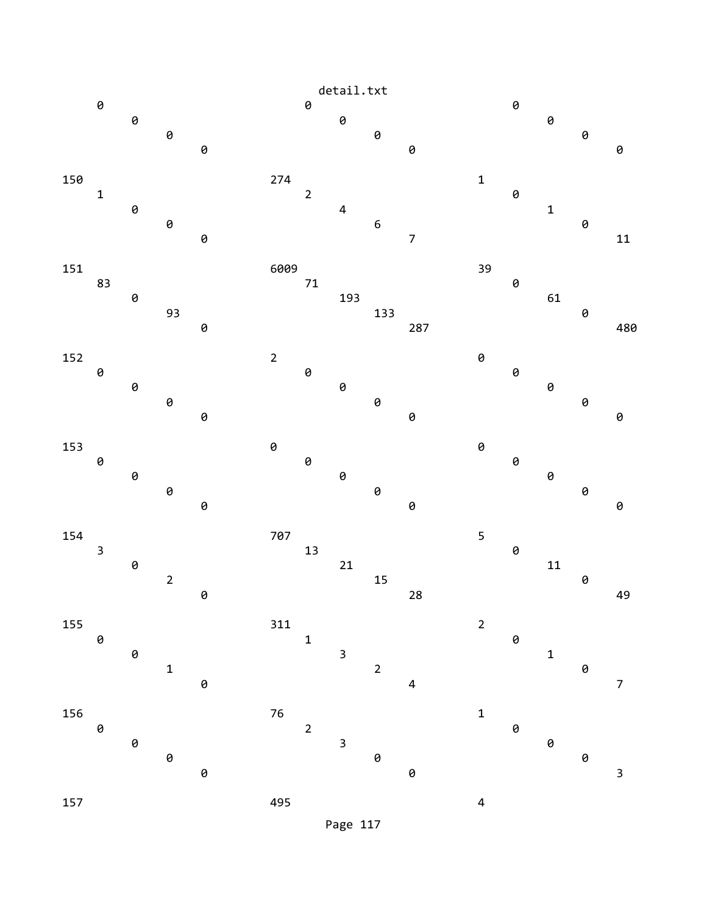```
                                        detail.txt
     0                                  0                                   0
          0                                  0                                   0
               0                                  0                                   0
                    0                                  0                                   0

150                                     274                                 1
     1                                  2                                   0
          0                                  4                                   1
               0                                  6                                   0
                    0                                  7                                   11

151                                     6009                                39
     83                                 71                                  0
          0                                  193                                 61
               93                                 133                                 0
                    0                                  287                                 480

152                                     2                                   0
     0                                  0                                   0
          0                                  0                                   0
               0                                  0                                   0
                    0                                  0                                   0

153                                     0                                   0
     0                                  0                                   0
          0                                  0                                   0
               0                                  0                                   0
                    0                                  0                                   0

154                                     707                                 5
     3                                  13                                  0
          0                                  21                                  11
               2                                  15                                  0
                    0                                  28                                  49

155                                     311                                 2
     0                                  1                                   0
          0                                  3                                   1
               1                                  2                                   0
                    0                                  4                                   7

156                                     76                                  1
     0                                  2                                   0
          0                                  3                                   0
               0                                  0                                   0
                    0                                  0                                   3

157                                     495                                 4
```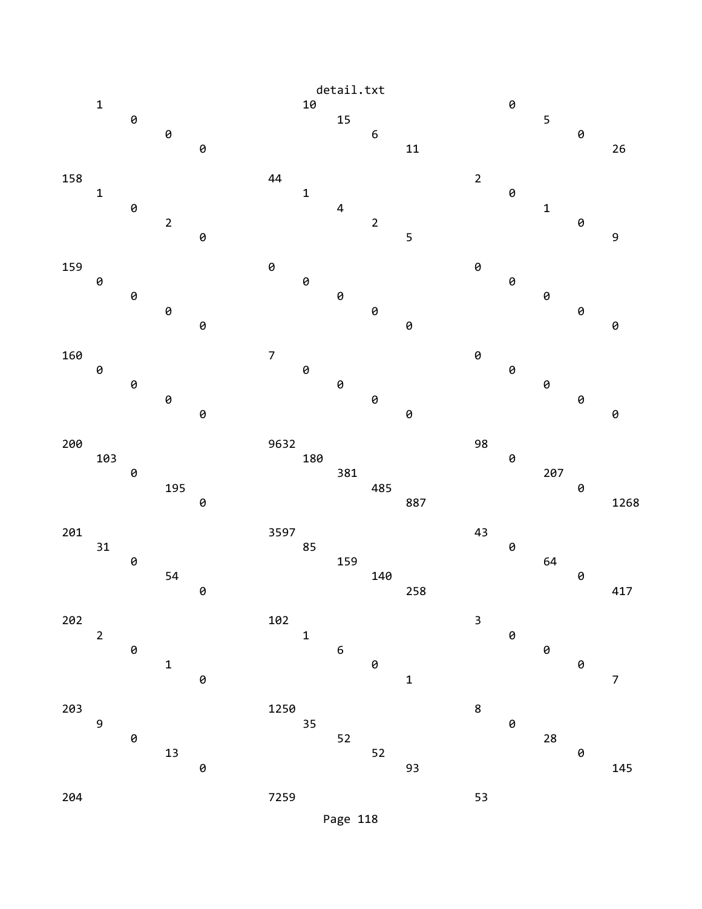detail.txt

```
        1                              10                              0
            0                              15                              5
                0                              6                               0
                    0                              11                              26

158                              44                              2
        1                              1                               0
            0                              4                               1
                2                              2                               0
                    0                              5                               9

159                              0                               0
        0                              0                               0
            0                              0                               0
                0                              0                               0
                    0                              0                               0

160                              7                               0
        0                              0                               0
            0                              0                               0
                0                              0                               0
                    0                              0                               0

200                              9632                            98
        103                            180                             0
            0                              381                             207
                195                            485                             0
                    0                              887                             1268

201                              3597                            43
        31                             85                              0
            0                              159                             64
                54                             140                             0
                    0                              258                             417

202                              102                             3
        2                              1                               0
            0                              6                               0
                1                              0                               0
                    0                              1                               7

203                              1250                            8
        9                              35                              0
            0                              52                              28
                13                             52                              0
                    0                              93                              145

204                              7259                            53
```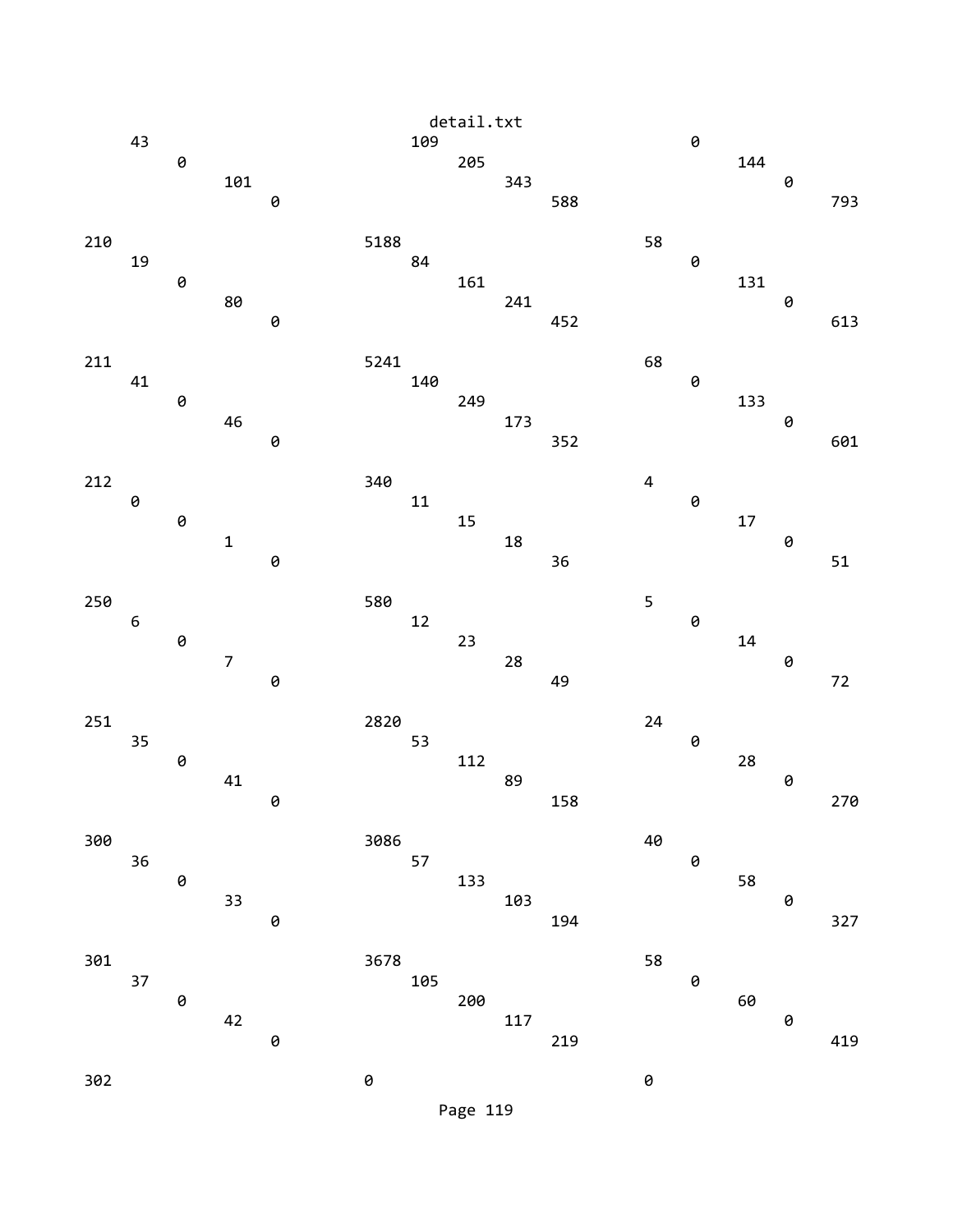```
     43                             109                          0
         0                               205                          144
              101                             343                          0
                   0                               588                          793

210                            5188                         58
     19                             84                           0
         0                               161                          131
              80                              241                          0
                   0                               452                          613

211                            5241                         68
     41                             140                          0
         0                               249                          133
              46                              173                          0
                   0                               352                          601

212                            340                          4
     0                              11                           0
         0                               15                           17
              1                               18                           0
                   0                               36                           51

250                            580                          5
     6                              12                           0
         0                               23                           14
              7                               28                           0
                   0                               49                           72

251                            2820                         24
     35                             53                           0
         0                               112                          28
              41                              89                           0
                   0                               158                          270

300                            3086                         40
     36                             57                           0
         0                               133                          58
              33                              103                          0
                   0                               194                          327

301                            3678                         58
     37                             105                          0
         0                               200                          60
              42                              117                          0
                   0                               219                          419

302                            0                            0
```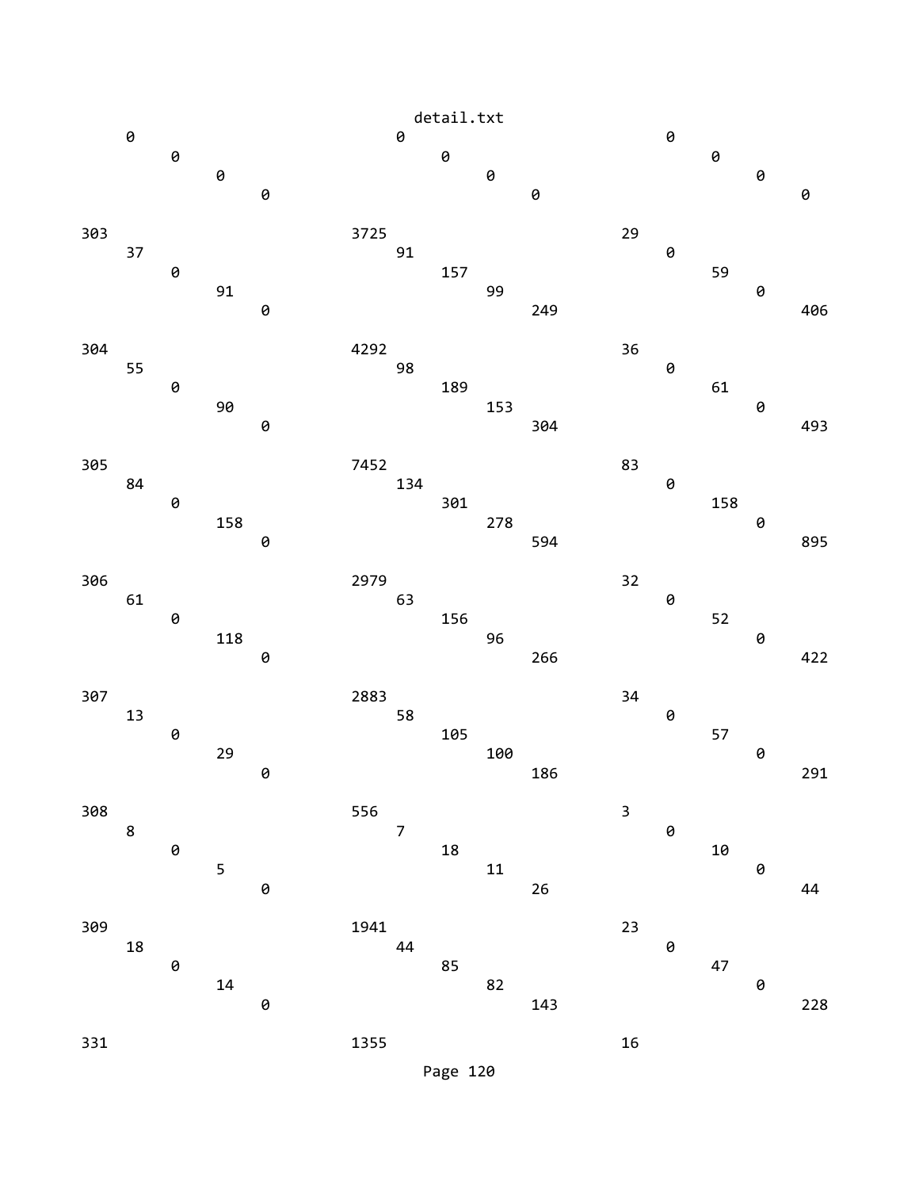```
    0                                    0                                    0
        0                                    0                                    0
            0                                    0                                    0
                0                                    0                                    0

303                                  3725                                 29
    37                                   91                                   0
        0                                    157                                  59
            91                                   99                                   0
                0                                    249                                  406

304                                  4292                                 36
    55                                   98                                   0
        0                                    189                                  61
            90                                   153                                  0
                0                                    304                                  493

305                                  7452                                 83
    84                                   134                                  0
        0                                    301                                  158
            158                                  278                                  0
                0                                    594                                  895

306                                  2979                                 32
    61                                   63                                   0
        0                                    156                                  52
            118                                  96                                   0
                0                                    266                                  422

307                                  2883                                 34
    13                                   58                                   0
        0                                    105                                  57
            29                                   100                                  0
                0                                    186                                  291

308                                  556                                  3
    8                                    7                                    0
        0                                    18                                   10
            5                                    11                                   0
                0                                    26                                   44

309                                  1941                                 23
    18                                   44                                   0
        0                                    85                                   47
            14                                   82                                   0
                0                                    143                                  228

331                                  1355                                 16
```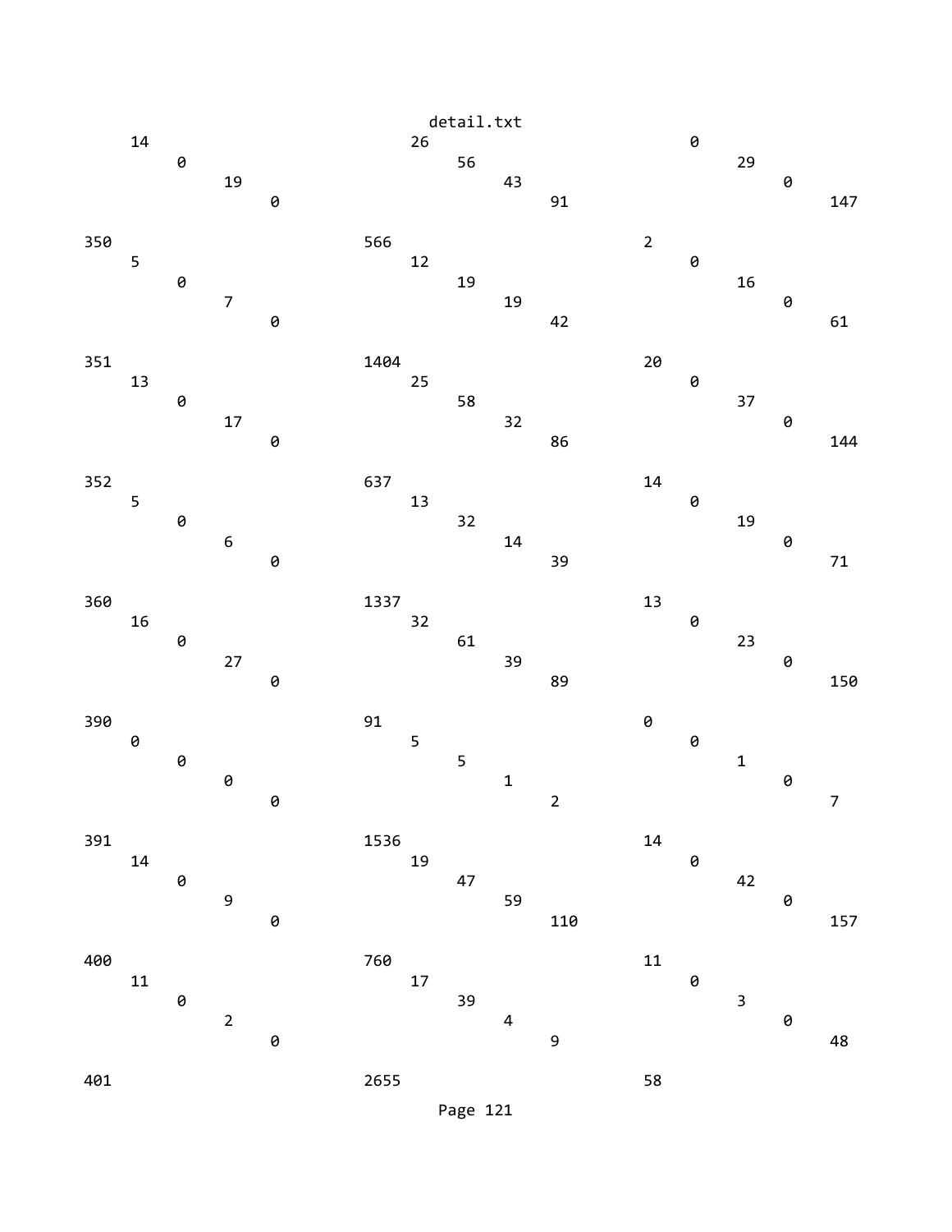```
        14                                  26                                  0
             0                                   56                                  29
                  19                                  43                                  0
                       0                                   91                                  147

350                                 566                                 2
     5                                   12                                  0
          0                                   19                                  16
               7                                   19                                  0
                    0                                   42                                  61

351                                 1404                                20
     13                                  25                                  0
          0                                   58                                  37
               17                                  32                                  0
                    0                                   86                                  144

352                                 637                                 14
     5                                   13                                  0
          0                                   32                                  19
               6                                   14                                  0
                    0                                   39                                  71

360                                 1337                                13
     16                                  32                                  0
          0                                   61                                  23
               27                                  39                                  0
                    0                                   89                                  150

390                                 91                                  0
     0                                   5                                   0
          0                                   5                                   1
               0                                   1                                   0
                    0                                   2                                   7

391                                 1536                                14
     14                                  19                                  0
          0                                   47                                  42
               9                                   59                                  0
                    0                                   110                                 157

400                                 760                                 11
     11                                  17                                  0
          0                                   39                                  3
               2                                   4                                   0
                    0                                   9                                   48

401                                 2655                                58
```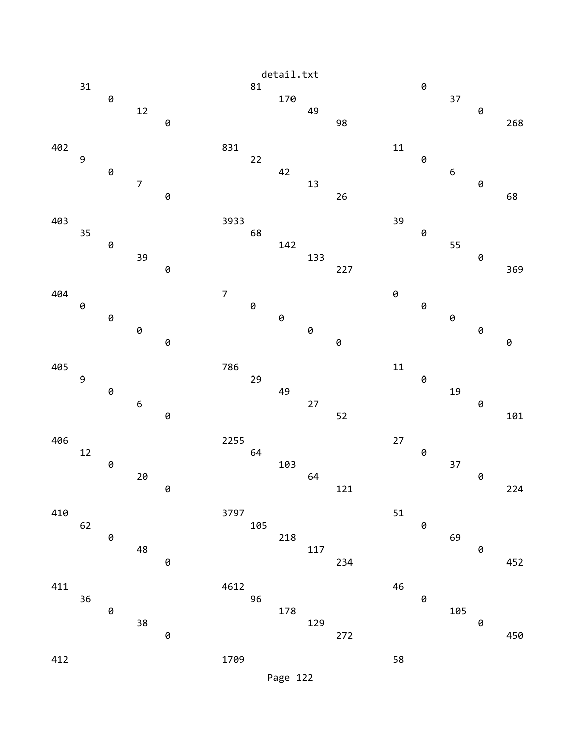```
                              detail.txt
     31                            81                            0
          0                             170                           37
               12                            49                            0
                    0                             98                            268

402                           831                           11
     9                             22                            0
          0                             42                            6
               7                             13                            0
                    0                             26                            68

403                           3933                          39
     35                            68                            0
          0                             142                           55
               39                            133                           0
                    0                             227                           369

404                           7                             0
     0                             0                             0
          0                             0                             0
               0                             0                             0
                    0                             0                             0

405                           786                           11
     9                             29                            0
          0                             49                            19
               6                             27                            0
                    0                             52                            101

406                           2255                          27
     12                            64                            0
          0                             103                           37
               20                            64                            0
                    0                             121                           224

410                           3797                          51
     62                            105                           0
          0                             218                           69
               48                            117                           0
                    0                             234                           452

411                           4612                          46
     36                            96                            0
          0                             178                           105
               38                            129                           0
                    0                             272                           450

412                           1709                          58
```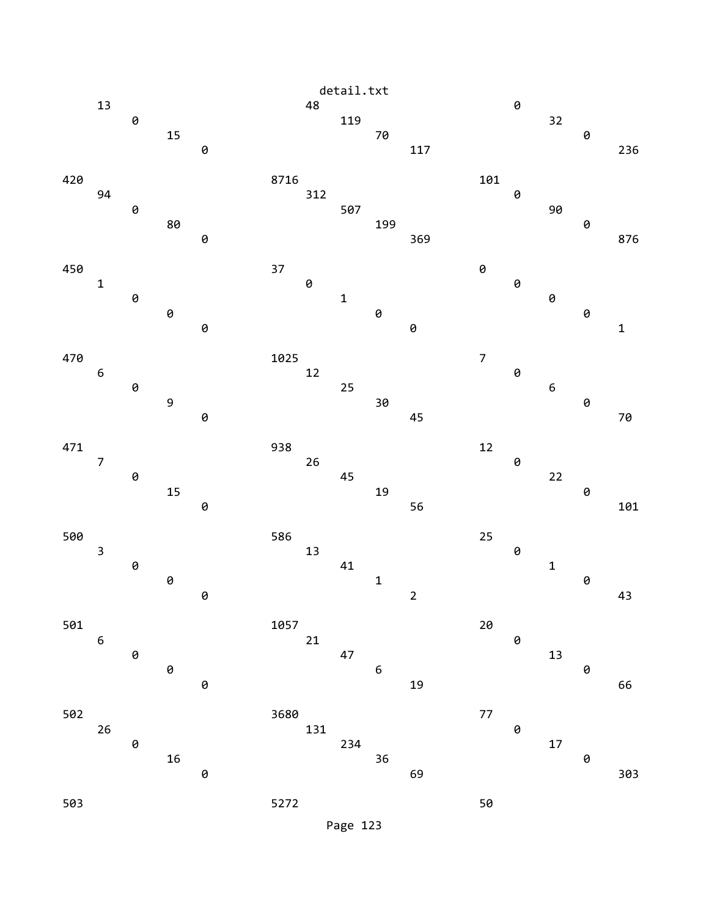```
        13                                  48                                  0
             0                                   119                                 32
                  15                                  70                                  0
                       0                                   117                                 236

420                                 8716                                101
        94                                  312                                 0
             0                                   507                                 90
                  80                                  199                                 0
                       0                                   369                                 876

450                                 37                                  0
        1                                   0                                   0
             0                                   1                                   0
                  0                                   0                                   0
                       0                                   0                                   1

470                                 1025                                7
        6                                   12                                  0
             0                                   25                                  6
                  9                                   30                                  0
                       0                                   45                                  70

471                                 938                                 12
        7                                   26                                  0
             0                                   45                                  22
                  15                                  19                                  0
                       0                                   56                                  101

500                                 586                                 25
        3                                   13                                  0
             0                                   41                                  1
                  0                                   1                                   0
                       0                                   2                                   43

501                                 1057                                20
        6                                   21                                  0
             0                                   47                                  13
                  0                                   6                                   0
                       0                                   19                                  66

502                                 3680                                77
        26                                  131                                 0
             0                                   234                                 17
                  16                                  36                                  0
                       0                                   69                                  303

503                                 5272                                50
```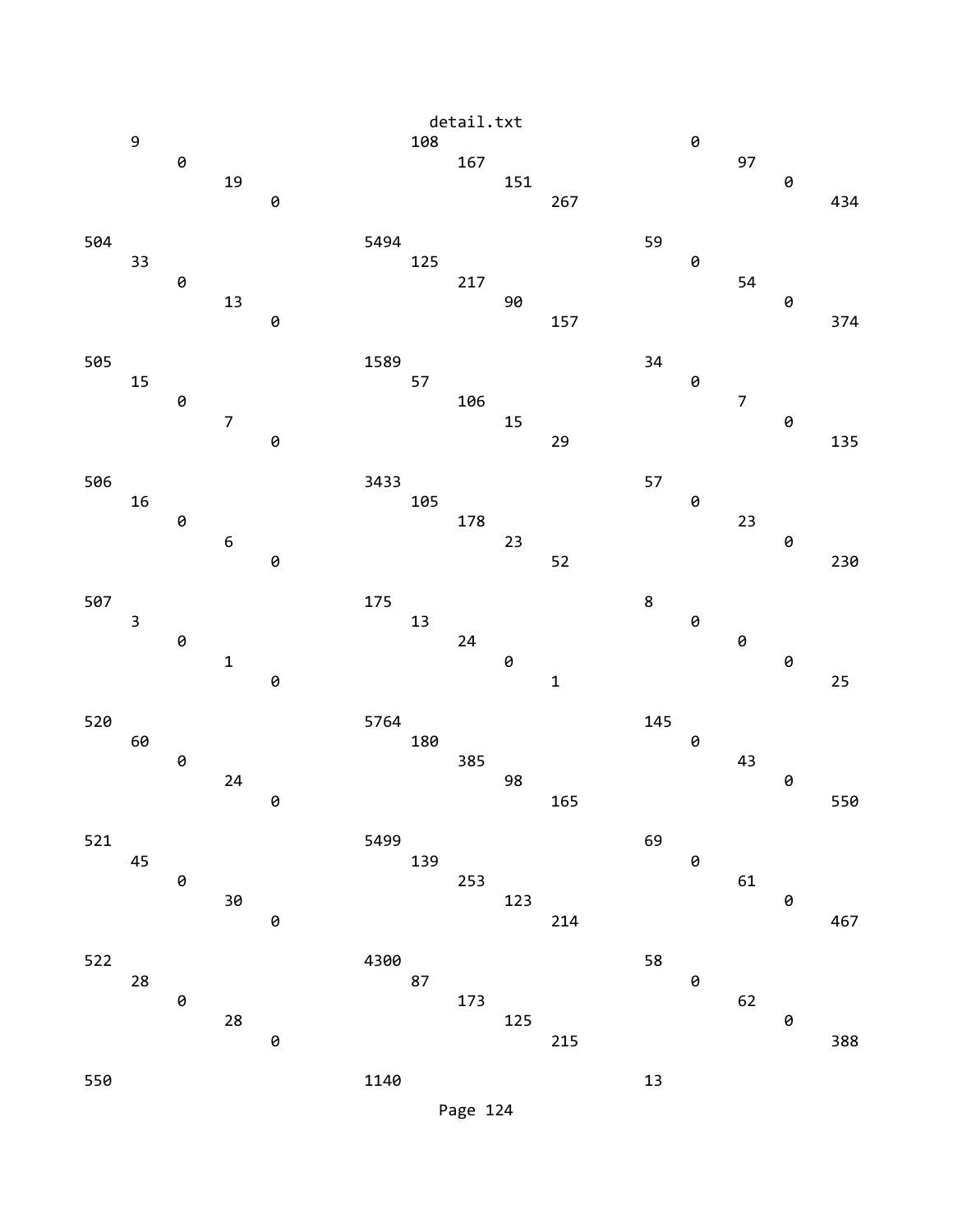```
     9                              108                            0
          0                              167                            97
               19                             151                            0
                    0                              267                            434

504                            5494                           59
     33                             125                            0
          0                              217                            54
               13                             90                             0
                    0                              157                            374

505                            1589                           34
     15                             57                             0
          0                              106                            7
               7                              15                             0
                    0                              29                             135

506                            3433                           57
     16                             105                            0
          0                              178                            23
               6                              23                             0
                    0                              52                             230

507                            175                            8
     3                              13                             0
          0                              24                             0
               1                              0                              0
                    0                              1                              25

520                            5764                           145
     60                             180                            0
          0                              385                            43
               24                             98                             0
                    0                              165                            550

521                            5499                           69
     45                             139                            0
          0                              253                            61
               30                             123                            0
                    0                              214                            467

522                            4300                           58
     28                             87                             0
          0                              173                            62
               28                             125                            0
                    0                              215                            388

550                            1140                           13
```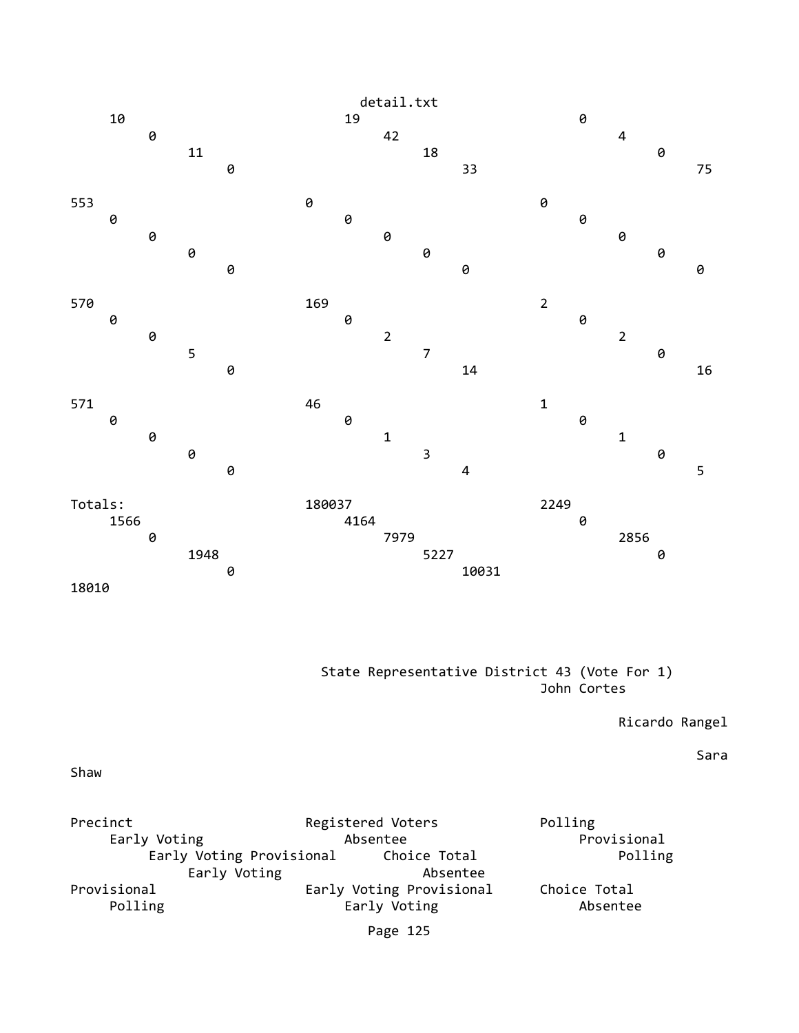```
     10                          19                          0
          0                          42                          4
               11                          18                          0
                    0                          33                          75

553                          0                          0
     0                          0                          0
          0                          0                          0
               0                          0                          0
                    0                          0                          0

570                          169                          2
     0                          0                          0
          0                          2                          2
               5                          7                          0
                    0                          14                          16

571                          46                          1
     0                          0                          0
          0                          1                          1
               0                          3                          0
                    0                          4                          5

Totals:                          180037                          2249
     1566                          4164                          0
          0                          7979                          2856
               1948                          5227                          0
                    0                          10031
18010
```

State Representative District 43 (Vote For 1)

John Cortes

Ricardo Rangel

Sara Shaw

```
Precinct                          Registered Voters                          Polling
     Early Voting                          Absentee                          Provisional
          Early Voting Provisional          Choice Total                          Polling
               Early Voting                          Absentee
Provisional                          Early Voting Provisional          Choice Total
     Polling                          Early Voting                          Absentee
```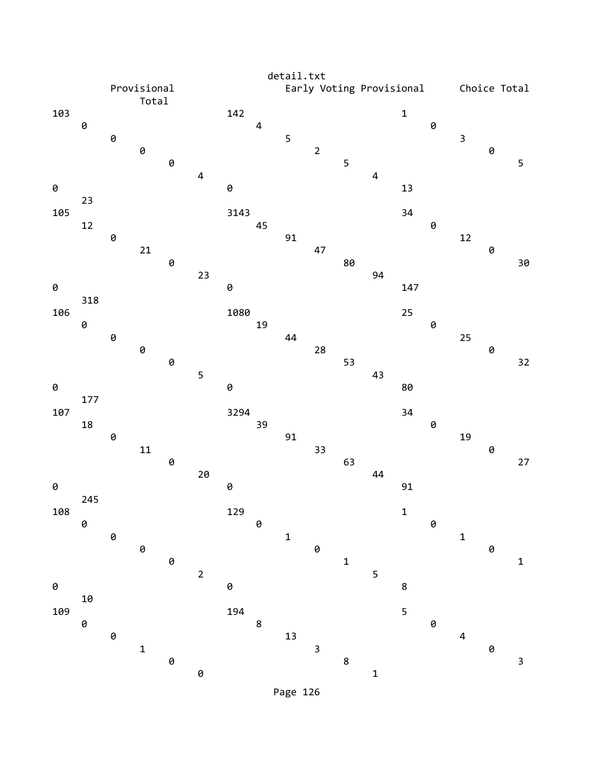detail.txt

```
        Provisional                          Early Voting Provisional      Choice Total
            Total
103                       142                        1
    0                         4                          0
        0                         5                          3
            0                         2                          0
                0                         5                          5
                    4                         4
0                         0                          13
    23
105                       3143                       34
    12                        45                         0
        0                         91                         12
            21                        47                         0
                0                         80                         30
                    23                        94
0                         0                          147
    318
106                       1080                       25
    0                         19                         0
        0                         44                         25
            0                         28                         0
                0                         53                         32
                    5                         43
0                         0                          80
    177
107                       3294                       34
    18                        39                         0
        0                         91                         19
            11                        33                         0
                0                         63                         27
                    20                        44
0                         0                          91
    245
108                       129                        1
    0                         0                          0
        0                         1                          1
            0                         0                          0
                0                         1                          1
                    2                         5
0                         0                          8
    10
109                       194                        5
    0                         8                          0
        0                         13                         4
            1                         3                          0
                0                         8                          3
                    0                         1
```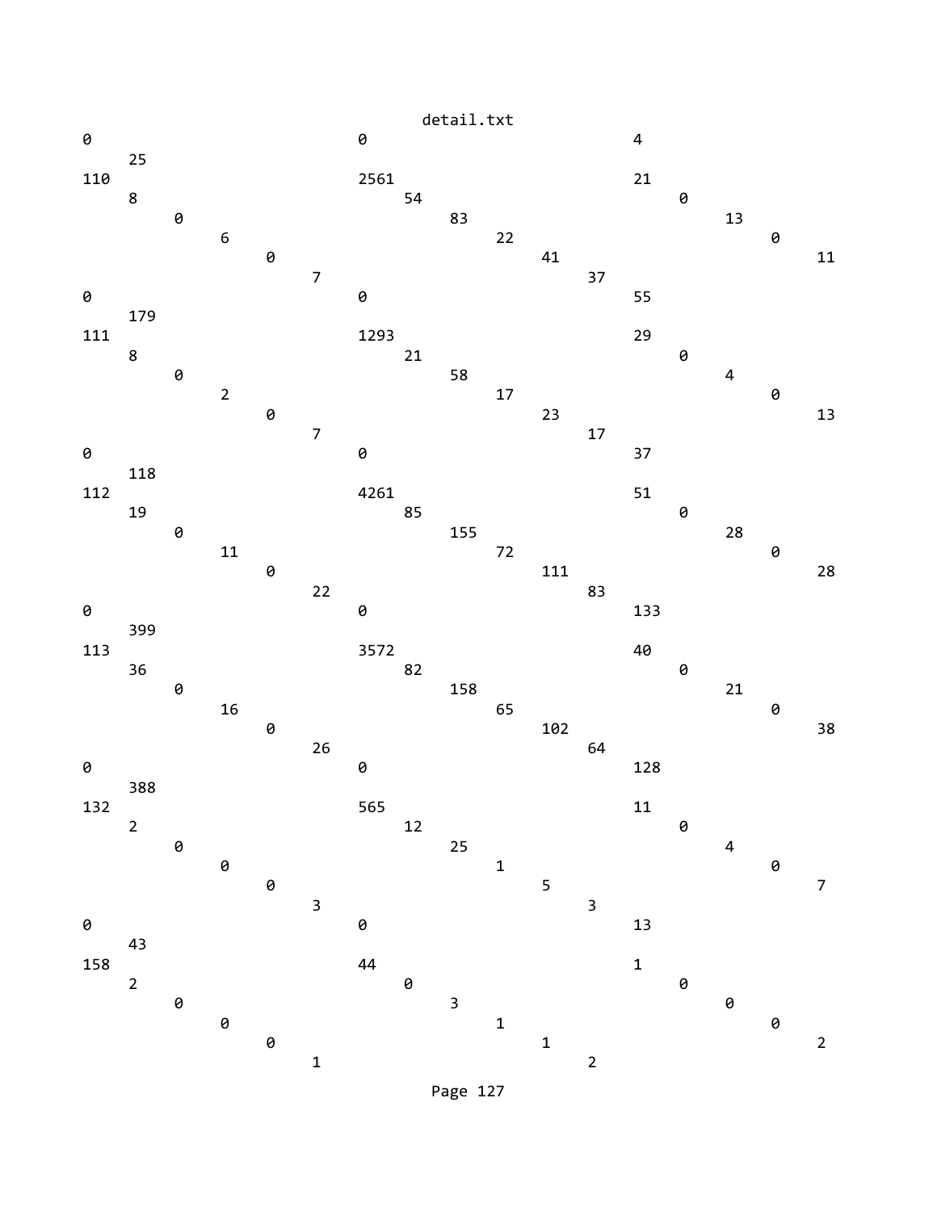```
0                              0                              4
     25
110                            2561                           21
     8                              54                             0
          0                              83                             13
               6                              22                             0
                    0                              41                             11
                         7                              37
0                              0                              55
     179
111                            1293                           29
     8                              21                             0
          0                              58                             4
               2                              17                             0
                    0                              23                             13
                         7                              17
0                              0                              37
     118
112                            4261                           51
     19                             85                             0
          0                              155                            28
               11                             72                             0
                    0                              111                            28
                         22                             83
0                              0                              133
     399
113                            3572                           40
     36                             82                             0
          0                              158                            21
               16                             65                             0
                    0                              102                            38
                         26                             64
0                              0                              128
     388
132                            565                            11
     2                              12                             0
          0                              25                             4
               0                              1                              0
                    0                              5                              7
                         3                              3
0                              0                              13
     43
158                            44                             1
     2                              0                              0
          0                              3                              0
               0                              1                              0
                    0                              1                              2
                         1                              2
```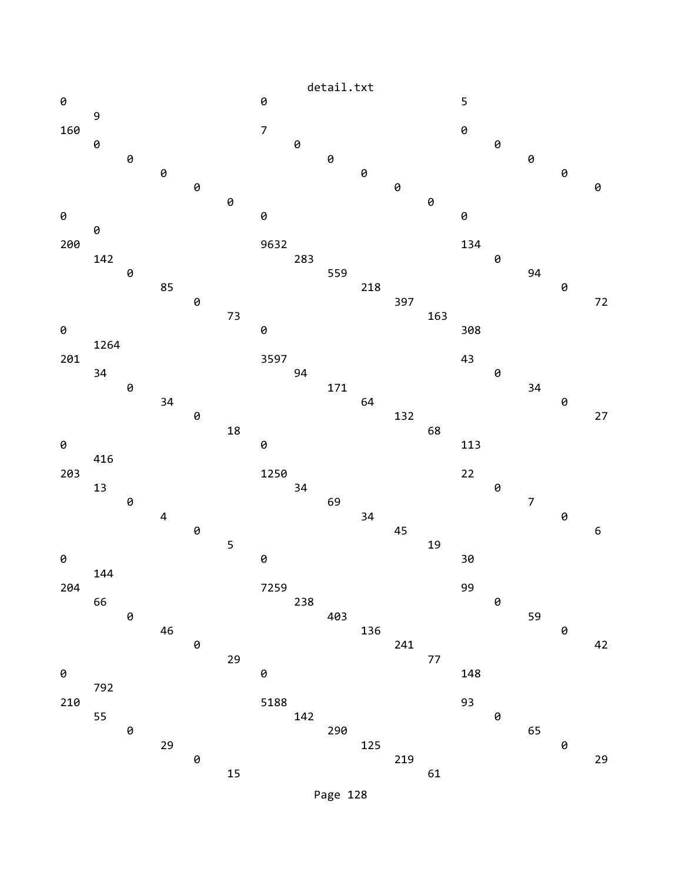detail.txt

```
0                                   0                                   5
     9
160                                 7                                   0
     0                                   0                                   0
          0                                   0                                   0
               0                                   0                                   0
                    0                                   0                                   0
                         0                                   0
0                                   0                                   0
     0
200                                 9632                                134
     142                                 283                                 0
          0                                   559                                 94
               85                                  218                                 0
                    0                                   397                                 72
                         73                                  163
0                                   0                                   308
     1264
201                                 3597                                43
     34                                  94                                  0
          0                                   171                                 34
               34                                  64                                  0
                    0                                   132                                 27
                         18                                  68
0                                   0                                   113
     416
203                                 1250                                22
     13                                  34                                  0
          0                                   69                                  7
               4                                   34                                  0
                    0                                   45                                  6
                         5                                   19
0                                   0                                   30
     144
204                                 7259                                99
     66                                  238                                 0
          0                                   403                                 59
               46                                  136                                 0
                    0                                   241                                 42
                         29                                  77
0                                   0                                   148
     792
210                                 5188                                93
     55                                  142                                 0
          0                                   290                                 65
               29                                  125                                 0
                    0                                   219                                 29
                         15                                  61
```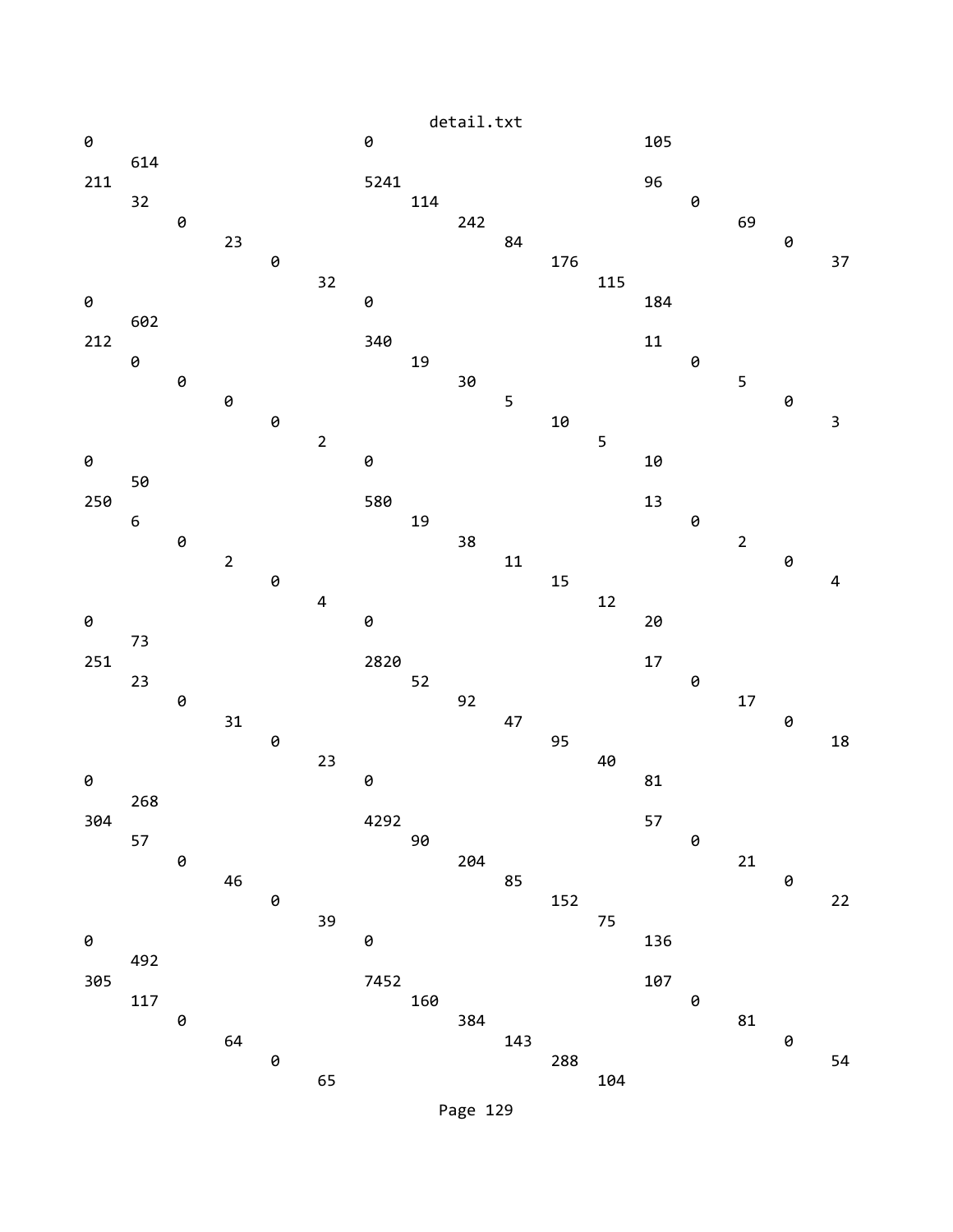```
0                                  0                                  105
     614
211                                5241                               96
     32                                 114                                0
          0                                  242                                69
               23                                 84                                 0
                    0                                  176                                37
                         32                                 115
0                                  0                                  184
     602
212                                340                                11
     0                                  19                                 0
          0                                  30                                 5
               0                                  5                                  0
                    0                                  10                                 3
                         2                                  5
0                                  0                                  10
     50
250                                580                                13
     6                                  19                                 0
          0                                  38                                 2
               2                                  11                                 0
                    0                                  15                                 4
                         4                                  12
0                                  0                                  20
     73
251                                2820                               17
     23                                 52                                 0
          0                                  92                                 17
               31                                 47                                 0
                    0                                  95                                 18
                         23                                 40
0                                  0                                  81
     268
304                                4292                               57
     57                                 90                                 0
          0                                  204                                21
               46                                 85                                 0
                    0                                  152                                22
                         39                                 75
0                                  0                                  136
     492
305                                7452                               107
     117                                160                                0
          0                                  384                                81
               64                                 143                                0
                    0                                  288                                54
                         65                                 104
```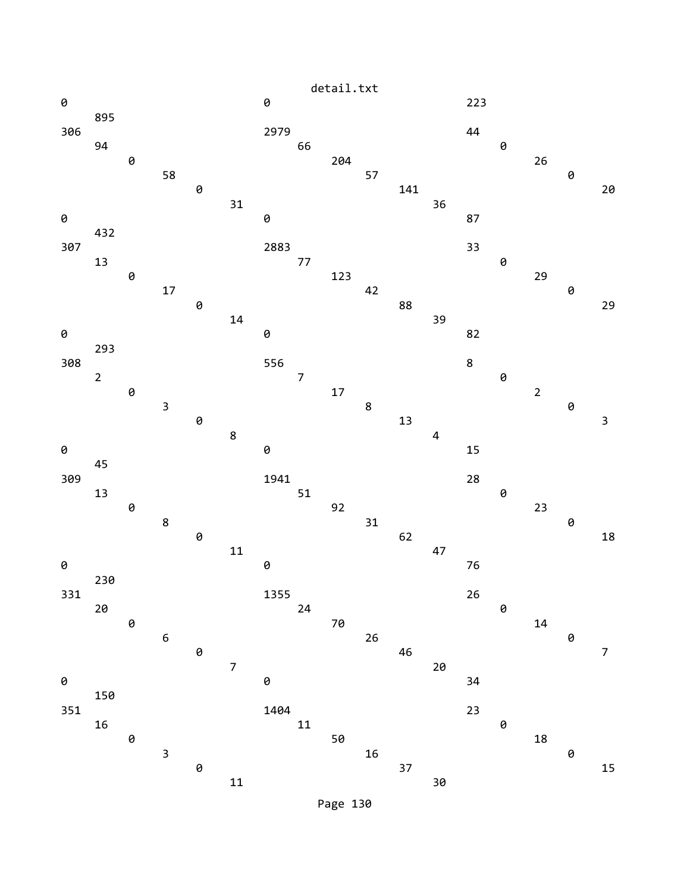```
0                                   0                                   223
     895
306                                 2979                                44
     94                                   66                                  0
          0                                    204                                  26
               58                                   57                                   0
                    0                                    141                                  20
                         31                                   36
0                                   0                                   87
     432
307                                 2883                                33
     13                                   77                                  0
          0                                    123                                  29
               17                                   42                                   0
                    0                                    88                                   29
                         14                                   39
0                                   0                                   82
     293
308                                 556                                 8
     2                                    7                                   0
          0                                    17                                   2
               3                                    8                                    0
                    0                                    13                                   3
                         8                                    4
0                                   0                                   15
     45
309                                 1941                                28
     13                                   51                                  0
          0                                    92                                   23
               8                                    31                                   0
                    0                                    62                                   18
                         11                                   47
0                                   0                                   76
     230
331                                 1355                                26
     20                                   24                                  0
          0                                    70                                   14
               6                                    26                                   0
                    0                                    46                                   7
                         7                                    20
0                                   0                                   34
     150
351                                 1404                                23
     16                                   11                                  0
          0                                    50                                   18
               3                                    16                                   0
                    0                                    37                                   15
                         11                                   30
```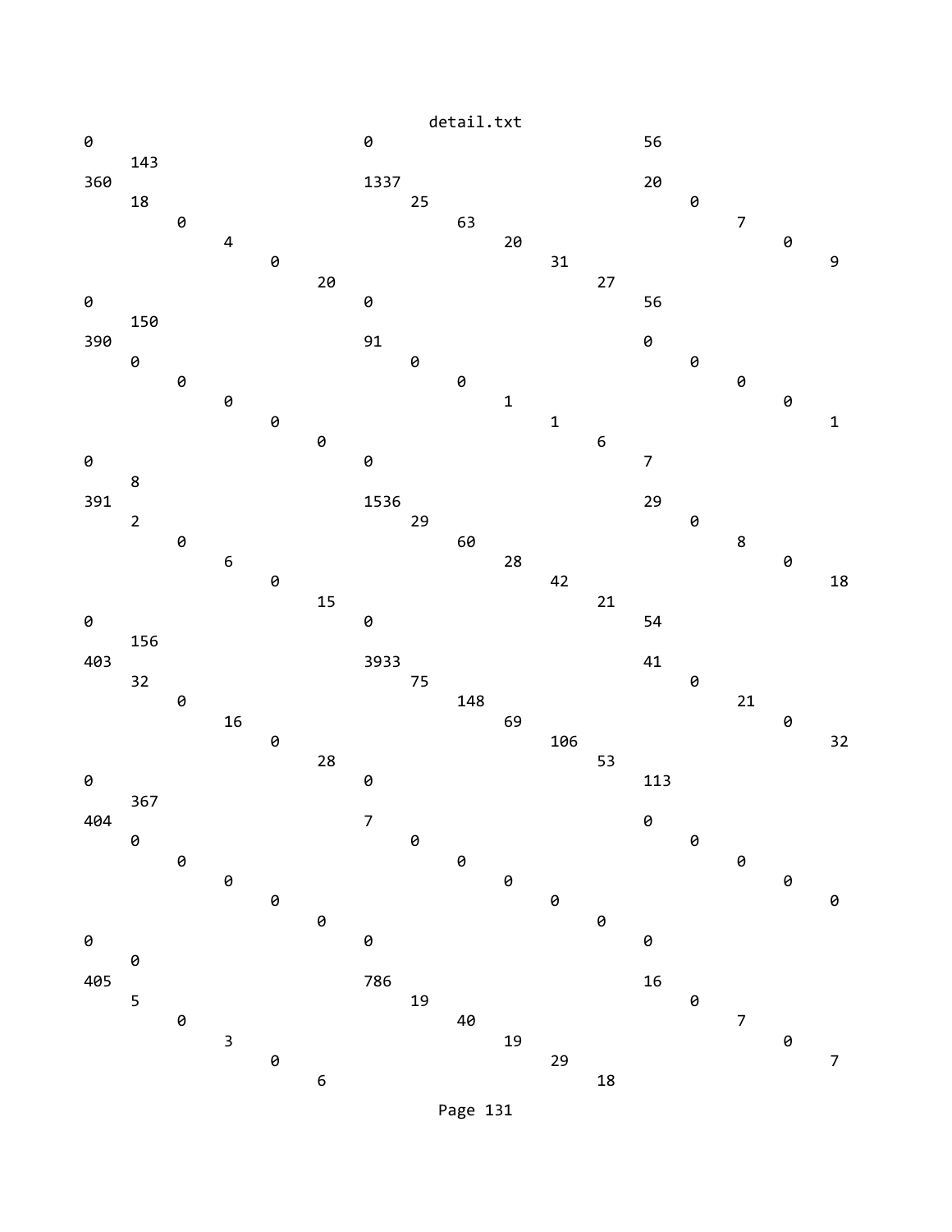```
0                       0                       56
    143
360                     1337                    20
    18                      25                      0
        0                       63                      7
            4                       20                      0
                0                       31                      9
                    20                      27
0                       0                       56
    150
390                     91                      0
    0                       0                       0
        0                       0                       0
            0                       1                       0
                0                       1                       1
                    0                       6
0                       0                       7
    8
391                     1536                    29
    2                       29                      0
        0                       60                      8
            6                       28                      0
                0                       42                      18
                    15                      21
0                       0                       54
    156
403                     3933                    41
    32                      75                      0
        0                       148                     21
            16                      69                      0
                0                       106                     32
                    28                      53
0                       0                       113
    367
404                     7                       0
    0                       0                       0
        0                       0                       0
            0                       0                       0
                0                       0                       0
                    0                       0
0                       0                       0
    0
405                     786                     16
    5                       19                      0
        0                       40                      7
            3                       19                      0
                0                       29                      7
                    6                       18
```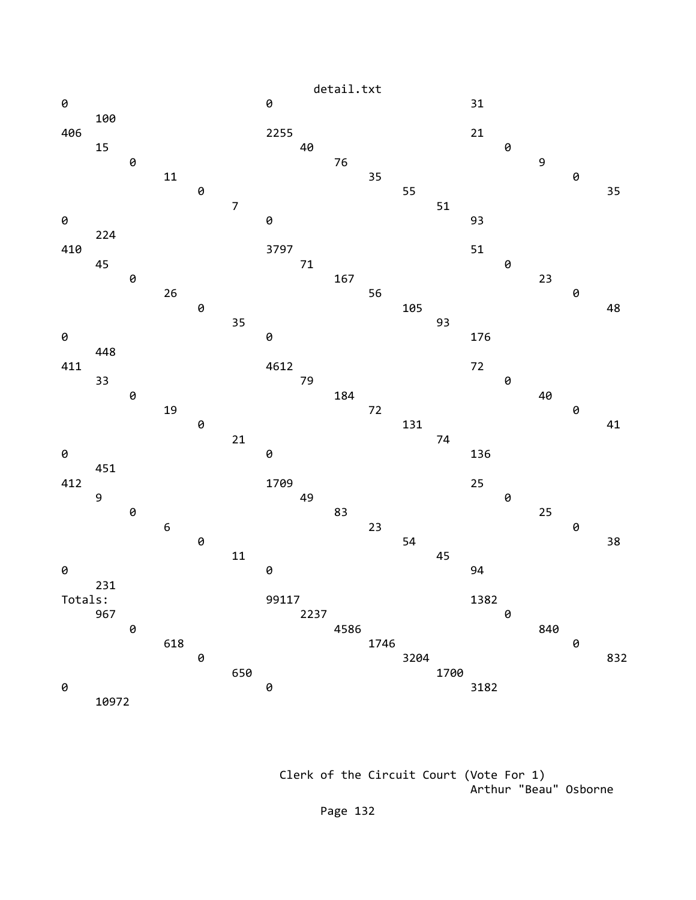```
0                            0                            31
     100
406                          2255                         21
     15                           40                           0
          0                            76                           9
               11                           35                           0
                    0                            55                           35
                         7                            51
0                            0                            93
     224
410                          3797                         51
     45                           71                           0
          0                            167                          23
               26                           56                           0
                    0                            105                          48
                         35                           93
0                            0                            176
     448
411                          4612                         72
     33                           79                           0
          0                            184                          40
               19                           72                           0
                    0                            131                          41
                         21                           74
0                            0                            136
     451
412                          1709                         25
     9                            49                           0
          0                            83                           25
               6                            23                           0
                    0                            54                           38
                         11                           45
0                            0                            94
     231
Totals:                      99117                        1382
     967                          2237                         0
          0                            4586                         840
               618                          1746                         0
                    0                            3204                         832
                         650                          1700
0                            0                            3182
     10972
```

Clerk of the Circuit Court (Vote For 1)

Arthur "Beau" Osborne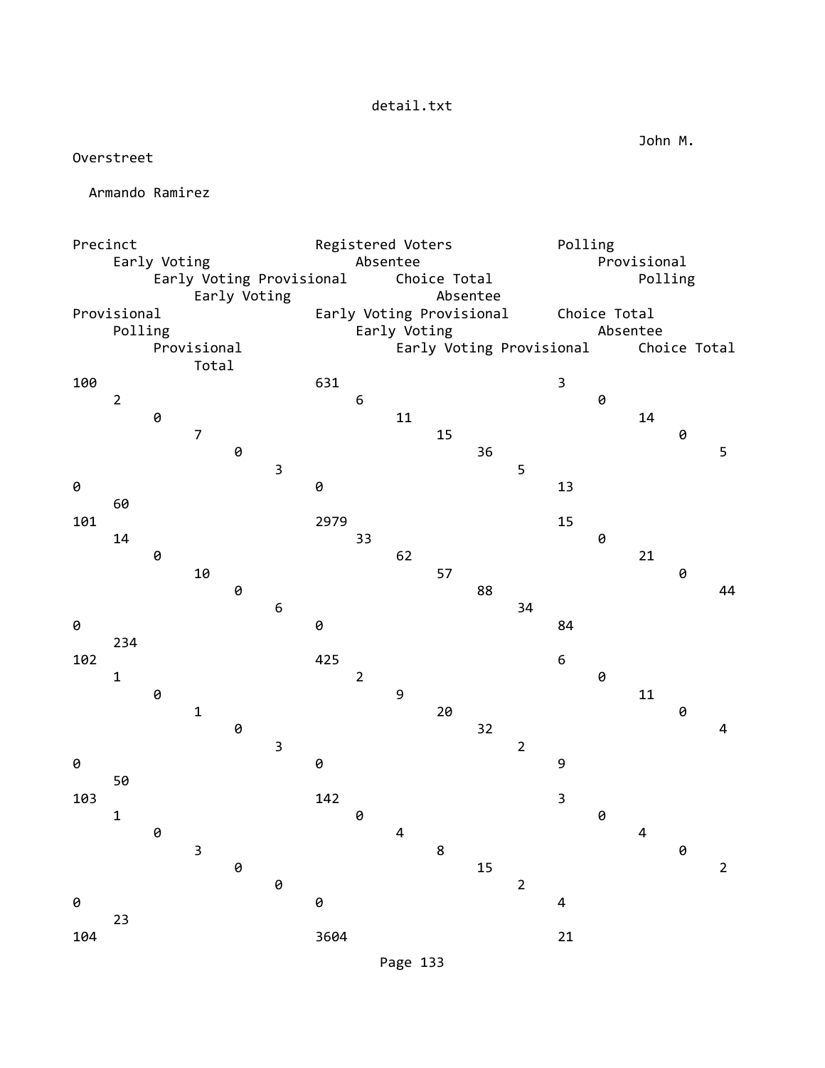detail.txt

| Precinct | Registered Voters | John M. Overstreet | | | | | | Armando Ramirez | | | | | | | | | | | | |
|---|---|---|---|---|---|---|---|---|---|---|---|---|---|---|---|---|---|---|---|---|
| | | Polling | Early Voting | Absentee | Provisional | Early Voting Provisional | Choice Total | Polling | Early Voting | Absentee | Provisional | Early Voting Provisional | Choice Total | Polling | Early Voting | Absentee | Provisional | Early Voting Provisional | Choice Total | Total |
| 100 | 631 | 3 | 2 | 6 | 0 | 0 | 11 | 14 | 7 | 15 | 0 | 0 | 36 | 5 | 3 | 5 | 0 | 0 | 13 | 60 |
| 101 | 2979 | 15 | 14 | 33 | 0 | 0 | 62 | 21 | 10 | 57 | 0 | 0 | 88 | 44 | 6 | 34 | 0 | 0 | 84 | 234 |
| 102 | 425 | 6 | 1 | 2 | 0 | 0 | 9 | 11 | 1 | 20 | 0 | 0 | 32 | 4 | 3 | 2 | 0 | 0 | 9 | 50 |
| 103 | 142 | 3 | 1 | 0 | 0 | 0 | 4 | 4 | 3 | 8 | 0 | 0 | 15 | 2 | 0 | 2 | 0 | 0 | 4 | 23 |
| 104 | 3604 | 21 | | | | | | | | | | | | | | | | | | |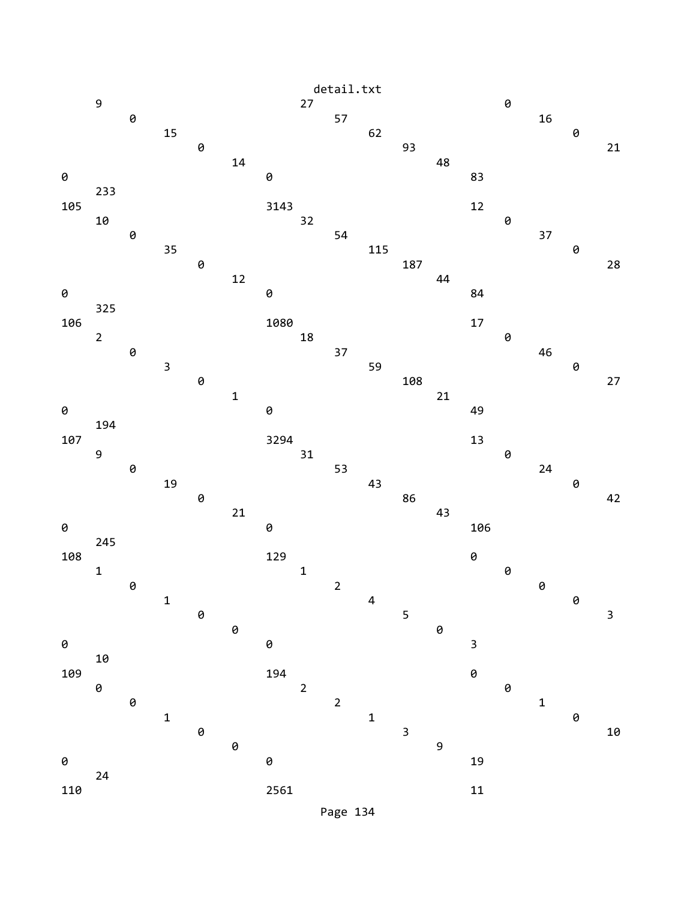```
     9                             27                            0
          0                             57                            16
               15                            62                            0
                    0                             93                            21
                         14                            48
0                             0                             83
     233
105                           3143                          12
     10                            32                            0
          0                             54                            37
               35                            115                           0
                    0                             187                           28
                         12                            44
0                             0                             84
     325
106                           1080                          17
     2                             18                            0
          0                             37                            46
               3                             59                            0
                    0                             108                           27
                         1                             21
0                             0                             49
     194
107                           3294                          13
     9                             31                            0
          0                             53                            24
               19                            43                            0
                    0                             86                            42
                         21                            43
0                             0                             106
     245
108                           129                           0
     1                             1                             0
          0                             2                             0
               1                             4                             0
                    0                             5                             3
                         0                             0
0                             0                             3
     10
109                           194                           0
     0                             2                             0
          0                             2                             1
               1                             1                             0
                    0                             3                             10
                         0                             9
0                             0                             19
     24
110                           2561                          11
```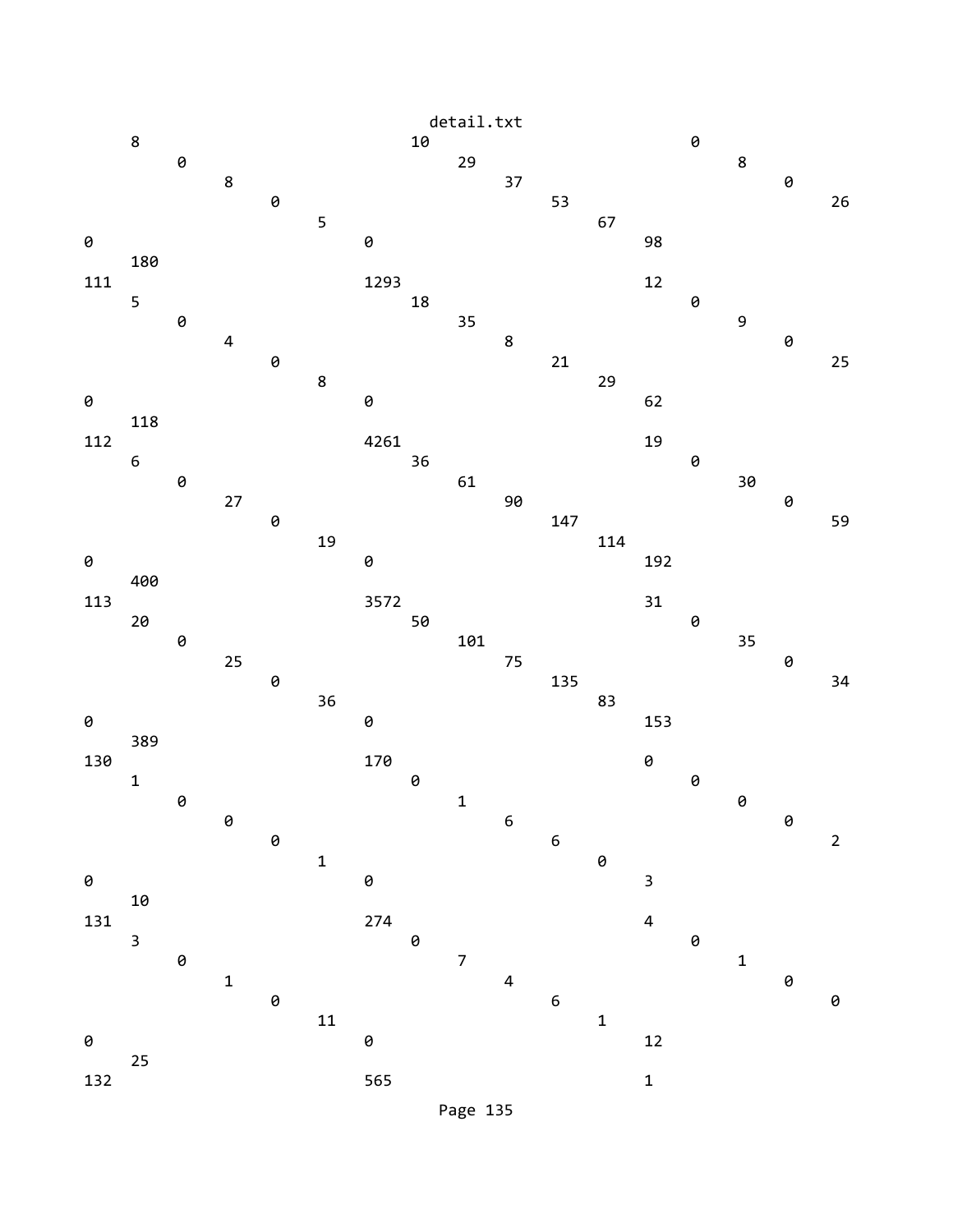```
        8                                10                                     0
            0                                   29                                  8
                8                                   37                                  0
                    0                                   53                                  26
                        5                                   67
0                               0                                   98
        180
111                             1293                                12
        5                                18                                     0
            0                                   35                                  9
                4                                   8                                   0
                    0                                   21                                  25
                        8                                   29
0                               0                                   62
        118
112                             4261                                19
        6                                36                                     0
            0                                   61                                  30
                27                                  90                                  0
                    0                                   147                                 59
                        19                                  114
0                               0                                   192
        400
113                             3572                                31
        20                               50                                     0
            0                                   101                                 35
                25                                  75                                  0
                    0                                   135                                 34
                        36                                  83
0                               0                                   153
        389
130                             170                                 0
        1                                0                                      0
            0                                   1                                   0
                0                                   6                                   0
                    0                                   6                                   2
                        1                                   0
0                               0                                   3
        10
131                             274                                 4
        3                                0                                      0
            0                                   7                                   1
                1                                   4                                   0
                    0                                   6                                   0
                        11                                  1
0                               0                                   12
        25
132                             565                                 1
```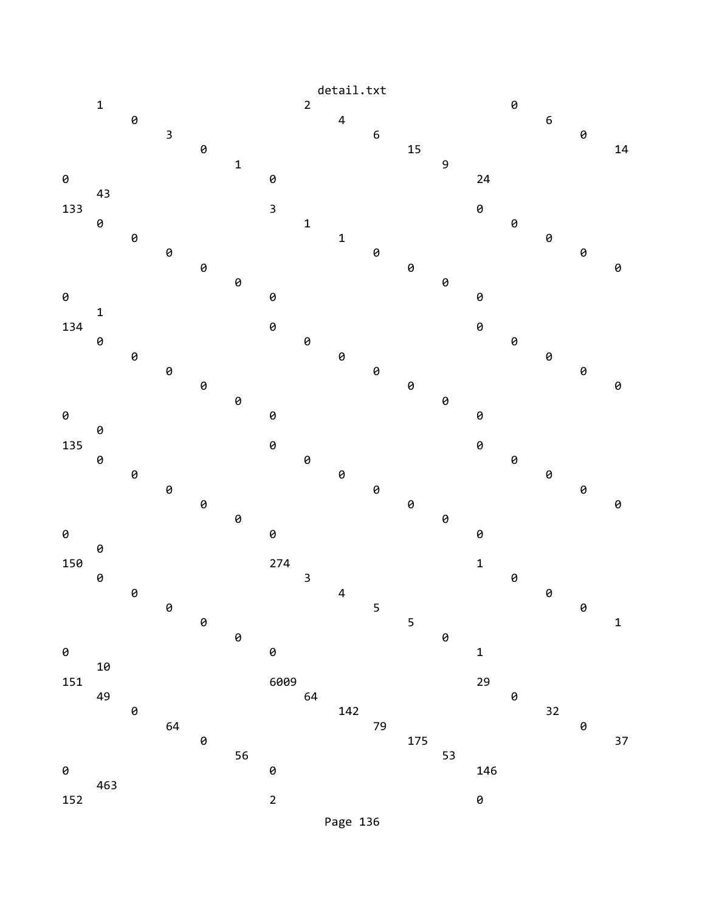detail.txt

```
     1                              2                              0
          0                              4                              6
               3                              6                              0
                    0                              15                             14
                         1                              9
0                              0                              24
     43
133                            3                              0
     0                              1                              0
          0                              1                              0
               0                              0                              0
                    0                              0                              0
                         0                              0
0                              0                              0
     1
134                            0                              0
     0                              0                              0
          0                              0                              0
               0                              0                              0
                    0                              0                              0
                         0                              0
0                              0                              0
     0
135                            0                              0
     0                              0                              0
          0                              0                              0
               0                              0                              0
                    0                              0                              0
                         0                              0
0                              0                              0
     0
150                            274                            1
     0                              3                              0
          0                              4                              0
               0                              5                              0
                    0                              5                              1
                         0                              0
0                              0                              1
     10
151                            6009                           29
     49                             64                             0
          0                              142                            32
               64                             79                             0
                    0                              175                            37
                         56                             53
0                              0                              146
     463
152                            2                              0
```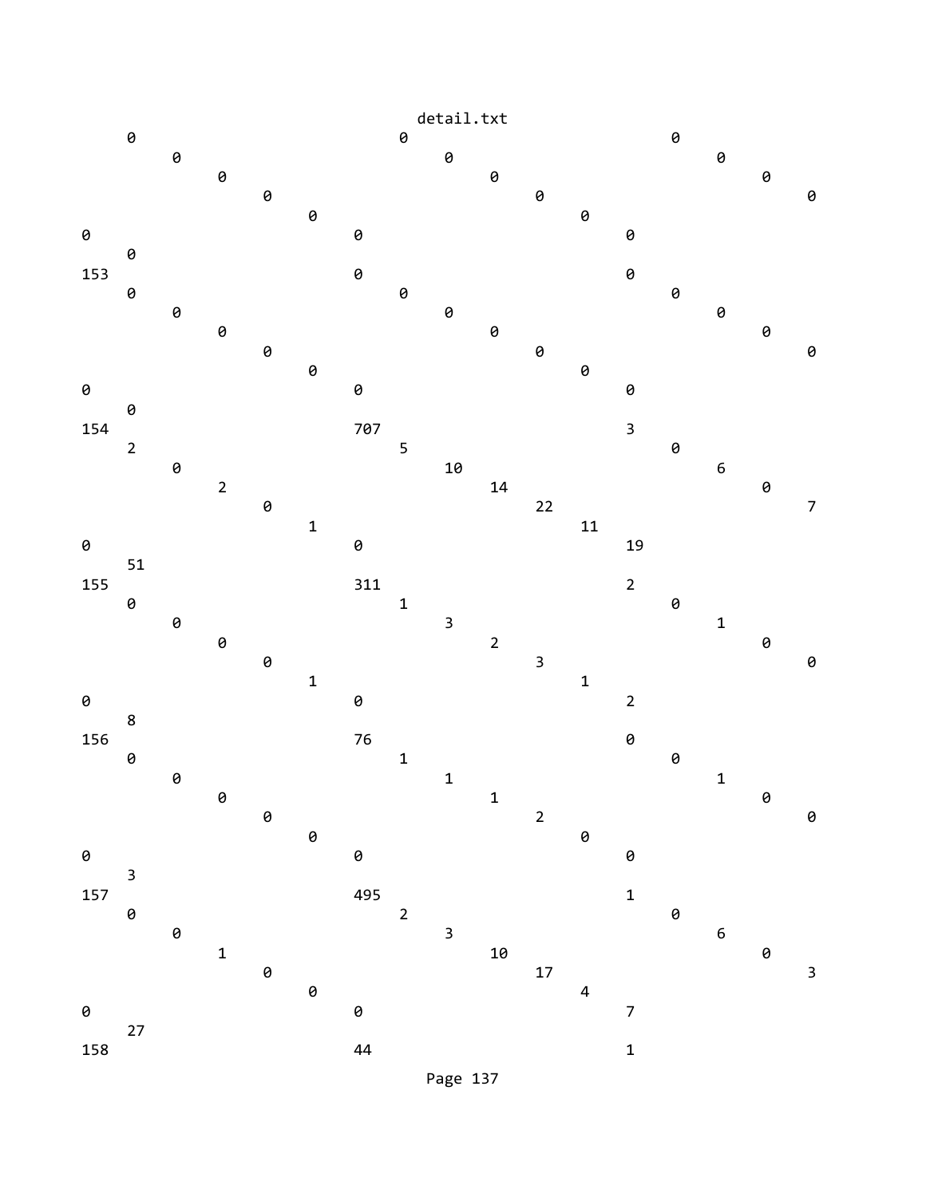```
                                   detail.txt
     0                             0                             0
          0                             0                             0
               0                             0                             0
                    0                             0                             0
                         0                             0
0                             0                             0
     0
153                           0                             0
     0                             0                             0
          0                             0                             0
               0                             0                             0
                    0                             0                             0
                         0                             0
0                             0                             0
     0
154                           707                           3
     2                             5                             0
          0                             10                            6
               2                             14                            0
                    0                             22                            7
                         1                             11
0                             0                             19
     51
155                           311                           2
     0                             1                             0
          0                             3                             1
               0                             2                             0
                    0                             3                             0
                         1                             1
0                             0                             2
     8
156                           76                            0
     0                             1                             0
          0                             1                             1
               0                             1                             0
                    0                             2                             0
                         0                             0
0                             0                             0
     3
157                           495                           1
     0                             2                             0
          0                             3                             6
               1                             10                            0
                    0                             17                            3
                         0                             4
0                             0                             7
     27
158                           44                            1
```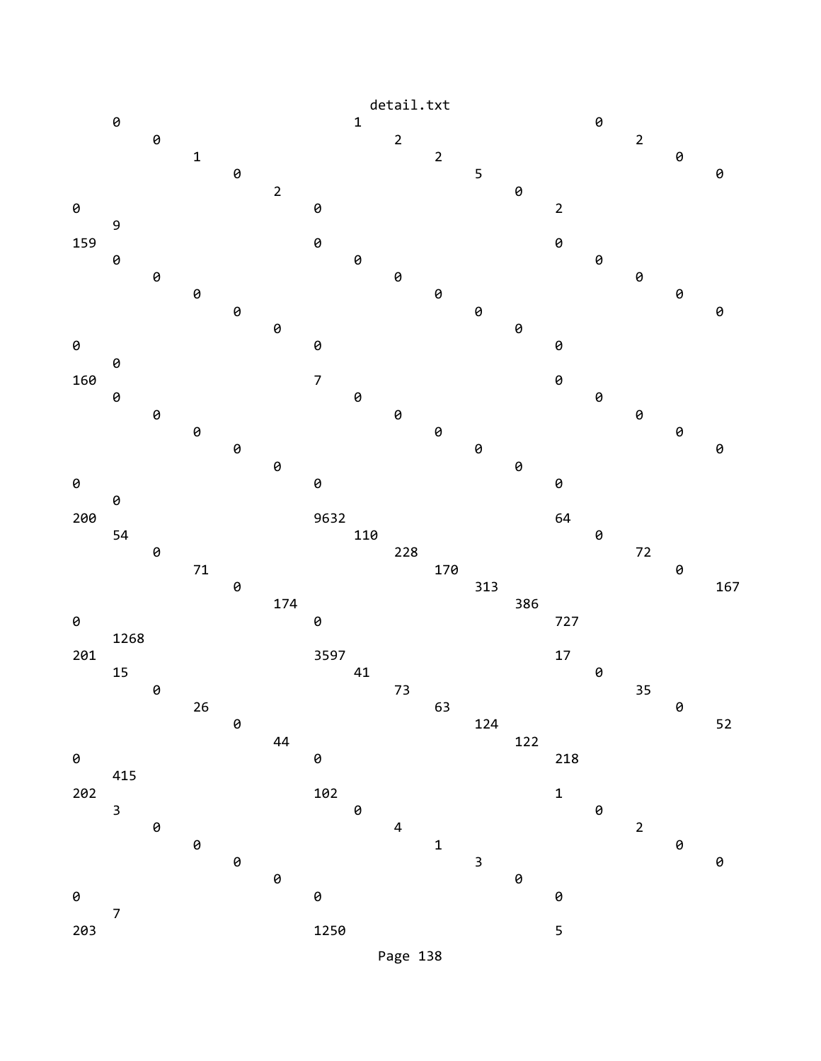```
detail.txt
     0                             1                             0
          0                             2                             2
               1                             2                             0
                    0                             5                             0
                         2                             0
0                             0                             2
     9
159                           0                             0
     0                             0                             0
          0                             0                             0
               0                             0                             0
                    0                             0                             0
                         0                             0
0                             0                             0
     0
160                           7                             0
     0                             0                             0
          0                             0                             0
               0                             0                             0
                    0                             0                             0
                         0                             0
0                             0                             0
     0
200                           9632                          64
     54                            110                           0
          0                             228                           72
               71                            170                           0
                    0                             313                           167
                         174                           386
0                             0                             727
     1268
201                           3597                          17
     15                            41                            0
          0                             73                            35
               26                            63                            0
                    0                             124                           52
                         44                            122
0                             0                             218
     415
202                           102                           1
     3                             0                             0
          0                             4                             2
               0                             1                             0
                    0                             3                             0
                         0                             0
0                             0                             0
     7
203                           1250                          5
```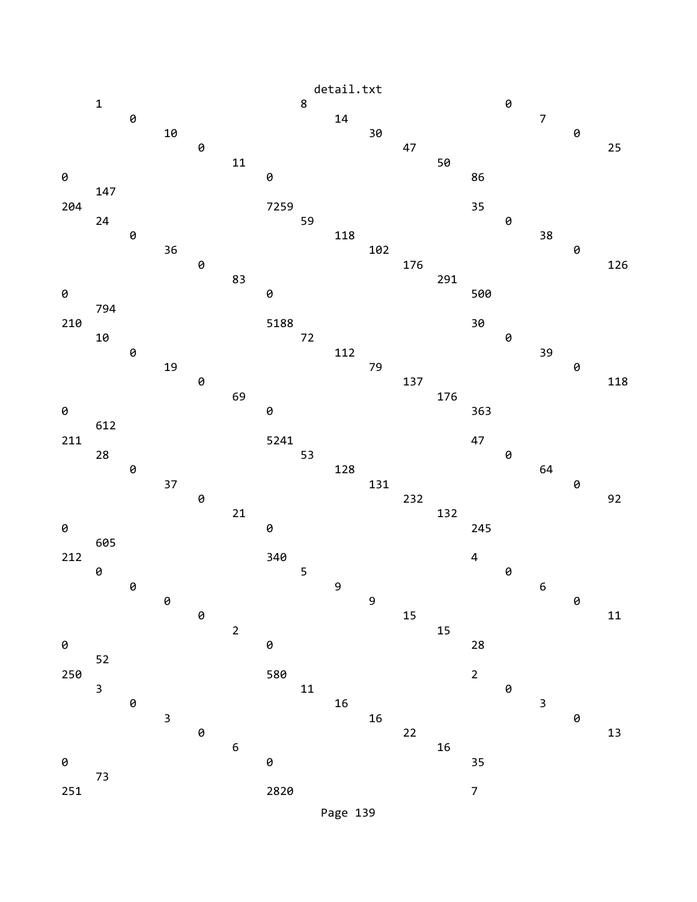```
     1                             8                             0
         0                              14                            7
              10                             30                            0
                   0                              47                            25
                        11                             50
0                            0                              86
     147
204                          7259                           35
     24                            59                            0
         0                              118                           38
              36                             102                           0
                   0                              176                           126
                        83                             291
0                            0                              500
     794
210                          5188                           30
     10                            72                            0
         0                              112                           39
              19                             79                            0
                   0                              137                           118
                        69                             176
0                            0                              363
     612
211                          5241                           47
     28                            53                            0
         0                              128                           64
              37                             131                           0
                   0                              232                           92
                        21                             132
0                            0                              245
     605
212                          340                            4
     0                             5                             0
         0                              9                             6
              0                              9                             0
                   0                              15                            11
                        2                              15
0                            0                              28
     52
250                          580                            2
     3                             11                            0
         0                              16                            3
              3                              16                            0
                   0                              22                            13
                        6                              16
0                            0                              35
     73
251                          2820                           7
```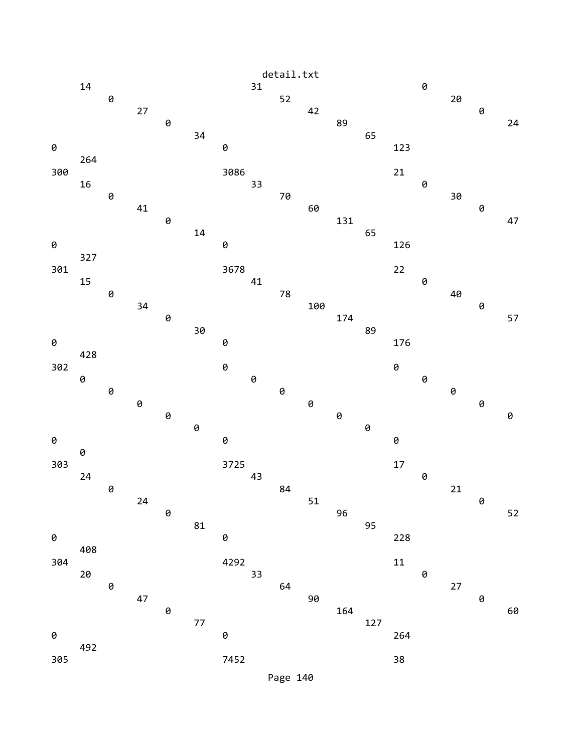```
detail.txt
     14                              31                             0
          0                               52                             20
               27                              42                             0
                    0                               89                            24
                         34                              65
0                             0                                123
     264
300                           3086                           21
     16                              33                             0
          0                               70                             30
               41                              60                             0
                    0                               131                           47
                         14                              65
0                             0                                126
     327
301                           3678                           22
     15                              41                             0
          0                               78                             40
               34                              100                            0
                    0                               174                           57
                         30                              89
0                             0                                176
     428
302                           0                              0
     0                               0                              0
          0                               0                              0
               0                               0                              0
                    0                               0                             0
                         0                               0
0                             0                                0
     0
303                           3725                           17
     24                              43                             0
          0                               84                             21
               24                              51                             0
                    0                               96                            52
                         81                              95
0                             0                                228
     408
304                           4292                           11
     20                              33                             0
          0                               64                             27
               47                              90                             0
                    0                               164                           60
                         77                              127
0                             0                                264
     492
305                           7452                           38
```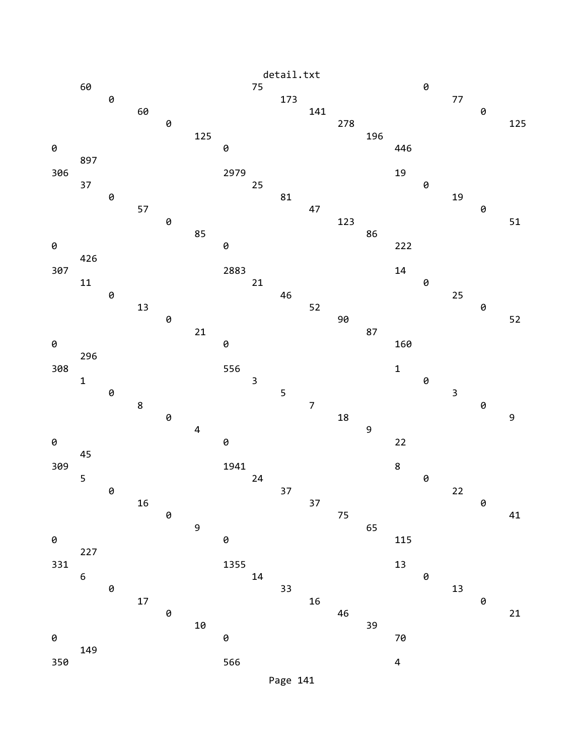```
     60                             75                            0
          0                              173                           77
               60                             141                           0
                    0                              278                           125
                         125                            196
0                             0                              446
     897
306                           2979                           19
     37                             25                            0
          0                              81                            19
               57                             47                            0
                    0                              123                           51
                         85                             86
0                             0                              222
     426
307                           2883                           14
     11                             21                            0
          0                              46                            25
               13                             52                            0
                    0                              90                            52
                         21                             87
0                             0                              160
     296
308                           556                            1
     1                              3                             0
          0                              5                             3
               8                              7                             0
                    0                              18                            9
                         4                              9
0                             0                              22
     45
309                           1941                           8
     5                              24                            0
          0                              37                            22
               16                             37                            0
                    0                              75                            41
                         9                              65
0                             0                              115
     227
331                           1355                           13
     6                              14                            0
          0                              33                            13
               17                             16                            0
                    0                              46                            21
                         10                             39
0                             0                              70
     149
350                           566                            4
```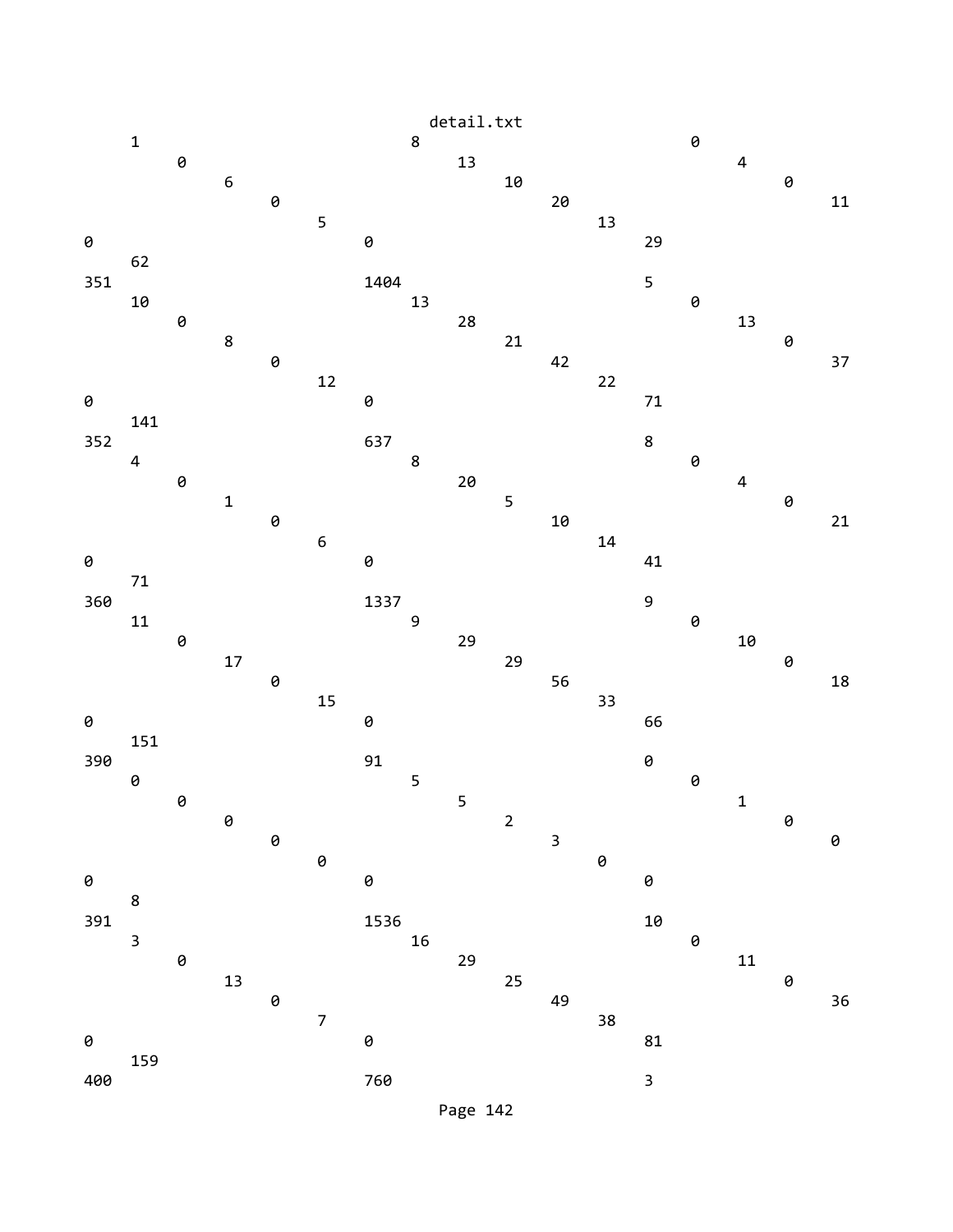```
     1                              8                             0
          0                              13                            4
               6                              10                            0
                    0                              20                            11
                         5                              13
0                              0                              29
     62
351                            1404                           5
     10                             13                            0
          0                              28                            13
               8                              21                            0
                    0                              42                            37
                         12                             22
0                              0                              71
     141
352                            637                            8
     4                              8                             0
          0                              20                            4
               1                              5                             0
                    0                              10                            21
                         6                              14
0                              0                              41
     71
360                            1337                           9
     11                             9                             0
          0                              29                            10
               17                             29                            0
                    0                              56                            18
                         15                             33
0                              0                              66
     151
390                            91                             0
     0                              5                             0
          0                              5                             1
               0                              2                             0
                    0                              3                             0
                         0                              0
0                              0                              0
     8
391                            1536                           10
     3                              16                            0
          0                              29                            11
               13                             25                            0
                    0                              49                            36
                         7                              38
0                              0                              81
     159
400                            760                            3
```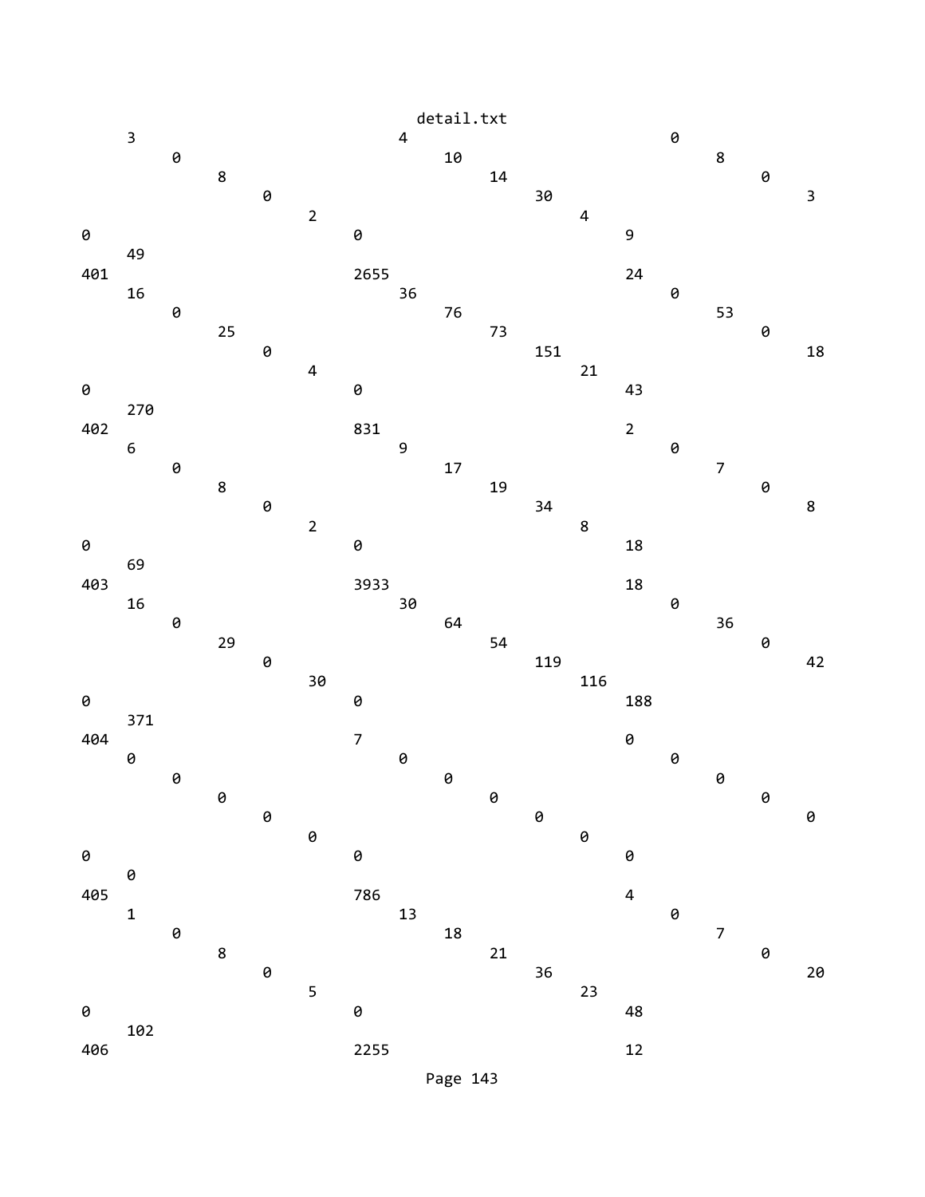```
detail.txt
     3                              4                              0
          0                              10                             8
               8                              14                             0
                    0                              30                             3
                         2                              4
0                              0                              9
     49
401                            2655                           24
     16                             36                             0
          0                              76                             53
               25                             73                             0
                    0                              151                            18
                         4                              21
0                              0                              43
     270
402                            831                            2
     6                              9                              0
          0                              17                             7
               8                              19                             0
                    0                              34                             8
                         2                              8
0                              0                              18
     69
403                            3933                           18
     16                             30                             0
          0                              64                             36
               29                             54                             0
                    0                              119                            42
                         30                             116
0                              0                              188
     371
404                            7                              0
     0                              0                              0
          0                              0                              0
               0                              0                              0
                    0                              0                              0
                         0                              0
0                              0                              0
     0
405                            786                            4
     1                              13                             0
          0                              18                             7
               8                              21                             0
                    0                              36                             20
                         5                              23
0                              0                              48
     102
406                            2255                           12
```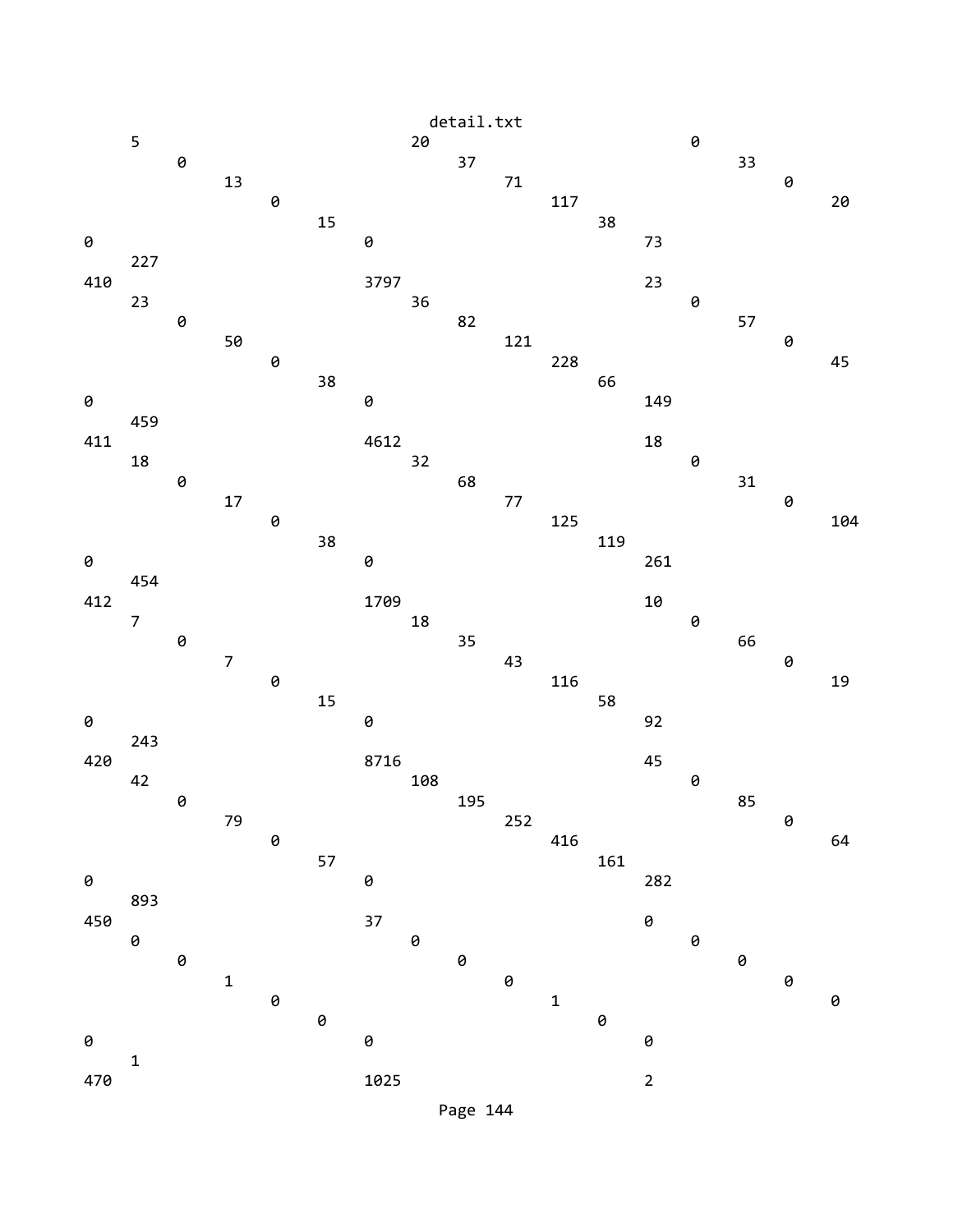detail.txt

```
     5                              20                             0
          0                              37                             33
               13                             71                             0
                    0                              117                            20
                         15                             38
0                             0                              73
     227
410                           3797                           23
     23                             36                             0
          0                              82                             57
               50                             121                            0
                    0                              228                            45
                         38                             66
0                             0                              149
     459
411                           4612                           18
     18                             32                             0
          0                              68                             31
               17                             77                             0
                    0                              125                            104
                         38                             119
0                             0                              261
     454
412                           1709                           10
     7                              18                             0
          0                              35                             66
               7                              43                             0
                    0                              116                            19
                         15                             58
0                             0                              92
     243
420                           8716                           45
     42                             108                            0
          0                              195                            85
               79                             252                            0
                    0                              416                            64
                         57                             161
0                             0                              282
     893
450                           37                             0
     0                              0                              0
          0                              0                              0
               1                              0                              0
                    0                              1                              0
                         0                              0
0                             0                              0
     1
470                           1025                           2
```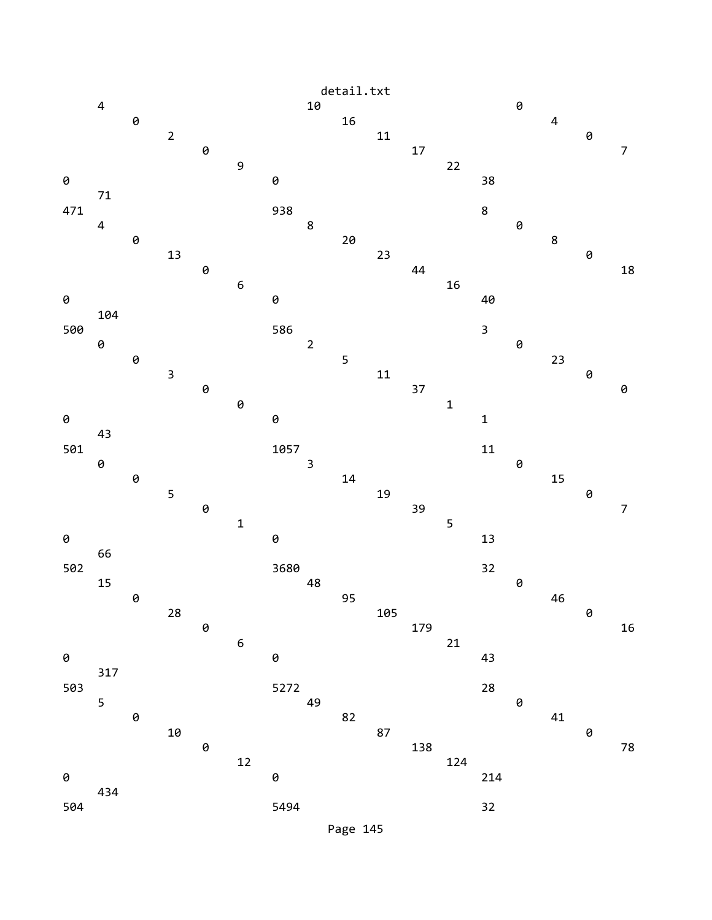```
    4                         10                        0
        0                         16                        4
            2                         11                        0
                0                         17                        7
                    9                         22
0                       0                         38
    71
471                     938                       8
    4                         8                         0
        0                         20                        8
            13                        23                        0
                0                         44                        18
                    6                         16
0                       0                         40
    104
500                     586                       3
    0                         2                         0
        0                         5                         23
            3                         11                        0
                0                         37                        0
                    0                         1
0                       0                         1
    43
501                     1057                      11
    0                         3                         0
        0                         14                        15
            5                         19                        0
                0                         39                        7
                    1                         5
0                       0                         13
    66
502                     3680                      32
    15                        48                        0
        0                         95                        46
            28                        105                       0
                0                         179                       16
                    6                         21
0                       0                         43
    317
503                     5272                      28
    5                         49                        0
        0                         82                        41
            10                        87                        0
                0                         138                       78
                    12                        124
0                       0                         214
    434
504                     5494                      32
```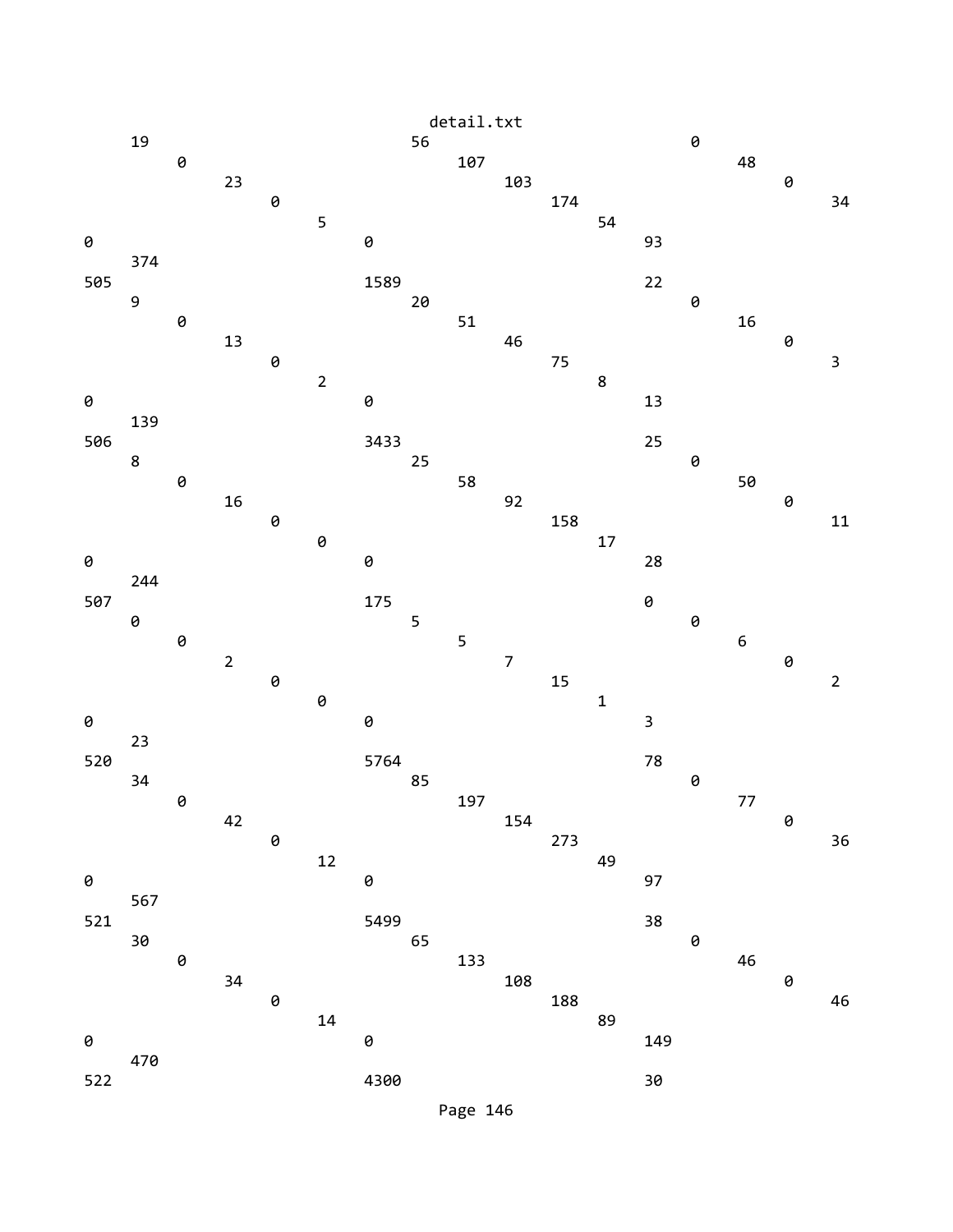```
detail.txt
     19                                    56                                 0
          0                                     107                                48
               23                                    103                                0
                    0                                     174                               34
                         5                                     54
0                              0                                    93
     374
505                            1589                                 22
     9                                     20                                 0
          0                                     51                                 16
               13                                    46                                 0
                    0                                     75                                3
                         2                                     8
0                              0                                    13
     139
506                            3433                                 25
     8                                     25                                 0
          0                                     58                                 50
               16                                    92                                 0
                    0                                     158                               11
                         0                                     17
0                              0                                    28
     244
507                            175                                  0
     0                                     5                                  0
          0                                     5                                  6
               2                                     7                                  0
                    0                                     15                                2
                         0                                     1
0                              0                                    3
     23
520                            5764                                 78
     34                                    85                                 0
          0                                     197                                77
               42                                    154                                0
                    0                                     273                               36
                         12                                    49
0                              0                                    97
     567
521                            5499                                 38
     30                                    65                                 0
          0                                     133                                46
               34                                    108                                0
                    0                                     188                               46
                         14                                    89
0                              0                                    149
     470
522                            4300                                 30
```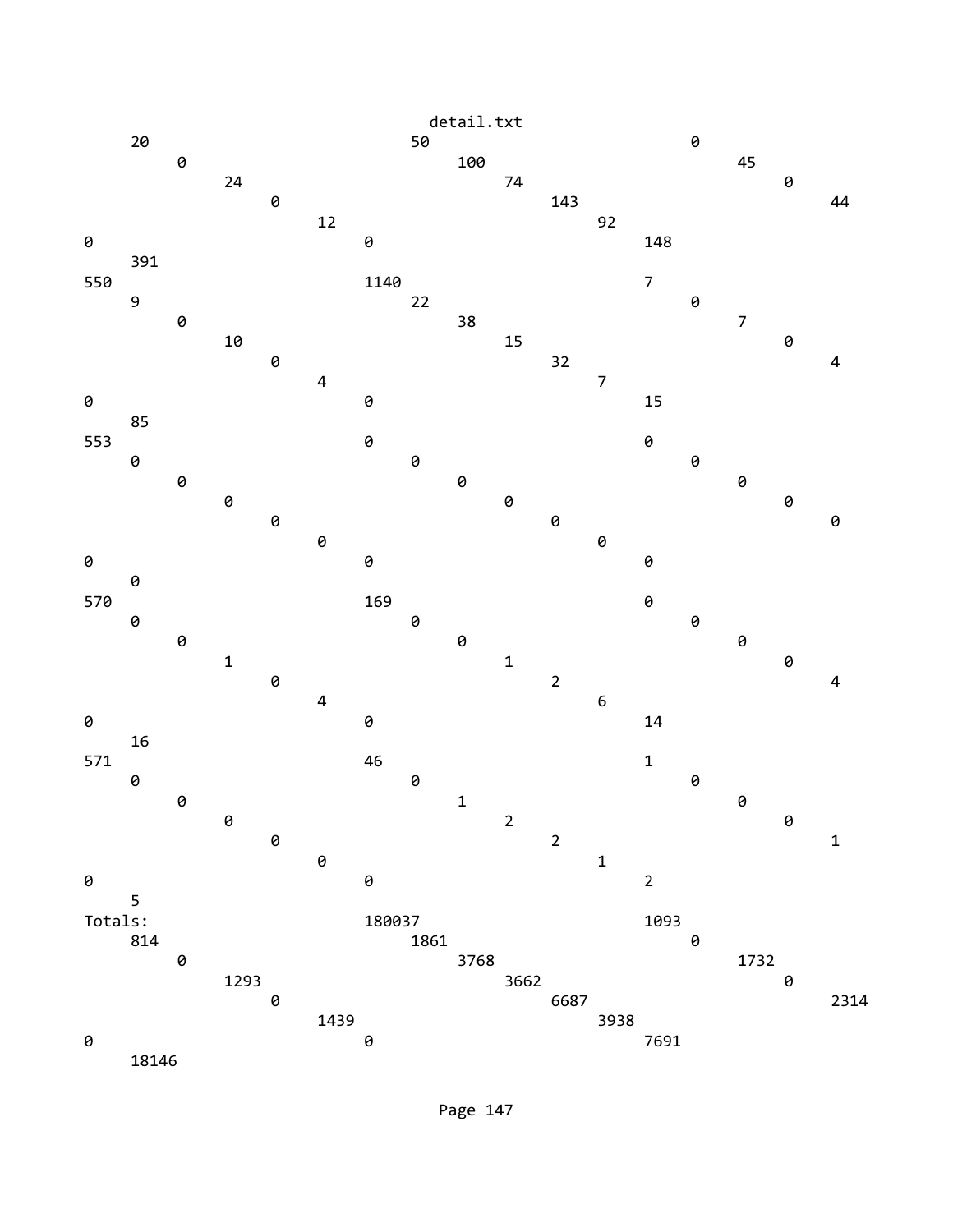```
detail.txt
     20                             50                             0
          0                              100                            45
               24                             74                             0
                    0                              143                            44
                         12                             92
0                              0                              148
     391
550                            1140                           7
     9                              22                             0
          0                              38                             7
               10                             15                             0
                    0                              32                             4
                         4                              7
0                              0                              15
     85
553                            0                              0
     0                              0                              0
          0                              0                              0
               0                              0                              0
                    0                              0                              0
                         0                              0
0                              0                              0
     0
570                            169                            0
     0                              0                              0
          0                              0                              0
               1                              1                              0
                    0                              2                              4
                         4                              6
0                              0                              14
     16
571                            46                             1
     0                              0                              0
          0                              1                              0
               0                              2                              0
                    0                              2                              1
                         0                              1
0                              0                              2
     5
Totals:                        180037                         1093
     814                            1861                           0
          0                              3768                           1732
               1293                           3662                           0
                    0                              6687                           2314
                         1439                           3938
0                              0                              7691
     18146
```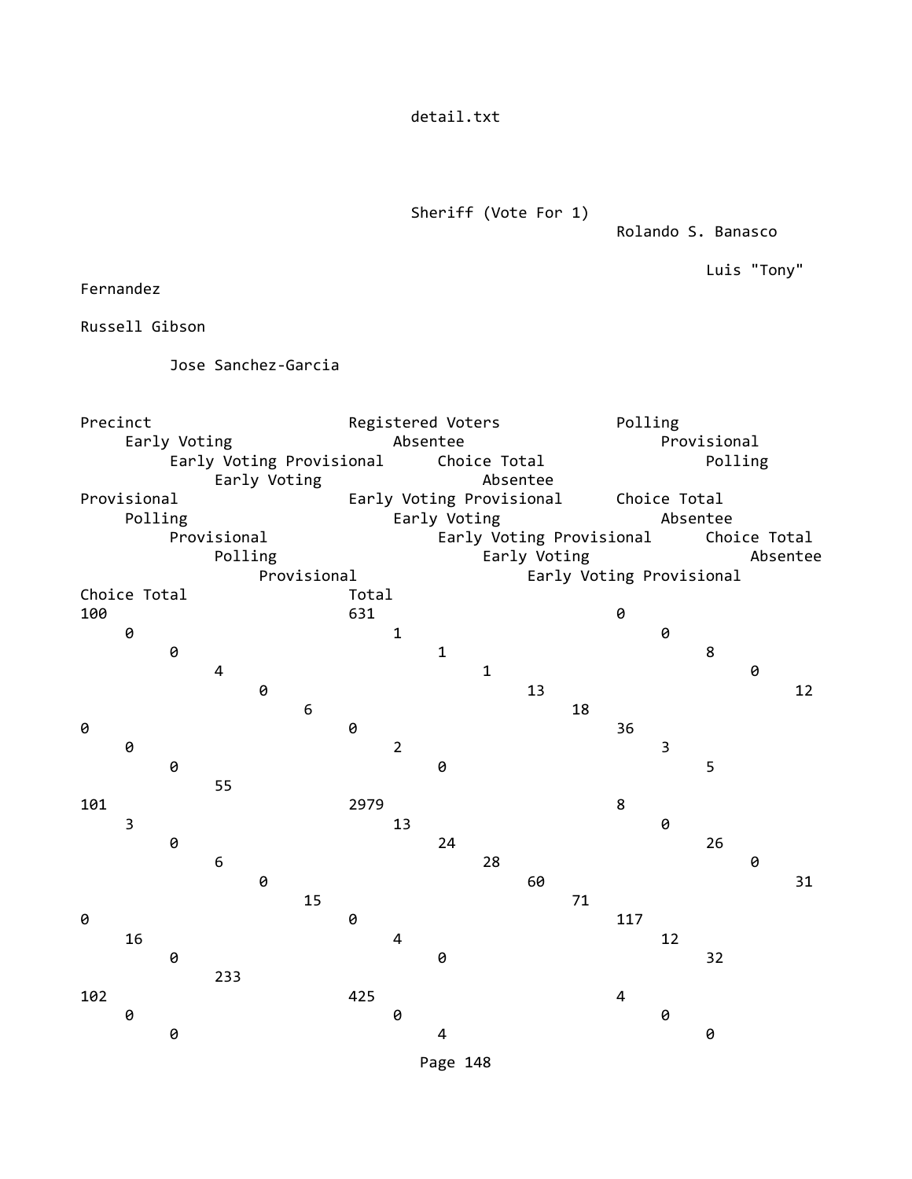Sheriff (Vote For 1)

| Precinct | Registered Voters | Rolando S. Banasco | | | | | | Luis "Tony" Fernandez | | | | | | Russell Gibson | | | | | | Jose Sanchez-Garcia | | | | | | Total |
|---|---|---|---|---|---|---|---|---|---|---|---|---|---|---|---|---|---|---|---|---|---|---|---|---|---|---|
| | | Polling | Early Voting | Absentee | Provisional | Early Voting Provisional | Choice Total | Polling | Early Voting | Absentee | Provisional | Early Voting Provisional | Choice Total | Polling | Early Voting | Absentee | Provisional | Early Voting Provisional | Choice Total | Polling | Early Voting | Absentee | Provisional | Early Voting Provisional | Choice Total | Total |
| 100 | 631 | 0 | 0 | 1 | 0 | 0 | 1 | 8 | 4 | 1 | 0 | 0 | 13 | 12 | 6 | 18 | 0 | 0 | 36 | 0 | 2 | 3 | 0 | 0 | 5 | 55 |
| 101 | 2979 | 8 | 3 | 13 | 0 | 0 | 24 | 26 | 6 | 28 | 0 | 0 | 60 | 31 | 15 | 71 | 0 | 0 | 117 | 16 | 4 | 12 | 0 | 0 | 32 | 233 |
| 102 | 425 | 4 | 0 | 0 | 0 | 0 | 4 | 0 | | | | | | | | | | | | | | | | | | |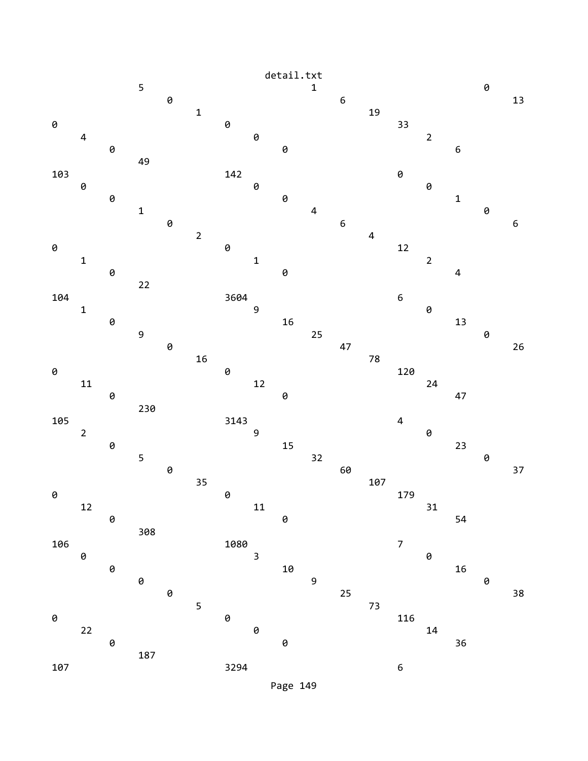detail.txt

```
              5                             1                             0
                   0                             6                             13
                        1                             19
0                             0                             33
     4                             0                             2
          0                             0                             6
               49
103                           142                           0
     0                             0                             0
          0                             0                             1
               1                             4                             0
                    0                             6                             6
                         2                             4
0                             0                             12
     1                             1                             2
          0                             0                             4
               22
104                           3604                          6
     1                             9                             0
          0                             16                            13
               9                             25                            0
                    0                             47                            26
                         16                            78
0                             0                             120
     11                            12                            24
          0                             0                             47
               230
105                           3143                          4
     2                             9                             0
          0                             15                            23
               5                             32                            0
                    0                             60                            37
                         35                            107
0                             0                             179
     12                            11                            31
          0                             0                             54
               308
106                           1080                          7
     0                             3                             0
          0                             10                            16
               0                             9                             0
                    0                             25                            38
                         5                             73
0                             0                             116
     22                            0                             14
          0                             0                             36
               187
107                           3294                          6
```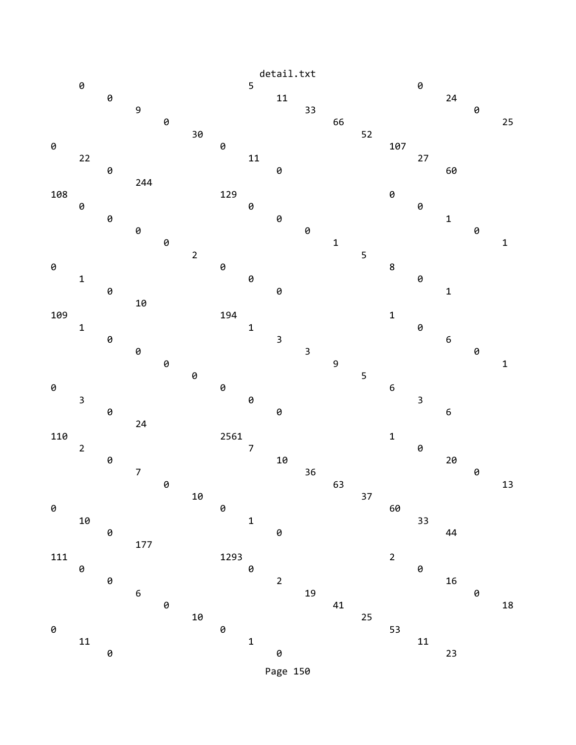```
     0                             5                             0
          0                             11                            24
               9                             33                            0
                    0                             66                            25
                         30                            52
0                             0                             107
     22                            11                            27
          0                             0                             60
               244
108                           129                           0
     0                             0                             0
          0                             0                             1
               0                             0                             0
                    0                             1                             1
                         2                             5
0                             0                             8
     1                             0                             0
          0                             0                             1
               10
109                           194                           1
     1                             1                             0
          0                             3                             6
               0                             3                             0
                    0                             9                             1
                         0                             5
0                             0                             6
     3                             0                             3
          0                             0                             6
               24
110                           2561                          1
     2                             7                             0
          0                             10                            20
               7                             36                            0
                    0                             63                            13
                         10                            37
0                             0                             60
     10                            1                             33
          0                             0                             44
               177
111                           1293                          2
     0                             0                             0
          0                             2                             16
               6                             19                            0
                    0                             41                            18
                         10                            25
0                             0                             53
     11                            1                             11
          0                             0                             23
```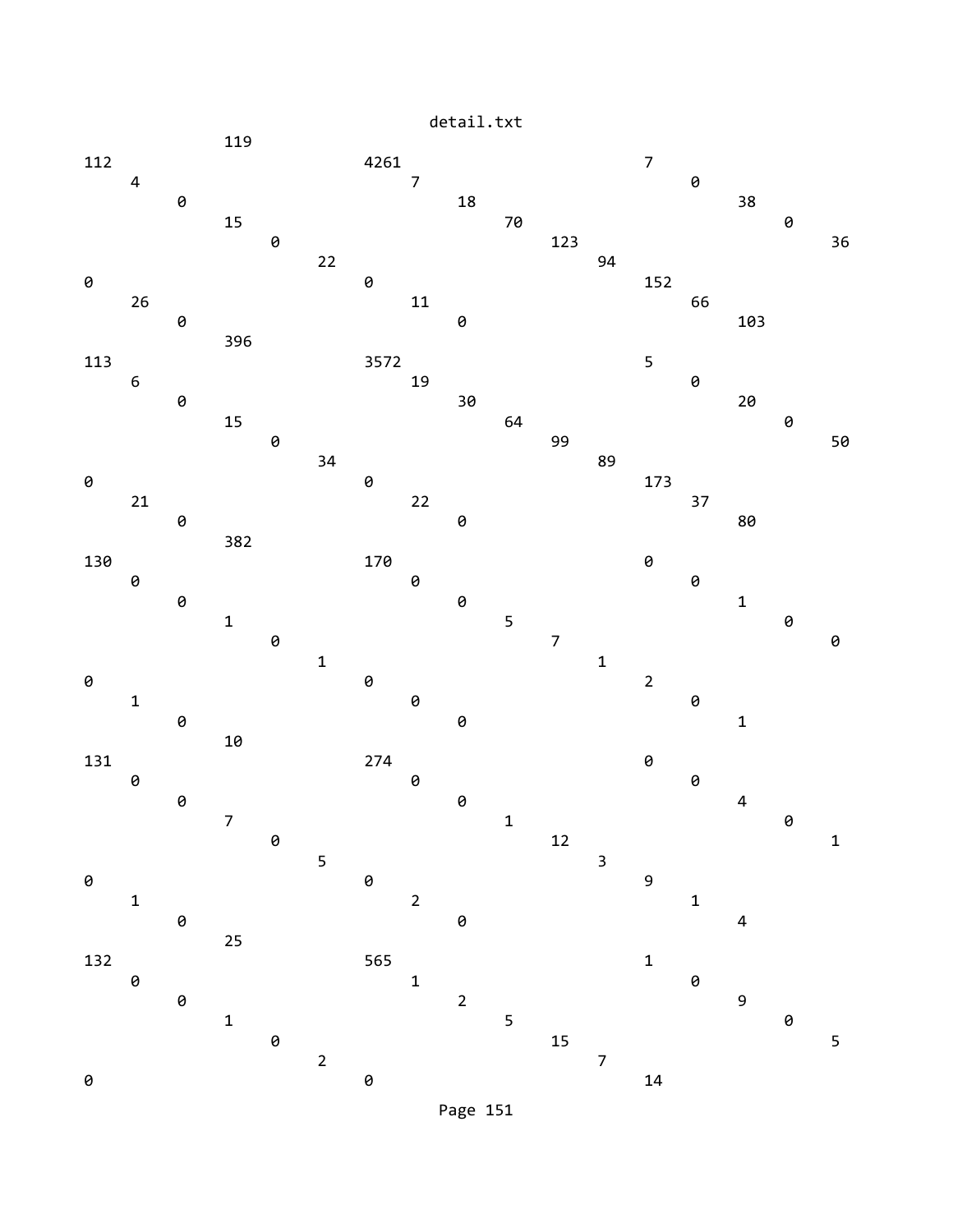```
             119
112                      4261                     7
   4                        7                        0
      0                        18                       38
         15                        70                      0
            0                         123                     36
               22                         94
0                     0                      152
   26                    11                     66
      0                     0                      103
         396
113                      3572                     5
   6                        19                       0
      0                        30                       20
         15                        64                      0
            0                         99                      50
               34                         89
0                     0                      173
   21                    22                     37
      0                     0                      80
         382
130                      170                      0
   0                        0                        0
      0                        0                        1
         1                         5                       0
            0                         7                       0
               1                          1
0                     0                      2
   1                     0                      0
      0                     0                      1
         10
131                      274                      0
   0                        0                        0
      0                        0                        4
         7                         1                       0
            0                         12                      1
               5                          3
0                     0                      9
   1                     2                      1
      0                     0                      4
         25
132                      565                      1
   0                        1                        0
      0                        2                        9
         1                         5                       0
            0                         15                      5
               2                          7
0                     0                      14
```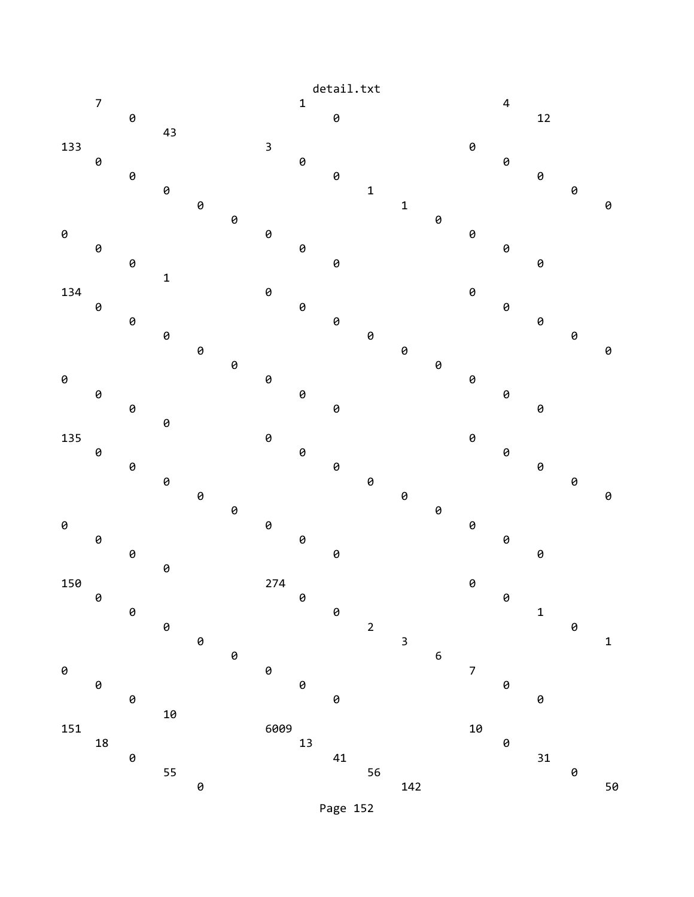```
     7                            1                           4
          0                            0                           12
               43
133                          3                            0
     0                            0                           0
          0                            0                           0
               0                            1                           0
                    0                            1                           0
                         0                            0
0                            0                            0
     0                            0                           0
          0                            0                           0
               1
134                          0                            0
     0                            0                           0
          0                            0                           0
               0                            0                           0
                    0                            0                           0
                         0                            0
0                            0                            0
     0                            0                           0
          0                            0                           0
               0
135                          0                            0
     0                            0                           0
          0                            0                           0
               0                            0                           0
                    0                            0                           0
                         0                            0
0                            0                            0
     0                            0                           0
          0                            0                           0
               0
150                          274                          0
     0                            0                           0
          0                            0                           1
               0                            2                           0
                    0                            3                           1
                         0                            6
0                            0                            7
     0                            0                           0
          0                            0                           0
               10
151                          6009                         10
     18                           13                          0
          0                            41                          31
               55                           56                          0
                    0                            142                         50
```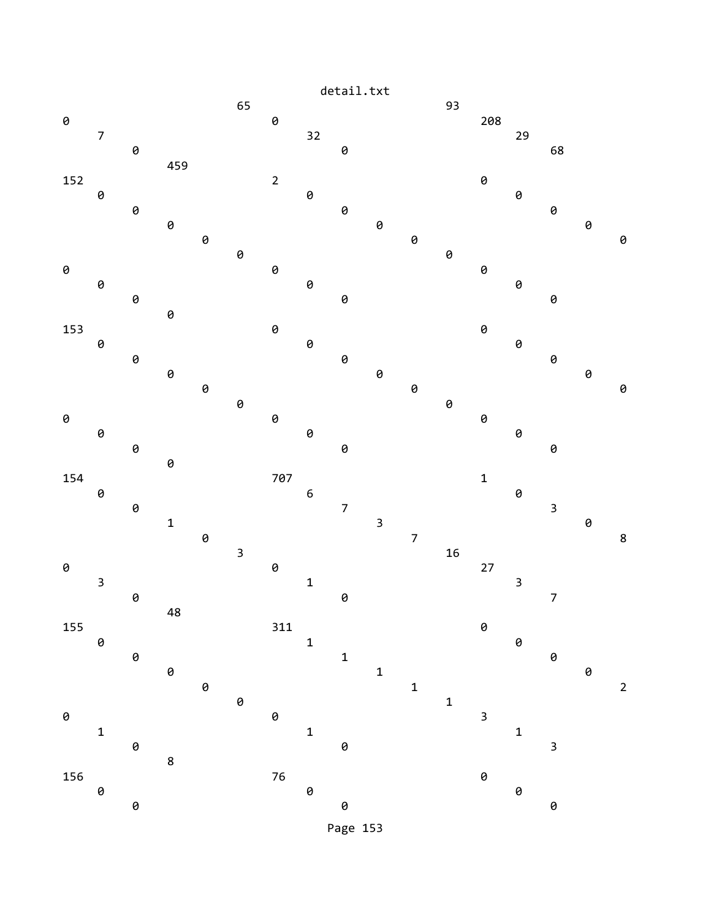```
                              65                                93
0                                  0                                 208
     7                                  32                                29
          0                                  0                                 68
               459
152                                2                                 0
     0                                  0                                 0
          0                                  0                                 0
               0                                  0                                 0
                    0                                  0                                 0
                         0                                  0
0                                  0                                 0
     0                                  0                                 0
          0                                  0                                 0
               0
153                                0                                 0
     0                                  0                                 0
          0                                  0                                 0
               0                                  0                                 0
                    0                                  0                                 0
                         0                                  0
0                                  0                                 0
     0                                  0                                 0
          0                                  0                                 0
               0
154                                707                               1
     0                                  6                                 0
          0                                  7                                 3
               1                                  3                                 0
                    0                                  7                                 8
                         3                                  16
0                                  0                                 27
     3                                  1                                 3
          0                                  0                                 7
               48
155                                311                               0
     0                                  1                                 0
          0                                  1                                 0
               0                                  1                                 0
                    0                                  1                                 2
                         0                                  1
0                                  0                                 3
     1                                  1                                 1
          0                                  0                                 3
               8
156                                76                                0
     0                                  0                                 0
          0                                  0                                 0
```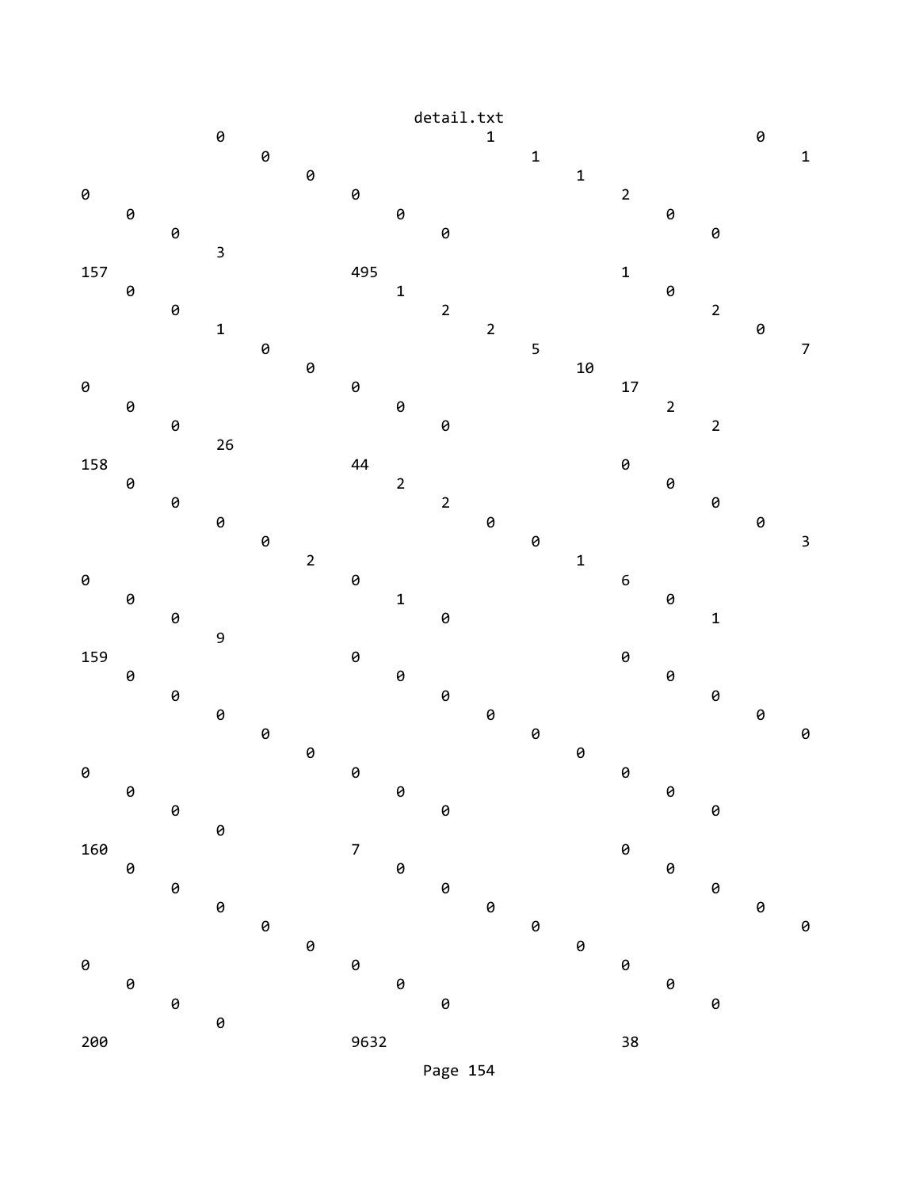```
                                 0                                            1                                              0
                                          0                                            1                                              1
                                                   0                                            1
0                                                          0                                            2
         0                                                          0                                            0
                  0                                                          0                                            0
                           3
157                                                        495                                          1
         0                                                          1                                            0
                  0                                                          2                                            2
                           1                                                          2                                            0
                                    0                                                          5                                            7
                                             0                                                          10
0                                                          0                                            17
         0                                                          0                                            2
                  0                                                          0                                            2
                           26
158                                                        44                                           0
         0                                                          2                                            0
                  0                                                          2                                            0
                           0                                                          0                                            0
                                    0                                                          0                                            3
                                             2                                                          1
0                                                          0                                            6
         0                                                          1                                            0
                  0                                                          0                                            1
                           9
159                                                        0                                            0
         0                                                          0                                            0
                  0                                                          0                                            0
                           0                                                          0                                            0
                                    0                                                          0                                            0
                                             0                                                          0
0                                                          0                                            0
         0                                                          0                                            0
                  0                                                          0                                            0
                           0
160                                                        7                                            0
         0                                                          0                                            0
                  0                                                          0                                            0
                           0                                                          0                                            0
                                    0                                                          0                                            0
                                             0                                                          0
0                                                          0                                            0
         0                                                          0                                            0
                  0                                                          0                                            0
                           0
200                                                        9632                                         38
```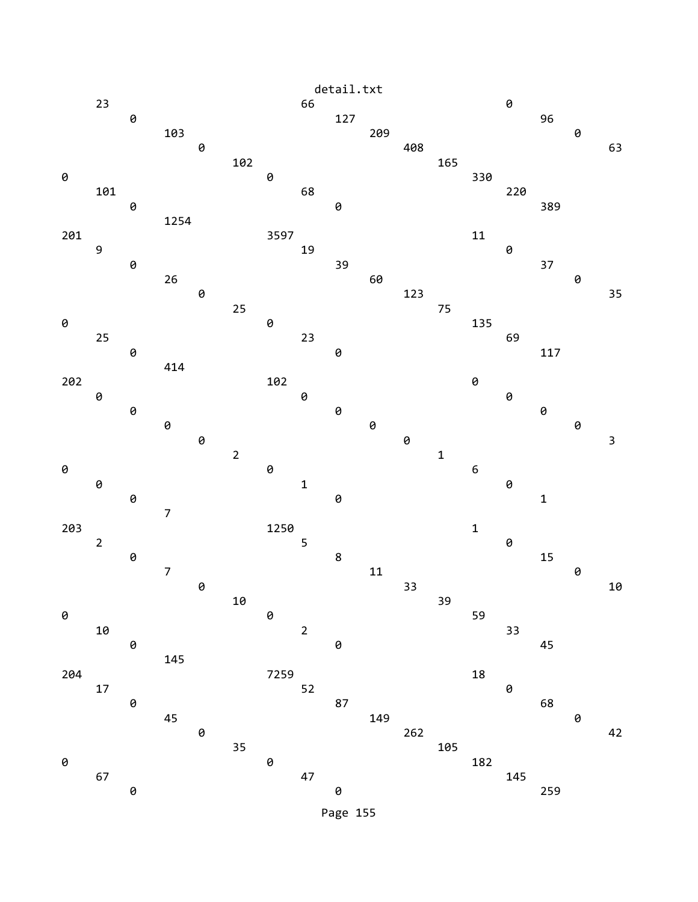```
     23                             66                             0
          0                              127                            96
               103                            209                            0
                    0                              408                            63
                         102                            165
0                             0                              330
     101                            68                             220
          0                              0                              389
               1254
201                           3597                           11
     9                              19                             0
          0                              39                             37
               26                             60                             0
                    0                              123                            35
                         25                             75
0                             0                              135
     25                             23                             69
          0                              0                              117
               414
202                           102                            0
     0                              0                              0
          0                              0                              0
               0                              0                              0
                    0                              0                              3
                         2                              1
0                             0                              6
     0                              1                              0
          0                              0                              1
               7
203                           1250                           1
     2                              5                              0
          0                              8                              15
               7                              11                             0
                    0                              33                             10
                         10                             39
0                             0                              59
     10                             2                              33
          0                              0                              45
               145
204                           7259                           18
     17                             52                             0
          0                              87                             68
               45                             149                            0
                    0                              262                            42
                         35                             105
0                             0                              182
     67                             47                             145
          0                              0                              259
```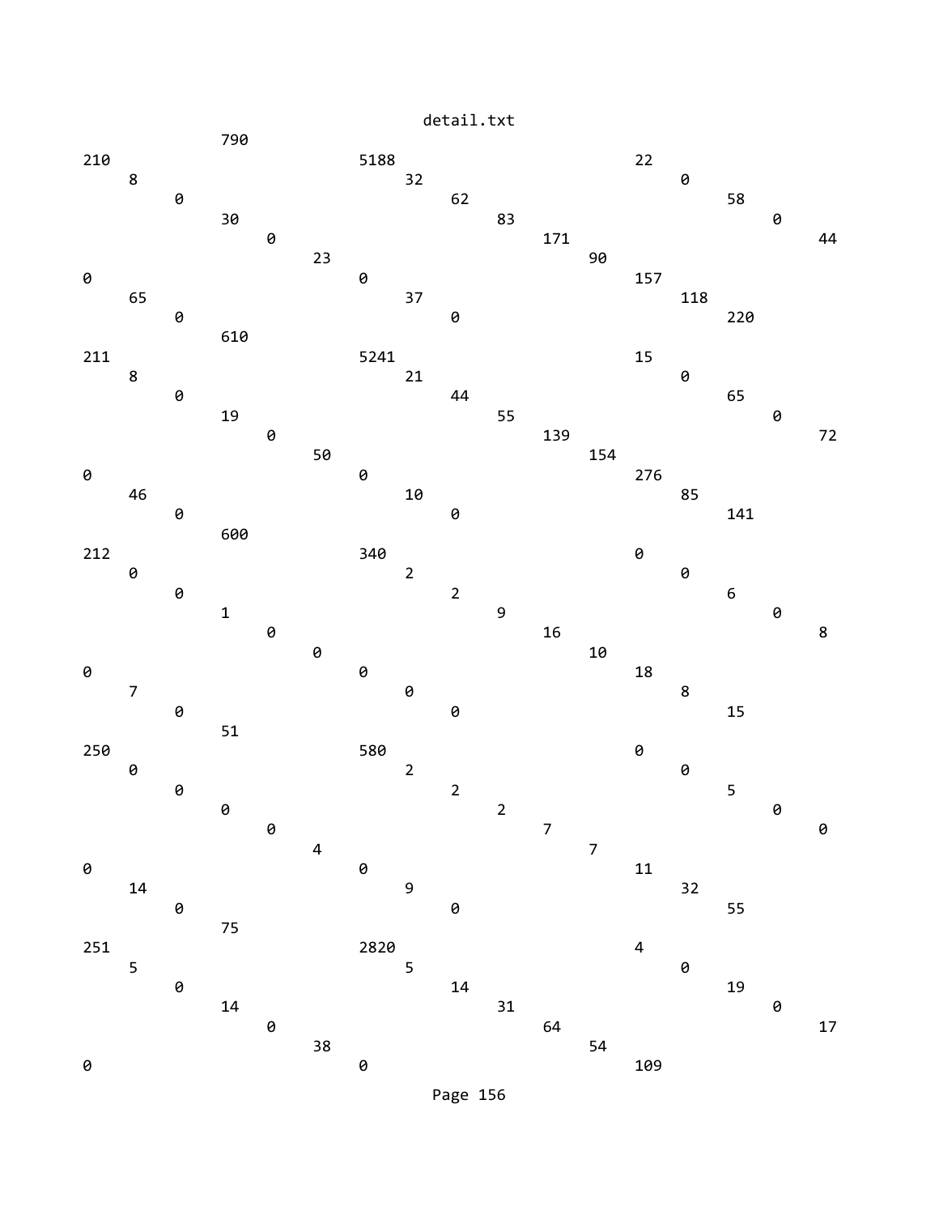```
                   790
210                           5188                    22
    8                              32                     0
        0                              62                     58
            30                             83                     0
                0                              171                    44
                    23                             90
0                             0                       157
    65                             37                     118
        0                              0                      220
            610
211                           5241                    15
    8                              21                     0
        0                              44                     65
            19                             55                     0
                0                              139                    72
                    50                             154
0                             0                       276
    46                             10                     85
        0                              0                      141
            600
212                           340                     0
    0                              2                      0
        0                              2                      6
            1                              9                      0
                0                              16                     8
                    0                              10
0                             0                       18
    7                              0                      8
        0                              0                      15
            51
250                           580                     0
    0                              2                      0
        0                              2                      5
            0                              2                      0
                0                              7                      0
                    4                              7
0                             0                       11
    14                             9                      32
        0                              0                      55
            75
251                           2820                    4
    5                              5                      0
        0                              14                     19
            14                             31                     0
                0                              64                     17
                    38                             54
0                             0                       109
```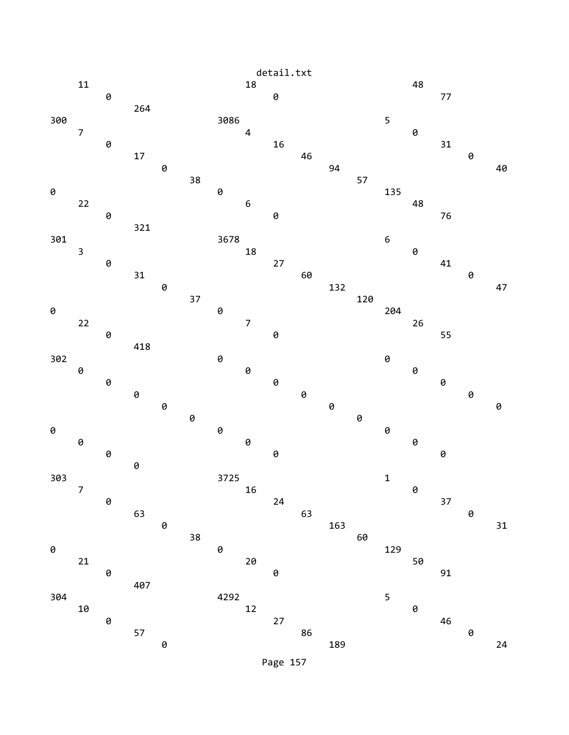```
     11                                18                                48
         0                                 0                                 77
             264
300                                3086                              5
     7                                 4                                 0
         0                                 16                                31
             17                                46                                0
                 0                                 94                                40
                     38                                57
0                                  0                                 135
     22                                6                                 48
         0                                 0                                 76
             321
301                                3678                              6
     3                                 18                                0
         0                                 27                                41
             31                                60                                0
                 0                                 132                               47
                     37                                120
0                                  0                                 204
     22                                7                                 26
         0                                 0                                 55
             418
302                                0                                 0
     0                                 0                                 0
         0                                 0                                 0
             0                                 0                                 0
                 0                                 0                                 0
                     0                                 0
0                                  0                                 0
     0                                 0                                 0
         0                                 0                                 0
             0
303                                3725                              1
     7                                 16                                0
         0                                 24                                37
             63                                63                                0
                 0                                 163                               31
                     38                                60
0                                  0                                 129
     21                                20                                50
         0                                 0                                 91
             407
304                                4292                              5
     10                                12                                0
         0                                 27                                46
             57                                86                                0
                 0                                 189                               24
```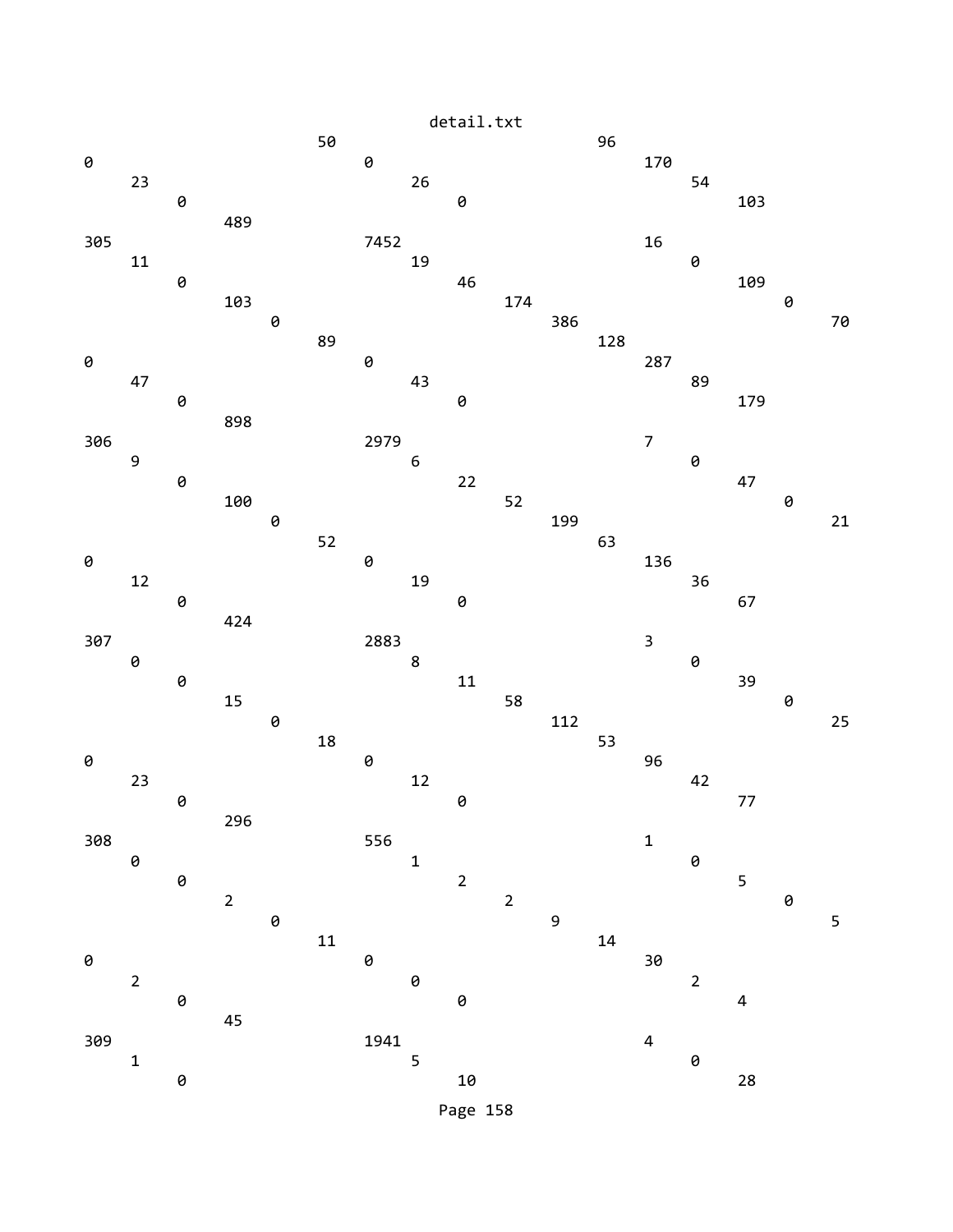detail.txt

```
                           50                          96
0                              0                            170
    23                             26                           54
        0                              0                            103
            489
305                            7452                         16
    11                             19                           0
        0                              46                           109
            103                            174                          0
                0                              386                          70
                    89                             128
0                              0                            287
    47                             43                           89
        0                              0                            179
            898
306                            2979                         7
    9                              6                            0
        0                              22                           47
            100                            52                           0
                0                              199                          21
                    52                             63
0                              0                            136
    12                             19                           36
        0                              0                            67
            424
307                            2883                         3
    0                              8                            0
        0                              11                           39
            15                             58                           0
                0                              112                          25
                    18                             53
0                              0                            96
    23                             12                           42
        0                              0                            77
            296
308                            556                          1
    0                              1                            0
        0                              2                            5
            2                              2                            0
                0                              9                            5
                    11                             14
0                              0                            30
    2                              0                            2
        0                              0                            4
            45
309                            1941                         4
    1                              5                            0
        0                              10                           28
```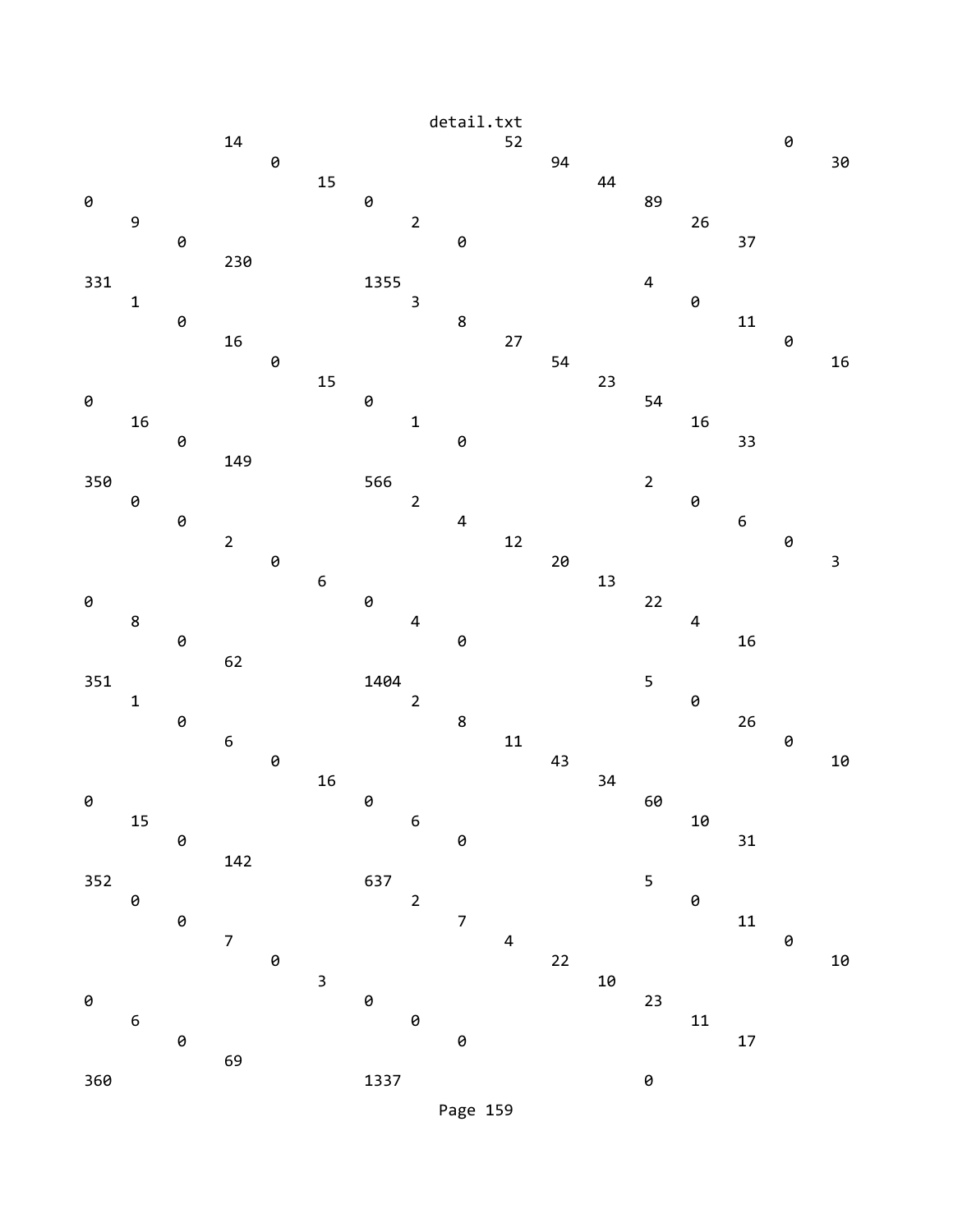```
                                        detail.txt
               14                              52                         0
                    0                               94                         30
                         15                              44
0                             0                                  89
     9                             2                                  26
          0                             0                                  37
               230
331                           1355                               4
     1                             3                                  0
          0                             8                                  11
               16                              27                         0
                    0                               54                         16
                         15                              23
0                             0                                  54
     16                            1                                  16
          0                             0                                  33
               149
350                           566                                2
     0                             2                                  0
          0                             4                                  6
               2                               12                         0
                    0                               20                         3
                         6                               13
0                             0                                  22
     8                             4                                  4
          0                             0                                  16
               62
351                           1404                               5
     1                             2                                  0
          0                             8                                  26
               6                               11                         0
                    0                               43                         10
                         16                              34
0                             0                                  60
     15                            6                                  10
          0                             0                                  31
               142
352                           637                                5
     0                             2                                  0
          0                             7                                  11
               7                               4                          0
                    0                               22                         10
                         3                               10
0                             0                                  23
     6                             0                                  11
          0                             0                                  17
               69
360                           1337                               0
```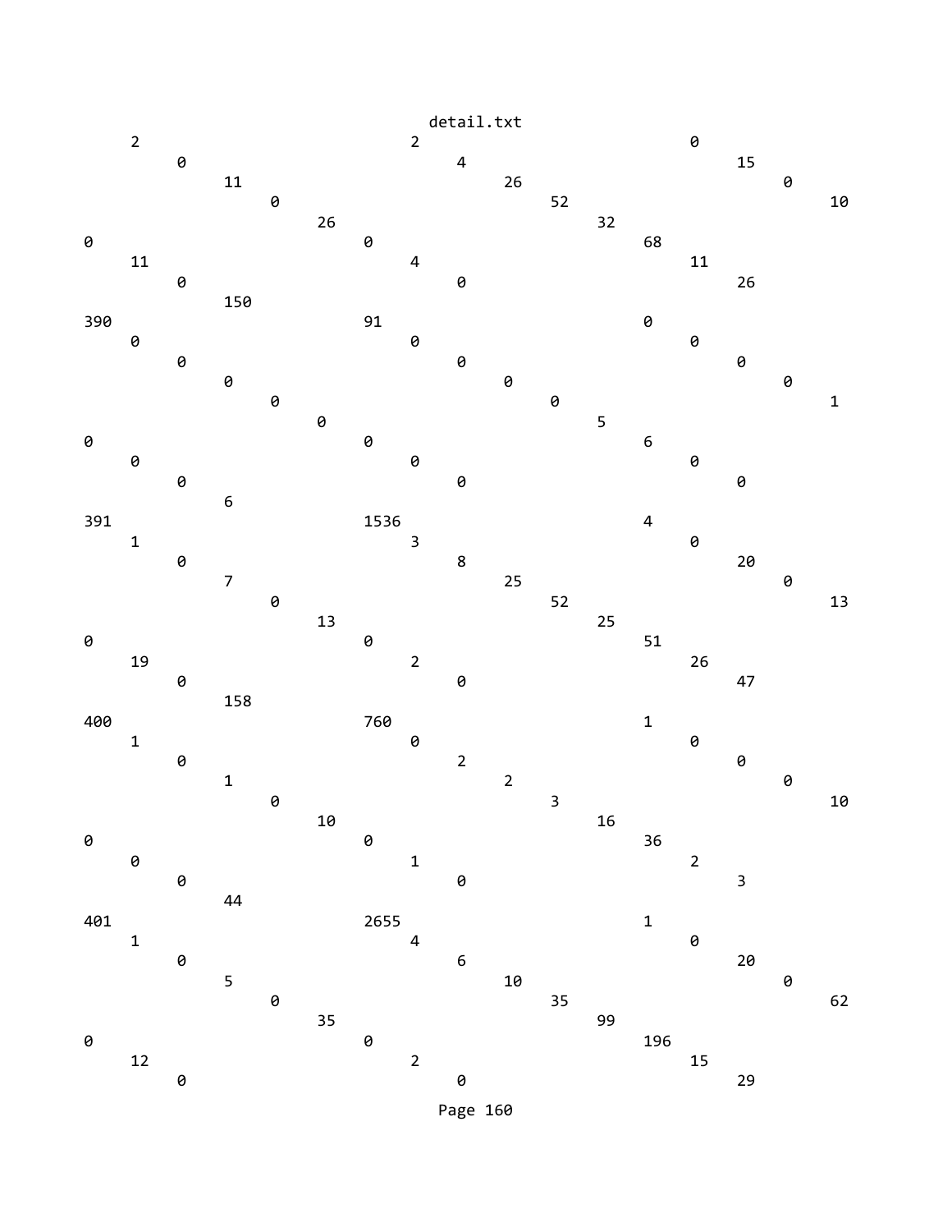```
      2                                 2                             0
           0                                 4                             15
                11                                26                            0
                     0                                 52                            10
                          26                                32
0                              0                                 68
      11                                4                             11
           0                                 0                             26
                150
390                            91                                0
      0                                 0                             0
           0                                 0                             0
                0                                 0                             0
                     0                                 0                             1
                          0                                 5
0                              0                                 6
      0                                 0                             0
           0                                 0                             0
                6
391                            1536                              4
      1                                 3                             0
           0                                 8                             20
                7                                 25                            0
                     0                                 52                            13
                          13                                25
0                              0                                 51
      19                                2                             26
           0                                 0                             47
                158
400                            760                               1
      1                                 0                             0
           0                                 2                             0
                1                                 2                             0
                     0                                 3                             10
                          10                                16
0                              0                                 36
      0                                 1                             2
           0                                 0                             3
                44
401                            2655                              1
      1                                 4                             0
           0                                 6                             20
                5                                 10                            0
                     0                                 35                            62
                          35                                99
0                              0                                 196
      12                                2                             15
           0                                 0                             29
```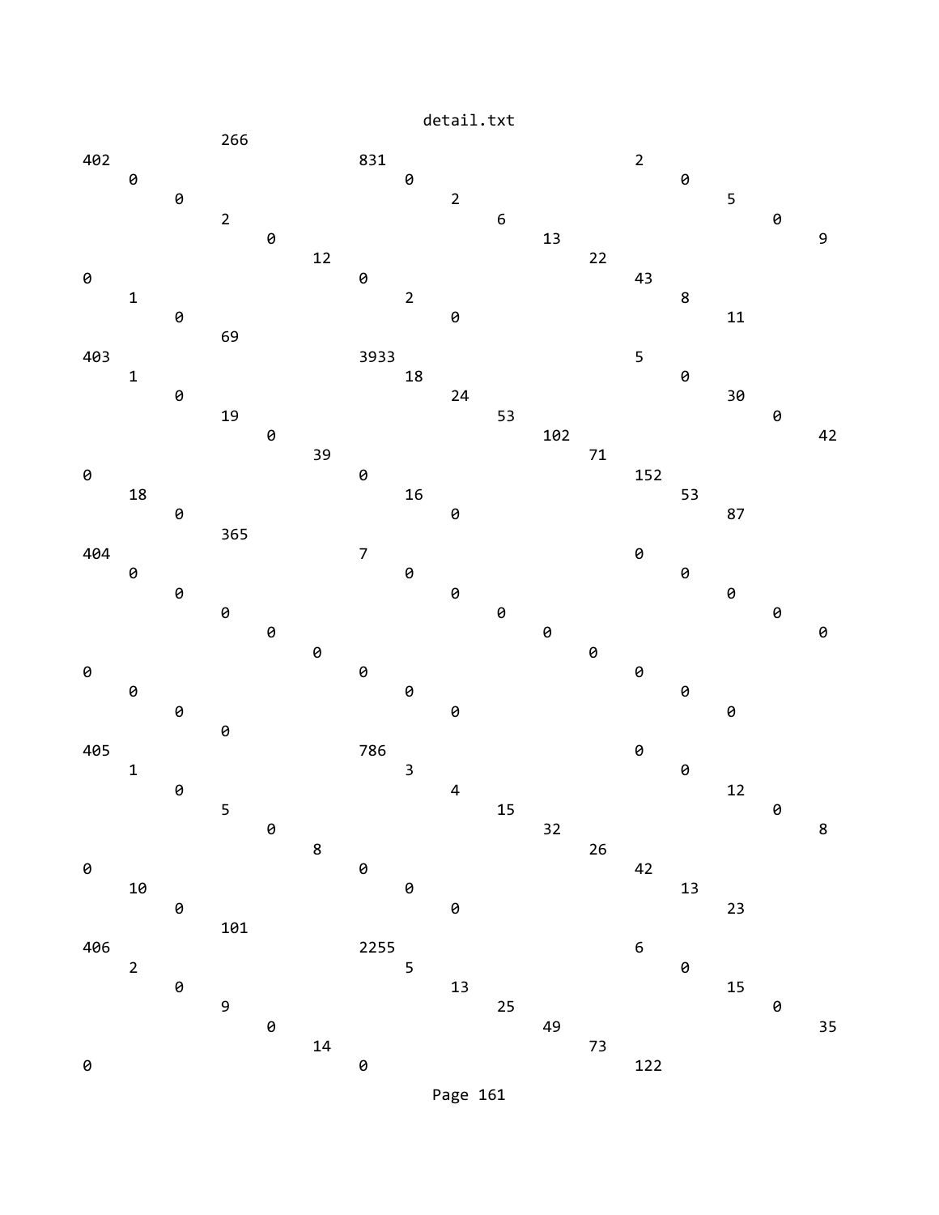```
                266
402                             831                             2
     0                               0                               0
          0                               2                               5
               2                               6                               0
                    0                               13                              9
                         12                              22
0                               0                               43
     1                               2                               8
          0                               0                               11
               69
403                             3933                            5
     1                               18                              0
          0                               24                              30
               19                              53                              0
                    0                               102                             42
                         39                              71
0                               0                               152
     18                              16                              53
          0                               0                               87
               365
404                             7                               0
     0                               0                               0
          0                               0                               0
               0                               0                               0
                    0                               0                               0
                         0                               0
0                               0                               0
     0                               0                               0
          0                               0                               0
               0
405                             786                             0
     1                               3                               0
          0                               4                               12
               5                               15                              0
                    0                               32                              8
                         8                               26
0                               0                               42
     10                              0                               13
          0                               0                               23
               101
406                             2255                            6
     2                               5                               0
          0                               13                              15
               9                               25                              0
                    0                               49                              35
                         14                              73
0                               0                               122
```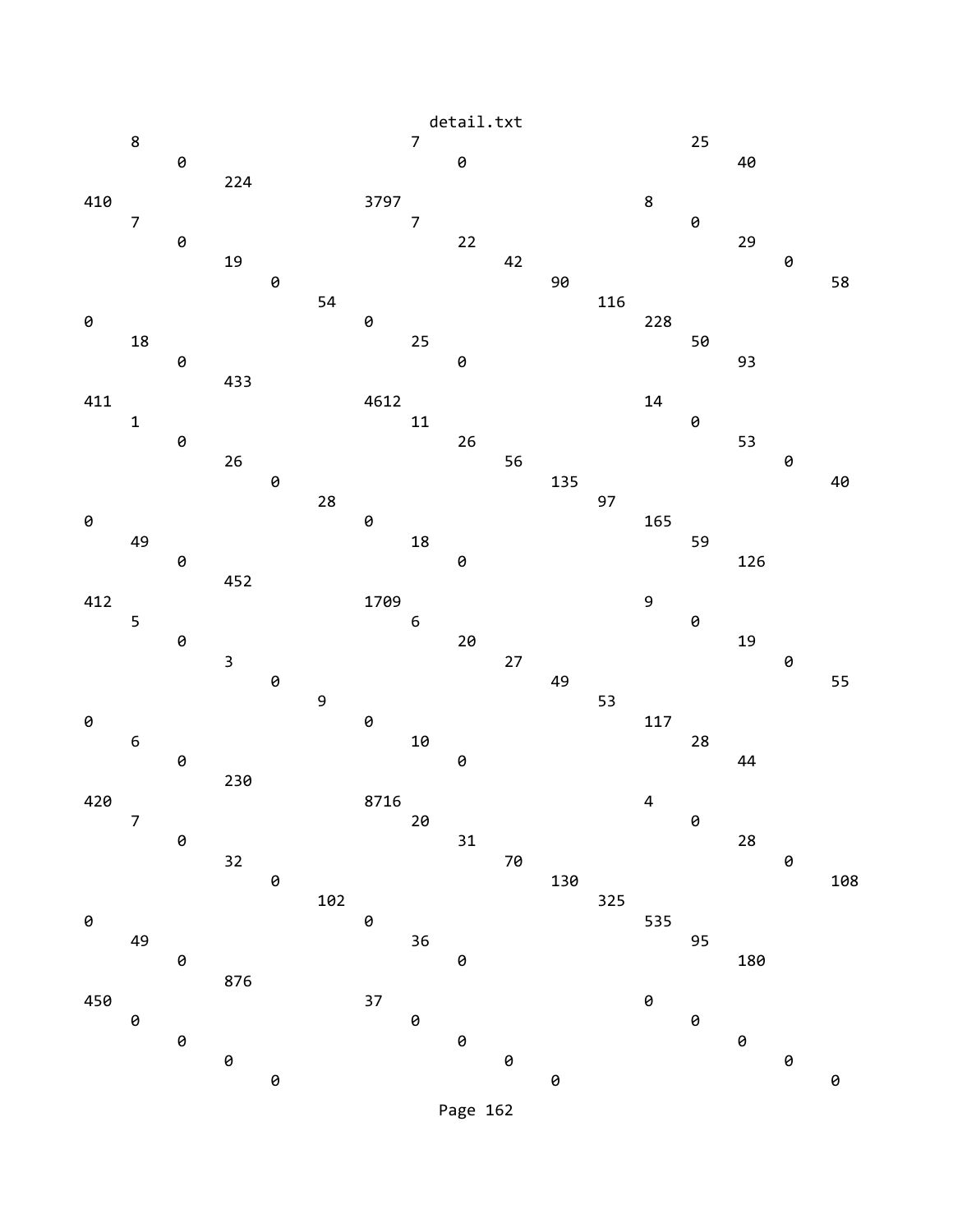```
     8                              7                             25
          0                              0                             40
               224
410                            3797                          8
     7                              7                             0
          0                              22                            29
               19                             42                            0
                    0                              90                            58
                         54                             116
0                              0                             228
     18                             25                            50
          0                              0                             93
               433
411                            4612                          14
     1                              11                            0
          0                              26                            53
               26                             56                            0
                    0                              135                           40
                         28                             97
0                              0                             165
     49                             18                            59
          0                              0                             126
               452
412                            1709                          9
     5                              6                             0
          0                              20                            19
               3                              27                            0
                    0                              49                            55
                         9                              53
0                              0                             117
     6                              10                            28
          0                              0                             44
               230
420                            8716                          4
     7                              20                            0
          0                              31                            28
               32                             70                            0
                    0                              130                           108
                         102                            325
0                              0                             535
     49                             36                            95
          0                              0                             180
               876
450                            37                            0
     0                              0                             0
          0                              0                             0
               0                              0                             0
                    0                              0                             0
```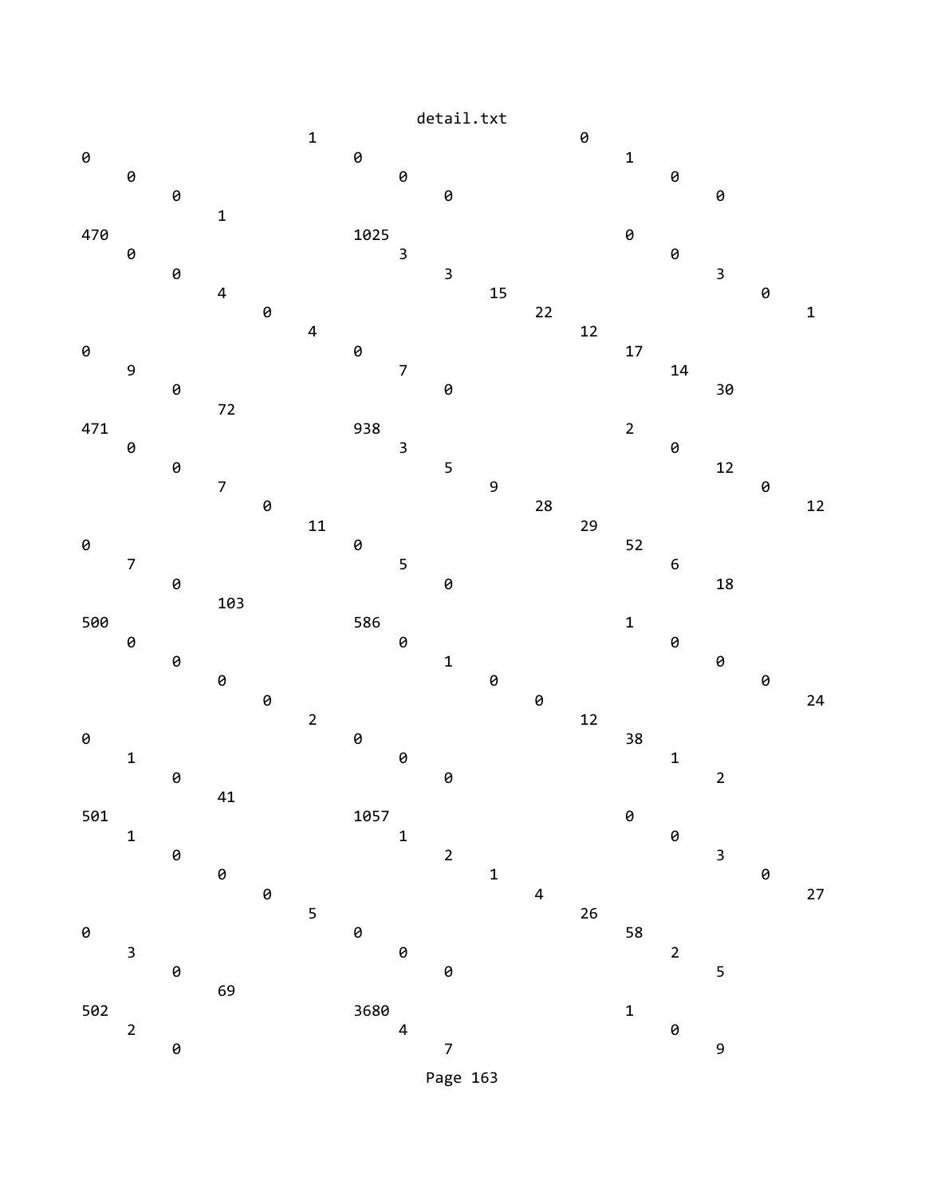```
                              1                                    0
0                                       0                                    1
     0                                       0                                    0
          0                                       0                                    0
               1
470                                     1025                                 0
     0                                       3                                    0
          0                                       3                                    3
               4                                       15                                   0
                    0                                       22                                   1
                         4                                       12
0                                       0                                    17
     9                                       7                                    14
          0                                       0                                    30
               72
471                                     938                                  2
     0                                       3                                    0
          0                                       5                                    12
               7                                       9                                    0
                    0                                       28                                   12
                         11                                      29
0                                       0                                    52
     7                                       5                                    6
          0                                       0                                    18
               103
500                                     586                                  1
     0                                       0                                    0
          0                                       1                                    0
               0                                       0                                    0
                    0                                       0                                    24
                         2                                       12
0                                       0                                    38
     1                                       0                                    1
          0                                       0                                    2
               41
501                                     1057                                 0
     1                                       1                                    0
          0                                       2                                    3
               0                                       1                                    0
                    0                                       4                                    27
                         5                                       26
0                                       0                                    58
     3                                       0                                    2
          0                                       0                                    5
               69
502                                     3680                                 1
     2                                       4                                    0
          0                                       7                                    9
```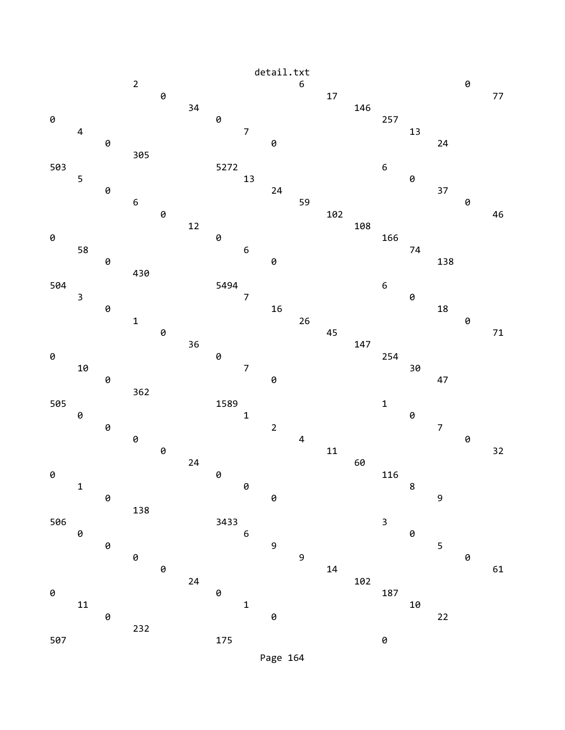```
                                    2                                                   6                                                          0
                                              0                                                 17                                                        77
                                                       34                                                   146
0                                                                0                                                       257
         4                                                                7                                                        13
                  0                                                                0                                                        24
                           305
503                                                              5272                                                   6
         5                                                                13                                                       0
                  0                                                                24                                                       37
                           6                                                                59                                                     0
                                    0                                                       102                                                       46
                                             12                                                     108
0                                                                0                                                       166
         58                                                               6                                                        74
                  0                                                                0                                                        138
                           430
504                                                              5494                                                   6
         3                                                                7                                                        0
                  0                                                                16                                                       18
                           1                                                                26                                                     0
                                    0                                                       45                                                        71
                                             36                                                     147
0                                                                0                                                       254
         10                                                               7                                                        30
                  0                                                                0                                                        47
                           362
505                                                              1589                                                   1
         0                                                                1                                                        0
                  0                                                                2                                                        7
                           0                                                                4                                                      0
                                    0                                                       11                                                        32
                                             24                                                     60
0                                                                0                                                       116
         1                                                                0                                                        8
                  0                                                                0                                                        9
                           138
506                                                              3433                                                   3
         0                                                                6                                                        0
                  0                                                                9                                                        5
                           0                                                                9                                                      0
                                    0                                                       14                                                        61
                                             24                                                     102
0                                                                0                                                       187
         11                                                               1                                                        10
                  0                                                                0                                                        22
                           232
507                                                              175                                                    0
```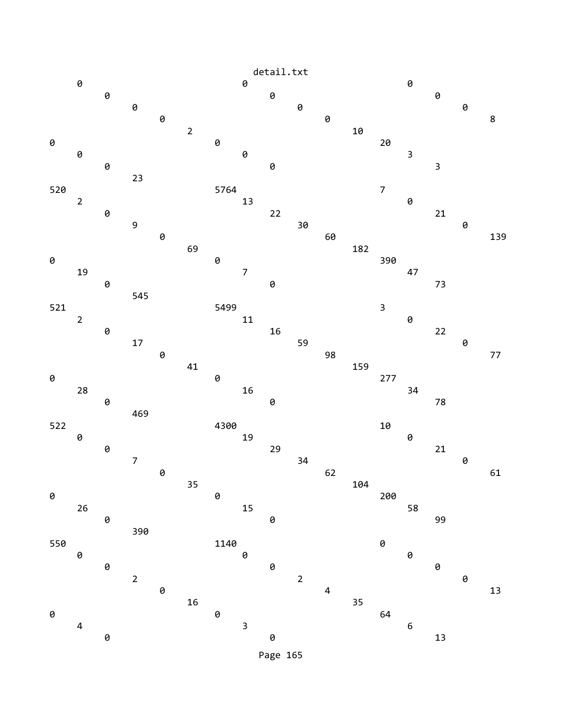```
     0                              0                              0
          0                              0                              0
               0                              0                              0
                    0                              0                              8
                         2                              10
0                              0                              20
     0                              0                              3
          0                              0                              3
               23
520                            5764                           7
     2                              13                             0
          0                              22                             21
               9                              30                             0
                    0                              60                             139
                         69                             182
0                              0                              390
     19                             7                              47
          0                              0                              73
               545
521                            5499                           3
     2                              11                             0
          0                              16                             22
               17                             59                             0
                    0                              98                             77
                         41                             159
0                              0                              277
     28                             16                             34
          0                              0                              78
               469
522                            4300                           10
     0                              19                             0
          0                              29                             21
               7                              34                             0
                    0                              62                             61
                         35                             104
0                              0                              200
     26                             15                             58
          0                              0                              99
               390
550                            1140                           0
     0                              0                              0
          0                              0                              0
               2                              2                              0
                    0                              4                              13
                         16                             35
0                              0                              64
     4                              3                              6
          0                              0                              13
```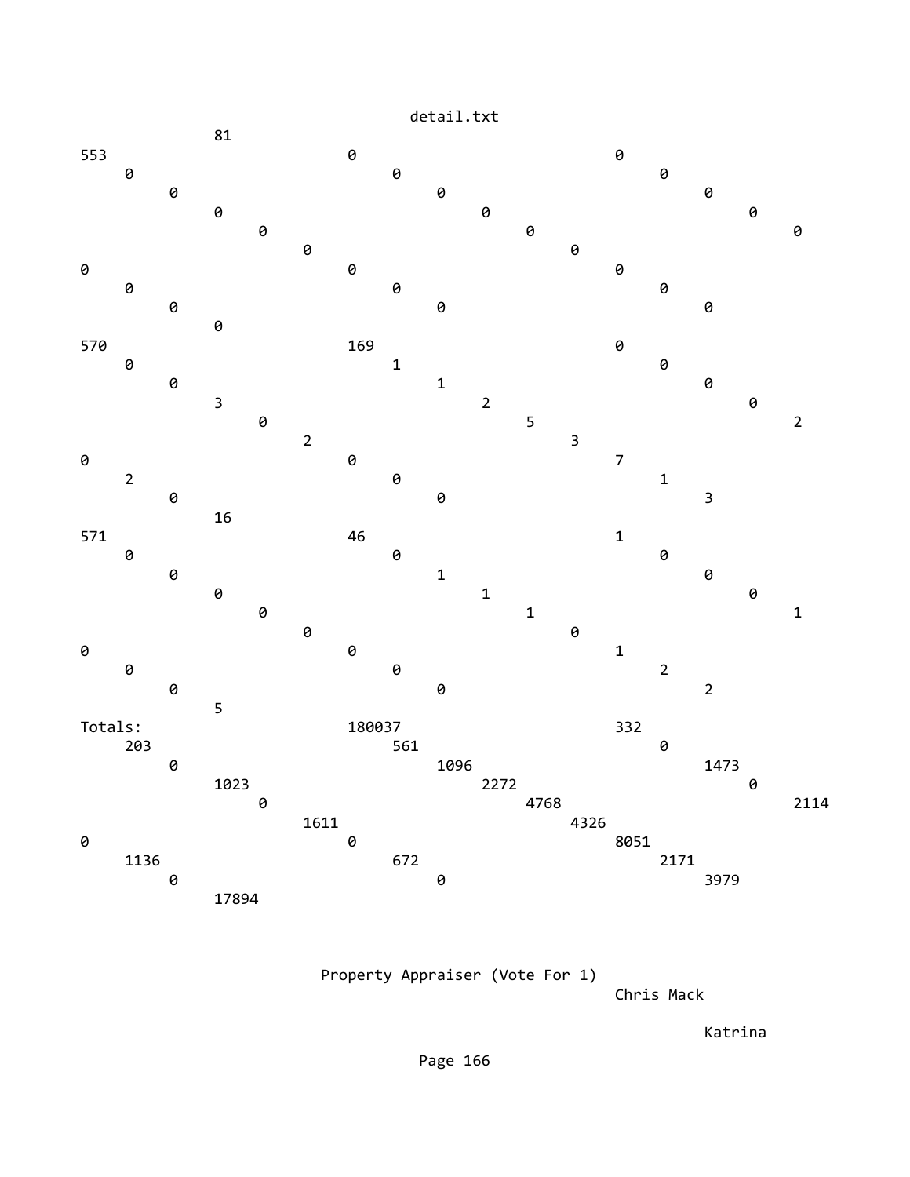detail.txt

```
              81
553                     0                       0
    0                       0                       0
        0                       0                       0
            0                       0                       0
                0                       0                       0
                    0                       0
0                       0                       0
    0                       0                       0
        0                       0                       0
            0
570                     169                     0
    0                       1                       0
        0                       1                       0
            3                       2                       0
                0                       5                       2
                    2                       3
0                       0                       7
    2                       0                       1
        0                       0                       3
            16
571                     46                      1
    0                       0                       0
        0                       1                       0
            0                       1                       0
                0                       1                       1
                    0                       0
0                       0                       1
    0                       0                       2
        0                       0                       2
            5
Totals:                 180037                  332
    203                     561                     0
        0                       1096                    1473
            1023                    2272                    0
                0                       4768                    2114
                    1611                    4326
0                       0                       8051
    1136                    672                     2171
        0                       0                       3979
            17894
```

Property Appraiser (Vote For 1)

Chris Mack

Katrina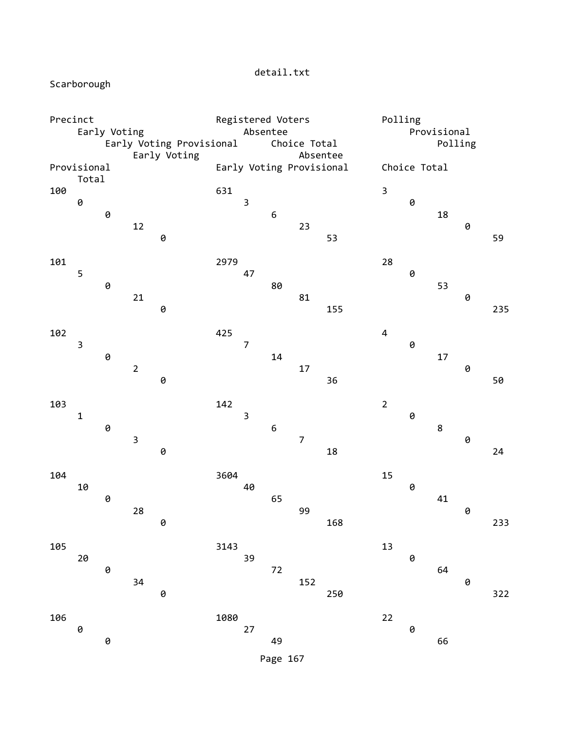Scarborough

| Precinct | Registered Voters | Polling | Early Voting | Absentee | Provisional | Early Voting Provisional | Choice Total | Polling | Early Voting | Absentee | Provisional | Early Voting Provisional | Choice Total | Total |
|---|---|---|---|---|---|---|---|---|---|---|---|---|---|---|
| 100 | 631 | 3 | 0 | 3 | 0 | 0 | 6 | 18 | 12 | 23 | 0 | 0 | 53 | 59 |
| 101 | 2979 | 28 | 5 | 47 | 0 | 0 | 80 | 53 | 21 | 81 | 0 | 0 | 155 | 235 |
| 102 | 425 | 4 | 3 | 7 | 0 | 0 | 14 | 17 | 2 | 17 | 0 | 0 | 36 | 50 |
| 103 | 142 | 2 | 1 | 3 | 0 | 0 | 6 | 8 | 3 | 7 | 0 | 0 | 18 | 24 |
| 104 | 3604 | 15 | 10 | 40 | 0 | 0 | 65 | 41 | 28 | 99 | 0 | 0 | 168 | 233 |
| 105 | 3143 | 13 | 20 | 39 | 0 | 0 | 72 | 64 | 34 | 152 | 0 | 0 | 250 | 322 |
| 106 | 1080 | 22 | 0 | 27 | 0 | 0 | 49 | 66 | | | | | | |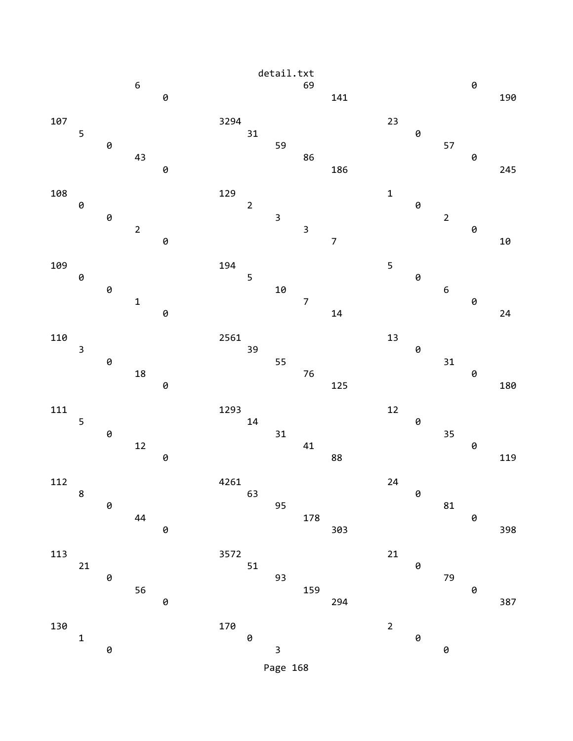```
                                detail.txt
            6                              69                          0
                0                              141                          190

107                         3294                       23
    5                           31                          0
        0                           59                          57
            43                          86                          0
                0                           186                         245

108                         129                        1
    0                           2                           0
        0                           3                           2
            2                           3                           0
                0                           7                           10

109                         194                        5
    0                           5                           0
        0                           10                          6
            1                           7                           0
                0                           14                          24

110                         2561                       13
    3                           39                          0
        0                           55                          31
            18                          76                          0
                0                           125                         180

111                         1293                       12
    5                           14                          0
        0                           31                          35
            12                          41                          0
                0                           88                          119

112                         4261                       24
    8                           63                          0
        0                           95                          81
            44                          178                         0
                0                           303                         398

113                         3572                       21
    21                          51                          0
        0                           93                          79
            56                          159                         0
                0                           294                         387

130                         170                        2
    1                           0                           0
        0                           3                           0
```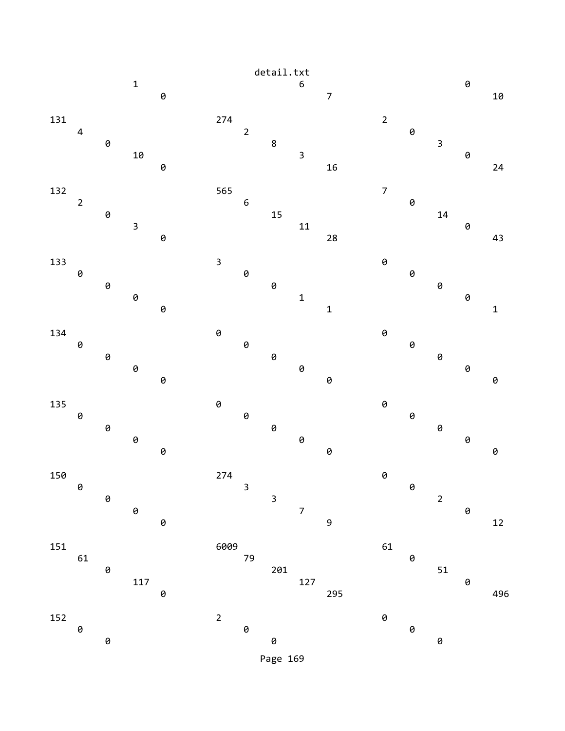detail.txt

```
            1                               6                               0
                0                               7                               10

131                             274                             2
    4                               2                               0
        0                               8                               3
            10                              3                               0
                0                               16                              24

132                             565                             7
    2                               6                               0
        0                               15                              14
            3                               11                              0
                0                               28                              43

133                             3                               0
    0                               0                               0
        0                               0                               0
            0                               1                               0
                0                               1                               1

134                             0                               0
    0                               0                               0
        0                               0                               0
            0                               0                               0
                0                               0                               0

135                             0                               0
    0                               0                               0
        0                               0                               0
            0                               0                               0
                0                               0                               0

150                             274                             0
    0                               3                               0
        0                               3                               2
            0                               7                               0
                0                               9                               12

151                             6009                            61
    61                              79                              0
        0                               201                             51
            117                             127                             0
                0                               295                             496

152                             2                               0
    0                               0                               0
        0                               0                               0
```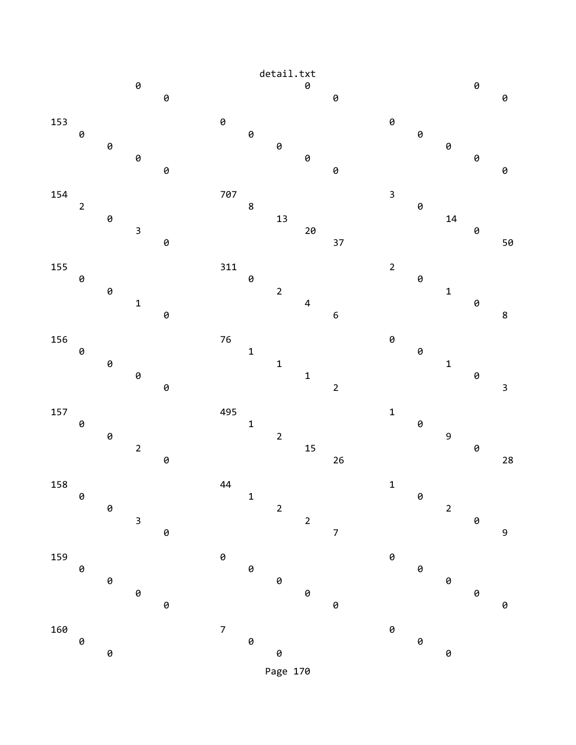```
            0                             0                             0
                0                             0                             0

153                             0                             0
    0                             0                             0
        0                             0                             0
            0                             0                             0
                0                             0                             0

154                             707                           3
    2                             8                             0
        0                             13                            14
            3                             20                            0
                0                             37                            50

155                             311                           2
    0                             0                             0
        0                             2                             1
            1                             4                             0
                0                             6                             8

156                             76                            0
    0                             1                             0
        0                             1                             1
            0                             1                             0
                0                             2                             3

157                             495                           1
    0                             1                             0
        0                             2                             9
            2                             15                            0
                0                             26                            28

158                             44                            1
    0                             1                             0
        0                             2                             2
            3                             2                             0
                0                             7                             9

159                             0                             0
    0                             0                             0
        0                             0                             0
            0                             0                             0
                0                             0                             0

160                             7                             0
    0                             0                             0
        0                             0                             0
```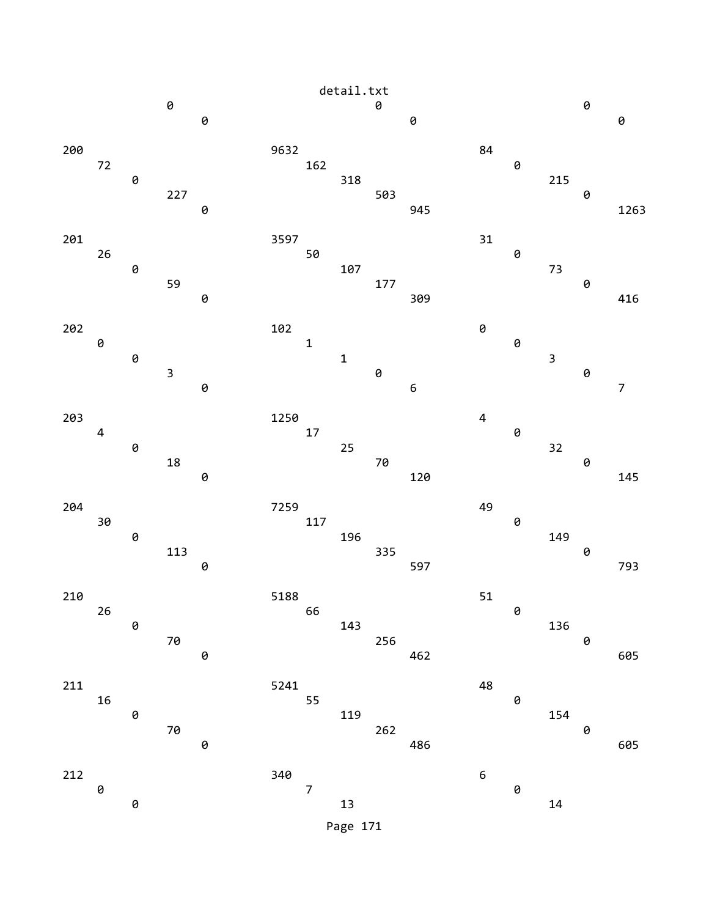detail.txt

```
            0                              0                              0
                0                              0                              0

200                         9632                           84
    72                          162                            0
        0                           318                            215
            227                         503                            0
                0                           945                            1263

201                         3597                           31
    26                          50                             0
        0                           107                            73
            59                          177                            0
                0                           309                            416

202                         102                            0
    0                           1                              0
        0                           1                              3
            3                           0                              0
                0                           6                              7

203                         1250                           4
    4                           17                             0
        0                           25                             32
            18                          70                             0
                0                           120                            145

204                         7259                           49
    30                          117                            0
        0                           196                            149
            113                         335                            0
                0                           597                            793

210                         5188                           51
    26                          66                             0
        0                           143                            136
            70                          256                            0
                0                           462                            605

211                         5241                           48
    16                          55                             0
        0                           119                            154
            70                          262                            0
                0                           486                            605

212                         340                            6
    0                           7                              0
        0                           13                             14
```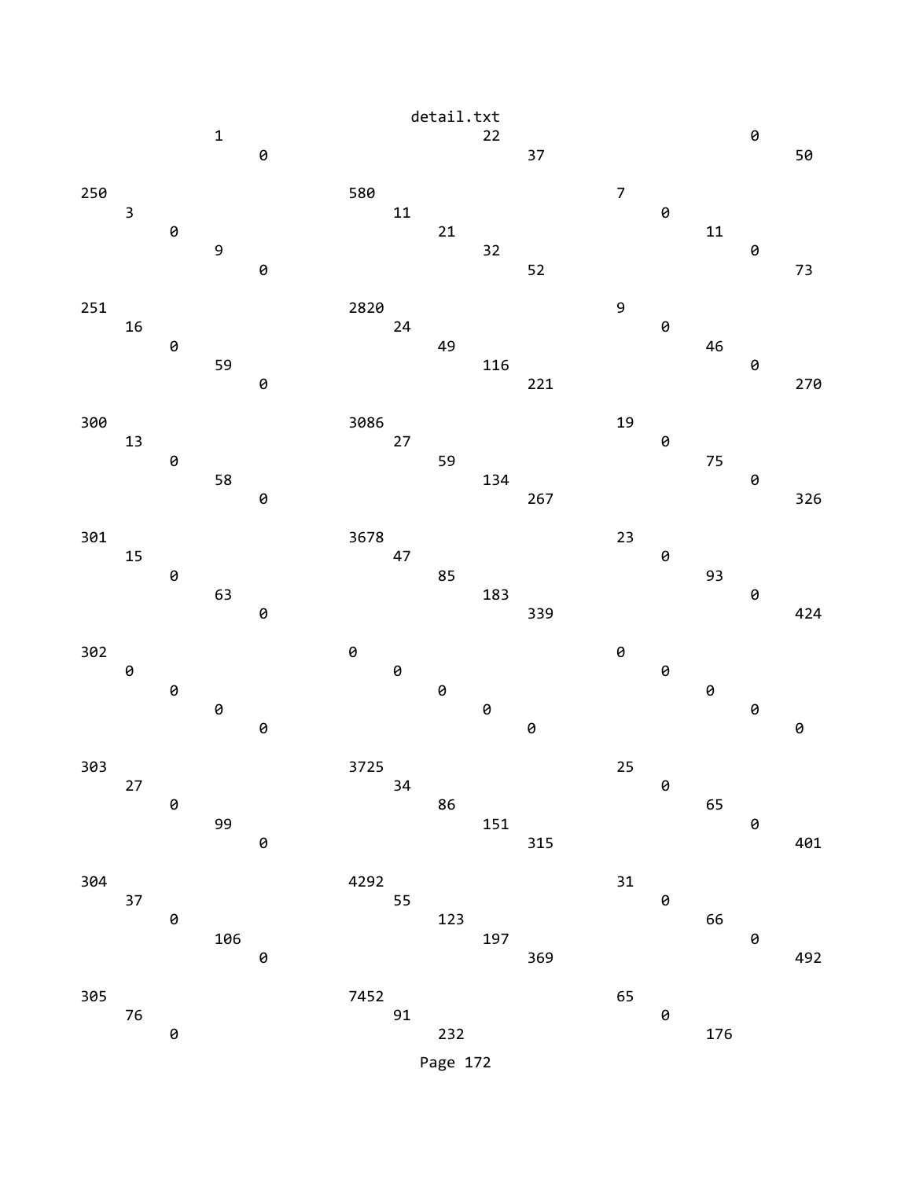```
                                    detail.txt
              1                                     22                                      0
                  0                                     37                                      50

250                         580                              7
    3                           11                              0
        0                           21                              11
            9                           32                              0
                0                           52                              73

251                         2820                             9
    16                          24                              0
        0                           49                              46
            59                          116                             0
                0                           221                             270

300                         3086                             19
    13                          27                              0
        0                           59                              75
            58                          134                             0
                0                           267                             326

301                         3678                             23
    15                          47                              0
        0                           85                              93
            63                          183                             0
                0                           339                             424

302                         0                                0
    0                           0                               0
        0                           0                               0
            0                           0                               0
                0                           0                               0

303                         3725                             25
    27                          34                              0
        0                           86                              65
            99                          151                             0
                0                           315                             401

304                         4292                             31
    37                          55                              0
        0                           123                             66
            106                         197                             0
                0                           369                             492

305                         7452                             65
    76                          91                              0
        0                           232                             176
```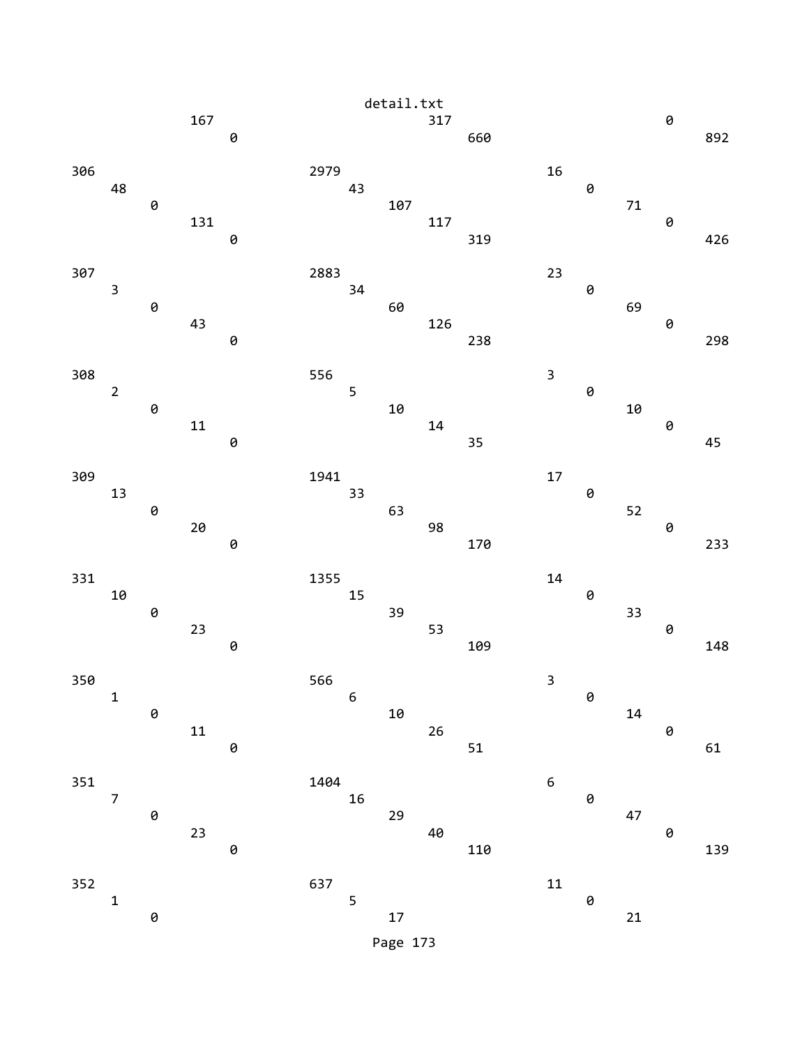```
                                    detail.txt
                167                                                                  317                                                                  0
                        0                                                                    660                                                                  892

306                                                 2979                                                                16
        48                                                  43                                                                  0
                0                                                   107                                                                  71
                        131                                                 117                                                                  0
                                0                                                   319                                                                  426

307                                                 2883                                                                23
        3                                                   34                                                                  0
                0                                                   60                                                                   69
                        43                                                  126                                                                  0
                                0                                                   238                                                                  298

308                                                 556                                                                 3
        2                                                   5                                                                   0
                0                                                   10                                                                   10
                        11                                                  14                                                                   0
                                0                                                   35                                                                   45

309                                                 1941                                                                17
        13                                                  33                                                                  0
                0                                                   63                                                                   52
                        20                                                  98                                                                   0
                                0                                                   170                                                                  233

331                                                 1355                                                                14
        10                                                  15                                                                  0
                0                                                   39                                                                   33
                        23                                                  53                                                                   0
                                0                                                   109                                                                  148

350                                                 566                                                                 3
        1                                                   6                                                                   0
                0                                                   10                                                                   14
                        11                                                  26                                                                   0
                                0                                                   51                                                                   61

351                                                 1404                                                                6
        7                                                   16                                                                  0
                0                                                   29                                                                   47
                        23                                                  40                                                                   0
                                0                                                   110                                                                  139

352                                                 637                                                                 11
        1                                                   5                                                                   0
                0                                                   17                                                                   21
```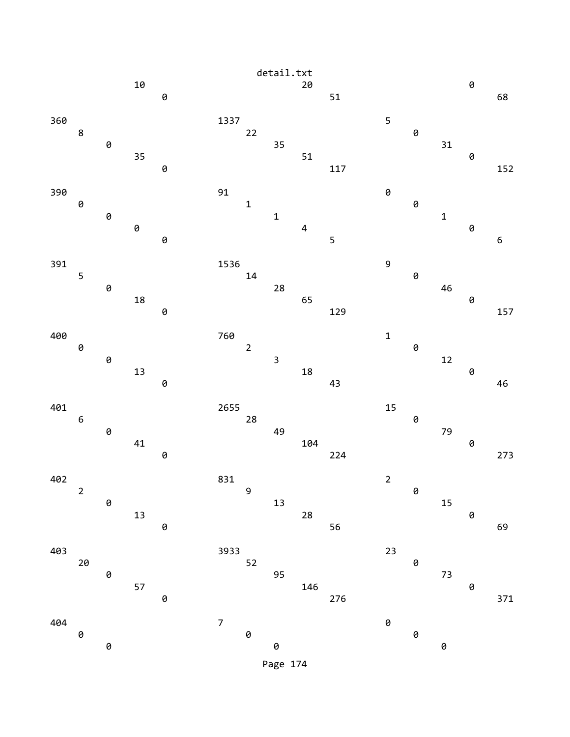```
                                detail.txt
          10                                    20                                  0
              0                                         51                                  68

360                          1337                          5
    8                             22                          0
         0                             35                          31
          35                                    51                                  0
              0                                         117                                 152

390                          91                            0
    0                             1                           0
         0                             1                           1
          0                                     4                                   0
              0                                         5                                   6

391                          1536                          9
    5                             14                          0
         0                             28                          46
          18                                    65                                  0
              0                                         129                                 157

400                          760                           1
    0                             2                           0
         0                             3                           12
          13                                    18                                  0
              0                                         43                                  46

401                          2655                          15
    6                             28                          0
         0                             49                          79
          41                                    104                                 0
              0                                         224                                 273

402                          831                           2
    2                             9                           0
         0                             13                          15
          13                                    28                                  0
              0                                         56                                  69

403                          3933                          23
    20                            52                          0
         0                             95                          73
          57                                    146                                 0
              0                                         276                                 371

404                          7                             0
    0                             0                           0
         0                             0                           0
```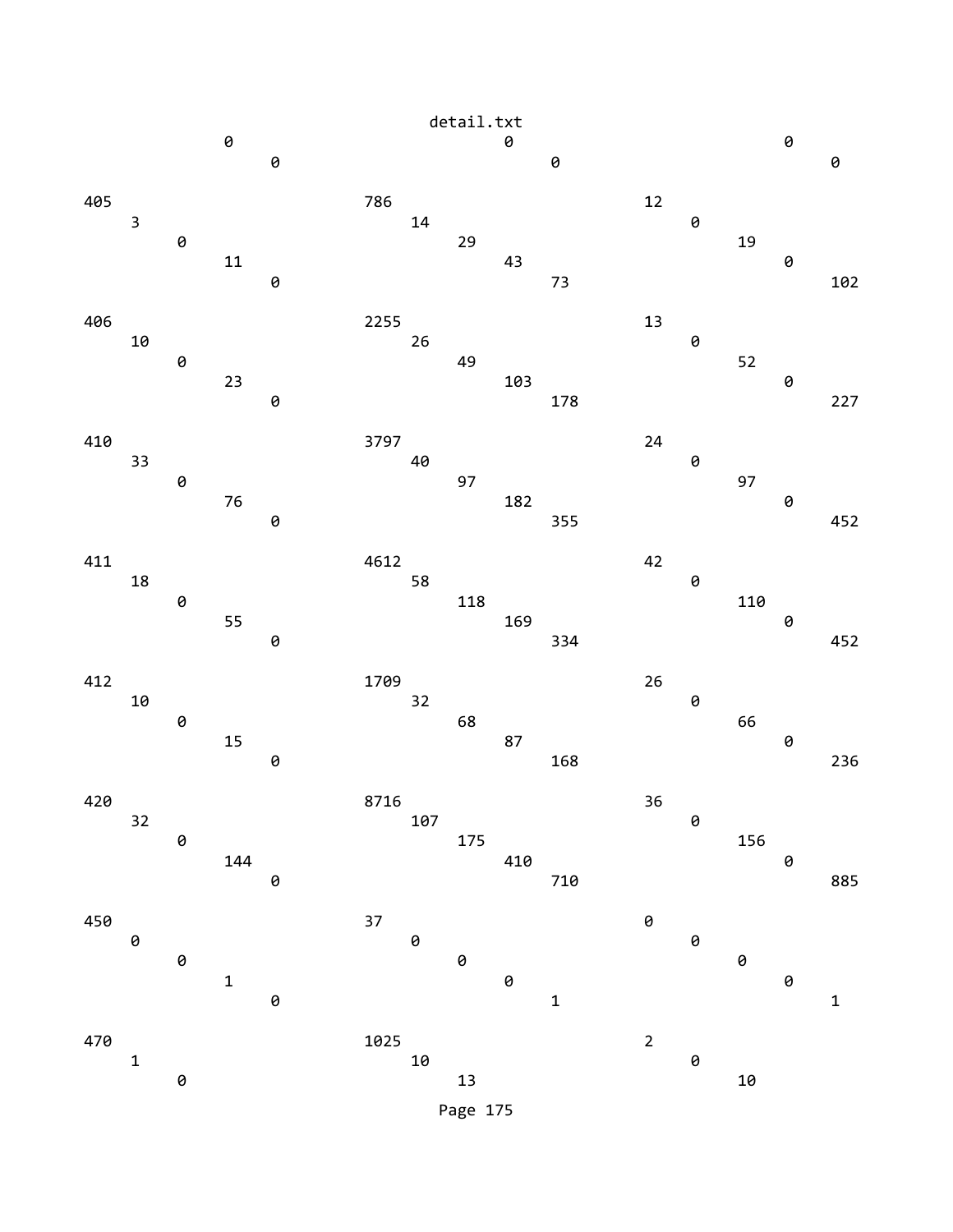```
                                            detail.txt
                  0                           0                           0
                      0                           0                           0

405                            786                         12
    3                              14                          0
        0                              29                          19
            11                             43                          0
                0                              73                          102

406                            2255                        13
    10                             26                          0
        0                              49                          52
            23                             103                         0
                0                              178                         227

410                            3797                        24
    33                             40                          0
        0                              97                          97
            76                             182                         0
                0                              355                         452

411                            4612                        42
    18                             58                          0
        0                              118                         110
            55                             169                         0
                0                              334                         452

412                            1709                        26
    10                             32                          0
        0                              68                          66
            15                             87                          0
                0                              168                         236

420                            8716                        36
    32                             107                         0
        0                              175                         156
            144                            410                         0
                0                              710                         885

450                            37                          0
    0                              0                           0
        0                              0                           0
            1                              0                           0
                0                              1                           1

470                            1025                        2
    1                              10                          0
        0                              13                          10
```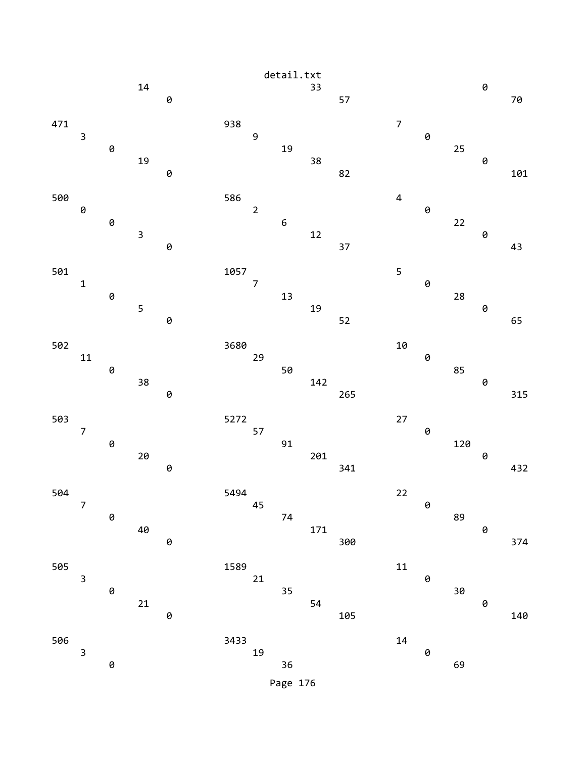```
          14                                    33                            0
              0                                     57                             70

471                       938                        7
    3                         9                          0
        0                         19                         25
            19                        38                         0
                0                         82                         101

500                       586                        4
    0                         2                          0
        0                         6                          22
            3                         12                         0
                0                         37                         43

501                       1057                       5
    1                         7                          0
        0                         13                         28
            5                         19                         0
                0                         52                         65

502                       3680                       10
    11                        29                         0
        0                         50                         85
            38                        142                        0
                0                         265                        315

503                       5272                       27
    7                         57                         0
        0                         91                         120
            20                        201                        0
                0                         341                        432

504                       5494                       22
    7                         45                         0
        0                         74                         89
            40                        171                        0
                0                         300                        374

505                       1589                       11
    3                         21                         0
        0                         35                         30
            21                        54                         0
                0                         105                        140

506                       3433                       14
    3                         19                         0
        0                         36                         69
```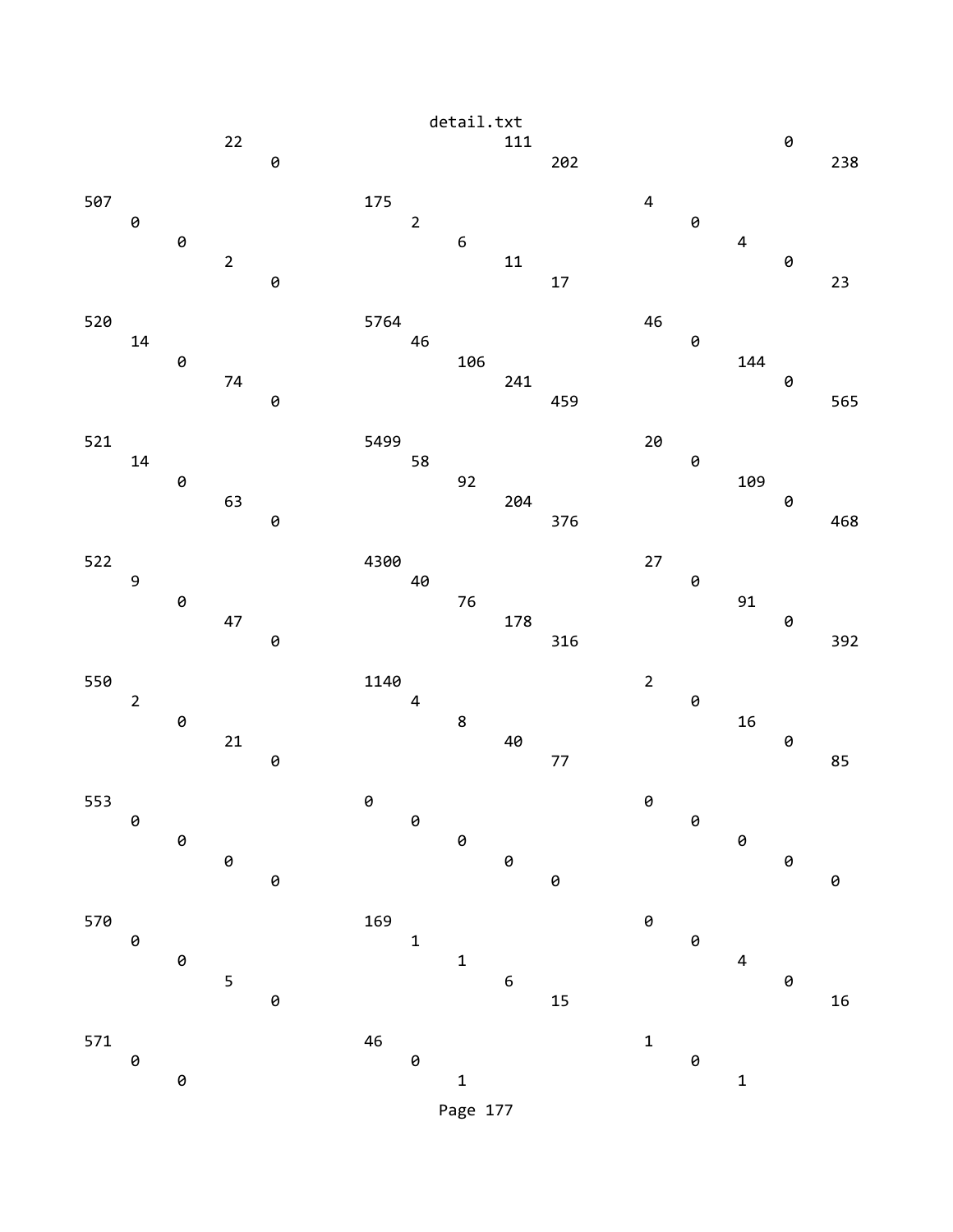detail.txt

```
            22                                  111                          0
                0                                     202                          238

507                         175                          4
    0                           2                             0
        0                           6                             4
            2                           11                            0
                0                           17                            23

520                         5764                         46
    14                          46                            0
        0                           106                           144
            74                          241                           0
                0                           459                           565

521                         5499                         20
    14                          58                            0
        0                           92                            109
            63                          204                           0
                0                           376                           468

522                         4300                         27
    9                           40                            0
        0                           76                            91
            47                          178                           0
                0                           316                           392

550                         1140                         2
    2                           4                             0
        0                           8                             16
            21                          40                            0
                0                           77                            85

553                         0                            0
    0                           0                             0
        0                           0                             0
            0                           0                             0
                0                           0                             0

570                         169                          0
    0                           1                             0
        0                           1                             4
            5                           6                             0
                0                           15                            16

571                         46                           1
    0                           0                             0
        0                           1                             1
```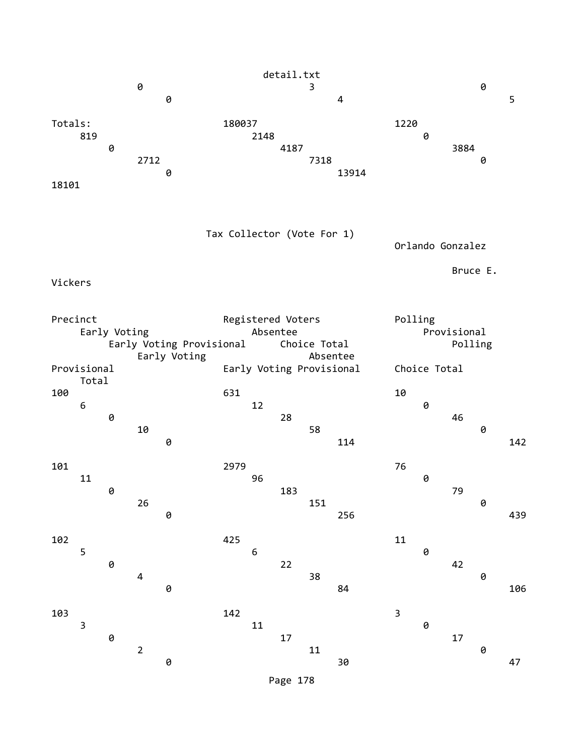| | | | | | | | | | | | | | | |
|---|---|---|---|---|---|---|---|---|---|---|---|---|---|---|
| | | | | | | | | | 0 | 3 | 0 | 0 | 4 | 5 |
| Totals: | 180037 | 1220 | 819 | 2148 | 0 | 0 | 4187 | 3884 | 2712 | 7318 | 0 | 0 | 13914 | 18101 |

## Tax Collector (Vote For 1)

| | | Orlando Gonzalez | | | | | | Bruce E. Vickers | | | | | | |
|---|---|---|---|---|---|---|---|---|---|---|---|---|---|---|
| Precinct | Registered Voters | Polling | Early Voting | Absentee | Provisional | Early Voting Provisional | Choice Total | Polling | Early Voting | Absentee | Provisional | Early Voting Provisional | Choice Total | Total |
| 100 | 631 | 10 | 6 | 12 | 0 | 0 | 28 | 46 | 10 | 58 | 0 | 0 | 114 | 142 |
| 101 | 2979 | 76 | 11 | 96 | 0 | 0 | 183 | 79 | 26 | 151 | 0 | 0 | 256 | 439 |
| 102 | 425 | 11 | 5 | 6 | 0 | 0 | 22 | 42 | 4 | 38 | 0 | 0 | 84 | 106 |
| 103 | 142 | 3 | 3 | 11 | 0 | 0 | 17 | 17 | 2 | 11 | 0 | 0 | 30 | 47 |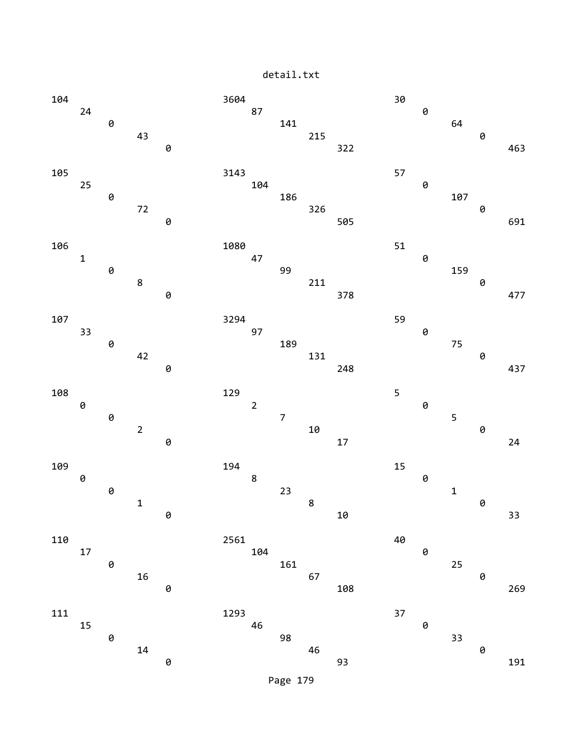```
104                               3604                              30
     24                                87                                0
          0                                 141                               64
               43                                215                               0
                    0                                 322                               463

105                               3143                              57
     25                                104                               0
          0                                 186                               107
               72                                326                               0
                    0                                 505                               691

106                               1080                              51
     1                                 47                                0
          0                                 99                                159
               8                                 211                               0
                    0                                 378                               477

107                               3294                              59
     33                                97                                0
          0                                 189                               75
               42                                131                               0
                    0                                 248                               437

108                               129                               5
     0                                 2                                 0
          0                                 7                                 5
               2                                 10                                0
                    0                                 17                                24

109                               194                               15
     0                                 8                                 0
          0                                 23                                1
               1                                 8                                 0
                    0                                 10                                33

110                               2561                              40
     17                                104                               0
          0                                 161                               25
               16                                67                                0
                    0                                 108                               269

111                               1293                              37
     15                                46                                0
          0                                 98                                33
               14                                46                                0
                    0                                 93                                191
```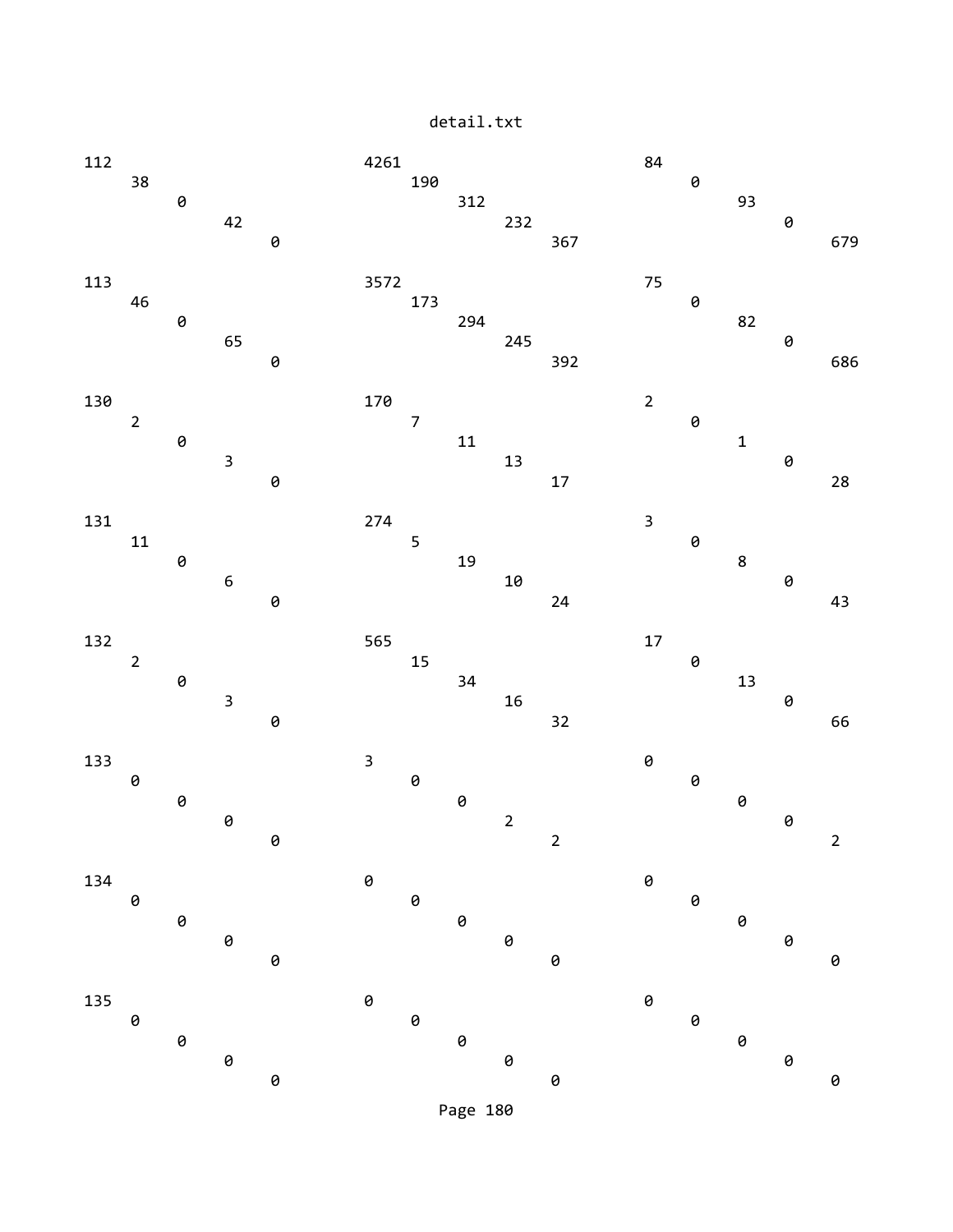detail.txt

```
112                              4261                             84
    38                               190                              0
        0                                312                              93
            42                               232                              0
                0                                367                              679

113                              3572                             75
    46                               173                              0
        0                                294                              82
            65                               245                              0
                0                                392                              686

130                              170                              2
    2                                7                                0
        0                                11                               1
            3                                13                               0
                0                                17                               28

131                              274                              3
    11                               5                                0
        0                                19                               8
            6                                10                               0
                0                                24                               43

132                              565                              17
    2                                15                               0
        0                                34                               13
            3                                16                               0
                0                                32                               66

133                              3                                0
    0                                0                                0
        0                                0                                0
            0                                2                                0
                0                                2                                2

134                              0                                0
    0                                0                                0
        0                                0                                0
            0                                0                                0
                0                                0                                0

135                              0                                0
    0                                0                                0
        0                                0                                0
            0                                0                                0
                0                                0                                0
```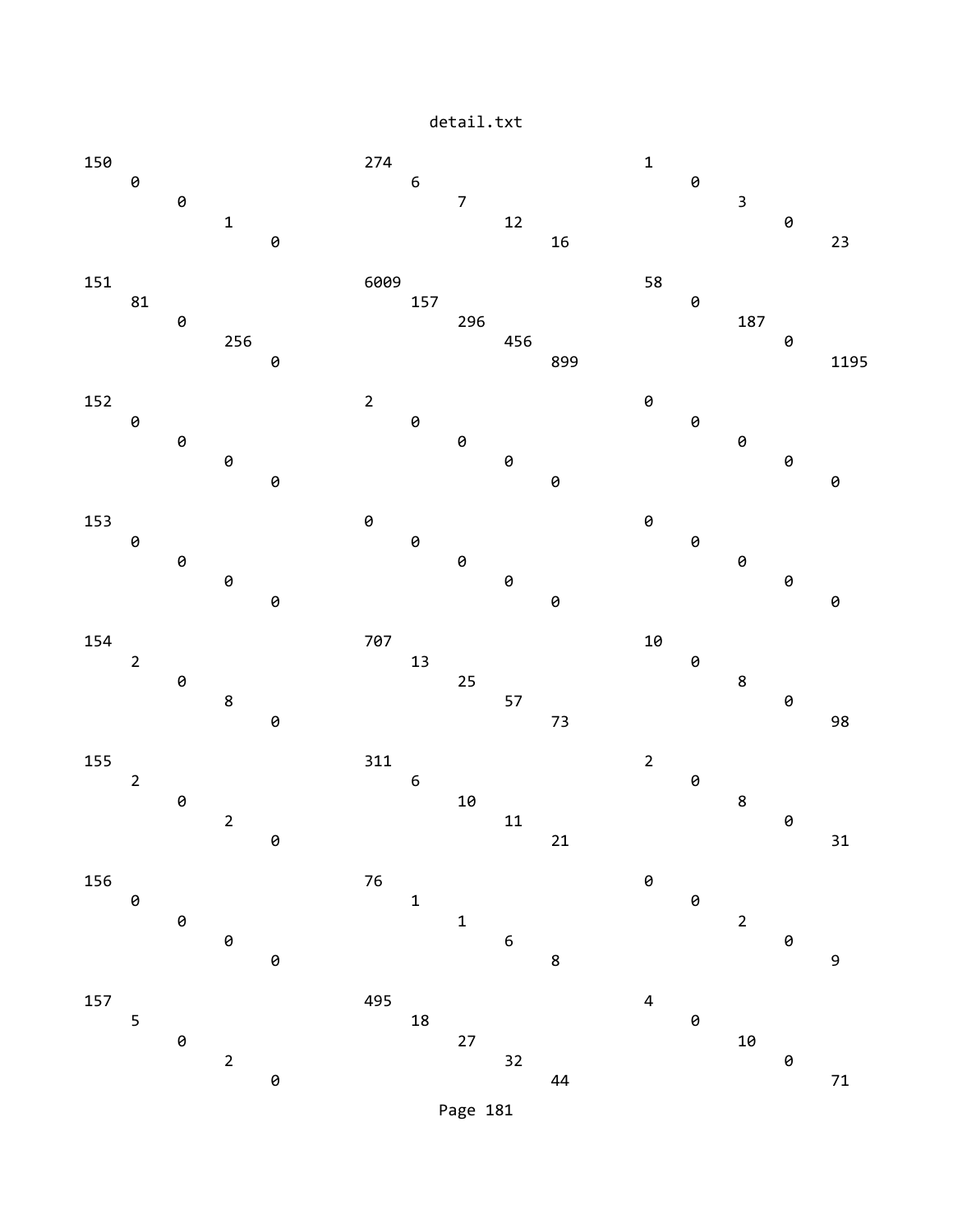```
150                          274                         1
     0                            6                           0
          0                            7                           3
               1                            12                          0
                    0                            16                          23

151                          6009                        58
     81                           157                         0
          0                            296                         187
               256                          456                         0
                    0                            899                         1195

152                          2                           0
     0                            0                           0
          0                            0                           0
               0                            0                           0
                    0                            0                           0

153                          0                           0
     0                            0                           0
          0                            0                           0
               0                            0                           0
                    0                            0                           0

154                          707                         10
     2                            13                          0
          0                            25                          8
               8                            57                          0
                    0                            73                          98

155                          311                         2
     2                            6                           0
          0                            10                          8
               2                            11                          0
                    0                            21                          31

156                          76                          0
     0                            1                           0
          0                            1                           2
               0                            6                           0
                    0                            8                           9

157                          495                         4
     5                            18                          0
          0                            27                          10
               2                            32                          0
                    0                            44                          71
```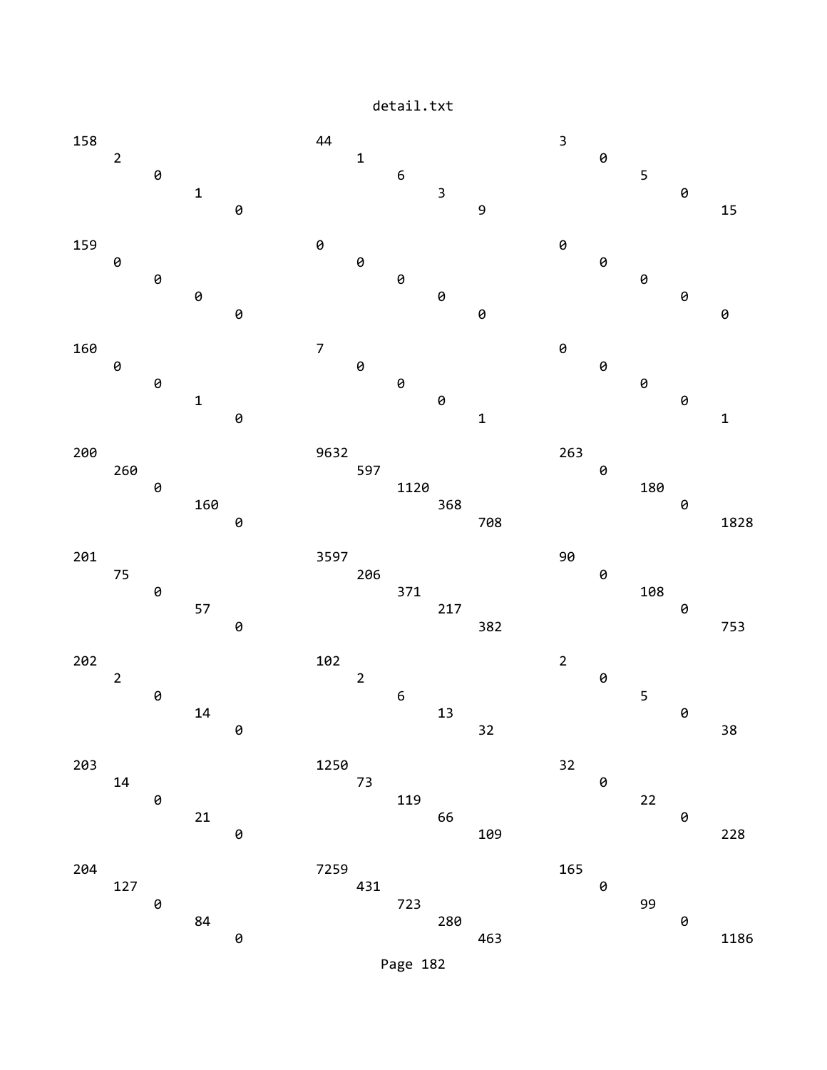detail.txt

```
158                         44                          3
    2                           1                           0
        0                           6                           5
            1                           3                           0
                0                           9                           15

159                         0                           0
    0                           0                           0
        0                           0                           0
            0                           0                           0
                0                           0                           0

160                         7                           0
    0                           0                           0
        0                           0                           0
            1                           0                           0
                0                           1                           1

200                         9632                        263
    260                         597                         0
        0                           1120                        180
            160                         368                         0
                0                           708                         1828

201                         3597                        90
    75                          206                         0
        0                           371                         108
            57                          217                         0
                0                           382                         753

202                         102                         2
    2                           2                           0
        0                           6                           5
            14                          13                          0
                0                           32                          38

203                         1250                        32
    14                          73                          0
        0                           119                         22
            21                          66                          0
                0                           109                         228

204                         7259                        165
    127                         431                         0
        0                           723                         99
            84                          280                         0
                0                           463                         1186
```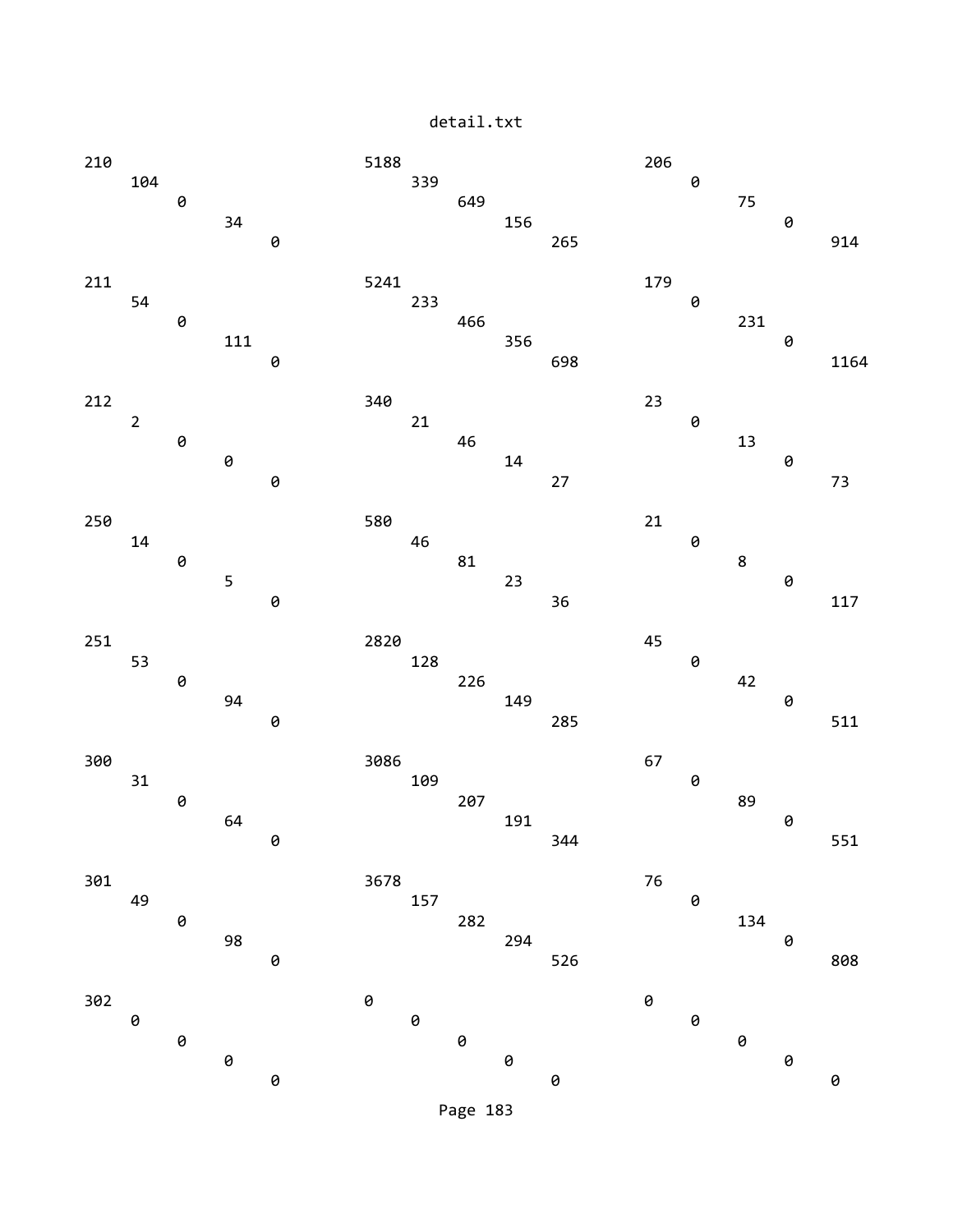```
210                                 5188                                206
    104                                 339                                 0
        0                                   649                                 75
            34                                  156                                 0
                0                                   265                                 914

211                                 5241                                179
    54                                  233                                 0
        0                                   466                                 231
            111                                 356                                 0
                0                                   698                                 1164

212                                 340                                 23
    2                                   21                                  0
        0                                   46                                  13
            0                                   14                                  0
                0                                   27                                  73

250                                 580                                 21
    14                                  46                                  0
        0                                   81                                  8
            5                                   23                                  0
                0                                   36                                  117

251                                 2820                                45
    53                                  128                                 0
        0                                   226                                 42
            94                                  149                                 0
                0                                   285                                 511

300                                 3086                                67
    31                                  109                                 0
        0                                   207                                 89
            64                                  191                                 0
                0                                   344                                 551

301                                 3678                                76
    49                                  157                                 0
        0                                   282                                 134
            98                                  294                                 0
                0                                   526                                 808

302                                 0                                   0
    0                                   0                                   0
        0                                   0                                   0
            0                                   0                                   0
                0                                   0                                   0
```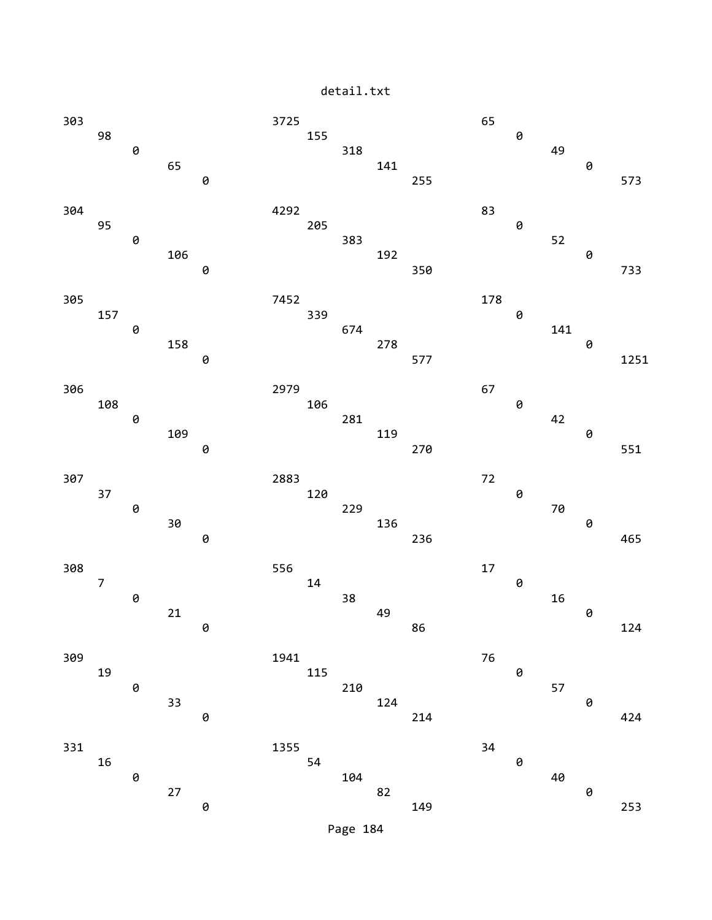detail.txt

```
303                           3725                          65
    98                            155                           0
        0                             318                           49
            65                            141                           0
                0                             255                           573

304                           4292                          83
    95                            205                           0
        0                             383                           52
            106                           192                           0
                0                             350                           733

305                           7452                          178
    157                           339                           0
        0                             674                           141
            158                           278                           0
                0                             577                           1251

306                           2979                          67
    108                           106                           0
        0                             281                           42
            109                           119                           0
                0                             270                           551

307                           2883                          72
    37                            120                           0
        0                             229                           70
            30                            136                           0
                0                             236                           465

308                           556                           17
    7                             14                            0
        0                             38                            16
            21                            49                            0
                0                             86                            124

309                           1941                          76
    19                            115                           0
        0                             210                           57
            33                            124                           0
                0                             214                           424

331                           1355                          34
    16                            54                            0
        0                             104                           40
            27                            82                            0
                0                             149                           253
```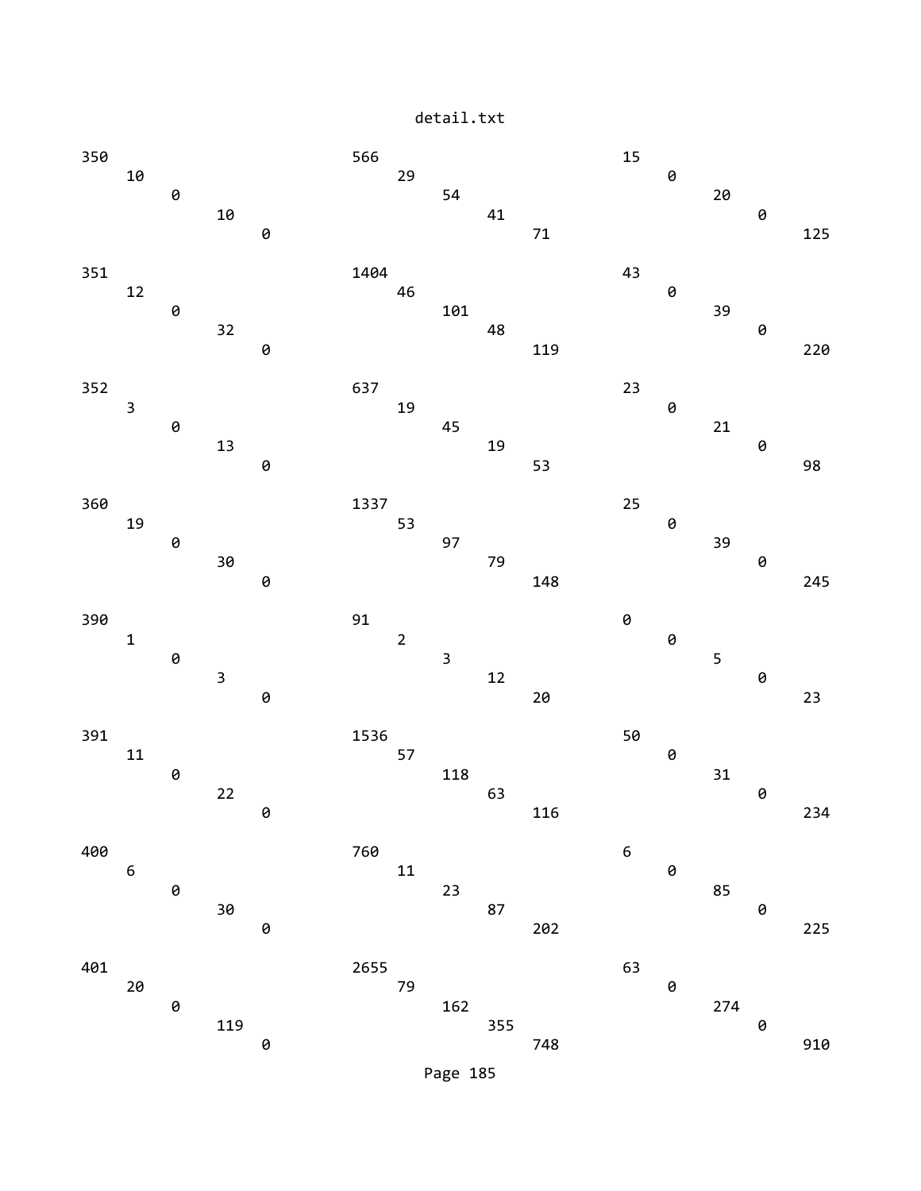```
350                                    566                                    15
      10                                     29                                     0
            0                                      54                                     20
                  10                                     41                                     0
                        0                                      71                                     125

351                                    1404                                   43
      12                                     46                                     0
            0                                      101                                    39
                  32                                     48                                     0
                        0                                      119                                    220

352                                    637                                    23
      3                                      19                                     0
            0                                      45                                     21
                  13                                     19                                     0
                        0                                      53                                     98

360                                    1337                                   25
      19                                     53                                     0
            0                                      97                                     39
                  30                                     79                                     0
                        0                                      148                                    245

390                                    91                                     0
      1                                      2                                      0
            0                                      3                                      5
                  3                                      12                                     0
                        0                                      20                                     23

391                                    1536                                   50
      11                                     57                                     0
            0                                      118                                    31
                  22                                     63                                     0
                        0                                      116                                    234

400                                    760                                    6
      6                                      11                                     0
            0                                      23                                     85
                  30                                     87                                     0
                        0                                      202                                    225

401                                    2655                                   63
      20                                     79                                     0
            0                                      162                                    274
                  119                                    355                                    0
                        0                                      748                                    910
```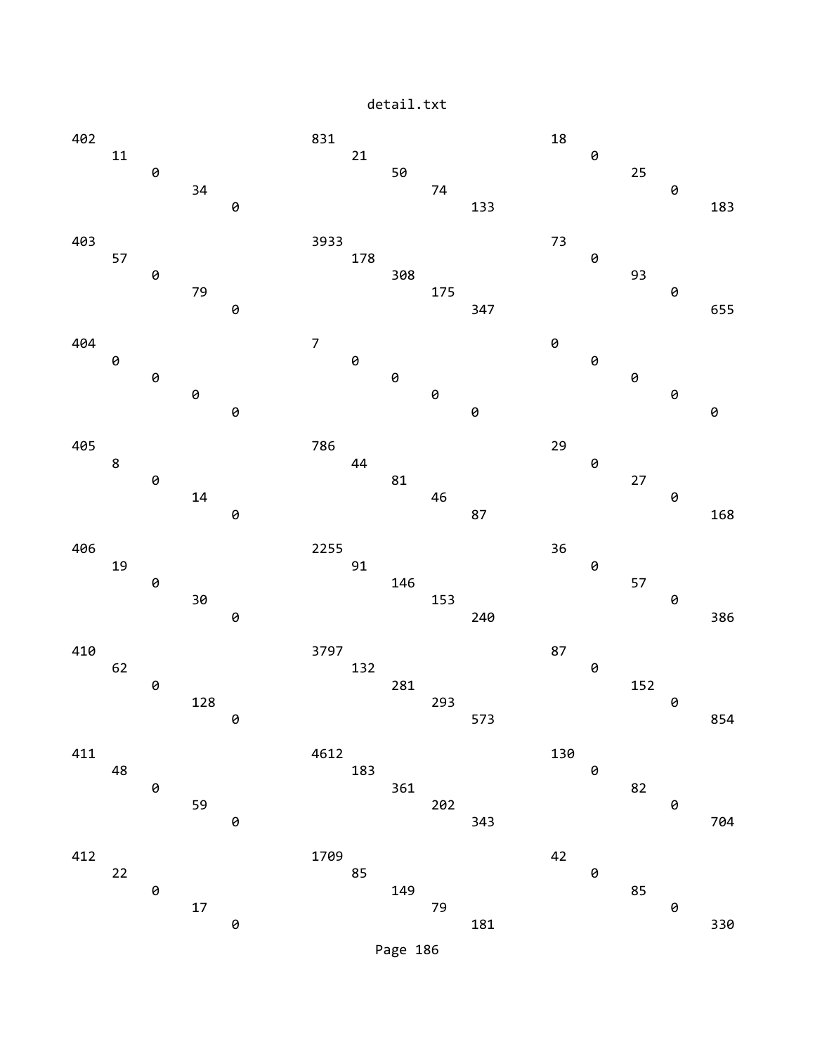detail.txt

```
402                          831                          18
    11                           21                           0
        0                            50                           25
            34                           74                           0
                0                            133                          183

403                          3933                         73
    57                           178                          0
        0                            308                          93
            79                           175                          0
                0                            347                          655

404                          7                            0
    0                            0                            0
        0                            0                            0
            0                            0                            0
                0                            0                            0

405                          786                          29
    8                            44                           0
        0                            81                           27
            14                           46                           0
                0                            87                           168

406                          2255                         36
    19                           91                           0
        0                            146                          57
            30                           153                          0
                0                            240                          386

410                          3797                         87
    62                           132                          0
        0                            281                          152
            128                          293                          0
                0                            573                          854

411                          4612                         130
    48                           183                          0
        0                            361                          82
            59                           202                          0
                0                            343                          704

412                          1709                         42
    22                           85                           0
        0                            149                          85
            17                           79                           0
                0                            181                          330
```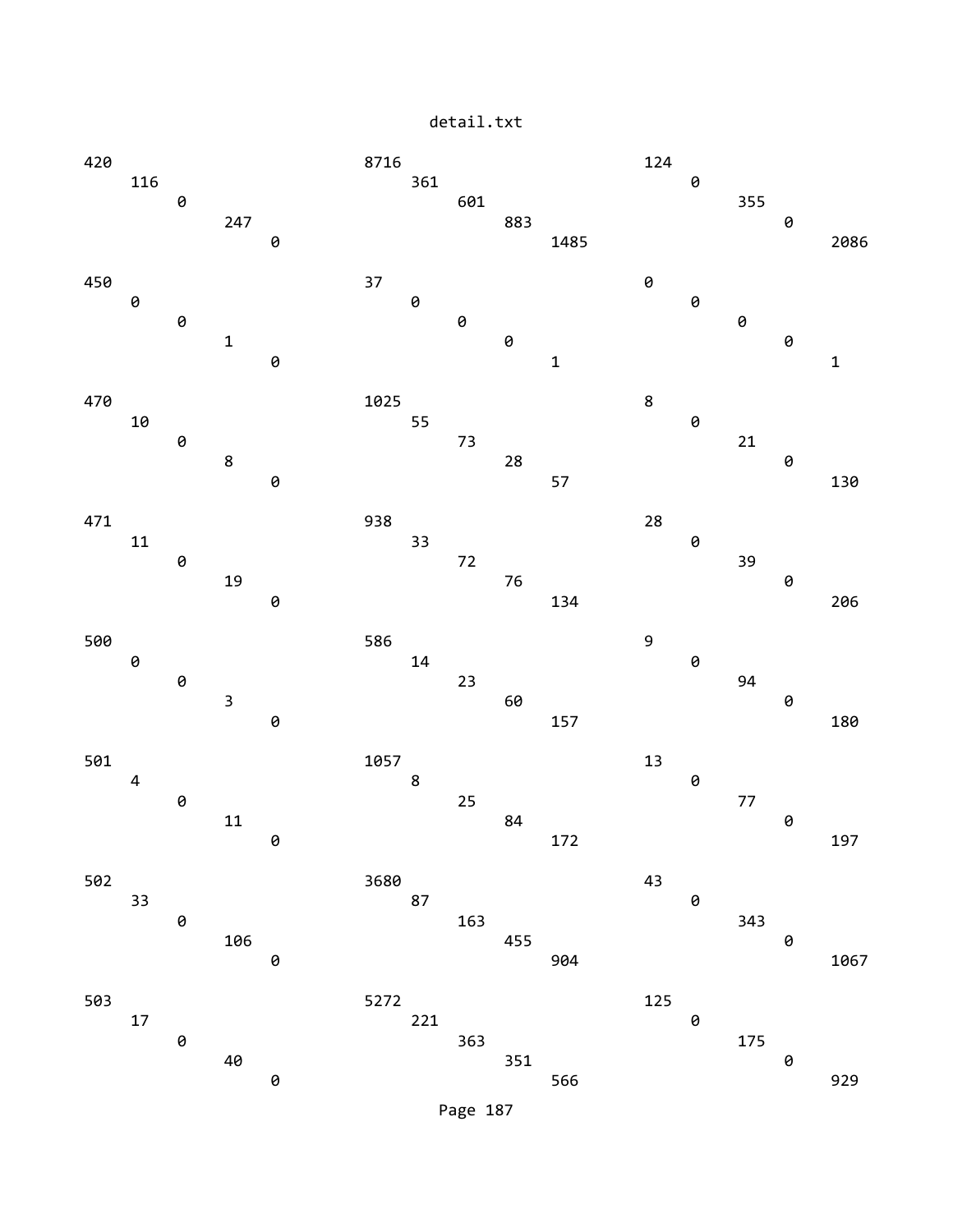```
420                        8716                       124
    116                        361                        0
        0                          601                        355
            247                        883                        0
                0                          1485                       2086

450                        37                         0
    0                          0                          0
        0                          0                          0
            1                          0                          0
                0                          1                          1

470                        1025                       8
    10                         55                         0
        0                          73                         21
            8                          28                         0
                0                          57                         130

471                        938                        28
    11                         33                         0
        0                          72                         39
            19                         76                         0
                0                          134                        206

500                        586                        9
    0                          14                         0
        0                          23                         94
            3                          60                         0
                0                          157                        180

501                        1057                       13
    4                          8                          0
        0                          25                         77
            11                         84                         0
                0                          172                        197

502                        3680                       43
    33                         87                         0
        0                          163                        343
            106                        455                        0
                0                          904                        1067

503                        5272                       125
    17                         221                        0
        0                          363                        175
            40                         351                        0
                0                          566                        929
```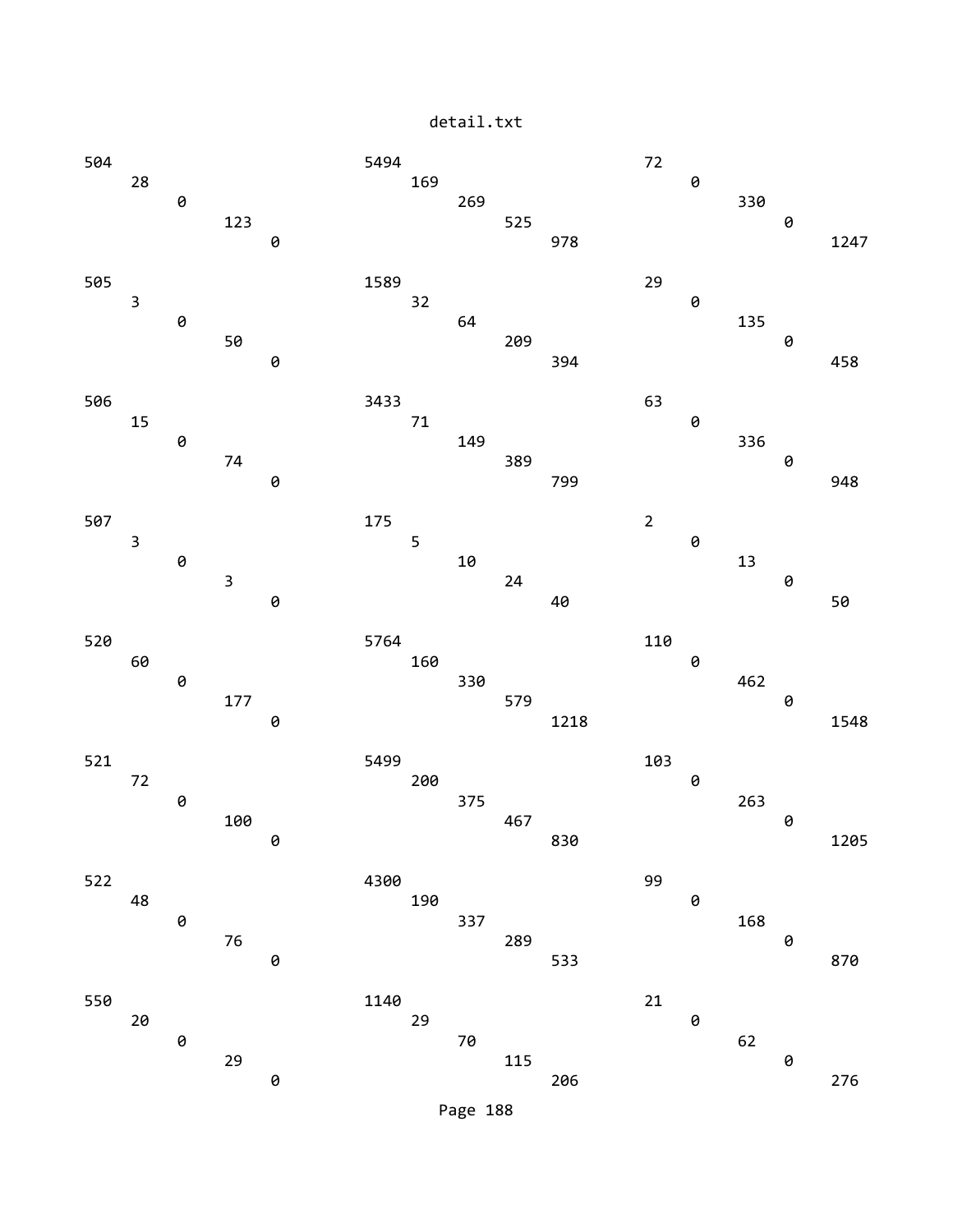detail.txt

```
504                         5494                        72
    28                          169                         0
        0                           269                         330
            123                         525                         0
                0                           978                         1247

505                         1589                        29
    3                           32                          0
        0                           64                          135
            50                          209                         0
                0                           394                         458

506                         3433                        63
    15                          71                          0
        0                           149                         336
            74                          389                         0
                0                           799                         948

507                         175                         2
    3                           5                           0
        0                           10                          13
            3                           24                          0
                0                           40                          50

520                         5764                        110
    60                          160                         0
        0                           330                         462
            177                         579                         0
                0                           1218                        1548

521                         5499                        103
    72                          200                         0
        0                           375                         263
            100                         467                         0
                0                           830                         1205

522                         4300                        99
    48                          190                         0
        0                           337                         168
            76                          289                         0
                0                           533                         870

550                         1140                        21
    20                          29                          0
        0                           70                          62
            29                          115                         0
                0                           206                         276
```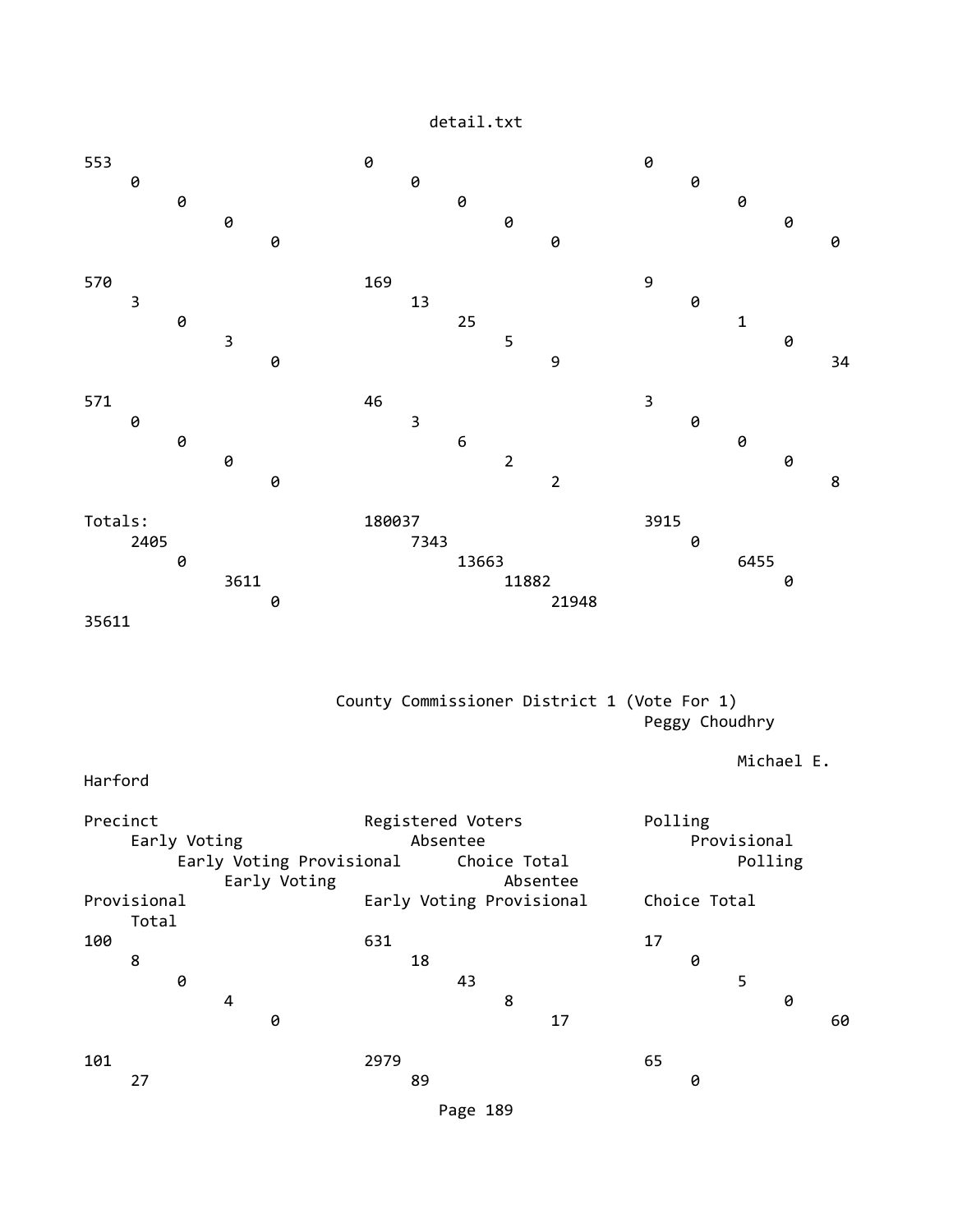| Precinct | Registered Voters | Polling | Early Voting | Absentee | Provisional | Early Voting Provisional | Choice Total | Polling | Early Voting | Absentee | Provisional | Early Voting Provisional | Choice Total | Total |
|---|---|---|---|---|---|---|---|---|---|---|---|---|---|---|
| 553 | 0 | 0 | 0 | 0 | 0 | 0 | 0 | 0 | 0 | 0 | 0 | 0 | 0 | 0 |
| 570 | 169 | 9 | 3 | 13 | 0 | 0 | 25 | 1 | 3 | 5 | 0 | 0 | 9 | 34 |
| 571 | 46 | 3 | 0 | 3 | 0 | 0 | 6 | 0 | 0 | 2 | 0 | 0 | 2 | 8 |
| Totals: | 180037 | 3915 | 2405 | 7343 | 0 | 0 | 13663 | 6455 | 3611 | 11882 | 0 | 0 | 21948 | 35611 |

## County Commissioner District 1 (Vote For 1)

Peggy Choudhry

Michael E. Harford

| Precinct | Registered Voters | Polling | Early Voting | Absentee | Provisional | Early Voting Provisional | Choice Total | Polling | Early Voting | Absentee | Provisional | Early Voting Provisional | Choice Total | Total |
|---|---|---|---|---|---|---|---|---|---|---|---|---|---|---|
| 100 | 631 | 17 | 8 | 18 | 0 | 0 | 43 | 5 | 4 | 8 | 0 | 0 | 17 | 60 |
| 101 | 2979 | 65 | 27 | 89 | 0 | | | | | | | | | |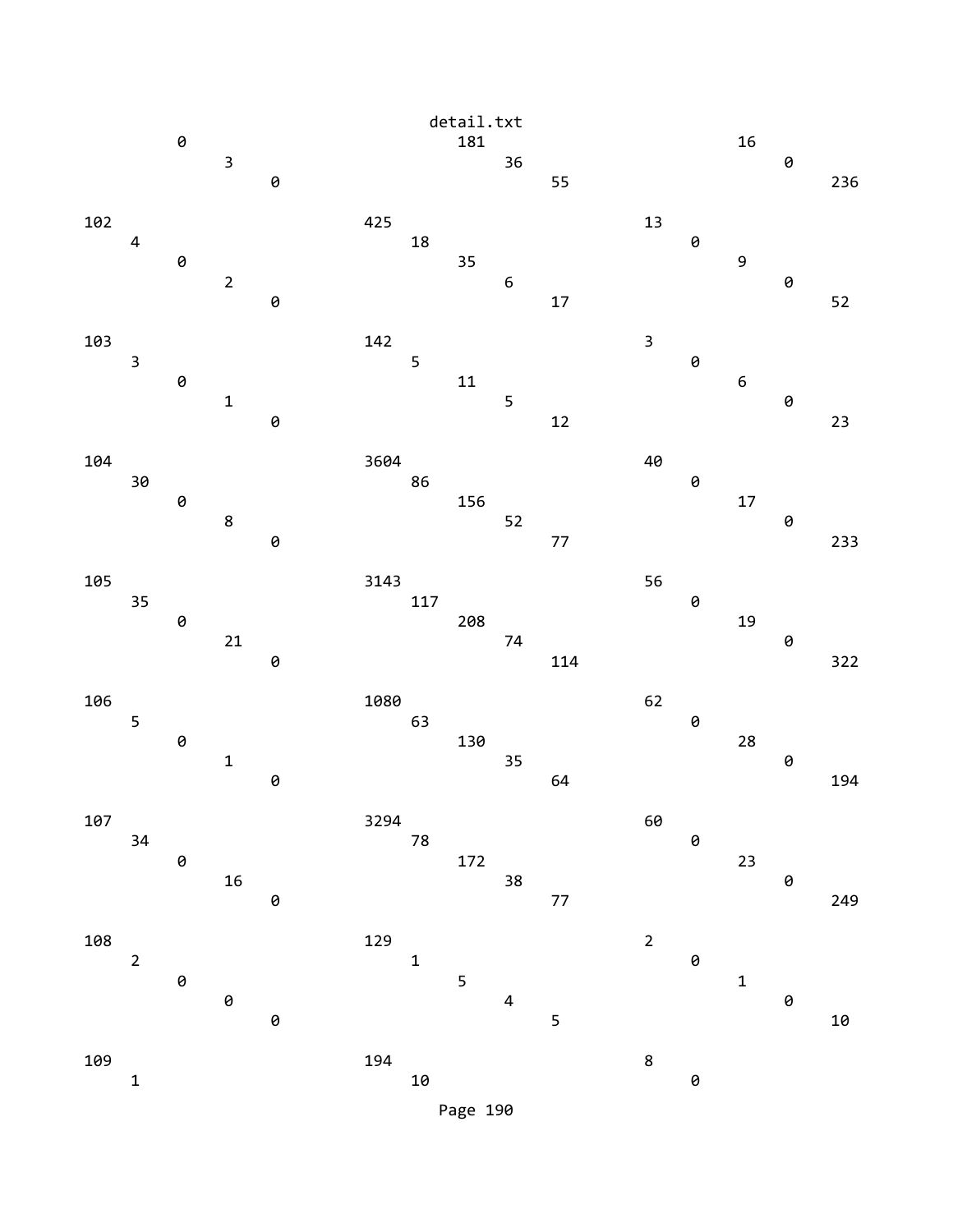```
detail.txt
        0                                    181                                    16
            3                                    36                                     0
                0                                    55                                     236

102                       425                       13
    4                         18                        0
        0                         35                        9
            2                         6                         0
                0                         17                        52

103                       142                       3
    3                         5                         0
        0                         11                        6
            1                         5                         0
                0                         12                        23

104                       3604                      40
    30                        86                        0
        0                         156                       17
            8                         52                        0
                0                         77                        233

105                       3143                      56
    35                        117                       0
        0                         208                       19
            21                        74                        0
                0                         114                       322

106                       1080                      62
    5                         63                        0
        0                         130                       28
            1                         35                        0
                0                         64                        194

107                       3294                      60
    34                        78                        0
        0                         172                       23
            16                        38                        0
                0                         77                        249

108                       129                       2
    2                         1                         0
        0                         5                         1
            0                         4                         0
                0                         5                         10

109                       194                       8
    1                         10                        0
```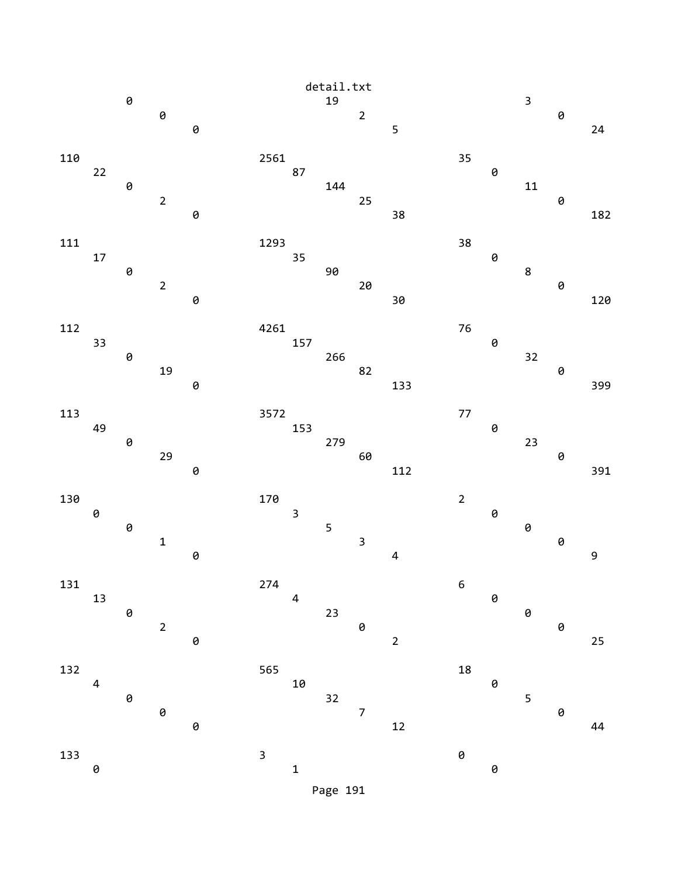```
                                          detail.txt
         0                                   19                                 3
              0                                   2                                  0
                   0                                   5                                  24

110                           2561                               35
     22                            87                                 0
          0                             144                                11
               2                             25                                 0
                    0                             38                                 182

111                           1293                               38
     17                            35                                 0
          0                             90                                 8
               2                             20                                 0
                    0                             30                                 120

112                           4261                               76
     33                            157                                0
          0                             266                                32
               19                            82                                 0
                    0                             133                                399

113                           3572                               77
     49                            153                                0
          0                             279                                23
               29                            60                                 0
                    0                             112                                391

130                           170                                2
     0                             3                                  0
          0                             5                                  0
               1                             3                                  0
                    0                             4                                  9

131                           274                                6
     13                            4                                  0
          0                             23                                 0
               2                             0                                  0
                    0                             2                                  25

132                           565                                18
     4                             10                                 0
          0                             32                                 5
               0                             7                                  0
                    0                             12                                 44

133                           3                                  0
     0                             1                                  0
```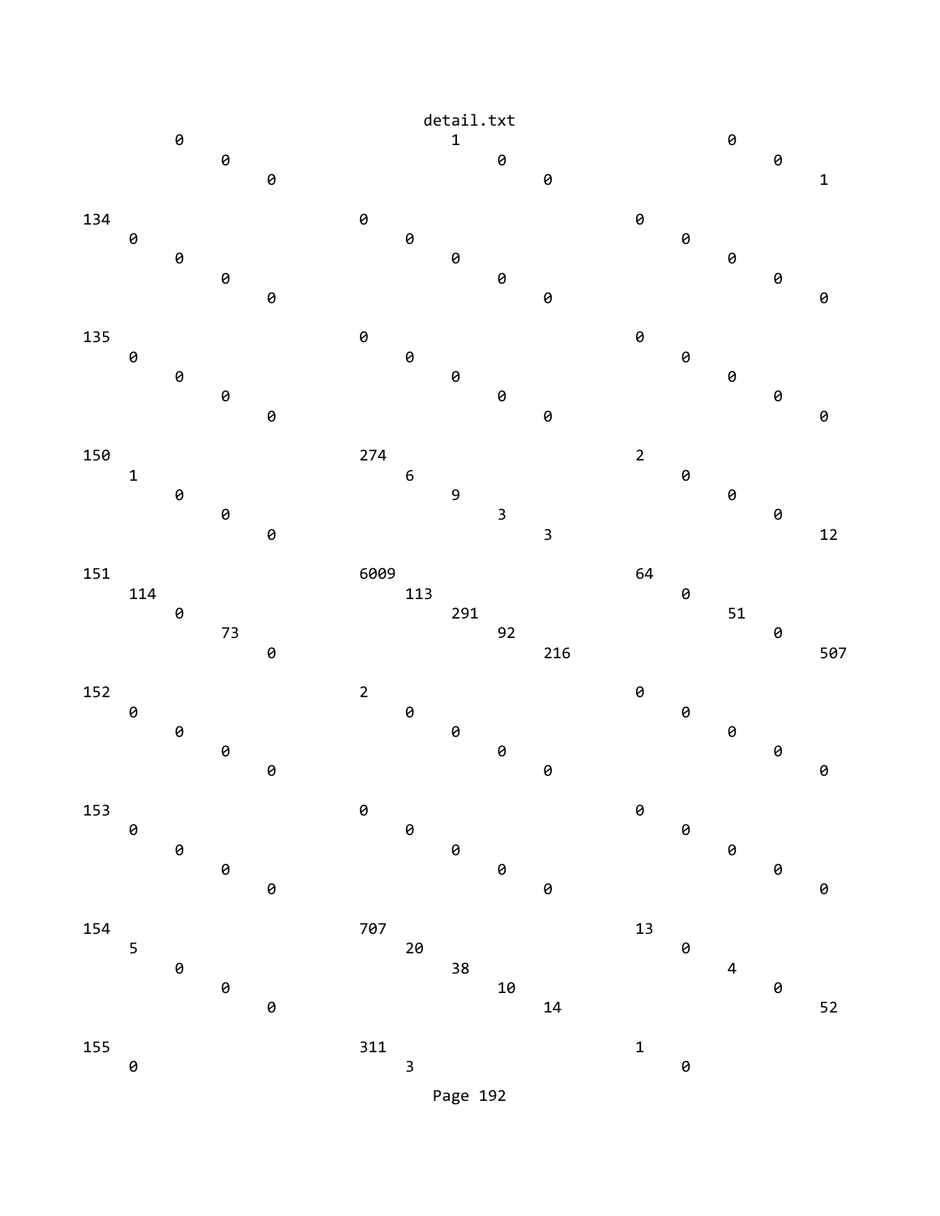```
detail.txt
        0                                  1                                  0
             0                                  0                                  0
                  0                                  0                                  1

134                            0                            0
     0                                  0                                  0
          0                                  0                                  0
               0                                  0                                  0
                    0                                  0                                  0

135                            0                            0
     0                                  0                                  0
          0                                  0                                  0
               0                                  0                                  0
                    0                                  0                                  0

150                            274                          2
     1                                  6                                  0
          0                                  9                                  0
               0                                  3                                  0
                    0                                  3                                  12

151                            6009                         64
     114                                113                                0
          0                                  291                                51
               73                                 92                                 0
                    0                                  216                                507

152                            2                            0
     0                                  0                                  0
          0                                  0                                  0
               0                                  0                                  0
                    0                                  0                                  0

153                            0                            0
     0                                  0                                  0
          0                                  0                                  0
               0                                  0                                  0
                    0                                  0                                  0

154                            707                          13
     5                                  20                                 0
          0                                  38                                 4
               0                                  10                                 0
                    0                                  14                                 52

155                            311                          1
     0                                  3                                  0
```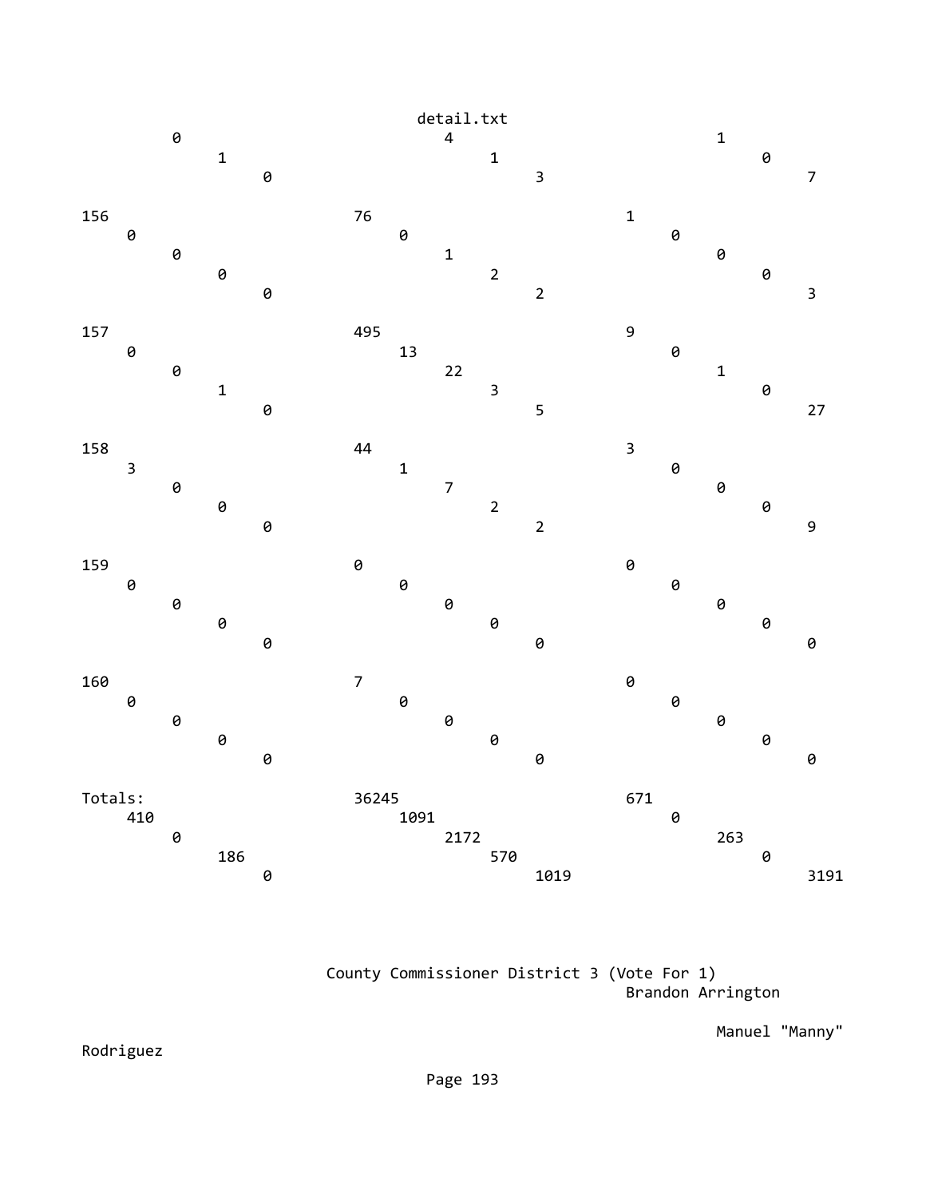```
                                        detail.txt
         0                             4                             1
              1                             1                             0
                   0                             3                             7

156                            76                            1
    0                              0                              0
         0                             1                             0
              0                             2                             0
                   0                             2                             3

157                            495                           9
    0                              13                             0
         0                             22                            1
              1                             3                             0
                   0                             5                             27

158                            44                            3
    3                              1                              0
         0                             7                             0
              0                             2                             0
                   0                             2                             9

159                            0                             0
    0                              0                              0
         0                             0                             0
              0                             0                             0
                   0                             0                             0

160                            7                             0
    0                              0                              0
         0                             0                             0
              0                             0                             0
                   0                             0                             0

Totals:                        36245                         671
    410                            1091                           0
         0                             2172                          263
              186                           570                           0
                   0                             1019                          3191



                              County Commissioner District 3 (Vote For 1)
                                                             Brandon Arrington

                                                                       Manuel "Manny"
Rodriguez
```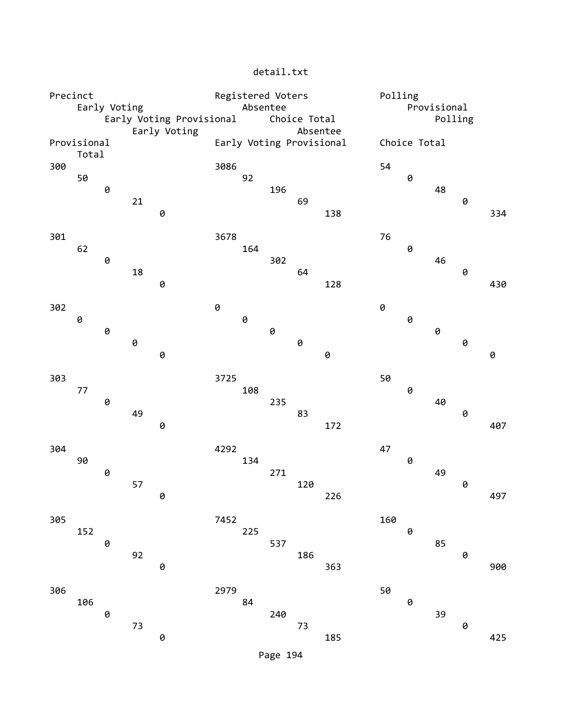| Precinct | Registered Voters | Polling | Early Voting | Absentee | Provisional | Early Voting Provisional | Choice Total | Polling | Early Voting | Absentee | Provisional | Early Voting Provisional | Choice Total | Total |
|---|---|---|---|---|---|---|---|---|---|---|---|---|---|---|
| 300 | 3086 | 54 | 50 | 92 | 0 | 0 | 196 | 48 | 21 | 69 | 0 | 0 | 138 | 334 |
| 301 | 3678 | 76 | 62 | 164 | 0 | 0 | 302 | 46 | 18 | 64 | 0 | 0 | 128 | 430 |
| 302 | 0 | 0 | 0 | 0 | 0 | 0 | 0 | 0 | 0 | 0 | 0 | 0 | 0 | 0 |
| 303 | 3725 | 50 | 77 | 108 | 0 | 0 | 235 | 40 | 49 | 83 | 0 | 0 | 172 | 407 |
| 304 | 4292 | 47 | 90 | 134 | 0 | 0 | 271 | 49 | 57 | 120 | 0 | 0 | 226 | 497 |
| 305 | 7452 | 160 | 152 | 225 | 0 | 0 | 537 | 85 | 92 | 186 | 0 | 0 | 363 | 900 |
| 306 | 2979 | 50 | 106 | 84 | 0 | 0 | 240 | 39 | 73 | 73 | 0 | 0 | 185 | 425 |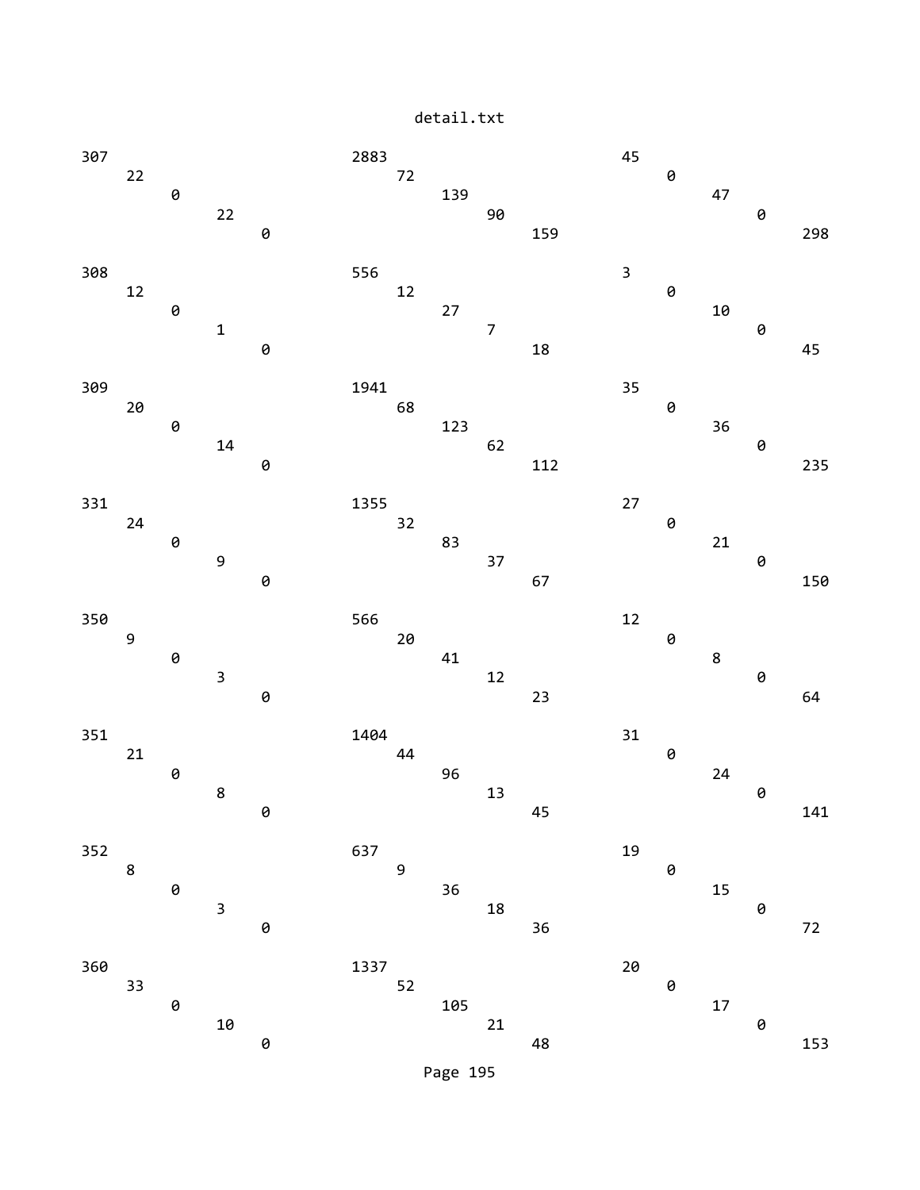```
307                                  2883                                 45
     22                                    72                                  0
          0                                     139                                 47
               22                                    90                                   0
                    0                                     159                                  298

308                                  556                                  3
     12                                    12                                  0
          0                                     27                                  10
               1                                     7                                    0
                    0                                     18                                   45

309                                  1941                                 35
     20                                    68                                  0
          0                                     123                                 36
               14                                    62                                   0
                    0                                     112                                  235

331                                  1355                                 27
     24                                    32                                  0
          0                                     83                                  21
               9                                     37                                   0
                    0                                     67                                   150

350                                  566                                  12
     9                                     20                                  0
          0                                     41                                  8
               3                                     12                                   0
                    0                                     23                                   64

351                                  1404                                 31
     21                                    44                                  0
          0                                     96                                  24
               8                                     13                                   0
                    0                                     45                                   141

352                                  637                                  19
     8                                     9                                   0
          0                                     36                                  15
               3                                     18                                   0
                    0                                     36                                   72

360                                  1337                                 20
     33                                    52                                  0
          0                                     105                                 17
               10                                    21                                   0
                    0                                     48                                   153
```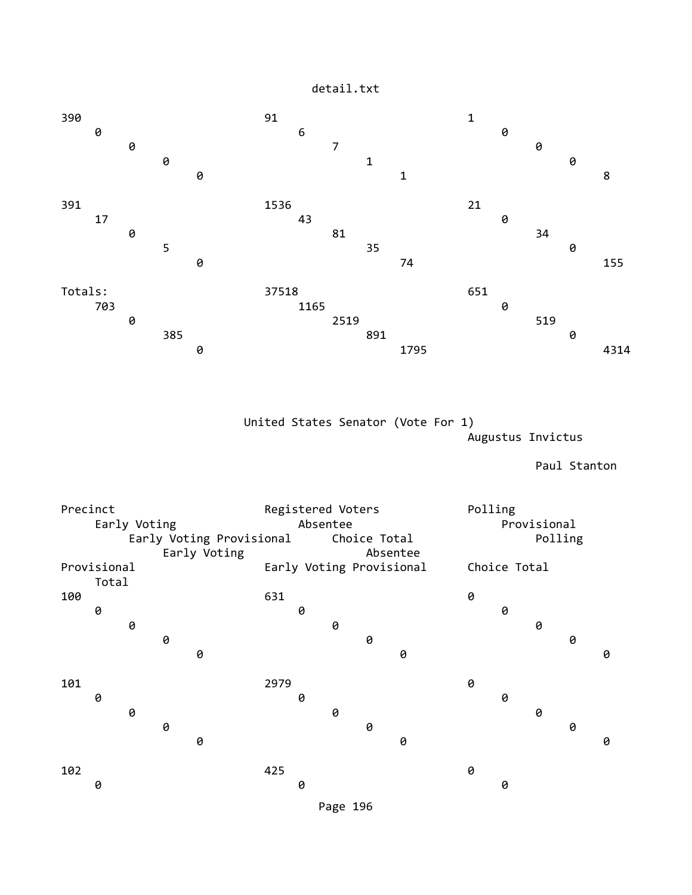| Precinct | Registered Voters | Polling | Early Voting | Absentee | Provisional | Early Voting Provisional | Choice Total | Polling | Early Voting | Absentee | Provisional | Early Voting Provisional | Choice Total | Total |
|---|---|---|---|---|---|---|---|---|---|---|---|---|---|---|
| 390 | 91 | 1 | 0 | 6 | 0 | 0 | 7 | 0 | 0 | 1 | 0 | 0 | 1 | 8 |
| 391 | 1536 | 21 | 17 | 43 | 0 | 0 | 81 | 34 | 5 | 35 | 0 | 0 | 74 | 155 |
| Totals: | 37518 | 651 | 703 | 1165 | 0 | 0 | 2519 | 519 | 385 | 891 | 0 | 0 | 1795 | 4314 |

United States Senator (Vote For 1)

Augustus Invictus

Paul Stanton

| Precinct | Registered Voters | Polling | Early Voting | Absentee | Provisional | Early Voting Provisional | Choice Total | Polling | Early Voting | Absentee | Provisional | Early Voting Provisional | Choice Total | Total |
|---|---|---|---|---|---|---|---|---|---|---|---|---|---|---|
| 100 | 631 | 0 | 0 | 0 | 0 | 0 | 0 | 0 | 0 | 0 | 0 | 0 | 0 | 0 |
| 101 | 2979 | 0 | 0 | 0 | 0 | 0 | 0 | 0 | 0 | 0 | 0 | 0 | 0 | 0 |
| 102 | 425 | 0 | 0 | 0 | 0 | | | | | | | | | |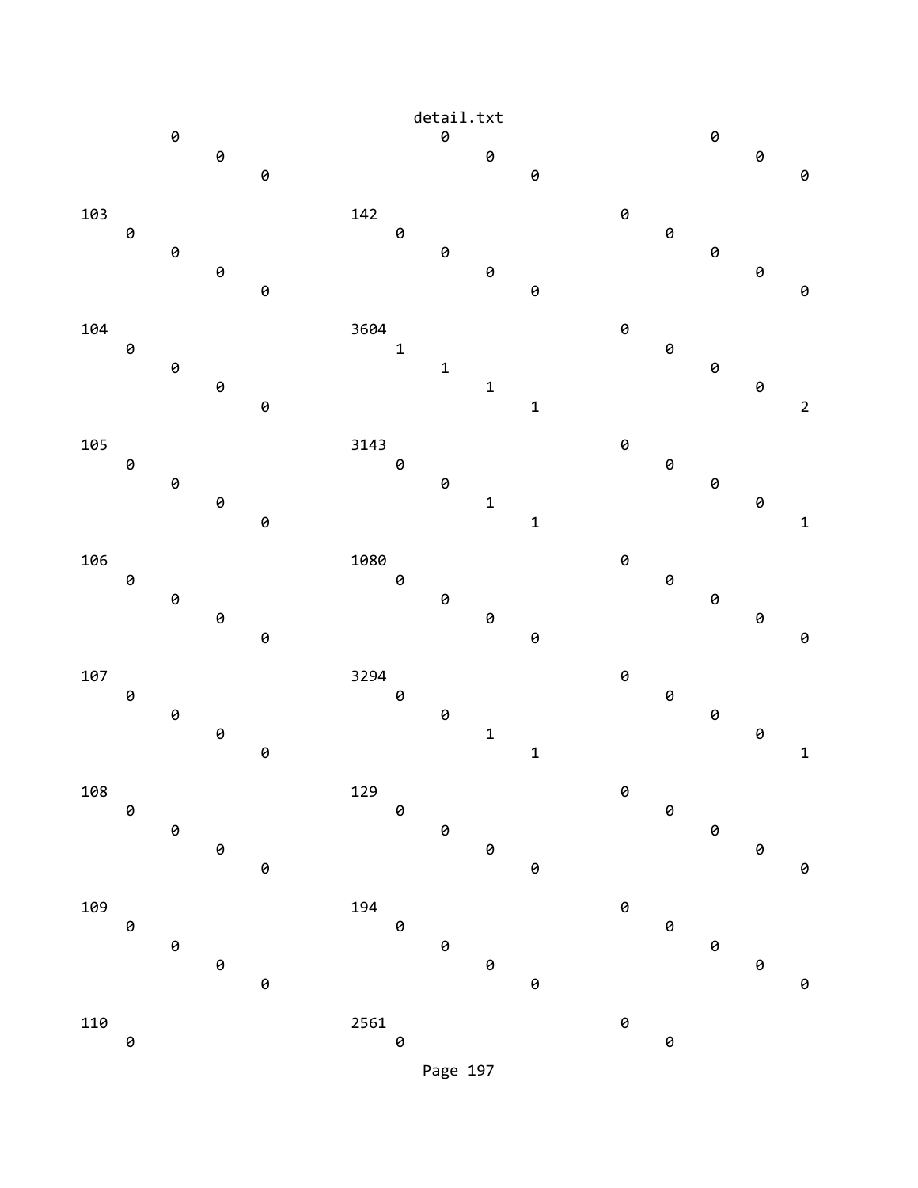```
                                    detail.txt
          0                              0                              0
               0                              0                              0
                    0                              0                              0

103                            142                            0
     0                              0                              0
          0                              0                              0
               0                              0                              0
                    0                              0                              0

104                            3604                           0
     0                              1                              0
          0                              1                              0
               0                              1                              0
                    0                              1                              2

105                            3143                           0
     0                              0                              0
          0                              0                              0
               0                              1                              0
                    0                              1                              1

106                            1080                           0
     0                              0                              0
          0                              0                              0
               0                              0                              0
                    0                              0                              0

107                            3294                           0
     0                              0                              0
          0                              0                              0
               0                              1                              0
                    0                              1                              1

108                            129                            0
     0                              0                              0
          0                              0                              0
               0                              0                              0
                    0                              0                              0

109                            194                            0
     0                              0                              0
          0                              0                              0
               0                              0                              0
                    0                              0                              0

110                            2561                           0
     0                              0                              0
```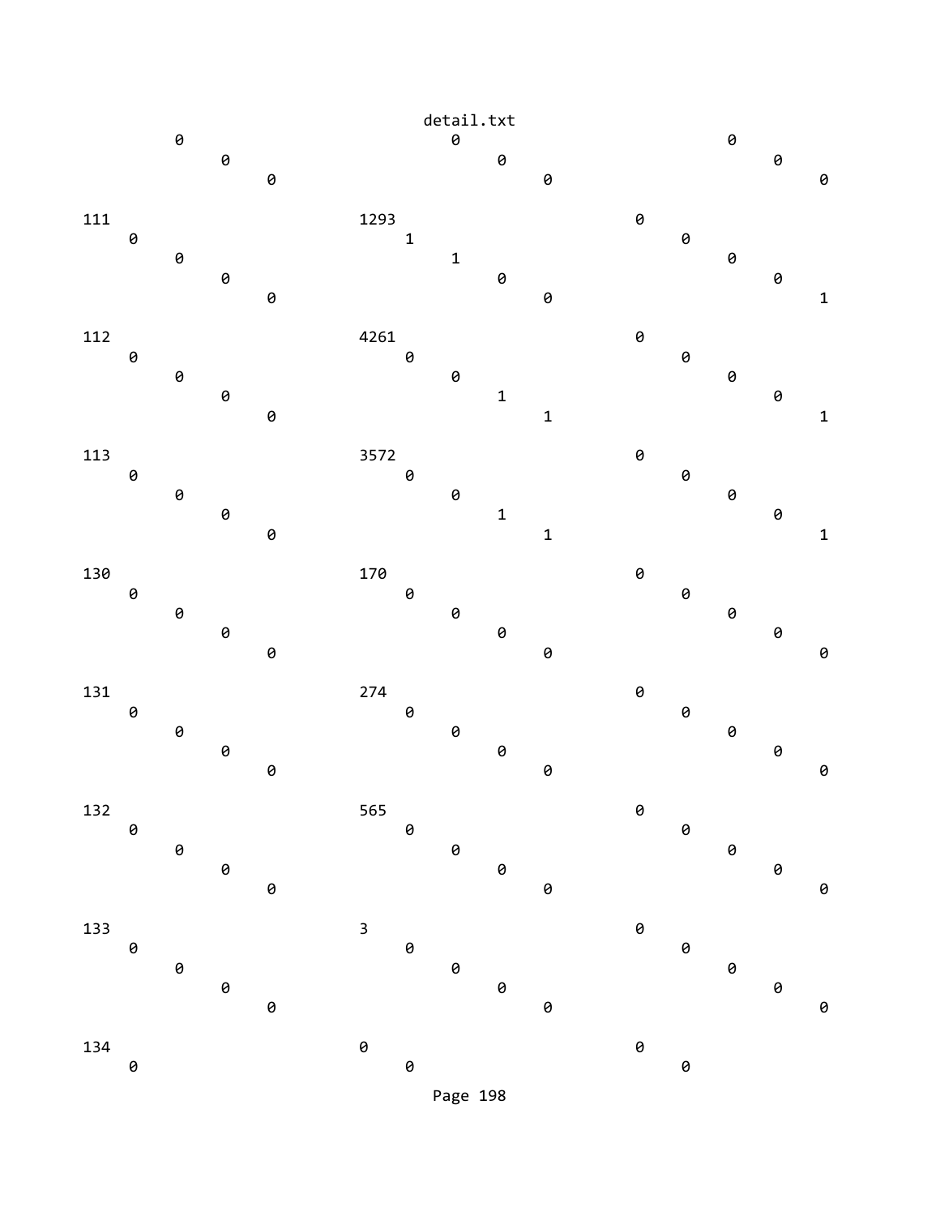```
                                                detail.txt
         0                               0                               0
              0                               0                               0
                   0                               0                               0

111                            1293                            0
    0                               1                               0
         0                               1                               0
              0                               0                               0
                   0                               0                               1

112                            4261                            0
    0                               0                               0
         0                               0                               0
              0                               1                               0
                   0                               1                               1

113                            3572                            0
    0                               0                               0
         0                               0                               0
              0                               1                               0
                   0                               1                               1

130                            170                             0
    0                               0                               0
         0                               0                               0
              0                               0                               0
                   0                               0                               0

131                            274                             0
    0                               0                               0
         0                               0                               0
              0                               0                               0
                   0                               0                               0

132                            565                             0
    0                               0                               0
         0                               0                               0
              0                               0                               0
                   0                               0                               0

133                            3                               0
    0                               0                               0
         0                               0                               0
              0                               0                               0
                   0                               0                               0

134                            0                               0
    0                               0                               0
```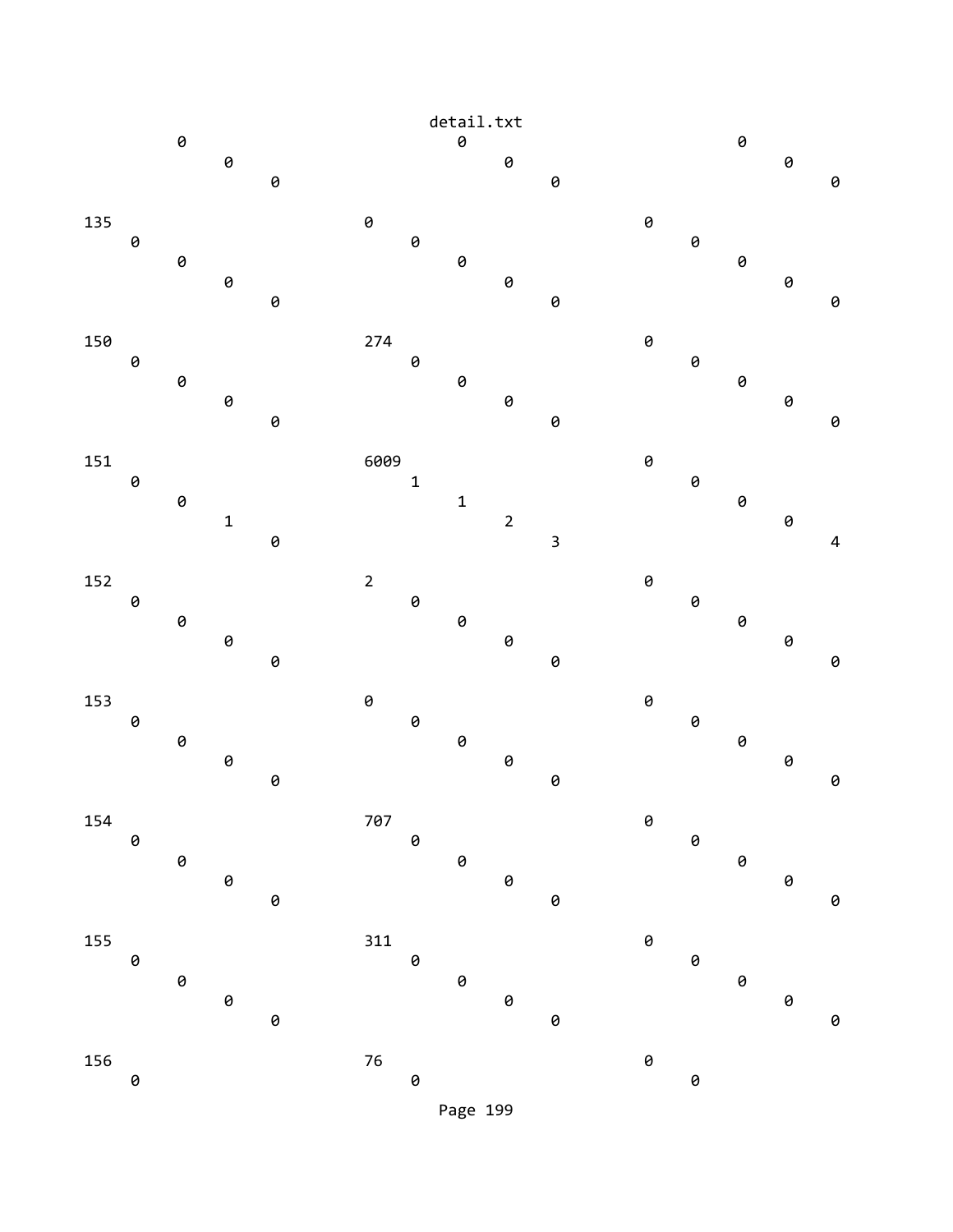```
            0                             0                             0
                 0                             0                             0
                      0                             0                             0

135                           0                             0
       0                             0                             0
            0                             0                             0
                 0                             0                             0
                      0                             0                             0

150                           274                           0
       0                             0                             0
            0                             0                             0
                 0                             0                             0
                      0                             0                             0

151                           6009                          0
       0                             1                             0
            0                             1                             0
                 1                             2                             0
                      0                             3                             4

152                           2                             0
       0                             0                             0
            0                             0                             0
                 0                             0                             0
                      0                             0                             0

153                           0                             0
       0                             0                             0
            0                             0                             0
                 0                             0                             0
                      0                             0                             0

154                           707                           0
       0                             0                             0
            0                             0                             0
                 0                             0                             0
                      0                             0                             0

155                           311                           0
       0                             0                             0
            0                             0                             0
                 0                             0                             0
                      0                             0                             0

156                           76                            0
       0                             0                             0
```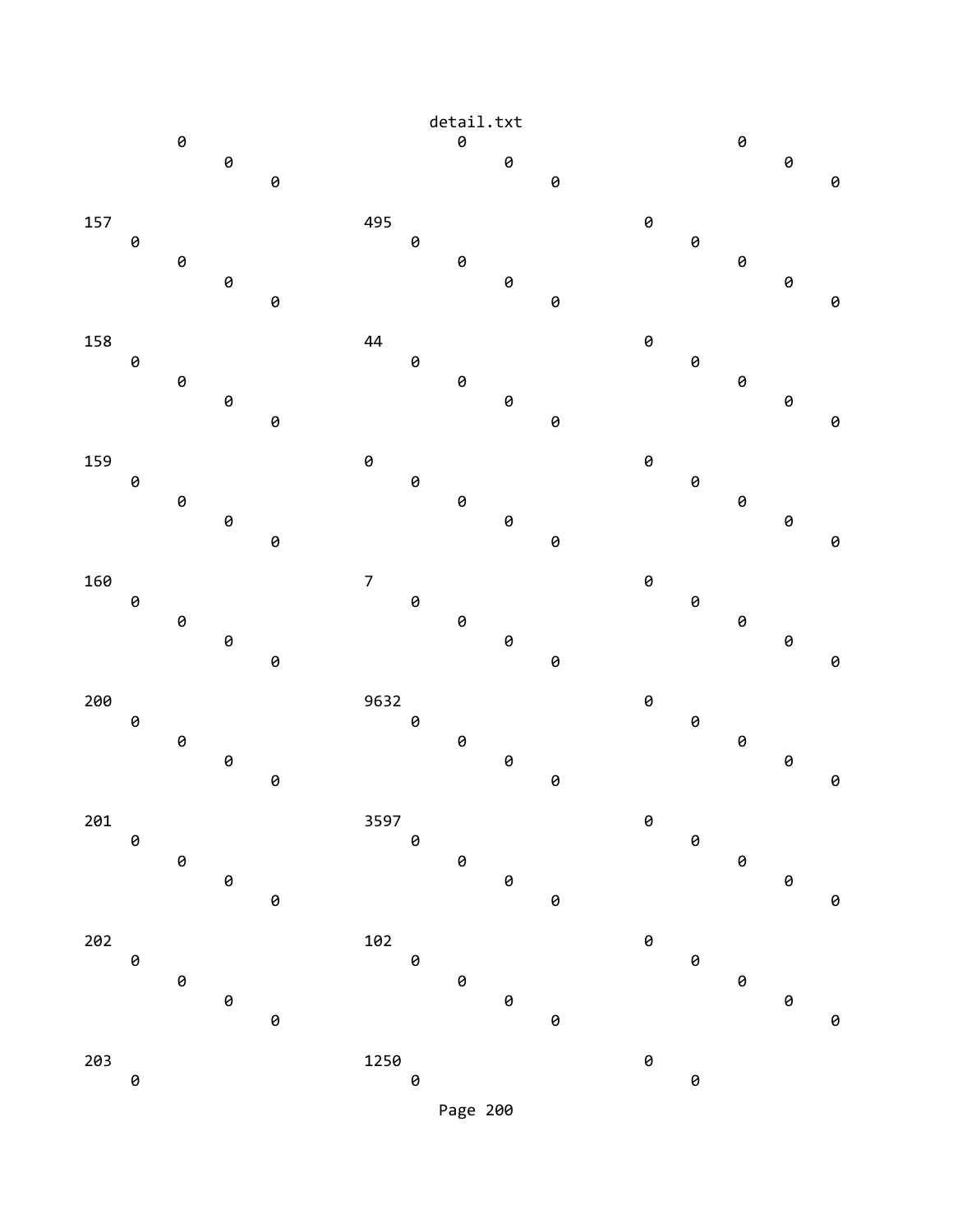```
        0                             0                             0
            0                             0                             0
                0                             0                             0

157                           495                           0
    0                             0                             0
        0                             0                             0
            0                             0                             0
                0                             0                             0

158                           44                            0
    0                             0                             0
        0                             0                             0
            0                             0                             0
                0                             0                             0

159                           0                             0
    0                             0                             0
        0                             0                             0
            0                             0                             0
                0                             0                             0

160                           7                             0
    0                             0                             0
        0                             0                             0
            0                             0                             0
                0                             0                             0

200                           9632                          0
    0                             0                             0
        0                             0                             0
            0                             0                             0
                0                             0                             0

201                           3597                          0
    0                             0                             0
        0                             0                             0
            0                             0                             0
                0                             0                             0

202                           102                           0
    0                             0                             0
        0                             0                             0
            0                             0                             0
                0                             0                             0

203                           1250                          0
    0                             0                             0
```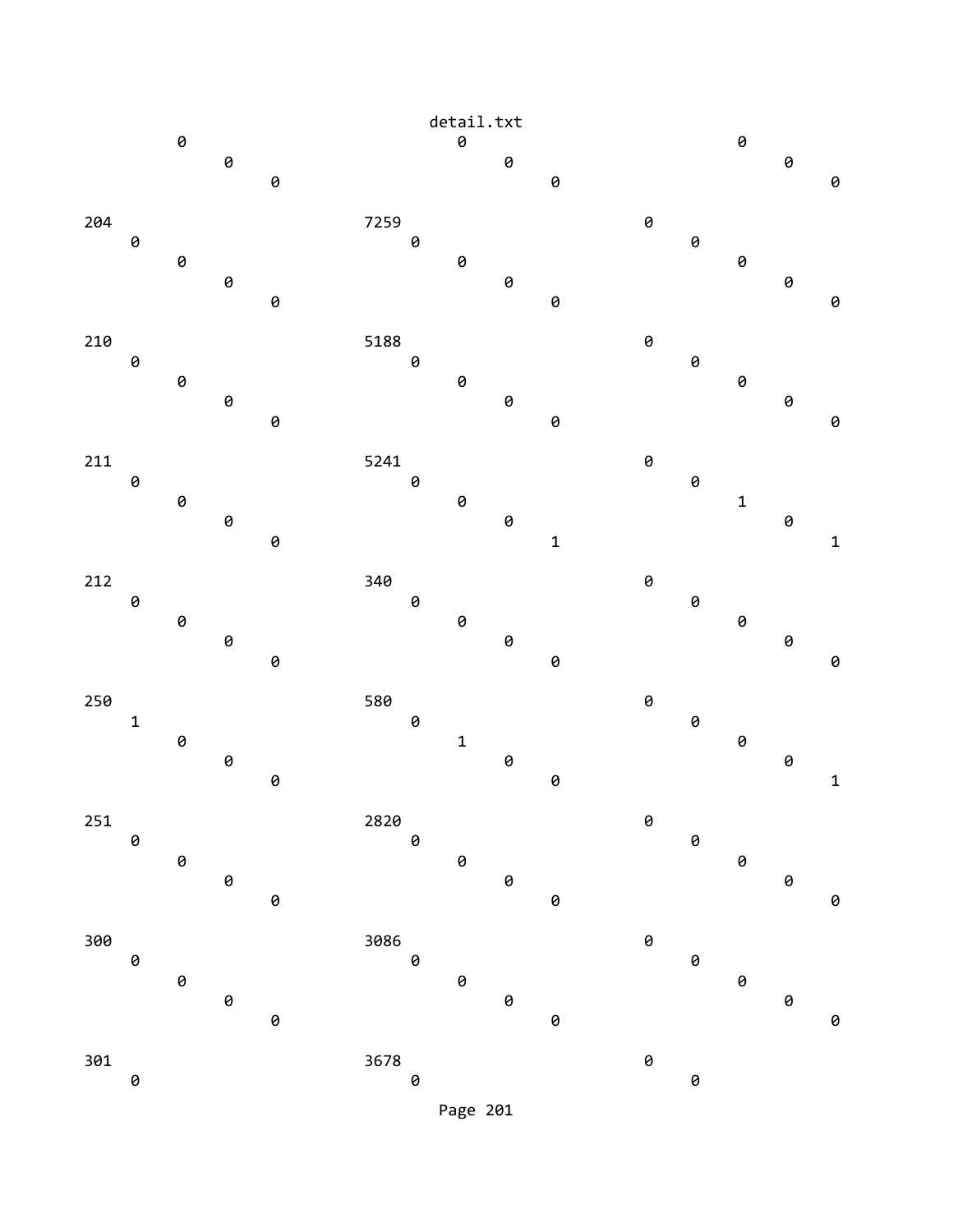```
        0                      0                      0
            0                      0                      0
                0                      0                      0

204                     7259                   0
    0                      0                      0
        0                      0                      0
            0                      0                      0
                0                      0                      0

210                     5188                   0
    0                      0                      0
        0                      0                      0
            0                      0                      0
                0                      0                      0

211                     5241                   0
    0                      0                      0
        0                      0                      1
            0                      0                      0
                0                      1                      1

212                     340                    0
    0                      0                      0
        0                      0                      0
            0                      0                      0
                0                      0                      0

250                     580                    0
    1                      0                      0
        0                      1                      0
            0                      0                      0
                0                      0                      1

251                     2820                   0
    0                      0                      0
        0                      0                      0
            0                      0                      0
                0                      0                      0

300                     3086                   0
    0                      0                      0
        0                      0                      0
            0                      0                      0
                0                      0                      0

301                     3678                   0
    0                      0                      0
```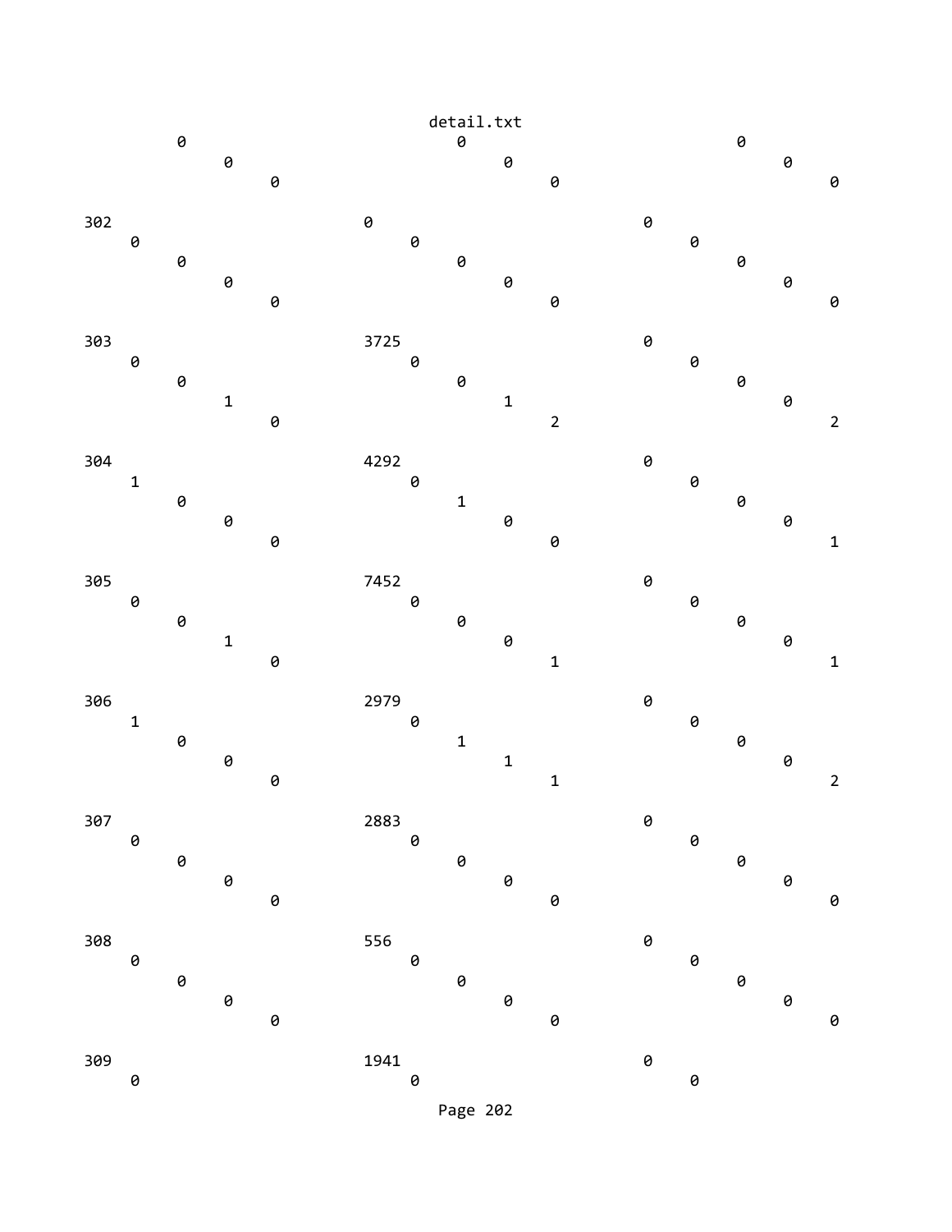```
                                    detail.txt
        0                                 0                                 0
              0                                 0                                 0
                    0                                 0                                 0

302                                 0                                 0
     0                                 0                                 0
          0                                 0                                 0
               0                                 0                                 0
                    0                                 0                                 0

303                                 3725                              0
     0                                 0                                 0
          0                                 0                                 0
               1                                 1                                 0
                    0                                 2                                 2

304                                 4292                              0
     1                                 0                                 0
          0                                 1                                 0
               0                                 0                                 0
                    0                                 0                                 1

305                                 7452                              0
     0                                 0                                 0
          0                                 0                                 0
               1                                 0                                 0
                    0                                 1                                 1

306                                 2979                              0
     1                                 0                                 0
          0                                 1                                 0
               0                                 1                                 0
                    0                                 1                                 2

307                                 2883                              0
     0                                 0                                 0
          0                                 0                                 0
               0                                 0                                 0
                    0                                 0                                 0

308                                 556                               0
     0                                 0                                 0
          0                                 0                                 0
               0                                 0                                 0
                    0                                 0                                 0

309                                 1941                              0
     0                                 0                                 0
```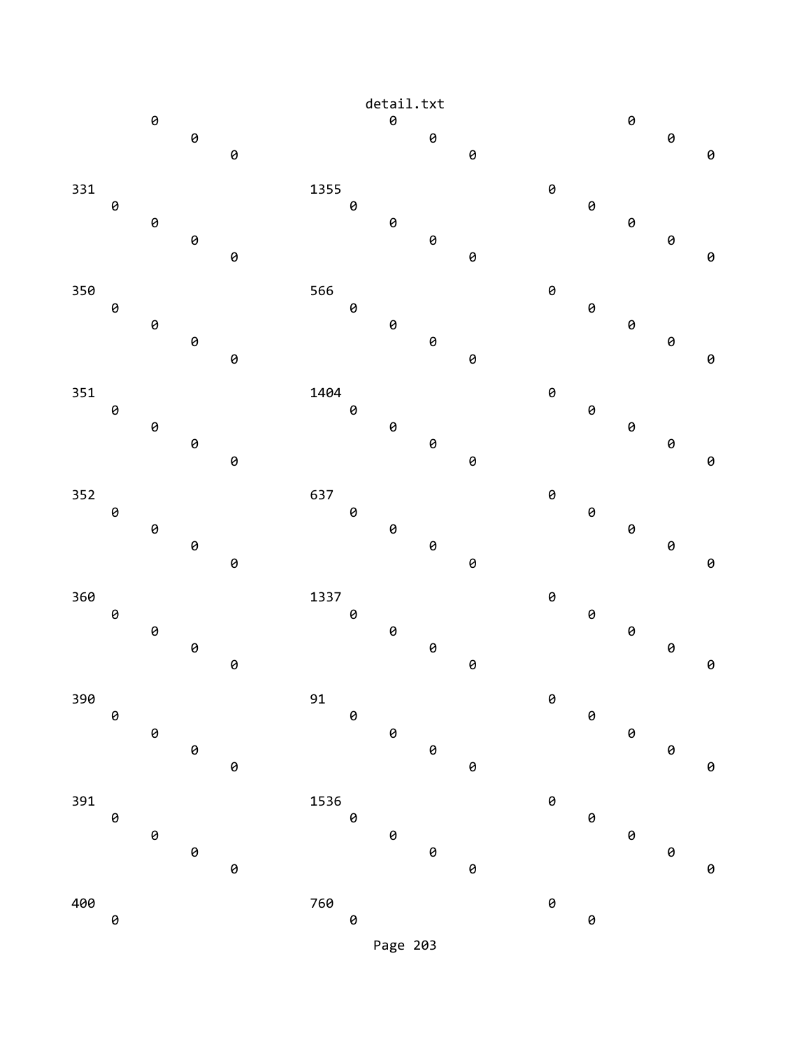```
        0                             0                             0
             0                             0                             0
                  0                             0                             0

331                           1355                          0
    0                             0                             0
        0                             0                             0
             0                             0                             0
                  0                             0                             0

350                           566                           0
    0                             0                             0
        0                             0                             0
             0                             0                             0
                  0                             0                             0

351                           1404                          0
    0                             0                             0
        0                             0                             0
             0                             0                             0
                  0                             0                             0

352                           637                           0
    0                             0                             0
        0                             0                             0
             0                             0                             0
                  0                             0                             0

360                           1337                          0
    0                             0                             0
        0                             0                             0
             0                             0                             0
                  0                             0                             0

390                           91                            0
    0                             0                             0
        0                             0                             0
             0                             0                             0
                  0                             0                             0

391                           1536                          0
    0                             0                             0
        0                             0                             0
             0                             0                             0
                  0                             0                             0

400                           760                           0
    0                             0                             0
```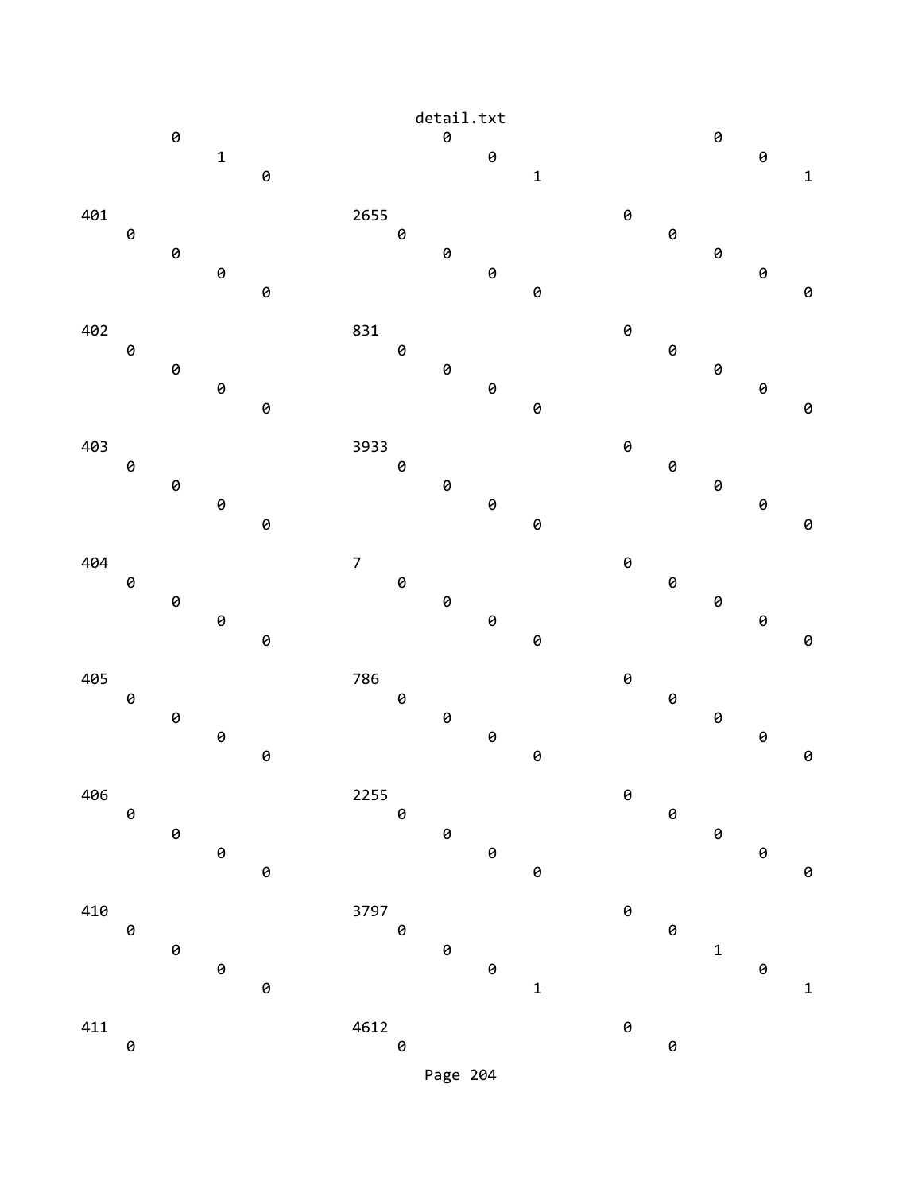```
        0                             0                             0
            1                             0                             0
                0                             1                             1

401                         2655                          0
    0                             0                             0
        0                             0                             0
            0                             0                             0
                0                             0                             0

402                         831                           0
    0                             0                             0
        0                             0                             0
            0                             0                             0
                0                             0                             0

403                         3933                          0
    0                             0                             0
        0                             0                             0
            0                             0                             0
                0                             0                             0

404                         7                             0
    0                             0                             0
        0                             0                             0
            0                             0                             0
                0                             0                             0

405                         786                           0
    0                             0                             0
        0                             0                             0
            0                             0                             0
                0                             0                             0

406                         2255                          0
    0                             0                             0
        0                             0                             0
            0                             0                             0
                0                             0                             0

410                         3797                          0
    0                             0                             0
        0                             0                             1
            0                             0                             0
                0                             1                             1

411                         4612                          0
    0                             0                             0
```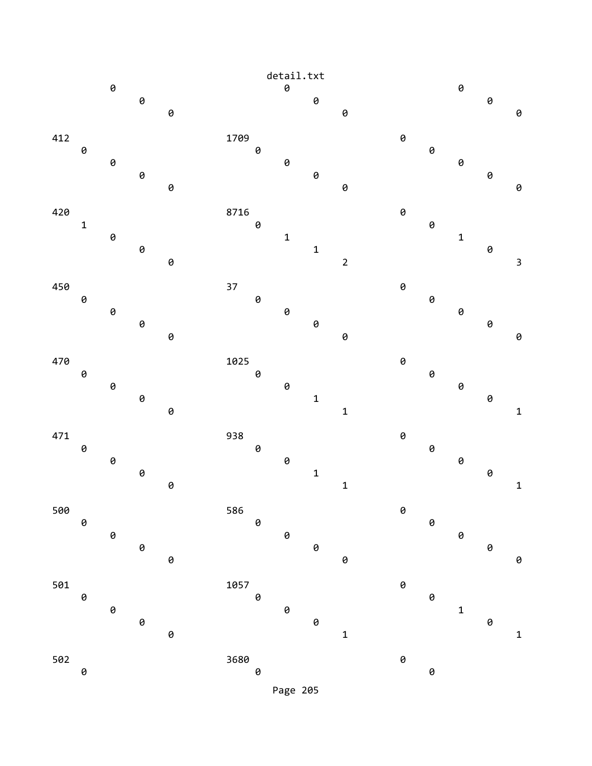```
                                   detail.txt
         0                             0                             0
             0                             0                             0
                 0                             0                             0

412                          1709                          0
     0                             0                             0
         0                             0                             0
             0                             0                             0
                 0                             0                             0

420                          8716                          0
     1                             0                             0
         0                             1                             1
             0                             1                             0
                 0                             2                             3

450                          37                            0
     0                             0                             0
         0                             0                             0
             0                             0                             0
                 0                             0                             0

470                          1025                          0
     0                             0                             0
         0                             0                             0
             0                             1                             0
                 0                             1                             1

471                          938                           0
     0                             0                             0
         0                             0                             0
             0                             1                             0
                 0                             1                             1

500                          586                           0
     0                             0                             0
         0                             0                             0
             0                             0                             0
                 0                             0                             0

501                          1057                          0
     0                             0                             0
         0                             0                             1
             0                             0                             0
                 0                             1                             1

502                          3680                          0
     0                             0                             0
```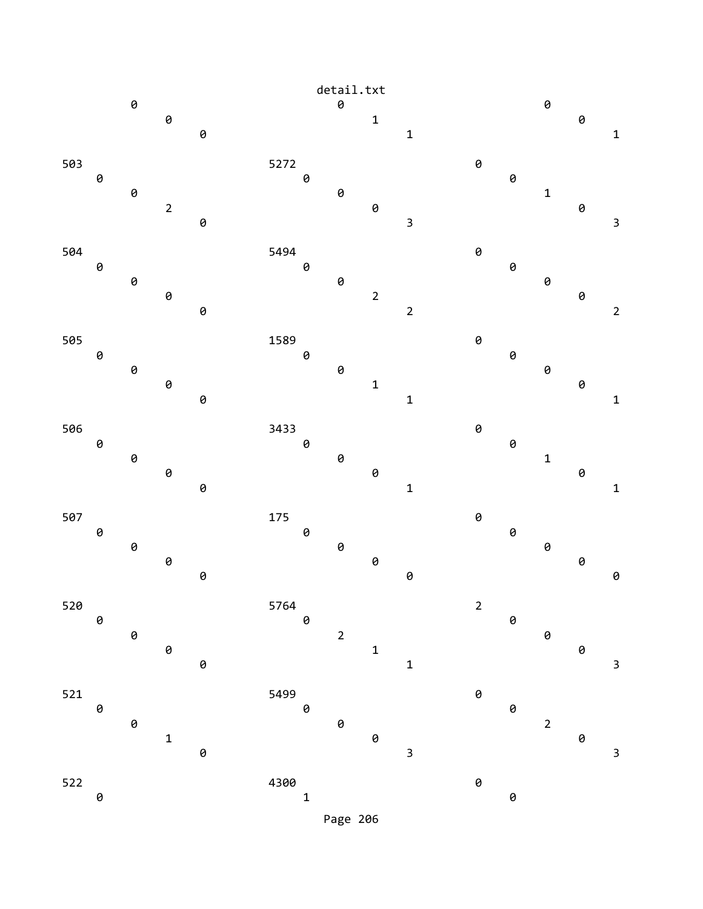```
        0                           0                           0
            0                           1                           0
                0                           1                           1

503                         5272                        0
    0                           0                           0
        0                           0                           1
            2                           0                           0
                0                           3                           3

504                         5494                        0
    0                           0                           0
        0                           0                           0
            0                           2                           0
                0                           2                           2

505                         1589                        0
    0                           0                           0
        0                           0                           0
            0                           1                           0
                0                           1                           1

506                         3433                        0
    0                           0                           0
        0                           0                           1
            0                           0                           0
                0                           1                           1

507                         175                         0
    0                           0                           0
        0                           0                           0
            0                           0                           0
                0                           0                           0

520                         5764                        2
    0                           0                           0
        0                           2                           0
            0                           1                           0
                0                           1                           3

521                         5499                        0
    0                           0                           0
        0                           0                           2
            1                           0                           0
                0                           3                           3

522                         4300                        0
    0                           1                           0
```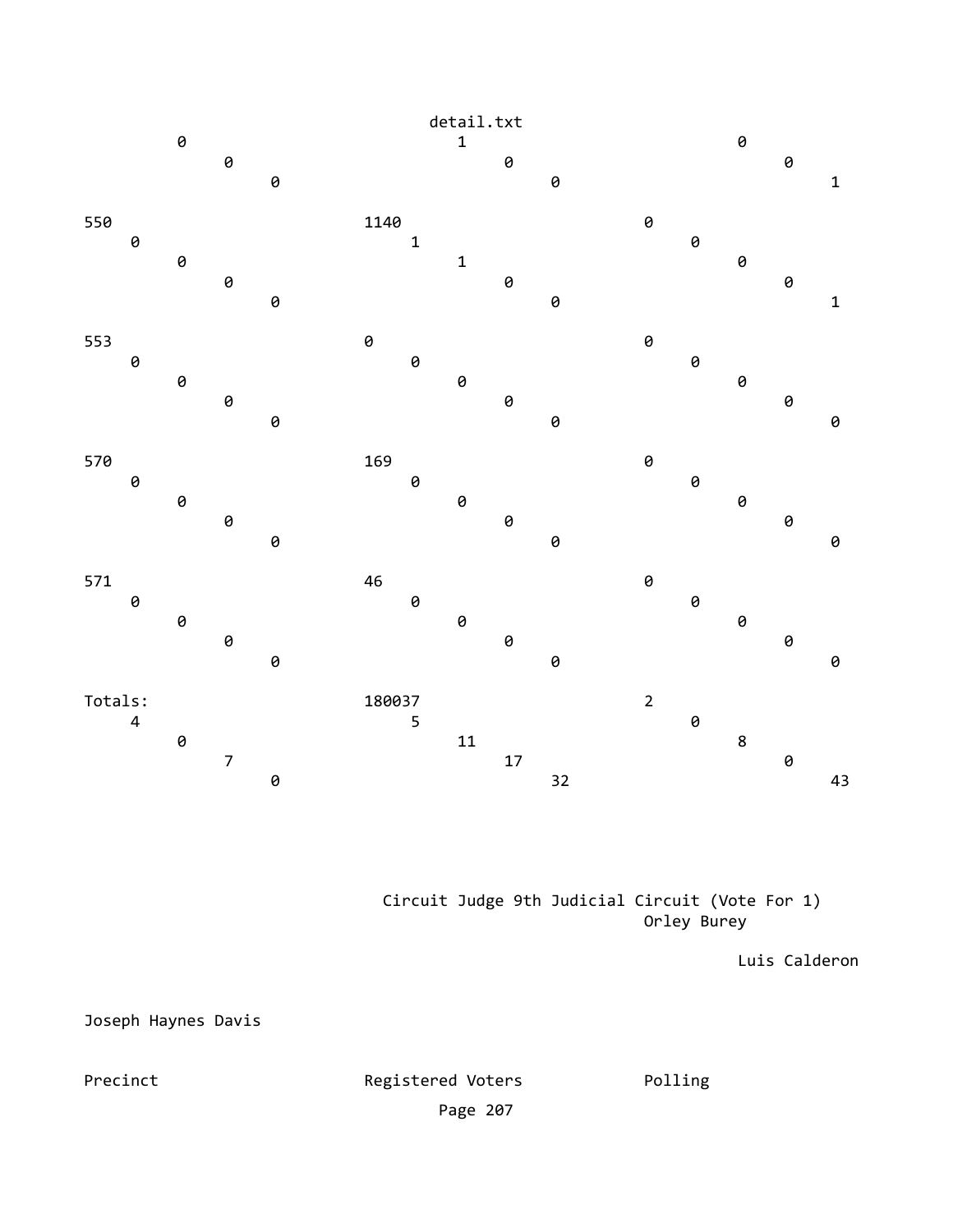detail.txt

```
        0                    1                    0
            0                    0                    0
                0                    0                    1

550                     1140                 0
    0                       1                    0
        0                       1                    0
            0                       0                    0
                0                       0                    1

553                     0                    0
    0                       0                    0
        0                       0                    0
            0                       0                    0
                0                       0                    0

570                     169                  0
    0                       0                    0
        0                       0                    0
            0                       0                    0
                0                       0                    0

571                     46                   0
    0                       0                    0
        0                       0                    0
            0                       0                    0
                0                       0                    0

Totals:                 180037               2
    4                       5                    0
        0                       11                   8
            7                       17                   0
                0                       32                   43
```

Circuit Judge 9th Judicial Circuit (Vote For 1)

Orley Burey

Luis Calderon

Joseph Haynes Davis

Precinct Registered Voters Polling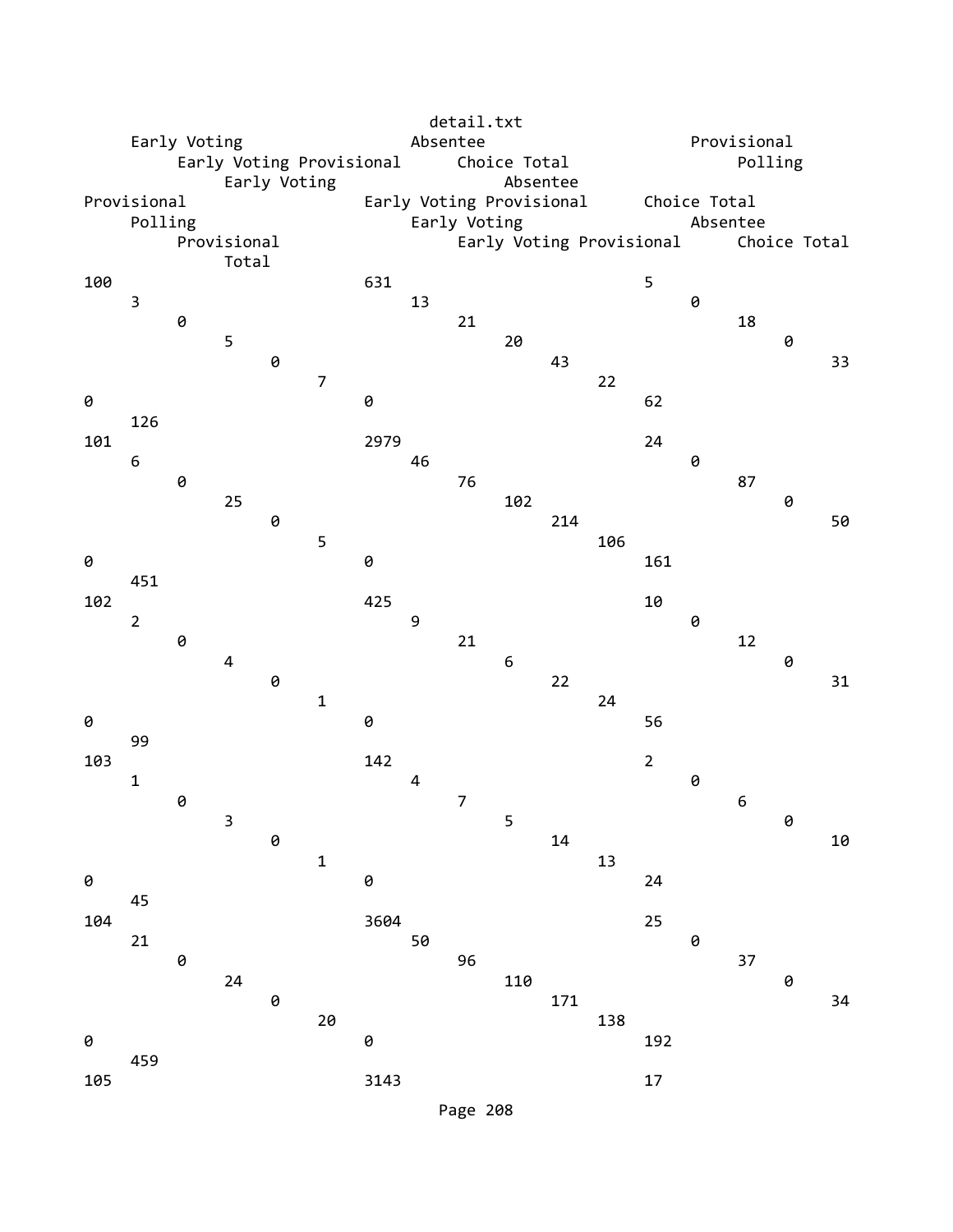detail.txt

| | | | Early Voting | Absentee | Provisional | Early Voting Provisional | Choice Total | Polling | Early Voting | Absentee | Provisional | Early Voting Provisional | Choice Total | Polling | Early Voting | Absentee | Provisional | Early Voting Provisional | Choice Total | Total |
|---|---|---|---|---|---|---|---|---|---|---|---|---|---|---|---|---|---|---|---|---|
| 100 | 631 | 5 | 3 | 13 | 0 | 0 | 21 | 18 | 5 | 20 | 0 | 0 | 43 | 33 | 7 | 22 | 0 | 0 | 62 | 126 |
| 101 | 2979 | 24 | 6 | 46 | 0 | 0 | 76 | 87 | 25 | 102 | 0 | 0 | 214 | 50 | 5 | 106 | 0 | 0 | 161 | 451 |
| 102 | 425 | 10 | 2 | 9 | 0 | 0 | 21 | 12 | 4 | 6 | 0 | 0 | 22 | 31 | 1 | 24 | 0 | 0 | 56 | 99 |
| 103 | 142 | 2 | 1 | 4 | 0 | 0 | 7 | 6 | 3 | 5 | 0 | 0 | 14 | 10 | 1 | 13 | 0 | 0 | 24 | 45 |
| 104 | 3604 | 25 | 21 | 50 | 0 | 0 | 96 | 37 | 24 | 110 | 0 | 0 | 171 | 34 | 20 | 138 | 0 | 0 | 192 | 459 |
| 105 | 3143 | 17 | | | | | | | | | | | | | | | | | | |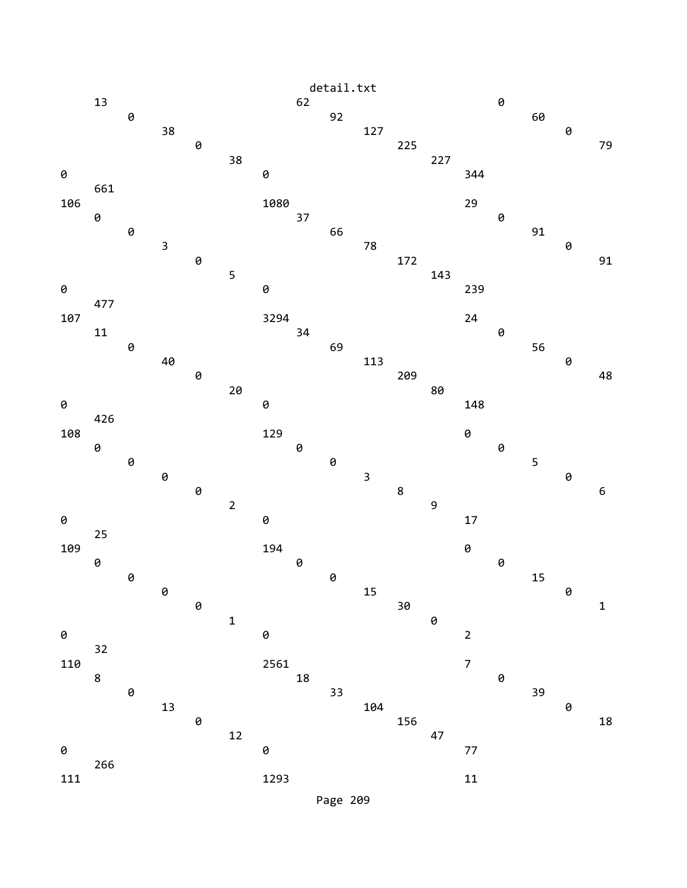```
detail.txt
     13                            62                            0
          0                             92                            60
               38                            127                           0
                    0                             225                           79
                         38                            227
0                             0                             344
     661
106                           1080                          29
     0                             37                            0
          0                             66                            91
               3                             78                            0
                    0                             172                           91
                         5                             143
0                             0                             239
     477
107                           3294                          24
     11                            34                            0
          0                             69                            56
               40                            113                           0
                    0                             209                           48
                         20                            80
0                             0                             148
     426
108                           129                           0
     0                             0                             0
          0                             0                             5
               0                             3                             0
                    0                             8                             6
                         2                             9
0                             0                             17
     25
109                           194                           0
     0                             0                             0
          0                             0                             15
               0                             15                            0
                    0                             30                            1
                         1                             0
0                             0                             2
     32
110                           2561                          7
     8                             18                            0
          0                             33                            39
               13                            104                           0
                    0                             156                           18
                         12                            47
0                             0                             77
     266
111                           1293                          11
```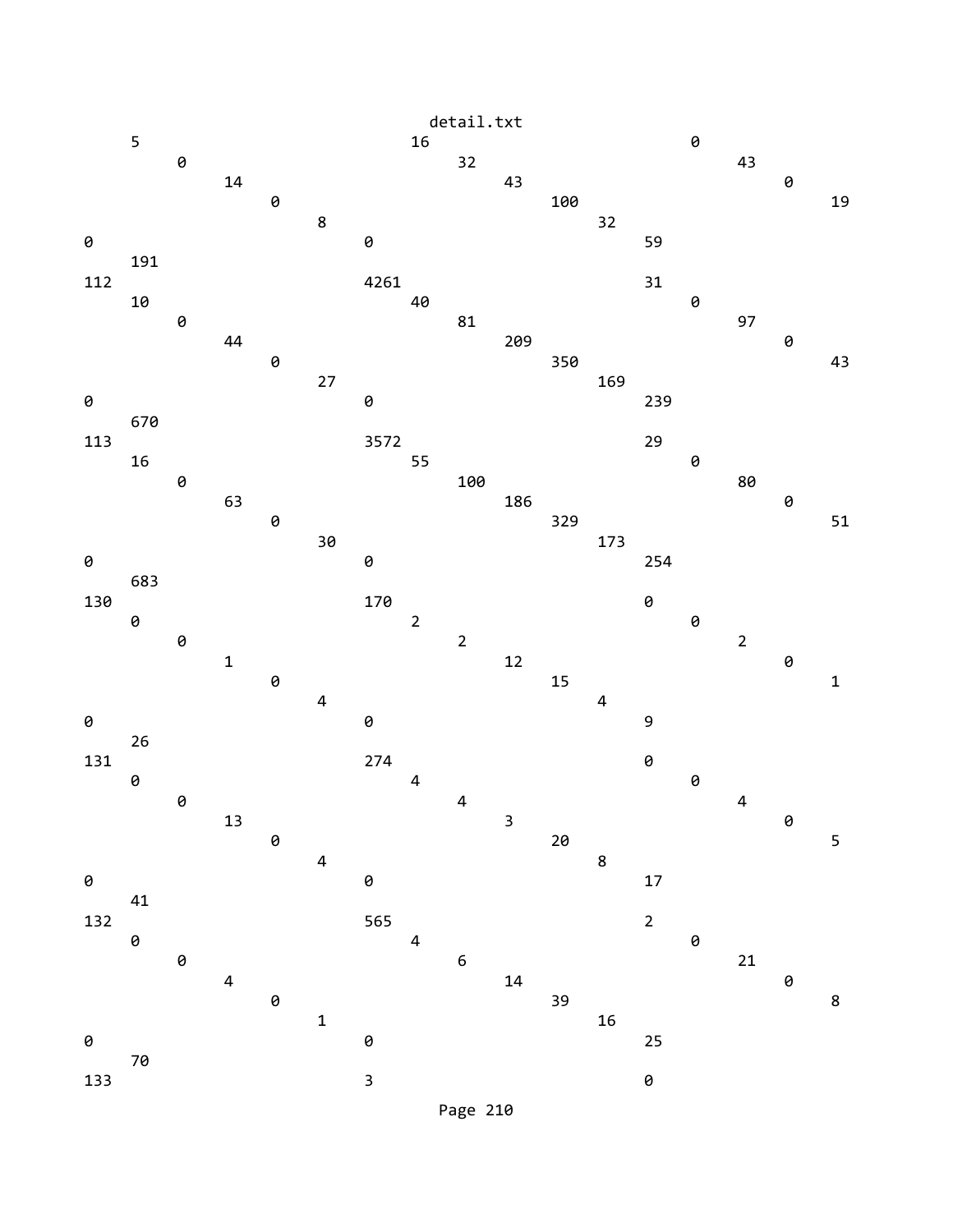```
                                        detail.txt
     5                             16                            0
          0                             32                            43
               14                            43                            0
                    0                             100                           19
                         8                             32
0                             0                             59
     191
112                           4261                          31
     10                            40                            0
          0                             81                            97
               44                            209                           0
                    0                             350                           43
                         27                            169
0                             0                             239
     670
113                           3572                          29
     16                            55                            0
          0                             100                           80
               63                            186                           0
                    0                             329                           51
                         30                            173
0                             0                             254
     683
130                           170                           0
     0                             2                             0
          0                             2                             2
               1                             12                            0
                    0                             15                            1
                         4                             4
0                             0                             9
     26
131                           274                           0
     0                             4                             0
          0                             4                             4
               13                            3                             0
                    0                             20                            5
                         4                             8
0                             0                             17
     41
132                           565                           2
     0                             4                             0
          0                             6                             21
               4                             14                            0
                    0                             39                            8
                         1                             16
0                             0                             25
     70
133                           3                             0
```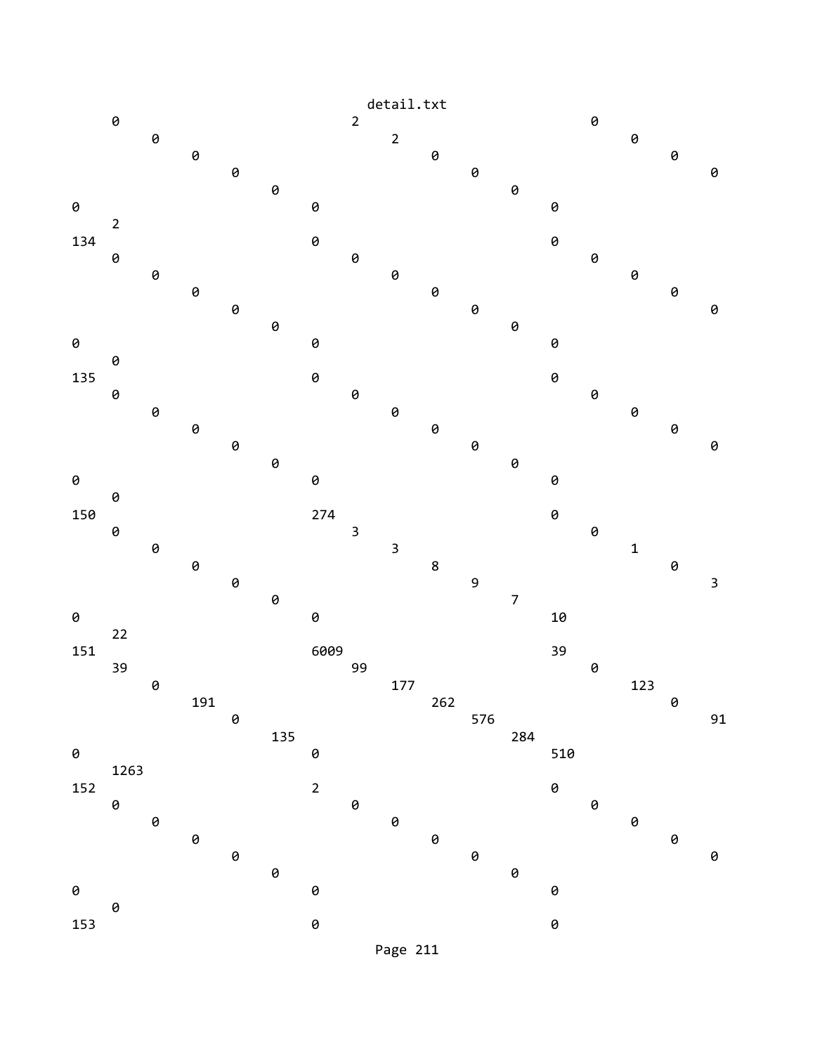```
    0                               2                               0
         0                               2                               0
              0                               0                               0
                   0                               0                               0
                        0                               0
0                              0                              0
    2
134                            0                              0
    0                               0                               0
         0                               0                               0
              0                               0                               0
                   0                               0                               0
                        0                               0
0                              0                              0
    0
135                            0                              0
    0                               0                               0
         0                               0                               0
              0                               0                               0
                   0                               0                               0
                        0                               0
0                              0                              0
    0
150                            274                            0
    0                               3                               0
         0                               3                               1
              0                               8                               0
                   0                               9                               3
                        0                               7
0                              0                              10
    22
151                            6009                           39
    39                              99                              0
         0                               177                             123
              191                             262                             0
                   0                               576                             91
                        135                             284
0                              0                              510
    1263
152                            2                              0
    0                               0                               0
         0                               0                               0
              0                               0                               0
                   0                               0                               0
                        0                               0
0                              0                              0
    0
153                            0                              0
```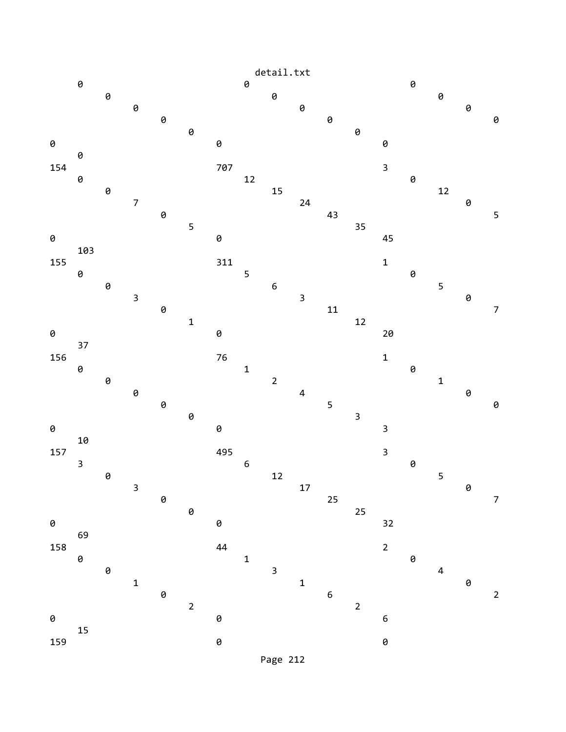```
detail.txt
     0                              0                              0
          0                              0                              0
               0                              0                              0
                    0                              0                              0
                         0                              0
0                              0                              0
     0
154                            707                            3
     0                              12                             0
          0                              15                             12
               7                              24                             0
                    0                              43                             5
                         5                              35
0                              0                              45
     103
155                            311                            1
     0                              5                              0
          0                              6                              5
               3                              3                              0
                    0                              11                             7
                         1                              12
0                              0                              20
     37
156                            76                             1
     0                              1                              0
          0                              2                              1
               0                              4                              0
                    0                              5                              0
                         0                              3
0                              0                              3
     10
157                            495                            3
     3                              6                              0
          0                              12                             5
               3                              17                             0
                    0                              25                             7
                         0                              25
0                              0                              32
     69
158                            44                             2
     0                              1                              0
          0                              3                              4
               1                              1                              0
                    0                              6                              2
                         2                              2
0                              0                              6
     15
159                            0                              0
```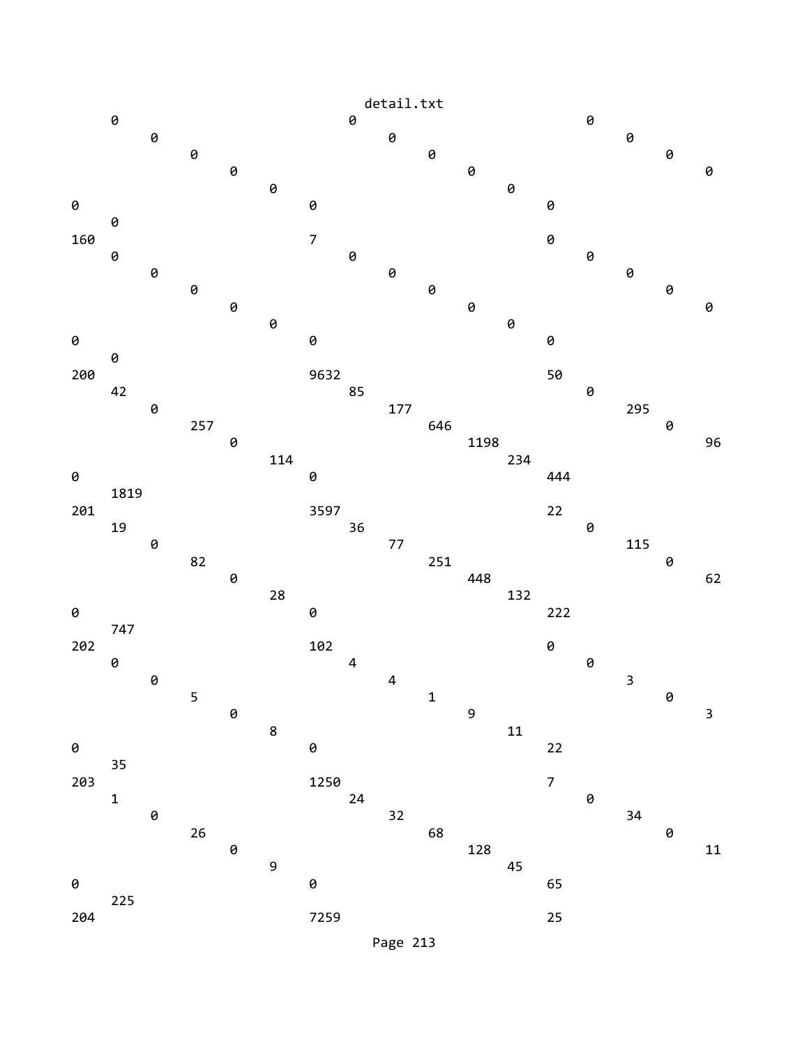detail.txt

```
     0                                 0                                 0
          0                                 0                                 0
               0                                 0                                 0
                    0                                 0                                 0
                         0                                 0
0                             0                             0
     0
160                           7                             0
     0                                 0                                 0
          0                                 0                                 0
               0                                 0                                 0
                    0                                 0                                 0
                         0                                 0
0                             0                             0
     0
200                           9632                          50
     42                                85                                0
          0                                 177                               295
               257                               646                               0
                    0                                 1198                              96
                         114                               234
0                             0                             444
     1819
201                           3597                          22
     19                                36                                0
          0                                 77                                115
               82                                251                               0
                    0                                 448                               62
                         28                                132
0                             0                             222
     747
202                           102                           0
     0                                 4                                 0
          0                                 4                                 3
               5                                 1                                 0
                    0                                 9                                 3
                         8                                 11
0                             0                             22
     35
203                           1250                          7
     1                                 24                                0
          0                                 32                                34
               26                                68                                0
                    0                                 128                               11
                         9                                 45
0                             0                             65
     225
204                           7259                          25
```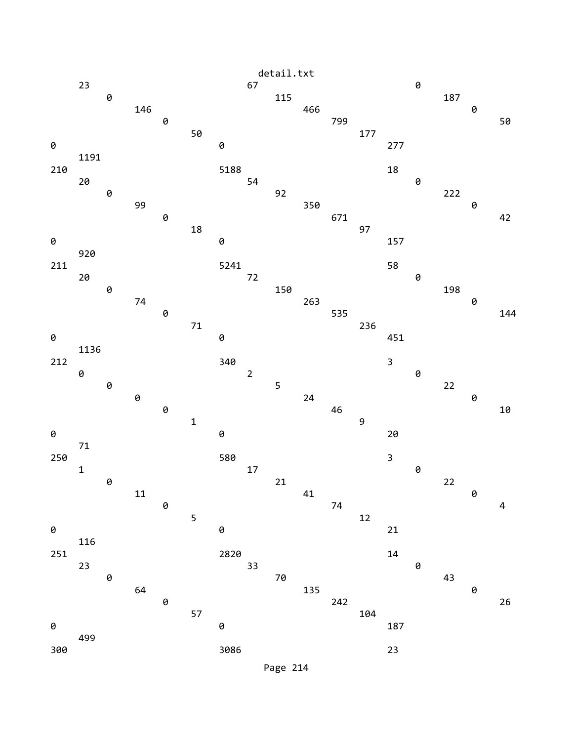```
     23                                67                                   0
          0                                  115                                 187
               146                                 466                                 0
                    0                                   799                                 50
                         50                                  177
0                             0                                   277
     1191
210                           5188                                18
     20                                54                                   0
          0                                  92                                  222
               99                                  350                                 0
                    0                                   671                                 42
                         18                                  97
0                             0                                   157
     920
211                           5241                                58
     20                                72                                   0
          0                                  150                                 198
               74                                  263                                 0
                    0                                   535                                 144
                         71                                  236
0                             0                                   451
     1136
212                           340                                 3
     0                                 2                                    0
          0                                  5                                   22
               0                                   24                                  0
                    0                                   46                                  10
                         1                                   9
0                             0                                   20
     71
250                           580                                 3
     1                                 17                                   0
          0                                  21                                  22
               11                                  41                                  0
                    0                                   74                                  4
                         5                                   12
0                             0                                   21
     116
251                           2820                                14
     23                                33                                   0
          0                                  70                                  43
               64                                  135                                 0
                    0                                   242                                 26
                         57                                  104
0                             0                                   187
     499
300                           3086                                23
```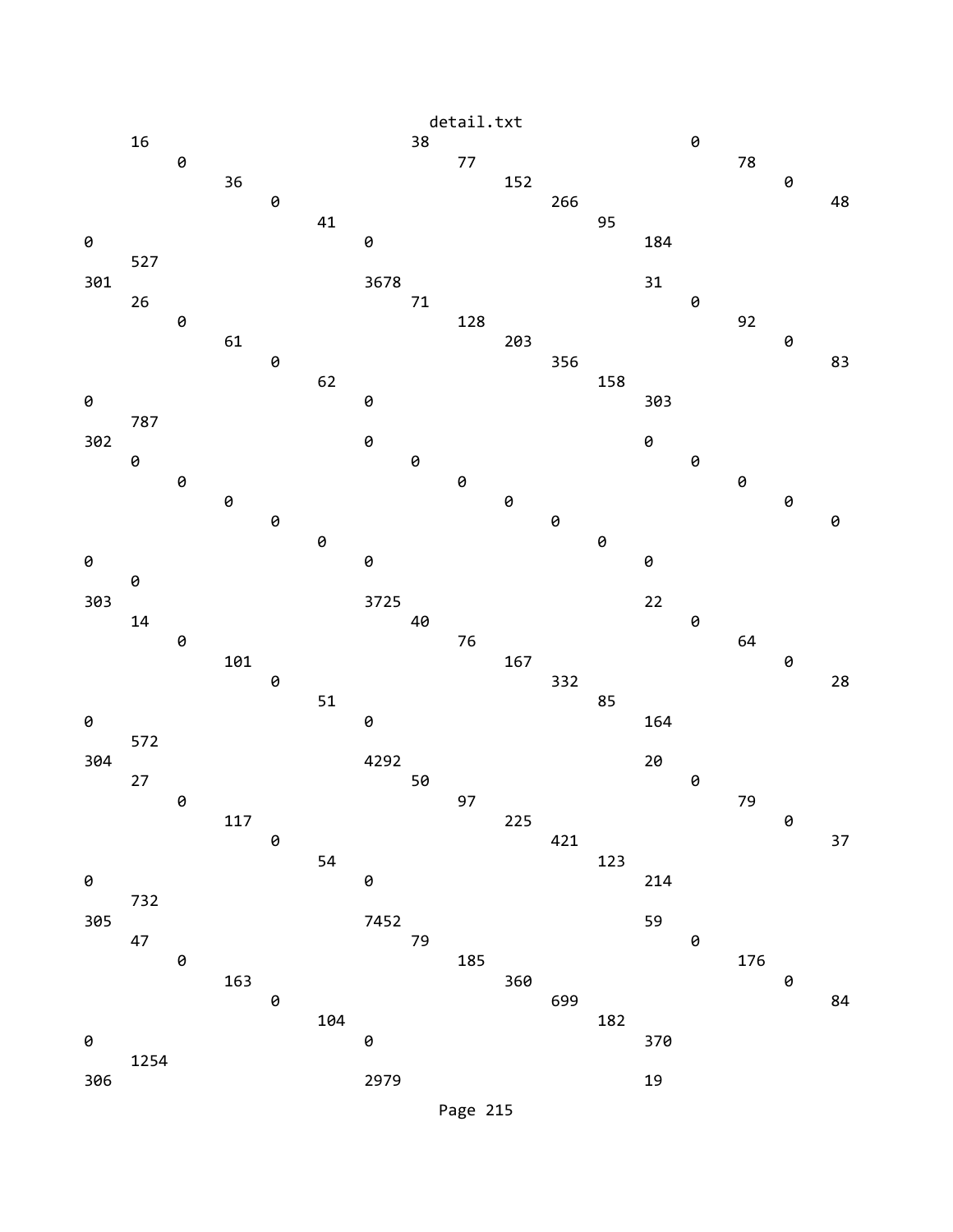```
detail.txt
     16                              38                             0
          0                               77                             78
               36                              152                            0
                    0                              266                            48
                         41                             95
0                             0                             184
     527
301                           3678                          31
     26                              71                             0
          0                               128                            92
               61                              203                            0
                    0                              356                            83
                         62                             158
0                             0                             303
     787
302                           0                             0
     0                               0                              0
          0                               0                              0
               0                               0                              0
                    0                              0                              0
                         0                              0
0                             0                             0
     0
303                           3725                          22
     14                              40                             0
          0                               76                             64
               101                             167                            0
                    0                              332                            28
                         51                             85
0                             0                             164
     572
304                           4292                          20
     27                              50                             0
          0                               97                             79
               117                             225                            0
                    0                              421                            37
                         54                             123
0                             0                             214
     732
305                           7452                          59
     47                              79                             0
          0                               185                            176
               163                             360                            0
                    0                              699                            84
                         104                            182
0                             0                             370
     1254
306                           2979                          19
```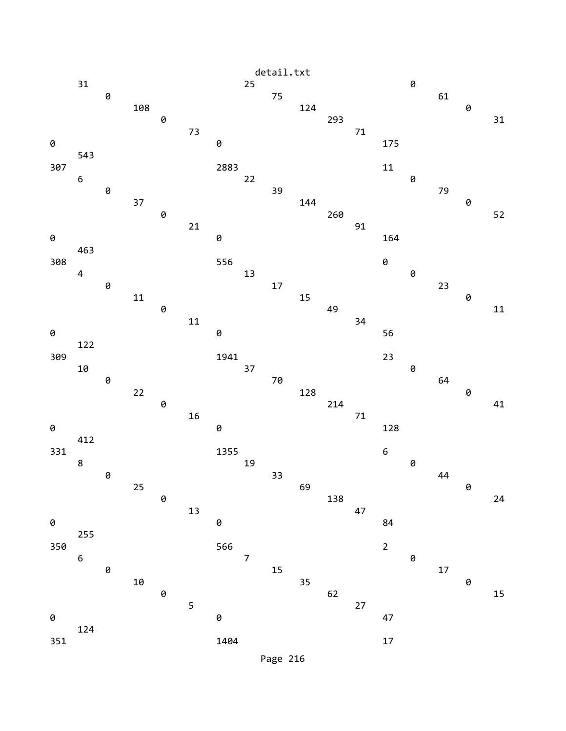```
detail.txt
     31                             25                             0
          0                              75                             61
               108                            124                            0
                    0                              293                            31
                         73                             71
0                              0                              175
     543
307                            2883                           11
     6                              22                             0
          0                              39                             79
               37                             144                            0
                    0                              260                            52
                         21                             91
0                              0                              164
     463
308                            556                            0
     4                              13                             0
          0                              17                             23
               11                             15                             0
                    0                              49                             11
                         11                             34
0                              0                              56
     122
309                            1941                           23
     10                             37                             0
          0                              70                             64
               22                             128                            0
                    0                              214                            41
                         16                             71
0                              0                              128
     412
331                            1355                           6
     8                              19                             0
          0                              33                             44
               25                             69                             0
                    0                              138                            24
                         13                             47
0                              0                              84
     255
350                            566                            2
     6                              7                              0
          0                              15                             17
               10                             35                             0
                    0                              62                             15
                         5                              27
0                              0                              47
     124
351                            1404                           17
```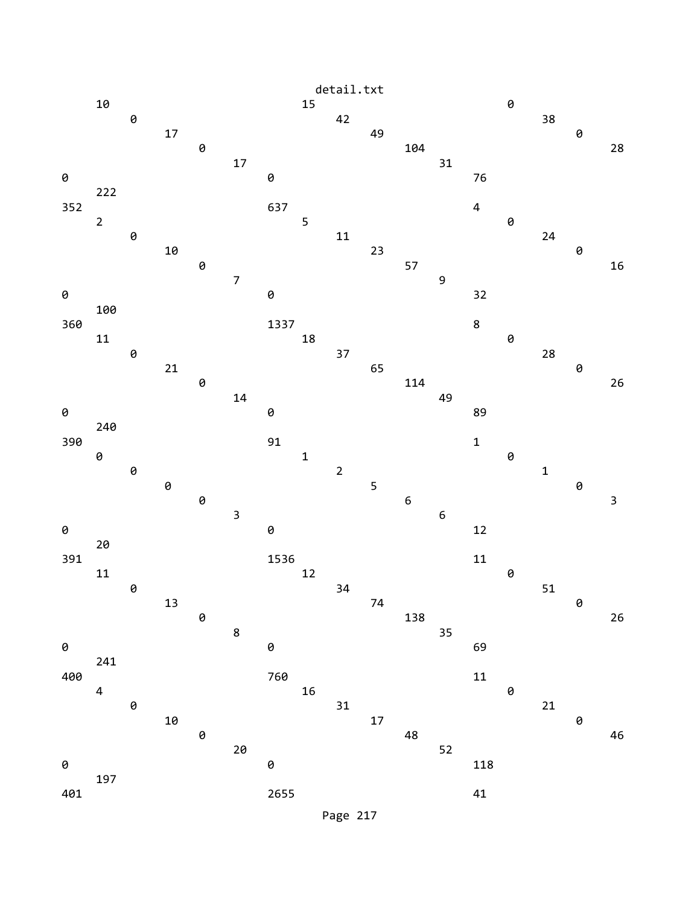```
detail.txt
     10                                15                                0
          0                                 42                                38
               17                                49                                0                                28
                    0                                 104
                         17                                31
0                              0                                76
     222
352                            637                              4
     2                                 5                                 0
          0                                 11                                24
               10                                23                                0
                    0                                 57                                16
                         7                                 9
0                              0                                32
     100
360                            1337                             8
     11                                18                                0
          0                                 37                                28
               21                                65                                0
                    0                                 114                               26
                         14                                49
0                              0                                89
     240
390                            91                               1
     0                                 1                                 0
          0                                 2                                 1
               0                                 5                                 0
                    0                                 6                                 3
                         3                                 6
0                              0                                12
     20
391                            1536                             11
     11                                12                                0
          0                                 34                                51
               13                                74                                0
                    0                                 138                               26
                         8                                 35
0                              0                                69
     241
400                            760                              11
     4                                 16                                0
          0                                 31                                21
               10                                17                                0
                    0                                 48                                46
                         20                                52
0                              0                                118
     197
401                            2655                             41
```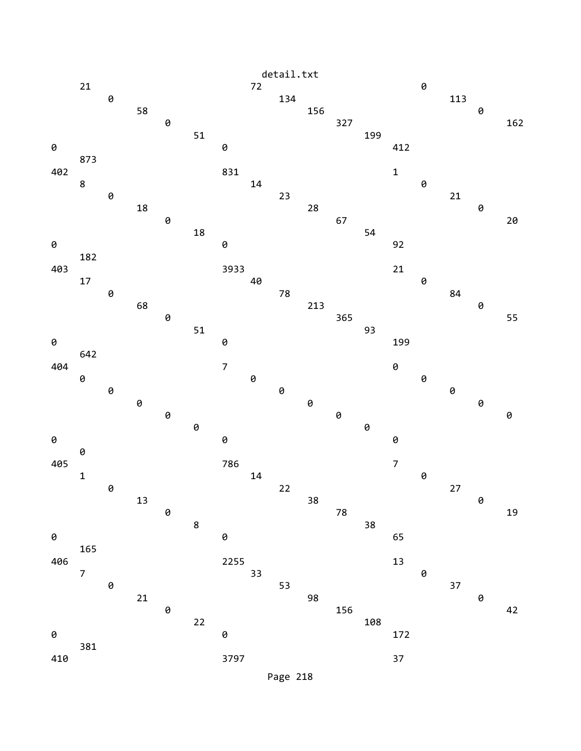```
        21                                      72                                      0
               0                                       134                                      113
                      58                                      156                                      0
                             0                                       327                                      162
                                    51                                      199
0                                          0                                       412
        873
402                                        831                                     1
        8                                        14                                      0
               0                                       23                                       21
                      18                                      28                                       0
                             0                                       67                                       20
                                    18                                      54
0                                          0                                       92
        182
403                                        3933                                    21
        17                                       40                                      0
               0                                       78                                       84
                      68                                      213                                      0
                             0                                       365                                      55
                                    51                                      93
0                                          0                                       199
        642
404                                        7                                       0
        0                                        0                                       0
               0                                       0                                        0
                      0                                       0                                        0
                             0                                       0                                        0
                                    0                                       0
0                                          0                                       0
        0
405                                        786                                     7
        1                                        14                                      0
               0                                       22                                       27
                      13                                      38                                       0
                             0                                       78                                       19
                                    8                                       38
0                                          0                                       65
        165
406                                        2255                                    13
        7                                        33                                      0
               0                                       53                                       37
                      21                                      98                                       0
                             0                                       156                                      42
                                    22                                      108
0                                          0                                       172
        381
410                                        3797                                    37
```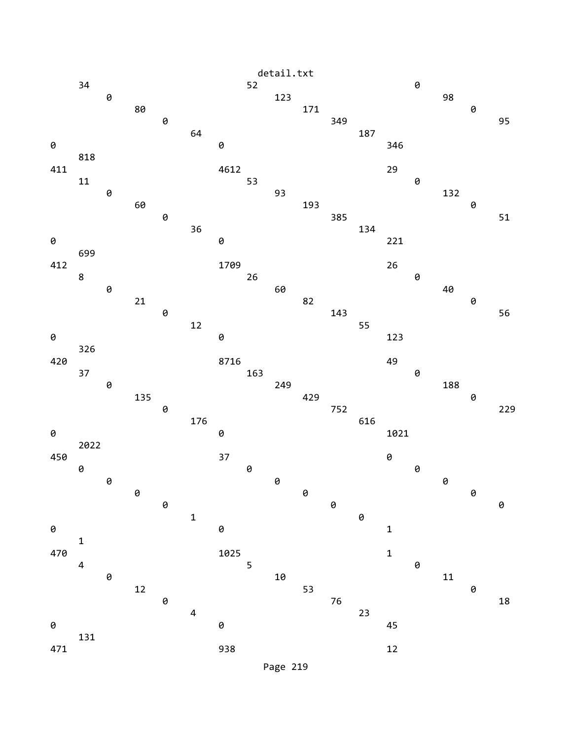```
detail.txt
     34                            52                            0
         0                             123                            98
              80                           171                            0
                  0                            349                            95
                       64                           187
0                           0                            346
     818
411                         4612                         29
     11                            53                            0
         0                             93                             132
              60                           193                            0
                  0                            385                            51
                       36                           134
0                           0                            221
     699
412                         1709                         26
     8                             26                            0
         0                             60                             40
              21                           82                             0
                  0                            143                            56
                       12                           55
0                           0                            123
     326
420                         8716                         49
     37                            163                           0
         0                             249                            188
              135                          429                            0
                  0                            752                            229
                       176                          616
0                           0                            1021
     2022
450                         37                           0
     0                             0                             0
         0                             0                              0
              0                            0                              0
                  0                            0                              0
                       1                            0
0                           0                            1
     1
470                         1025                         1
     4                             5                             0
         0                             10                             11
              12                           53                             0
                  0                            76                             18
                       4                            23
0                           0                            45
     131
471                         938                          12
```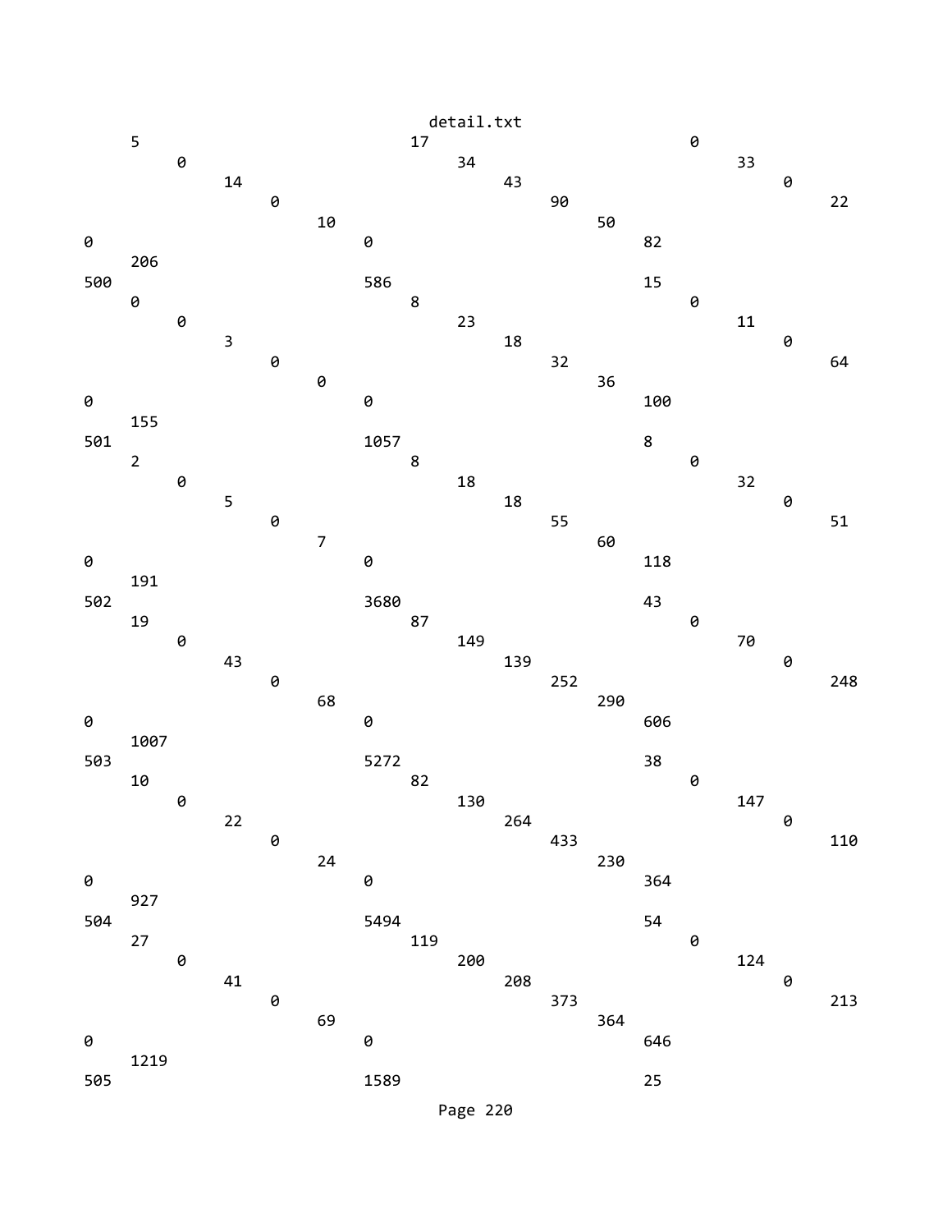```
     5                             17                            0
          0                             34                            33
               14                            43                            0
                    0                             90                            22
                         10                            50
0                             0                             82
     206
500                           586                           15
     0                             8                             0
          0                             23                            11
               3                             18                            0
                    0                             32                            64
                         0                             36
0                             0                             100
     155
501                           1057                          8
     2                             8                             0
          0                             18                            32
               5                             18                            0
                    0                             55                            51
                         7                             60
0                             0                             118
     191
502                           3680                          43
     19                            87                            0
          0                             149                           70
               43                            139                           0
                    0                             252                           248
                         68                            290
0                             0                             606
     1007
503                           5272                          38
     10                            82                            0
          0                             130                           147
               22                            264                           0
                    0                             433                           110
                         24                            230
0                             0                             364
     927
504                           5494                          54
     27                            119                           0
          0                             200                           124
               41                            208                           0
                    0                             373                           213
                         69                            364
0                             0                             646
     1219
505                           1589                          25
```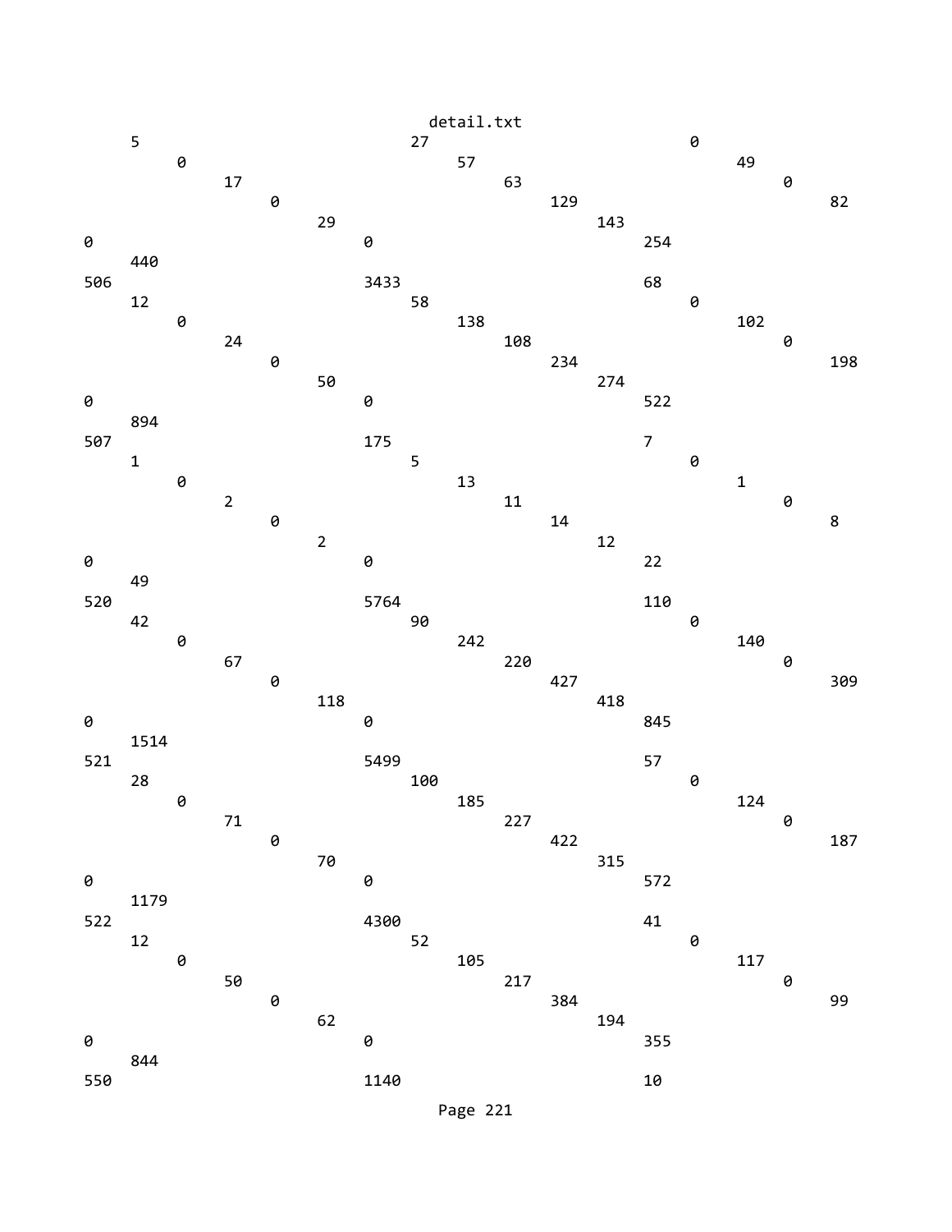```
     5                              27                             0
          0                              57                             49
               17                             63                             0
                    0                              129                                82
                         29                             143
0                              0                              254
     440
506                            3433                           68
     12                             58                             0
          0                              138                            102
               24                             108                            0
                    0                              234                                198
                         50                             274
0                              0                              522
     894
507                            175                            7
     1                              5                              0
          0                              13                             1
               2                              11                             0
                    0                              14                                 8
                         2                              12
0                              0                              22
     49
520                            5764                           110
     42                             90                             0
          0                              242                            140
               67                             220                            0
                    0                              427                                309
                         118                            418
0                              0                              845
     1514
521                            5499                           57
     28                             100                            0
          0                              185                            124
               71                             227                            0
                    0                              422                                187
                         70                             315
0                              0                              572
     1179
522                            4300                           41
     12                             52                             0
          0                              105                            117
               50                             217                            0
                    0                              384                                99
                         62                             194
0                              0                              355
     844
550                            1140                           10
```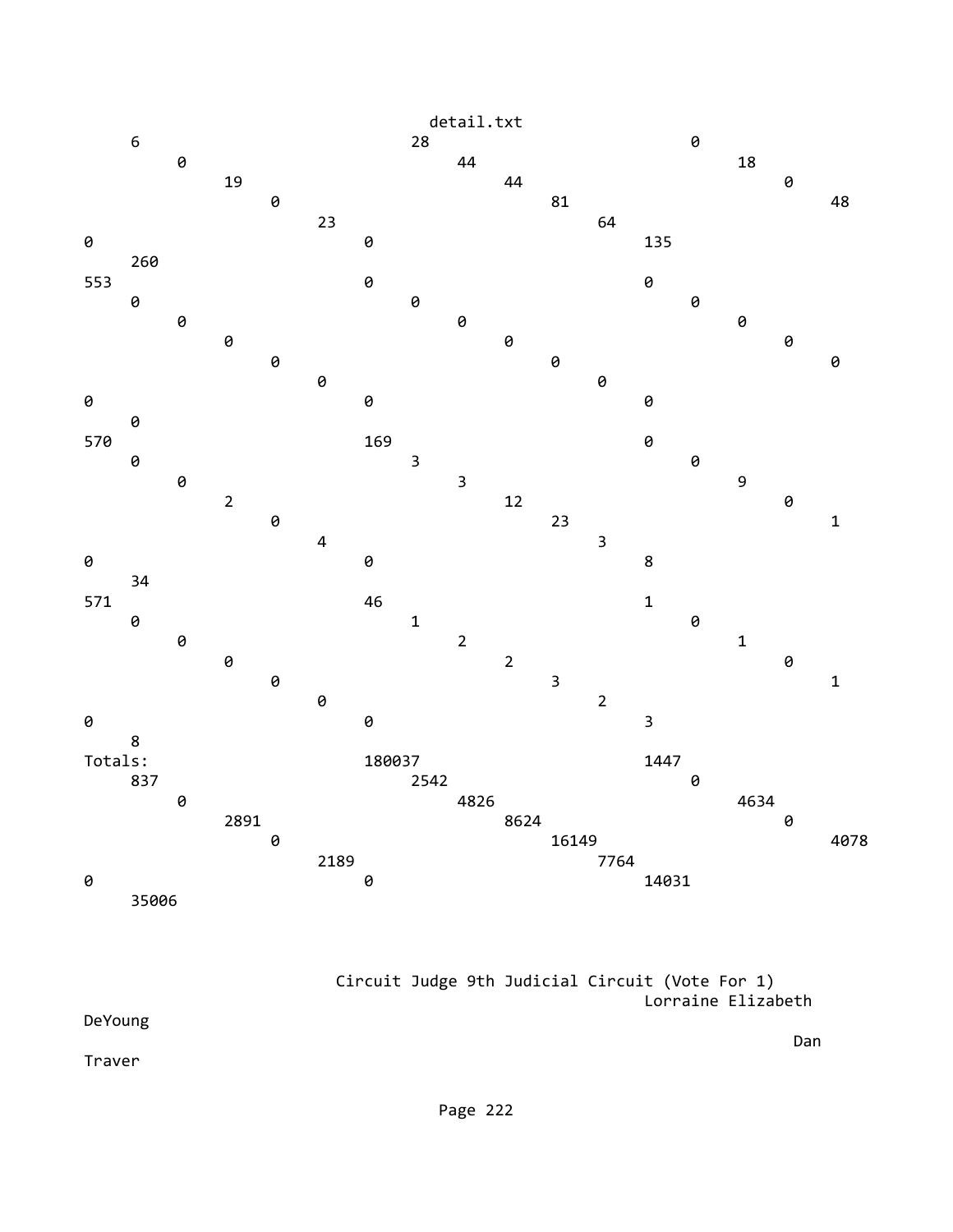```
     6                              28                             0
          0                              44                             18
               19                             44                             0
                    0                              81                             48
                         23                             64
0                              0                              135
     260
553                            0                              0
     0                              0                              0
          0                              0                              0
               0                              0                              0
                    0                              0                              0
                         0                              0
0                              0                              0
     0
570                            169                            0
     0                              3                              0
          0                              3                              9
               2                              12                             0
                    0                              23                             1
                         4                              3
0                              0                              8
     34
571                            46                             1
     0                              1                              0
          0                              2                              1
               0                              2                              0
                    0                              3                              1
                         0                              2
0                              0                              3
     8
Totals:                        180037                         1447
     837                            2542                           0
          0                              4826                           4634
               2891                           8624                           0
                    0                              16149                          4078
                         2189                           7764
0                              0                              14031
     35006
```

Circuit Judge 9th Judicial Circuit (Vote For 1)

```
                                                                  Lorraine Elizabeth
DeYoung
                                                                                Dan
Traver
```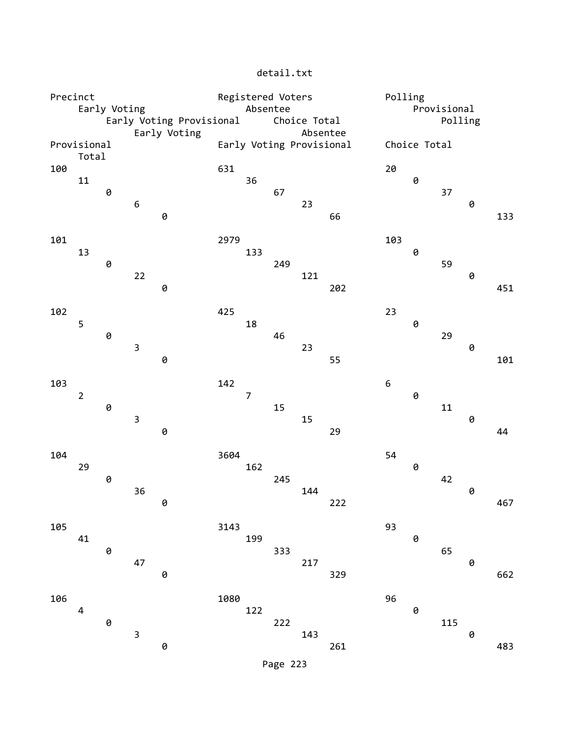detail.txt

| Precinct | Registered Voters | Polling | Early Voting | Absentee | Provisional | Early Voting Provisional | Choice Total | Polling | Early Voting | Absentee | Provisional | Early Voting Provisional | Choice Total | Total |
|---|---|---|---|---|---|---|---|---|---|---|---|---|---|---|
| 100 | 631 | 20 | 11 | 36 | 0 | 0 | 67 | 37 | 6 | 23 | 0 | 0 | 66 | 133 |
| 101 | 2979 | 103 | 13 | 133 | 0 | 0 | 249 | 59 | 22 | 121 | 0 | 0 | 202 | 451 |
| 102 | 425 | 23 | 5 | 18 | 0 | 0 | 46 | 29 | 3 | 23 | 0 | 0 | 55 | 101 |
| 103 | 142 | 6 | 2 | 7 | 0 | 0 | 15 | 11 | 3 | 15 | 0 | 0 | 29 | 44 |
| 104 | 3604 | 54 | 29 | 162 | 0 | 0 | 245 | 42 | 36 | 144 | 0 | 0 | 222 | 467 |
| 105 | 3143 | 93 | 41 | 199 | 0 | 0 | 333 | 65 | 47 | 217 | 0 | 0 | 329 | 662 |
| 106 | 1080 | 96 | 4 | 122 | 0 | 0 | 222 | 115 | 3 | 143 | 0 | 0 | 261 | 483 |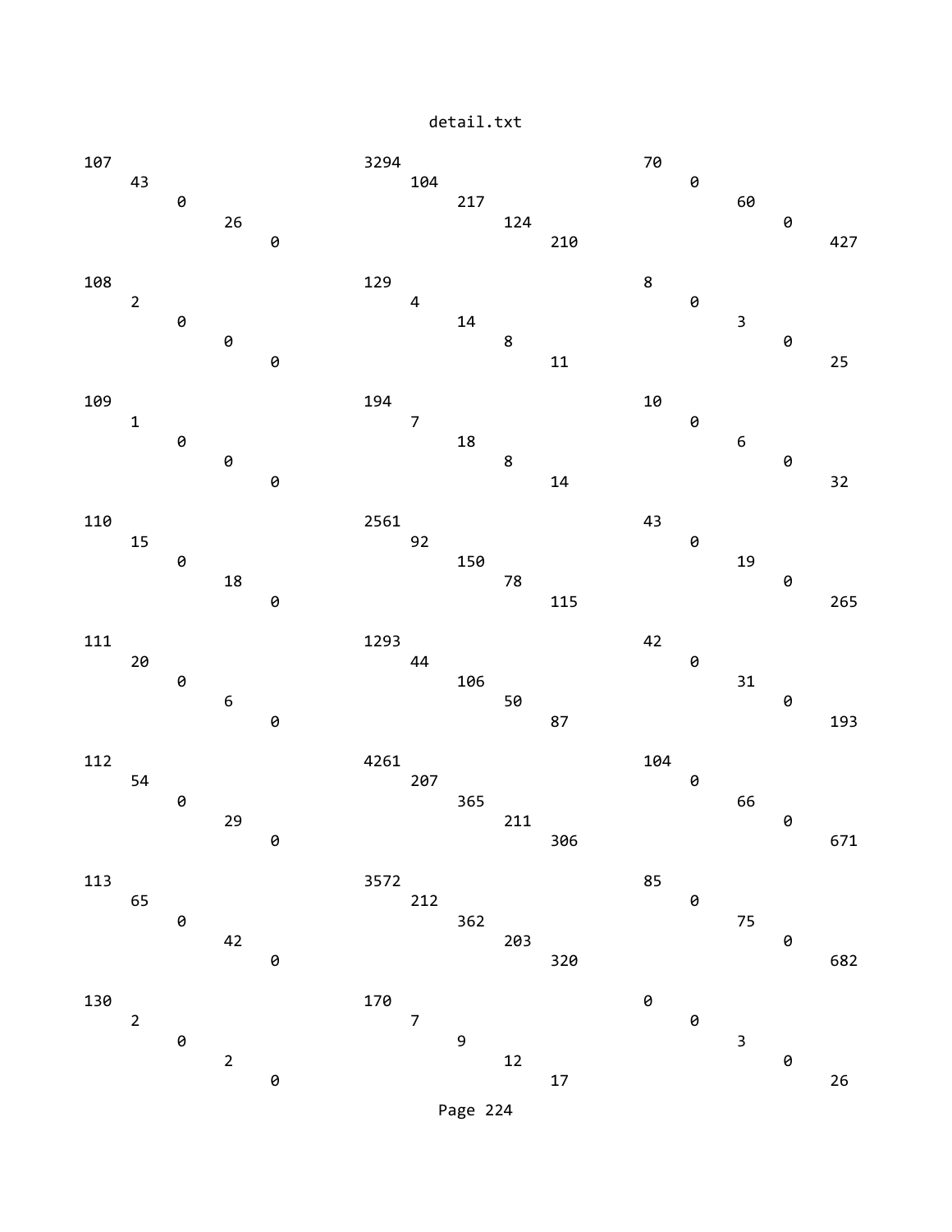detail.txt

```
107                                     3294                                    70
      43                                      104                                     0
            0                                       217                                     60
                  26                                      124                                     0
                        0                                       210                                     427

108                                     129                                     8
      2                                       4                                       0
            0                                       14                                      3
                  0                                       8                                       0
                        0                                       11                                      25

109                                     194                                     10
      1                                       7                                       0
            0                                       18                                      6
                  0                                       8                                       0
                        0                                       14                                      32

110                                     2561                                    43
      15                                      92                                      0
            0                                       150                                     19
                  18                                      78                                      0
                        0                                       115                                     265

111                                     1293                                    42
      20                                      44                                      0
            0                                       106                                     31
                  6                                       50                                      0
                        0                                       87                                      193

112                                     4261                                    104
      54                                      207                                     0
            0                                       365                                     66
                  29                                      211                                     0
                        0                                       306                                     671

113                                     3572                                    85
      65                                      212                                     0
            0                                       362                                     75
                  42                                      203                                     0
                        0                                       320                                     682

130                                     170                                     0
      2                                       7                                       0
            0                                       9                                       3
                  2                                       12                                      0
                        0                                       17                                      26
```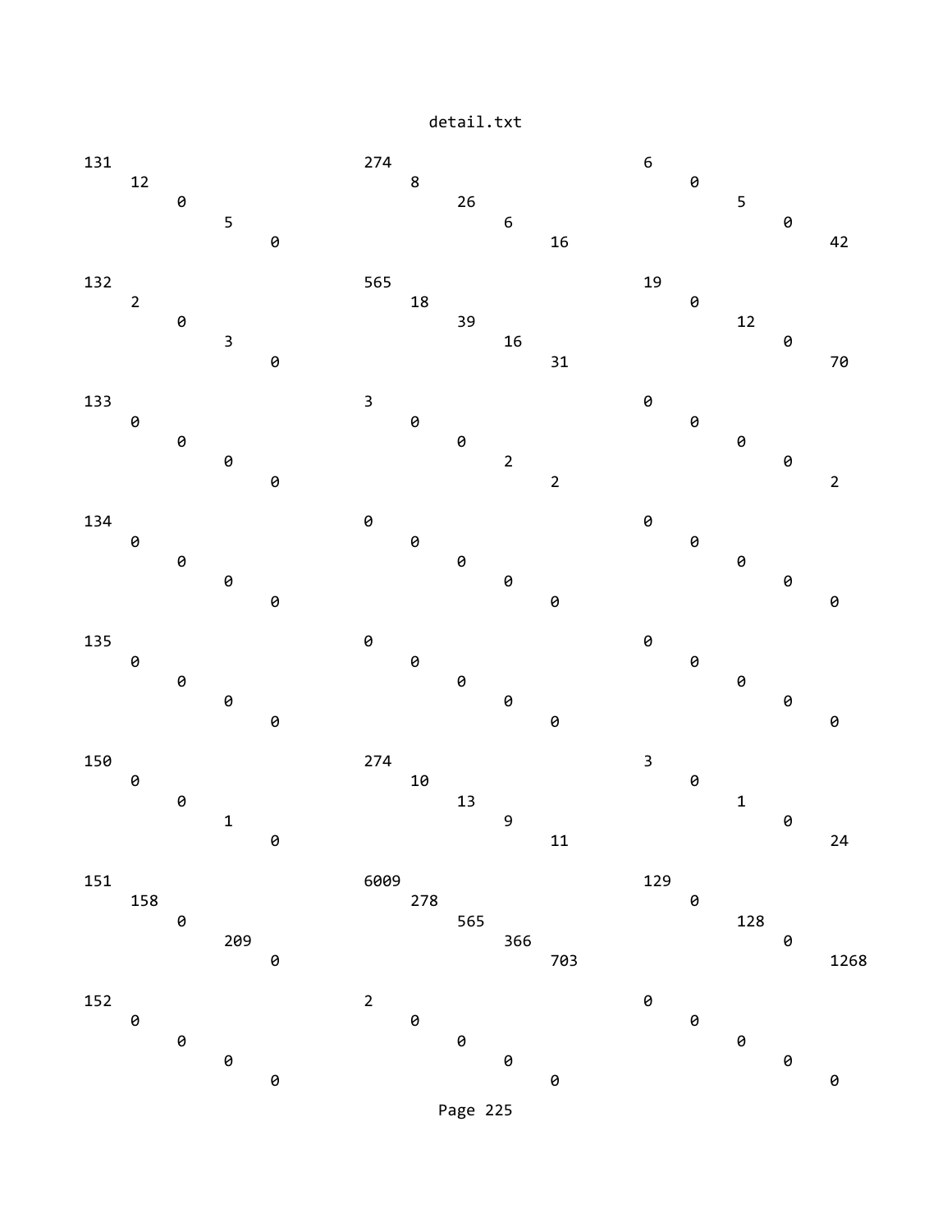```
131                                     274                                     6
    12                                      8                                       0
        0                                       26                                      5
            5                                       6                                       0
                0                                       16                                      42

132                                     565                                     19
    2                                       18                                      0
        0                                       39                                      12
            3                                       16                                      0
                0                                       31                                      70

133                                     3                                       0
    0                                       0                                       0
        0                                       0                                       0
            0                                       2                                       0
                0                                       2                                       2

134                                     0                                       0
    0                                       0                                       0
        0                                       0                                       0
            0                                       0                                       0
                0                                       0                                       0

135                                     0                                       0
    0                                       0                                       0
        0                                       0                                       0
            0                                       0                                       0
                0                                       0                                       0

150                                     274                                     3
    0                                       10                                      0
        0                                       13                                      1
            1                                       9                                       0
                0                                       11                                      24

151                                     6009                                    129
    158                                     278                                     0
        0                                       565                                     128
            209                                     366                                     0
                0                                       703                                     1268

152                                     2                                       0
    0                                       0                                       0
        0                                       0                                       0
            0                                       0                                       0
                0                                       0                                       0
```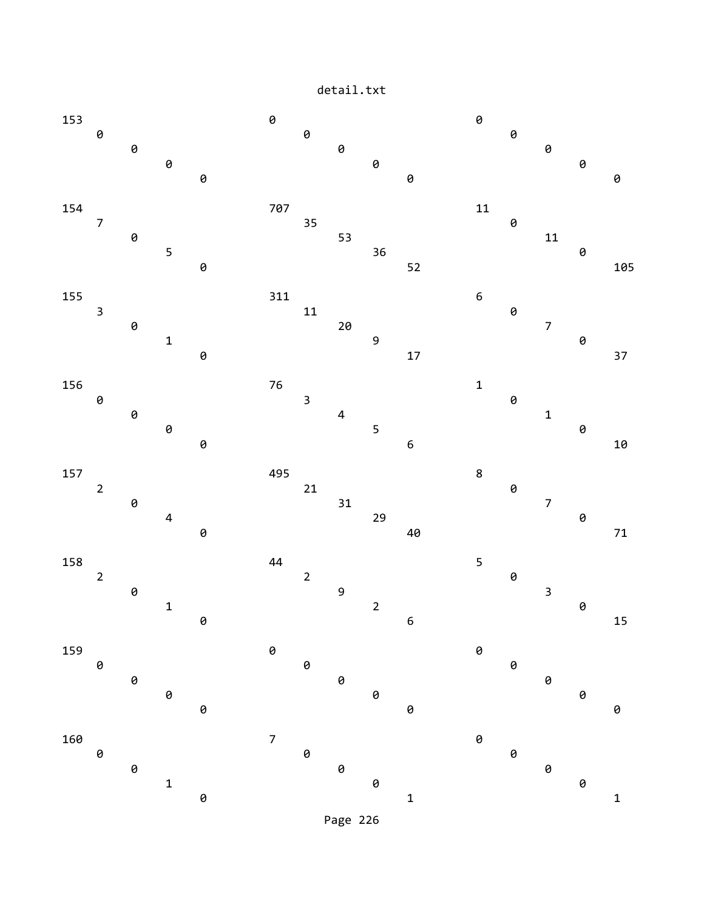```
153                                                     0                                                       0
        0                                                       0                                                       0
                0                                                       0                                                       0
                        0                                                       0                                                       0
                                0                                                       0                                                       0

154                                                     707                                                     11
        7                                                       35                                                      0
                0                                                       53                                                      11
                        5                                                       36                                                      0
                                0                                                       52                                                      105

155                                                     311                                                     6
        3                                                       11                                                      0
                0                                                       20                                                      7
                        1                                                       9                                                       0
                                0                                                       17                                                      37

156                                                     76                                                      1
        0                                                       3                                                       0
                0                                                       4                                                       1
                        0                                                       5                                                       0
                                0                                                       6                                                       10

157                                                     495                                                     8
        2                                                       21                                                      0
                0                                                       31                                                      7
                        4                                                       29                                                      0
                                0                                                       40                                                      71

158                                                     44                                                      5
        2                                                       2                                                       0
                0                                                       9                                                       3
                        1                                                       2                                                       0
                                0                                                       6                                                       15

159                                                     0                                                       0
        0                                                       0                                                       0
                0                                                       0                                                       0
                        0                                                       0                                                       0
                                0                                                       0                                                       0

160                                                     7                                                       0
        0                                                       0                                                       0
                0                                                       0                                                       0
                        1                                                       0                                                       0
                                0                                                       1                                                       1
```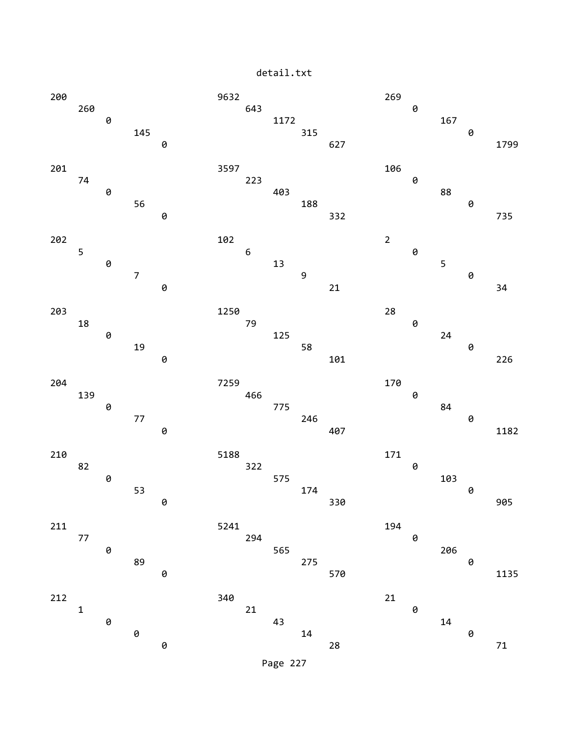```
200                                9632                               269
    260                                643                                0
        0                                  1172                               167
            145                                315                                0
                0                                  627                                1799

201                                3597                               106
    74                                 223                                0
        0                                  403                                88
            56                                 188                                0
                0                                  332                                735

202                                102                                2
    5                                  6                                  0
        0                                  13                                 5
            7                                  9                                  0
                0                                  21                                 34

203                                1250                               28
    18                                 79                                 0
        0                                  125                                24
            19                                 58                                 0
                0                                  101                                226

204                                7259                               170
    139                                466                                0
        0                                  775                                84
            77                                 246                                0
                0                                  407                                1182

210                                5188                               171
    82                                 322                                0
        0                                  575                                103
            53                                 174                                0
                0                                  330                                905

211                                5241                               194
    77                                 294                                0
        0                                  565                                206
            89                                 275                                0
                0                                  570                                1135

212                                340                                21
    1                                  21                                 0
        0                                  43                                 14
            0                                  14                                 0
                0                                  28                                 71
```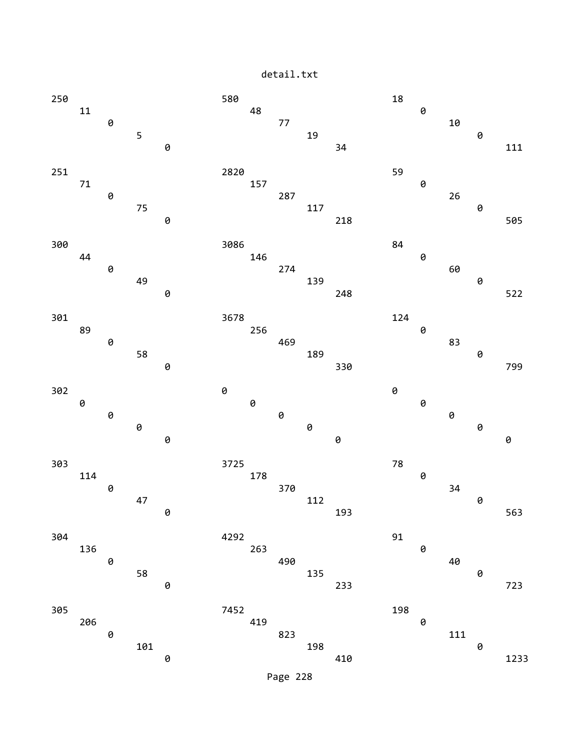```
250                         580                         18
    11                          48                          0
        0                           77                          10
            5                           19                          0
                0                           34                          111

251                         2820                        59
    71                          157                         0
        0                           287                         26
            75                          117                         0
                0                           218                         505

300                         3086                        84
    44                          146                         0
        0                           274                         60
            49                          139                         0
                0                           248                         522

301                         3678                        124
    89                          256                         0
        0                           469                         83
            58                          189                         0
                0                           330                         799

302                         0                           0
    0                           0                           0
        0                           0                           0
            0                           0                           0
                0                           0                           0

303                         3725                        78
    114                         178                         0
        0                           370                         34
            47                          112                         0
                0                           193                         563

304                         4292                        91
    136                         263                         0
        0                           490                         40
            58                          135                         0
                0                           233                         723

305                         7452                        198
    206                         419                         0
        0                           823                         111
            101                         198                         0
                0                           410                         1233
```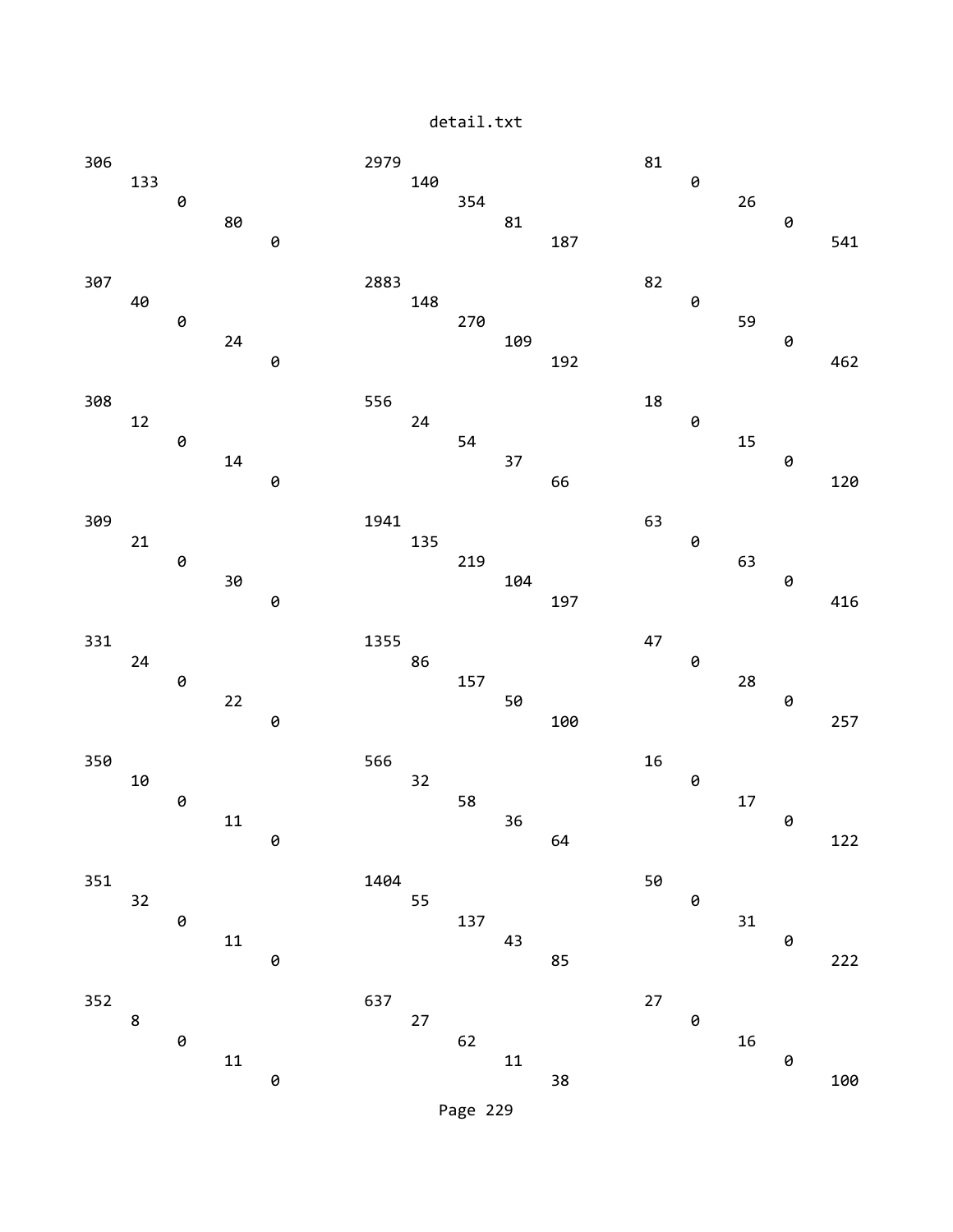```
306                           2979                          81
     133                           140                           0
          0                             354                           26
               80                            81                            0
                    0                             187                           541

307                           2883                          82
     40                            148                           0
          0                             270                           59
               24                            109                           0
                    0                             192                           462

308                           556                           18
     12                            24                            0
          0                             54                            15
               14                            37                            0
                    0                             66                            120

309                           1941                          63
     21                            135                           0
          0                             219                           63
               30                            104                           0
                    0                             197                           416

331                           1355                          47
     24                            86                            0
          0                             157                           28
               22                            50                            0
                    0                             100                           257

350                           566                           16
     10                            32                            0
          0                             58                            17
               11                            36                            0
                    0                             64                            122

351                           1404                          50
     32                            55                            0
          0                             137                           31
               11                            43                            0
                    0                             85                            222

352                           637                           27
     8                             27                            0
          0                             62                            16
               11                            11                            0
                    0                             38                            100
```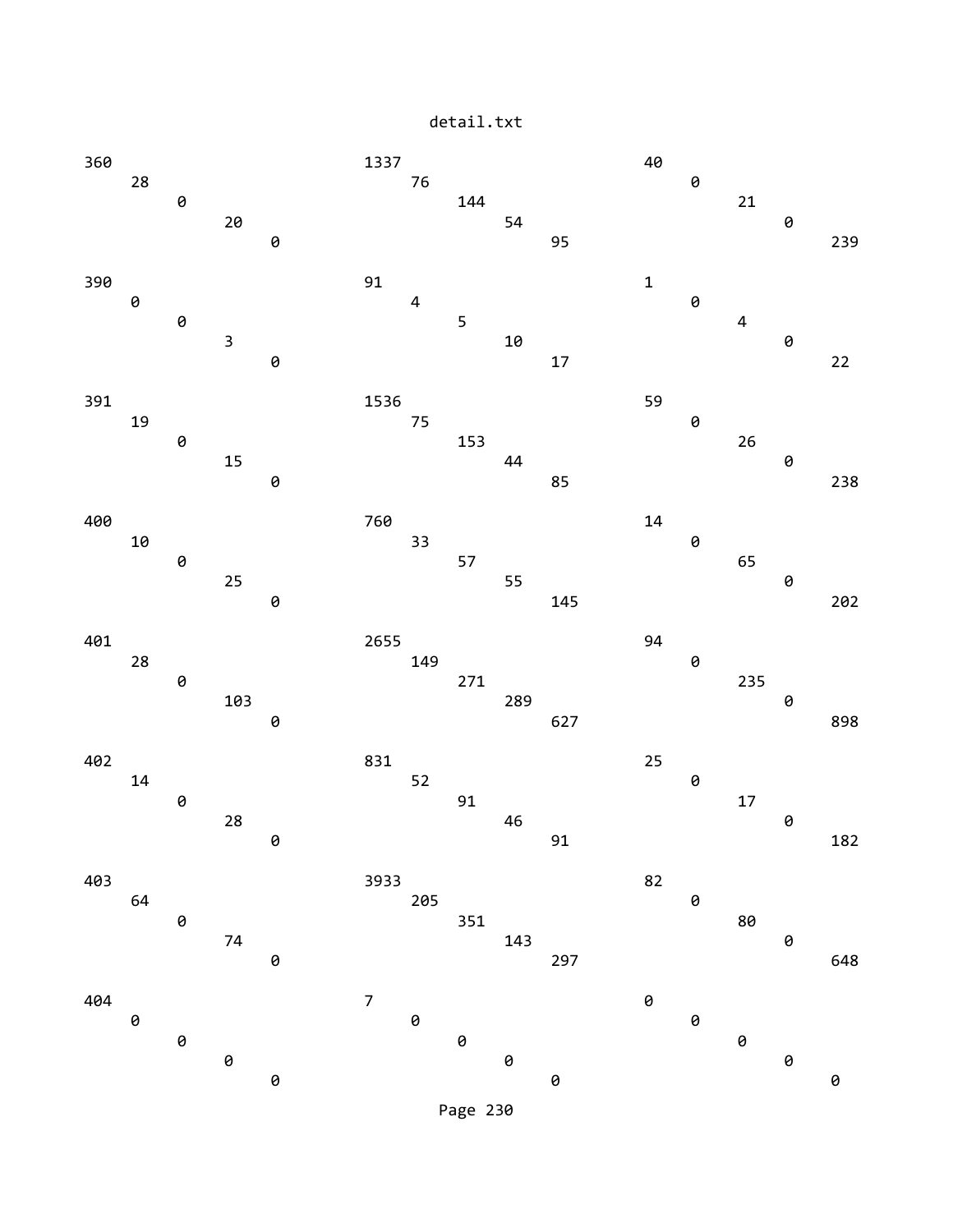detail.txt

```
360                                 1337                                40
     28                                  76                                  0
          0                                  144                                 21
               20                                  54                                  0
                    0                                  95                                  239

390                                 91                                  1
     0                                   4                                   0
          0                                  5                                   4
               3                                   10                                  0
                    0                                  17                                  22

391                                 1536                                59
     19                                  75                                  0
          0                                  153                                 26
               15                                  44                                  0
                    0                                  85                                  238

400                                 760                                 14
     10                                  33                                  0
          0                                  57                                  65
               25                                  55                                  0
                    0                                  145                                 202

401                                 2655                                94
     28                                  149                                 0
          0                                  271                                 235
               103                                 289                                 0
                    0                                  627                                 898

402                                 831                                 25
     14                                  52                                  0
          0                                  91                                  17
               28                                  46                                  0
                    0                                  91                                  182

403                                 3933                                82
     64                                  205                                 0
          0                                  351                                 80
               74                                  143                                 0
                    0                                  297                                 648

404                                 7                                   0
     0                                   0                                   0
          0                                  0                                   0
               0                                   0                                   0
                    0                                  0                                   0
```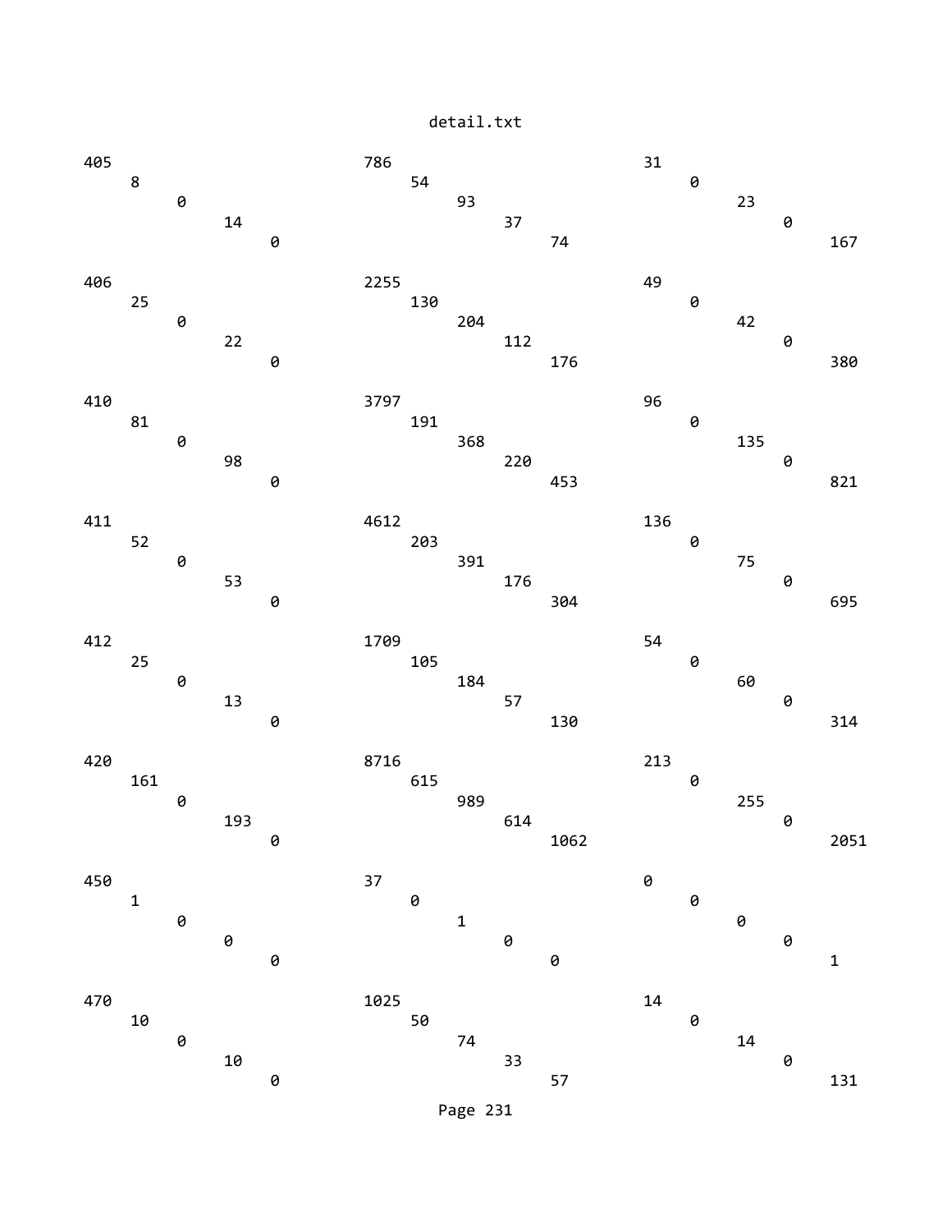```
405                                         786                                         31
       8                                           54                                          0
              0                                           93                                          23
                     14                                          37                                          0
                            0                                           74                                          167

406                                         2255                                        49
       25                                          130                                         0
              0                                           204                                         42
                     22                                          112                                         0
                            0                                           176                                         380

410                                         3797                                        96
       81                                          191                                         0
              0                                           368                                         135
                     98                                          220                                         0
                            0                                           453                                         821

411                                         4612                                        136
       52                                          203                                         0
              0                                           391                                         75
                     53                                          176                                         0
                            0                                           304                                         695

412                                         1709                                        54
       25                                          105                                         0
              0                                           184                                         60
                     13                                          57                                          0
                            0                                           130                                         314

420                                         8716                                        213
       161                                         615                                         0
              0                                           989                                         255
                     193                                         614                                         0
                            0                                           1062                                        2051

450                                         37                                          0
       1                                           0                                           0
              0                                           1                                           0
                     0                                           0                                           0
                            0                                           0                                           1

470                                         1025                                        14
       10                                          50                                          0
              0                                           74                                          14
                     10                                          33                                          0
                            0                                           57                                          131
```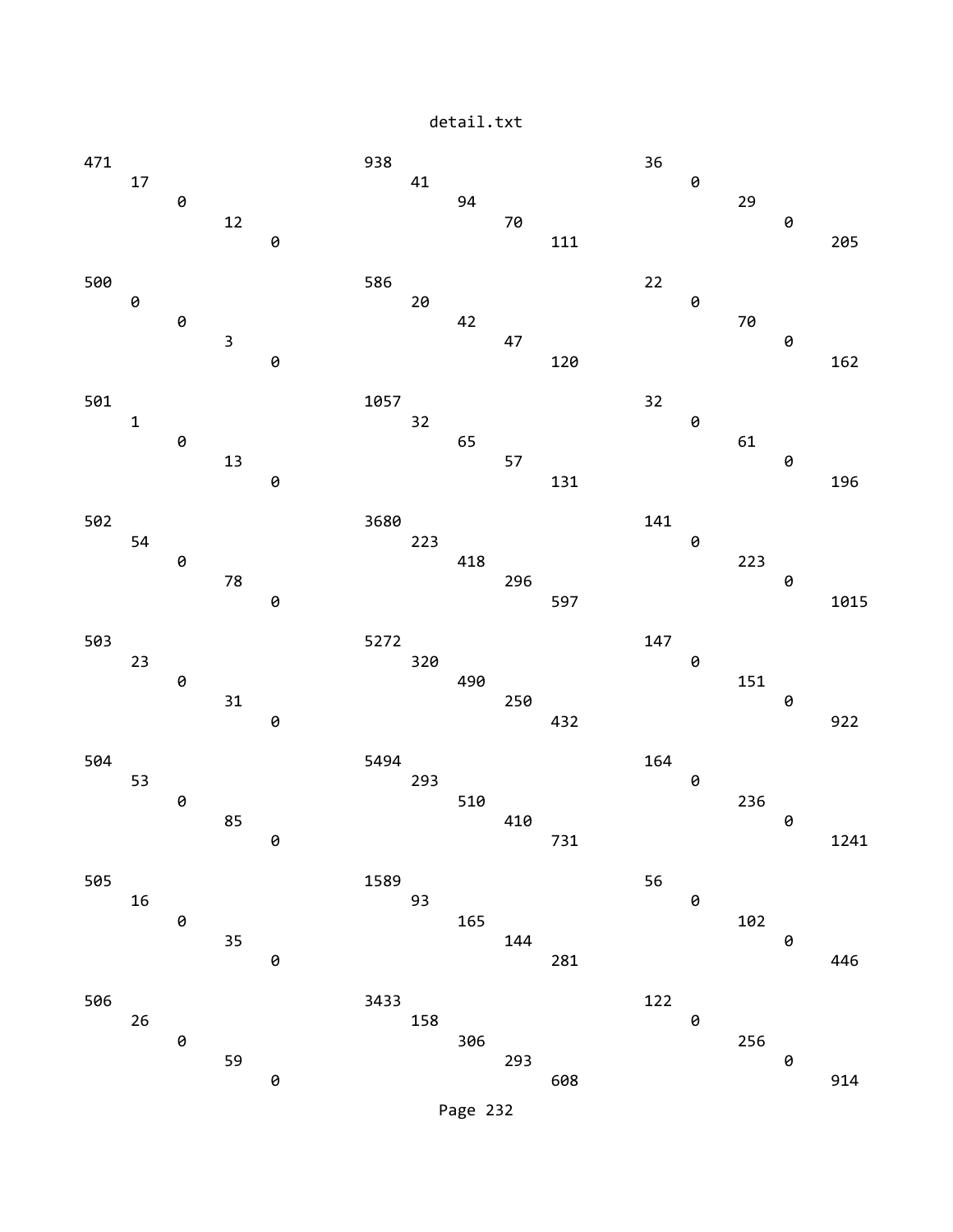detail.txt

```
471                                         938                                         36
       17                                          41                                          0
              0                                           94                                          29
                     12                                          70                                          0
                            0                                           111                                         205

500                                         586                                         22
       0                                           20                                          0
              0                                           42                                          70
                     3                                           47                                          0
                            0                                           120                                         162

501                                         1057                                        32
       1                                           32                                          0
              0                                           65                                          61
                     13                                          57                                          0
                            0                                           131                                         196

502                                         3680                                        141
       54                                          223                                         0
              0                                           418                                         223
                     78                                          296                                         0
                            0                                           597                                         1015

503                                         5272                                        147
       23                                          320                                         0
              0                                           490                                         151
                     31                                          250                                         0
                            0                                           432                                         922

504                                         5494                                        164
       53                                          293                                         0
              0                                           510                                         236
                     85                                          410                                         0
                            0                                           731                                         1241

505                                         1589                                        56
       16                                          93                                          0
              0                                           165                                         102
                     35                                          144                                         0
                            0                                           281                                         446

506                                         3433                                        122
       26                                          158                                         0
              0                                           306                                         256
                     59                                          293                                         0
                            0                                           608                                         914
```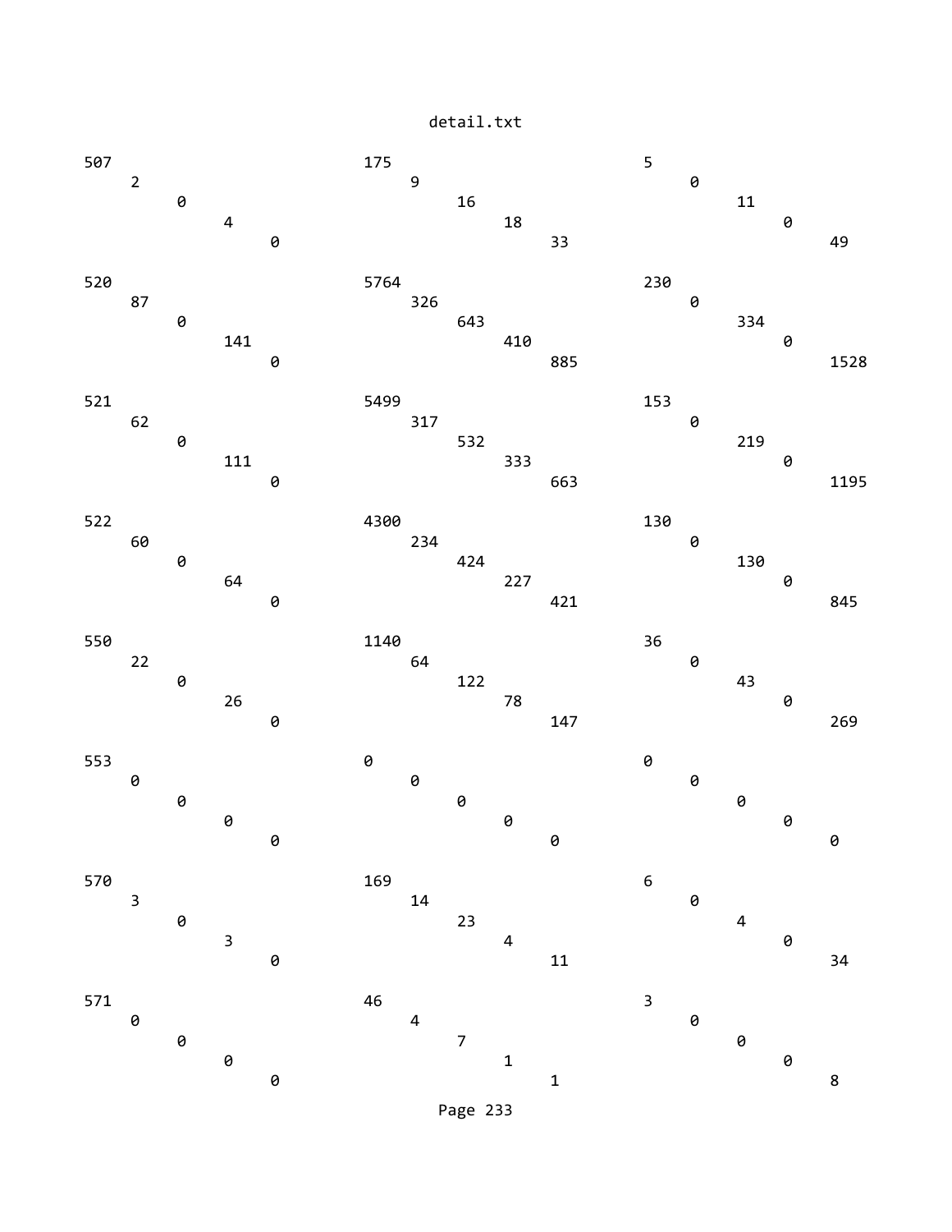detail.txt

```
507                             175                             5
     2                               9                               0
          0                              16                              11
               4                               18                              0
                    0                              33                              49

520                             5764                            230
     87                              326                             0
          0                              643                             334
               141                             410                             0
                    0                              885                             1528

521                             5499                            153
     62                              317                             0
          0                              532                             219
               111                             333                             0
                    0                              663                             1195

522                             4300                            130
     60                              234                             0
          0                              424                             130
               64                              227                             0
                    0                              421                             845

550                             1140                            36
     22                              64                              0
          0                              122                             43
               26                              78                              0
                    0                              147                             269

553                             0                               0
     0                               0                               0
          0                              0                               0
               0                               0                               0
                    0                              0                               0

570                             169                             6
     3                               14                              0
          0                              23                              4
               3                               4                               0
                    0                              11                              34

571                             46                              3
     0                               4                               0
          0                              7                               0
               0                               1                               0
                    0                              1                               8
```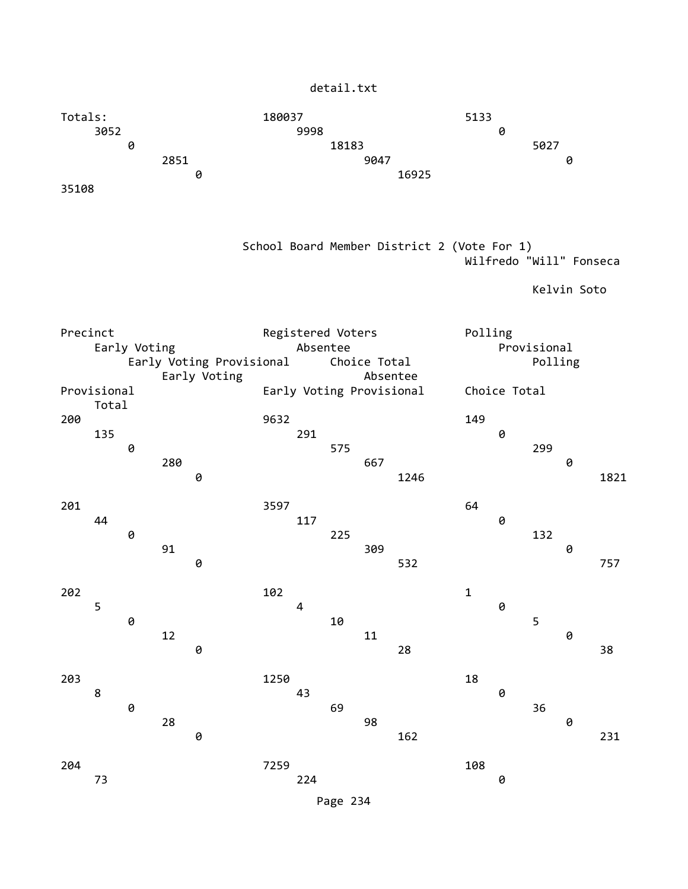| Totals: | 180037 | 5133 | 3052 | 9998 | 0 | 0 | 18183 | 5027 | 2851 | 9047 | 0 | 0 | 16925 | 35108 |
|---|---|---|---|---|---|---|---|---|---|---|---|---|---|---|

## School Board Member District 2 (Vote For 1)

| | | Wilfredo "Will" Fonseca | | | | | | Kelvin Soto | | | | | | |
|---|---|---|---|---|---|---|---|---|---|---|---|---|---|---|
| Precinct | Registered Voters | Polling | Early Voting | Absentee | Provisional | Early Voting Provisional | Choice Total | Polling | Early Voting | Absentee | Provisional | Early Voting Provisional | Choice Total | Total |
| 200 | 9632 | 149 | 135 | 291 | 0 | 0 | 575 | 299 | 280 | 667 | 0 | 0 | 1246 | 1821 |
| 201 | 3597 | 64 | 44 | 117 | 0 | 0 | 225 | 132 | 91 | 309 | 0 | 0 | 532 | 757 |
| 202 | 102 | 1 | 5 | 4 | 0 | 0 | 10 | 5 | 12 | 11 | 0 | 0 | 28 | 38 |
| 203 | 1250 | 18 | 8 | 43 | 0 | 0 | 69 | 36 | 28 | 98 | 0 | 0 | 162 | 231 |
| 204 | 7259 | 108 | 73 | 224 | 0 | | | | | | | | | |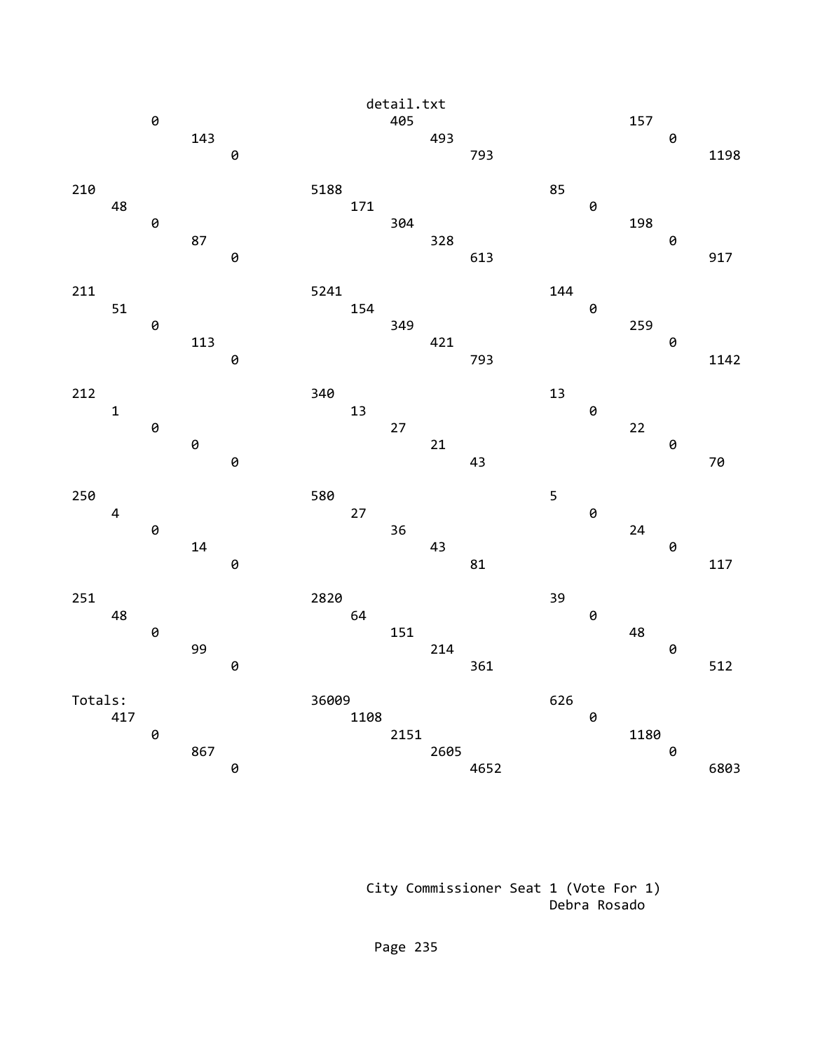```
detail.txt
        0                                405                                  157
             143                                   493                                  0
                 0                                      793                                  1198

210                        5188                           85
     48                         171                            0
        0                            304                             198
             87                           328                              0
                 0                             613                              917

211                        5241                           144
     51                         154                            0
        0                            349                             259
             113                          421                              0
                 0                             793                              1142

212                        340                            13
     1                          13                             0
        0                            27                              22
             0                            21                               0
                 0                             43                               70

250                        580                            5
     4                          27                             0
        0                            36                              24
             14                           43                               0
                 0                             81                               117

251                        2820                           39
     48                         64                             0
        0                            151                             48
             99                           214                              0
                 0                             361                              512

Totals:                    36009                          626
     417                        1108                           0
        0                            2151                            1180
             867                          2605                             0
                 0                             4652                             6803




                                      City Commissioner Seat 1 (Vote For 1)
                                                       Debra Rosado
```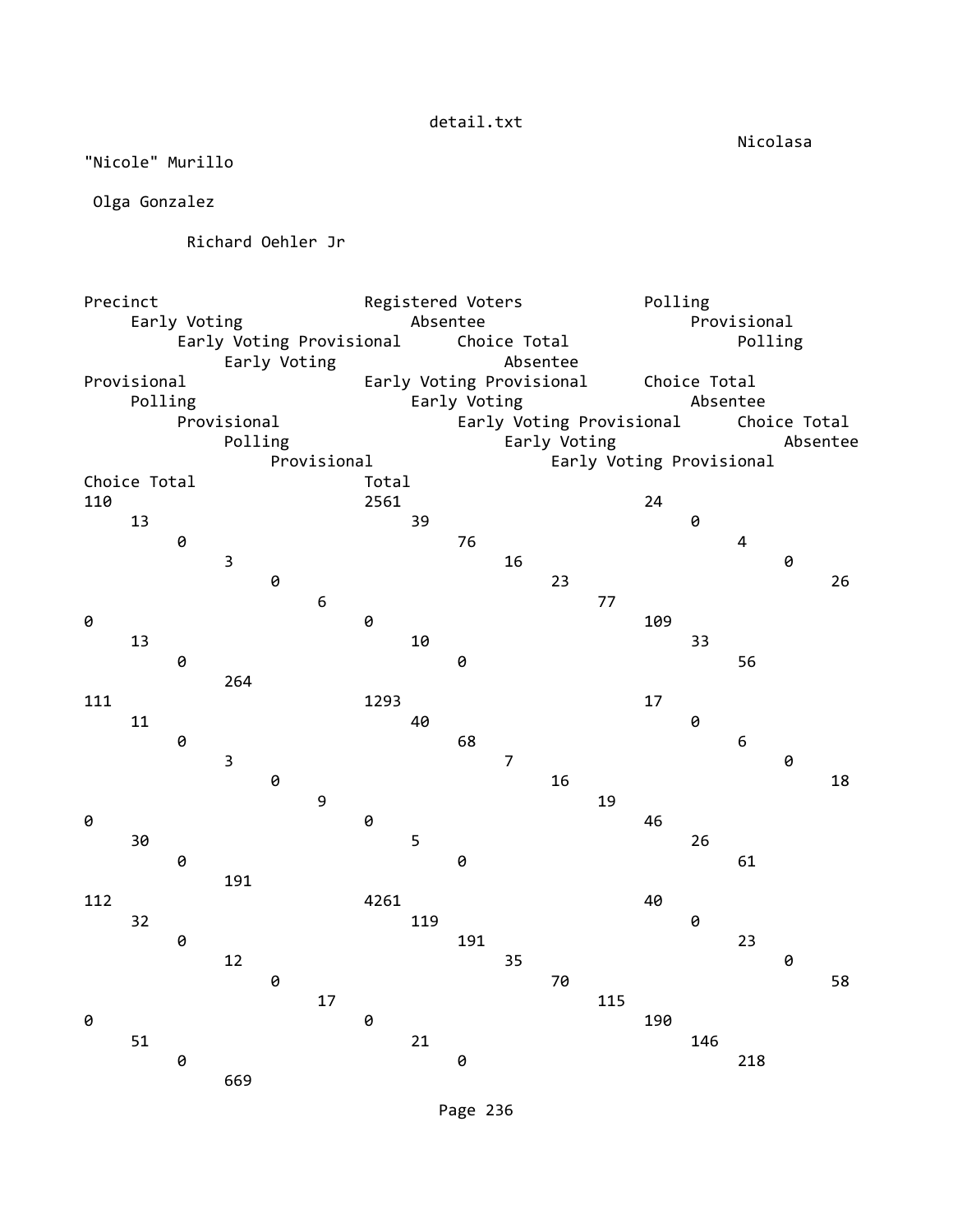| Precinct | Registered Voters | Nicolasa "Nicole" Murillo | | | | | | Olga Gonzalez | | | | | | Richard Oehler Jr | | | | | | | | | | | | Total |
|---|---|---|---|---|---|---|---|---|---|---|---|---|---|---|---|---|---|---|---|---|---|---|---|---|---|---|
| | | Polling | Early Voting | Absentee | Provisional | Early Voting Provisional | Choice Total | Polling | Early Voting | Absentee | Provisional | Early Voting Provisional | Choice Total | Polling | Early Voting | Absentee | Provisional | Early Voting Provisional | Choice Total | Polling | Early Voting | Absentee | Provisional | Early Voting Provisional | Choice Total | |
| 110 | 2561 | 24 | 13 | 39 | 0 | 0 | 76 | 4 | 3 | 16 | 0 | 0 | 23 | 26 | 6 | 77 | 0 | 0 | 109 | 13 | 10 | 33 | 0 | 0 | 56 | 264 |
| 111 | 1293 | 17 | 11 | 40 | 0 | 0 | 68 | 6 | 3 | 7 | 0 | 0 | 16 | 18 | 9 | 19 | 0 | 0 | 46 | 30 | 5 | 26 | 0 | 0 | 61 | 191 |
| 112 | 4261 | 40 | 32 | 119 | 0 | 0 | 191 | 23 | 12 | 35 | 0 | 0 | 70 | 58 | 17 | 115 | 0 | 0 | 190 | 51 | 21 | 146 | 0 | 0 | 218 | 669 |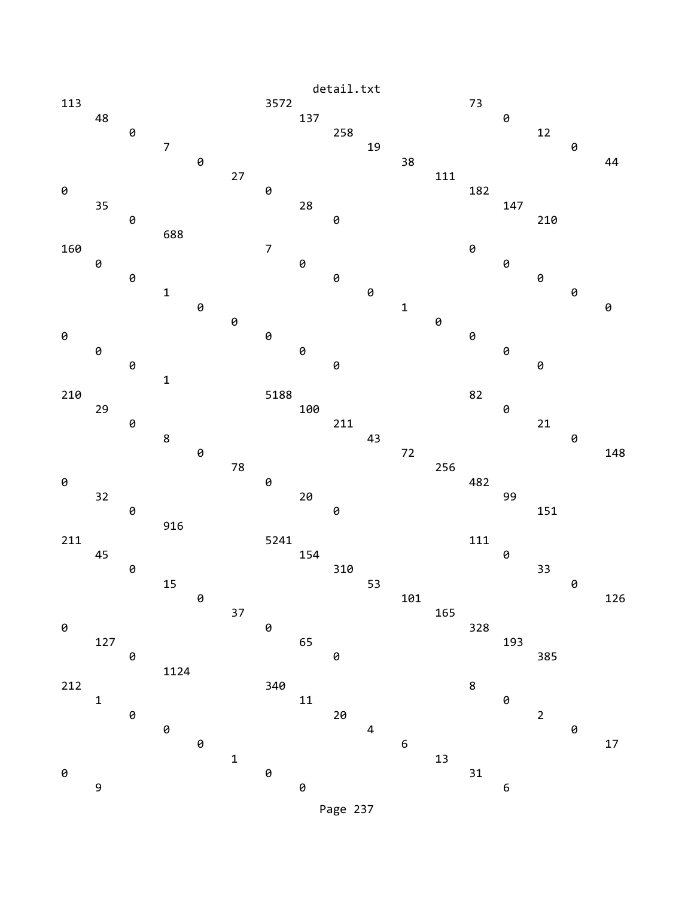```
detail.txt
113                         3572                        73
    48                          137                         0
        0                           258                         12
            7                           19                          0
                0                           38                          44
                    27                          111
0                           0                           182
    35                          28                          147
        0                           0                           210
            688
160                         7                           0
    0                           0                           0
        0                           0                           0
            1                           0                           0
                0                           1                           0
                    0                           0
0                           0                           0
    0                           0                           0
        0                           0                           0
            1
210                         5188                        82
    29                          100                         0
        0                           211                         21
            8                           43                          0
                0                           72                          148
                    78                          256
0                           0                           482
    32                          20                          99
        0                           0                           151
            916
211                         5241                        111
    45                          154                         0
        0                           310                         33
            15                          53                          0
                0                           101                         126
                    37                          165
0                           0                           328
    127                         65                          193
        0                           0                           385
            1124
212                         340                         8
    1                           11                          0
        0                           20                          2
            0                           4                           0
                0                           6                           17
                    1                           13
0                           0                           31
    9                           0                           6
```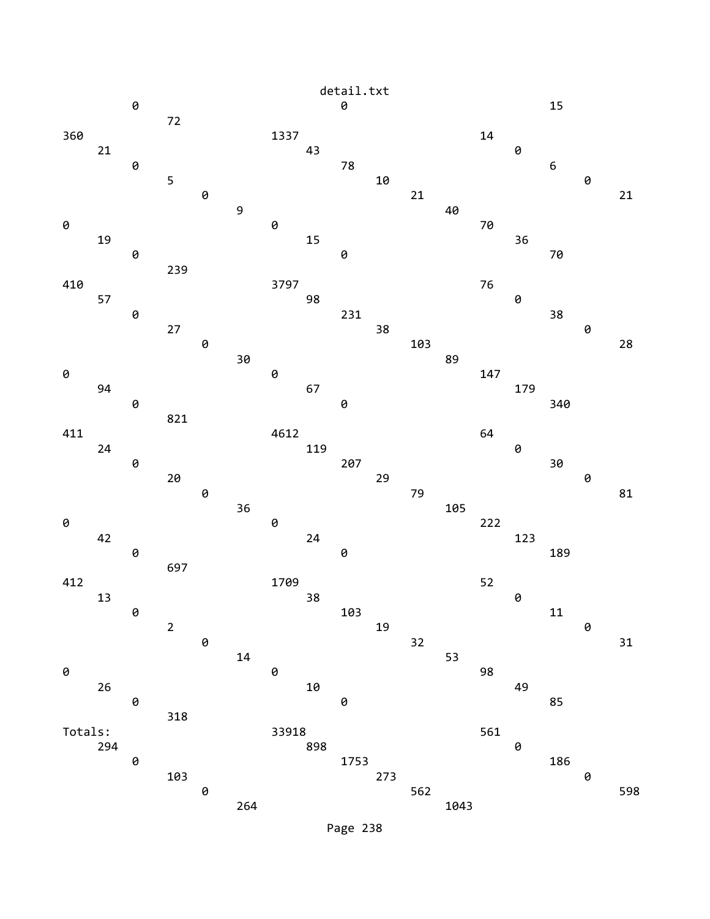```
detail.txt
         0                                0                             15
              72
360                       1337                         14
     21                        43                           0
         0                         78                           6
              5                         10                          0
                   0                         21                             21
                        9                         40
0                         0                              70
     19                        15                           36
         0                         0                            70
              239
410                       3797                         76
     57                        98                           0
         0                         231                          38
              27                        38                          0
                   0                         103                            28
                        30                        89
0                         0                              147
     94                        67                           179
         0                         0                            340
              821
411                       4612                         64
     24                        119                          0
         0                         207                          30
              20                        29                          0
                   0                         79                             81
                        36                        105
0                         0                              222
     42                        24                           123
         0                         0                            189
              697
412                       1709                         52
     13                        38                           0
         0                         103                          11
              2                         19                          0
                   0                         32                             31
                        14                        53
0                         0                              98
     26                        10                           49
         0                         0                            85
              318
Totals:                   33918                        561
     294                       898                          0
         0                         1753                         186
              103                       273                         0
                   0                         562                            598
                        264                       1043
```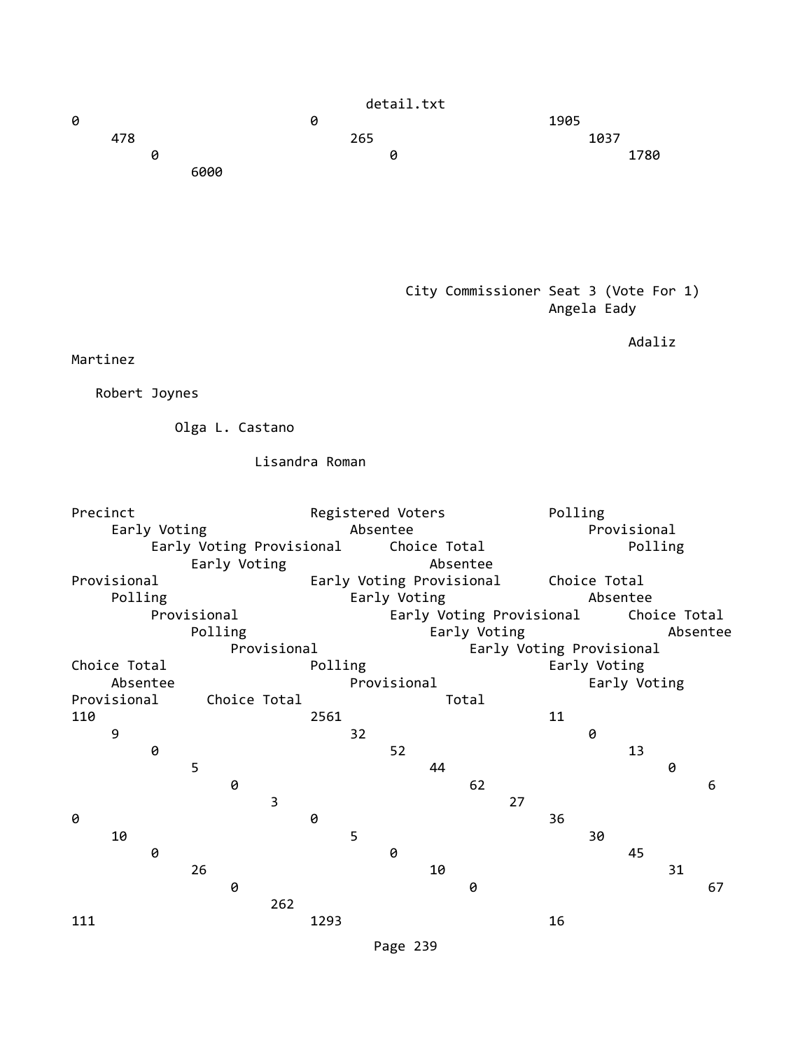0 0 1905 478 265 1037 0 0 1780 6000

## City Commissioner Seat 3 (Vote For 1)

| | | Angela Eady | | | | | | Adaliz Martinez | | | | | | Robert Joynes | | | | | | Olga L. Castano | | | | | | Lisandra Roman | | | | | | |
|---|---|---|---|---|---|---|---|---|---|---|---|---|---|---|---|---|---|---|---|---|---|---|---|---|---|---|---|---|---|---|---|---|
| Precinct | Registered Voters | Polling | Early Voting | Absentee | Provisional | Early Voting Provisional | Choice Total | Polling | Early Voting | Absentee | Provisional | Early Voting Provisional | Choice Total | Polling | Early Voting | Absentee | Provisional | Early Voting Provisional | Choice Total | Polling | Early Voting | Absentee | Provisional | Early Voting Provisional | Choice Total | Polling | Early Voting | Absentee | Provisional | Early Voting Provisional | Choice Total | Total |
| 110 | 2561 | 11 | 9 | 32 | 0 | 0 | 52 | 13 | 5 | 44 | 0 | 0 | 62 | 6 | 3 | 27 | 0 | 0 | 36 | 10 | 5 | 30 | 0 | 0 | 45 | 26 | 10 | 31 | 0 | 0 | 67 | 262 |
| 111 | 1293 | 16 | | | | | | | | | | | | | | | | | | | | | | | | | | | | | | |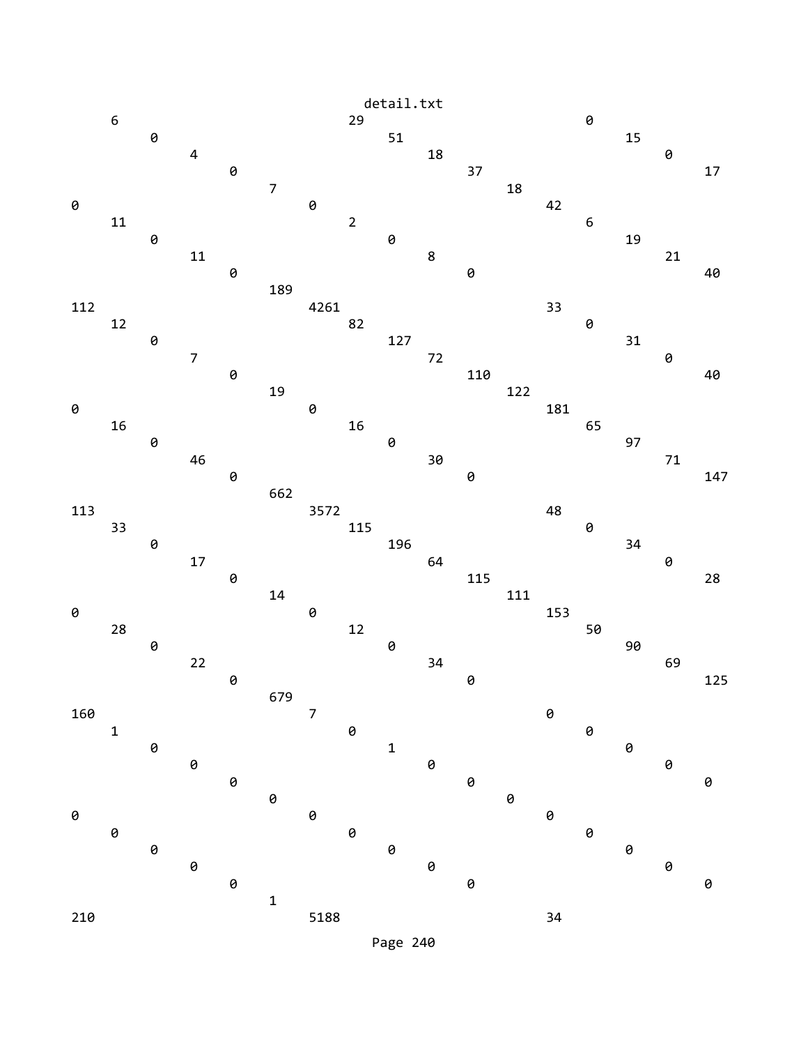```
     6                              29                             0
          0                              51                             15
               4                              18                             0
                    0                              37                             17
                         7                              18
0                             0                              42
     11                             2                              6
          0                              0                              19
               11                             8                              21
                    0                              0                              40
                         189
112                           4261                           33
     12                             82                             0
          0                              127                            31
               7                              72                             0
                    0                              110                            40
                         19                             122
0                             0                              181
     16                             16                             65
          0                              0                              97
               46                             30                             71
                    0                              0                              147
                         662
113                           3572                           48
     33                             115                            0
          0                              196                            34
               17                             64                             0
                    0                              115                            28
                         14                             111
0                             0                              153
     28                             12                             50
          0                              0                              90
               22                             34                             69
                    0                              0                              125
                         679
160                           7                              0
     1                              0                              0
          0                              1                              0
               0                              0                              0
                    0                              0                              0
                         0                              0
0                             0                              0
     0                              0                              0
          0                              0                              0
               0                              0                              0
                    0                              0                              0
                         1
210                           5188                           34
```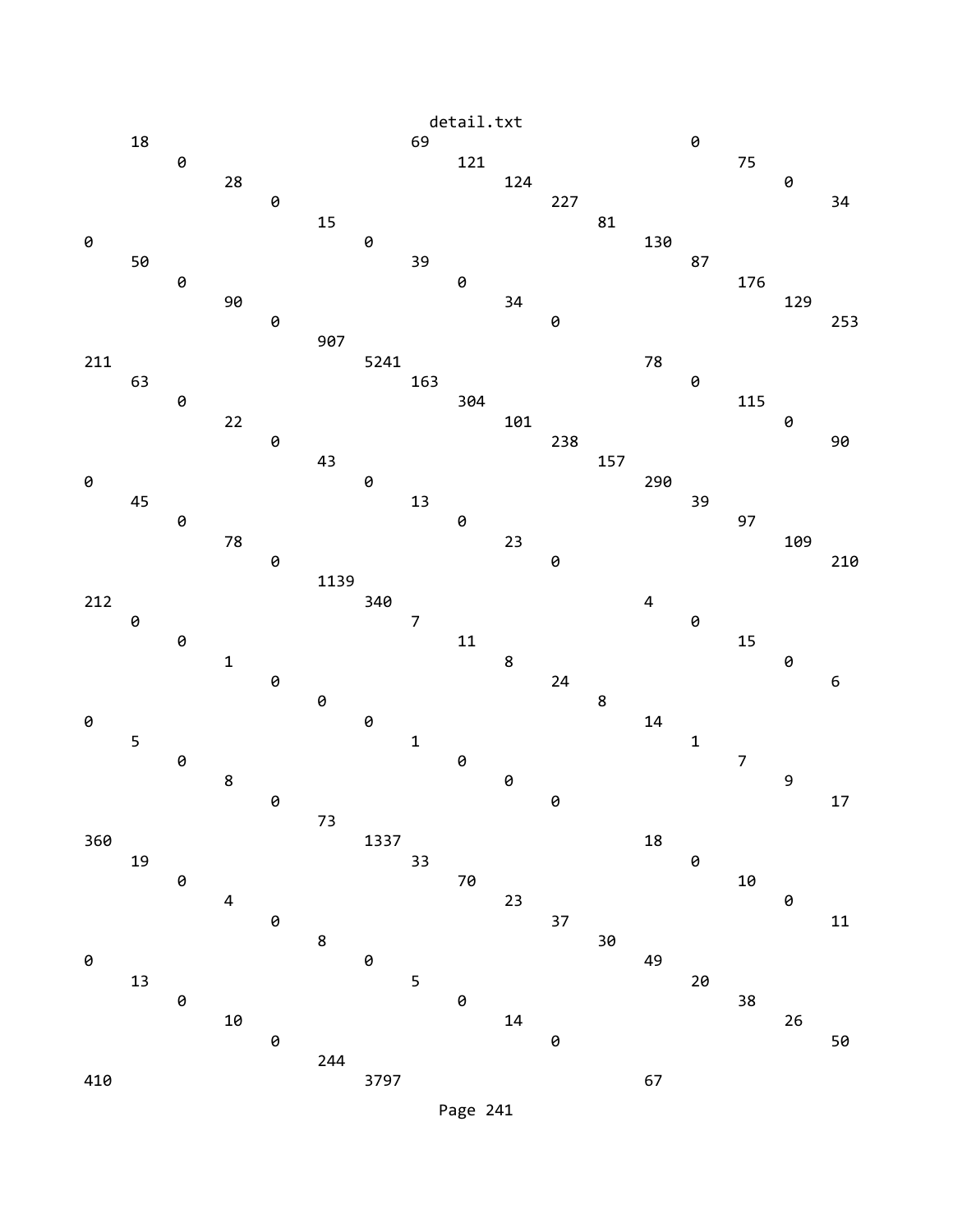```
     18                              69                             0
          0                               121                            75
               28                              124                            0
                    0                               227                            34
                         15                              81
0                             0                               130
     50                              39                             87
          0                               0                              176
               90                              34                             129
                    0                               0                              253
                         907
211                           5241                            78
     63                              163                            0
          0                               304                            115
               22                              101                            0
                    0                               238                            90
                         43                              157
0                             0                               290
     45                              13                             39
          0                               0                              97
               78                              23                             109
                    0                               0                              210
                         1139
212                           340                             4
     0                               7                              0
          0                               11                             15
               1                               8                              0
                    0                               24                             6
                         0                               8
0                             0                               14
     5                               1                              1
          0                               0                              7
               8                               0                              9
                    0                               0                              17
                         73
360                           1337                            18
     19                              33                             0
          0                               70                             10
               4                               23                             0
                    0                               37                             11
                         8                               30
0                             0                               49
     13                              5                              20
          0                               0                              38
               10                              14                             26
                    0                               0                              50
                         244
410                           3797                            67
```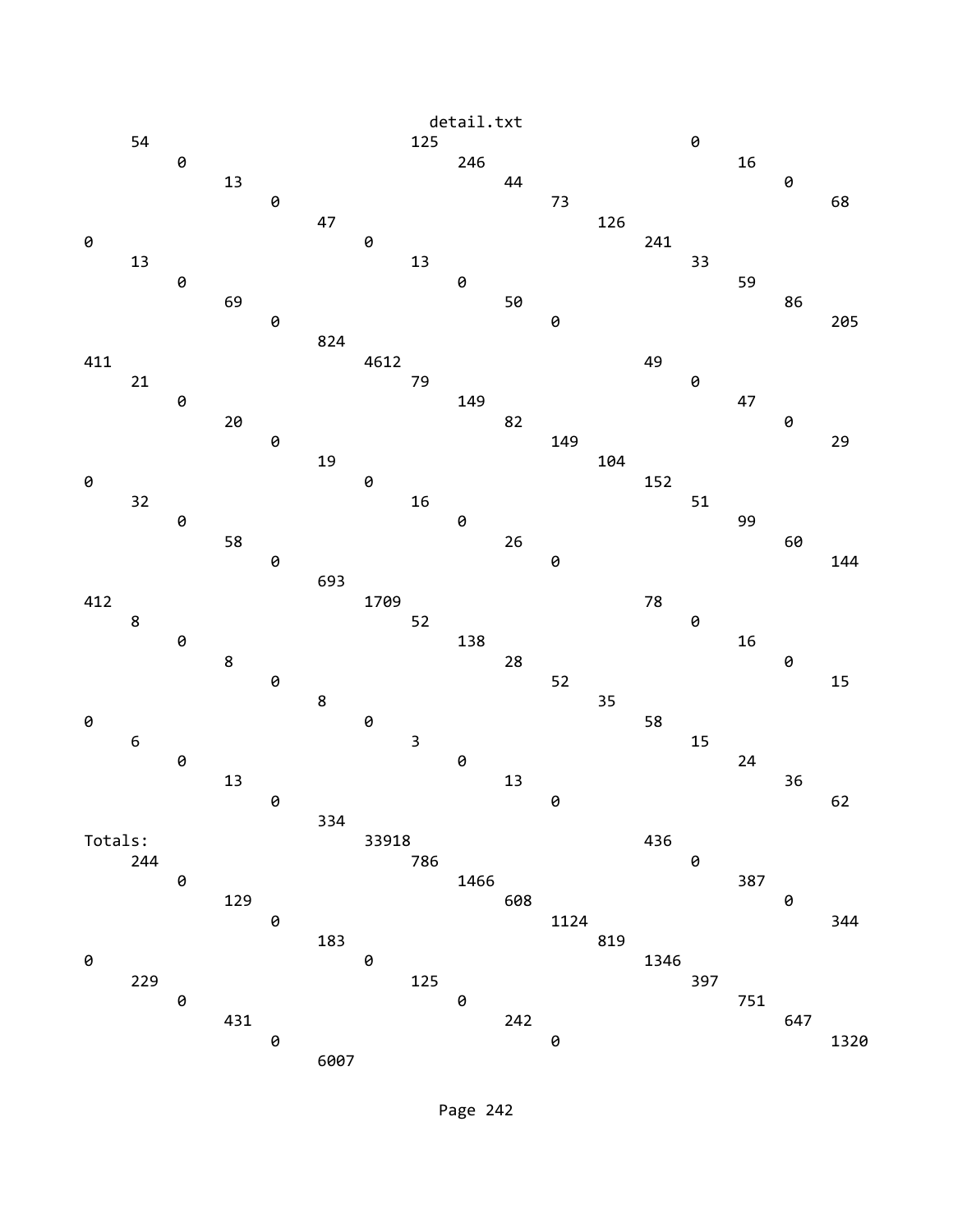detail.txt

```
     54                              125                            0
          0                               246                            16
               13                              44                             0
                    0                               73                             68
                         47                              126
0                             0                               241
     13                              13                             33
          0                               0                              59
               69                              50                             86
                    0                               0                              205
                         824
411                           4612                            49
     21                              79                             0
          0                               149                            47
               20                              82                             0
                    0                               149                            29
                         19                              104
0                             0                               152
     32                              16                             51
          0                               0                              99
               58                              26                             60
                    0                               0                              144
                         693
412                           1709                            78
     8                               52                             0
          0                               138                            16
               8                               28                             0
                    0                               52                             15
                         8                               35
0                             0                               58
     6                               3                              15
          0                               0                              24
               13                              13                             36
                    0                               0                              62
                         334
Totals:                       33918                           436
     244                             786                            0
          0                               1466                           387
               129                             608                            0
                    0                               1124                           344
                         183                             819
0                             0                               1346
     229                             125                            397
          0                               0                              751
               431                             242                            647
                    0                               0                              1320
                         6007
```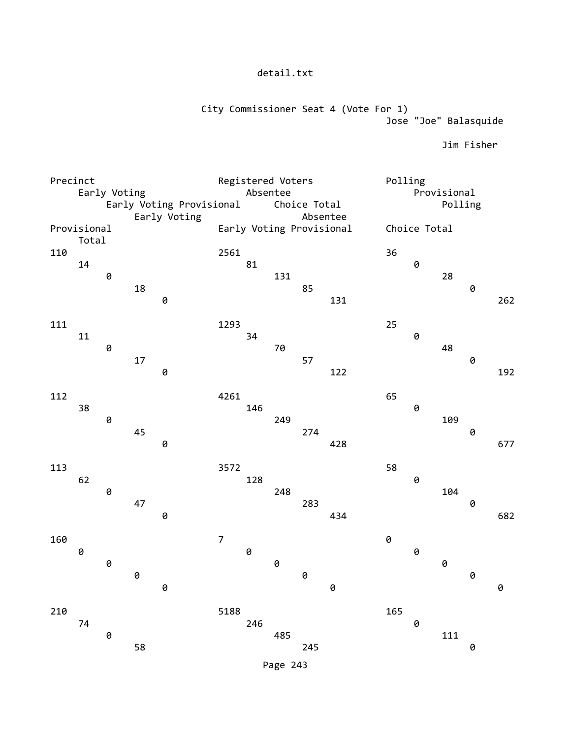detail.txt

City Commissioner Seat 4 (Vote For 1)

| | | Jose "Joe" Balasquide | | | | | | Jim Fisher | | | | | |
|---|---|---|---|---|---|---|---|---|---|---|---|---|---|
| Precinct | Registered Voters | Polling | Early Voting | Absentee | Provisional | Early Voting Provisional | Choice Total | Polling | Early Voting | Absentee | Provisional | Early Voting Provisional | Choice Total | Total |
| 110 | 2561 | 36 | 14 | 81 | 0 | 0 | 131 | 28 | 18 | 85 | 0 | 0 | 131 | 262 |
| 111 | 1293 | 25 | 11 | 34 | 0 | 0 | 70 | 48 | 17 | 57 | 0 | 0 | 122 | 192 |
| 112 | 4261 | 65 | 38 | 146 | 0 | 0 | 249 | 109 | 45 | 274 | 0 | 0 | 428 | 677 |
| 113 | 3572 | 58 | 62 | 128 | 0 | 0 | 248 | 104 | 47 | 283 | 0 | 0 | 434 | 682 |
| 160 | 7 | 0 | 0 | 0 | 0 | 0 | 0 | 0 | 0 | 0 | 0 | 0 | 0 | 0 |
| 210 | 5188 | 165 | 74 | 246 | 0 | 0 | 485 | 111 | 58 | 245 | 0 | | | |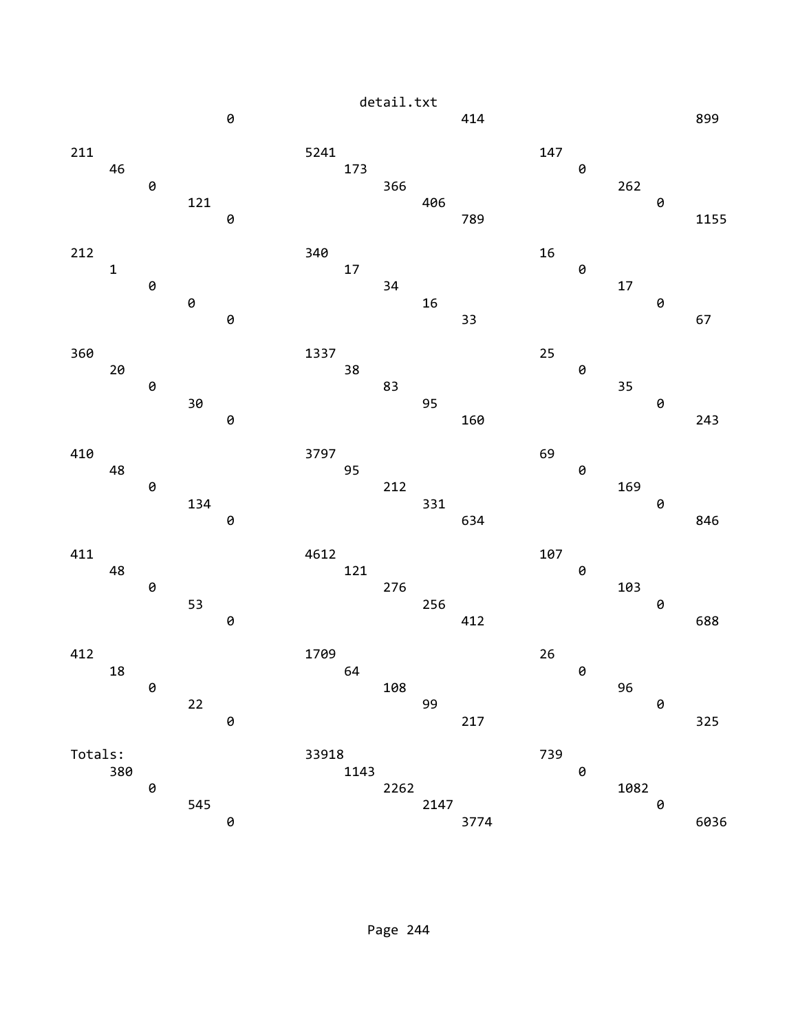detail.txt

```
                    0                                   414                                 899

211                                5241                                147
    46                                 173                                  0
        0                                   366                                 262
            121                                 406                                 0
                0                                   789                                 1155

212                                340                                 16
    1                                  17                                   0
        0                                   34                                  17
            0                                   16                                  0
                0                                   33                                  67

360                                1337                                25
    20                                 38                                   0
        0                                   83                                  35
            30                                  95                                  0
                0                                   160                                 243

410                                3797                                69
    48                                 95                                   0
        0                                   212                                 169
            134                                 331                                 0
                0                                   634                                 846

411                                4612                                107
    48                                 121                                  0
        0                                   276                                 103
            53                                  256                                 0
                0                                   412                                 688

412                                1709                                26
    18                                 64                                   0
        0                                   108                                 96
            22                                  99                                  0
                0                                   217                                 325

Totals:                            33918                               739
    380                                1143                                 0
        0                                   2262                                1082
            545                                 2147                                0
                0                                   3774                                6036
```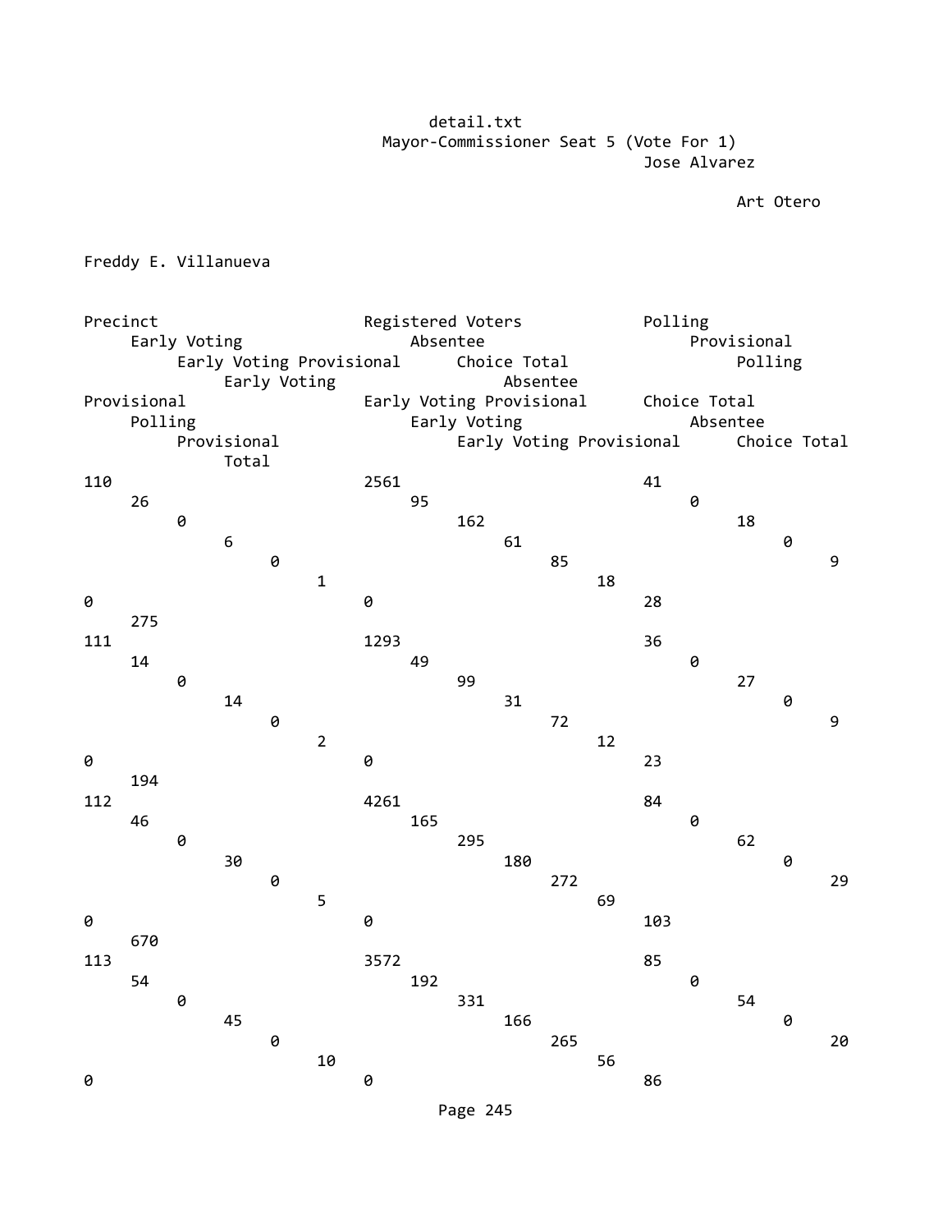detail.txt

Mayor-Commissioner Seat 5 (Vote For 1)

| Precinct | Registered Voters | Jose Alvarez | | | | | | Art Otero | | | | | | Freddy E. Villanueva | | | | | | Total |
|---|---|---|---|---|---|---|---|---|---|---|---|---|---|---|---|---|---|---|---|---|
| | | Polling | Early Voting | Absentee | Provisional | Early Voting Provisional | Choice Total | Polling | Early Voting | Absentee | Provisional | Early Voting Provisional | Choice Total | Polling | Early Voting | Absentee | Provisional | Early Voting Provisional | Choice Total | |
| 110 | 2561 | 41 | 26 | 95 | 0 | 0 | 162 | 18 | 6 | 61 | 0 | 0 | 85 | 9 | 1 | 18 | 0 | 0 | 28 | 275 |
| 111 | 1293 | 36 | 14 | 49 | 0 | 0 | 99 | 27 | 14 | 31 | 0 | 0 | 72 | 9 | 2 | 12 | 0 | 0 | 23 | 194 |
| 112 | 4261 | 84 | 46 | 165 | 0 | 0 | 295 | 62 | 30 | 180 | 0 | 0 | 272 | 29 | 5 | 69 | 0 | 0 | 103 | 670 |
| 113 | 3572 | 85 | 54 | 192 | 0 | 0 | 331 | 54 | 45 | 166 | 0 | 0 | 265 | 20 | 10 | 56 | 0 | 0 | 86 | |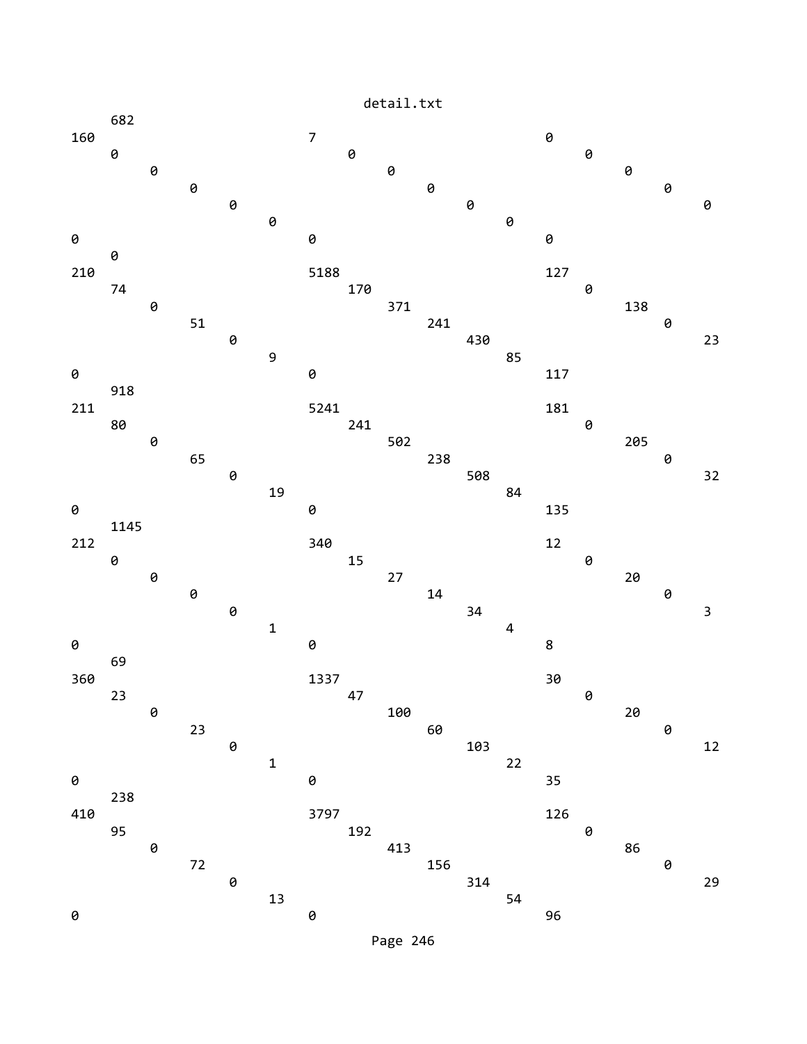```
        682
160                     7                     0
        0                  0                     0
           0                  0                     0
              0                  0                     0
                 0                  0                     0
                    0                  0
0                       0                     0
        0
210                     5188                  127
        74                 170                   0
           0                  371                   138
              51                 241                   0
                 0                  430                   23
                    9                  85
0                       0                     117
        918
211                     5241                  181
        80                 241                   0
           0                  502                   205
              65                 238                   0
                 0                  508                   32
                    19                 84
0                       0                     135
        1145
212                     340                   12
        0                  15                    0
           0                  27                    20
              0                  14                    0
                 0                  34                    3
                    1                  4
0                       0                     8
        69
360                     1337                  30
        23                 47                    0
           0                  100                   20
              23                 60                    0
                 0                  103                   12
                    1                  22
0                       0                     35
        238
410                     3797                  126
        95                 192                   0
           0                  413                   86
              72                 156                   0
                 0                  314                   29
                    13                 54
0                       0                     96
```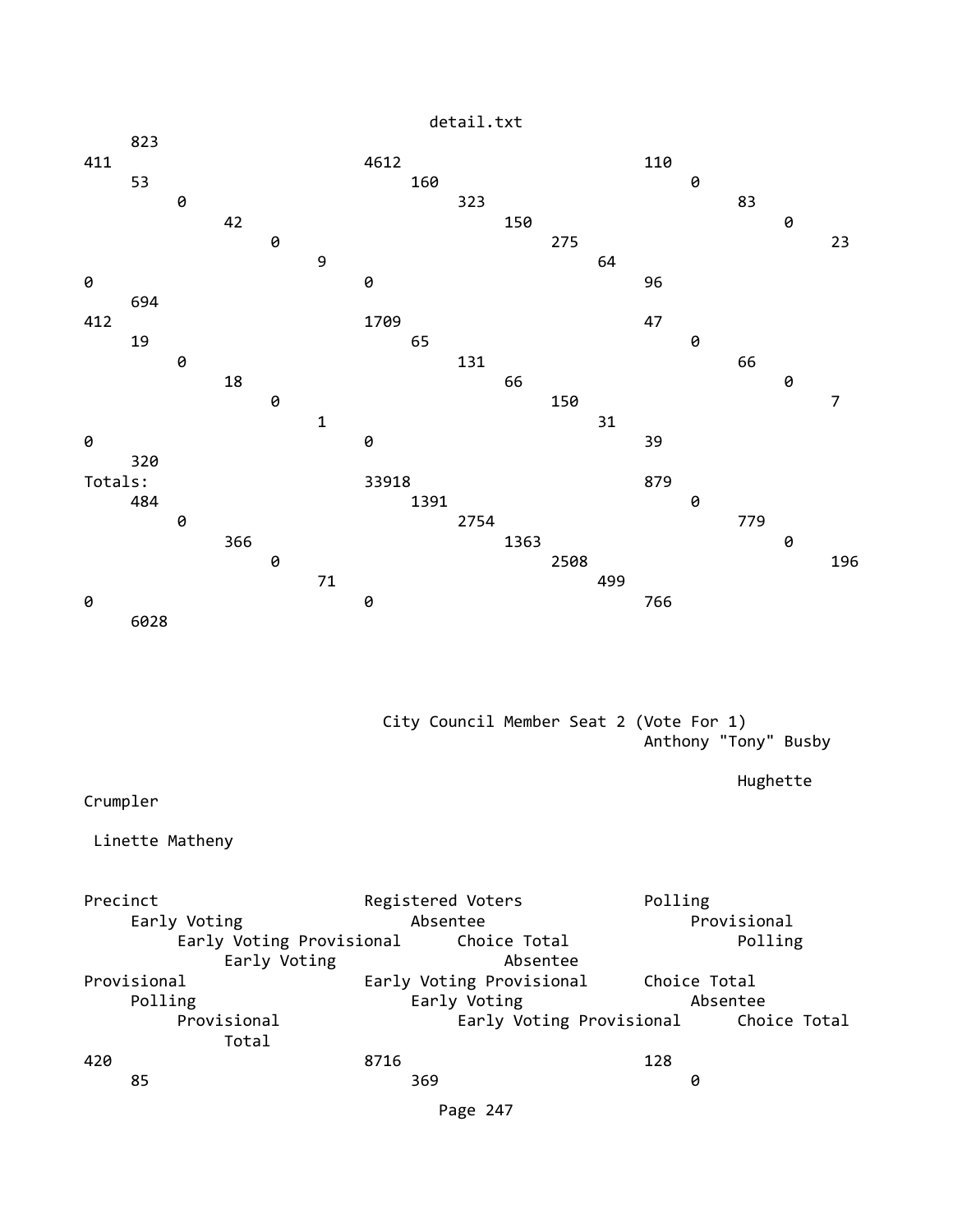823
411 4612 110
53 160 0
0 323 83
42 150 0
0 275 23
9 64
0 0 96
694
412 1709 47
19 65 0
0 131 66
18 66 0
0 150 7
1 31
0 0 39
320
Totals: 33918 879
484 1391 0
0 2754 779
366 1363 0
0 2508 196
71 499
0 0 766
6028

City Council Member Seat 2 (Vote For 1)
Anthony "Tony" Busby

Hughette
Crumpler

Linette Matheny

Precinct Registered Voters Polling
Early Voting Absentee Provisional
Early Voting Provisional Choice Total Polling
Early Voting Absentee
Provisional Early Voting Provisional Choice Total
Polling Early Voting Absentee
Provisional Early Voting Provisional Choice Total
Total
420 8716 128
85 369 0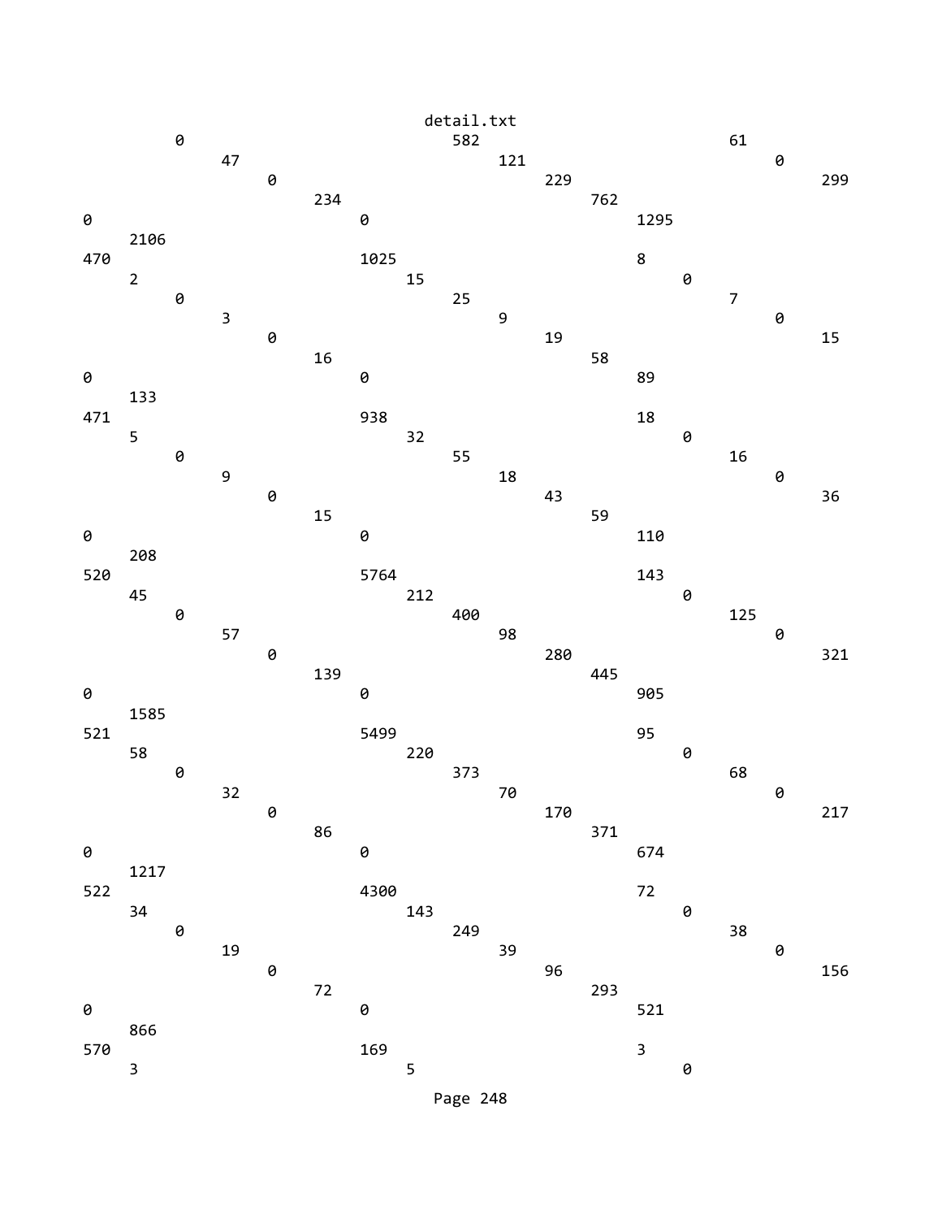```
                                detail.txt
        0                                 582                          61
             47                                121                          0
                  0                                 229                          299
                       234                               762
0                                0                            1295
    2106
470                              1025                         8
    2                                 15                           0
        0                                 25                          7
             3                                 9                            0
                  0                                 19                           15
                       16                                58
0                                0                            89
    133
471                              938                          18
    5                                 32                           0
        0                                 55                          16
             9                                 18                           0
                  0                                 43                           36
                       15                                59
0                                0                            110
    208
520                              5764                         143
    45                                212                          0
        0                                 400                         125
             57                                98                           0
                  0                                 280                          321
                       139                               445
0                                0                            905
    1585
521                              5499                         95
    58                                220                          0
        0                                 373                         68
             32                                70                           0
                  0                                 170                          217
                       86                                371
0                                0                            674
    1217
522                              4300                         72
    34                                143                          0
        0                                 249                         38
             19                                39                           0
                  0                                 96                           156
                       72                                293
0                                0                            521
    866
570                              169                          3
    3                                 5                            0
```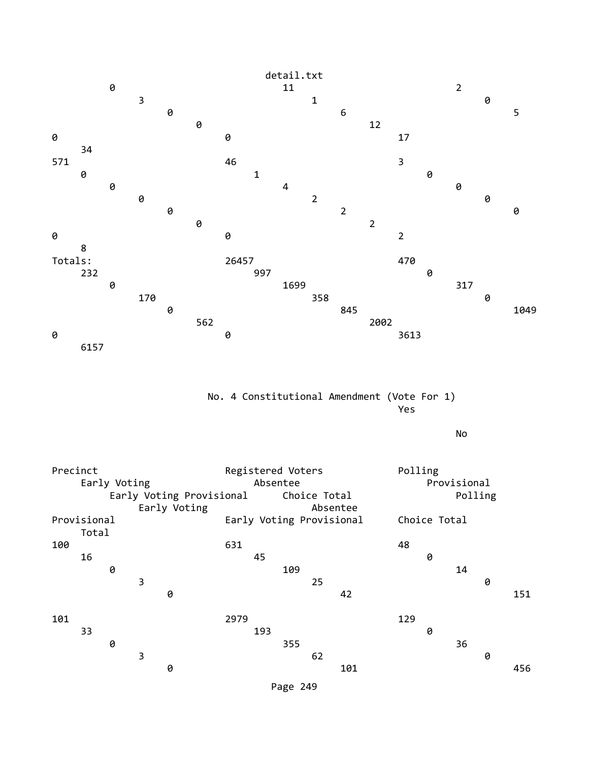| | | | | | | | | | | | | | | | | | | | |
|---|---|---|---|---|---|---|---|---|---|---|---|---|---|---|---|---|---|---|---|
| | | | | | | 0 | 11 | 2 | 3 | 1 | 0 | 0 | 6 | 5 | 0 | 12 | 0 | 0 | 17 | 34 |
| 571 | 46 | 3 | 0 | 1 | 0 | 0 | 4 | 0 | 0 | 2 | 0 | 0 | 2 | 0 | 0 | 2 | 0 | 0 | 2 | 8 |
| Totals: | 26457 | 470 | 232 | 997 | 0 | 0 | 1699 | 317 | 170 | 358 | 0 | 0 | 845 | 1049 | 562 | 2002 | 0 | 0 | 3613 | 6157 |

## No. 4 Constitutional Amendment (Vote For 1)

| Precinct | Registered Voters | Yes | | | | | | No | | | | | | |
|---|---|---|---|---|---|---|---|---|---|---|---|---|---|---|
| | | Polling | Early Voting | Absentee | Provisional | Early Voting Provisional | Choice Total | Polling | Early Voting | Absentee | Provisional | Early Voting Provisional | Choice Total | Total |
| 100 | 631 | 48 | 16 | 45 | 0 | 0 | 109 | 14 | 3 | 25 | 0 | 0 | 42 | 151 |
| 101 | 2979 | 129 | 33 | 193 | 0 | 0 | 355 | 36 | 3 | 62 | 0 | 0 | 101 | 456 |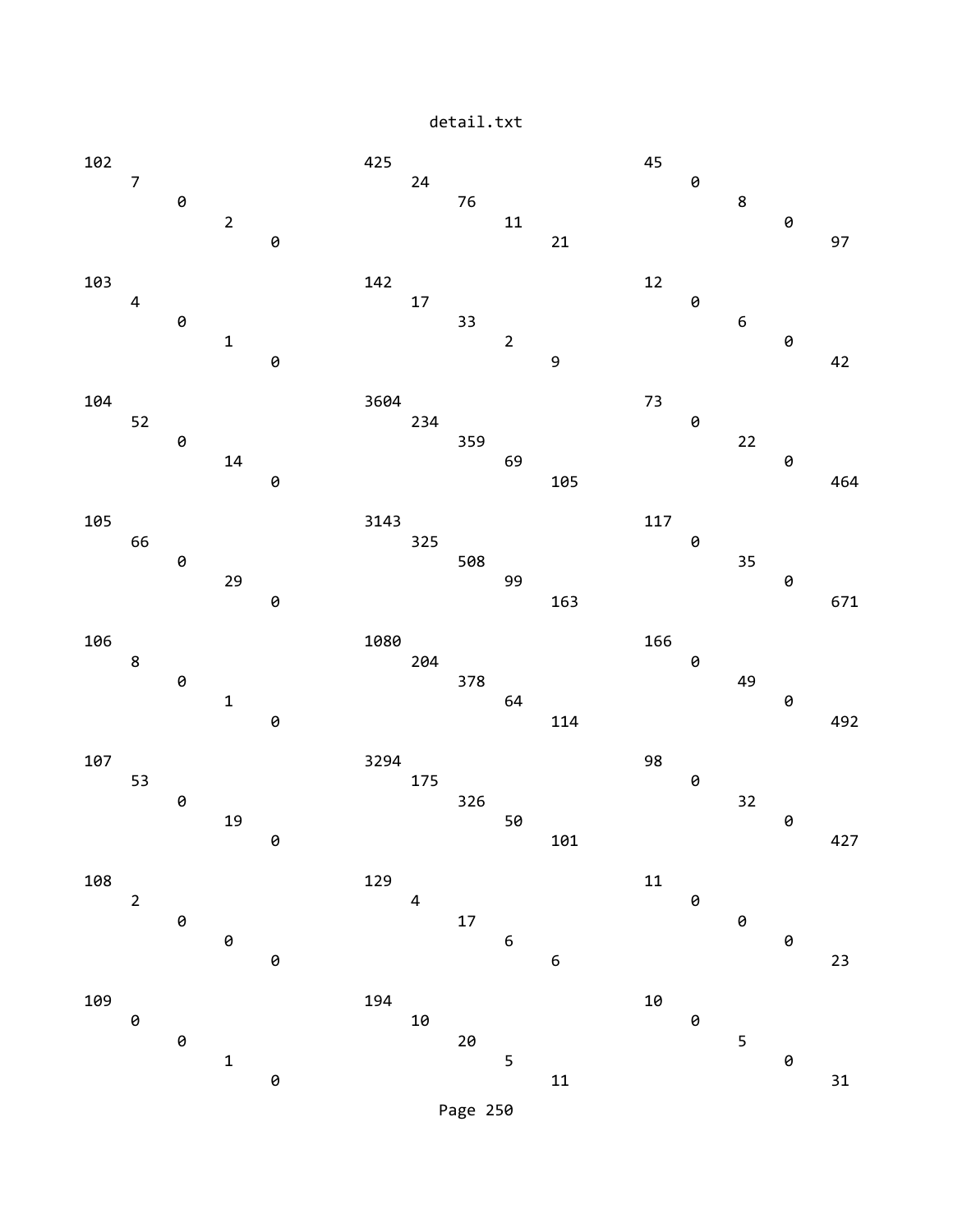```
102
    7
        0
            2
                0
425
    24
        76
            11
                21
45
    0
        8
            0
                97

103
    4
        0
            1
                0
142
    17
        33
            2
                9
12
    0
        6
            0
                42

104
    52
        0
            14
                0
3604
    234
        359
            69
                105
73
    0
        22
            0
                464

105
    66
        0
            29
                0
3143
    325
        508
            99
                163
117
    0
        35
            0
                671

106
    8
        0
            1
                0
1080
    204
        378
            64
                114
166
    0
        49
            0
                492

107
    53
        0
            19
                0
3294
    175
        326
            50
                101
98
    0
        32
            0
                427

108
    2
        0
            0
                0
129
    4
        17
            6
                6
11
    0
        0
            0
                23

109
    0
        0
            1
                0
194
    10
        20
            5
                11
10
    0
        5
            0
                31
```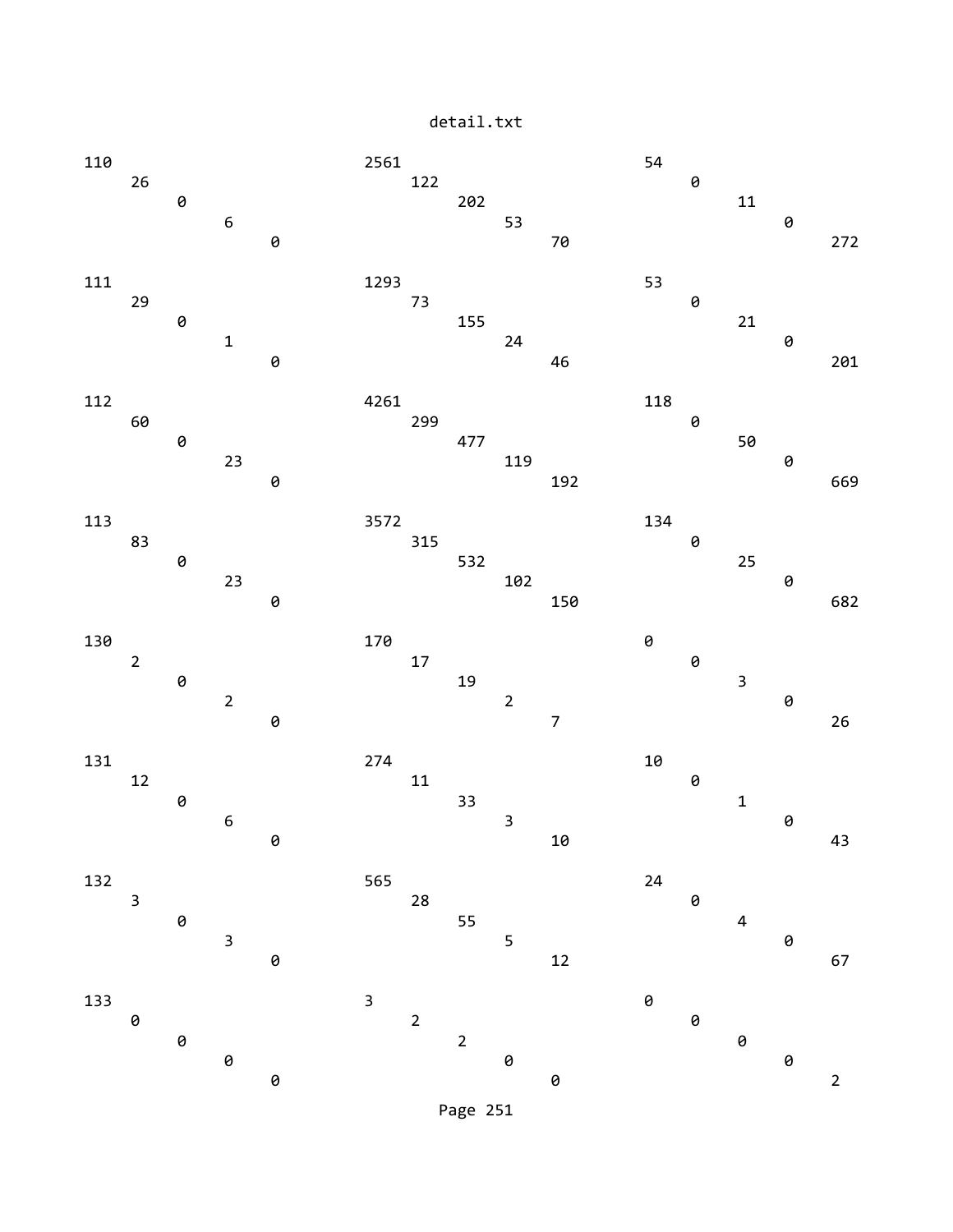```
110                       2561                      54
    26                        122                       0
        0                         202                       11
            6                         53                        0
                0                         70                        272

111                       1293                      53
    29                        73                        0
        0                         155                       21
            1                         24                        0
                0                         46                        201

112                       4261                      118
    60                        299                       0
        0                         477                       50
            23                        119                       0
                0                         192                       669

113                       3572                      134
    83                        315                       0
        0                         532                       25
            23                        102                       0
                0                         150                       682

130                       170                       0
    2                         17                        0
        0                         19                        3
            2                         2                         0
                0                         7                         26

131                       274                       10
    12                        11                        0
        0                         33                        1
            6                         3                         0
                0                         10                        43

132                       565                       24
    3                         28                        0
        0                         55                        4
            3                         5                         0
                0                         12                        67

133                       3                         0
    0                         2                         0
        0                         2                         0
            0                         0                         0
                0                         0                         2
```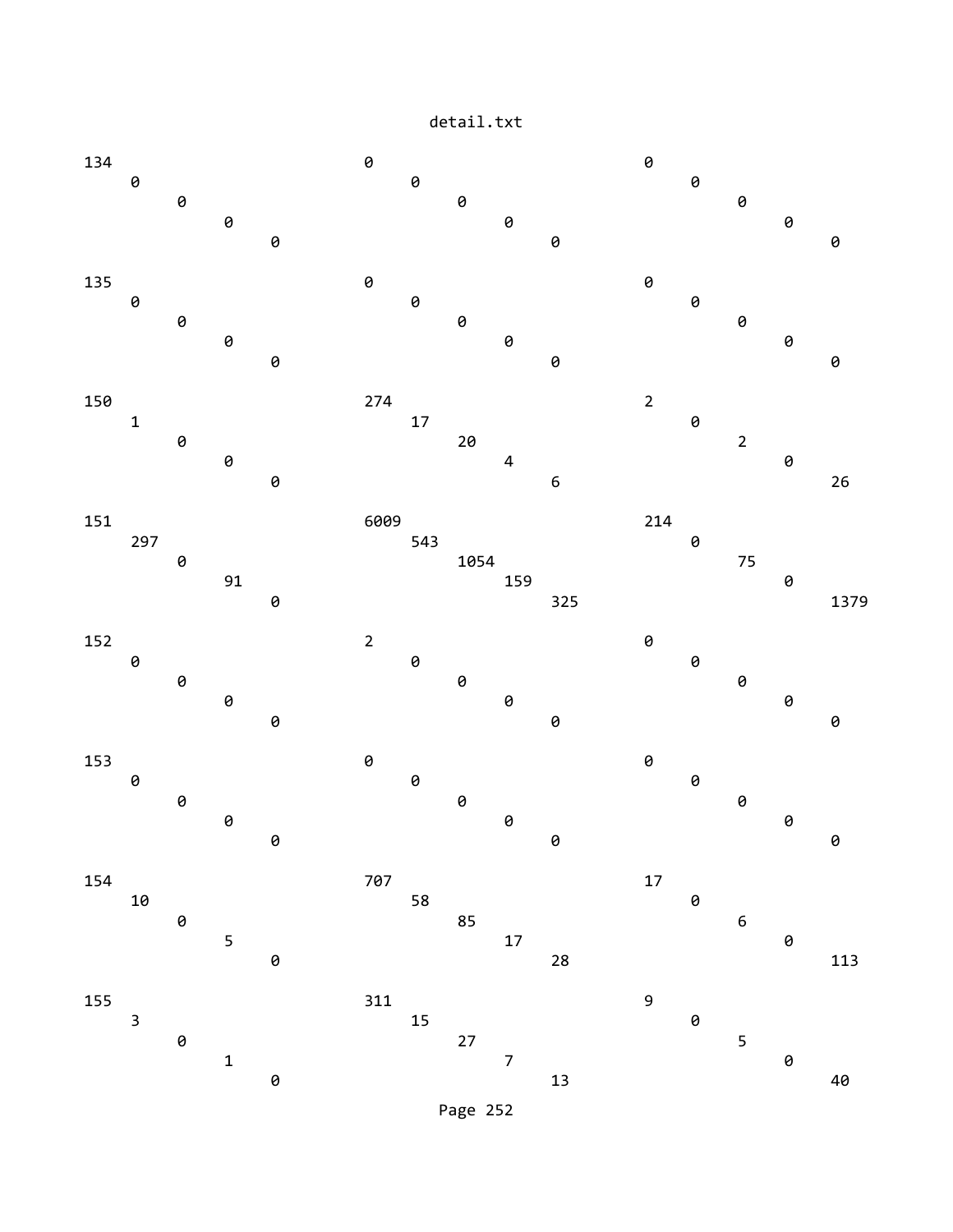detail.txt

```
134                         0                           0
    0                           0                           0
        0                           0                           0
            0                           0                           0
                0                           0                           0

135                         0                           0
    0                           0                           0
        0                           0                           0
            0                           0                           0
                0                           0                           0

150                         274                         2
    1                           17                          0
        0                           20                          2
            0                           4                           0
                0                           6                           26

151                         6009                        214
    297                         543                         0
        0                           1054                        75
            91                          159                         0
                0                           325                         1379

152                         2                           0
    0                           0                           0
        0                           0                           0
            0                           0                           0
                0                           0                           0

153                         0                           0
    0                           0                           0
        0                           0                           0
            0                           0                           0
                0                           0                           0

154                         707                         17
    10                          58                          0
        0                           85                          6
            5                           17                          0
                0                           28                          113

155                         311                         9
    3                           15                          0
        0                           27                          5
            1                           7                           0
                0                           13                          40
```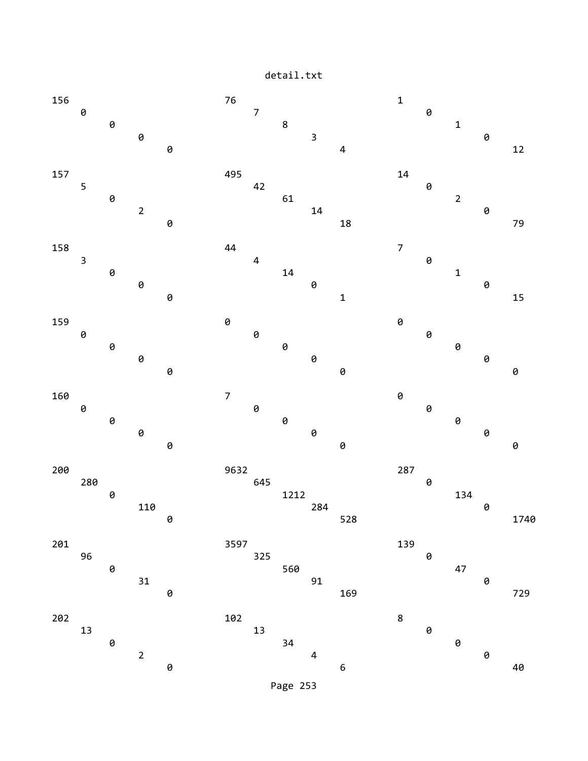detail.txt

```
156                            76                            1
    0                              7                             0
        0                              8                             1
            0                              3                             0
                0                              4                             12

157                            495                           14
    5                              42                            0
        0                              61                            2
            2                              14                            0
                0                              18                            79

158                            44                            7
    3                              4                             0
        0                              14                            1
            0                              0                             0
                0                              1                             15

159                            0                             0
    0                              0                             0
        0                              0                             0
            0                              0                             0
                0                              0                             0

160                            7                             0
    0                              0                             0
        0                              0                             0
            0                              0                             0
                0                              0                             0

200                            9632                          287
    280                            645                           0
        0                              1212                          134
            110                            284                           0
                0                              528                           1740

201                            3597                          139
    96                             325                           0
        0                              560                           47
            31                             91                            0
                0                              169                           729

202                            102                           8
    13                             13                            0
        0                              34                            0
            2                              4                             0
                0                              6                             40
```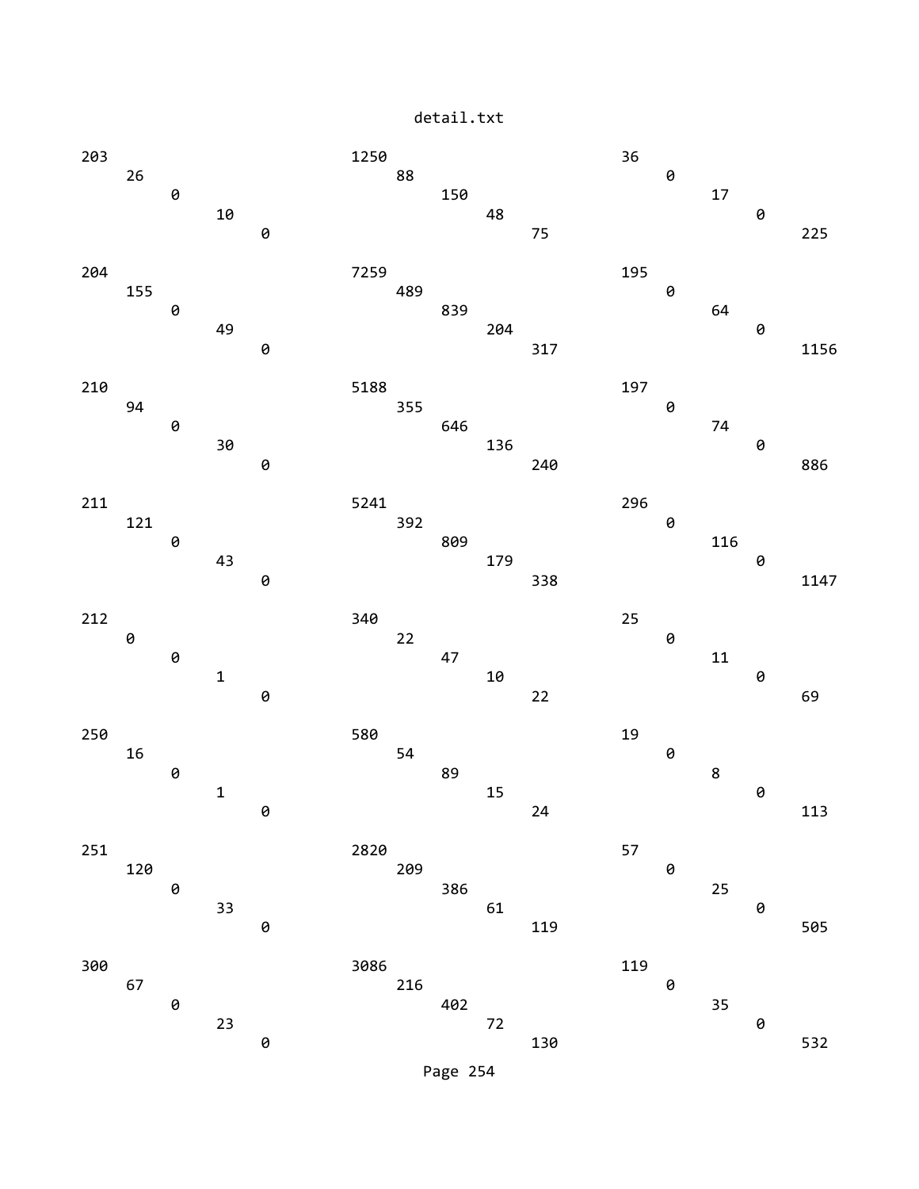| | | | | | | | | | | | | | | |
|---|---|---|---|---|---|---|---|---|---|---|---|---|---|---|
| 203 | 26 | 0 | 10 | 0 | 1250 | 88 | 150 | 48 | 75 | 36 | 0 | 17 | 0 | 225 |
| 204 | 155 | 0 | 49 | 0 | 7259 | 489 | 839 | 204 | 317 | 195 | 0 | 64 | 0 | 1156 |
| 210 | 94 | 0 | 30 | 0 | 5188 | 355 | 646 | 136 | 240 | 197 | 0 | 74 | 0 | 886 |
| 211 | 121 | 0 | 43 | 0 | 5241 | 392 | 809 | 179 | 338 | 296 | 0 | 116 | 0 | 1147 |
| 212 | 0 | 0 | 1 | 0 | 340 | 22 | 47 | 10 | 22 | 25 | 0 | 11 | 0 | 69 |
| 250 | 16 | 0 | 1 | 0 | 580 | 54 | 89 | 15 | 24 | 19 | 0 | 8 | 0 | 113 |
| 251 | 120 | 0 | 33 | 0 | 2820 | 209 | 386 | 61 | 119 | 57 | 0 | 25 | 0 | 505 |
| 300 | 67 | 0 | 23 | 0 | 3086 | 216 | 402 | 72 | 130 | 119 | 0 | 35 | 0 | 532 |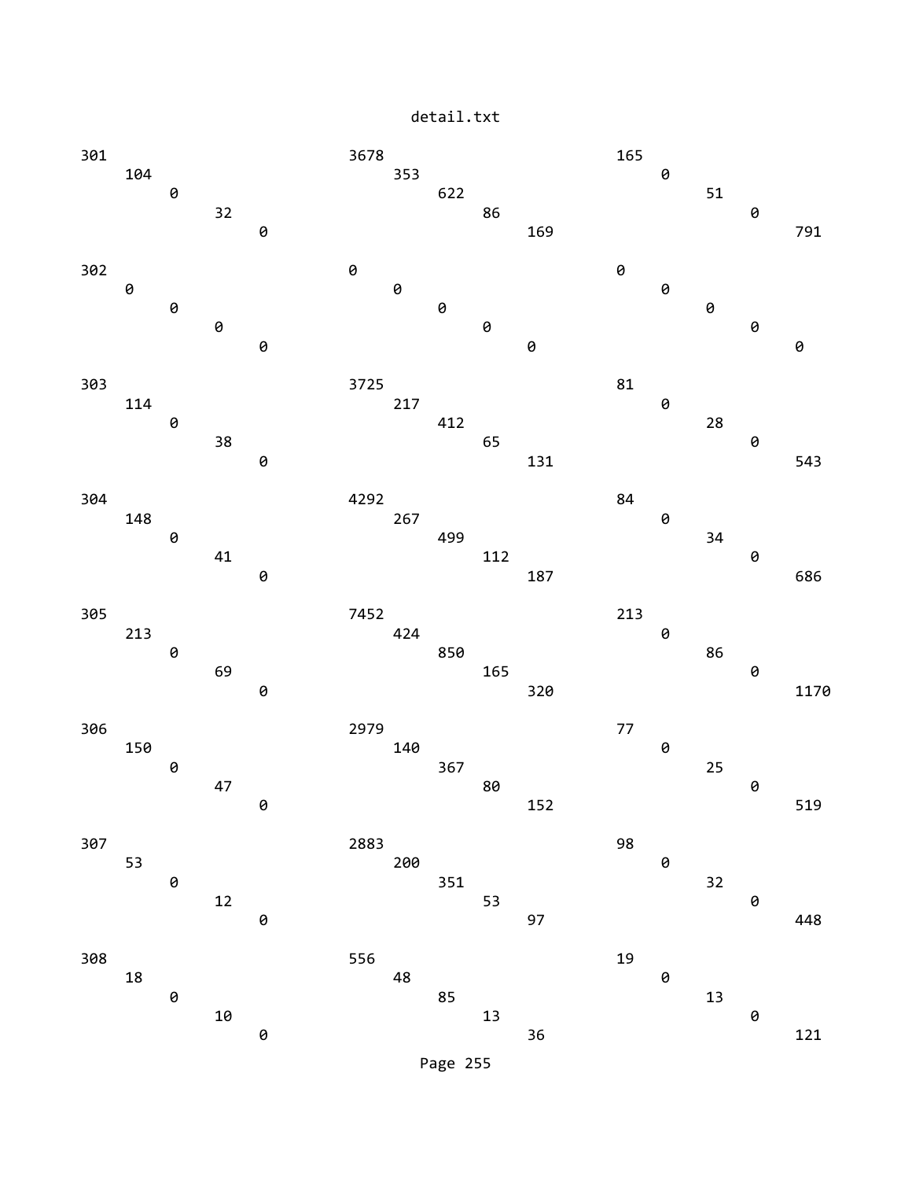```
301                                3678                               165
    104                                353                                0
        0                                  622                                51
            32                                 86                                 0
                0                                  169                                791

302                                0                                  0
    0                                  0                                  0
        0                                  0                                  0
            0                                  0                                  0
                0                                  0                                  0

303                                3725                               81
    114                                217                                0
        0                                  412                                28
            38                                 65                                 0
                0                                  131                                543

304                                4292                               84
    148                                267                                0
        0                                  499                                34
            41                                 112                                0
                0                                  187                                686

305                                7452                               213
    213                                424                                0
        0                                  850                                86
            69                                 165                                0
                0                                  320                                1170

306                                2979                               77
    150                                140                                0
        0                                  367                                25
            47                                 80                                 0
                0                                  152                                519

307                                2883                               98
    53                                 200                                0
        0                                  351                                32
            12                                 53                                 0
                0                                  97                                 448

308                                556                                19
    18                                 48                                 0
        0                                  85                                 13
            10                                 13                                 0
                0                                  36                                 121
```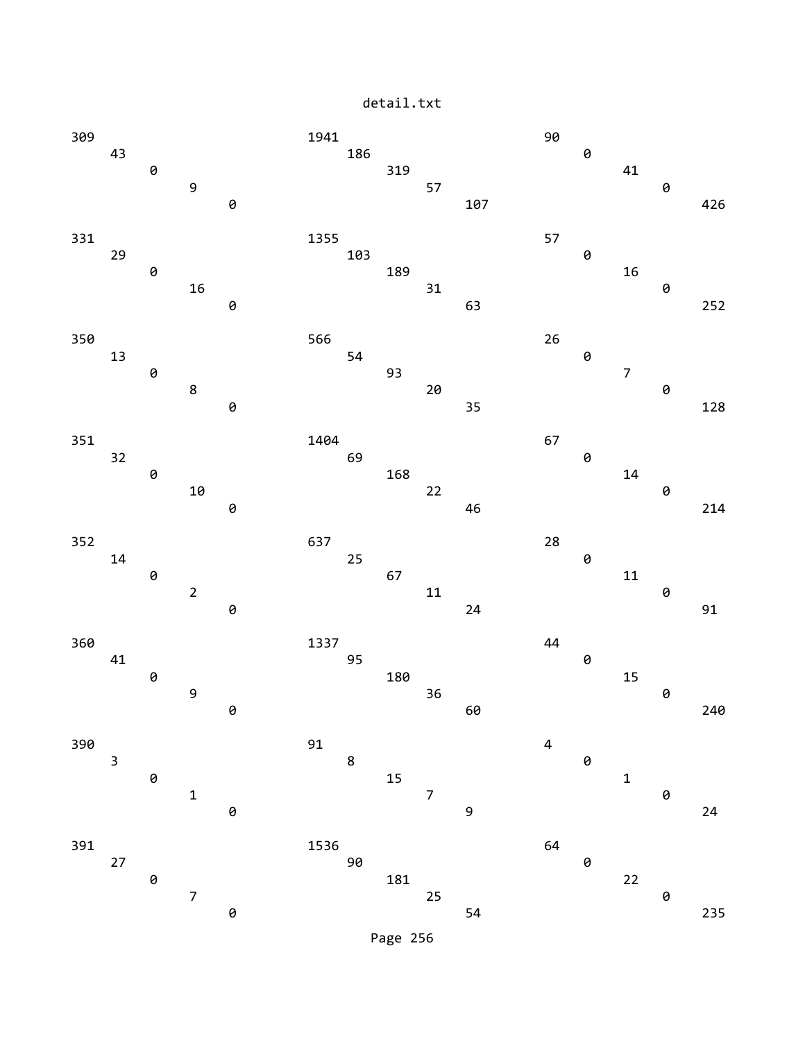detail.txt

```
309                           1941                          90
    43                            186                           0
        0                             319                           41
            9                             57                            0
                0                             107                           426

331                           1355                          57
    29                            103                           0
        0                             189                           16
            16                            31                            0
                0                             63                            252

350                           566                           26
    13                            54                            0
        0                             93                            7
            8                             20                            0
                0                             35                            128

351                           1404                          67
    32                            69                            0
        0                             168                           14
            10                            22                            0
                0                             46                            214

352                           637                           28
    14                            25                            0
        0                             67                            11
            2                             11                            0
                0                             24                            91

360                           1337                          44
    41                            95                            0
        0                             180                           15
            9                             36                            0
                0                             60                            240

390                           91                            4
    3                             8                             0
        0                             15                            1
            1                             7                             0
                0                             9                             24

391                           1536                          64
    27                            90                            0
        0                             181                           22
            7                             25                            0
                0                             54                            235
```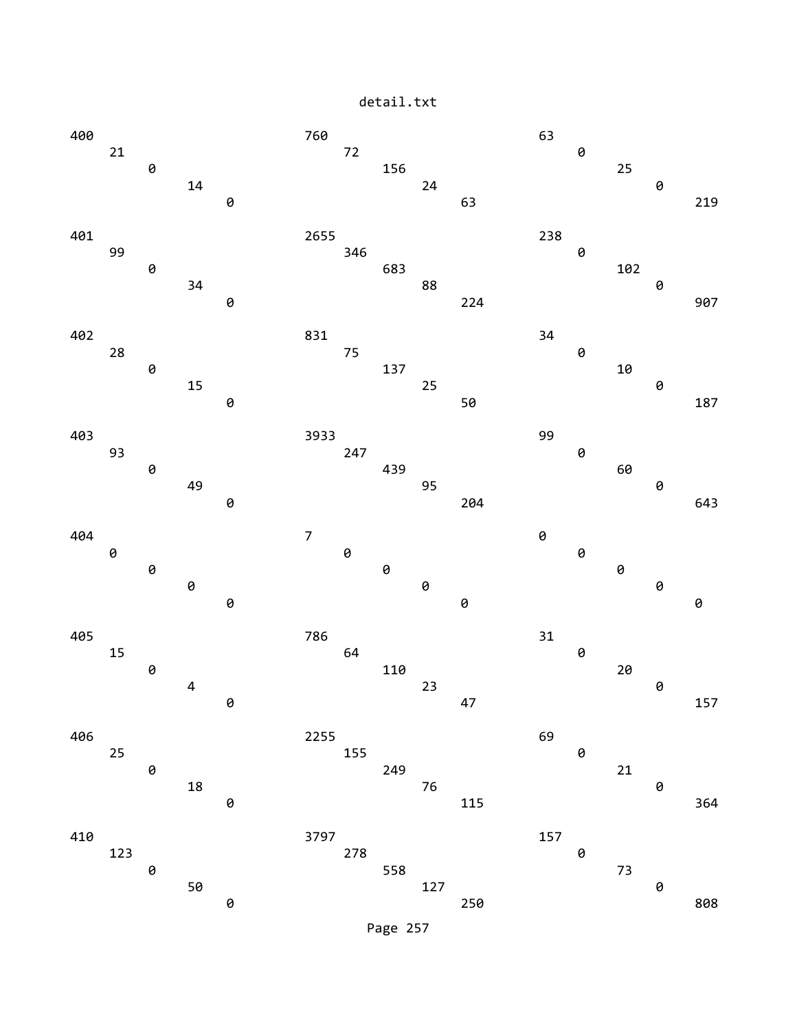| | | | | | | | | | | | | | | |
|---|---|---|---|---|---|---|---|---|---|---|---|---|---|---|
| 400 | 21 | 0 | 14 | 0 | 760 | 72 | 156 | 24 | 63 | 63 | 0 | 25 | 0 | 219 |
| 401 | 99 | 0 | 34 | 0 | 2655 | 346 | 683 | 88 | 224 | 238 | 0 | 102 | 0 | 907 |
| 402 | 28 | 0 | 15 | 0 | 831 | 75 | 137 | 25 | 50 | 34 | 0 | 10 | 0 | 187 |
| 403 | 93 | 0 | 49 | 0 | 3933 | 247 | 439 | 95 | 204 | 99 | 0 | 60 | 0 | 643 |
| 404 | 0 | 0 | 0 | 0 | 7 | 0 | 0 | 0 | 0 | 0 | 0 | 0 | 0 | 0 |
| 405 | 15 | 0 | 4 | 0 | 786 | 64 | 110 | 23 | 47 | 31 | 0 | 20 | 0 | 157 |
| 406 | 25 | 0 | 18 | 0 | 2255 | 155 | 249 | 76 | 115 | 69 | 0 | 21 | 0 | 364 |
| 410 | 123 | 0 | 50 | 0 | 3797 | 278 | 558 | 127 | 250 | 157 | 0 | 73 | 0 | 808 |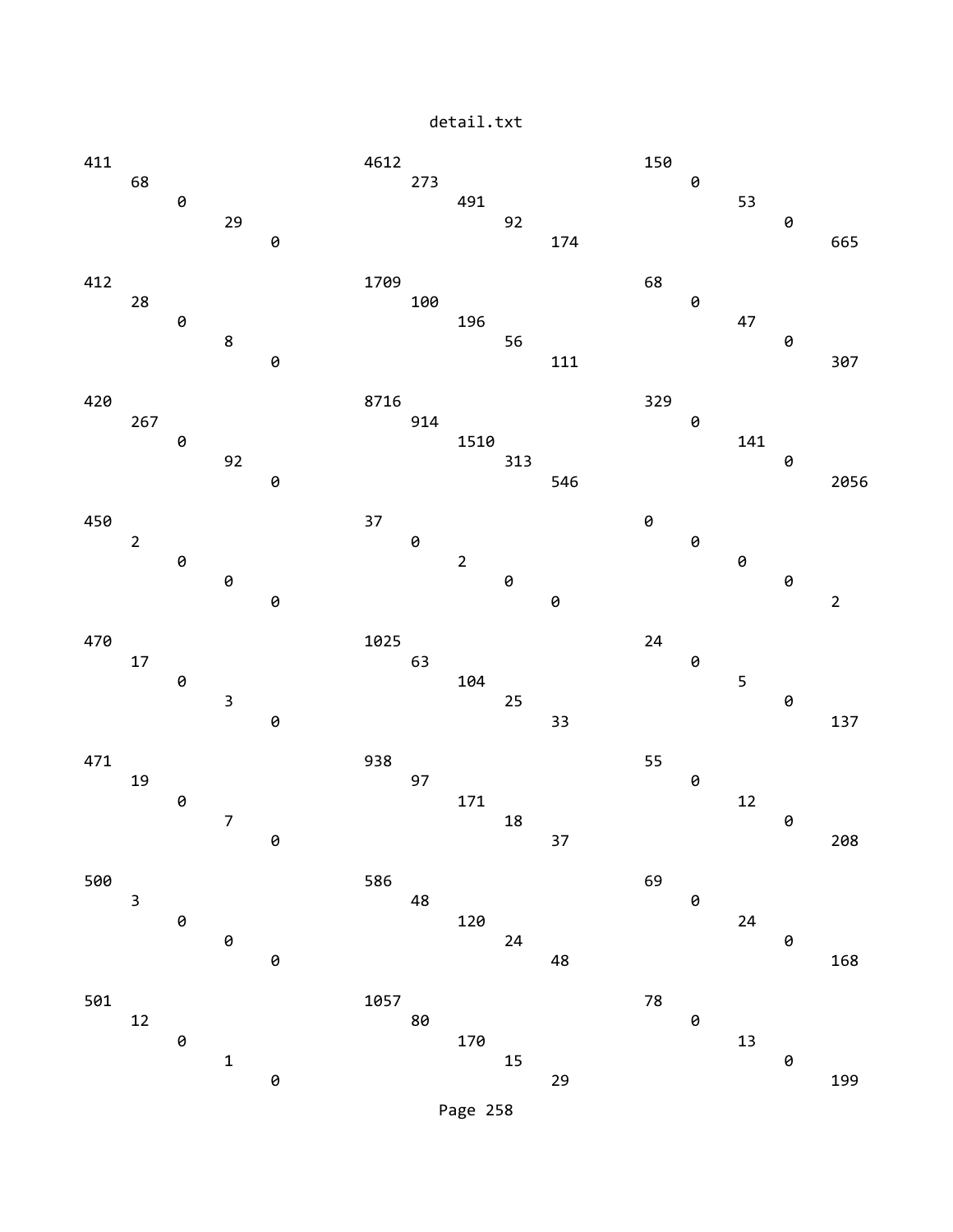detail.txt

```
411                                   4612                                  150
     68                                    273                                   0
          0                                     491                                   53
               29                                    92                                    0
                    0                                     174                                   665

412                                   1709                                  68
     28                                    100                                   0
          0                                     196                                   47
               8                                     56                                    0
                    0                                     111                                   307

420                                   8716                                  329
     267                                   914                                   0
          0                                     1510                                  141
               92                                    313                                   0
                    0                                     546                                   2056

450                                   37                                    0
     2                                     0                                     0
          0                                     2                                     0
               0                                     0                                     0
                    0                                     0                                     2

470                                   1025                                  24
     17                                    63                                    0
          0                                     104                                   5
               3                                     25                                    0
                    0                                     33                                    137

471                                   938                                   55
     19                                    97                                    0
          0                                     171                                   12
               7                                     18                                    0
                    0                                     37                                    208

500                                   586                                   69
     3                                     48                                    0
          0                                     120                                   24
               0                                     24                                    0
                    0                                     48                                    168

501                                   1057                                  78
     12                                    80                                    0
          0                                     170                                   13
               1                                     15                                    0
                    0                                     29                                    199
```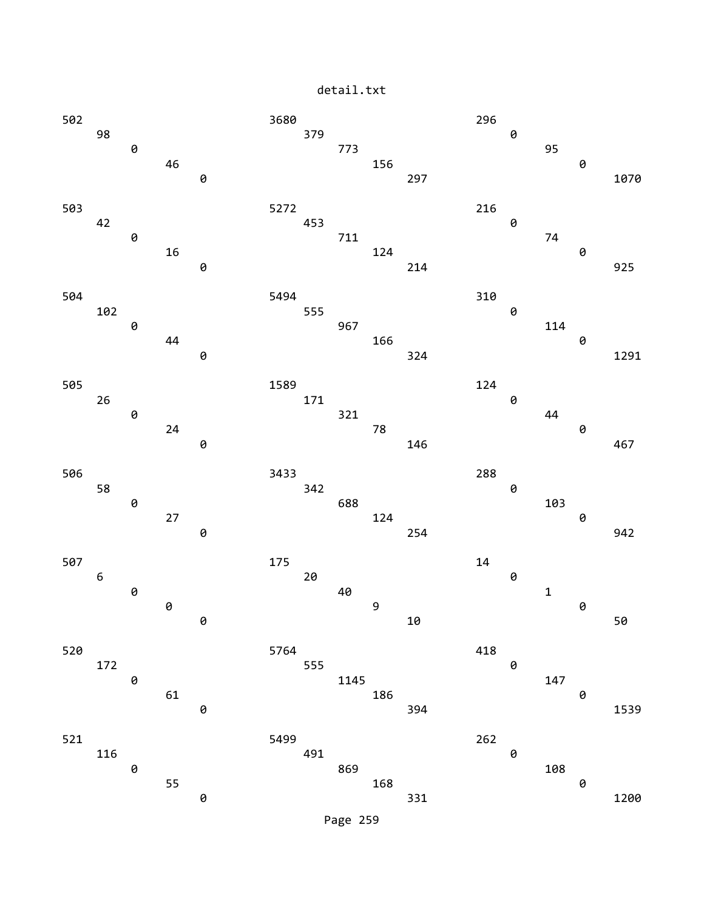```
502                          3680                         296
    98                           379                          0
        0                            773                          95
            46                           156                          0
                0                            297                          1070

503                          5272                         216
    42                           453                          0
        0                            711                          74
            16                           124                          0
                0                            214                          925

504                          5494                         310
    102                          555                          0
        0                            967                          114
            44                           166                          0
                0                            324                          1291

505                          1589                         124
    26                           171                          0
        0                            321                          44
            24                           78                           0
                0                            146                          467

506                          3433                         288
    58                           342                          0
        0                            688                          103
            27                           124                          0
                0                            254                          942

507                          175                          14
    6                            20                           0
        0                            40                           1
            0                            9                            0
                0                            10                           50

520                          5764                         418
    172                          555                          0
        0                            1145                         147
            61                           186                          0
                0                            394                          1539

521                          5499                         262
    116                          491                          0
        0                            869                          108
            55                           168                          0
                0                            331                          1200
```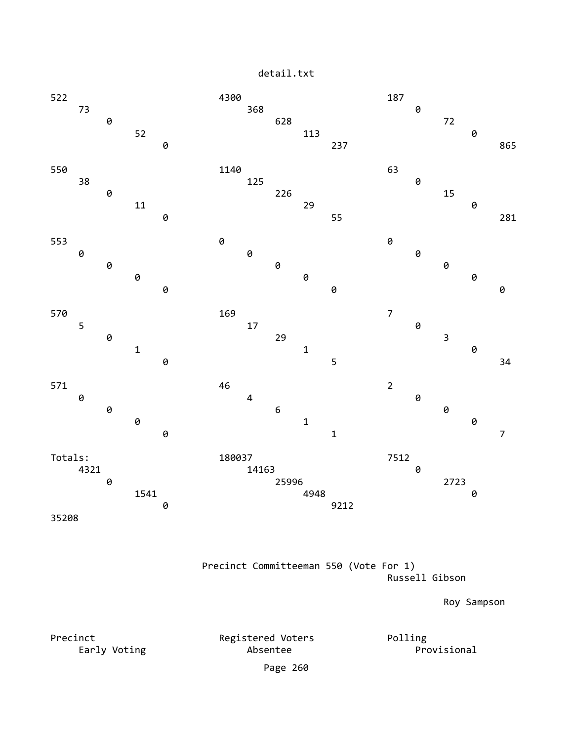detail.txt

| | | | | | | | | | | | | | |
|---|---|---|---|---|---|---|---|---|---|---|---|---|---|
| 522 | 4300 | 187 | 73 | 368 | 0 | 0 | 628 | 72 | 52 | 113 | 0 | 0 | 237 | 865 |
| 550 | 1140 | 63 | 38 | 125 | 0 | 0 | 226 | 15 | 11 | 29 | 0 | 0 | 55 | 281 |
| 553 | 0 | 0 | 0 | 0 | 0 | 0 | 0 | 0 | 0 | 0 | 0 | 0 | 0 | 0 |
| 570 | 169 | 7 | 5 | 17 | 0 | 0 | 29 | 3 | 1 | 1 | 0 | 0 | 5 | 34 |
| 571 | 46 | 2 | 0 | 4 | 0 | 0 | 6 | 0 | 0 | 1 | 0 | 0 | 1 | 7 |
| Totals: | 180037 | 7512 | 4321 | 14163 | 0 | 0 | 25996 | 2723 | 1541 | 4948 | 0 | 0 | 9212 | 35208 |

Precinct Committeeman 550 (Vote For 1)

Russell Gibson

Roy Sampson

Precinct | Registered Voters | Polling | Early Voting | Absentee | Provisional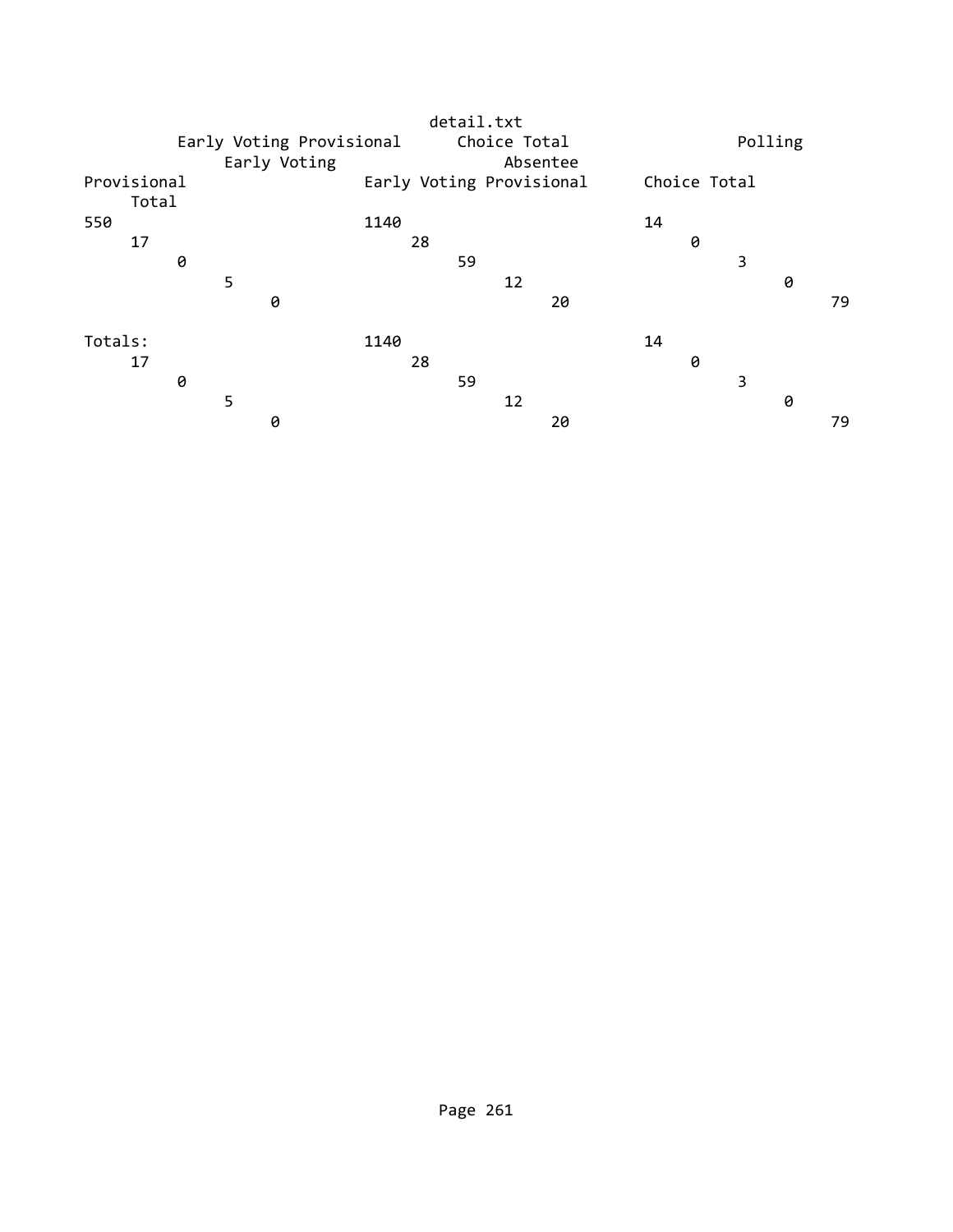detail.txt

```
        Early Voting Provisional      Choice Total            Polling
             Early Voting                  Absentee
Provisional                   Early Voting Provisional      Choice Total
     Total
550                           1140                          14
     17                           28                            0
          0                           59                            3
               5                          12                            0
                    0                         20                            79

Totals:                       1140                          14
     17                           28                            0
          0                           59                            3
               5                          12                            0
                    0                         20                            79
```